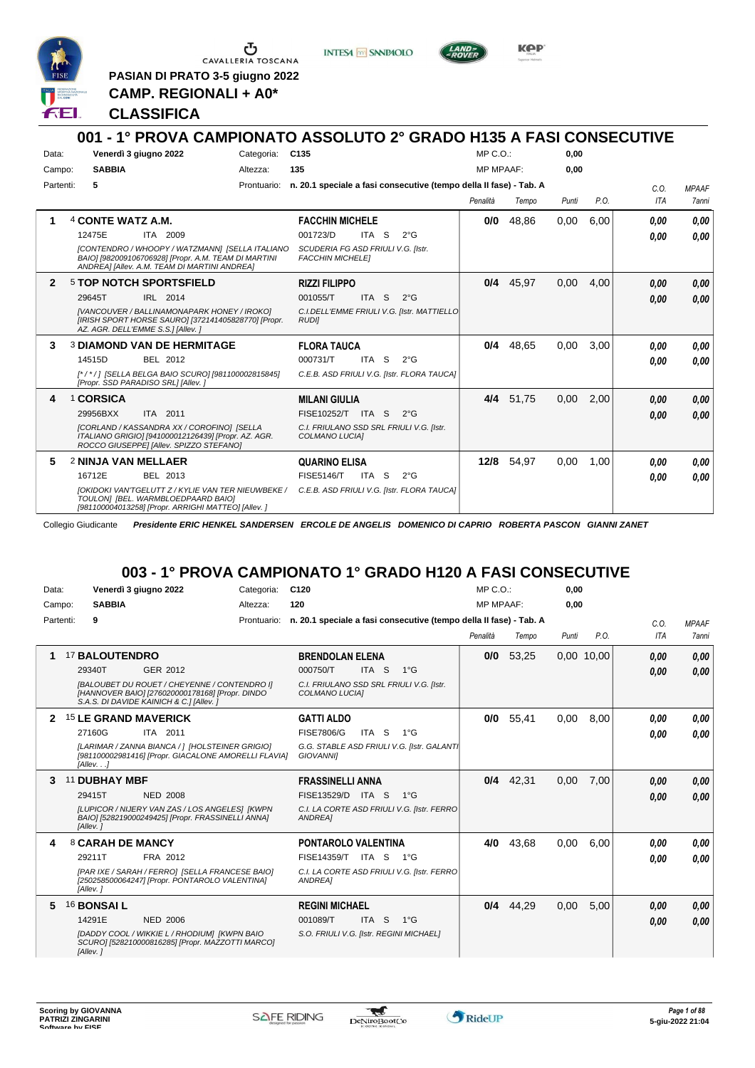CAVALLERIA TOSCANA

**PASIAN DI PRATO 3-5 giugno 2022**

**CAMP. REGIONALI + A0\***

**CLASSIFICA**

## 001 - 1° PROVA CAMPIONATO ASSOLUTO 2° GRADO H135 A FASI CONSECUTIVE

Data: **Venerdì 3 giugno 2022** Categoria: **C135** MP C.O.: **0,00**

Campo: **SABBIA** Altezza: **135** MP MPAAF: **0,00**

Partenti: **5** Prontuario: **n. 20.1 speciale a fasi consecutive (tempo della II fase) - Tab. A**

| | Cavallo | Cavaliere | Penalità | Tempo | Punti | P.O. | C.O. ITA | MPAAF 7anni |
|---|---|---|---|---|---|---|---|---|
| 1 | 4 **CONTE WATZ A.M.** 12475E ITA 2009 *[CONTENDRO / WHOOPY / WATZMANN] [SELLA ITALIANO BAIO] [982009106706928] [Propr. A.M. TEAM DI MARTINI ANDREA] [Allev. A.M. TEAM DI MARTINI ANDREA]* | **FACCHIN MICHELE** 001723/D ITA S 2°G *SCUDERIA FG ASD FRIULI V.G. [Istr. FACCHIN MICHELE]* | **0/0** | 48,86 | 0,00 | 6,00 | **0,00** **0,00** | **0,00** **0,00** |
| 2 | 5 **TOP NOTCH SPORTSFIELD** 29645T IRL 2014 *[VANCOUVER / BALLINAMONAPARK HONEY / IROKO] [IRISH SPORT HORSE SAURO] [372141405828770] [Propr. AZ. AGR. DELL'EMME S.S.] [Allev. ]* | **RIZZI FILIPPO** 001055/T ITA S 2°G *C.I.DELL'EMME FRIULI V.G. [Istr. MATTIELLO RUDI]* | **0/4** | 45,97 | 0,00 | 4,00 | **0,00** **0,00** | **0,00** **0,00** |
| 3 | 3 **DIAMOND VAN DE HERMITAGE** 14515D BEL 2012 *[\* / \* / ] [SELLA BELGA BAIO SCURO] [981100002815845] [Propr. SSD PARADISO SRL] [Allev. ]* | **FLORA TAUCA** 000731/T ITA S 2°G *C.E.B. ASD FRIULI V.G. [Istr. FLORA TAUCA]* | **0/4** | 48,65 | 0,00 | 3,00 | **0,00** **0,00** | **0,00** **0,00** |
| 4 | 1 **CORSICA** 29956BXX ITA 2011 *[CORLAND / KASSANDRA XX / COROFINO] [SELLA ITALIANO GRIGIO] [941000012126439] [Propr. AZ. AGR. ROCCO GIUSEPPE] [Allev. SPIZZO STEFANO]* | **MILANI GIULIA** FISE10252/T ITA S 2°G *C.I. FRIULANO SSD SRL FRIULI V.G. [Istr. COLMANO LUCIA]* | **4/4** | 51,75 | 0,00 | 2,00 | **0,00** **0,00** | **0,00** **0,00** |
| 5 | 2 **NINJA VAN MELLAER** 16712E BEL 2013 *[OKIDOKI VAN'TGELUTT Z / KYLIE VAN TER NIEUWBEKE / TOULON] [BEL. WARMBLOEDPAARD BAIO] [981100004013258] [Propr. ARRIGHI MATTEO] [Allev. ]* | **QUARINO ELISA** FISE5146/T ITA S 2°G *C.E.B. ASD FRIULI V.G. [Istr. FLORA TAUCA]* | **12/8** | 54,97 | 0,00 | 1,00 | **0,00** **0,00** | **0,00** **0,00** |

Collegio Giudicante *Presidente ERIC HENKEL SANDERSEN ERCOLE DE ANGELIS DOMENICO DI CAPRIO ROBERTA PASCON GIANNI ZANET*

## 003 - 1° PROVA CAMPIONATO 1° GRADO H120 A FASI CONSECUTIVE

Data: **Venerdì 3 giugno 2022** Categoria: **C120** MP C.O.: **0,00**

Campo: **SABBIA** Altezza: **120** MP MPAAF: **0,00**

Partenti: **9** Prontuario: **n. 20.1 speciale a fasi consecutive (tempo della II fase) - Tab. A**

| | Cavallo | Cavaliere | Penalità | Tempo | Punti | P.O. | C.O. ITA | MPAAF 7anni |
|---|---|---|---|---|---|---|---|---|
| 1 | 17 **BALOUTENDRO** 29340T GER 2012 *[BALOUBET DU ROUET / CHEYENNE / CONTENDRO I] [HANNOVER BAIO] [276020000178168] [Propr. DINDO S.A.S. DI DAVIDE KAINICH & C.] [Allev. ]* | **BRENDOLAN ELENA** 000750/T ITA S 1°G *C.I. FRIULANO SSD SRL FRIULI V.G. [Istr. COLMANO LUCIA]* | **0/0** | 53,25 | 0,00 | 10,00 | **0,00** **0,00** | **0,00** **0,00** |
| 2 | 15 **LE GRAND MAVERICK** 27160G ITA 2011 *[LARIMAR / ZANNA BIANCA / ] [HOLSTEINER GRIGIO] [981100002981416] [Propr. GIACALONE AMORELLI FLAVIA] [Allev. . .]* | **GATTI ALDO** FISE7806/G ITA S 1°G *G.G. STABLE ASD FRIULI V.G. [Istr. GALANTI GIOVANNI]* | **0/0** | 55,41 | 0,00 | 8,00 | **0,00** **0,00** | **0,00** **0,00** |
| 3 | 11 **DUBHAY MBF** 29415T NED 2008 *[LUPICOR / NIJERY VAN ZAS / LOS ANGELES] [KWPN BAIO] [528219000249425] [Propr. FRASSINELLI ANNA] [Allev. ]* | **FRASSINELLI ANNA** FISE13529/D ITA S 1°G *C.I. LA CORTE ASD FRIULI V.G. [Istr. FERRO ANDREA]* | **0/4** | 42,31 | 0,00 | 7,00 | **0,00** **0,00** | **0,00** **0,00** |
| 4 | 8 **CARAH DE MANCY** 29211T FRA 2012 *[PAR IXE / SARAH / FERRO] [SELLA FRANCESE BAIO] [250258500064247] [Propr. PONTAROLO VALENTINA] [Allev. ]* | **PONTAROLO VALENTINA** FISE14359/T ITA S 1°G *C.I. LA CORTE ASD FRIULI V.G. [Istr. FERRO ANDREA]* | **4/0** | 43,68 | 0,00 | 6,00 | **0,00** **0,00** | **0,00** **0,00** |
| 5 | 16 **BONSAI L** 14291E NED 2006 *[DADDY COOL / WIKKIE L / RHODIUM] [KWPN BAIO SCURO] [528210000816285] [Propr. MAZZOTTI MARCO] [Allev. ]* | **REGINI MICHAEL** 001089/T ITA S 1°G *S.O. FRIULI V.G. [Istr. REGINI MICHAEL]* | **0/4** | 44,29 | 0,00 | 5,00 | **0,00** **0,00** | **0,00** **0,00** |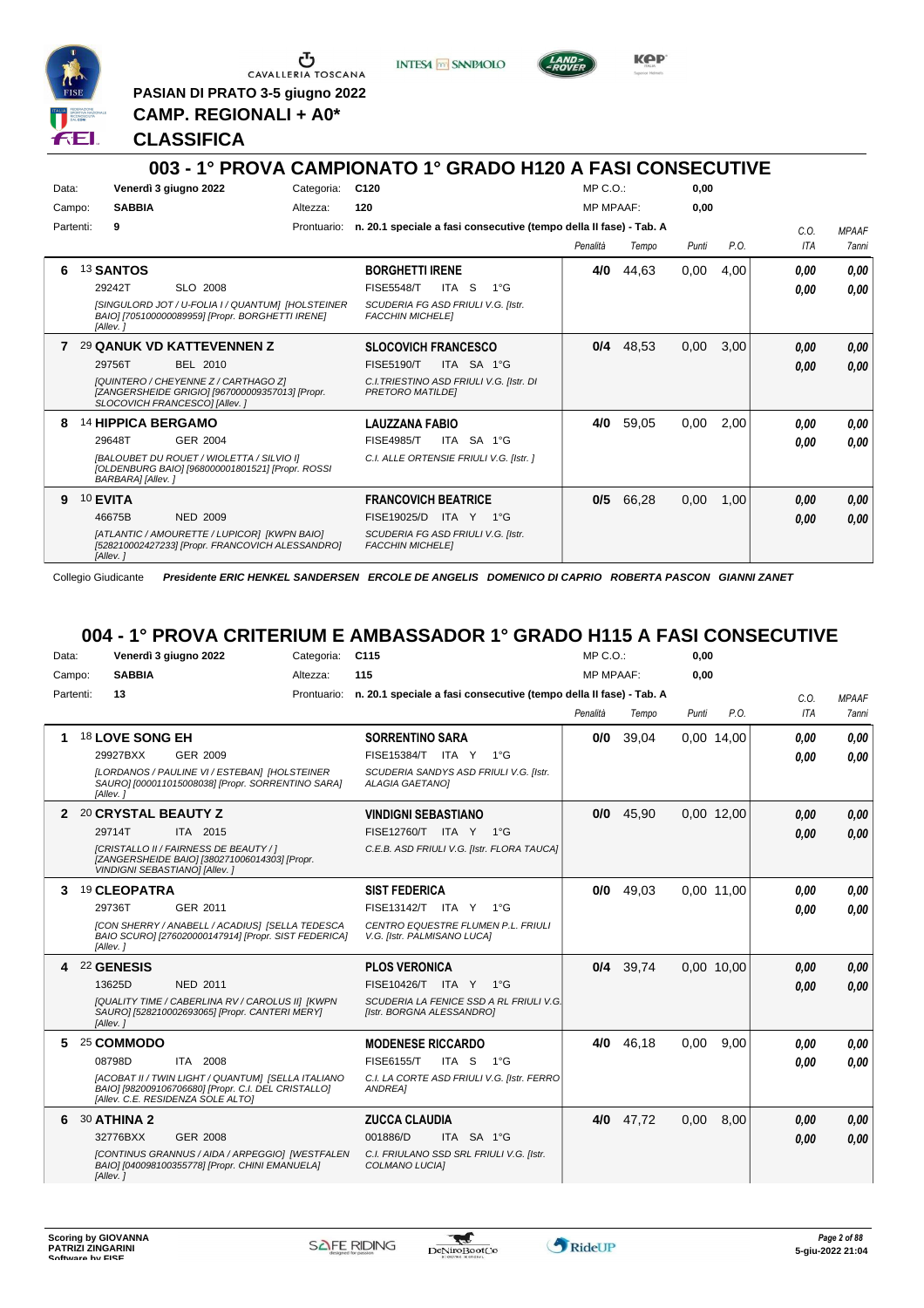PASIAN DI PRATO 3-5 giugno 2022

**CAMP. REGIONALI + A0***

**CLASSIFICA**

## 003 - 1° PROVA CAMPIONATO 1° GRADO H120 A FASI CONSECUTIVE

Data: **Venerdì 3 giugno 2022** Categoria: **C120** MP C.O.: **0,00**

Campo: **SABBIA** Altezza: **120** MP MPAAF: **0,00**

Partenti: **9** Prontuario: **n. 20.1 speciale a fasi consecutive (tempo della II fase) - Tab. A**

| | Cavallo | Cavaliere | Penalità | Tempo | Punti | P.O. | C.O. ITA | MPAAF 7anni |
|---|---|---|---|---|---|---|---|---|
| 6 | 13 **SANTOS** 29242T SLO 2008 *[SINGULORD JOT / U-FOLIA I / QUANTUM] [HOLSTEINER BAIO] [705100000089959] [Propr. BORGHETTI IRENE] [Allev. ]* | **BORGHETTI IRENE** FISE5548/T ITA S 1°G *SCUDERIA FG ASD FRIULI V.G. [Istr. FACCHIN MICHELE]* | **4/0** | 44,63 | 0,00 | 4,00 | 0,00 / 0,00 | 0,00 / 0,00 |
| 7 | 29 **QANUK VD KATTEVENNEN Z** 29756T BEL 2010 *[QUINTERO / CHEYENNE Z / CARTHAGO Z] [ZANGERSHEIDE GRIGIO] [967000009357013] [Propr. SLOCOVICH FRANCESCO] [Allev. ]* | **SLOCOVICH FRANCESCO** FISE5190/T ITA SA 1°G *C.I.TRIESTINO ASD FRIULI V.G. [Istr. DI PRETORO MATILDE]* | **0/4** | 48,53 | 0,00 | 3,00 | 0,00 / 0,00 | 0,00 / 0,00 |
| 8 | 14 **HIPPICA BERGAMO** 29648T GER 2004 *[BALOUBET DU ROUET / WIOLETTA / SILVIO I] [OLDENBURG BAIO] [968000001801521] [Propr. ROSSI BARBARA] [Allev. ]* | **LAUZZANA FABIO** FISE4985/T ITA SA 1°G *C.I. ALLE ORTENSIE FRIULI V.G. [Istr. ]* | **4/0** | 59,05 | 0,00 | 2,00 | 0,00 / 0,00 | 0,00 / 0,00 |
| 9 | 10 **EVITA** 46675B NED 2009 *[ATLANTIC / AMOURETTE / LUPICOR] [KWPN BAIO] [528210002427233] [Propr. FRANCOVICH ALESSANDRO] [Allev. ]* | **FRANCOVICH BEATRICE** FISE19025/D ITA Y 1°G *SCUDERIA FG ASD FRIULI V.G. [Istr. FACCHIN MICHELE]* | **0/5** | 66,28 | 0,00 | 1,00 | 0,00 / 0,00 | 0,00 / 0,00 |

Collegio Giudicante ***Presidente ERIC HENKEL SANDERSEN ERCOLE DE ANGELIS DOMENICO DI CAPRIO ROBERTA PASCON GIANNI ZANET***

## 004 - 1° PROVA CRITERIUM E AMBASSADOR 1° GRADO H115 A FASI CONSECUTIVE

Data: **Venerdì 3 giugno 2022** Categoria: **C115** MP C.O.: **0,00**

Campo: **SABBIA** Altezza: **115** MP MPAAF: **0,00**

Partenti: **13** Prontuario: **n. 20.1 speciale a fasi consecutive (tempo della II fase) - Tab. A**

| | Cavallo | Cavaliere | Penalità | Tempo | Punti | P.O. | C.O. ITA | MPAAF 7anni |
|---|---|---|---|---|---|---|---|---|
| 1 | 18 **LOVE SONG EH** 29927BXX GER 2009 *[LORDANOS / PAULINE VI / ESTEBAN] [HOLSTEINER SAURO] [000011015008038] [Propr. SORRENTINO SARA] [Allev. ]* | **SORRENTINO SARA** FISE15384/T ITA Y 1°G *SCUDERIA SANDYS ASD FRIULI V.G. [Istr. ALAGIA GAETANO]* | **0/0** | 39,04 | 0,00 | 14,00 | 0,00 / 0,00 | 0,00 / 0,00 |
| 2 | 20 **CRYSTAL BEAUTY Z** 29714T ITA 2015 *[CRISTALLO II / FAIRNESS DE BEAUTY / ] [ZANGERSHEIDE BAIO] [380271006014303] [Propr. VINDIGNI SEBASTIANO] [Allev. ]* | **VINDIGNI SEBASTIANO** FISE12760/T ITA Y 1°G *C.E.B. ASD FRIULI V.G. [Istr. FLORA TAUCA]* | **0/0** | 45,90 | 0,00 | 12,00 | 0,00 / 0,00 | 0,00 / 0,00 |
| 3 | 19 **CLEOPATRA** 29736T GER 2011 *[CON SHERRY / ANABELL / ACADIUS] [SELLA TEDESCA BAIO SCURO] [276020000147914] [Propr. SIST FEDERICA] [Allev. ]* | **SIST FEDERICA** FISE13142/T ITA Y 1°G *CENTRO EQUESTRE FLUMEN P.L. FRIULI V.G. [Istr. PALMISANO LUCA]* | **0/0** | 49,03 | 0,00 | 11,00 | 0,00 / 0,00 | 0,00 / 0,00 |
| 4 | 22 **GENESIS** 13625D NED 2011 *[QUALITY TIME / CABERLINA RV / CAROLUS II] [KWPN SAURO] [528210002693065] [Propr. CANTERI MERY] [Allev. ]* | **PLOS VERONICA** FISE10426/T ITA Y 1°G *SCUDERIA LA FENICE SSD A RL FRIULI V.G. [Istr. BORGNA ALESSANDRO]* | **0/4** | 39,74 | 0,00 | 10,00 | 0,00 / 0,00 | 0,00 / 0,00 |
| 5 | 25 **COMMODO** 08798D ITA 2008 *[ACOBAT II / TWIN LIGHT / QUANTUM] [SELLA ITALIANO BAIO] [982009106706680] [Propr. C.I. DEL CRISTALLO] [Allev. C.E. RESIDENZA SOLE ALTO]* | **MODENESE RICCARDO** FISE6155/T ITA S 1°G *C.I. LA CORTE ASD FRIULI V.G. [Istr. FERRO ANDREA]* | **4/0** | 46,18 | 0,00 | 9,00 | 0,00 / 0,00 | 0,00 / 0,00 |
| 6 | 30 **ATHINA 2** 32776BXX GER 2008 *[CONTINUS GRANNUS / AIDA / ARPEGGIO] [WESTFALEN BAIO] [040098100355778] [Propr. CHINI EMANUELA] [Allev. ]* | **ZUCCA CLAUDIA** 001886/D ITA SA 1°G *C.I. FRIULANO SSD SRL FRIULI V.G. [Istr. COLMANO LUCIA]* | **4/0** | 47,72 | 0,00 | 8,00 | 0,00 / 0,00 | 0,00 / 0,00 |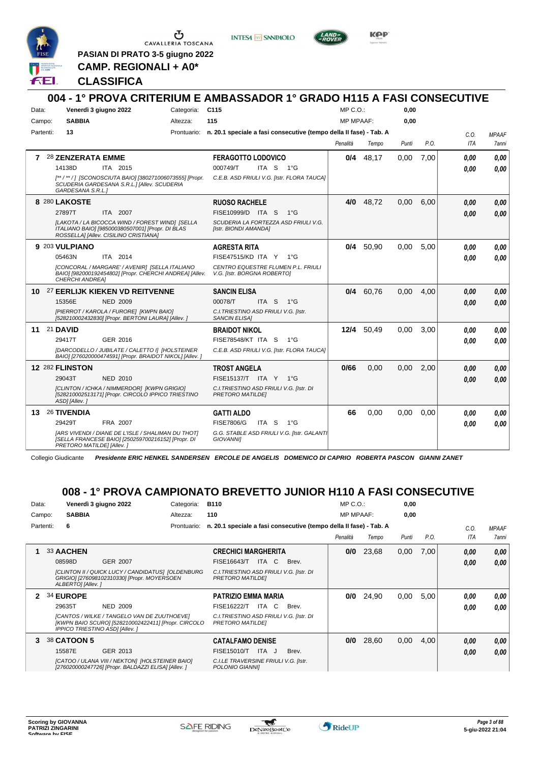**PASIAN DI PRATO 3-5 giugno 2022**

**CAMP. REGIONALI + A0***

**CLASSIFICA**

## 004 - 1° PROVA CRITERIUM E AMBASSADOR 1° GRADO H115 A FASI CONSECUTIVE

Data: **Venerdì 3 giugno 2022** Categoria: **C115** MP C.O.: **0,00**
Campo: **SABBIA** Altezza: **115** MP MPAAF: **0,00**
Partenti: **13** Prontuario: **n. 20.1 speciale a fasi consecutive (tempo della II fase) - Tab. A**

| | Cavallo | Cavaliere | Penalità | Tempo | Punti | P.O. | C.O. ITA | MPAAF 7anni |
|---|---|---|---|---|---|---|---|---|
| 7 | 28 **ZENZERATA EMME** 14138D ITA 2015 *[** / ** / ] [SCONOSCIUTA BAIO] [380271006073555] [Propr. SCUDERIA GARDESANA S.R.L.] [Allev. SCUDERIA GARDESANA S.R.L.]* | **FERAGOTTO LODOVICO** 000749/T ITA S 1°G *C.E.B. ASD FRIULI V.G. [Istr. FLORA TAUCA]* | **0/4** | 48,17 | 0,00 | 7,00 | *0,00* *0,00* | *0,00* *0,00* |
| 8 | 280 **LAKOSTE** 27897T ITA 2007 *[LAKOTA / LA BICOCCA WIND / FOREST WIND] [SELLA ITALIANO BAIO] [985000380507001] [Propr. DI BLAS ROSSELLA] [Allev. CISILINO CRISTIANA]* | **RUOSO RACHELE** FISE10999/D ITA S 1°G *SCUDERIA LA FORTEZZA ASD FRIULI V.G. [Istr. BIONDI AMANDA]* | **4/0** | 48,72 | 0,00 | 6,00 | *0,00* *0,00* | *0,00* *0,00* |
| 9 | 203 **VULPIANO** 05463N ITA 2014 *[CONCORAL / MARGARE' / AVENIR] [SELLA ITALIANO BAIO] [982000192454802] [Propr. CHERCHI ANDREA] [Allev. CHERCHI ANDREA]* | **AGRESTA RITA** FISE47515/KD ITA Y 1°G *CENTRO EQUESTRE FLUMEN P.L. FRIULI V.G. [Istr. BORGNA ROBERTO]* | **0/4** | 50,90 | 0,00 | 5,00 | *0,00* *0,00* | *0,00* *0,00* |
| 10 | 27 **EERLIJK KIEKEN VD REITVENNE** 15356E NED 2009 *[PIERROT / KAROLA / FURORE] [KWPN BAIO] [528210002432830] [Propr. BERTONI LAURA] [Allev. ]* | **SANCIN ELISA** 00078/T ITA S 1°G *C.I.TRIESTINO ASD FRIULI V.G. [Istr. SANCIN ELISA]* | **0/4** | 60,76 | 0,00 | 4,00 | *0,00* *0,00* | *0,00* *0,00* |
| 11 | 21 **DAVID** 29417T GER 2016 *[DARCODELLO / JUBILATE / CALETTO I] [HOLSTEINER BAIO] [276020000474591] [Propr. BRAIDOT NIKOL] [Allev. ]* | **BRAIDOT NIKOL** FISE78548/KT ITA S 1°G *C.E.B. ASD FRIULI V.G. [Istr. FLORA TAUCA]* | **12/4** | 50,49 | 0,00 | 3,00 | *0,00* *0,00* | *0,00* *0,00* |
| 12 | 282 **FLINSTON** 29043T NED 2010 *[CLINTON / ICHKA / NIMMERDOR] [KWPN GRIGIO] [528210002513171] [Propr. CIRCOLO IPPICO TRIESTINO ASD] [Allev. ]* | **TROST ANGELA** FISE15137/T ITA Y 1°G *C.I.TRIESTINO ASD FRIULI V.G. [Istr. DI PRETORO MATILDE]* | **0/66** | 0,00 | 0,00 | 2,00 | *0,00* *0,00* | *0,00* *0,00* |
| 13 | 26 **TIVENDIA** 29429T FRA 2007 *[ARS VIVENDI / DIANE DE L'ISLE / SHALIMAN DU THOT] [SELLA FRANCESE BAIO] [250259700216152] [Propr. DI PRETORO MATILDE] [Allev. ]* | **GATTI ALDO** FISE7806/G ITA S 1°G *G.G. STABLE ASD FRIULI V.G. [Istr. GALANTI GIOVANNI]* | **66** | 0,00 | 0,00 | 0,00 | *0,00* *0,00* | *0,00* *0,00* |

Collegio Giudicante *Presidente ERIC HENKEL SANDERSEN ERCOLE DE ANGELIS DOMENICO DI CAPRIO ROBERTA PASCON GIANNI ZANET*

## 008 - 1° PROVA CAMPIONATO BREVETTO JUNIOR H110 A FASI CONSECUTIVE

Data: **Venerdì 3 giugno 2022** Categoria: **B110** MP C.O.: **0,00**
Campo: **SABBIA** Altezza: **110** MP MPAAF: **0,00**
Partenti: **6** Prontuario: **n. 20.1 speciale a fasi consecutive (tempo della II fase) - Tab. A**

| | Cavallo | Cavaliere | Penalità | Tempo | Punti | P.O. | C.O. ITA | MPAAF 7anni |
|---|---|---|---|---|---|---|---|---|
| 1 | 33 **AACHEN** 08598D GER 2007 *[CLINTON II / QUICK LUCY / CANDIDATUS] [OLDENBURG GRIGIO] [276098102310330] [Propr. MOYERSOEN ALBERTO] [Allev. ]* | **CRECHICI MARGHERITA** FISE16643/T ITA C Brev. *C.I.TRIESTINO ASD FRIULI V.G. [Istr. DI PRETORO MATILDE]* | **0/0** | 23,68 | 0,00 | 7,00 | *0,00* *0,00* | *0,00* *0,00* |
| 2 | 34 **EUROPE** 29635T NED 2009 *[CANTOS / WILKE / TANGELO VAN DE ZUUTHOEVE] [KWPN BAIO SCURO] [528210002422411] [Propr. CIRCOLO IPPICO TRIESTINO ASD] [Allev. ]* | **PATRIZIO EMMA MARIA** FISE16222/T ITA C Brev. *C.I.TRIESTINO ASD FRIULI V.G. [Istr. DI PRETORO MATILDE]* | **0/0** | 24,90 | 0,00 | 5,00 | *0,00* *0,00* | *0,00* *0,00* |
| 3 | 38 **CATOON 5** 15587E GER 2013 *[CATOO / ULANA VIII / NEKTON] [HOLSTEINER BAIO] [276020000247726] [Propr. BALDAZZI ELISA] [Allev. ]* | **CATALFAMO DENISE** FISE15010/T ITA J Brev. *C.I.LE TRAVERSINE FRIULI V.G. [Istr. POLONIO GIANNI]* | **0/0** | 28,60 | 0,00 | 4,00 | *0,00* *0,00* | *0,00* *0,00* |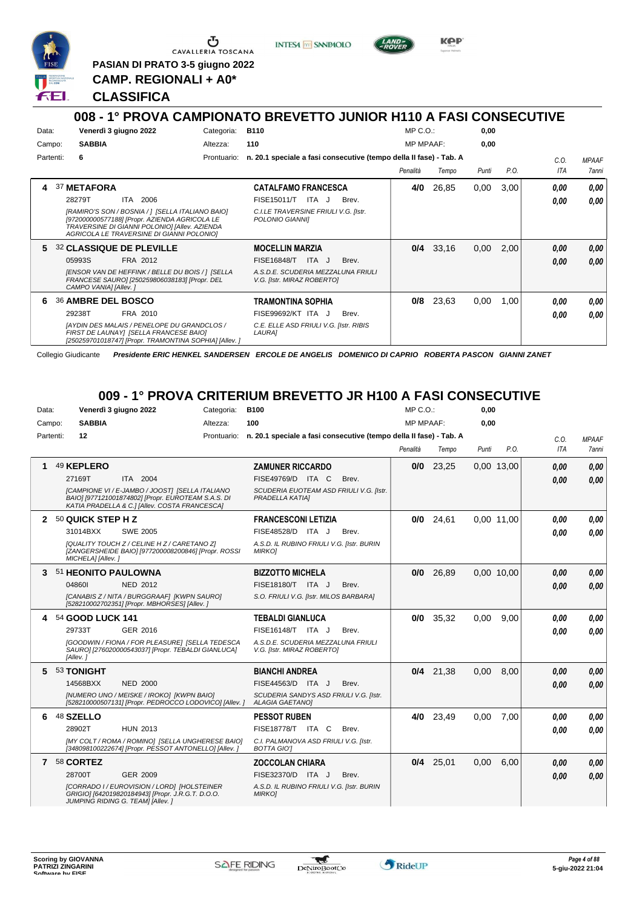PASIAN DI PRATO 3-5 giugno 2022

**CAMP. REGIONALI + A0***

**CLASSIFICA**

## 008 - 1° PROVA CAMPIONATO BREVETTO JUNIOR H110 A FASI CONSECUTIVE

Data: **Venerdì 3 giugno 2022** Categoria: **B110** MP C.O.: **0,00**

Campo: **SABBIA** Altezza: **110** MP MPAAF: **0,00**

Partenti: **6** Prontuario: **n. 20.1 speciale a fasi consecutive (tempo della II fase) - Tab. A**

| | Cavallo | Cavaliere | Penalità | Tempo | Punti | P.O. | C.O. ITA | MPAAF 7anni |
|---|---|---|---|---|---|---|---|---|
| 4 | 37 **METAFORA** 28279T ITA 2006 *[RAMIRO'S SON / BOSNIA / ] [SELLA ITALIANO BAIO] [972000000577188] [Propr. AZIENDA AGRICOLA LE TRAVERSINE DI GIANNI POLONIO] [Allev. AZIENDA AGRICOLA LE TRAVERSINE DI GIANNI POLONIO]* | **CATALFAMO FRANCESCA** FISE15011/T ITA J Brev. *C.I.LE TRAVERSINE FRIULI V.G. [Istr. POLONIO GIANNI]* | **4/0** | 26,85 | 0,00 | 3,00 | *0,00* *0,00* | *0,00* *0,00* |
| 5 | 32 **CLASSIQUE DE PLEVILLE** 05993S FRA 2012 *[ENSOR VAN DE HEFFINK / BELLE DU BOIS / ] [SELLA FRANCESE SAURO] [250259806038183] [Propr. DEL CAMPO VANIA] [Allev. ]* | **MOCELLIN MARZIA** FISE16848/T ITA J Brev. *A.S.D.E. SCUDERIA MEZZALUNA FRIULI V.G. [Istr. MIRAZ ROBERTO]* | **0/4** | 33,16 | 0,00 | 2,00 | *0,00* *0,00* | *0,00* *0,00* |
| 6 | 36 **AMBRE DEL BOSCO** 29238T FRA 2010 *[AYDIN DES MALAIS / PENELOPE DU GRANDCLOS / FIRST DE LAUNAY] [SELLA FRANCESE BAIO] [250259701018747] [Propr. TRAMONTINA SOPHIA] [Allev. ]* | **TRAMONTINA SOPHIA** FISE99692/KT ITA J Brev. *C.E. ELLE ASD FRIULI V.G. [Istr. RIBIS LAURA]* | **0/8** | 23,63 | 0,00 | 1,00 | *0,00* *0,00* | *0,00* *0,00* |

Collegio Giudicante *Presidente ERIC HENKEL SANDERSEN ERCOLE DE ANGELIS DOMENICO DI CAPRIO ROBERTA PASCON GIANNI ZANET*

## 009 - 1° PROVA CRITERIUM BREVETTO JR H100 A FASI CONSECUTIVE

Data: **Venerdì 3 giugno 2022** Categoria: **B100** MP C.O.: **0,00**

Campo: **SABBIA** Altezza: **100** MP MPAAF: **0,00**

Partenti: **12** Prontuario: **n. 20.1 speciale a fasi consecutive (tempo della II fase) - Tab. A**

| | Cavallo | Cavaliere | Penalità | Tempo | Punti | P.O. | C.O. ITA | MPAAF 7anni |
|---|---|---|---|---|---|---|---|---|
| 1 | 49 **KEPLERO** 27169T ITA 2004 *[CAMPIONE VI / E-JAMBO / JOOST] [SELLA ITALIANO BAIO] [977121001874802] [Propr. EUROTEAM S.A.S. DI KATIA PRADELLA & C.] [Allev. COSTA FRANCESCA]* | **ZAMUNER RICCARDO** FISE49769/D ITA C Brev. *SCUDERIA EUOTEAM ASD FRIULI V.G. [Istr. PRADELLA KATIA]* | **0/0** | 23,25 | 0,00 | 13,00 | *0,00* *0,00* | *0,00* *0,00* |
| 2 | 50 **QUICK STEP H Z** 31014BXX SWE 2005 *[QUALITY TOUCH Z / CELINE H Z / CARETANO Z] [ZANGERSHEIDE BAIO] [977200008200846] [Propr. ROSSI MICHELA] [Allev. ]* | **FRANCESCONI LETIZIA** FISE48528/D ITA J Brev. *A.S.D. IL RUBINO FRIULI V.G. [Istr. BURIN MIRKO]* | **0/0** | 24,61 | 0,00 | 11,00 | *0,00* *0,00* | *0,00* *0,00* |
| 3 | 51 **HEONITO PAULOWNA** 04860I NED 2012 *[CANABIS Z / NITA / BURGGRAAF] [KWPN SAURO] [528210002702351] [Propr. MBHORSES] [Allev. ]* | **BIZZOTTO MICHELA** FISE18180/T ITA J Brev. *S.O. FRIULI V.G. [Istr. MILOS BARBARA]* | **0/0** | 26,89 | 0,00 | 10,00 | *0,00* *0,00* | *0,00* *0,00* |
| 4 | 54 **GOOD LUCK 141** 29733T GER 2016 *[GOODWIN / FIONA / FOR PLEASURE] [SELLA TEDESCA SAURO] [276020000543037] [Propr. TEBALDI GIANLUCA] [Allev. ]* | **TEBALDI GIANLUCA** FISE16148/T ITA J Brev. *A.S.D.E. SCUDERIA MEZZALUNA FRIULI V.G. [Istr. MIRAZ ROBERTO]* | **0/0** | 35,32 | 0,00 | 9,00 | *0,00* *0,00* | *0,00* *0,00* |
| 5 | 53 **TONIGHT** 14568BXX NED 2000 *[NUMERO UNO / MEISKE / IROKO] [KWPN BAIO] [528210000507131] [Propr. PEDROCCO LODOVICO] [Allev. ]* | **BIANCHI ANDREA** FISE44563/D ITA J Brev. *SCUDERIA SANDYS ASD FRIULI V.G. [Istr. ALAGIA GAETANO]* | **0/4** | 21,38 | 0,00 | 8,00 | *0,00* *0,00* | *0,00* *0,00* |
| 6 | 48 **SZELLO** 28902T HUN 2013 *[MY COLT / ROMA / ROMINO] [SELLA UNGHERESE BAIO] [348098100222674] [Propr. PESSOT ANTONELLO] [Allev. ]* | **PESSOT RUBEN** FISE18778/T ITA C Brev. *C.I. PALMANOVA ASD FRIULI V.G. [Istr. BOTTA GIO']* | **4/0** | 23,49 | 0,00 | 7,00 | *0,00* *0,00* | *0,00* *0,00* |
| 7 | 58 **CORTEZ** 28700T GER 2009 *[CORRADO I / EUROVISION / LORD] [HOLSTEINER GRIGIO] [642019820184943] [Propr. J.R.G.T. D.O.O. JUMPING RIDING G. TEAM] [Allev. ]* | **ZOCCOLAN CHIARA** FISE32370/D ITA J Brev. *A.S.D. IL RUBINO FRIULI V.G. [Istr. BURIN MIRKO]* | **0/4** | 25,01 | 0,00 | 6,00 | *0,00* *0,00* | *0,00* *0,00* |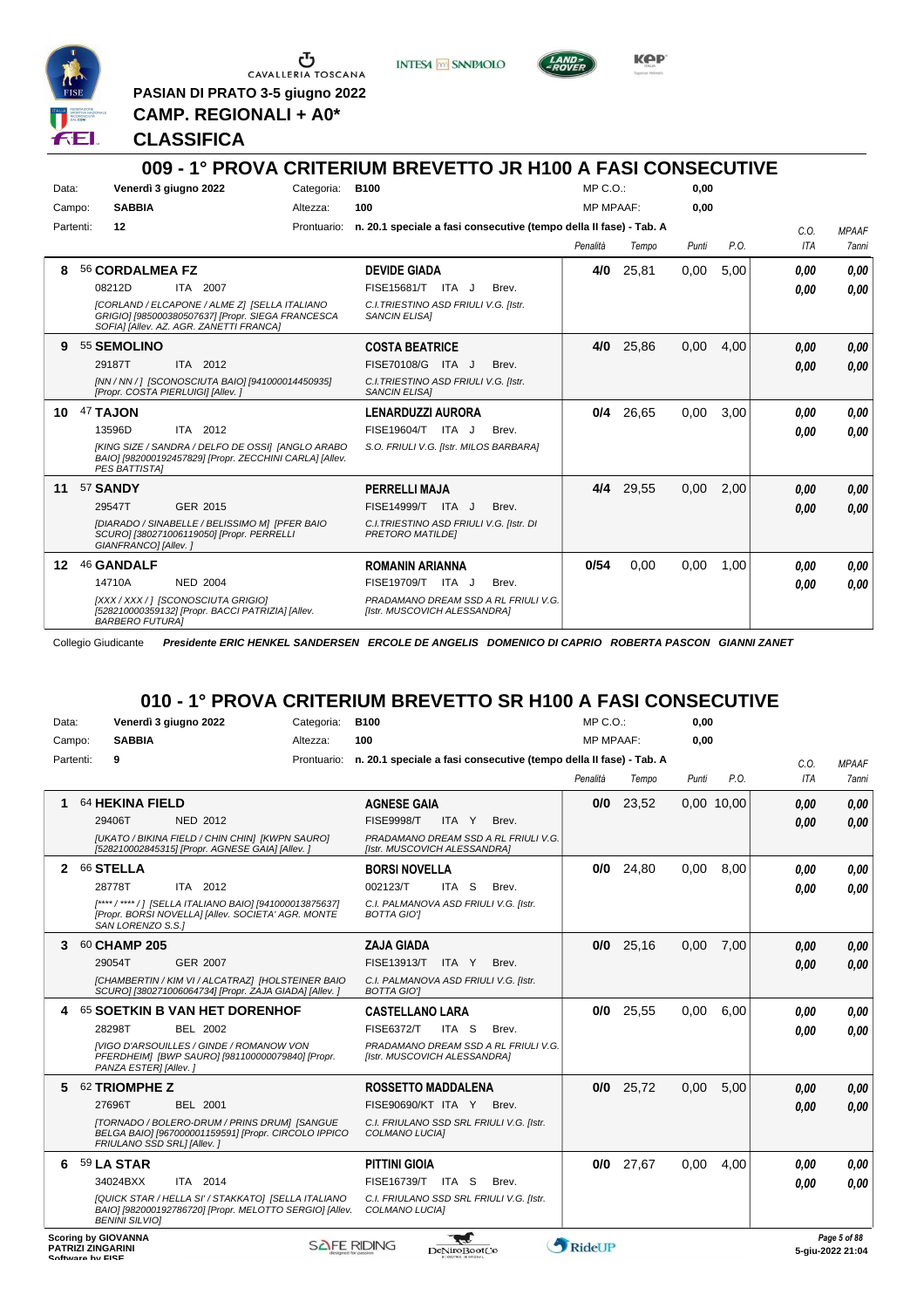CAVALLERIA TOSCANA

**PASIAN DI PRATO 3-5 giugno 2022**

**CAMP. REGIONALI + A0***

**CLASSIFICA**

## 009 - 1° PROVA CRITERIUM BREVETTO JR H100 A FASI CONSECUTIVE

Data: Venerdì 3 giugno 2022 — Categoria: B100 — MP C.O.: 0,00
Campo: SABBIA — Altezza: 100 — MP MPAAF: 0,00
Partenti: 12 — Prontuario: n. 20.1 speciale a fasi consecutive (tempo della II fase) - Tab. A

| Pos. | Cavallo | Cavaliere | Penalità | Tempo | Punti | P.O. | C.O. ITA | MPAAF 7anni |
|---|---|---|---|---|---|---|---|---|
| 8 | 56 **CORDALMEA FZ** 08212D ITA 2007 *[CORLAND / ELCAPONE / ALME Z] [SELLA ITALIANO GRIGIO] [985000380507637] [Propr. SIEGA FRANCESCA SOFIA] [Allev. AZ. AGR. ZANETTI FRANCA]* | **DEVIDE GIADA** FISE15681/T ITA J Brev. *C.I.TRIESTINO ASD FRIULI V.G. [Istr. SANCIN ELISA]* | 4/0 | 25,81 | 0,00 | 5,00 | 0,00 / 0,00 | 0,00 / 0,00 |
| 9 | 55 **SEMOLINO** 29187T ITA 2012 *[NN / NN / ] [SCONOSCIUTA BAIO] [941000014450935] [Propr. COSTA PIERLUIGI] [Allev. ]* | **COSTA BEATRICE** FISE70108/G ITA J Brev. *C.I.TRIESTINO ASD FRIULI V.G. [Istr. SANCIN ELISA]* | 4/0 | 25,86 | 0,00 | 4,00 | 0,00 / 0,00 | 0,00 / 0,00 |
| 10 | 47 **TAJON** 13596D ITA 2012 *[KING SIZE / SANDRA / DELFO DE OSSI] [ANGLO ARABO BAIO] [982000192457829] [Propr. ZECCHINI CARLA] [Allev. PES BATTISTA]* | **LENARDUZZI AURORA** FISE19604/T ITA J Brev. *S.O. FRIULI V.G. [Istr. MILOS BARBARA]* | 0/4 | 26,65 | 0,00 | 3,00 | 0,00 / 0,00 | 0,00 / 0,00 |
| 11 | 57 **SANDY** 29547T GER 2015 *[DIARADO / SINABELLE / BELISSIMO M] [PFER BAIO SCURO] [380271006119050] [Propr. PERRELLI GIANFRANCO] [Allev. ]* | **PERRELLI MAJA** FISE14999/T ITA J Brev. *C.I.TRIESTINO ASD FRIULI V.G. [Istr. DI PRETORO MATILDE]* | 4/4 | 29,55 | 0,00 | 2,00 | 0,00 / 0,00 | 0,00 / 0,00 |
| 12 | 46 **GANDALF** 14710A NED 2004 *[XXX / XXX / ] [SCONOSCIUTA GRIGIO] [528210000359132] [Propr. BACCI PATRIZIA] [Allev. BARBERO FUTURA]* | **ROMANIN ARIANNA** FISE19709/T ITA J Brev. *PRADAMANO DREAM SSD A RL FRIULI V.G. [Istr. MUSCOVICH ALESSANDRA]* | 0/54 | 0,00 | 0,00 | 1,00 | 0,00 / 0,00 | 0,00 / 0,00 |

Collegio Giudicante *Presidente ERIC HENKEL SANDERSEN ERCOLE DE ANGELIS DOMENICO DI CAPRIO ROBERTA PASCON GIANNI ZANET*

## 010 - 1° PROVA CRITERIUM BREVETTO SR H100 A FASI CONSECUTIVE

Data: Venerdì 3 giugno 2022 — Categoria: B100 — MP C.O.: 0,00
Campo: SABBIA — Altezza: 100 — MP MPAAF: 0,00
Partenti: 9 — Prontuario: n. 20.1 speciale a fasi consecutive (tempo della II fase) - Tab. A

| Pos. | Cavallo | Cavaliere | Penalità | Tempo | Punti | P.O. | C.O. ITA | MPAAF 7anni |
|---|---|---|---|---|---|---|---|---|
| 1 | 64 **HEKINA FIELD** 29406T NED 2012 *[UKATO / BIKINA FIELD / CHIN CHIN] [KWPN SAURO] [528210002845315] [Propr. AGNESE GAIA] [Allev. ]* | **AGNESE GAIA** FISE9998/T ITA Y Brev. *PRADAMANO DREAM SSD A RL FRIULI V.G. [Istr. MUSCOVICH ALESSANDRA]* | 0/0 | 23,52 | 0,00 | 10,00 | 0,00 / 0,00 | 0,00 / 0,00 |
| 2 | 66 **STELLA** 28778T ITA 2012 *[**** / **** / ] [SELLA ITALIANO BAIO] [941000013875637] [Propr. BORSI NOVELLA] [Allev. SOCIETA' AGR. MONTE SAN LORENZO S.S.]* | **BORSI NOVELLA** 002123/T ITA S Brev. *C.I. PALMANOVA ASD FRIULI V.G. [Istr. BOTTA GIO']* | 0/0 | 24,80 | 0,00 | 8,00 | 0,00 / 0,00 | 0,00 / 0,00 |
| 3 | 60 **CHAMP 205** 29054T GER 2007 *[CHAMBERTIN / KIM VI / ALCATRAZ] [HOLSTEINER BAIO SCURO] [380271006064734] [Propr. ZAJA GIADA] [Allev. ]* | **ZAJA GIADA** FISE13913/T ITA Y Brev. *C.I. PALMANOVA ASD FRIULI V.G. [Istr. BOTTA GIO']* | 0/0 | 25,16 | 0,00 | 7,00 | 0,00 / 0,00 | 0,00 / 0,00 |
| 4 | 65 **SOETKIN B VAN HET DORENHOF** 28298T BEL 2002 *[VIGO D'ARSOUILLES / GINDE / ROMANOW VON PFERDHEIM] [BWP SAURO] [981100000079840] [Propr. PANZA ESTER] [Allev. ]* | **CASTELLANO LARA** FISE6372/T ITA S Brev. *PRADAMANO DREAM SSD A RL FRIULI V.G. [Istr. MUSCOVICH ALESSANDRA]* | 0/0 | 25,55 | 0,00 | 6,00 | 0,00 / 0,00 | 0,00 / 0,00 |
| 5 | 62 **TRIOMPHE Z** 27696T BEL 2001 *[TORNADO / BOLERO-DRUM / PRINS DRUM] [SANGUE BELGA BAIO] [967000001159591] [Propr. CIRCOLO IPPICO FRIULANO SSD SRL] [Allev. ]* | **ROSSETTO MADDALENA** FISE90690/KT ITA Y Brev. *C.I. FRIULANO SSD SRL FRIULI V.G. [Istr. COLMANO LUCIA]* | 0/0 | 25,72 | 0,00 | 5,00 | 0,00 / 0,00 | 0,00 / 0,00 |
| 6 | 59 **LA STAR** 34024BXX ITA 2014 *[QUICK STAR / HELLA SI' / STAKKATO] [SELLA ITALIANO BAIO] [982000192786720] [Propr. MELOTTO SERGIO] [Allev. BENINI SILVIO]* | **PITTINI GIOIA** FISE16739/T ITA S Brev. *C.I. FRIULANO SSD SRL FRIULI V.G. [Istr. COLMANO LUCIA]* | 0/0 | 27,67 | 0,00 | 4,00 | 0,00 / 0,00 | 0,00 / 0,00 |

Scoring by GIOVANNA PATRIZI ZINGARINI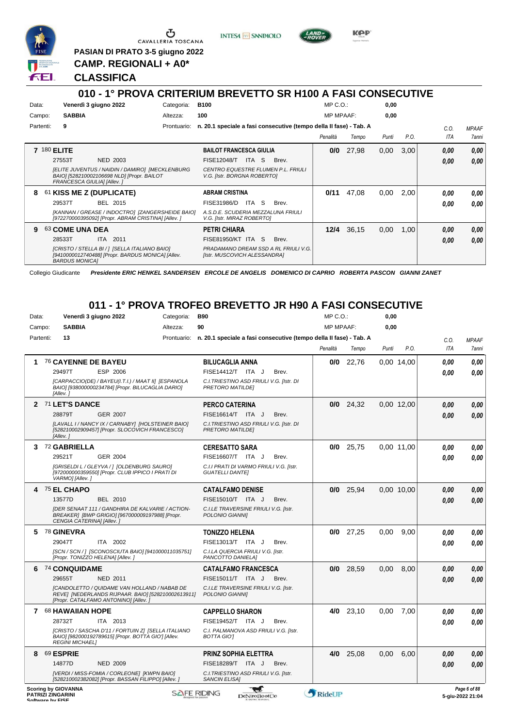PASIAN DI PRATO 3-5 giugno 2022

**CAMP. REGIONALI + A0***

**CLASSIFICA**

## 010 - 1° PROVA CRITERIUM BREVETTO SR H100 A FASI CONSECUTIVE

Data: **Venerdì 3 giugno 2022** Categoria: **B100** MP C.O.: **0,00**

Campo: **SABBIA** Altezza: **100** MP MPAAF: **0,00**

Partenti: **9** Prontuario: **n. 20.1 speciale a fasi consecutive (tempo della II fase) - Tab. A**

| | | | Penalità | Tempo | Punti | P.O. | C.O. ITA | MPAAF 7anni |
|---|---|---|---|---|---|---|---|---|
| **7** | 180 **ELITE** <br> 27553T NED 2003 <br> *[ELITE JUVENTUS / NAIDIN / DAMIRO] [MECKLENBURG BAIO] [528210002106698 NLD] [Propr. BAILOT FRANCESCA GIULIA] [Allev. ]* | **BAILOT FRANCESCA GIULIA** <br> FISE12048/T ITA S Brev. <br> *CENTRO EQUESTRE FLUMEN P.L. FRIULI V.G. [Istr. BORGNA ROBERTO]* | **0/0** | 27,98 | 0,00 | 3,00 | **0,00** <br> **0,00** | **0,00** <br> **0,00** |
| **8** | 61 **KISS ME Z (DUPLICATE)** <br> 29537T BEL 2015 <br> *[KANNAN / GREASE / INDOCTRO] [ZANGERSHEIDE BAIO] [972270000395092] [Propr. ABRAM CRISTINA] [Allev. ]* | **ABRAM CRISTINA** <br> FISE31986/D ITA S Brev. <br> *A.S.D.E. SCUDERIA MEZZALUNA FRIULI V.G. [Istr. MIRAZ ROBERTO]* | **0/11** | 47,08 | 0,00 | 2,00 | **0,00** <br> **0,00** | **0,00** <br> **0,00** |
| **9** | 63 **COME UNA DEA** <br> 28533T ITA 2011 <br> *[CRISTO / STELLA BI / ] [SELLA ITALIANO BAIO] [9410000012740488] [Propr. BARDUS MONICA] [Allev. BARDUS MONICA]* | **PETRI CHIARA** <br> FISE81950/KT ITA S Brev. <br> *PRADAMANO DREAM SSD A RL FRIULI V.G. [Istr. MUSCOVICH ALESSANDRA]* | **12/4** | 36,15 | 0,00 | 1,00 | **0,00** <br> **0,00** | **0,00** <br> **0,00** |

Collegio Giudicante *Presidente ERIC HENKEL SANDERSEN ERCOLE DE ANGELIS DOMENICO DI CAPRIO ROBERTA PASCON GIANNI ZANET*

## 011 - 1° PROVA TROFEO BREVETTO JR H90 A FASI CONSECUTIVE

Data: **Venerdì 3 giugno 2022** Categoria: **B90** MP C.O.: **0,00**

Campo: **SABBIA** Altezza: **90** MP MPAAF: **0,00**

Partenti: **13** Prontuario: **n. 20.1 speciale a fasi consecutive (tempo della II fase) - Tab. A**

| | | | Penalità | Tempo | Punti | P.O. | C.O. ITA | MPAAF 7anni |
|---|---|---|---|---|---|---|---|---|
| **1** | 76 **CAYENNE DE BAYEU** <br> 29497T ESP 2006 <br> *[CARPACCIO(DE) / BAYEU(I.T.I.) / MAAT II] [ESPANOLA BAIO] [938000000234784] [Propr. BILUCAGLIA DARIO] [Allev. ]* | **BILUCAGLIA ANNA** <br> FISE14412/T ITA J Brev. <br> *C.I.TRIESTINO ASD FRIULI V.G. [Istr. DI PRETORO MATILDE]* | **0/0** | 22,76 | 0,00 | 14,00 | **0,00** <br> **0,00** | **0,00** <br> **0,00** |
| **2** | 71 **LET'S DANCE** <br> 28879T GER 2007 <br> *[LAVALL I / NANCY IX / CARNABY] [HOLSTEINER BAIO] [528210002909457] [Propr. SLOCOVICH FRANCESCO] [Allev. ]* | **PERCO CATERINA** <br> FISE16614/T ITA J Brev. <br> *C.I.TRIESTINO ASD FRIULI V.G. [Istr. DI PRETORO MATILDE]* | **0/0** | 24,32 | 0,00 | 12,00 | **0,00** <br> **0,00** | **0,00** <br> **0,00** |
| **3** | 72 **GABRIELLA** <br> 29521T GER 2004 <br> *[GRISELDI L / GLEYVA / ] [OLDENBURG SAURO] [972000000359550] [Propr. CLUB IPPICO I PRATI DI VARMO] [Allev. ]* | **CERESATTO SARA** <br> FISE16607/T ITA J Brev. <br> *C.I.I PRATI DI VARMO FRIULI V.G. [Istr. GUATELLI DANTE]* | **0/0** | 25,75 | 0,00 | 11,00 | **0,00** <br> **0,00** | **0,00** <br> **0,00** |
| **4** | 75 **EL CHAPO** <br> 13577D BEL 2010 <br> *[DER SENAAT 111 / GANDHIRA DE KALVARIE / ACTION-BREAKER] [BWP GRIGIO] [967000009197988] [Propr. CENGIA CATERINA] [Allev. ]* | **CATALFAMO DENISE** <br> FISE15010/T ITA J Brev. <br> *C.I.LE TRAVERSINE FRIULI V.G. [Istr. POLONIO GIANNI]* | **0/0** | 25,94 | 0,00 | 10,00 | **0,00** <br> **0,00** | **0,00** <br> **0,00** |
| **5** | 78 **GINEVRA** <br> 29047T ITA 2002 <br> *[SCN / SCN / ] [SCONOSCIUTA BAIO] [941000011035751] [Propr. TONIZZO HELENA] [Allev. ]* | **TONIZZO HELENA** <br> FISE13013/T ITA J Brev. <br> *C.I.LA QUERCIA FRIULI V.G. [Istr. PANCOTTO DANIELA]* | **0/0** | 27,25 | 0,00 | 9,00 | **0,00** <br> **0,00** | **0,00** <br> **0,00** |
| **6** | 74 **CONQUIDAME** <br> 29655T NED 2011 <br> *[CANDOLETTO / QUIDAME VAN HOLLAND / NABAB DE REVE] [NEDERLANDS RIJPAAR. BAIO] [528210002613911] [Propr. CATALFAMO ANTONINO] [Allev. ]* | **CATALFAMO FRANCESCA** <br> FISE15011/T ITA J Brev. <br> *C.I.LE TRAVERSINE FRIULI V.G. [Istr. POLONIO GIANNI]* | **0/0** | 28,59 | 0,00 | 8,00 | **0,00** <br> **0,00** | **0,00** <br> **0,00** |
| **7** | 68 **HAWAIIAN HOPE** <br> 28732T ITA 2013 <br> *[CRISTO / SASCHA D'11 / FORTUIN Z] [SELLA ITALIANO BAIO] [982000192789615] [Propr. BOTTA GIO'] [Allev. REGINI MICHAEL]* | **CAPPELLO SHARON** <br> FISE19452/T ITA J Brev. <br> *C.I. PALMANOVA ASD FRIULI V.G. [Istr. BOTTA GIO']* | **4/0** | 23,10 | 0,00 | 7,00 | **0,00** <br> **0,00** | **0,00** <br> **0,00** |
| **8** | 69 **ESPRIE** <br> 14877D NED 2009 <br> *[VERDI / MISS-FOMIA / CORLEONE] [KWPN BAIO] [528210002382082] [Propr. BASSAN FILIPPO] [Allev. ]* | **PRINZ SOPHIA ELETTRA** <br> FISE18289/T ITA J Brev. <br> *C.I.TRIESTINO ASD FRIULI V.G. [Istr. SANCIN ELISA]* | **4/0** | 25,08 | 0,00 | 6,00 | **0,00** <br> **0,00** | **0,00** <br> **0,00** |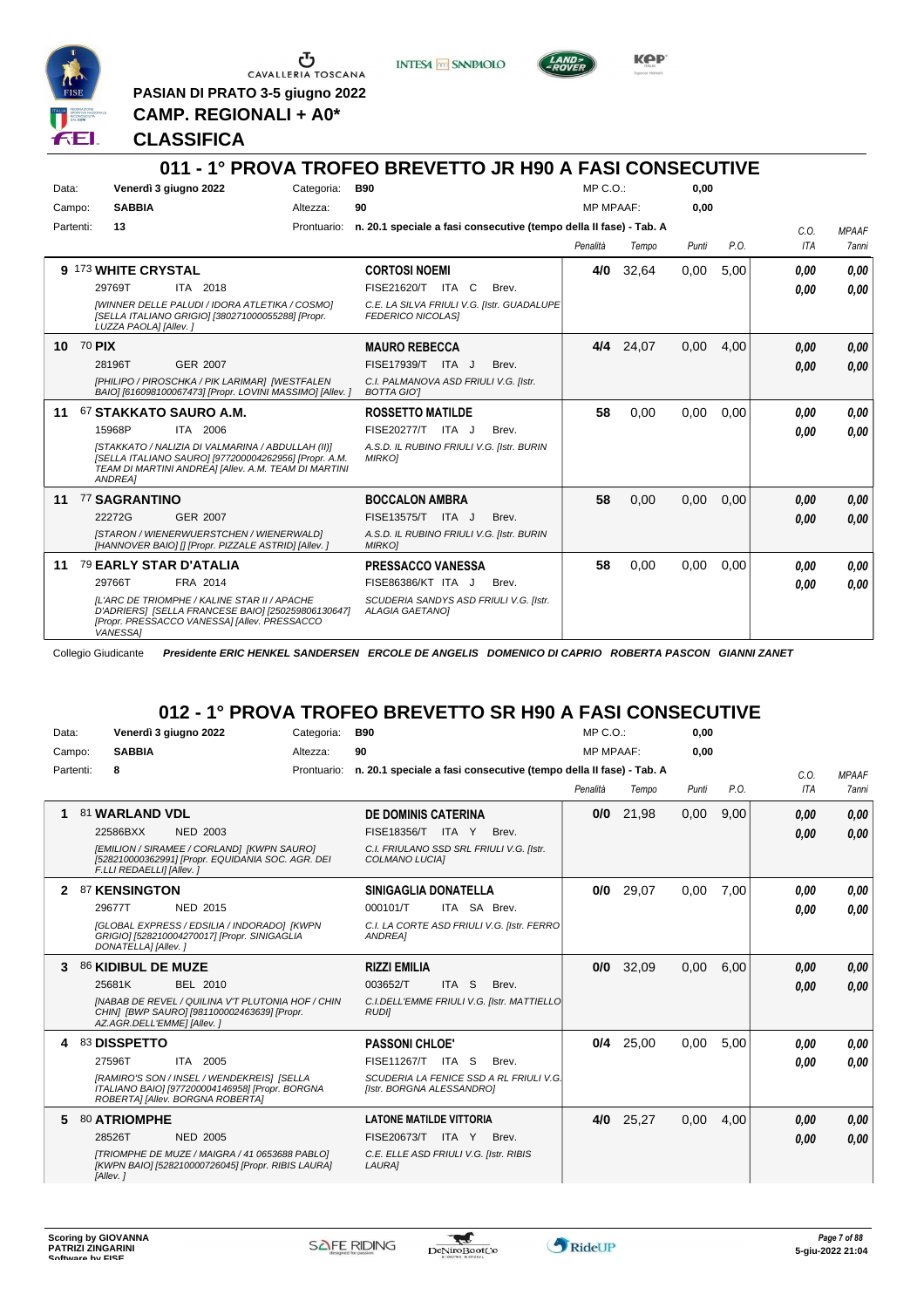CAVALLERIA TOSCANA

**PASIAN DI PRATO 3-5 giugno 2022**

**CAMP. REGIONALI + A0***

**CLASSIFICA**

## 011 - 1° PROVA TROFEO BREVETTO JR H90 A FASI CONSECUTIVE

Data: **Venerdì 3 giugno 2022** Categoria: **B90** MP C.O.: **0,00**

Campo: **SABBIA** Altezza: **90** MP MPAAF: **0,00**

Partenti: **13** Prontuario: **n. 20.1 speciale a fasi consecutive (tempo della II fase) - Tab. A**

| Cl. | Cavallo | Cavaliere | Penalità | Tempo | Punti | P.O. | C.O. ITA | MPAAF 7anni |
|---|---|---|---|---|---|---|---|---|
| 9 | 173 **WHITE CRYSTAL** 29769T ITA 2018 *[WINNER DELLE PALUDI / IDORA ATLETIKA / COSMO] [SELLA ITALIANO GRIGIO] [380271000055288] [Propr. LUZZA PAOLA] [Allev. ]* | **CORTOSI NOEMI** FISE21620/T ITA C Brev. *C.E. LA SILVA FRIULI V.G. [Istr. GUADALUPE FEDERICO NICOLAS]* | 4/0 | 32,64 | 0,00 | 5,00 | 0,00 / 0,00 | 0,00 / 0,00 |
| 10 | 70 **PIX** 28196T GER 2007 *[PHILIPO / PIROSCHKA / PIK LARIMAR] [WESTFALEN BAIO] [616098100067473] [Propr. LOVINI MASSIMO] [Allev. ]* | **MAURO REBECCA** FISE17939/T ITA J Brev. *C.I. PALMANOVA ASD FRIULI V.G. [Istr. BOTTA GIO']* | 4/4 | 24,07 | 0,00 | 4,00 | 0,00 / 0,00 | 0,00 / 0,00 |
| 11 | 67 **STAKKATO SAURO A.M.** 15968P ITA 2006 *[STAKKATO / NALIZIA DI VALMARINA / ABDULLAH (II)] [SELLA ITALIANO SAURO] [977200004262956] [Propr. A.M. TEAM DI MARTINI ANDREA] [Allev. A.M. TEAM DI MARTINI ANDREA]* | **ROSSETTO MATILDE** FISE20277/T ITA J Brev. *A.S.D. IL RUBINO FRIULI V.G. [Istr. BURIN MIRKO]* | 58 | 0,00 | 0,00 | 0,00 | 0,00 / 0,00 | 0,00 / 0,00 |
| 11 | 77 **SAGRANTINO** 22272G GER 2007 *[STARON / WIENERWUERSTCHEN / WIENERWALD] [HANNOVER BAIO] [] [Propr. PIZZALE ASTRID] [Allev. ]* | **BOCCALON AMBRA** FISE13575/T ITA J Brev. *A.S.D. IL RUBINO FRIULI V.G. [Istr. BURIN MIRKO]* | 58 | 0,00 | 0,00 | 0,00 | 0,00 / 0,00 | 0,00 / 0,00 |
| 11 | 79 **EARLY STAR D'ATALIA** 29766T FRA 2014 *[L'ARC DE TRIOMPHE / KALINE STAR II / APACHE D'ADRIERS] [SELLA FRANCESE BAIO] [250259806130647] [Propr. PRESSACCO VANESSA] [Allev. PRESSACCO VANESSA]* | **PRESSACCO VANESSA** FISE86386/KT ITA J Brev. *SCUDERIA SANDYS ASD FRIULI V.G. [Istr. ALAGIA GAETANO]* | 58 | 0,00 | 0,00 | 0,00 | 0,00 / 0,00 | 0,00 / 0,00 |

Collegio Giudicante *Presidente ERIC HENKEL SANDERSEN ERCOLE DE ANGELIS DOMENICO DI CAPRIO ROBERTA PASCON GIANNI ZANET*

## 012 - 1° PROVA TROFEO BREVETTO SR H90 A FASI CONSECUTIVE

Data: **Venerdì 3 giugno 2022** Categoria: **B90** MP C.O.: **0,00**

Campo: **SABBIA** Altezza: **90** MP MPAAF: **0,00**

Partenti: **8** Prontuario: **n. 20.1 speciale a fasi consecutive (tempo della II fase) - Tab. A**

| Cl. | Cavallo | Cavaliere | Penalità | Tempo | Punti | P.O. | C.O. ITA | MPAAF 7anni |
|---|---|---|---|---|---|---|---|---|
| 1 | 81 **WARLAND VDL** 22586BXX NED 2003 *[EMILION / SIRAMEE / CORLAND] [KWPN SAURO] [528210000362991] [Propr. EQUIDANIA SOC. AGR. DEI F.LLI REDAELLI] [Allev. ]* | **DE DOMINIS CATERINA** FISE18356/T ITA Y Brev. *C.I. FRIULANO SSD SRL FRIULI V.G. [Istr. COLMANO LUCIA]* | 0/0 | 21,98 | 0,00 | 9,00 | 0,00 / 0,00 | 0,00 / 0,00 |
| 2 | 87 **KENSINGTON** 29677T NED 2015 *[GLOBAL EXPRESS / EDSILIA / INDORADO] [KWPN GRIGIO] [528210004270017] [Propr. SINIGAGLIA DONATELLA] [Allev. ]* | **SINIGAGLIA DONATELLA** 000101/T ITA SA Brev. *C.I. LA CORTE ASD FRIULI V.G. [Istr. FERRO ANDREA]* | 0/0 | 29,07 | 0,00 | 7,00 | 0,00 / 0,00 | 0,00 / 0,00 |
| 3 | 86 **KIDIBUL DE MUZE** 25681K BEL 2010 *[NABAB DE REVEL / QUILINA V'T PLUTONIA HOF / CHIN CHIN] [BWP SAURO] [981100002463639] [Propr. AZ.AGR.DELL'EMME] [Allev. ]* | **RIZZI EMILIA** 003652/T ITA S Brev. *C.I.DELL'EMME FRIULI V.G. [Istr. MATTIELLO RUDI]* | 0/0 | 32,09 | 0,00 | 6,00 | 0,00 / 0,00 | 0,00 / 0,00 |
| 4 | 83 **DISSPETTO** 27596T ITA 2005 *[RAMIRO'S SON / INSEL / WENDEKREIS] [SELLA ITALIANO BAIO] [977200004146958] [Propr. BORGNA ROBERTA] [Allev. BORGNA ROBERTA]* | **PASSONI CHLOE'** FISE11267/T ITA S Brev. *SCUDERIA LA FENICE SSD A RL FRIULI V.G. [Istr. BORGNA ALESSANDRO]* | 0/4 | 25,00 | 0,00 | 5,00 | 0,00 / 0,00 | 0,00 / 0,00 |
| 5 | 80 **ATRIOMPHE** 28526T NED 2005 *[TRIOMPHE DE MUZE / MAIGRA / 41 0653688 PABLO] [KWPN BAIO] [528210000726045] [Propr. RIBIS LAURA] [Allev. ]* | **LATONE MATILDE VITTORIA** FISE20673/T ITA Y Brev. *C.E. ELLE ASD FRIULI V.G. [Istr. RIBIS LAURA]* | 4/0 | 25,27 | 0,00 | 4,00 | 0,00 / 0,00 | 0,00 / 0,00 |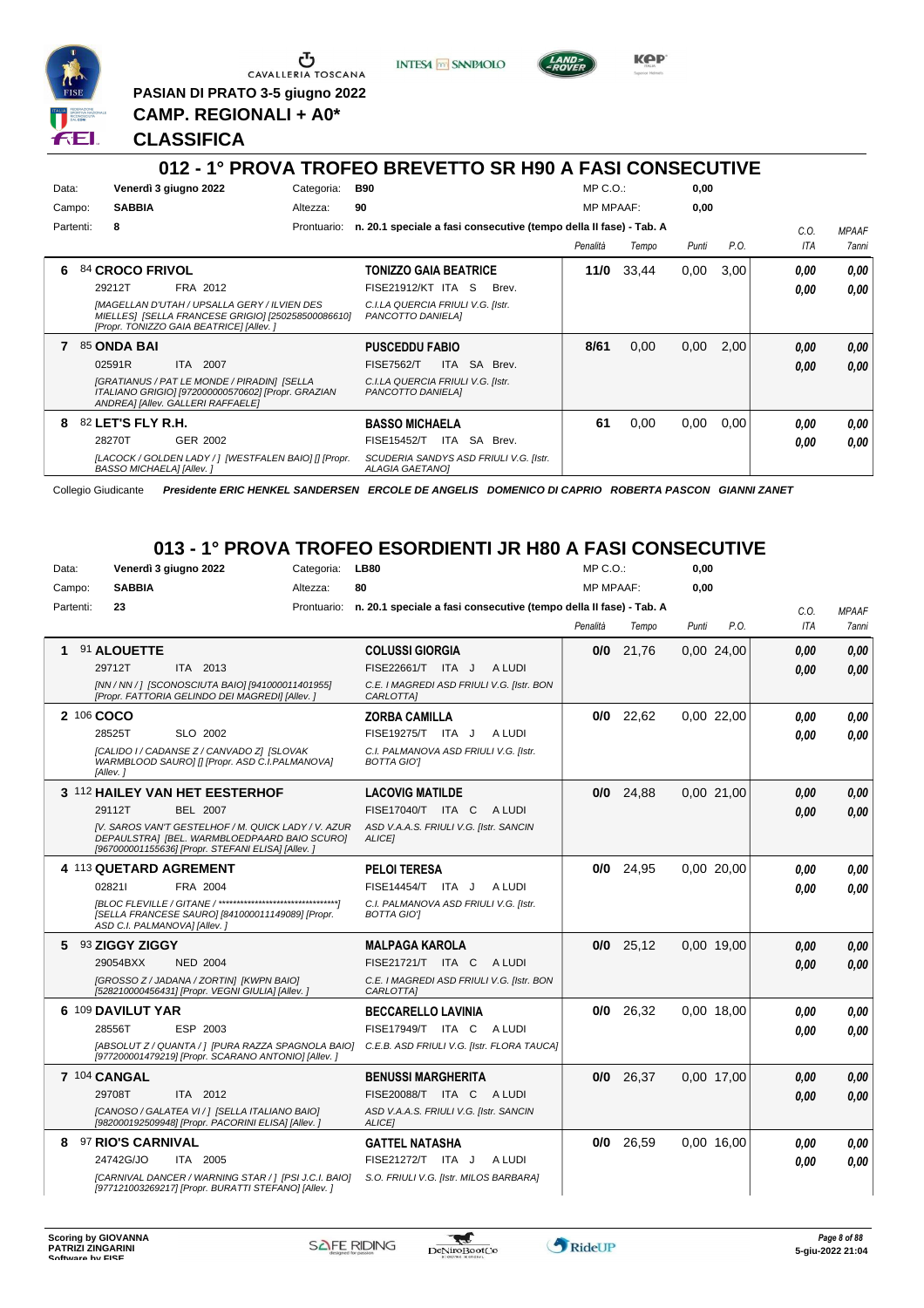PASIAN DI PRATO 3-5 giugno 2022

**CAMP. REGIONALI + A0***

**CLASSIFICA**

## 012 - 1° PROVA TROFEO BREVETTO SR H90 A FASI CONSECUTIVE

Data: **Venerdì 3 giugno 2022** Categoria: **B90** MP C.O.: **0,00**
Campo: **SABBIA** Altezza: **90** MP MPAAF: **0,00**
Partenti: **8** Prontuario: **n. 20.1 speciale a fasi consecutive (tempo della II fase) - Tab. A**

| Cl. | Cavallo | Cavaliere | Penalità | Tempo | Punti | P.O. | C.O. ITA | MPAAF 7anni |
|---|---|---|---|---|---|---|---|---|
| 6 | 84 **CROCO FRIVOL** 29212T FRA 2012 *[MAGELLAN D'UTAH / UPSALLA GERY / ILVIEN DES MIELLES] [SELLA FRANCESE GRIGIO] [250258500086610] [Propr. TONIZZO GAIA BEATRICE] [Allev. ]* | **TONIZZO GAIA BEATRICE** FISE21912/KT ITA S Brev. *C.I.LA QUERCIA FRIULI V.G. [Istr. PANCOTTO DANIELA]* | **11/0** | 33,44 | 0,00 | 3,00 | **0,00** **0,00** | **0,00** **0,00** |
| 7 | 85 **ONDA BAI** 02591R ITA 2007 *[GRATIANUS / PAT LE MONDE / PIRADIN] [SELLA ITALIANO GRIGIO] [972000000570602] [Propr. GRAZIAN ANDREA] [Allev. GALLERI RAFFAELE]* | **PUSCEDDU FABIO** FISE7562/T ITA SA Brev. *C.I.LA QUERCIA FRIULI V.G. [Istr. PANCOTTO DANIELA]* | **8/61** | 0,00 | 0,00 | 2,00 | **0,00** **0,00** | **0,00** **0,00** |
| 8 | 82 **LET'S FLY R.H.** 28270T GER 2002 *[LACOCK / GOLDEN LADY / ] [WESTFALEN BAIO] [] [Propr. BASSO MICHAELA] [Allev. ]* | **BASSO MICHAELA** FISE15452/T ITA SA Brev. *SCUDERIA SANDYS ASD FRIULI V.G. [Istr. ALAGIA GAETANO]* | **61** | 0,00 | 0,00 | 0,00 | **0,00** **0,00** | **0,00** **0,00** |

Collegio Giudicante *Presidente ERIC HENKEL SANDERSEN ERCOLE DE ANGELIS DOMENICO DI CAPRIO ROBERTA PASCON GIANNI ZANET*

## 013 - 1° PROVA TROFEO ESORDIENTI JR H80 A FASI CONSECUTIVE

Data: **Venerdì 3 giugno 2022** Categoria: **LB80** MP C.O.: **0,00**
Campo: **SABBIA** Altezza: **80** MP MPAAF: **0,00**
Partenti: **23** Prontuario: **n. 20.1 speciale a fasi consecutive (tempo della II fase) - Tab. A**

| Cl. | Cavallo | Cavaliere | Penalità | Tempo | Punti | P.O. | C.O. ITA | MPAAF 7anni |
|---|---|---|---|---|---|---|---|---|
| 1 | 91 **ALOUETTE** 29712T ITA 2013 *[NN / NN / ] [SCONOSCIUTA BAIO] [941000011401955] [Propr. FATTORIA GELINDO DEI MAGREDI] [Allev. ]* | **COLUSSI GIORGIA** FISE22661/T ITA J A LUDI *C.E. I MAGREDI ASD FRIULI V.G. [Istr. BON CARLOTTA]* | **0/0** | 21,76 | 0,00 | 24,00 | **0,00** **0,00** | **0,00** **0,00** |
| 2 | 106 **COCO** 28525T SLO 2002 *[CALIDO I / CADANSE Z / CANVADO Z] [SLOVAK WARMBLOOD SAURO] [] [Propr. ASD C.I.PALMANOVA] [Allev. ]* | **ZORBA CAMILLA** FISE19275/T ITA J A LUDI *C.I. PALMANOVA ASD FRIULI V.G. [Istr. BOTTA GIO']* | **0/0** | 22,62 | 0,00 | 22,00 | **0,00** **0,00** | **0,00** **0,00** |
| 3 | 112 **HAILEY VAN HET EESTERHOF** 29112T BEL 2007 *[V. SAROS VAN'T GESTELHOF / M. QUICK LADY / V. AZUR DEPAULSTRA] [BEL. WARMBLOEDPAARD BAIO SCURO] [967000001155636] [Propr. STEFANI ELISA] [Allev. ]* | **LACOVIG MATILDE** FISE17040/T ITA C A LUDI *ASD V.A.A.S. FRIULI V.G. [Istr. SANCIN ALICE]* | **0/0** | 24,88 | 0,00 | 21,00 | **0,00** **0,00** | **0,00** **0,00** |
| 4 | 113 **QUETARD AGREMENT** 02821I FRA 2004 *[BLOC FLEVILLE / GITANE / ********************************] [SELLA FRANCESE SAURO] [841000011149089] [Propr. ASD C.I. PALMANOVA] [Allev. ]* | **PELOI TERESA** FISE14454/T ITA J A LUDI *C.I. PALMANOVA ASD FRIULI V.G. [Istr. BOTTA GIO']* | **0/0** | 24,95 | 0,00 | 20,00 | **0,00** **0,00** | **0,00** **0,00** |
| 5 | 93 **ZIGGY ZIGGY** 29054BXX NED 2004 *[GROSSO Z / JADANA / ZORTIN] [KWPN BAIO] [528210000456431] [Propr. VEGNI GIULIA] [Allev. ]* | **MALPAGA KAROLA** FISE21721/T ITA C A LUDI *C.E. I MAGREDI ASD FRIULI V.G. [Istr. BON CARLOTTA]* | **0/0** | 25,12 | 0,00 | 19,00 | **0,00** **0,00** | **0,00** **0,00** |
| 6 | 109 **DAVILUT YAR** 28556T ESP 2003 *[ABSOLUT Z / QUANTA / ] [PURA RAZZA SPAGNOLA BAIO] [977200001479219] [Propr. SCARANO ANTONIO] [Allev. ]* | **BECCARELLO LAVINIA** FISE17949/T ITA C A LUDI *C.E.B. ASD FRIULI V.G. [Istr. FLORA TAUCA]* | **0/0** | 26,32 | 0,00 | 18,00 | **0,00** **0,00** | **0,00** **0,00** |
| 7 | 104 **CANGAL** 29708T ITA 2012 *[CANOSO / GALATEA VI / ] [SELLA ITALIANO BAIO] [982000192509948] [Propr. PACORINI ELISA] [Allev. ]* | **BENUSSI MARGHERITA** FISE20088/T ITA C A LUDI *ASD V.A.A.S. FRIULI V.G. [Istr. SANCIN ALICE]* | **0/0** | 26,37 | 0,00 | 17,00 | **0,00** **0,00** | **0,00** **0,00** |
| 8 | 97 **RIO'S CARNIVAL** 24742G/JO ITA 2005 *[CARNIVAL DANCER / WARNING STAR / ] [PSI J.C.I. BAIO] [977121003269217] [Propr. BURATTI STEFANO] [Allev. ]* | **GATTEL NATASHA** FISE21272/T ITA J A LUDI *S.O. FRIULI V.G. [Istr. MILOS BARBARA]* | **0/0** | 26,59 | 0,00 | 16,00 | **0,00** **0,00** | **0,00** **0,00** |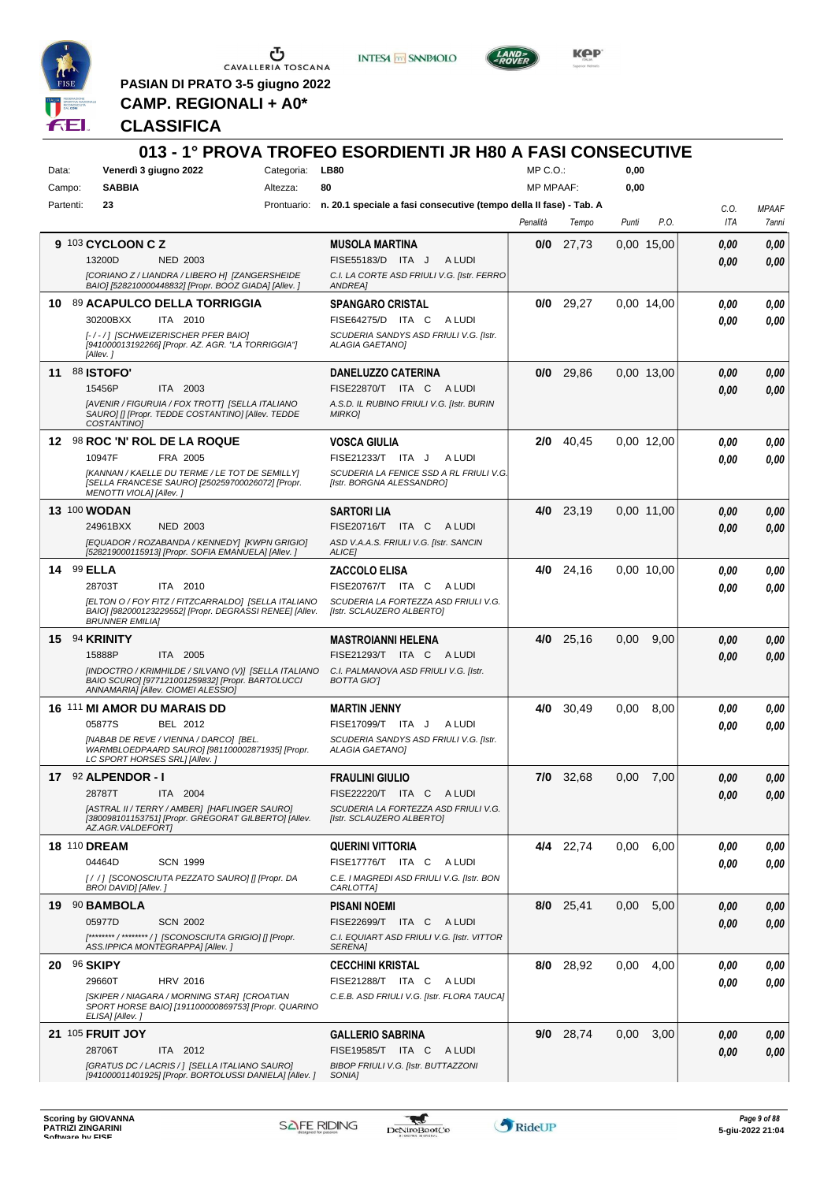PASIAN DI PRATO 3-5 giugno 2022

**CAMP. REGIONALI + A0***

**CLASSIFICA**

## 013 - 1° PROVA TROFEO ESORDIENTI JR H80 A FASI CONSECUTIVE

Data: **Venerdì 3 giugno 2022** Categoria: **LB80** MP C.O.: **0,00**

Campo: **SABBIA** Altezza: **80** MP MPAAF: **0,00**

Partenti: **23** Prontuario: **n. 20.1 speciale a fasi consecutive (tempo della II fase) - Tab. A**

| | Cavallo | Cavaliere | Penalità | Tempo | Punti | P.O. | C.O. ITA | MPAAF 7anni |
|---|---|---|---|---|---|---|---|---|
| 9 | 103 **CYCLOON C Z**<br>13200D NED 2003<br>*[CORIANO Z / LIANDRA / LIBERO H] [ZANGERSHEIDE BAIO] [528210000448832] [Propr. BOOZ GIADA] [Allev. ]* | **MUSOLA MARTINA**<br>FISE55183/D ITA J A LUDI<br>*C.I. LA CORTE ASD FRIULI V.G. [Istr. FERRO ANDREA]* | **0/0** | 27,73 | 0,00 | 15,00 | **0,00**<br>**0,00** | **0,00**<br>**0,00** |
| 10 | 89 **ACAPULCO DELLA TORRIGGIA**<br>30200BXX ITA 2010<br>*[- / - / ] [SCHWEIZERISCHER PFER BAIO] [941000013922266] [Propr. AZ. AGR. "LA TORRIGGIA"] [Allev. ]* | **SPANGARO CRISTAL**<br>FISE64275/D ITA C A LUDI<br>*SCUDERIA SANDYS ASD FRIULI V.G. [Istr. ALAGIA GAETANO]* | **0/0** | 29,27 | 0,00 | 14,00 | **0,00**<br>**0,00** | **0,00**<br>**0,00** |
| 11 | 88 **ISTOFO'**<br>15456P ITA 2003<br>*[AVENIR / FIGURUIA / FOX TROTT] [SELLA ITALIANO SAURO] [] [Propr. TEDDE COSTANTINO] [Allev. TEDDE COSTANTINO]* | **DANELUZZO CATERINA**<br>FISE22870/T ITA C A LUDI<br>*A.S.D. IL RUBINO FRIULI V.G. [Istr. BURIN MIRKO]* | **0/0** | 29,86 | 0,00 | 13,00 | **0,00**<br>**0,00** | **0,00**<br>**0,00** |
| 12 | 98 **ROC 'N' ROL DE LA ROQUE**<br>10947F FRA 2005<br>*[KANNAN / KAELLE DU TERME / LE TOT DE SEMILLY] [SELLA FRANCESE SAURO] [250259700026072] [Propr. MENOTTI VIOLA] [Allev. ]* | **VOSCA GIULIA**<br>FISE21233/T ITA J A LUDI<br>*SCUDERIA LA FENICE SSD A RL FRIULI V.G. [Istr. BORGNA ALESSANDRO]* | **2/0** | 40,45 | 0,00 | 12,00 | **0,00**<br>**0,00** | **0,00**<br>**0,00** |
| 13 | 100 **WODAN**<br>24961BXX NED 2003<br>*[EQUADOR / ROZABANDA / KENNEDY] [KWPN GRIGIO] [528219000115913] [Propr. SOFIA EMANUELA] [Allev. ]* | **SARTORI LIA**<br>FISE20716/T ITA C A LUDI<br>*ASD V.A.A.S. FRIULI V.G. [Istr. SANCIN ALICE]* | **4/0** | 23,19 | 0,00 | 11,00 | **0,00**<br>**0,00** | **0,00**<br>**0,00** |
| 14 | 99 **ELLA**<br>28703T ITA 2010<br>*[ELTON O / FOY FITZ / FITZCARRALDO] [SELLA ITALIANO BAIO] [982000123229552] [Propr. DEGRASSI RENEE] [Allev. BRUNNER EMILIA]* | **ZACCOLO ELISA**<br>FISE20767/T ITA C A LUDI<br>*SCUDERIA LA FORTEZZA ASD FRIULI V.G. [Istr. SCLAUZERO ALBERTO]* | **4/0** | 24,16 | 0,00 | 10,00 | **0,00**<br>**0,00** | **0,00**<br>**0,00** |
| 15 | 94 **KRINITY**<br>15888P ITA 2005<br>*[INDOCTRO / KRIMHILDE / SILVANO (V)] [SELLA ITALIANO BAIO SCURO] [977121001259832] [Propr. BARTOLUCCI ANNAMARIA] [Allev. CIOMEI ALESSIO]* | **MASTROIANNI HELENA**<br>FISE21293/T ITA C A LUDI<br>*C.I. PALMANOVA ASD FRIULI V.G. [Istr. BOTTA GIO']* | **4/0** | 25,16 | 0,00 | 9,00 | **0,00**<br>**0,00** | **0,00**<br>**0,00** |
| 16 | 111 **MI AMOR DU MARAIS DD**<br>05877S BEL 2012<br>*[NABAB DE REVE / VIENNA / DARCO] [BEL. WARMBLOEDPAARD SAURO] [981100002871935] [Propr. LC SPORT HORSES SRL] [Allev. ]* | **MARTIN JENNY**<br>FISE17099/T ITA J A LUDI<br>*SCUDERIA SANDYS ASD FRIULI V.G. [Istr. ALAGIA GAETANO]* | **4/0** | 30,49 | 0,00 | 8,00 | **0,00**<br>**0,00** | **0,00**<br>**0,00** |
| 17 | 92 **ALPENDOR - I**<br>28787T ITA 2004<br>*[ASTRAL II / TERRY / AMBER] [HAFLINGER SAURO] [380098101153751] [Propr. GREGORAT GILBERTO] [Allev. AZ.AGR.VALDEFORT]* | **FRAULINI GIULIO**<br>FISE22220/T ITA C A LUDI<br>*SCUDERIA LA FORTEZZA ASD FRIULI V.G. [Istr. SCLAUZERO ALBERTO]* | **7/0** | 32,68 | 0,00 | 7,00 | **0,00**<br>**0,00** | **0,00**<br>**0,00** |
| 18 | 110 **DREAM**<br>04464D SCN 1999<br>*[ / / ] [SCONOSCIUTA PEZZATO SAURO] [] [Propr. DA BROI DAVID] [Allev. ]* | **QUERINI VITTORIA**<br>FISE17776/T ITA C A LUDI<br>*C.E. I MAGREDI ASD FRIULI V.G. [Istr. BON CARLOTTA]* | **4/4** | 22,74 | 0,00 | 6,00 | **0,00**<br>**0,00** | **0,00**<br>**0,00** |
| 19 | 90 **BAMBOLA**<br>05977D SCN 2002<br>*[******** / ******** / ] [SCONOSCIUTA GRIGIO] [] [Propr. ASS.IPPICA MONTEGRAPPA] [Allev. ]* | **PISANI NOEMI**<br>FISE22699/T ITA C A LUDI<br>*C.I. EQUIART ASD FRIULI V.G. [Istr. VITTOR SERENA]* | **8/0** | 25,41 | 0,00 | 5,00 | **0,00**<br>**0,00** | **0,00**<br>**0,00** |
| 20 | 96 **SKIPY**<br>29660T HRV 2016<br>*[SKIPER / NIAGARA / MORNING STAR] [CROATIAN SPORT HORSE BAIO] [191100000869753] [Propr. QUARINO ELISA] [Allev. ]* | **CECCHINI KRISTAL**<br>FISE21288/T ITA C A LUDI<br>*C.E.B. ASD FRIULI V.G. [Istr. FLORA TAUCA]* | **8/0** | 28,92 | 0,00 | 4,00 | **0,00**<br>**0,00** | **0,00**<br>**0,00** |
| 21 | 105 **FRUIT JOY**<br>28706T ITA 2012<br>*[GRATUS DC / LACRIS / ] [SELLA ITALIANO SAURO] [941000011401925] [Propr. BORTOLUSSI DANIELA] [Allev. ]* | **GALLERIO SABRINA**<br>FISE19585/T ITA C A LUDI<br>*BIBOP FRIULI V.G. [Istr. BUTTAZZONI SONIA]* | **9/0** | 28,74 | 0,00 | 3,00 | **0,00**<br>**0,00** | **0,00**<br>**0,00** |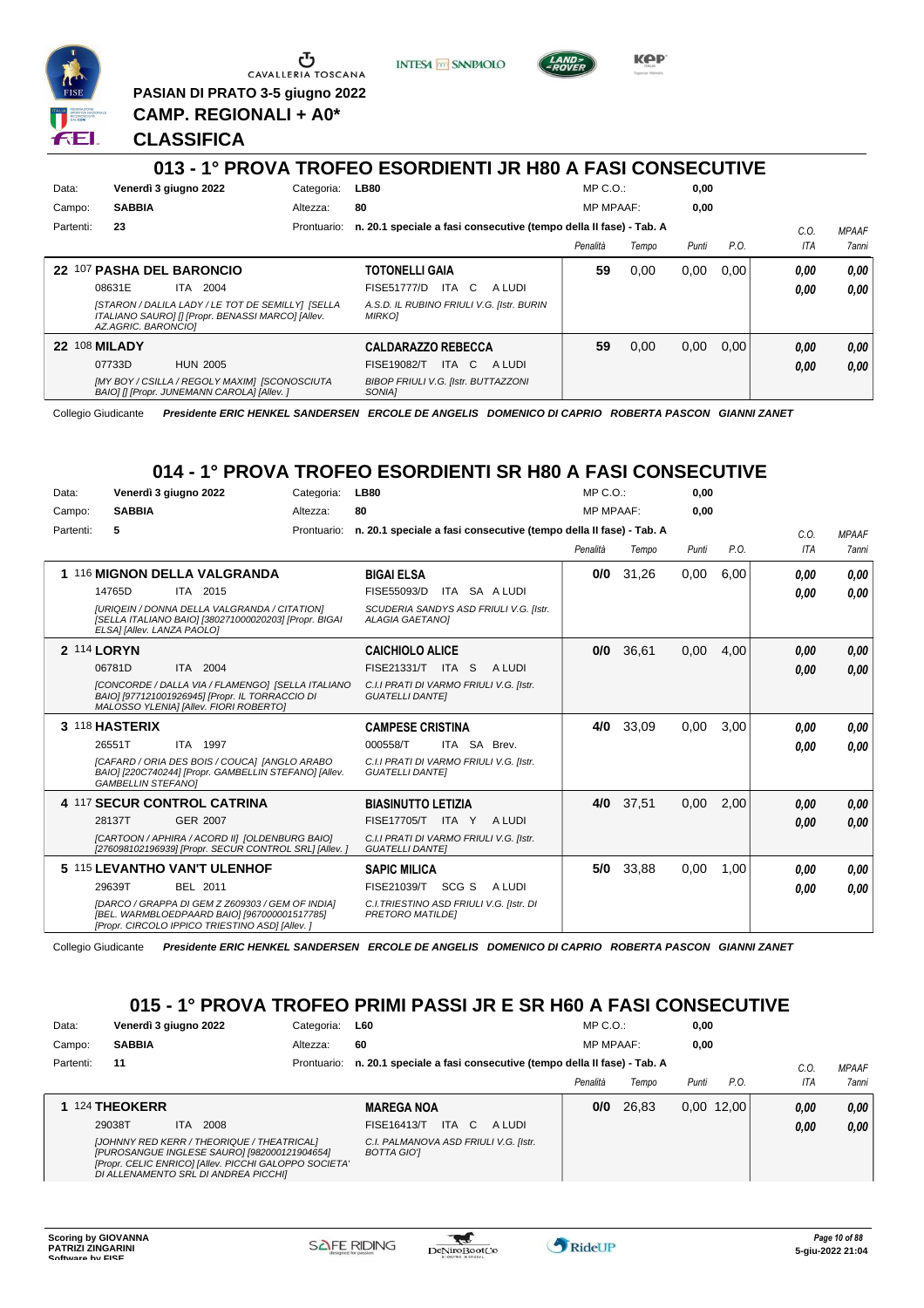PASIAN DI PRATO 3-5 giugno 2022

**CAMP. REGIONALI + A0***

**CLASSIFICA**

## 013 - 1° PROVA TROFEO ESORDIENTI JR H80 A FASI CONSECUTIVE

Data: **Venerdì 3 giugno 2022** Categoria: **LB80** MP C.O.: **0,00**
Campo: **SABBIA** Altezza: **80** MP MPAAF: **0,00**
Partenti: **23** Prontuario: **n. 20.1 speciale a fasi consecutive (tempo della II fase) - Tab. A**

| Class. | Cavallo | Cavaliere | Penalità | Tempo | Punti | P.O. | C.O. ITA | MPAAF 7anni |
|---|---|---|---|---|---|---|---|---|
| 22 | 107 **PASHA DEL BARONCIO** 08631E ITA 2004 *[STARON / DALILA LADY / LE TOT DE SEMILLY] [SELLA ITALIANO SAURO] [] [Propr. BENASSI MARCO] [Allev. AZ.AGRIC. BARONCIO]* | **TOTONELLI GAIA** FISE51777/D ITA C A LUDI *A.S.D. IL RUBINO FRIULI V.G. [Istr. BURIN MIRKO]* | **59** | 0,00 | 0,00 | 0,00 | **0,00** **0,00** | **0,00** **0,00** |
| 22 | 108 **MILADY** 07733D HUN 2005 *[MY BOY / CSILLA / REGOLY MAXIM] [SCONOSCIUTA BAIO] [] [Propr. JUNEMANN CAROLA] [Allev. ]* | **CALDARAZZO REBECCA** FISE19082/T ITA C A LUDI *BIBOP FRIULI V.G. [Istr. BUTTAZZONI SONIA]* | **59** | 0,00 | 0,00 | 0,00 | **0,00** **0,00** | **0,00** **0,00** |

Collegio Giudicante *Presidente ERIC HENKEL SANDERSEN ERCOLE DE ANGELIS DOMENICO DI CAPRIO ROBERTA PASCON GIANNI ZANET*

## 014 - 1° PROVA TROFEO ESORDIENTI SR H80 A FASI CONSECUTIVE

Data: **Venerdì 3 giugno 2022** Categoria: **LB80** MP C.O.: **0,00**
Campo: **SABBIA** Altezza: **80** MP MPAAF: **0,00**
Partenti: **5** Prontuario: **n. 20.1 speciale a fasi consecutive (tempo della II fase) - Tab. A**

| Class. | Cavallo | Cavaliere | Penalità | Tempo | Punti | P.O. | C.O. ITA | MPAAF 7anni |
|---|---|---|---|---|---|---|---|---|
| 1 | 116 **MIGNON DELLA VALGRANDA** 14765D ITA 2015 *[URIQEIN / DONNA DELLA VALGRANDA / CITATION] [SELLA ITALIANO BAIO] [380271000020203] [Propr. BIGAI ELSA] [Allev. LANZA PAOLO]* | **BIGAI ELSA** FISE55093/D ITA SA A LUDI *SCUDERIA SANDYS ASD FRIULI V.G. [Istr. ALAGIA GAETANO]* | **0/0** | 31,26 | 0,00 | 6,00 | **0,00** **0,00** | **0,00** **0,00** |
| 2 | 114 **LORYN** 06781D ITA 2004 *[CONCORDE / DALLA VIA / FLAMENGO] [SELLA ITALIANO BAIO] [977121001926945] [Propr. IL TORRACCIO DI MALOSSO YLENIA] [Allev. FIORI ROBERTO]* | **CAICHIOLO ALICE** FISE21331/T ITA S A LUDI *C.I.I PRATI DI VARMO FRIULI V.G. [Istr. GUATELLI DANTE]* | **0/0** | 36,61 | 0,00 | 4,00 | **0,00** **0,00** | **0,00** **0,00** |
| 3 | 118 **HASTERIX** 26551T ITA 1997 *[CAFARD / ORIA DES BOIS / COUCA] [ANGLO ARABO BAIO] [220C740244] [Propr. GAMBELLIN STEFANO] [Allev. GAMBELLIN STEFANO]* | **CAMPESE CRISTINA** 000558/T ITA SA Brev. *C.I.I PRATI DI VARMO FRIULI V.G. [Istr. GUATELLI DANTE]* | **4/0** | 33,09 | 0,00 | 3,00 | **0,00** **0,00** | **0,00** **0,00** |
| 4 | 117 **SECUR CONTROL CATRINA** 28137T GER 2007 *[CARTOON / APHIRA / ACORD II] [OLDENBURG BAIO] [276098102196939] [Propr. SECUR CONTROL SRL] [Allev. ]* | **BIASINUTTO LETIZIA** FISE17705/T ITA Y A LUDI *C.I.I PRATI DI VARMO FRIULI V.G. [Istr. GUATELLI DANTE]* | **4/0** | 37,51 | 0,00 | 2,00 | **0,00** **0,00** | **0,00** **0,00** |
| 5 | 115 **LEVANTHO VAN'T ULENHOF** 29639T BEL 2011 *[DARCO / GRAPPA DI GEM Z Z609303 / GEM OF INDIA] [BEL. WARMBLOEDPAARD BAIO] [967000001517785] [Propr. CIRCOLO IPPICO TRIESTINO ASD] [Allev. ]* | **SAPIC MILICA** FISE21039/T SCG S A LUDI *C.I.TRIESTINO ASD FRIULI V.G. [Istr. DI PRETORO MATILDE]* | **5/0** | 33,88 | 0,00 | 1,00 | **0,00** **0,00** | **0,00** **0,00** |

Collegio Giudicante *Presidente ERIC HENKEL SANDERSEN ERCOLE DE ANGELIS DOMENICO DI CAPRIO ROBERTA PASCON GIANNI ZANET*

## 015 - 1° PROVA TROFEO PRIMI PASSI JR E SR H60 A FASI CONSECUTIVE

Data: **Venerdì 3 giugno 2022** Categoria: **L60** MP C.O.: **0,00**
Campo: **SABBIA** Altezza: **60** MP MPAAF: **0,00**
Partenti: **11** Prontuario: **n. 20.1 speciale a fasi consecutive (tempo della II fase) - Tab. A**

| Class. | Cavallo | Cavaliere | Penalità | Tempo | Punti | P.O. | C.O. ITA | MPAAF 7anni |
|---|---|---|---|---|---|---|---|---|
| 1 | 124 **THEOKERR** 29038T ITA 2008 *[JOHNNY RED KERR / THEORIQUE / THEATRICAL] [PUROSANGUE INGLESE SAURO] [982000121904654] [Propr. CELIC ENRICO] [Allev. PICCHI GALOPPO SOCIETA' DI ALLENAMENTO SRL DI ANDREA PICCHI]* | **MAREGA NOA** FISE16413/T ITA C A LUDI *C.I. PALMANOVA ASD FRIULI V.G. [Istr. BOTTA GIO']* | **0/0** | 26,83 | 0,00 | 12,00 | **0,00** **0,00** | **0,00** **0,00** |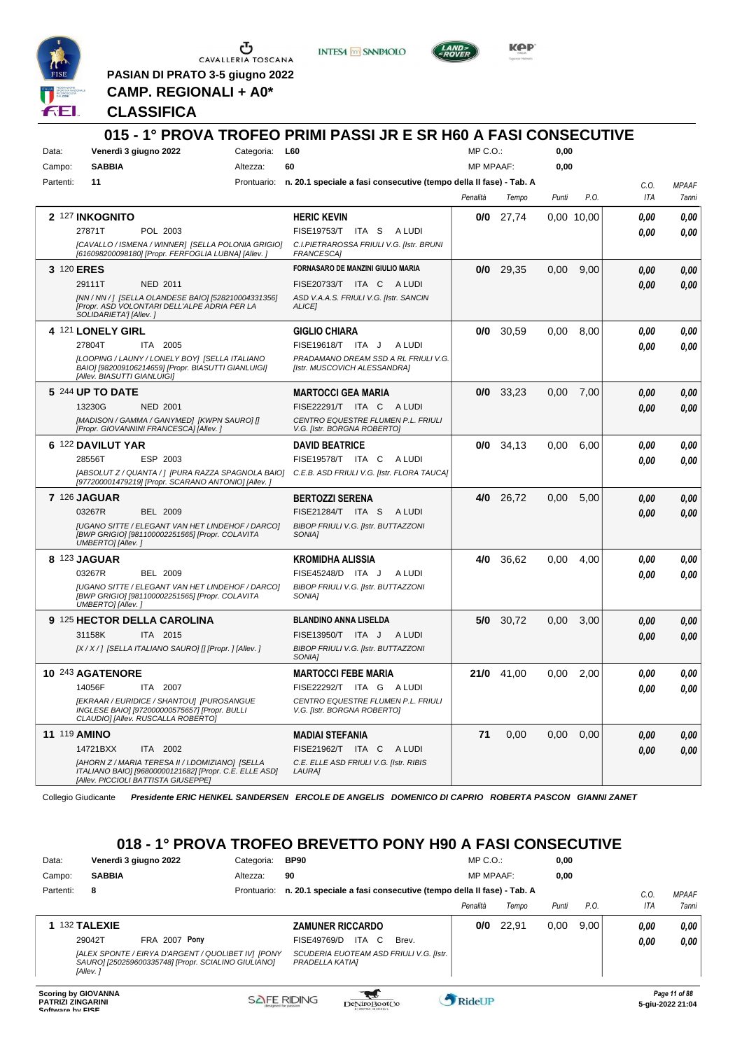PASIAN DI PRATO 3-5 giugno 2022

**CAMP. REGIONALI + A0***

**CLASSIFICA**

## 015 - 1° PROVA TROFEO PRIMI PASSI JR E SR H60 A FASI CONSECUTIVE

Data: Venerdì 3 giugno 2022 | Categoria: L60 | MP C.O.: 0,00
Campo: SABBIA | Altezza: 60 | MP MPAAF: 0,00
Partenti: 11 | Prontuario: n. 20.1 speciale a fasi consecutive (tempo della II fase) - Tab. A

| Cl. | Cavallo | Cavaliere | Penalità | Tempo | Punti | P.O. | C.O. ITA | MPAAF 7anni |
|---|---|---|---|---|---|---|---|---|
| 2 | 127 **INKOGNITO** 27871T POL 2003 *[CAVALLO / ISMENA / WINNER] [SELLA POLONIA GRIGIO] [616098200098180] [Propr. FERFOGLIA LUBNA] [Allev. ]* | **HERIC KEVIN** FISE19753/T ITA S A LUDI *C.I.PIETRAROSSA FRIULI V.G. [Istr. BRUNI FRANCESCA]* | 0/0 | 27,74 | 0,00 | 10,00 | 0,00 / 0,00 | 0,00 / 0,00 |
| 3 | 120 **ERES** 29111T NED 2011 *[NN / NN / ] [SELLA OLANDESE BAIO] [528210004331356] [Propr. ASD VOLONTARI DELL'ALPE ADRIA PER LA SOLIDARIETA'] [Allev. ]* | **FORNASARO DE MANZINI GIULIO MARIA** FISE20733/T ITA C A LUDI *ASD V.A.A.S. FRIULI V.G. [Istr. SANCIN ALICE]* | 0/0 | 29,35 | 0,00 | 9,00 | 0,00 / 0,00 | 0,00 / 0,00 |
| 4 | 121 **LONELY GIRL** 27804T ITA 2005 *[LOOPING / LAUNY / LONELY BOY] [SELLA ITALIANO BAIO] [982009106214659] [Propr. BIASUTTI GIANLUIGI] [Allev. BIASUTTI GIANLUIGI]* | **GIGLIO CHIARA** FISE19618/T ITA J A LUDI *PRADAMANO DREAM SSD A RL FRIULI V.G. [Istr. MUSCOVICH ALESSANDRA]* | 0/0 | 30,59 | 0,00 | 8,00 | 0,00 / 0,00 | 0,00 / 0,00 |
| 5 | 244 **UP TO DATE** 13230G NED 2001 *[MADISON / GAMMA / GANYMED] [KWPN SAURO] [] [Propr. GIOVANNINI FRANCESCA] [Allev. ]* | **MARTOCCI GEA MARIA** FISE22291/T ITA C A LUDI *CENTRO EQUESTRE FLUMEN P.L. FRIULI V.G. [Istr. BORGNA ROBERTO]* | 0/0 | 33,23 | 0,00 | 7,00 | 0,00 / 0,00 | 0,00 / 0,00 |
| 6 | 122 **DAVILUT YAR** 28556T ESP 2003 *[ABSOLUT Z / QUANTA / ] [PURA RAZZA SPAGNOLA BAIO] [977200001479219] [Propr. SCARANO ANTONIO] [Allev. ]* | **DAVID BEATRICE** FISE19578/T ITA C A LUDI *C.E.B. ASD FRIULI V.G. [Istr. FLORA TAUCA]* | 0/0 | 34,13 | 0,00 | 6,00 | 0,00 / 0,00 | 0,00 / 0,00 |
| 7 | 126 **JAGUAR** 03267R BEL 2009 *[UGANO SITTE / ELEGANT VAN HET LINDEHOF / DARCO] [BWP GRIGIO] [981100002251565] [Propr. COLAVITA UMBERTO] [Allev. ]* | **BERTOZZI SERENA** FISE21284/T ITA S A LUDI *BIBOP FRIULI V.G. [Istr. BUTTAZZONI SONIA]* | 4/0 | 26,72 | 0,00 | 5,00 | 0,00 / 0,00 | 0,00 / 0,00 |
| 8 | 123 **JAGUAR** 03267R BEL 2009 *[UGANO SITTE / ELEGANT VAN HET LINDEHOF / DARCO] [BWP GRIGIO] [981100002251565] [Propr. COLAVITA UMBERTO] [Allev. ]* | **KROMIDHA ALISSIA** FISE45248/D ITA J A LUDI *BIBOP FRIULI V.G. [Istr. BUTTAZZONI SONIA]* | 4/0 | 36,62 | 0,00 | 4,00 | 0,00 / 0,00 | 0,00 / 0,00 |
| 9 | 125 **HECTOR DELLA CAROLINA** 31158K ITA 2015 *[X / X / ] [SELLA ITALIANO SAURO] [] [Propr. ] [Allev. ]* | **BLANDINO ANNA LISELDA** FISE13950/T ITA J A LUDI *BIBOP FRIULI V.G. [Istr. BUTTAZZONI SONIA]* | 5/0 | 30,72 | 0,00 | 3,00 | 0,00 / 0,00 | 0,00 / 0,00 |
| 10 | 243 **AGATENORE** 14056F ITA 2007 *[EKRAAR / EURIDICE / SHANTOU] [PUROSANGUE INGLESE BAIO] [972000000575657] [Propr. BULLI CLAUDIO] [Allev. RUSCALLA ROBERTO]* | **MARTOCCI FEBE MARIA** FISE22292/T ITA G A LUDI *CENTRO EQUESTRE FLUMEN P.L. FRIULI V.G. [Istr. BORGNA ROBERTO]* | 21/0 | 41,00 | 0,00 | 2,00 | 0,00 / 0,00 | 0,00 / 0,00 |
| 11 | 119 **AMINO** 14721BXX ITA 2002 *[AHORN Z / MARIA TERESA II / I.DOMIZIANO] [SELLA ITALIANO BAIO] [968000000121682] [Propr. C.E. ELLE ASD] [Allev. PICCIOLI BATTISTA GIUSEPPE]* | **MADIAI STEFANIA** FISE21962/T ITA C A LUDI *C.E. ELLE ASD FRIULI V.G. [Istr. RIBIS LAURA]* | 71 | 0,00 | 0,00 | 0,00 | 0,00 / 0,00 | 0,00 / 0,00 |

Collegio Giudicante *Presidente ERIC HENKEL SANDERSEN ERCOLE DE ANGELIS DOMENICO DI CAPRIO ROBERTA PASCON GIANNI ZANET*

## 018 - 1° PROVA TROFEO BREVETTO PONY H90 A FASI CONSECUTIVE

Data: Venerdì 3 giugno 2022 | Categoria: BP90 | MP C.O.: 0,00
Campo: SABBIA | Altezza: 90 | MP MPAAF: 0,00
Partenti: 8 | Prontuario: n. 20.1 speciale a fasi consecutive (tempo della II fase) - Tab. A

| Cl. | Cavallo | Cavaliere | Penalità | Tempo | Punti | P.O. | C.O. ITA | MPAAF 7anni |
|---|---|---|---|---|---|---|---|---|
| 1 | 132 **TALEXIE** 29042T FRA 2007 **Pony** *[ALEX SPONTE / EIRYA D'ARGENT / QUOLIBET IV] [PONY SAURO] [250259600335748] [Propr. SCIALINO GIULIANO] [Allev. ]* | **ZAMUNER RICCARDO** FISE49769/D ITA C Brev. *SCUDERIA EUOTEAM ASD FRIULI V.G. [Istr. PRADELLA KATIA]* | 0/0 | 22,91 | 0,00 | 9,00 | 0,00 / 0,00 | 0,00 / 0,00 |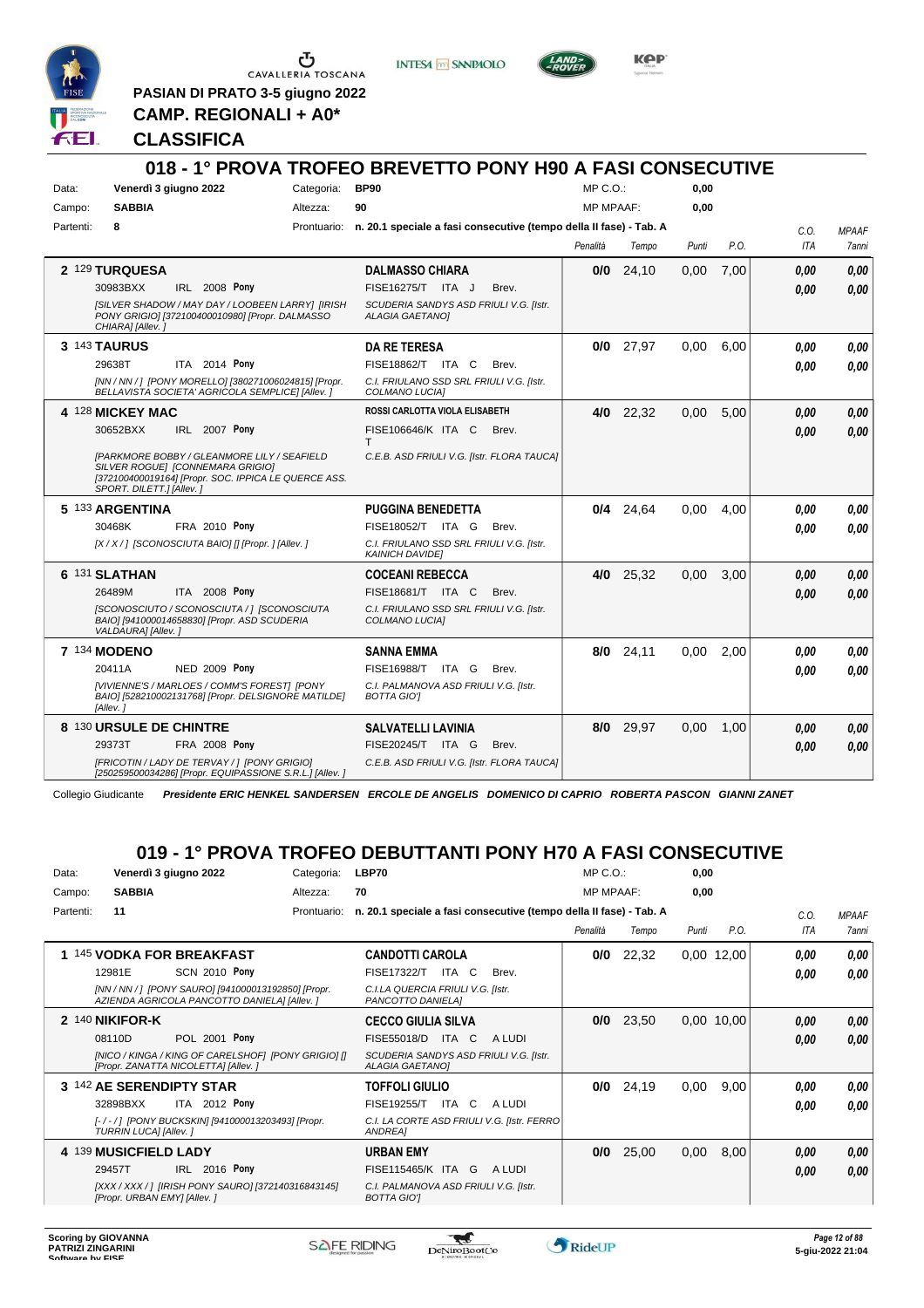PASIAN DI PRATO 3-5 giugno 2022

**CAMP. REGIONALI + A0***

**CLASSIFICA**

## 018 - 1° PROVA TROFEO BREVETTO PONY H90 A FASI CONSECUTIVE

| | | | | | |
|---|---|---|---|---|---|
| Data: | Venerdì 3 giugno 2022 | Categoria: | BP90 | MP C.O.: | 0,00 |
| Campo: | SABBIA | Altezza: | 90 | MP MPAAF: | 0,00 |
| Partenti: | 8 | Prontuario: | n. 20.1 speciale a fasi consecutive (tempo della II fase) - Tab. A | | |

| Cl. | Cavallo | Cavaliere | Penalità | Tempo | Punti | P.O. | C.O. ITA | MPAAF 7anni |
|---|---|---|---|---|---|---|---|---|
| 2 | 129 **TURQUESA** 30983BXX IRL 2008 Pony *[SILVER SHADOW / MAY DAY / LOOBEEN LARRY] [IRISH PONY GRIGIO] [372100400010980] [Propr. DALMASSO CHIARA] [Allev. ]* | **DALMASSO CHIARA** FISE16275/T ITA J Brev. *SCUDERIA SANDYS ASD FRIULI V.G. [Istr. ALAGIA GAETANO]* | 0/0 | 24,10 | 0,00 | 7,00 | 0,00 / 0,00 | 0,00 / 0,00 |
| 3 | 143 **TAURUS** 29638T ITA 2014 Pony *[NN / NN / ] [PONY MORELLO] [380271006024815] [Propr. BELLAVISTA SOCIETA' AGRICOLA SEMPLICE] [Allev. ]* | **DA RE TERESA** FISE18862/T ITA C Brev. *C.I. FRIULANO SSD SRL FRIULI V.G. [Istr. COLMANO LUCIA]* | 0/0 | 27,97 | 0,00 | 6,00 | 0,00 / 0,00 | 0,00 / 0,00 |
| 4 | 128 **MICKEY MAC** 30652BXX IRL 2007 Pony *[PARKMORE BOBBY / GLEANMORE LILY / SEAFIELD SILVER ROGUE] [CONNEMARA GRIGIO] [372100400019164] [Propr. SOC. IPPICA LE QUERCE ASS. SPORT. DILETT.] [Allev. ]* | **ROSSI CARLOTTA VIOLA ELISABETH** FISE106646/K ITA C T Brev. *C.E.B. ASD FRIULI V.G. [Istr. FLORA TAUCA]* | 4/0 | 22,32 | 0,00 | 5,00 | 0,00 / 0,00 | 0,00 / 0,00 |
| 5 | 133 **ARGENTINA** 30468K FRA 2010 Pony *[X / X / ] [SCONOSCIUTA BAIO] [] [Propr. ] [Allev. ]* | **PUGGINA BENEDETTA** FISE18052/T ITA G Brev. *C.I. FRIULANO SSD SRL FRIULI V.G. [Istr. KAINICH DAVIDE]* | 0/4 | 24,64 | 0,00 | 4,00 | 0,00 / 0,00 | 0,00 / 0,00 |
| 6 | 131 **SLATHAN** 26489M ITA 2008 Pony *[SCONOSCIUTO / SCONOSCIUTA / ] [SCONOSCIUTA BAIO] [941000014658830] [Propr. ASD SCUDERIA VALDAURA] [Allev. ]* | **COCEANI REBECCA** FISE18681/T ITA C Brev. *C.I. FRIULANO SSD SRL FRIULI V.G. [Istr. COLMANO LUCIA]* | 4/0 | 25,32 | 0,00 | 3,00 | 0,00 / 0,00 | 0,00 / 0,00 |
| 7 | 134 **MODENO** 20411A NED 2009 Pony *[VIVIENNE'S / MARLOES / COMM'S FOREST] [PONY BAIO] [528210002131768] [Propr. DELSIGNORE MATILDE] [Allev. ]* | **SANNA EMMA** FISE16988/T ITA G Brev. *C.I. PALMANOVA ASD FRIULI V.G. [Istr. BOTTA GIO']* | 8/0 | 24,11 | 0,00 | 2,00 | 0,00 / 0,00 | 0,00 / 0,00 |
| 8 | 130 **URSULE DE CHINTRE** 29373T FRA 2008 Pony *[FRICOTIN / LADY DE TERVAY / ] [PONY GRIGIO] [250259500034286] [Propr. EQUIPASSIONE S.R.L.] [Allev. ]* | **SALVATELLI LAVINIA** FISE20245/T ITA G Brev. *C.E.B. ASD FRIULI V.G. [Istr. FLORA TAUCA]* | 8/0 | 29,97 | 0,00 | 1,00 | 0,00 / 0,00 | 0,00 / 0,00 |

Collegio Giudicante *Presidente ERIC HENKEL SANDERSEN ERCOLE DE ANGELIS DOMENICO DI CAPRIO ROBERTA PASCON GIANNI ZANET*

## 019 - 1° PROVA TROFEO DEBUTTANTI PONY H70 A FASI CONSECUTIVE

| | | | | | |
|---|---|---|---|---|---|
| Data: | Venerdì 3 giugno 2022 | Categoria: | LBP70 | MP C.O.: | 0,00 |
| Campo: | SABBIA | Altezza: | 70 | MP MPAAF: | 0,00 |
| Partenti: | 11 | Prontuario: | n. 20.1 speciale a fasi consecutive (tempo della II fase) - Tab. A | | |

| Cl. | Cavallo | Cavaliere | Penalità | Tempo | Punti | P.O. | C.O. ITA | MPAAF 7anni |
|---|---|---|---|---|---|---|---|---|
| 1 | 145 **VODKA FOR BREAKFAST** 12981E SCN 2010 Pony *[NN / NN / ] [PONY SAURO] [941000013192850] [Propr. AZIENDA AGRICOLA PANCOTTO DANIELA] [Allev. ]* | **CANDOTTI CAROLA** FISE17322/T ITA C Brev. *C.I.LA QUERCIA FRIULI V.G. [Istr. PANCOTTO DANIELA]* | 0/0 | 22,32 | 0,00 | 12,00 | 0,00 / 0,00 | 0,00 / 0,00 |
| 2 | 140 **NIKIFOR-K** 08110D POL 2001 Pony *[NICO / KINGA / KING OF CARELSHOF] [PONY GRIGIO] [] [Propr. ZANATTA NICOLETTA] [Allev. ]* | **CECCO GIULIA SILVA** FISE55018/D ITA C A LUDI *SCUDERIA SANDYS ASD FRIULI V.G. [Istr. ALAGIA GAETANO]* | 0/0 | 23,50 | 0,00 | 10,00 | 0,00 / 0,00 | 0,00 / 0,00 |
| 3 | 142 **AE SERENDIPTY STAR** 32898BXX ITA 2012 Pony *[- / - / ] [PONY BUCKSKIN] [941000013203493] [Propr. TURRIN LUCA] [Allev. ]* | **TOFFOLI GIULIO** FISE19255/T ITA C A LUDI *C.I. LA CORTE ASD FRIULI V.G. [Istr. FERRO ANDREA]* | 0/0 | 24,19 | 0,00 | 9,00 | 0,00 / 0,00 | 0,00 / 0,00 |
| 4 | 139 **MUSICFIELD LADY** 29457T IRL 2016 Pony *[XXX / XXX / ] [IRISH PONY SAURO] [372140316843145] [Propr. URBAN EMY] [Allev. ]* | **URBAN EMY** FISE115465/K ITA G A LUDI *C.I. PALMANOVA ASD FRIULI V.G. [Istr. BOTTA GIO']* | 0/0 | 25,00 | 0,00 | 8,00 | 0,00 / 0,00 | 0,00 / 0,00 |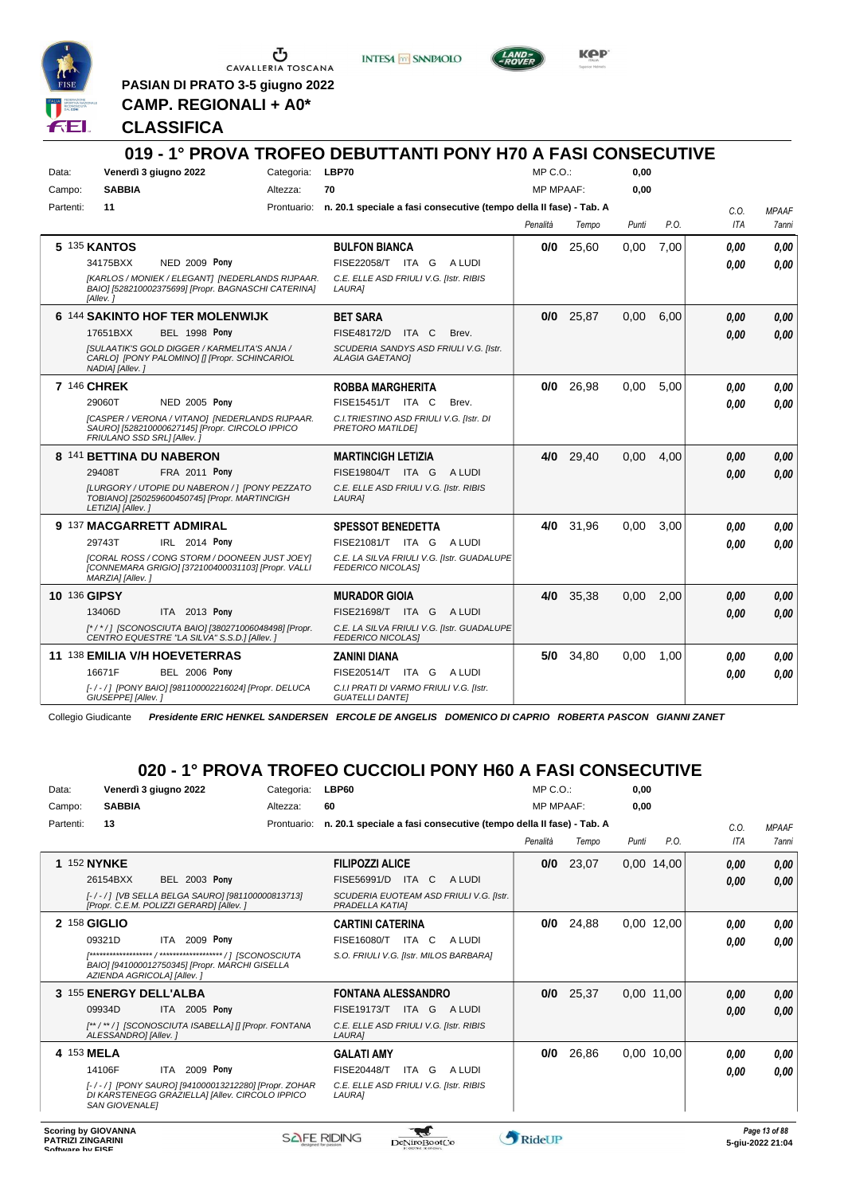PASIAN DI PRATO 3-5 giugno 2022

**CAMP. REGIONALI + A0\***

**CLASSIFICA**

## 019 - 1° PROVA TROFEO DEBUTTANTI PONY H70 A FASI CONSECUTIVE

Data: **Venerdì 3 giugno 2022** Categoria: **LBP70** MP C.O.: **0,00**
Campo: **SABBIA** Altezza: **70** MP MPAAF: **0,00**
Partenti: **11** Prontuario: **n. 20.1 speciale a fasi consecutive (tempo della II fase) - Tab. A**

| Cl. | N. | Cavallo | Cavaliere | Penalità | Tempo | Punti | P.O. | C.O. ITA | MPAAF 7anni |
|---|---|---|---|---|---|---|---|---|---|
| 5 | 135 | **KANTOS** 34175BXX NED 2009 Pony [KARLOS / MONIEK / ELEGANT] [NEDERLANDS RIJPAAR. BAIO] [528210002375699] [Propr. BAGNASCHI CATERINA] [Allev. ] | **BULFON BIANCA** FISE22058/T ITA G A LUDI C.E. ELLE ASD FRIULI V.G. [Istr. RIBIS LAURA] | 0/0 | 25,60 | 0,00 | 7,00 | 0,00 / 0,00 | 0,00 / 0,00 |
| 6 | 144 | **SAKINTO HOF TER MOLENWIJK** 17651BXX BEL 1998 Pony [SULAATIK'S GOLD DIGGER / KARMELITA'S ANJA / CARLO] [PONY PALOMINO] [] [Propr. SCHINCARIOL NADIA] [Allev. ] | **BET SARA** FISE48172/D ITA C Brev. SCUDERIA SANDYS ASD FRIULI V.G. [Istr. ALAGIA GAETANO] | 0/0 | 25,87 | 0,00 | 6,00 | 0,00 / 0,00 | 0,00 / 0,00 |
| 7 | 146 | **CHREK** 29060T NED 2005 Pony [CASPER / VERONA / VITANO] [NEDERLANDS RIJPAAR. SAURO] [528210000627145] [Propr. CIRCOLO IPPICO FRIULANO SSD SRL] [Allev. ] | **ROBBA MARGHERITA** FISE15451/T ITA C Brev. C.I.TRIESTINO ASD FRIULI V.G. [Istr. DI PRETORO MATILDE] | 0/0 | 26,98 | 0,00 | 5,00 | 0,00 / 0,00 | 0,00 / 0,00 |
| 8 | 141 | **BETTINA DU NABERON** 29408T FRA 2011 Pony [LURGORY / UTOPIE DU NABERON / ] [PONY PEZZATO TOBIANO] [250259600450745] [Propr. MARTINCIGH LETIZIA] [Allev. ] | **MARTINCIGH LETIZIA** FISE19804/T ITA G A LUDI C.E. ELLE ASD FRIULI V.G. [Istr. RIBIS LAURA] | 4/0 | 29,40 | 0,00 | 4,00 | 0,00 / 0,00 | 0,00 / 0,00 |
| 9 | 137 | **MACGARRETT ADMIRAL** 29743T IRL 2014 Pony [CORAL ROSS / CONG STORM / DOONEEN JUST JOEY] [CONNEMARA GRIGIO] [372100400031103] [Propr. VALLI MARZIA] [Allev. ] | **SPESSOT BENEDETTA** FISE21081/T ITA G A LUDI C.E. LA SILVA FRIULI V.G. [Istr. GUADALUPE FEDERICO NICOLAS] | 4/0 | 31,96 | 0,00 | 3,00 | 0,00 / 0,00 | 0,00 / 0,00 |
| 10 | 136 | **GIPSY** 13406D ITA 2013 Pony [* / * / ] [SCONOSCIUTA BAIO] [380271006048498] [Propr. CENTRO EQUESTRE "LA SILVA" S.S.D.] [Allev. ] | **MURADOR GIOIA** FISE21698/T ITA G A LUDI C.E. LA SILVA FRIULI V.G. [Istr. GUADALUPE FEDERICO NICOLAS] | 4/0 | 35,38 | 0,00 | 2,00 | 0,00 / 0,00 | 0,00 / 0,00 |
| 11 | 138 | **EMILIA V/H HOEVETERRAS** 16671F BEL 2006 Pony [- / - / ] [PONY BAIO] [981100002216024] [Propr. DELUCA GIUSEPPE] [Allev. ] | **ZANINI DIANA** FISE20514/T ITA G A LUDI C.I.I PRATI DI VARMO FRIULI V.G. [Istr. GUATELLI DANTE] | 5/0 | 34,80 | 0,00 | 1,00 | 0,00 / 0,00 | 0,00 / 0,00 |

Collegio Giudicante *Presidente ERIC HENKEL SANDERSEN ERCOLE DE ANGELIS DOMENICO DI CAPRIO ROBERTA PASCON GIANNI ZANET*

## 020 - 1° PROVA TROFEO CUCCIOLI PONY H60 A FASI CONSECUTIVE

Data: **Venerdì 3 giugno 2022** Categoria: **LBP60** MP C.O.: **0,00**
Campo: **SABBIA** Altezza: **60** MP MPAAF: **0,00**
Partenti: **13** Prontuario: **n. 20.1 speciale a fasi consecutive (tempo della II fase) - Tab. A**

| Cl. | N. | Cavallo | Cavaliere | Penalità | Tempo | Punti | P.O. | C.O. ITA | MPAAF 7anni |
|---|---|---|---|---|---|---|---|---|---|
| 1 | 152 | **NYNKE** 26154BXX BEL 2003 Pony [- / - / ] [VB SELLA BELGA SAURO] [981100000813713] [Propr. C.E.M. POLIZZI GERARD] [Allev. ] | **FILIPOZZI ALICE** FISE56991/D ITA C A LUDI SCUDERIA EUOTEAM ASD FRIULI V.G. [Istr. PRADELLA KATIA] | 0/0 | 23,07 | 0,00 | 14,00 | 0,00 / 0,00 | 0,00 / 0,00 |
| 2 | 158 | **GIGLIO** 09321D ITA 2009 Pony [******************** / ******************** / ] [SCONOSCIUTA BAIO] [941000012750345] [Propr. MARCHI GISELLA AZIENDA AGRICOLA] [Allev. ] | **CARTINI CATERINA** FISE16080/T ITA C A LUDI S.O. FRIULI V.G. [Istr. MILOS BARBARA] | 0/0 | 24,88 | 0,00 | 12,00 | 0,00 / 0,00 | 0,00 / 0,00 |
| 3 | 155 | **ENERGY DELL'ALBA** 09934D ITA 2005 Pony [** / ** / ] [SCONOSCIUTA ISABELLA] [] [Propr. FONTANA ALESSANDRO] [Allev. ] | **FONTANA ALESSANDRO** FISE19173/T ITA G A LUDI C.E. ELLE ASD FRIULI V.G. [Istr. RIBIS LAURA] | 0/0 | 25,37 | 0,00 | 11,00 | 0,00 / 0,00 | 0,00 / 0,00 |
| 4 | 153 | **MELA** 14106F ITA 2009 Pony [- / - / ] [PONY SAURO] [941000013212280] [Propr. ZOHAR DI KARSTENEGG GRAZIELLA] [Allev. CIRCOLO IPPICO SAN GIOVENALE] | **GALATI AMY** FISE20448/T ITA G A LUDI C.E. ELLE ASD FRIULI V.G. [Istr. RIBIS LAURA] | 0/0 | 26,86 | 0,00 | 10,00 | 0,00 / 0,00 | 0,00 / 0,00 |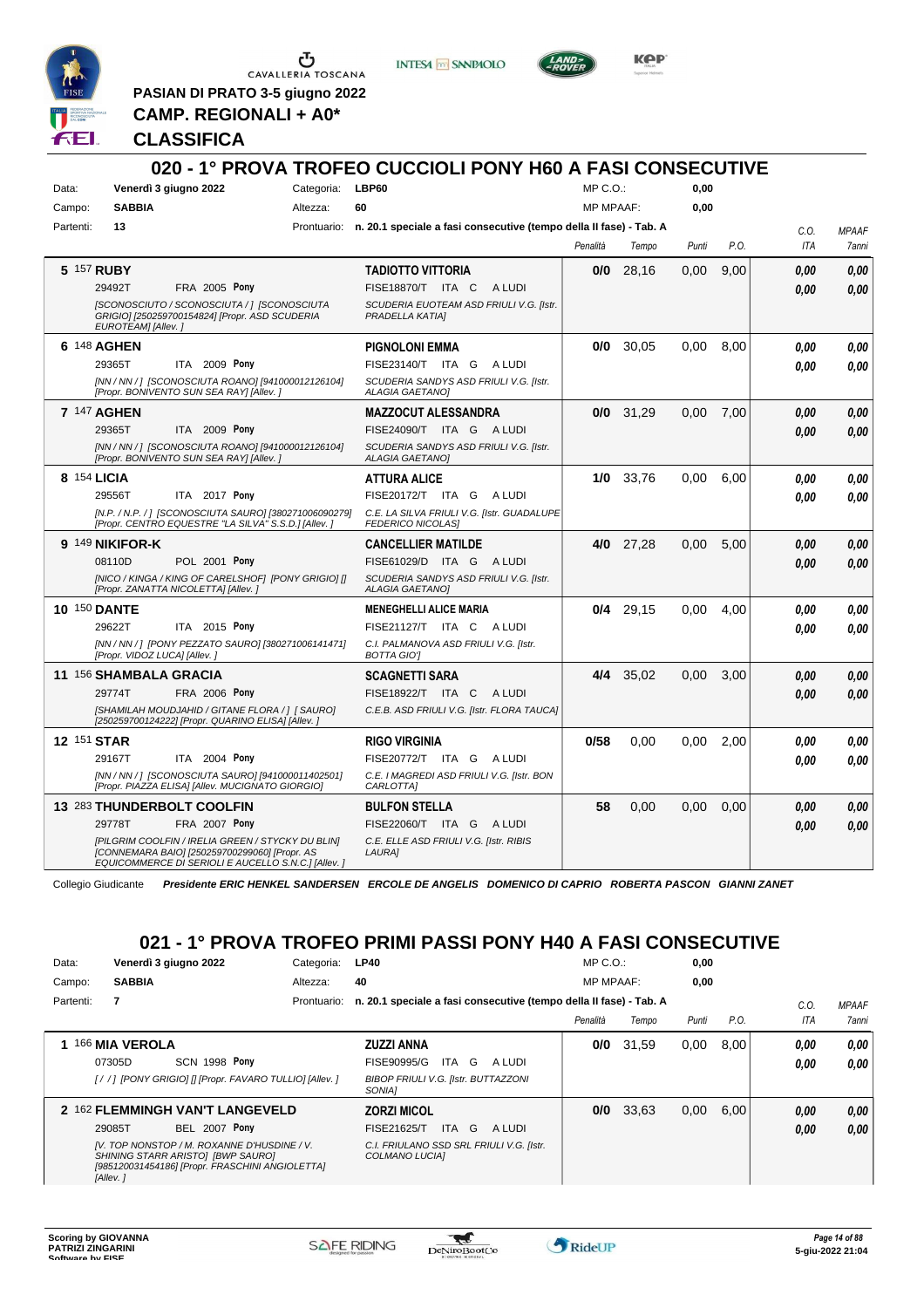PASIAN DI PRATO 3-5 giugno 2022

CAMP. REGIONALI + A0*

CLASSIFICA

## 020 - 1° PROVA TROFEO CUCCIOLI PONY H60 A FASI CONSECUTIVE

Data: Venerdì 3 giugno 2022 — Categoria: LBP60 — MP C.O.: 0,00
Campo: SABBIA — Altezza: 60 — MP MPAAF: 0,00
Partenti: 13 — Prontuario: n. 20.1 speciale a fasi consecutive (tempo della II fase) - Tab. A

| Cl. | Cavallo | Cavaliere | Penalità | Tempo | Punti | P.O. | C.O. ITA | MPAAF 7anni |
|---|---|---|---|---|---|---|---|---|
| 5 | 157 **RUBY**<br>29492T FRA 2005 Pony<br>[SCONOSCIUTO / SCONOSCIUTA / ] [SCONOSCIUTA GRIGIO] [250259700154824] [Propr. ASD SCUDERIA EUROTEAM] [Allev. ] | **TADIOTTO VITTORIA**<br>FISE18870/T ITA C A LUDI<br>SCUDERIA EUROTEAM ASD FRIULI V.G. [Istr. PRADELLA KATIA] | 0/0 | 28,16 | 0,00 | 9,00 | 0,00<br>0,00 | 0,00<br>0,00 |
| 6 | 148 **AGHEN**<br>29365T ITA 2009 Pony<br>[NN / NN / ] [SCONOSCIUTA ROANO] [941000012126104] [Propr. BONIVENTO SUN SEA RAY] [Allev. ] | **PIGNOLONI EMMA**<br>FISE23140/T ITA G A LUDI<br>SCUDERIA SANDYS ASD FRIULI V.G. [Istr. ALAGIA GAETANO] | 0/0 | 30,05 | 0,00 | 8,00 | 0,00<br>0,00 | 0,00<br>0,00 |
| 7 | 147 **AGHEN**<br>29365T ITA 2009 Pony<br>[NN / NN / ] [SCONOSCIUTA ROANO] [941000012126104] [Propr. BONIVENTO SUN SEA RAY] [Allev. ] | **MAZZOCUT ALESSANDRA**<br>FISE24090/T ITA G A LUDI<br>SCUDERIA SANDYS ASD FRIULI V.G. [Istr. ALAGIA GAETANO] | 0/0 | 31,29 | 0,00 | 7,00 | 0,00<br>0,00 | 0,00<br>0,00 |
| 8 | 154 **LICIA**<br>29556T ITA 2017 Pony<br>[N.P. / N.P. / ] [SCONOSCIUTA SAURO] [380271006090279] [Propr. CENTRO EQUESTRE "LA SILVA" S.S.D.] [Allev. ] | **ATTURA ALICE**<br>FISE20172/T ITA G A LUDI<br>C.E. LA SILVA FRIULI V.G. [Istr. GUADALUPE FEDERICO NICOLAS] | 1/0 | 33,76 | 0,00 | 6,00 | 0,00<br>0,00 | 0,00<br>0,00 |
| 9 | 149 **NIKIFOR-K**<br>08110D POL 2001 Pony<br>[NICO / KINGA / KING OF CARELSHOF] [PONY GRIGIO] [] [Propr. ZANATTA NICOLETTA] [Allev. ] | **CANCELLIER MATILDE**<br>FISE61029/D ITA G A LUDI<br>SCUDERIA SANDYS ASD FRIULI V.G. [Istr. ALAGIA GAETANO] | 4/0 | 27,28 | 0,00 | 5,00 | 0,00<br>0,00 | 0,00<br>0,00 |
| 10 | 150 **DANTE**<br>29622T ITA 2015 Pony<br>[NN / NN / ] [PONY PEZZATO SAURO] [380271006141471] [Propr. VIDOZ LUCA] [Allev. ] | **MENEGHELLI ALICE MARIA**<br>FISE21127/T ITA C A LUDI<br>C.I. PALMANOVA ASD FRIULI V.G. [Istr. BOTTA GIO'] | 0/4 | 29,15 | 0,00 | 4,00 | 0,00<br>0,00 | 0,00<br>0,00 |
| 11 | 156 **SHAMBALA GRACIA**<br>29774T FRA 2006 Pony<br>[SHAMILAH MOUDJAHID / GITANE FLORA / ] [ SAURO] [250259700124222] [Propr. QUARINO ELISA] [Allev. ] | **SCAGNETTI SARA**<br>FISE18922/T ITA C A LUDI<br>C.E.B. ASD FRIULI V.G. [Istr. FLORA TAUCA] | 4/4 | 35,02 | 0,00 | 3,00 | 0,00<br>0,00 | 0,00<br>0,00 |
| 12 | 151 **STAR**<br>29167T ITA 2004 Pony<br>[NN / NN / ] [SCONOSCIUTA SAURO] [941000011402501] [Propr. PIAZZA ELISA] [Allev. MUCIGNATO GIORGIO] | **RIGO VIRGINIA**<br>FISE20772/T ITA G A LUDI<br>C.E. I MAGREDI ASD FRIULI V.G. [Istr. BON CARLOTTA] | 0/58 | 0,00 | 0,00 | 2,00 | 0,00<br>0,00 | 0,00<br>0,00 |
| 13 | 283 **THUNDERBOLT COOLFIN**<br>29778T FRA 2007 Pony<br>[PILGRIM COOLFIN / IRELIA GREEN / STYCKY DU BLIN] [CONNEMARA BAIO] [250259700299060] [Propr. AS EQUICOMMERCE DI SERIOLI E AUCELLO S.N.C.] [Allev. ] | **BULFON STELLA**<br>FISE22060/T ITA G A LUDI<br>C.E. ELLE ASD FRIULI V.G. [Istr. RIBIS LAURA] | 58 | 0,00 | 0,00 | 0,00 | 0,00<br>0,00 | 0,00<br>0,00 |

Collegio Giudicante *Presidente ERIC HENKEL SANDERSEN ERCOLE DE ANGELIS DOMENICO DI CAPRIO ROBERTA PASCON GIANNI ZANET*

## 021 - 1° PROVA TROFEO PRIMI PASSI PONY H40 A FASI CONSECUTIVE

Data: Venerdì 3 giugno 2022 — Categoria: LP40 — MP C.O.: 0,00
Campo: SABBIA — Altezza: 40 — MP MPAAF: 0,00
Partenti: 7 — Prontuario: n. 20.1 speciale a fasi consecutive (tempo della II fase) - Tab. A

| Cl. | Cavallo | Cavaliere | Penalità | Tempo | Punti | P.O. | C.O. ITA | MPAAF 7anni |
|---|---|---|---|---|---|---|---|---|
| 1 | 166 **MIA VEROLA**<br>07305D SCN 1998 Pony<br>[ / / ] [PONY GRIGIO] [] [Propr. FAVARO TULLIO] [Allev. ] | **ZUZZI ANNA**<br>FISE90995/G ITA G A LUDI<br>BIBOP FRIULI V.G. [Istr. BUTTAZZONI SONIA] | 0/0 | 31,59 | 0,00 | 8,00 | 0,00<br>0,00 | 0,00<br>0,00 |
| 2 | 162 **FLEMMINGH VAN'T LANGEVELD**<br>29085T BEL 2007 Pony<br>[V. TOP NONSTOP / M. ROXANNE D'HUSDINE / V. SHINING STARR ARISTO] [BWP SAURO] [985120031454186] [Propr. FRASCHINI ANGIOLETTA] [Allev. ] | **ZORZI MICOL**<br>FISE21625/T ITA G A LUDI<br>C.I. FRIULANO SSD SRL FRIULI V.G. [Istr. COLMANO LUCIA] | 0/0 | 33,63 | 0,00 | 6,00 | 0,00<br>0,00 | 0,00<br>0,00 |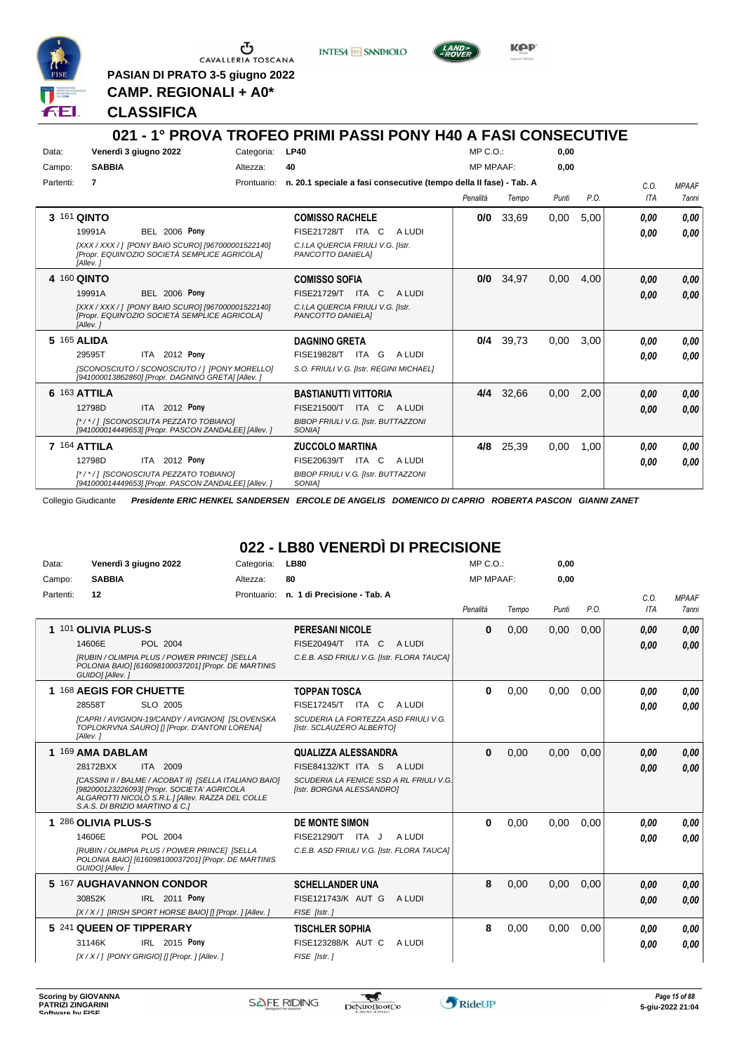PASIAN DI PRATO 3-5 giugno 2022

**CAMP. REGIONALI + A0***

**CLASSIFICA**

## 021 - 1° PROVA TROFEO PRIMI PASSI PONY H40 A FASI CONSECUTIVE

Data: Venerdì 3 giugno 2022 — Categoria: LP40 — MP C.O.: 0,00
Campo: SABBIA — Altezza: 40 — MP MPAAF: 0,00
Partenti: 7 — Prontuario: n. 20.1 speciale a fasi consecutive (tempo della II fase) - Tab. A

| Cl. | N. | Cavallo | Cavaliere | Penalità | Tempo | Punti | P.O. | C.O. ITA | MPAAF 7anni |
|---|---|---|---|---|---|---|---|---|---|
| 3 | 161 | **QINTO** 19991A BEL 2006 Pony [XXX / XXX / ] [PONY BAIO SCURO] [967000001522140] [Propr. EQUIN'OZIO SOCIETÀ SEMPLICE AGRICOLA] [Allev. ] | **COMISSO RACHELE** FISE21728/T ITA C A LUDI C.I.LA QUERCIA FRIULI V.G. [Istr. PANCOTTO DANIELA] | 0/0 | 33,69 | 0,00 | 5,00 | 0,00 0,00 | 0,00 0,00 |
| 4 | 160 | **QINTO** 19991A BEL 2006 Pony [XXX / XXX / ] [PONY BAIO SCURO] [967000001522140] [Propr. EQUIN'OZIO SOCIETÀ SEMPLICE AGRICOLA] [Allev. ] | **COMISSO SOFIA** FISE21729/T ITA C A LUDI C.I.LA QUERCIA FRIULI V.G. [Istr. PANCOTTO DANIELA] | 0/0 | 34,97 | 0,00 | 4,00 | 0,00 0,00 | 0,00 0,00 |
| 5 | 165 | **ALIDA** 29595T ITA 2012 Pony [SCONOSCIUTO / SCONOSCIUTO / ] [PONY MORELLO] [941000013862860] [Propr. DAGNINO GRETA] [Allev. ] | **DAGNINO GRETA** FISE19828/T ITA G A LUDI S.O. FRIULI V.G. [Istr. REGINI MICHAEL] | 0/4 | 39,73 | 0,00 | 3,00 | 0,00 0,00 | 0,00 0,00 |
| 6 | 163 | **ATTILA** 12798D ITA 2012 Pony [* / * / ] [SCONOSCIUTA PEZZATO TOBIANO] [941000014449653] [Propr. PASCON ZANDALEE] [Allev. ] | **BASTIANUTTI VITTORIA** FISE21500/T ITA C A LUDI BIBOP FRIULI V.G. [Istr. BUTTAZZONI SONIA] | 4/4 | 32,66 | 0,00 | 2,00 | 0,00 0,00 | 0,00 0,00 |
| 7 | 164 | **ATTILA** 12798D ITA 2012 Pony [* / * / ] [SCONOSCIUTA PEZZATO TOBIANO] [941000014449653] [Propr. PASCON ZANDALEE] [Allev. ] | **ZUCCOLO MARTINA** FISE20639/T ITA C A LUDI BIBOP FRIULI V.G. [Istr. BUTTAZZONI SONIA] | 4/8 | 25,39 | 0,00 | 1,00 | 0,00 0,00 | 0,00 0,00 |

Collegio Giudicante *Presidente ERIC HENKEL SANDERSEN ERCOLE DE ANGELIS DOMENICO DI CAPRIO ROBERTA PASCON GIANNI ZANET*

## 022 - LB80 VENERDÌ DI PRECISIONE

Data: Venerdì 3 giugno 2022 — Categoria: LB80 — MP C.O.: 0,00
Campo: SABBIA — Altezza: 80 — MP MPAAF: 0,00
Partenti: 12 — Prontuario: n. 1 di Precisione - Tab. A

| Cl. | N. | Cavallo | Cavaliere | Penalità | Tempo | Punti | P.O. | C.O. ITA | MPAAF 7anni |
|---|---|---|---|---|---|---|---|---|---|
| 1 | 101 | **OLIVIA PLUS-S** 14606E POL 2004 [RUBIN / OLIMPIA PLUS / POWER PRINCE] [SELLA POLONIA BAIO] [616098100037201] [Propr. DE MARTINIS GUIDO] [Allev. ] | **PERESANI NICOLE** FISE20494/T ITA C A LUDI C.E.B. ASD FRIULI V.G. [Istr. FLORA TAUCA] | 0 | 0,00 | 0,00 | 0,00 | 0,00 0,00 | 0,00 0,00 |
| 1 | 168 | **AEGIS FOR CHUETTE** 28558T SLO 2005 [CAPRI / AVIGNON-19/CANDY / AVIGNON] [SLOVENSKA TOPLOKRVNA SAURO] [] [Propr. D'ANTONI LORENA] [Allev. ] | **TOPPAN TOSCA** FISE17245/T ITA C A LUDI SCUDERIA LA FORTEZZA ASD FRIULI V.G. [Istr. SCLAUZERO ALBERTO] | 0 | 0,00 | 0,00 | 0,00 | 0,00 0,00 | 0,00 0,00 |
| 1 | 169 | **AMA DABLAM** 28172BXX ITA 2009 [CASSINI II / BALME / ACOBAT II] [SELLA ITALIANO BAIO] [982000123226093] [Propr. SOCIETA' AGRICOLA ALGAROTTI NICOLÒ S.R.L.] [Allev. RAZZA DEL COLLE S.A.S. DI BRIZIO MARTINO & C.] | **QUALIZZA ALESSANDRA** FISE84132/KT ITA S A LUDI SCUDERIA LA FENICE SSD A RL FRIULI V.G. [Istr. BORGNA ALESSANDRO] | 0 | 0,00 | 0,00 | 0,00 | 0,00 0,00 | 0,00 0,00 |
| 1 | 286 | **OLIVIA PLUS-S** 14606E POL 2004 [RUBIN / OLIMPIA PLUS / POWER PRINCE] [SELLA POLONIA BAIO] [616098100037201] [Propr. DE MARTINIS GUIDO] [Allev. ] | **DE MONTE SIMON** FISE21290/T ITA J A LUDI C.E.B. ASD FRIULI V.G. [Istr. FLORA TAUCA] | 0 | 0,00 | 0,00 | 0,00 | 0,00 0,00 | 0,00 0,00 |
| 5 | 167 | **AUGHAVANNON CONDOR** 30852K IRL 2011 Pony [X / X / ] [IRISH SPORT HORSE BAIO] [] [Propr. ] [Allev. ] | **SCHELLANDER UNA** FISE121743/K AUT G A LUDI FISE [Istr. ] | 8 | 0,00 | 0,00 | 0,00 | 0,00 0,00 | 0,00 0,00 |
| 5 | 241 | **QUEEN OF TIPPERARY** 31146K IRL 2015 Pony [X / X / ] [PONY GRIGIO] [] [Propr. ] [Allev. ] | **TISCHLER SOPHIA** FISE123288/K AUT C A LUDI FISE [Istr. ] | 8 | 0,00 | 0,00 | 0,00 | 0,00 0,00 | 0,00 0,00 |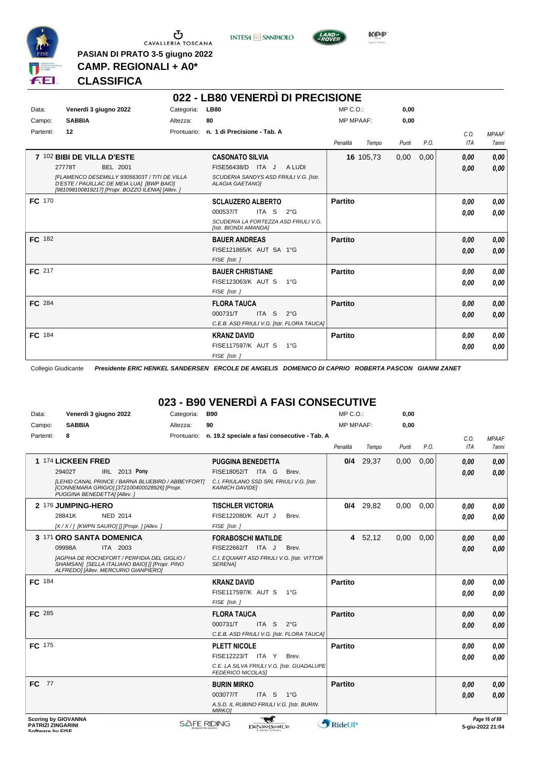PASIAN DI PRATO 3-5 giugno 2022
CAMP. REGIONALI + A0*
**CLASSIFICA**

## 022 - LB80 VENERDÌ DI PRECISIONE

Data: **Venerdì 3 giugno 2022** Categoria: **LB80** MP C.O.: **0,00**
Campo: **SABBIA** Altezza: **80** MP MPAAF: **0,00**
Partenti: **12** Prontuario: **n. 1 di Precisione - Tab. A**

| | Cavallo | Cavaliere | Penalità | Tempo | Punti | P.O. | C.O. ITA | MPAAF 7anni |
|---|---|---|---|---|---|---|---|---|
| 7 | 102 **BIBI DE VILLA D'ESTE** 27778T BEL 2001 *[FLAMENCO DESEMILLY 93056303T / TITI DE VILLA D'ESTE / PAUILLAC DE MEIA LUA] [BWP BAIO] [981098100819217] [Propr. BOZZO ILENIA] [Allev. ]* | **CASONATO SILVIA** FISE56438/D ITA J A LUDI *SCUDERIA SANDYS ASD FRIULI V.G. [Istr. ALAGIA GAETANO]* | 16 | 105,73 | 0,00 | 0,00 | 0,00 / 0,00 | 0,00 / 0,00 |
| FC | 170 | **SCLAUZERO ALBERTO** 000537/T ITA S 2°G *SCUDERIA LA FORTEZZA ASD FRIULI V.G. [Istr. BIONDI AMANDA]* | Partito | | | | 0,00 / 0,00 | 0,00 / 0,00 |
| FC | 182 | **BAUER ANDREAS** FISE121865/K AUT SA 1°G *FISE [Istr. ]* | Partito | | | | 0,00 / 0,00 | 0,00 / 0,00 |
| FC | 217 | **BAUER CHRISTIANE** FISE123063/K AUT S 1°G *FISE [Istr. ]* | Partito | | | | 0,00 / 0,00 | 0,00 / 0,00 |
| FC | 284 | **FLORA TAUCA** 000731/T ITA S 2°G *C.E.B. ASD FRIULI V.G. [Istr. FLORA TAUCA]* | Partito | | | | 0,00 / 0,00 | 0,00 / 0,00 |
| FC | 184 | **KRANZ DAVID** FISE117597/K AUT S 1°G *FISE [Istr. ]* | Partito | | | | 0,00 / 0,00 | 0,00 / 0,00 |

Collegio Giudicante *Presidente ERIC HENKEL SANDERSEN ERCOLE DE ANGELIS DOMENICO DI CAPRIO ROBERTA PASCON GIANNI ZANET*

## 023 - B90 VENERDÌ A FASI CONSECUTIVE

Data: **Venerdì 3 giugno 2022** Categoria: **B90** MP C.O.: **0,00**
Campo: **SABBIA** Altezza: **90** MP MPAAF: **0,00**
Partenti: **8** Prontuario: **n. 19.2 speciale a fasi consecutive - Tab. A**

| | Cavallo | Cavaliere | Penalità | Tempo | Punti | P.O. | C.O. ITA | MPAAF 7anni |
|---|---|---|---|---|---|---|---|---|
| 1 | 174 **LICKEEN FRED** 29402T IRL 2013 **Pony** *[LEHID CANAL PRINCE / BARNA BLUEBIRD / ABBEYFORT] [CONNEMARA GRIGIO] [372100400028926] [Propr. PUGGINA BENEDETTA] [Allev. ]* | **PUGGINA BENEDETTA** FISE18052/T ITA G Brev. *C.I. FRIULANO SSD SRL FRIULI V.G. [Istr. KAINICH DAVIDE]* | 0/4 | 29,37 | 0,00 | 0,00 | 0,00 / 0,00 | 0,00 / 0,00 |
| 2 | 176 **JUMPING-HERO** 28841K NED 2014 *[X / X / ] [KWPN SAURO] [] [Propr. ] [Allev. ]* | **TISCHLER VICTORIA** FISE122080/K AUT J Brev. *FISE [Istr. ]* | 0/4 | 29,82 | 0,00 | 0,00 | 0,00 / 0,00 | 0,00 / 0,00 |
| 3 | 171 **ORO SANTA DOMENICA** 09998A ITA 2003 *[AGPHA DE ROCHEFORT / PERFIDIA DEL GIGLIO / SHAMSAN] [SELLA ITALIANO BAIO] [] [Propr. PINO ALFREDO] [Allev. MERCURIO GIANPIERO]* | **FORABOSCHI MATILDE** FISE22662/T ITA J Brev. *C.I. EQUIART ASD FRIULI V.G. [Istr. VITTOR SERENA]* | 4 | 52,12 | 0,00 | 0,00 | 0,00 / 0,00 | 0,00 / 0,00 |
| FC | 184 | **KRANZ DAVID** FISE117597/K AUT S 1°G *FISE [Istr. ]* | Partito | | | | 0,00 / 0,00 | 0,00 / 0,00 |
| FC | 285 | **FLORA TAUCA** 000731/T ITA S 2°G *C.E.B. ASD FRIULI V.G. [Istr. FLORA TAUCA]* | Partito | | | | 0,00 / 0,00 | 0,00 / 0,00 |
| FC | 175 | **PLETT NICOLE** FISE12223/T ITA Y Brev. *C.E. LA SILVA FRIULI V.G. [Istr. GUADALUPE FEDERICO NICOLAS]* | Partito | | | | 0,00 / 0,00 | 0,00 / 0,00 |
| FC | 77 | **BURIN MIRKO** 003077/T ITA S 1°G *A.S.D. IL RUBINO FRIULI V.G. [Istr. BURIN MIRKO]* | Partito | | | | 0,00 / 0,00 | 0,00 / 0,00 |

Scoring by GIOVANNA PATRIZI ZINGARINI
5-giu-2022 21:04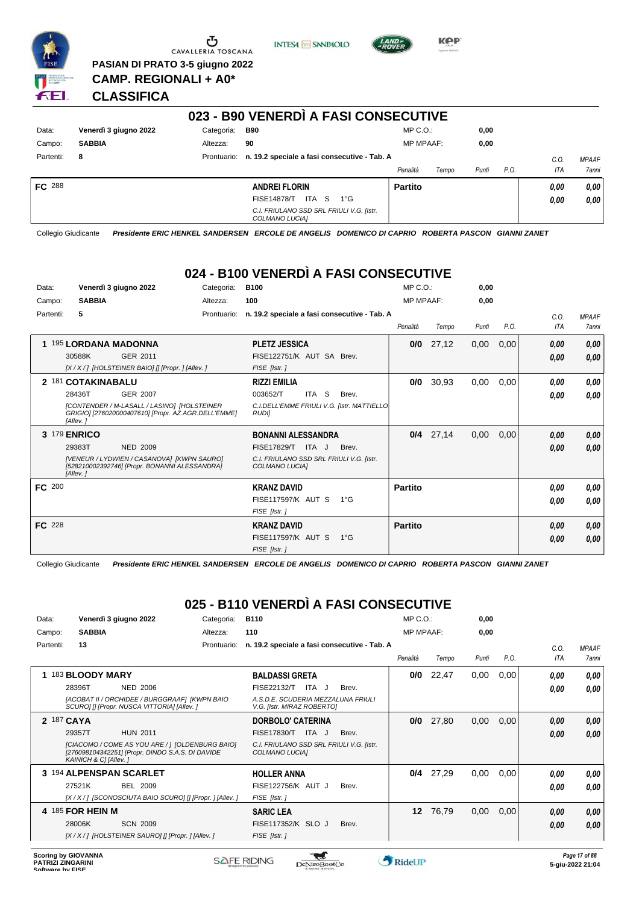PASIAN DI PRATO 3-5 giugno 2022

**CAMP. REGIONALI + A0***

**CLASSIFICA**

## 023 - B90 VENERDÌ A FASI CONSECUTIVE

Data: **Venerdì 3 giugno 2022** — Categoria: **B90** — MP C.O.: **0,00**
Campo: **SABBIA** — Altezza: **90** — MP MPAAF: **0,00**
Partenti: **8** — Prontuario: **n. 19.2 speciale a fasi consecutive - Tab. A**

| | Cavallo | Cavaliere | Penalità | Tempo | Punti | P.O. | C.O. ITA | MPAAF 7anni |
|---|---|---|---|---|---|---|---|---|
| **FC** 288 | | **ANDREI FLORIN** FISE14878/T ITA S 1°G *C.I. FRIULANO SSD SRL FRIULI V.G. [Istr. COLMANO LUCIA]* | **Partito** | | | | **0,00** **0,00** | **0,00** **0,00** |

Collegio Giudicante *Presidente ERIC HENKEL SANDERSEN ERCOLE DE ANGELIS DOMENICO DI CAPRIO ROBERTA PASCON GIANNI ZANET*

## 024 - B100 VENERDÌ A FASI CONSECUTIVE

Data: **Venerdì 3 giugno 2022** — Categoria: **B100** — MP C.O.: **0,00**
Campo: **SABBIA** — Altezza: **100** — MP MPAAF: **0,00**
Partenti: **5** — Prontuario: **n. 19.2 speciale a fasi consecutive - Tab. A**

| | Cavallo | Cavaliere | Penalità | Tempo | Punti | P.O. | C.O. ITA | MPAAF 7anni |
|---|---|---|---|---|---|---|---|---|
| **1** | 195 **LORDANA MADONNA** 30588K GER 2011 *[X / X / ] [HOLSTEINER BAIO] [] [Propr. ] [Allev. ]* | **PLETZ JESSICA** FISE122751/K AUT SA Brev. *FISE [Istr. ]* | **0/0** | 27,12 | 0,00 | 0,00 | **0,00** **0,00** | **0,00** **0,00** |
| **2** | 181 **COTAKINABALU** 28436T GER 2007 *[CONTENDER / M-LASALL / LASINO] [HOLSTEINER GRIGIO] [276020000407610] [Propr. AZ.AGR.DELL'EMME] [Allev. ]* | **RIZZI EMILIA** 003652/T ITA S Brev. *C.I.DELL'EMME FRIULI V.G. [Istr. MATTIELLO RUDI]* | **0/0** | 30,93 | 0,00 | 0,00 | **0,00** **0,00** | **0,00** **0,00** |
| **3** | 179 **ENRICO** 29383T NED 2009 *[VENEUR / LYDWIEN / CASANOVA] [KWPN SAURO] [528210002392746] [Propr. BONANNI ALESSANDRA] [Allev. ]* | **BONANNI ALESSANDRA** FISE17829/T ITA J Brev. *C.I. FRIULANO SSD SRL FRIULI V.G. [Istr. COLMANO LUCIA]* | **0/4** | 27,14 | 0,00 | 0,00 | **0,00** **0,00** | **0,00** **0,00** |
| **FC** | 200 | **KRANZ DAVID** FISE117597/K AUT S 1°G *FISE [Istr. ]* | **Partito** | | | | **0,00** **0,00** | **0,00** **0,00** |
| **FC** | 228 | **KRANZ DAVID** FISE117597/K AUT S 1°G *FISE [Istr. ]* | **Partito** | | | | **0,00** **0,00** | **0,00** **0,00** |

Collegio Giudicante *Presidente ERIC HENKEL SANDERSEN ERCOLE DE ANGELIS DOMENICO DI CAPRIO ROBERTA PASCON GIANNI ZANET*

## 025 - B110 VENERDÌ A FASI CONSECUTIVE

Data: **Venerdì 3 giugno 2022** — Categoria: **B110** — MP C.O.: **0,00**
Campo: **SABBIA** — Altezza: **110** — MP MPAAF: **0,00**
Partenti: **13** — Prontuario: **n. 19.2 speciale a fasi consecutive - Tab. A**

| | Cavallo | Cavaliere | Penalità | Tempo | Punti | P.O. | C.O. ITA | MPAAF 7anni |
|---|---|---|---|---|---|---|---|---|
| **1** | 183 **BLOODY MARY** 28396T NED 2006 *[ACOBAT II / ORCHIDEE / BURGGRAAF] [KWPN BAIO SCURO] [] [Propr. NUSCA VITTORIA] [Allev. ]* | **BALDASSI GRETA** FISE22132/T ITA J Brev. *A.S.D.E. SCUDERIA MEZZALUNA FRIULI V.G. [Istr. MIRAZ ROBERTO]* | **0/0** | 22,47 | 0,00 | 0,00 | **0,00** **0,00** | **0,00** **0,00** |
| **2** | 187 **CAYA** 29357T HUN 2011 *[CIACOMO / COME AS YOU ARE / ] [OLDENBURG BAIO] [276098104342251] [Propr. DINDO S.A.S. DI DAVIDE KAINICH & C] [Allev. ]* | **DORBOLO' CATERINA** FISE17830/T ITA J Brev. *C.I. FRIULANO SSD SRL FRIULI V.G. [Istr. COLMANO LUCIA]* | **0/0** | 27,80 | 0,00 | 0,00 | **0,00** **0,00** | **0,00** **0,00** |
| **3** | 194 **ALPENSPAN SCARLET** 27521K BEL 2009 *[X / X / ] [SCONOSCIUTA BAIO SCURO] [] [Propr. ] [Allev. ]* | **HOLLER ANNA** FISE122756/K AUT J Brev. *FISE [Istr. ]* | **0/4** | 27,29 | 0,00 | 0,00 | **0,00** **0,00** | **0,00** **0,00** |
| **4** | 185 **FOR HEIN M** 28006K SCN 2009 *[X / X / ] [HOLSTEINER SAURO] [] [Propr. ] [Allev. ]* | **SARIC LEA** FISE117352/K SLO J Brev. *FISE [Istr. ]* | **12** | 76,79 | 0,00 | 0,00 | **0,00** **0,00** | **0,00** **0,00** |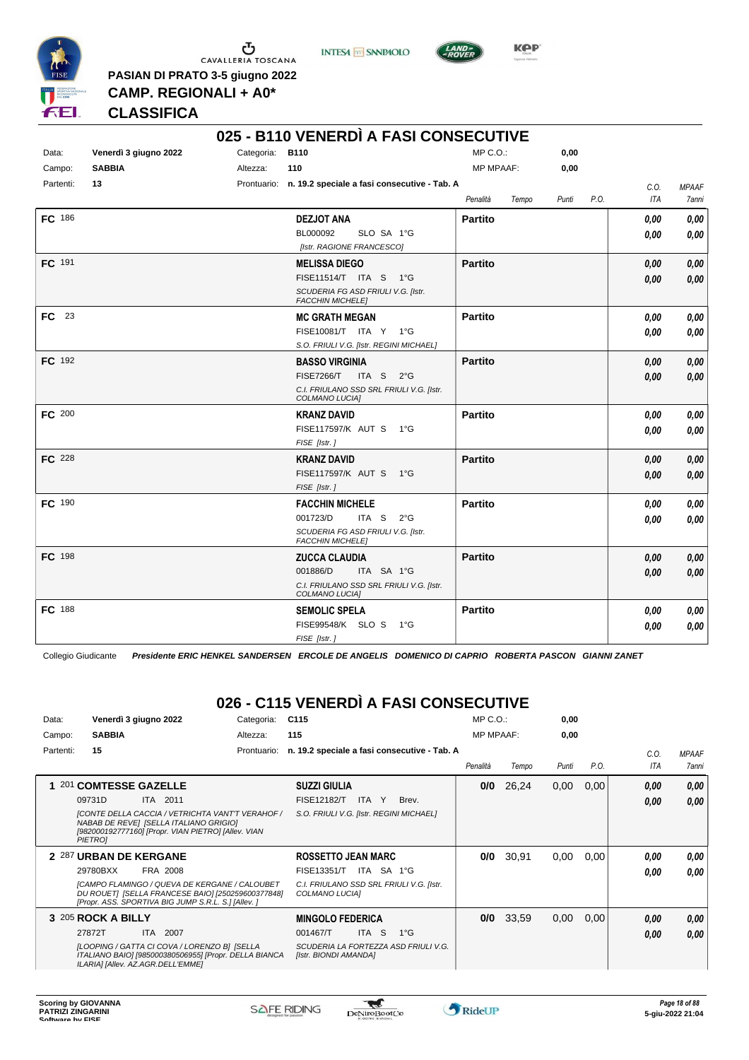PASIAN DI PRATO 3-5 giugno 2022

CAMP. REGIONALI + A0*

**CLASSIFICA**

## 025 - B110 VENERDÌ A FASI CONSECUTIVE

| Data: | Venerdì 3 giugno 2022 | Categoria: | B110 | MP C.O.: | 0,00 |
|---|---|---|---|---|---|
| Campo: | SABBIA | Altezza: | 110 | MP MPAAF: | 0,00 |
| Partenti: | 13 | Prontuario: | n. 19.2 speciale a fasi consecutive - Tab. A | | |

| | Cavaliere | Penalità | Tempo | Punti | P.O. | C.O. ITA | MPAAF 7anni |
|---|---|---|---|---|---|---|---|
| FC 186 | **DEZJOT ANA** BL000092 SLO SA 1°G [Istr. RAGIONE FRANCESCO] | **Partito** | | | | 0,00 / 0,00 | 0,00 / 0,00 |
| FC 191 | **MELISSA DIEGO** FISE11514/T ITA S 1°G SCUDERIA FG ASD FRIULI V.G. [Istr. FACCHIN MICHELE] | **Partito** | | | | 0,00 / 0,00 | 0,00 / 0,00 |
| FC 23 | **MC GRATH MEGAN** FISE10081/T ITA Y 1°G S.O. FRIULI V.G. [Istr. REGINI MICHAEL] | **Partito** | | | | 0,00 / 0,00 | 0,00 / 0,00 |
| FC 192 | **BASSO VIRGINIA** FISE7266/T ITA S 2°G C.I. FRIULANO SSD SRL FRIULI V.G. [Istr. COLMANO LUCIA] | **Partito** | | | | 0,00 / 0,00 | 0,00 / 0,00 |
| FC 200 | **KRANZ DAVID** FISE117597/K AUT S 1°G FISE [Istr. ] | **Partito** | | | | 0,00 / 0,00 | 0,00 / 0,00 |
| FC 228 | **KRANZ DAVID** FISE117597/K AUT S 1°G FISE [Istr. ] | **Partito** | | | | 0,00 / 0,00 | 0,00 / 0,00 |
| FC 190 | **FACCHIN MICHELE** 001723/D ITA S 2°G SCUDERIA FG ASD FRIULI V.G. [Istr. FACCHIN MICHELE] | **Partito** | | | | 0,00 / 0,00 | 0,00 / 0,00 |
| FC 198 | **ZUCCA CLAUDIA** 001886/D ITA SA 1°G C.I. FRIULANO SSD SRL FRIULI V.G. [Istr. COLMANO LUCIA] | **Partito** | | | | 0,00 / 0,00 | 0,00 / 0,00 |
| FC 188 | **SEMOLIC SPELA** FISE99548/K SLO S 1°G FISE [Istr. ] | **Partito** | | | | 0,00 / 0,00 | 0,00 / 0,00 |

Collegio Giudicante *Presidente ERIC HENKEL SANDERSEN ERCOLE DE ANGELIS DOMENICO DI CAPRIO ROBERTA PASCON GIANNI ZANET*

## 026 - C115 VENERDÌ A FASI CONSECUTIVE

| Data: | Venerdì 3 giugno 2022 | Categoria: | C115 | MP C.O.: | 0,00 |
|---|---|---|---|---|---|
| Campo: | SABBIA | Altezza: | 115 | MP MPAAF: | 0,00 |
| Partenti: | 15 | Prontuario: | n. 19.2 speciale a fasi consecutive - Tab. A | | |

| | Cavallo | Cavaliere | Penalità | Tempo | Punti | P.O. | C.O. ITA | MPAAF 7anni |
|---|---|---|---|---|---|---|---|---|
| 1 | 201 **COMTESSE GAZELLE** 09731D ITA 2011 [CONTE DELLA CACCIA / VETRICHTA VANT'T VERAHOF / NABAB DE REVE] [SELLA ITALIANO GRIGIO] [982000192777160] [Propr. VIAN PIETRO] [Allev. VIAN PIETRO] | **SUZZI GIULIA** FISE12182/T ITA Y Brev. S.O. FRIULI V.G. [Istr. REGINI MICHAEL] | **0/0** | 26,24 | 0,00 | 0,00 | 0,00 / 0,00 | 0,00 / 0,00 |
| 2 | 287 **URBAN DE KERGANE** 29780BXX FRA 2008 [CAMPO FLAMINGO / QUEVA DE KERGANE / CALOUBET DU ROUET] [SELLA FRANCESE BAIO] [250259600377848] [Propr. ASS. SPORTIVA BIG JUMP S.R.L. S.] [Allev. ] | **ROSSETTO JEAN MARC** FISE13351/T ITA SA 1°G C.I. FRIULANO SSD SRL FRIULI V.G. [Istr. COLMANO LUCIA] | **0/0** | 30,91 | 0,00 | 0,00 | 0,00 / 0,00 | 0,00 / 0,00 |
| 3 | 205 **ROCK A BILLY** 27872T ITA 2007 [LOOPING / GATTA CI COVA / LORENZO B] [SELLA ITALIANO BAIO] [985000380506955] [Propr. DELLA BIANCA ILARIA] [Allev. AZ.AGR.DELL'EMME] | **MINGOLO FEDERICA** 001467/T ITA S 1°G SCUDERIA LA FORTEZZA ASD FRIULI V.G. [Istr. BIONDI AMANDA] | **0/0** | 33,59 | 0,00 | 0,00 | 0,00 / 0,00 | 0,00 / 0,00 |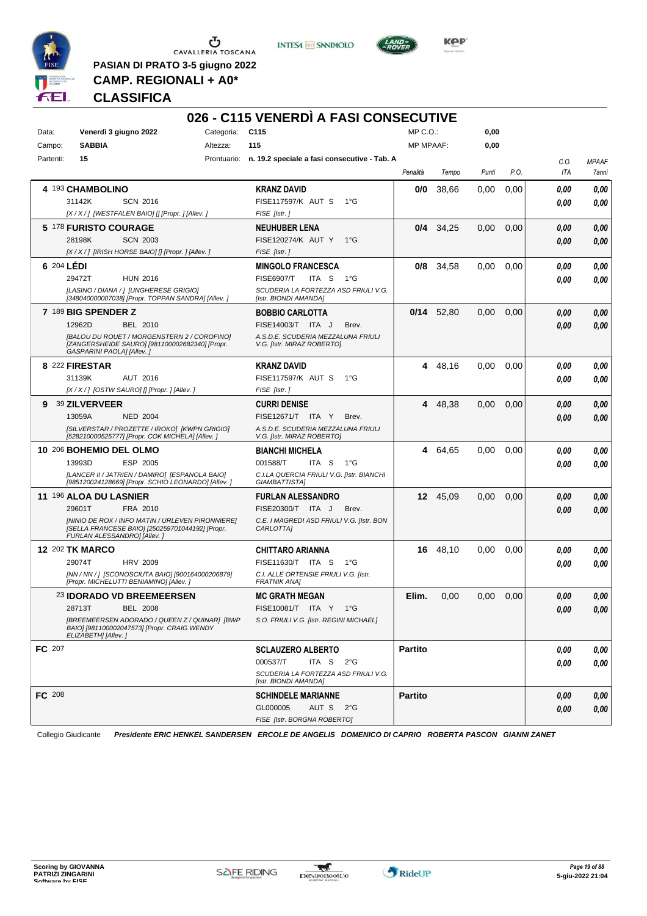**PASIAN DI PRATO 3-5 giugno 2022**
**CAMP. REGIONALI + A0***
**CLASSIFICA**

# 026 - C115 VENERDÌ A FASI CONSECUTIVE

Data: **Venerdì 3 giugno 2022** Categoria: **C115** MP C.O.: **0,00**
Campo: **SABBIA** Altezza: **115** MP MPAAF: **0,00**
Partenti: **15** Prontuario: **n. 19.2 speciale a fasi consecutive - Tab. A**

| Class. | Cavallo | Cavaliere | Penalità | Tempo | Punti | P.O. | C.O. ITA | MPAAF 7anni |
|---|---|---|---|---|---|---|---|---|
| 4 | 193 **CHAMBOLINO** 31142K SCN 2016 [X / X / ] [WESTFALEN BAIO] [] [Propr. ] [Allev. ] | **KRANZ DAVID** FISE117597/K AUT S 1°G FISE [Istr. ] | **0/0** | 38,66 | 0,00 | 0,00 | 0,00 / 0,00 | 0,00 / 0,00 |
| 5 | 178 **FURISTO COURAGE** 28198K SCN 2003 [X / X / ] [IRISH HORSE BAIO] [] [Propr. ] [Allev. ] | **NEUHUBER LENA** FISE120274/K AUT Y 1°G FISE [Istr. ] | **0/4** | 34,25 | 0,00 | 0,00 | 0,00 / 0,00 | 0,00 / 0,00 |
| 6 | 204 **LÉDI** 29472T HUN 2016 [LASINO / DIANA / ] [UNGHERESE GRIGIO] [348040000007038] [Propr. TOPPAN SANDRA] [Allev. ] | **MINGOLO FRANCESCA** FISE6907/T ITA S 1°G SCUDERIA LA FORTEZZA ASD FRIULI V.G. [Istr. BIONDI AMANDA] | **0/8** | 34,58 | 0,00 | 0,00 | 0,00 / 0,00 | 0,00 / 0,00 |
| 7 | 189 **BIG SPENDER Z** 12962D BEL 2010 [BALOU DU ROUET / MORGENSTERN 2 / COROFINO] [ZANGERSHEIDE SAURO] [981100002682340] [Propr. GASPARINI PAOLA] [Allev. ] | **BOBBIO CARLOTTA** FISE14003/T ITA J Brev. A.S.D.E. SCUDERIA MEZZALUNA FRIULI V.G. [Istr. MIRAZ ROBERTO] | **0/14** | 52,80 | 0,00 | 0,00 | 0,00 / 0,00 | 0,00 / 0,00 |
| 8 | 222 **FIRESTAR** 31139K AUT 2016 [X / X / ] [OSTW SAURO] [] [Propr. ] [Allev. ] | **KRANZ DAVID** FISE117597/K AUT S 1°G FISE [Istr. ] | **4** | 48,16 | 0,00 | 0,00 | 0,00 / 0,00 | 0,00 / 0,00 |
| 9 | 39 **ZILVERVEER** 13059A NED 2004 [SILVERSTAR / PROZETTE / IROKO] [KWPN GRIGIO] [528210000525777] [Propr. COK MICHELA] [Allev. ] | **CURRI DENISE** FISE12671/T ITA Y Brev. A.S.D.E. SCUDERIA MEZZALUNA FRIULI V.G. [Istr. MIRAZ ROBERTO] | **4** | 48,38 | 0,00 | 0,00 | 0,00 / 0,00 | 0,00 / 0,00 |
| 10 | 206 **BOHEMIO DEL OLMO** 13993D ESP 2005 [LANCER II / JATRIEN / DAMIRO] [ESPANOLA BAIO] [985120024128669] [Propr. SCHIO LEONARDO] [Allev. ] | **BIANCHI MICHELA** 001588/T ITA S 1°G C.I.LA QUERCIA FRIULI V.G. [Istr. BIANCHI GIAMBATTISTA] | **4** | 64,65 | 0,00 | 0,00 | 0,00 / 0,00 | 0,00 / 0,00 |
| 11 | 196 **ALOA DU LASNIER** 29601T FRA 2010 [NINIO DE ROX / INFO MATIN / URLEVEN PIRONNIERE] [SELLA FRANCESE BAIO] [250259701044192] [Propr. FURLAN ALESSANDRO] [Allev. ] | **FURLAN ALESSANDRO** FISE20300/T ITA J Brev. C.E. I MAGREDI ASD FRIULI V.G. [Istr. BON CARLOTTA] | **12** | 45,09 | 0,00 | 0,00 | 0,00 / 0,00 | 0,00 / 0,00 |
| 12 | 202 **TK MARCO** 29074T HRV 2009 [NN / NN / ] [SCONOSCIUTA BAIO] [900164000206879] [Propr. MICHELUTTI BENIAMINO] [Allev. ] | **CHITTARO ARIANNA** FISE11630/T ITA S 1°G C.I. ALLE ORTENSIE FRIULI V.G. [Istr. FRATNIK ANA] | **16** | 48,10 | 0,00 | 0,00 | 0,00 / 0,00 | 0,00 / 0,00 |
| | 23 **IDORADO VD BREEMEERSEN** 28713T BEL 2008 [BREEMEERSEN ADORADO / QUEEN Z / QUINAR] [BWP BAIO] [981100002047573] [Propr. CRAIG WENDY ELIZABETH] [Allev. ] | **MC GRATH MEGAN** FISE10081/T ITA Y 1°G S.O. FRIULI V.G. [Istr. REGINI MICHAEL] | **Elim.** | 0,00 | 0,00 | 0,00 | 0,00 / 0,00 | 0,00 / 0,00 |
| **FC** | 207 | **SCLAUZERO ALBERTO** 000537/T ITA S 2°G SCUDERIA LA FORTEZZA ASD FRIULI V.G. [Istr. BIONDI AMANDA] | **Partito** | | | | 0,00 / 0,00 | 0,00 / 0,00 |
| **FC** | 208 | **SCHINDELE MARIANNE** GL000005 AUT S 2°G FISE [Istr. BORGNA ROBERTO] | **Partito** | | | | 0,00 / 0,00 | 0,00 / 0,00 |

Collegio Giudicante *Presidente ERIC HENKEL SANDERSEN ERCOLE DE ANGELIS DOMENICO DI CAPRIO ROBERTA PASCON GIANNI ZANET*

**Scoring by GIOVANNA PATRIZI ZINGARINI**
*5-giu-2022 21:04*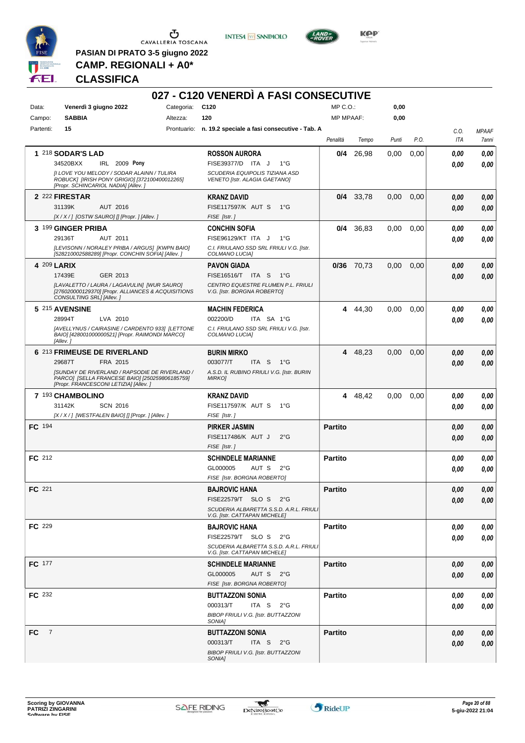PASIAN DI PRATO 3-5 giugno 2022

**CAMP. REGIONALI + A0***

**CLASSIFICA**

# 027 - C120 VENERDÌ A FASI CONSECUTIVE

Data: **Venerdì 3 giugno 2022** Categoria: **C120** MP C.O.: **0,00**

Campo: **SABBIA** Altezza: **120** MP MPAAF: **0,00**

Partenti: **15** Prontuario: **n. 19.2 speciale a fasi consecutive - Tab. A**

| Pos. | Cavallo | Cavaliere | Penalità | Tempo | Punti | P.O. | C.O. ITA | MPAAF 7anni |
|---|---|---|---|---|---|---|---|---|
| 1 | 218 **SODAR'S LAD** 34520BXX IRL 2009 **Pony** *[I LOVE YOU MELODY / SODAR ALAINN / TULIRA ROBUCK] [IRISH PONY GRIGIO] [372100400012265] [Propr. SCHINCARIOL NADIA] [Allev. ]* | **ROSSON AURORA** FISE39377/D ITA J 1°G *SCUDERIA EQUIPOLIS TIZIANA ASD VENETO [Istr. ALAGIA GAETANO]* | **0/4** | 26,98 | 0,00 | 0,00 | 0,00 0,00 | 0,00 0,00 |
| 2 | 222 **FIRESTAR** 31139K AUT 2016 *[X / X / ] [OSTW SAURO] [] [Propr. ] [Allev. ]* | **KRANZ DAVID** FISE117597/K AUT S 1°G *FISE [Istr. ]* | **0/4** | 33,78 | 0,00 | 0,00 | 0,00 0,00 | 0,00 0,00 |
| 3 | 199 **GINGER PRIBA** 29136T AUT 2011 *[LEVISONN / NORALEY PRIBA / ARGUS] [KWPN BAIO] [528210002588289] [Propr. CONCHIN SOFIA] [Allev. ]* | **CONCHIN SOFIA** FISE96129/KT ITA J 1°G *C.I. FRIULANO SSD SRL FRIULI V.G. [Istr. COLMANO LUCIA]* | **0/4** | 36,83 | 0,00 | 0,00 | 0,00 0,00 | 0,00 0,00 |
| 4 | 209 **LARIX** 17439E GER 2013 *[LAVALETTO / LAURA / LAGAVULIN] [WUR SAURO] [276020000129370] [Propr. ALLIANCES & ACQUISITIONS CONSULTING SRL] [Allev. ]* | **PAVON GIADA** FISE16516/T ITA S 1°G *CENTRO EQUESTRE FLUMEN P.L. FRIULI V.G. [Istr. BORGNA ROBERTO]* | **0/36** | 70,73 | 0,00 | 0,00 | 0,00 0,00 | 0,00 0,00 |
| 5 | 215 **AVENSINE** 28994T LVA 2010 *[AVELLYNUS / CAIRASINE / CARDENTO 933] [LETTONE BAIO] [428001000000521] [Propr. RAIMONDI MARCO] [Allev. ]* | **MACHIN FEDERICA** 002200/D ITA SA 1°G *C.I. FRIULANO SSD SRL FRIULI V.G. [Istr. COLMANO LUCIA]* | **4** | 44,30 | 0,00 | 0,00 | 0,00 0,00 | 0,00 0,00 |
| 6 | 213 **FRIMEUSE DE RIVERLAND** 29687T FRA 2015 *[SUNDAY DE RIVERLAND / RAPSODIE DE RIVERLAND / PARCO] [SELLA FRANCESE BAIO] [250259806185759] [Propr. FRANCESCONI LETIZIA] [Allev. ]* | **BURIN MIRKO** 003077/T ITA S 1°G *A.S.D. IL RUBINO FRIULI V.G. [Istr. BURIN MIRKO]* | **4** | 48,23 | 0,00 | 0,00 | 0,00 0,00 | 0,00 0,00 |
| 7 | 193 **CHAMBOLINO** 31142K SCN 2016 *[X / X / ] [WESTFALEN BAIO] [] [Propr. ] [Allev. ]* | **KRANZ DAVID** FISE117597/K AUT S 1°G *FISE [Istr. ]* | **4** | 48,42 | 0,00 | 0,00 | 0,00 0,00 | 0,00 0,00 |
| FC | 194 | **PIRKER JASMIN** FISE117486/K AUT J 2°G *FISE [Istr. ]* | **Partito** | | | | 0,00 0,00 | 0,00 0,00 |
| FC | 212 | **SCHINDELE MARIANNE** GL000005 AUT S 2°G *FISE [Istr. BORGNA ROBERTO]* | **Partito** | | | | 0,00 0,00 | 0,00 0,00 |
| FC | 221 | **BAJROVIC HANA** FISE22579/T SLO S 2°G *SCUDERIA ALBARETTA S.S.D. A.R.L. FRIULI V.G. [Istr. CATTAPAN MICHELE]* | **Partito** | | | | 0,00 0,00 | 0,00 0,00 |
| FC | 229 | **BAJROVIC HANA** FISE22579/T SLO S 2°G *SCUDERIA ALBARETTA S.S.D. A.R.L. FRIULI V.G. [Istr. CATTAPAN MICHELE]* | **Partito** | | | | 0,00 0,00 | 0,00 0,00 |
| FC | 177 | **SCHINDELE MARIANNE** GL000005 AUT S 2°G *FISE [Istr. BORGNA ROBERTO]* | **Partito** | | | | 0,00 0,00 | 0,00 0,00 |
| FC | 232 | **BUTTAZZONI SONIA** 000313/T ITA S 2°G *BIBOP FRIULI V.G. [Istr. BUTTAZZONI SONIA]* | **Partito** | | | | 0,00 0,00 | 0,00 0,00 |
| FC | 7 | **BUTTAZZONI SONIA** 000313/T ITA S 2°G *BIBOP FRIULI V.G. [Istr. BUTTAZZONI SONIA]* | **Partito** | | | | 0,00 0,00 | 0,00 0,00 |

Scoring by GIOVANNA PATRIZI ZINGARINI

5-giu-2022 21:04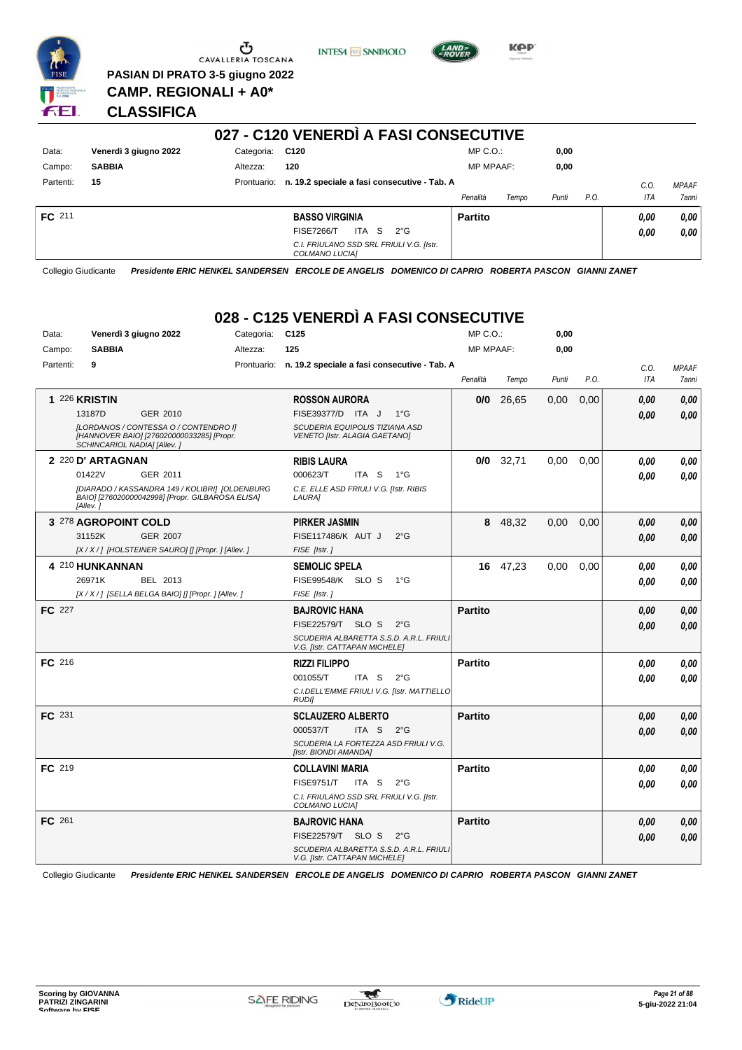PASIAN DI PRATO 3-5 giugno 2022

**CAMP. REGIONALI + A0***

**CLASSIFICA**

## 027 - C120 VENERDÌ A FASI CONSECUTIVE

Data: Venerdì 3 giugno 2022 — Categoria: C120 — MP C.O.: 0,00
Campo: SABBIA — Altezza: 120 — MP MPAAF: 0,00
Partenti: 15 — Prontuario: n. 19.2 speciale a fasi consecutive - Tab. A

| | Cavallo | Cavaliere | Penalità | Tempo | Punti | P.O. | C.O. ITA | MPAAF 7anni |
|---|---|---|---|---|---|---|---|---|
| FC | 211 | **BASSO VIRGINIA** FISE7266/T ITA S 2°G *C.I. FRIULANO SSD SRL FRIULI V.G. [Istr. COLMANO LUCIA]* | Partito | | | | 0,00 / 0,00 | 0,00 / 0,00 |

Collegio Giudicante *Presidente ERIC HENKEL SANDERSEN ERCOLE DE ANGELIS DOMENICO DI CAPRIO ROBERTA PASCON GIANNI ZANET*

## 028 - C125 VENERDÌ A FASI CONSECUTIVE

Data: Venerdì 3 giugno 2022 — Categoria: C125 — MP C.O.: 0,00
Campo: SABBIA — Altezza: 125 — MP MPAAF: 0,00
Partenti: 9 — Prontuario: n. 19.2 speciale a fasi consecutive - Tab. A

| | Cavallo | Cavaliere | Penalità | Tempo | Punti | P.O. | C.O. ITA | MPAAF 7anni |
|---|---|---|---|---|---|---|---|---|
| 1 | 226 **KRISTIN** 13187D GER 2010 *[LORDANOS / CONTESSA O / CONTENDRO I] [HANNOVER BAIO] [276020000033285] [Propr. SCHINCARIOL NADIA] [Allev. ]* | **ROSSON AURORA** FISE39377/D ITA J 1°G *SCUDERIA EQUIPOLIS TIZIANA ASD VENETO [Istr. ALAGIA GAETANO]* | 0/0 | 26,65 | 0,00 | 0,00 | 0,00 / 0,00 | 0,00 / 0,00 |
| 2 | 220 **D' ARTAGNAN** 01422V GER 2011 *[DIARADO / KASSANDRA 149 / KOLIBRI] [OLDENBURG BAIO] [276020000042998] [Propr. GILBAROSA ELISA] [Allev. ]* | **RIBIS LAURA** 000623/T ITA S 1°G *C.E. ELLE ASD FRIULI V.G. [Istr. RIBIS LAURA]* | 0/0 | 32,71 | 0,00 | 0,00 | 0,00 / 0,00 | 0,00 / 0,00 |
| 3 | 278 **AGROPOINT COLD** 31152K GER 2007 *[X / X / ] [HOLSTEINER SAURO] [] [Propr. ] [Allev. ]* | **PIRKER JASMIN** FISE117486/K AUT J 2°G *FISE [Istr. ]* | 8 | 48,32 | 0,00 | 0,00 | 0,00 / 0,00 | 0,00 / 0,00 |
| 4 | 210 **HUNKANNAN** 26971K BEL 2013 *[X / X / ] [SELLA BELGA BAIO] [] [Propr. ] [Allev. ]* | **SEMOLIC SPELA** FISE99548/K SLO S 1°G *FISE [Istr. ]* | 16 | 47,23 | 0,00 | 0,00 | 0,00 / 0,00 | 0,00 / 0,00 |
| FC | 227 | **BAJROVIC HANA** FISE22579/T SLO S 2°G *SCUDERIA ALBARETTA S.S.D. A.R.L. FRIULI V.G. [Istr. CATTAPAN MICHELE]* | Partito | | | | 0,00 / 0,00 | 0,00 / 0,00 |
| FC | 216 | **RIZZI FILIPPO** 001055/T ITA S 2°G *C.I.DELL'EMME FRIULI V.G. [Istr. MATTIELLO RUDI]* | Partito | | | | 0,00 / 0,00 | 0,00 / 0,00 |
| FC | 231 | **SCLAUZERO ALBERTO** 000537/T ITA S 2°G *SCUDERIA LA FORTEZZA ASD FRIULI V.G. [Istr. BIONDI AMANDA]* | Partito | | | | 0,00 / 0,00 | 0,00 / 0,00 |
| FC | 219 | **COLLAVINI MARIA** FISE9751/T ITA S 2°G *C.I. FRIULANO SSD SRL FRIULI V.G. [Istr. COLMANO LUCIA]* | Partito | | | | 0,00 / 0,00 | 0,00 / 0,00 |
| FC | 261 | **BAJROVIC HANA** FISE22579/T SLO S 2°G *SCUDERIA ALBARETTA S.S.D. A.R.L. FRIULI V.G. [Istr. CATTAPAN MICHELE]* | Partito | | | | 0,00 / 0,00 | 0,00 / 0,00 |

Collegio Giudicante *Presidente ERIC HENKEL SANDERSEN ERCOLE DE ANGELIS DOMENICO DI CAPRIO ROBERTA PASCON GIANNI ZANET*

Scoring by GIOVANNA PATRIZI ZINGARINI — Software by FISE — 5-giu-2022 21:04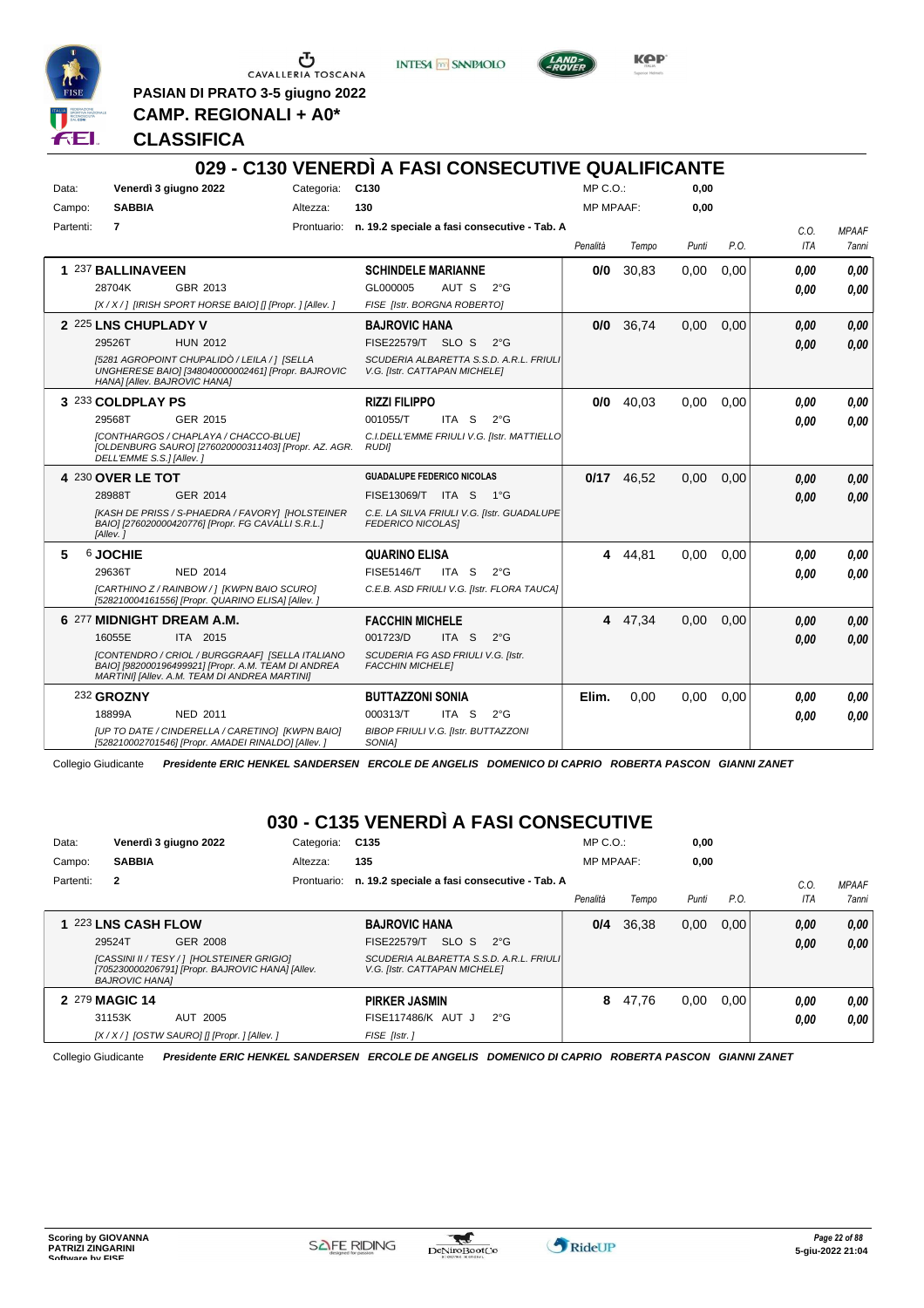**PASIAN DI PRATO 3-5 giugno 2022**
**CAMP. REGIONALI + A0***
**CLASSIFICA**

## 029 - C130 VENERDÌ A FASI CONSECUTIVE QUALIFICANTE

Data: **Venerdì 3 giugno 2022** — Categoria: **C130** — MP C.O.: **0,00**
Campo: **SABBIA** — Altezza: **130** — MP MPAAF: **0,00**
Partenti: **7** — Prontuario: **n. 19.2 speciale a fasi consecutive - Tab. A**

| Pos. | Cavallo | Cavaliere | Penalità | Tempo | Punti | P.O. | C.O. ITA | MPAAF 7anni |
|---|---|---|---|---|---|---|---|---|
| 1 | 237 **BALLINAVEEN** 28704K GBR 2013 [X / X / ] [IRISH SPORT HORSE BAIO] [] [Propr. ] [Allev. ] | **SCHINDELE MARIANNE** GL000005 AUT S 2°G FISE [Istr. BORGNA ROBERTO] | 0/0 | 30,83 | 0,00 | 0,00 | 0,00 / 0,00 | 0,00 / 0,00 |
| 2 | 225 **LNS CHUPLADY V** 29526T HUN 2012 [5281 AGROPOINT CHUPALIDÒ / LEILA / ] [SELLA UNGHERESE BAIO] [348040000002461] [Propr. BAJROVIC HANA] [Allev. BAJROVIC HANA] | **BAJROVIC HANA** FISE22579/T SLO S 2°G SCUDERIA ALBARETTA S.S.D. A.R.L. FRIULI V.G. [Istr. CATTAPAN MICHELE] | 0/0 | 36,74 | 0,00 | 0,00 | 0,00 / 0,00 | 0,00 / 0,00 |
| 3 | 233 **COLDPLAY PS** 29568T GER 2015 [CONTHARGOS / CHAPLAYA / CHACCO-BLUE] [OLDENBURG SAURO] [276020000311403] [Propr. AZ. AGR. DELL'EMME S.S.] [Allev. ] | **RIZZI FILIPPO** 001055/T ITA S 2°G C.I.DELL'EMME FRIULI V.G. [Istr. MATTIELLO RUDI] | 0/0 | 40,03 | 0,00 | 0,00 | 0,00 / 0,00 | 0,00 / 0,00 |
| 4 | 230 **OVER LE TOT** 28988T GER 2014 [KASH DE PRISS / S-PHAEDRA / FAVORY] [HOLSTEINER BAIO] [276020000420776] [Propr. FG CAVALLI S.R.L.] [Allev. ] | **GUADALUPE FEDERICO NICOLAS** FISE13069/T ITA S 1°G C.E. LA SILVA FRIULI V.G. [Istr. GUADALUPE FEDERICO NICOLAS] | 0/17 | 46,52 | 0,00 | 0,00 | 0,00 / 0,00 | 0,00 / 0,00 |
| 5 | 6 **JOCHIE** 29636T NED 2014 [CARTHINO Z / RAINBOW / ] [KWPN BAIO SCURO] [528210004161556] [Propr. QUARINO ELISA] [Allev. ] | **QUARINO ELISA** FISE5146/T ITA S 2°G C.E.B. ASD FRIULI V.G. [Istr. FLORA TAUCA] | 4 | 44,81 | 0,00 | 0,00 | 0,00 / 0,00 | 0,00 / 0,00 |
| 6 | 277 **MIDNIGHT DREAM A.M.** 16055E ITA 2015 [CONTENDRO / CRIOL / BURGGRAAF] [SELLA ITALIANO BAIO] [982000196499921] [Propr. A.M. TEAM DI ANDREA MARTINI] [Allev. A.M. TEAM DI ANDREA MARTINI] | **FACCHIN MICHELE** 001723/D ITA S 2°G SCUDERIA FG ASD FRIULI V.G. [Istr. FACCHIN MICHELE] | 4 | 47,34 | 0,00 | 0,00 | 0,00 / 0,00 | 0,00 / 0,00 |
| | 232 **GROZNY** 18899A NED 2011 [UP TO DATE / CINDERELLA / CARETINO] [KWPN BAIO] [528210002701546] [Propr. AMADEI RINALDO] [Allev. ] | **BUTTAZZONI SONIA** 000313/T ITA S 2°G BIBOP FRIULI V.G. [Istr. BUTTAZZONI SONIA] | Elim. | 0,00 | 0,00 | 0,00 | 0,00 / 0,00 | 0,00 / 0,00 |

Collegio Giudicante *Presidente ERIC HENKEL SANDERSEN ERCOLE DE ANGELIS DOMENICO DI CAPRIO ROBERTA PASCON GIANNI ZANET*

## 030 - C135 VENERDÌ A FASI CONSECUTIVE

Data: **Venerdì 3 giugno 2022** — Categoria: **C135** — MP C.O.: **0,00**
Campo: **SABBIA** — Altezza: **135** — MP MPAAF: **0,00**
Partenti: **2** — Prontuario: **n. 19.2 speciale a fasi consecutive - Tab. A**

| Pos. | Cavallo | Cavaliere | Penalità | Tempo | Punti | P.O. | C.O. ITA | MPAAF 7anni |
|---|---|---|---|---|---|---|---|---|
| 1 | 223 **LNS CASH FLOW** 29524T GER 2008 [CASSINI II / TESY / ] [HOLSTEINER GRIGIO] [705230000206791] [Propr. BAJROVIC HANA] [Allev. BAJROVIC HANA] | **BAJROVIC HANA** FISE22579/T SLO S 2°G SCUDERIA ALBARETTA S.S.D. A.R.L. FRIULI V.G. [Istr. CATTAPAN MICHELE] | 0/4 | 36,38 | 0,00 | 0,00 | 0,00 / 0,00 | 0,00 / 0,00 |
| 2 | 279 **MAGIC 14** 31153K AUT 2005 [X / X / ] [OSTW SAURO] [] [Propr. ] [Allev. ] | **PIRKER JASMIN** FISE117486/K AUT J 2°G FISE [Istr. ] | 8 | 47,76 | 0,00 | 0,00 | 0,00 / 0,00 | 0,00 / 0,00 |

Collegio Giudicante *Presidente ERIC HENKEL SANDERSEN ERCOLE DE ANGELIS DOMENICO DI CAPRIO ROBERTA PASCON GIANNI ZANET*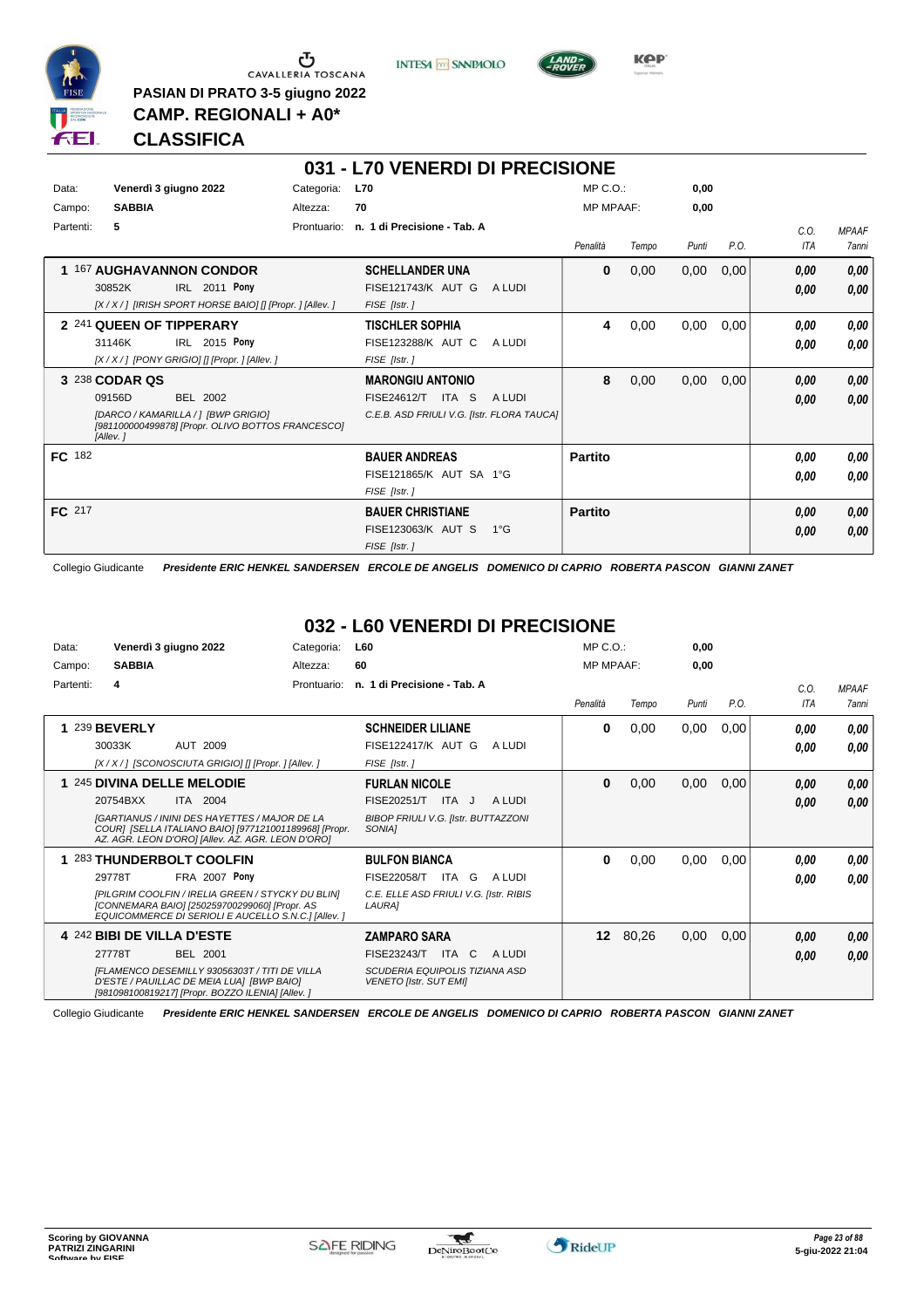PASIAN DI PRATO 3-5 giugno 2022

CAMP. REGIONALI + A0*

# CLASSIFICA

## 031 - L70 VENERDI DI PRECISIONE

Data: Venerdì 3 giugno 2022 | Categoria: L70 | MP C.O.: 0,00
Campo: SABBIA | Altezza: 70 | MP MPAAF: 0,00
Partenti: 5 | Prontuario: n. 1 di Precisione - Tab. A

| Pos | Cavallo | Cavaliere | Penalità | Tempo | Punti | P.O. | C.O. ITA | MPAAF 7anni |
|---|---|---|---|---|---|---|---|---|
| 1 | 167 AUGHAVANNON CONDOR<br>30852K IRL 2011 Pony<br>[X / X / ] [IRISH SPORT HORSE BAIO] [] [Propr. ] [Allev. ] | SCHELLANDER UNA<br>FISE121743/K AUT G A LUDI<br>FISE [Istr. ] | 0 | 0,00 | 0,00 | 0,00 | 0,00<br>0,00 | 0,00<br>0,00 |
| 2 | 241 QUEEN OF TIPPERARY<br>31146K IRL 2015 Pony<br>[X / X / ] [PONY GRIGIO] [] [Propr. ] [Allev. ] | TISCHLER SOPHIA<br>FISE123288/K AUT C A LUDI<br>FISE [Istr. ] | 4 | 0,00 | 0,00 | 0,00 | 0,00<br>0,00 | 0,00<br>0,00 |
| 3 | 238 CODAR QS<br>09156D BEL 2002<br>[DARCO / KAMARILLA / ] [BWP GRIGIO] [981100000499878] [Propr. OLIVO BOTTOS FRANCESCO] [Allev. ] | MARONGIU ANTONIO<br>FISE24612/T ITA S A LUDI<br>C.E.B. ASD FRIULI V.G. [Istr. FLORA TAUCA] | 8 | 0,00 | 0,00 | 0,00 | 0,00<br>0,00 | 0,00<br>0,00 |
| FC | 182 | BAUER ANDREAS<br>FISE121865/K AUT SA 1°G<br>FISE [Istr. ] | Partito | | | | 0,00<br>0,00 | 0,00<br>0,00 |
| FC | 217 | BAUER CHRISTIANE<br>FISE123063/K AUT S 1°G<br>FISE [Istr. ] | Partito | | | | 0,00<br>0,00 | 0,00<br>0,00 |

Collegio Giudicante *Presidente ERIC HENKEL SANDERSEN ERCOLE DE ANGELIS DOMENICO DI CAPRIO ROBERTA PASCON GIANNI ZANET*

## 032 - L60 VENERDI DI PRECISIONE

Data: Venerdì 3 giugno 2022 | Categoria: L60 | MP C.O.: 0,00
Campo: SABBIA | Altezza: 60 | MP MPAAF: 0,00
Partenti: 4 | Prontuario: n. 1 di Precisione - Tab. A

| Pos | Cavallo | Cavaliere | Penalità | Tempo | Punti | P.O. | C.O. ITA | MPAAF 7anni |
|---|---|---|---|---|---|---|---|---|
| 1 | 239 BEVERLY<br>30033K AUT 2009<br>[X / X / ] [SCONOSCIUTA GRIGIO] [] [Propr. ] [Allev. ] | SCHNEIDER LILIANE<br>FISE122417/K AUT G A LUDI<br>FISE [Istr. ] | 0 | 0,00 | 0,00 | 0,00 | 0,00<br>0,00 | 0,00<br>0,00 |
| 1 | 245 DIVINA DELLE MELODIE<br>20754BXX ITA 2004<br>[GARTIANUS / ININI DES HAYETTES / MAJOR DE LA COUR] [SELLA ITALIANO BAIO] [977121001189968] [Propr. AZ. AGR. LEON D'ORO] [Allev. AZ. AGR. LEON D'ORO] | FURLAN NICOLE<br>FISE20251/T ITA J A LUDI<br>BIBOP FRIULI V.G. [Istr. BUTTAZZONI SONIA] | 0 | 0,00 | 0,00 | 0,00 | 0,00<br>0,00 | 0,00<br>0,00 |
| 1 | 283 THUNDERBOLT COOLFIN<br>29778T FRA 2007 Pony<br>[PILGRIM COOLFIN / IRELIA GREEN / STYCKY DU BLIN] [CONNEMARA BAIO] [250259700299060] [Propr. AS EQUICOMMERCE DI SERIOLI E AUCELLO S.N.C.] [Allev. ] | BULFON BIANCA<br>FISE22058/T ITA G A LUDI<br>C.E. ELLE ASD FRIULI V.G. [Istr. RIBIS LAURA] | 0 | 0,00 | 0,00 | 0,00 | 0,00<br>0,00 | 0,00<br>0,00 |
| 4 | 242 BIBI DE VILLA D'ESTE<br>27778T BEL 2001<br>[FLAMENCO DESEMILLY 93056303T / TITI DE VILLA D'ESTE / PAUILLAC DE MEIA LUA] [BWP BAIO] [981098100819217] [Propr. BOZZO ILENIA] [Allev. ] | ZAMPARO SARA<br>FISE23243/T ITA C A LUDI<br>SCUDERIA EQUIPOLIS TIZIANA ASD VENETO [Istr. SUT EMI] | 12 | 80,26 | 0,00 | 0,00 | 0,00<br>0,00 | 0,00<br>0,00 |

Collegio Giudicante *Presidente ERIC HENKEL SANDERSEN ERCOLE DE ANGELIS DOMENICO DI CAPRIO ROBERTA PASCON GIANNI ZANET*

Scoring by GIOVANNA PATRIZI ZINGARINI
Software by FISE

5-giu-2022 21:04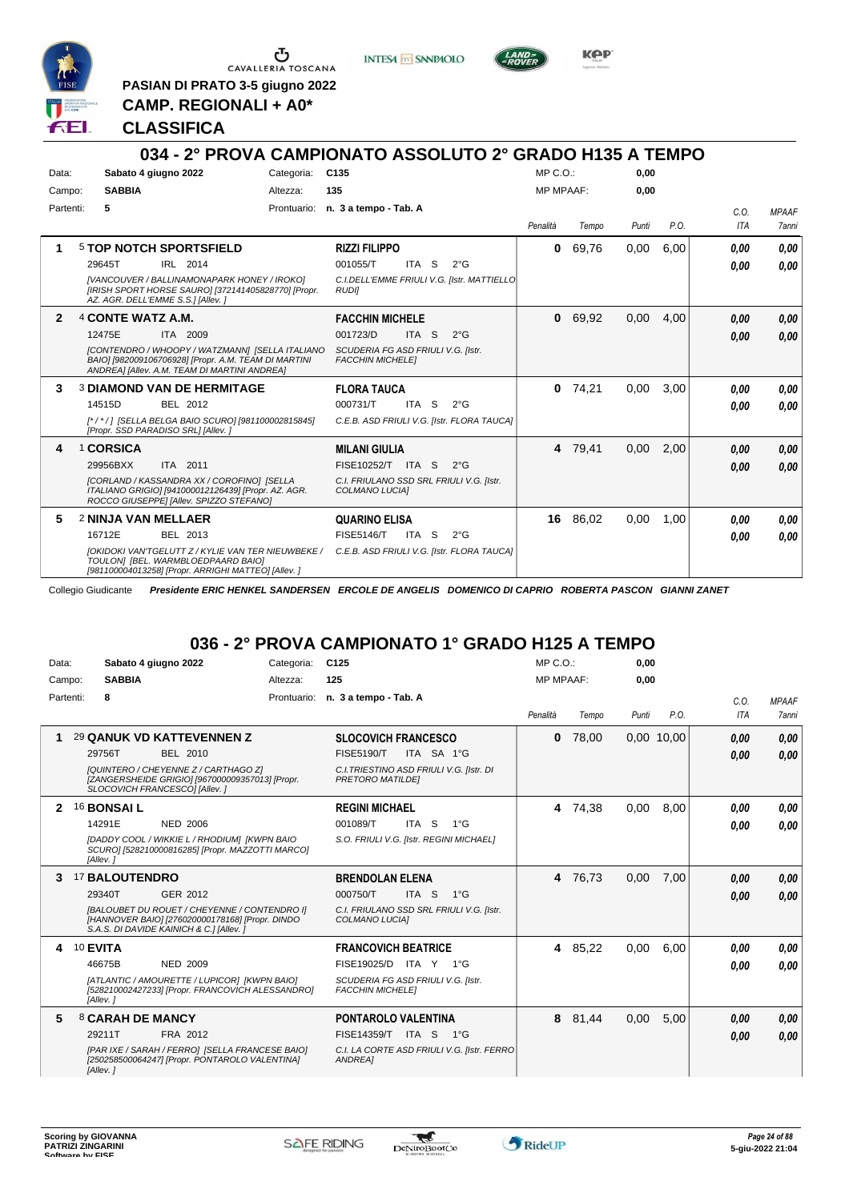PASIAN DI PRATO 3-5 giugno 2022

**CAMP. REGIONALI + A0***

**CLASSIFICA**

## 034 - 2° PROVA CAMPIONATO ASSOLUTO 2° GRADO H135 A TEMPO

Data: **Sabato 4 giugno 2022** Categoria: **C135** MP C.O.: **0,00**

Campo: **SABBIA** Altezza: **135** MP MPAAF: **0,00**

Partenti: **5** Prontuario: **n. 3 a tempo - Tab. A**

| | Cavallo | Cavaliere | Penalità | Tempo | Punti | P.O. | C.O. ITA | MPAAF 7anni |
|---|---|---|---|---|---|---|---|---|
| 1 | 5 **TOP NOTCH SPORTSFIELD** 29645T IRL 2014 *[VANCOUVER / BALLINAMONAPARK HONEY / IROKO] [IRISH SPORT HORSE SAURO] [372141405828770] [Propr. AZ. AGR. DELL'EMME S.S.] [Allev. ]* | **RIZZI FILIPPO** 001055/T ITA S 2°G *C.I.DELL'EMME FRIULI V.G. [Istr. MATTIELLO RUDI]* | 0 | 69,76 | 0,00 | 6,00 | 0,00 / 0,00 | 0,00 / 0,00 |
| 2 | 4 **CONTE WATZ A.M.** 12475E ITA 2009 *[CONTENDRO / WHOOPY / WATZMANN] [SELLA ITALIANO BAIO] [982009106706928] [Propr. A.M. TEAM DI MARTINI ANDREA] [Allev. A.M. TEAM DI MARTINI ANDREA]* | **FACCHIN MICHELE** 001723/D ITA S 2°G *SCUDERIA FG ASD FRIULI V.G. [Istr. FACCHIN MICHELE]* | 0 | 69,92 | 0,00 | 4,00 | 0,00 / 0,00 | 0,00 / 0,00 |
| 3 | 3 **DIAMOND VAN DE HERMITAGE** 14515D BEL 2012 *[* / * / ] [SELLA BELGA BAIO SCURO] [981100002815845] [Propr. SSD PARADISO SRL] [Allev. ]* | **FLORA TAUCA** 000731/T ITA S 2°G *C.E.B. ASD FRIULI V.G. [Istr. FLORA TAUCA]* | 0 | 74,21 | 0,00 | 3,00 | 0,00 / 0,00 | 0,00 / 0,00 |
| 4 | 1 **CORSICA** 29956BXX ITA 2011 *[CORLAND / KASSANDRA XX / COROFINO] [SELLA ITALIANO GRIGIO] [941000012126439] [Propr. AZ. AGR. ROCCO GIUSEPPE] [Allev. SPIZZO STEFANO]* | **MILANI GIULIA** FISE10252/T ITA S 2°G *C.I. FRIULANO SSD SRL FRIULI V.G. [Istr. COLMANO LUCIA]* | 4 | 79,41 | 0,00 | 2,00 | 0,00 / 0,00 | 0,00 / 0,00 |
| 5 | 2 **NINJA VAN MELLAER** 16712E BEL 2013 *[OKIDOKI VAN'TGELUTT Z / KYLIE VAN TER NIEUWBEKE / TOULON] [BEL. WARMBLOEDPAARD BAIO] [981100004013258] [Propr. ARRIGHI MATTEO] [Allev. ]* | **QUARINO ELISA** FISE5146/T ITA S 2°G *C.E.B. ASD FRIULI V.G. [Istr. FLORA TAUCA]* | 16 | 86,02 | 0,00 | 1,00 | 0,00 / 0,00 | 0,00 / 0,00 |

Collegio Giudicante *Presidente ERIC HENKEL SANDERSEN ERCOLE DE ANGELIS DOMENICO DI CAPRIO ROBERTA PASCON GIANNI ZANET*

## 036 - 2° PROVA CAMPIONATO 1° GRADO H125 A TEMPO

Data: **Sabato 4 giugno 2022** Categoria: **C125** MP C.O.: **0,00**

Campo: **SABBIA** Altezza: **125** MP MPAAF: **0,00**

Partenti: **8** Prontuario: **n. 3 a tempo - Tab. A**

| | Cavallo | Cavaliere | Penalità | Tempo | Punti | P.O. | C.O. ITA | MPAAF 7anni |
|---|---|---|---|---|---|---|---|---|
| 1 | 29 **QANUK VD KATTEVENNEN Z** 29756T BEL 2010 *[QUINTERO / CHEYENNE Z / CARTHAGO Z] [ZANGERSHEIDE GRIGIO] [967000009357013] [Propr. SLOCOVICH FRANCESCO] [Allev. ]* | **SLOCOVICH FRANCESCO** FISE5190/T ITA SA 1°G *C.I.TRIESTINO ASD FRIULI V.G. [Istr. DI PRETORO MATILDE]* | 0 | 78,00 | 0,00 | 10,00 | 0,00 / 0,00 | 0,00 / 0,00 |
| 2 | 16 **BONSAI L** 14291E NED 2006 *[DADDY COOL / WIKKIE L / RHODIUM] [KWPN BAIO SCURO] [528210000816285] [Propr. MAZZOTTI MARCO] [Allev. ]* | **REGINI MICHAEL** 001089/T ITA S 1°G *S.O. FRIULI V.G. [Istr. REGINI MICHAEL]* | 4 | 74,38 | 0,00 | 8,00 | 0,00 / 0,00 | 0,00 / 0,00 |
| 3 | 17 **BALOUTENDRO** 29340T GER 2012 *[BALOUBET DU ROUET / CHEYENNE / CONTENDRO I] [HANNOVER BAIO] [276020000178168] [Propr. DINDO S.A.S. DI DAVIDE KAINICH & C.] [Allev. ]* | **BRENDOLAN ELENA** 000750/T ITA S 1°G *C.I. FRIULANO SSD SRL FRIULI V.G. [Istr. COLMANO LUCIA]* | 4 | 76,73 | 0,00 | 7,00 | 0,00 / 0,00 | 0,00 / 0,00 |
| 4 | 10 **EVITA** 46675B NED 2009 *[ATLANTIC / AMOURETTE / LUPICOR] [KWPN BAIO] [528210002427233] [Propr. FRANCOVICH ALESSANDRO] [Allev. ]* | **FRANCOVICH BEATRICE** FISE19025/D ITA Y 1°G *SCUDERIA FG ASD FRIULI V.G. [Istr. FACCHIN MICHELE]* | 4 | 85,22 | 0,00 | 6,00 | 0,00 / 0,00 | 0,00 / 0,00 |
| 5 | 8 **CARAH DE MANCY** 29211T FRA 2012 *[PAR IXE / SARAH / FERRO] [SELLA FRANCESE BAIO] [250258500064247] [Propr. PONTAROLO VALENTINA] [Allev. ]* | **PONTAROLO VALENTINA** FISE14359/T ITA S 1°G *C.I. LA CORTE ASD FRIULI V.G. [Istr. FERRO ANDREA]* | 8 | 81,44 | 0,00 | 5,00 | 0,00 / 0,00 | 0,00 / 0,00 |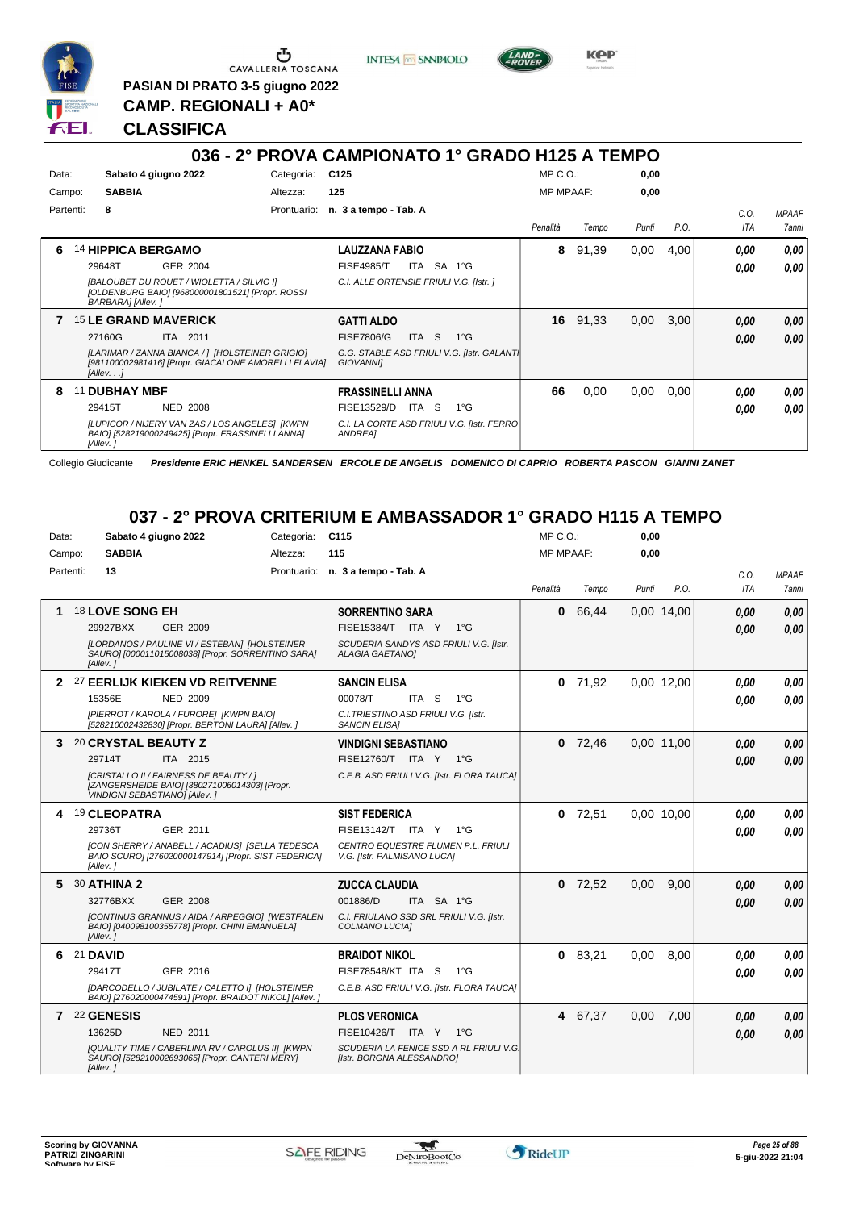PASIAN DI PRATO 3-5 giugno 2022

**CAMP. REGIONALI + A0***

**CLASSIFICA**

## 036 - 2° PROVA CAMPIONATO 1° GRADO H125 A TEMPO

| Data: | Sabato 4 giugno 2022 | Categoria: | C125 | MP C.O.: | 0,00 |
|---|---|---|---|---|---|
| Campo: | SABBIA | Altezza: | 125 | MP MPAAF: | 0,00 |
| Partenti: | 8 | Prontuario: | n. 3 a tempo - Tab. A | | |

| | Cavallo | Cavaliere | Penalità | Tempo | Punti | P.O. | C.O. ITA | MPAAF 7anni |
|---|---|---|---|---|---|---|---|---|
| 6 | 14 **HIPPICA BERGAMO** 29648T GER 2004 *[BALOUBET DU ROUET / WIOLETTA / SILVIO I] [OLDENBURG BAIO] [968000001801521] [Propr. ROSSI BARBARA] [Allev. ]* | **LAUZZANA FABIO** FISE4985/T ITA SA 1°G *C.I. ALLE ORTENSIE FRIULI V.G. [Istr. ]* | 8 | 91,39 | 0,00 | 4,00 | 0,00 0,00 | 0,00 0,00 |
| 7 | 15 **LE GRAND MAVERICK** 27160G ITA 2011 *[LARIMAR / ZANNA BIANCA / ] [HOLSTEINER GRIGIO] [981100002981416] [Propr. GIACALONE AMORELLI FLAVIA] [Allev. . .]* | **GATTI ALDO** FISE7806/G ITA S 1°G *G.G. STABLE ASD FRIULI V.G. [Istr. GALANTI GIOVANNI]* | 16 | 91,33 | 0,00 | 3,00 | 0,00 0,00 | 0,00 0,00 |
| 8 | 11 **DUBHAY MBF** 29415T NED 2008 *[LUPICOR / NIJERY VAN ZAS / LOS ANGELES] [KWPN BAIO] [528219000249425] [Propr. FRASSINELLI ANNA] [Allev. ]* | **FRASSINELLI ANNA** FISE13529/D ITA S 1°G *C.I. LA CORTE ASD FRIULI V.G. [Istr. FERRO ANDREA]* | 66 | 0,00 | 0,00 | 0,00 | 0,00 0,00 | 0,00 0,00 |

Collegio Giudicante *Presidente ERIC HENKEL SANDERSEN ERCOLE DE ANGELIS DOMENICO DI CAPRIO ROBERTA PASCON GIANNI ZANET*

## 037 - 2° PROVA CRITERIUM E AMBASSADOR 1° GRADO H115 A TEMPO

| Data: | Sabato 4 giugno 2022 | Categoria: | C115 | MP C.O.: | 0,00 |
|---|---|---|---|---|---|
| Campo: | SABBIA | Altezza: | 115 | MP MPAAF: | 0,00 |
| Partenti: | 13 | Prontuario: | n. 3 a tempo - Tab. A | | |

| | Cavallo | Cavaliere | Penalità | Tempo | Punti | P.O. | C.O. ITA | MPAAF 7anni |
|---|---|---|---|---|---|---|---|---|
| 1 | 18 **LOVE SONG EH** 29927BXX GER 2009 *[LORDANOS / PAULINE VI / ESTEBAN] [HOLSTEINER SAURO] [000011015008038] [Propr. SORRENTINO SARA] [Allev. ]* | **SORRENTINO SARA** FISE15384/T ITA Y 1°G *SCUDERIA SANDYS ASD FRIULI V.G. [Istr. ALAGIA GAETANO]* | 0 | 66,44 | 0,00 | 14,00 | 0,00 0,00 | 0,00 0,00 |
| 2 | 27 **EERLIJK KIEKEN VD REITVENNE** 15356E NED 2009 *[PIERROT / KAROLA / FURORE] [KWPN BAIO] [528210002432830] [Propr. BERTONI LAURA] [Allev. ]* | **SANCIN ELISA** 00078/T ITA S 1°G *C.I.TRIESTINO ASD FRIULI V.G. [Istr. SANCIN ELISA]* | 0 | 71,92 | 0,00 | 12,00 | 0,00 0,00 | 0,00 0,00 |
| 3 | 20 **CRYSTAL BEAUTY Z** 29714T ITA 2015 *[CRISTALLO II / FAIRNESS DE BEAUTY / ] [ZANGERSHEIDE BAIO] [380271006014303] [Propr. VINDIGNI SEBASTIANO] [Allev. ]* | **VINDIGNI SEBASTIANO** FISE12760/T ITA Y 1°G *C.E.B. ASD FRIULI V.G. [Istr. FLORA TAUCA]* | 0 | 72,46 | 0,00 | 11,00 | 0,00 0,00 | 0,00 0,00 |
| 4 | 19 **CLEOPATRA** 29736T GER 2011 *[CON SHERRY / ANABELL / ACADIUS] [SELLA TEDESCA BAIO SCURO] [276020000147914] [Propr. SIST FEDERICA] [Allev. ]* | **SIST FEDERICA** FISE13142/T ITA Y 1°G *CENTRO EQUESTRE FLUMEN P.L. FRIULI V.G. [Istr. PALMISANO LUCA]* | 0 | 72,51 | 0,00 | 10,00 | 0,00 0,00 | 0,00 0,00 |
| 5 | 30 **ATHINA 2** 32776BXX GER 2008 *[CONTINUS GRANNUS / AIDA / ARPEGGIO] [WESTFALEN BAIO] [040098100355778] [Propr. CHINI EMANUELA] [Allev. ]* | **ZUCCA CLAUDIA** 001886/D ITA SA 1°G *C.I. FRIULANO SSD SRL FRIULI V.G. [Istr. COLMANO LUCIA]* | 0 | 72,52 | 0,00 | 9,00 | 0,00 0,00 | 0,00 0,00 |
| 6 | 21 **DAVID** 29417T GER 2016 *[DARCODELLO / JUBILATE / CALETTO I] [HOLSTEINER BAIO] [276020000474591] [Propr. BRAIDOT NIKOL] [Allev. ]* | **BRAIDOT NIKOL** FISE78548/KT ITA S 1°G *C.E.B. ASD FRIULI V.G. [Istr. FLORA TAUCA]* | 0 | 83,21 | 0,00 | 8,00 | 0,00 0,00 | 0,00 0,00 |
| 7 | 22 **GENESIS** 13625D NED 2011 *[QUALITY TIME / CABERLINA RV / CAROLUS II] [KWPN SAURO] [528210002693065] [Propr. CANTERI MERY] [Allev. ]* | **PLOS VERONICA** FISE10426/T ITA Y 1°G *SCUDERIA LA FENICE SSD A RL FRIULI V.G. [Istr. BORGNA ALESSANDRO]* | 4 | 67,37 | 0,00 | 7,00 | 0,00 0,00 | 0,00 0,00 |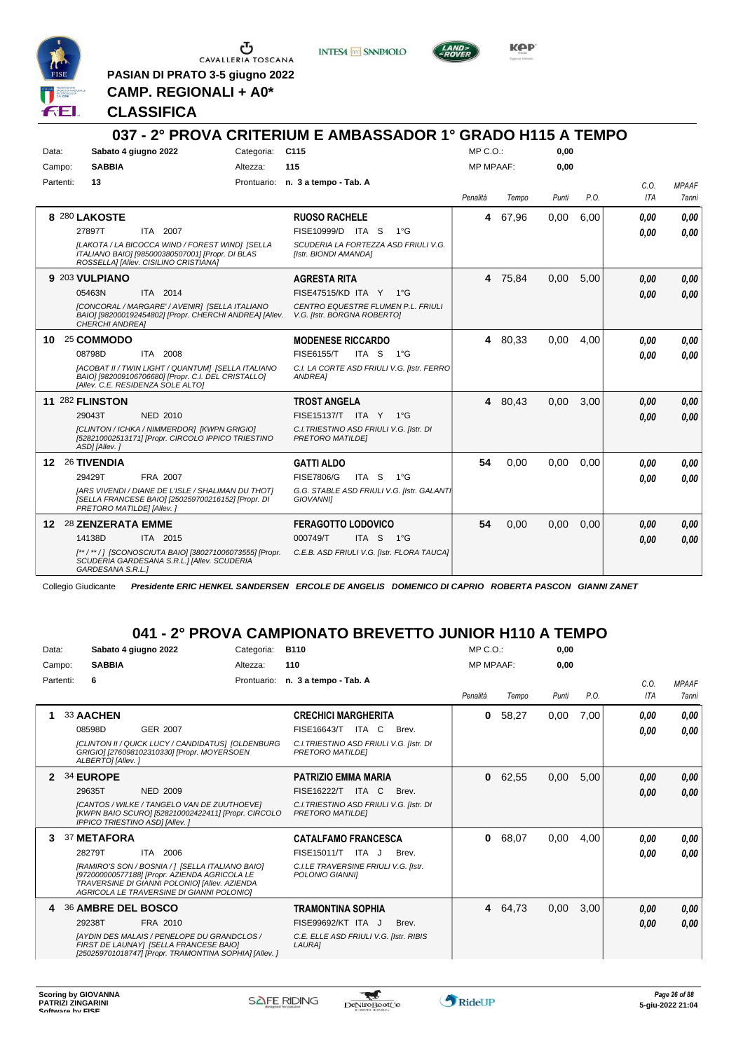PASIAN DI PRATO 3-5 giugno 2022

CAMP. REGIONALI + A0*

CLASSIFICA

## 037 - 2° PROVA CRITERIUM E AMBASSADOR 1° GRADO H115 A TEMPO

Data: Sabato 4 giugno 2022 | Categoria: C115 | MP C.O.: 0,00
Campo: SABBIA | Altezza: 115 | MP MPAAF: 0,00
Partenti: 13 | Prontuario: n. 3 a tempo - Tab. A

| Pos. | Cavallo | Cavaliere | Penalità | Tempo | Punti | P.O. | C.O. ITA | MPAAF 7anni |
|---|---|---|---|---|---|---|---|---|
| 8 | 280 **LAKOSTE**<br>27897T ITA 2007<br>*[LAKOTA / LA BICOCCA WIND / FOREST WIND] [SELLA ITALIANO BAIO] [985000380507001] [Propr. DI BLAS ROSSELLA] [Allev. CISILINO CRISTIANA]* | **RUOSO RACHELE**<br>FISE10999/D ITA S 1°G<br>*SCUDERIA LA FORTEZZA ASD FRIULI V.G. [Istr. BIONDI AMANDA]* | 4 | 67,96 | 0,00 | 6,00 | 0,00<br>0,00 | 0,00<br>0,00 |
| 9 | 203 **VULPIANO**<br>05463N ITA 2014<br>*[CONCORAL / MARGARE' / AVENIR] [SELLA ITALIANO BAIO] [982000192454802] [Propr. CHERCHI ANDREA] [Allev. CHERCHI ANDREA]* | **AGRESTA RITA**<br>FISE47515/KD ITA Y 1°G<br>*CENTRO EQUESTRE FLUMEN P.L. FRIULI V.G. [Istr. BORGNA ROBERTO]* | 4 | 75,84 | 0,00 | 5,00 | 0,00<br>0,00 | 0,00<br>0,00 |
| 10 | 25 **COMMODO**<br>08798D ITA 2008<br>*[ACOBAT II / TWIN LIGHT / QUANTUM] [SELLA ITALIANO BAIO] [982009106706680] [Propr. C.I. DEL CRISTALLO] [Allev. C.E. RESIDENZA SOLE ALTO]* | **MODENESE RICCARDO**<br>FISE6155/T ITA S 1°G<br>*C.I. LA CORTE ASD FRIULI V.G. [Istr. FERRO ANDREA]* | 4 | 80,33 | 0,00 | 4,00 | 0,00<br>0,00 | 0,00<br>0,00 |
| 11 | 282 **FLINSTON**<br>29043T NED 2010<br>*[CLINTON / ICHKA / NIMMERDOR] [KWPN GRIGIO] [528210002513171] [Propr. CIRCOLO IPPICO TRIESTINO ASD] [Allev. ]* | **TROST ANGELA**<br>FISE15137/T ITA Y 1°G<br>*C.I.TRIESTINO ASD FRIULI V.G. [Istr. DI PRETORO MATILDE]* | 4 | 80,43 | 0,00 | 3,00 | 0,00<br>0,00 | 0,00<br>0,00 |
| 12 | 26 **TIVENDIA**<br>29429T FRA 2007<br>*[ARS VIVENDI / DIANE DE L'ISLE / SHALIMAN DU THOT] [SELLA FRANCESE BAIO] [250259700216152] [Propr. DI PRETORO MATILDE] [Allev. ]* | **GATTI ALDO**<br>FISE7806/G ITA S 1°G<br>*G.G. STABLE ASD FRIULI V.G. [Istr. GALANTI GIOVANNI]* | 54 | 0,00 | 0,00 | 0,00 | 0,00<br>0,00 | 0,00<br>0,00 |
| 12 | 28 **ZENZERATA EMME**<br>14138D ITA 2015<br>*[** / ** / ] [SCONOSCIUTA BAIO] [380271006073555] [Propr. SCUDERIA GARDESANA S.R.L.] [Allev. SCUDERIA GARDESANA S.R.L.]* | **FERAGOTTO LODOVICO**<br>000749/T ITA S 1°G<br>*C.E.B. ASD FRIULI V.G. [Istr. FLORA TAUCA]* | 54 | 0,00 | 0,00 | 0,00 | 0,00<br>0,00 | 0,00<br>0,00 |

Collegio Giudicante *Presidente ERIC HENKEL SANDERSEN ERCOLE DE ANGELIS DOMENICO DI CAPRIO ROBERTA PASCON GIANNI ZANET*

## 041 - 2° PROVA CAMPIONATO BREVETTO JUNIOR H110 A TEMPO

Data: Sabato 4 giugno 2022 | Categoria: B110 | MP C.O.: 0,00
Campo: SABBIA | Altezza: 110 | MP MPAAF: 0,00
Partenti: 6 | Prontuario: n. 3 a tempo - Tab. A

| Pos. | Cavallo | Cavaliere | Penalità | Tempo | Punti | P.O. | C.O. ITA | MPAAF 7anni |
|---|---|---|---|---|---|---|---|---|
| 1 | 33 **AACHEN**<br>08598D GER 2007<br>*[CLINTON II / QUICK LUCY / CANDIDATUS] [OLDENBURG GRIGIO] [276098102310330] [Propr. MOYERSOEN ALBERTO] [Allev. ]* | **CRECHICI MARGHERITA**<br>FISE16643/T ITA C Brev.<br>*C.I.TRIESTINO ASD FRIULI V.G. [Istr. DI PRETORO MATILDE]* | 0 | 58,27 | 0,00 | 7,00 | 0,00<br>0,00 | 0,00<br>0,00 |
| 2 | 34 **EUROPE**<br>29635T NED 2009<br>*[CANTOS / WILKE / TANGELO VAN DE ZUUTHOEVE] [KWPN BAIO SCURO] [528210002422411] [Propr. CIRCOLO IPPICO TRIESTINO ASD] [Allev. ]* | **PATRIZIO EMMA MARIA**<br>FISE16222/T ITA C Brev.<br>*C.I.TRIESTINO ASD FRIULI V.G. [Istr. DI PRETORO MATILDE]* | 0 | 62,55 | 0,00 | 5,00 | 0,00<br>0,00 | 0,00<br>0,00 |
| 3 | 37 **METAFORA**<br>28279T ITA 2006<br>*[RAMIRO'S SON / BOSNIA / ] [SELLA ITALIANO BAIO] [972000000577188] [Propr. AZIENDA AGRICOLA LE TRAVERSINE DI GIANNI POLONIO] [Allev. AZIENDA AGRICOLA LE TRAVERSINE DI GIANNI POLONIO]* | **CATALFAMO FRANCESCA**<br>FISE15011/T ITA J Brev.<br>*C.I.LE TRAVERSINE FRIULI V.G. [Istr. POLONIO GIANNI]* | 0 | 68,07 | 0,00 | 4,00 | 0,00<br>0,00 | 0,00<br>0,00 |
| 4 | 36 **AMBRE DEL BOSCO**<br>29238T FRA 2010<br>*[AYDIN DES MALAIS / PENELOPE DU GRANDCLOS / FIRST DE LAUNAY] [SELLA FRANCESE BAIO] [250259701018747] [Propr. TRAMONTINA SOPHIA] [Allev. ]* | **TRAMONTINA SOPHIA**<br>FISE99692/KT ITA J Brev.<br>*C.E. ELLE ASD FRIULI V.G. [Istr. RIBIS LAURA]* | 4 | 64,73 | 0,00 | 3,00 | 0,00<br>0,00 | 0,00<br>0,00 |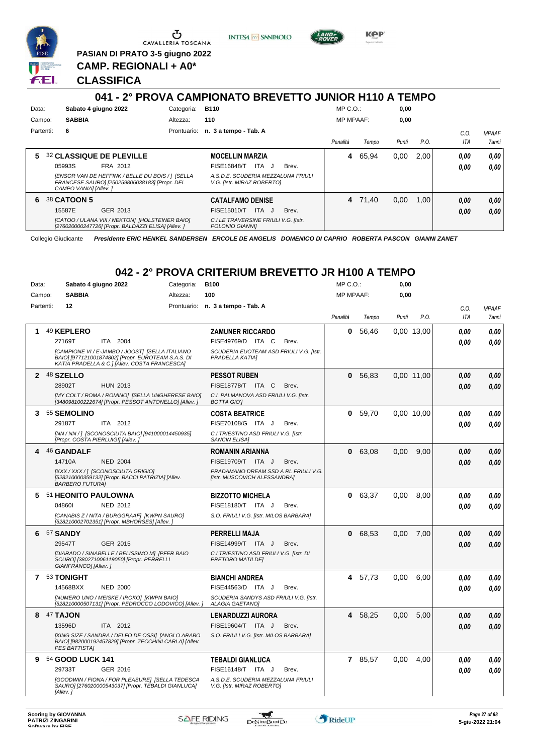CAVALLERIA TOSCANA

**PASIAN DI PRATO 3-5 giugno 2022**

**CAMP. REGIONALI + A0***

**CLASSIFICA**

## 041 - 2° PROVA CAMPIONATO BREVETTO JUNIOR H110 A TEMPO

Data: **Sabato 4 giugno 2022** Categoria: **B110** MP C.O.: **0,00**
Campo: **SABBIA** Altezza: **110** MP MPAAF: **0,00**
Partenti: **6** Prontuario: **n. 3 a tempo - Tab. A**

| | Cavallo | Cavaliere | Penalità | Tempo | Punti | P.O. | C.O. ITA | MPAAF 7anni |
|---|---|---|---|---|---|---|---|---|
| **5** | 32 **CLASSIQUE DE PLEVILLE** 05993S FRA 2012 *[ENSOR VAN DE HEFFINK / BELLE DU BOIS / ] [SELLA FRANCESE SAURO] [250259806038183] [Propr. DEL CAMPO VANIA] [Allev. ]* | **MOCELLIN MARZIA** FISE16848/T ITA J Brev. *A.S.D.E. SCUDERIA MEZZALUNA FRIULI V.G. [Istr. MIRAZ ROBERTO]* | **4** | 65,94 | 0,00 | 2,00 | ***0,00*** ***0,00*** | ***0,00*** ***0,00*** |
| **6** | 38 **CATOON 5** 15587E GER 2013 *[CATOO / ULANA VIII / NEKTON] [HOLSTEINER BAIO] [276020000247726] [Propr. BALDAZZI ELISA] [Allev. ]* | **CATALFAMO DENISE** FISE15010/T ITA J Brev. *C.I.LE TRAVERSINE FRIULI V.G. [Istr. POLONIO GIANNI]* | **4** | 71,40 | 0,00 | 1,00 | ***0,00*** ***0,00*** | ***0,00*** ***0,00*** |

Collegio Giudicante ***Presidente ERIC HENKEL SANDERSEN ERCOLE DE ANGELIS DOMENICO DI CAPRIO ROBERTA PASCON GIANNI ZANET***

## 042 - 2° PROVA CRITERIUM BREVETTO JR H100 A TEMPO

Data: **Sabato 4 giugno 2022** Categoria: **B100** MP C.O.: **0,00**
Campo: **SABBIA** Altezza: **100** MP MPAAF: **0,00**
Partenti: **12** Prontuario: **n. 3 a tempo - Tab. A**

| | Cavallo | Cavaliere | Penalità | Tempo | Punti | P.O. | C.O. ITA | MPAAF 7anni |
|---|---|---|---|---|---|---|---|---|
| **1** | 49 **KEPLERO** 27169T ITA 2004 *[CAMPIONE VI / E-JAMBO / JOOST] [SELLA ITALIANO BAIO] [977121001874802] [Propr. EUROTEAM S.A.S. DI KATIA PRADELLA & C.] [Allev. COSTA FRANCESCA]* | **ZAMUNER RICCARDO** FISE49769/D ITA C Brev. *SCUDERIA EUOTEAM ASD FRIULI V.G. [Istr. PRADELLA KATIA]* | **0** | 56,46 | 0,00 | 13,00 | ***0,00*** ***0,00*** | ***0,00*** ***0,00*** |
| **2** | 48 **SZELLO** 28902T HUN 2013 *[MY COLT / ROMA / ROMINO] [SELLA UNGHERESE BAIO] [348098100222674] [Propr. PESSOT ANTONELLO] [Allev. ]* | **PESSOT RUBEN** FISE18778/T ITA C Brev. *C.I. PALMANOVA ASD FRIULI V.G. [Istr. BOTTA GIO']* | **0** | 56,83 | 0,00 | 11,00 | ***0,00*** ***0,00*** | ***0,00*** ***0,00*** |
| **3** | 55 **SEMOLINO** 29187T ITA 2012 *[NN / NN / ] [SCONOSCIUTA BAIO] [941000014450935] [Propr. COSTA PIERLUIGI] [Allev. ]* | **COSTA BEATRICE** FISE70108/G ITA J Brev. *C.I.TRIESTINO ASD FRIULI V.G. [Istr. SANCIN ELISA]* | **0** | 59,70 | 0,00 | 10,00 | ***0,00*** ***0,00*** | ***0,00*** ***0,00*** |
| **4** | 46 **GANDALF** 14710A NED 2004 *[XXX / XXX / ] [SCONOSCIUTA GRIGIO] [528210000359132] [Propr. BACCI PATRIZIA] [Allev. BARBERO FUTURA]* | **ROMANIN ARIANNA** FISE19709/T ITA J Brev. *PRADAMANO DREAM SSD A RL FRIULI V.G. [Istr. MUSCOVICH ALESSANDRA]* | **0** | 63,08 | 0,00 | 9,00 | ***0,00*** ***0,00*** | ***0,00*** ***0,00*** |
| **5** | 51 **HEONITO PAULOWNA** 04860I NED 2012 *[CANABIS Z / NITA / BURGGRAAF] [KWPN SAURO] [528210002702351] [Propr. MBHORSES] [Allev. ]* | **BIZZOTTO MICHELA** FISE18180/T ITA J Brev. *S.O. FRIULI V.G. [Istr. MILOS BARBARA]* | **0** | 63,37 | 0,00 | 8,00 | ***0,00*** ***0,00*** | ***0,00*** ***0,00*** |
| **6** | 57 **SANDY** 29547T GER 2015 *[DIARADO / SINABELLE / BELISSIMO M] [PFER BAIO SCURO] [380271006119050] [Propr. PERRELLI GIANFRANCO] [Allev. ]* | **PERRELLI MAJA** FISE14999/T ITA J Brev. *C.I.TRIESTINO ASD FRIULI V.G. [Istr. DI PRETORO MATILDE]* | **0** | 68,53 | 0,00 | 7,00 | ***0,00*** ***0,00*** | ***0,00*** ***0,00*** |
| **7** | 53 **TONIGHT** 14568BXX NED 2000 *[NUMERO UNO / MEISKE / IROKO] [KWPN BAIO] [528210000507131] [Propr. PEDROCCO LODOVICO] [Allev. ]* | **BIANCHI ANDREA** FISE44563/D ITA J Brev. *SCUDERIA SANDYS ASD FRIULI V.G. [Istr. ALAGIA GAETANO]* | **4** | 57,73 | 0,00 | 6,00 | ***0,00*** ***0,00*** | ***0,00*** ***0,00*** |
| **8** | 47 **TAJON** 13596D ITA 2012 *[KING SIZE / SANDRA / DELFO DE OSSI] [ANGLO ARABO BAIO] [982000192457829] [Propr. ZECCHINI CARLA] [Allev. PES BATTISTA]* | **LENARDUZZI AURORA** FISE19604/T ITA J Brev. *S.O. FRIULI V.G. [Istr. MILOS BARBARA]* | **4** | 58,25 | 0,00 | 5,00 | ***0,00*** ***0,00*** | ***0,00*** ***0,00*** |
| **9** | 54 **GOOD LUCK 141** 29733T GER 2016 *[GOODWIN / FIONA / FOR PLEASURE] [SELLA TEDESCA SAURO] [276020000543037] [Propr. TEBALDI GIANLUCA] [Allev. ]* | **TEBALDI GIANLUCA** FISE16148/T ITA J Brev. *A.S.D.E. SCUDERIA MEZZALUNA FRIULI V.G. [Istr. MIRAZ ROBERTO]* | **7** | 85,57 | 0,00 | 4,00 | ***0,00*** ***0,00*** | ***0,00*** ***0,00*** |

**Scoring by GIOVANNA PATRIZI ZINGARINI**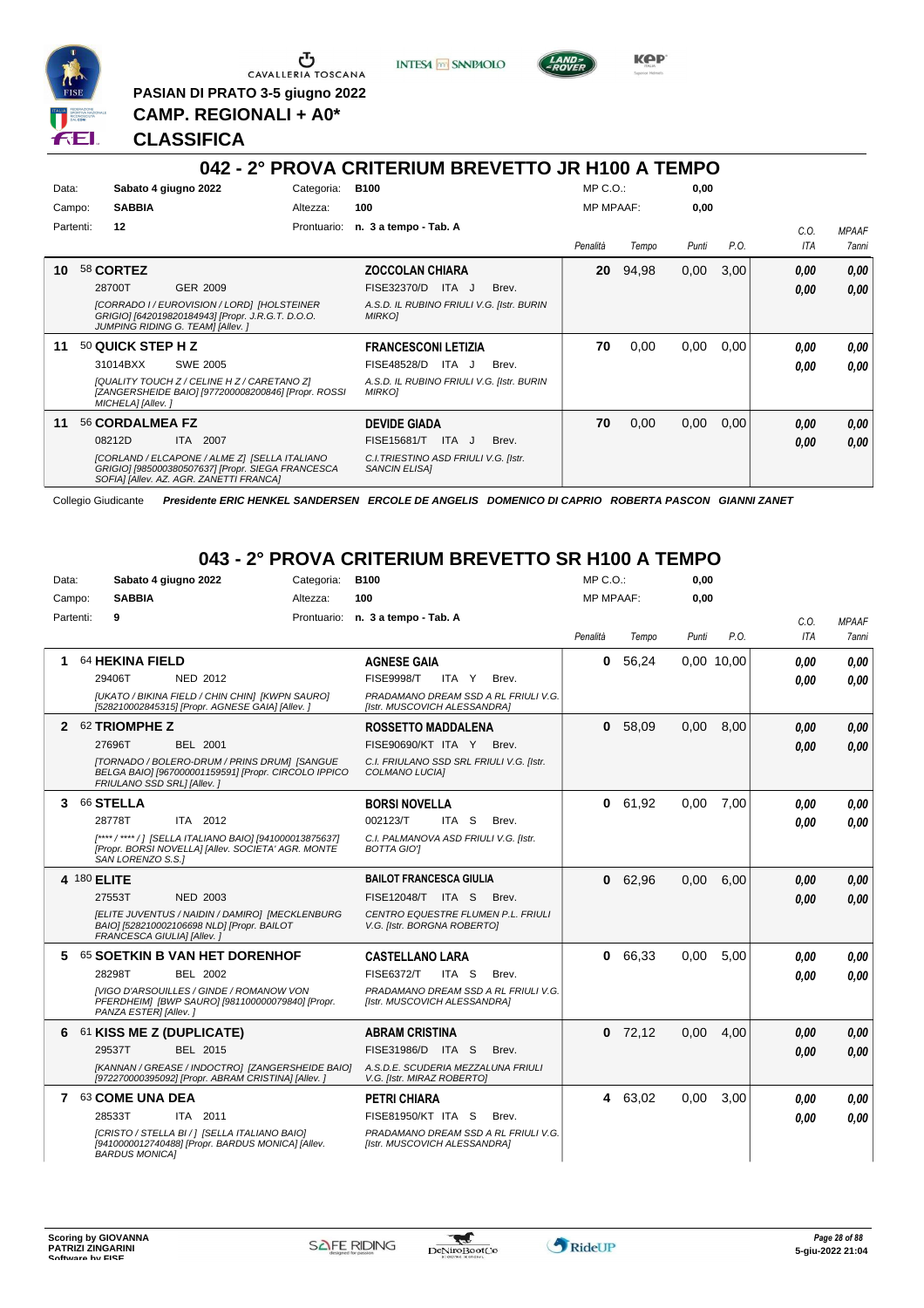PASIAN DI PRATO 3-5 giugno 2022
**CAMP. REGIONALI + A0***
**CLASSIFICA**

## 042 - 2° PROVA CRITERIUM BREVETTO JR H100 A TEMPO

Data: **Sabato 4 giugno 2022** Categoria: **B100** MP C.O.: **0,00**
Campo: **SABBIA** Altezza: **100** MP MPAAF: **0,00**
Partenti: **12** Prontuario: **n. 3 a tempo - Tab. A**

| | Cavallo | Cavaliere | Penalità | Tempo | Punti | P.O. | C.O. ITA | MPAAF 7anni |
|---|---|---|---|---|---|---|---|---|
| 10 | 58 **CORTEZ** 28700T GER 2009 *[CORRADO I / EUROVISION / LORD] [HOLSTEINER GRIGIO] [642019820184943] [Propr. J.R.G.T. D.O.O. JUMPING RIDING G. TEAM] [Allev. ]* | **ZOCCOLAN CHIARA** FISE32370/D ITA J Brev. *A.S.D. IL RUBINO FRIULI V.G. [Istr. BURIN MIRKO]* | **20** | 94,98 | 0,00 | 3,00 | **0,00** **0,00** | **0,00** **0,00** |
| 11 | 50 **QUICK STEP H Z** 31014BXX SWE 2005 *[QUALITY TOUCH Z / CELINE H Z / CARETANO Z] [ZANGERSHEIDE BAIO] [977200008200846] [Propr. ROSSI MICHELA] [Allev. ]* | **FRANCESCONI LETIZIA** FISE48528/D ITA J Brev. *A.S.D. IL RUBINO FRIULI V.G. [Istr. BURIN MIRKO]* | **70** | 0,00 | 0,00 | 0,00 | **0,00** **0,00** | **0,00** **0,00** |
| 11 | 56 **CORDALMEA FZ** 08212D ITA 2007 *[CORLAND / ELCAPONE / ALME Z] [SELLA ITALIANO GRIGIO] [985000380507637] [Propr. SIEGA FRANCESCA SOFIA] [Allev. AZ. AGR. ZANETTI FRANCA]* | **DEVIDE GIADA** FISE15681/T ITA J Brev. *C.I.TRIESTINO ASD FRIULI V.G. [Istr. SANCIN ELISA]* | **70** | 0,00 | 0,00 | 0,00 | **0,00** **0,00** | **0,00** **0,00** |

Collegio Giudicante *Presidente ERIC HENKEL SANDERSEN ERCOLE DE ANGELIS DOMENICO DI CAPRIO ROBERTA PASCON GIANNI ZANET*

## 043 - 2° PROVA CRITERIUM BREVETTO SR H100 A TEMPO

Data: **Sabato 4 giugno 2022** Categoria: **B100** MP C.O.: **0,00**
Campo: **SABBIA** Altezza: **100** MP MPAAF: **0,00**
Partenti: **9** Prontuario: **n. 3 a tempo - Tab. A**

| | Cavallo | Cavaliere | Penalità | Tempo | Punti | P.O. | C.O. ITA | MPAAF 7anni |
|---|---|---|---|---|---|---|---|---|
| 1 | 64 **HEKINA FIELD** 29406T NED 2012 *[UKATO / BIKINA FIELD / CHIN CHIN] [KWPN SAURO] [528210002845315] [Propr. AGNESE GAIA] [Allev. ]* | **AGNESE GAIA** FISE9998/T ITA Y Brev. *PRADAMANO DREAM SSD A RL FRIULI V.G. [Istr. MUSCOVICH ALESSANDRA]* | **0** | 56,24 | 0,00 | 10,00 | **0,00** **0,00** | **0,00** **0,00** |
| 2 | 62 **TRIOMPHE Z** 27696T BEL 2001 *[TORNADO / BOLERO-DRUM / PRINS DRUM] [SANGUE BELGA BAIO] [967000001159591] [Propr. CIRCOLO IPPICO FRIULANO SSD SRL] [Allev. ]* | **ROSSETTO MADDALENA** FISE90690/KT ITA Y Brev. *C.I. FRIULANO SSD SRL FRIULI V.G. [Istr. COLMANO LUCIA]* | **0** | 58,09 | 0,00 | 8,00 | **0,00** **0,00** | **0,00** **0,00** |
| 3 | 66 **STELLA** 28778T ITA 2012 *[**** / **** / ] [SELLA ITALIANO BAIO] [941000013875637] [Propr. BORSI NOVELLA] [Allev. SOCIETA' AGR. MONTE SAN LORENZO S.S.]* | **BORSI NOVELLA** 002123/T ITA S Brev. *C.I. PALMANOVA ASD FRIULI V.G. [Istr. BOTTA GIO']* | **0** | 61,92 | 0,00 | 7,00 | **0,00** **0,00** | **0,00** **0,00** |
| 4 | 180 **ELITE** 27553T NED 2003 *[ELITE JUVENTUS / NAIDIN / DAMIRO] [MECKLENBURG BAIO] [528210002106698 NLD] [Propr. BAILOT FRANCESCA GIULIA] [Allev. ]* | **BAILOT FRANCESCA GIULIA** FISE12048/T ITA S Brev. *CENTRO EQUESTRE FLUMEN P.L. FRIULI V.G. [Istr. BORGNA ROBERTO]* | **0** | 62,96 | 0,00 | 6,00 | **0,00** **0,00** | **0,00** **0,00** |
| 5 | 65 **SOETKIN B VAN HET DORENHOF** 28298T BEL 2002 *[VIGO D'ARSOUILLES / GINDE / ROMANOW VON PFERDHEIM] [BWP SAURO] [981100000079840] [Propr. PANZA ESTER] [Allev. ]* | **CASTELLANO LARA** FISE6372/T ITA S Brev. *PRADAMANO DREAM SSD A RL FRIULI V.G. [Istr. MUSCOVICH ALESSANDRA]* | **0** | 66,33 | 0,00 | 5,00 | **0,00** **0,00** | **0,00** **0,00** |
| 6 | 61 **KISS ME Z (DUPLICATE)** 29537T BEL 2015 *[KANNAN / GREASE / INDOCTRO] [ZANGERSHEIDE BAIO] [972270000395092] [Propr. ABRAM CRISTINA] [Allev. ]* | **ABRAM CRISTINA** FISE31986/D ITA S Brev. *A.S.D.E. SCUDERIA MEZZALUNA FRIULI V.G. [Istr. MIRAZ ROBERTO]* | **0** | 72,12 | 0,00 | 4,00 | **0,00** **0,00** | **0,00** **0,00** |
| 7 | 63 **COME UNA DEA** 28533T ITA 2011 *[CRISTO / STELLA BI / ] [SELLA ITALIANO BAIO] [941000012740488] [Propr. BARDUS MONICA] [Allev. BARDUS MONICA]* | **PETRI CHIARA** FISE81950/KT ITA S Brev. *PRADAMANO DREAM SSD A RL FRIULI V.G. [Istr. MUSCOVICH ALESSANDRA]* | **4** | 63,02 | 0,00 | 3,00 | **0,00** **0,00** | **0,00** **0,00** |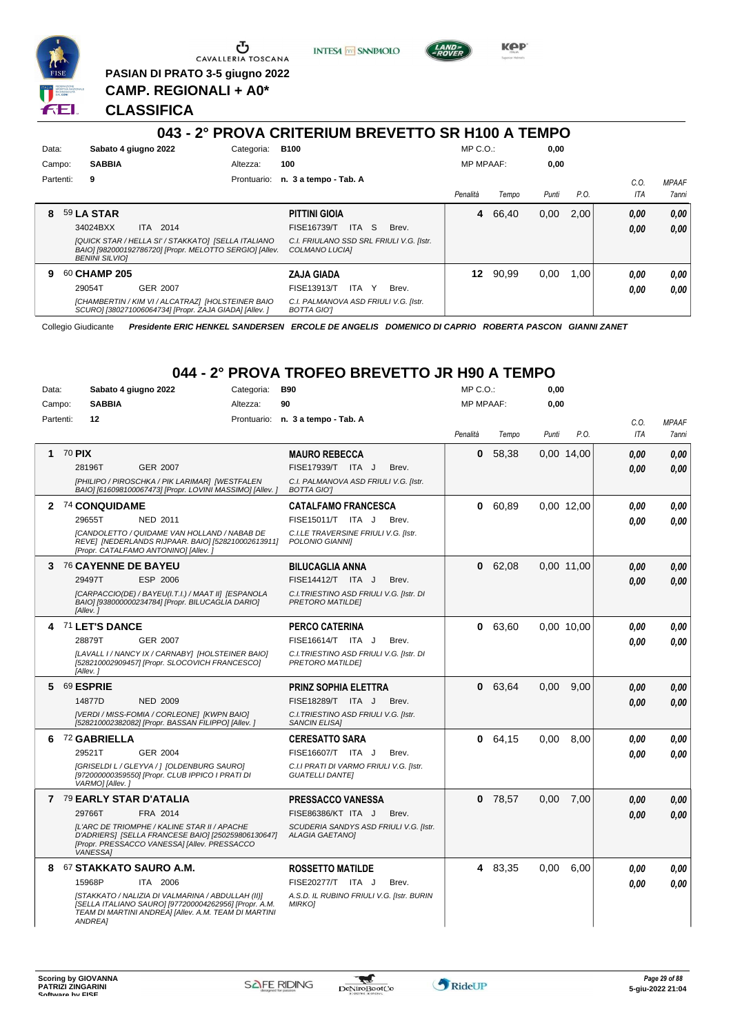PASIAN DI PRATO 3-5 giugno 2022

**CAMP. REGIONALI + A0***

**CLASSIFICA**

## 043 - 2° PROVA CRITERIUM BREVETTO SR H100 A TEMPO

Data: **Sabato 4 giugno 2022** Categoria: **B100** MP C.O.: **0,00**

Campo: **SABBIA** Altezza: **100** MP MPAAF: **0,00**

Partenti: **9** Prontuario: **n. 3 a tempo - Tab. A**

| | Cavallo | Cavaliere | Penalità | Tempo | Punti | P.O. | C.O. ITA | MPAAF 7anni |
|---|---|---|---|---|---|---|---|---|
| 8 | 59 **LA STAR**<br>34024BXX ITA 2014<br>*[QUICK STAR / HELLA SI' / STAKKATO] [SELLA ITALIANO BAIO] [982000192786720] [Propr. MELOTTO SERGIO] [Allev. BENINI SILVIO]* | **PITTINI GIOIA**<br>FISE16739/T ITA S Brev.<br>*C.I. FRIULANO SSD SRL FRIULI V.G. [Istr. COLMANO LUCIA]* | 4 | 66,40 | 0,00 | 2,00 | 0,00<br>0,00 | 0,00<br>0,00 |
| 9 | 60 **CHAMP 205**<br>29054T GER 2007<br>*[CHAMBERTIN / KIM VI / ALCATRAZ] [HOLSTEINER BAIO SCURO] [380271006064734] [Propr. ZAJA GIADA] [Allev. ]* | **ZAJA GIADA**<br>FISE13913/T ITA Y Brev.<br>*C.I. PALMANOVA ASD FRIULI V.G. [Istr. BOTTA GIO']* | 12 | 90,99 | 0,00 | 1,00 | 0,00<br>0,00 | 0,00<br>0,00 |

Collegio Giudicante *Presidente ERIC HENKEL SANDERSEN ERCOLE DE ANGELIS DOMENICO DI CAPRIO ROBERTA PASCON GIANNI ZANET*

## 044 - 2° PROVA TROFEO BREVETTO JR H90 A TEMPO

Data: **Sabato 4 giugno 2022** Categoria: **B90** MP C.O.: **0,00**

Campo: **SABBIA** Altezza: **90** MP MPAAF: **0,00**

Partenti: **12** Prontuario: **n. 3 a tempo - Tab. A**

| | Cavallo | Cavaliere | Penalità | Tempo | Punti | P.O. | C.O. ITA | MPAAF 7anni |
|---|---|---|---|---|---|---|---|---|
| 1 | 70 **PIX**<br>28196T GER 2007<br>*[PHILIPO / PIROSCHKA / PIK LARIMAR] [WESTFALEN BAIO] [616098100067473] [Propr. LOVINI MASSIMO] [Allev. ]* | **MAURO REBECCA**<br>FISE17939/T ITA J Brev.<br>*C.I. PALMANOVA ASD FRIULI V.G. [Istr. BOTTA GIO']* | 0 | 58,38 | 0,00 | 14,00 | 0,00<br>0,00 | 0,00<br>0,00 |
| 2 | 74 **CONQUIDAME**<br>29655T NED 2011<br>*[CANDOLETTO / QUIDAME VAN HOLLAND / NABAB DE REVE] [NEDERLANDS RIJPAAR. BAIO] [528210002613911] [Propr. CATALFAMO ANTONINO] [Allev. ]* | **CATALFAMO FRANCESCA**<br>FISE15011/T ITA J Brev.<br>*C.I.LE TRAVERSINE FRIULI V.G. [Istr. POLONIO GIANNI]* | 0 | 60,89 | 0,00 | 12,00 | 0,00<br>0,00 | 0,00<br>0,00 |
| 3 | 76 **CAYENNE DE BAYEU**<br>29497T ESP 2006<br>*[CARPACCIO(DE) / BAYEU(I.T.I.) / MAAT II] [ESPANOLA BAIO] [938000000234784] [Propr. BILUCAGLIA DARIO] [Allev. ]* | **BILUCAGLIA ANNA**<br>FISE14412/T ITA J Brev.<br>*C.I.TRIESTINO ASD FRIULI V.G. [Istr. DI PRETORO MATILDE]* | 0 | 62,08 | 0,00 | 11,00 | 0,00<br>0,00 | 0,00<br>0,00 |
| 4 | 71 **LET'S DANCE**<br>28879T GER 2007<br>*[LAVALL I / NANCY IX / CARNABY] [HOLSTEINER BAIO] [528210002909457] [Propr. SLOCOVICH FRANCESCO] [Allev. ]* | **PERCO CATERINA**<br>FISE16614/T ITA J Brev.<br>*C.I.TRIESTINO ASD FRIULI V.G. [Istr. DI PRETORO MATILDE]* | 0 | 63,60 | 0,00 | 10,00 | 0,00<br>0,00 | 0,00<br>0,00 |
| 5 | 69 **ESPRIE**<br>14877D NED 2009<br>*[VERDI / MISS-FOMIA / CORLEONE] [KWPN BAIO] [528210002382082] [Propr. BASSAN FILIPPO] [Allev. ]* | **PRINZ SOPHIA ELETTRA**<br>FISE18289/T ITA J Brev.<br>*C.I.TRIESTINO ASD FRIULI V.G. [Istr. SANCIN ELISA]* | 0 | 63,64 | 0,00 | 9,00 | 0,00<br>0,00 | 0,00<br>0,00 |
| 6 | 72 **GABRIELLA**<br>29521T GER 2004<br>*[GRISELDI L / GLEYVA / ] [OLDENBURG SAURO] [972000000359550] [Propr. CLUB IPPICO I PRATI DI VARMO] [Allev. ]* | **CERESATTO SARA**<br>FISE16607/T ITA J Brev.<br>*C.I.I PRATI DI VARMO FRIULI V.G. [Istr. GUATELLI DANTE]* | 0 | 64,15 | 0,00 | 8,00 | 0,00<br>0,00 | 0,00<br>0,00 |
| 7 | 79 **EARLY STAR D'ATALIA**<br>29766T FRA 2014<br>*[L'ARC DE TRIOMPHE / KALINE STAR II / APACHE D'ADRIERS] [SELLA FRANCESE BAIO] [250259806130647] [Propr. PRESSACCO VANESSA] [Allev. PRESSACCO VANESSA]* | **PRESSACCO VANESSA**<br>FISE86386/KT ITA J Brev.<br>*SCUDERIA SANDYS ASD FRIULI V.G. [Istr. ALAGIA GAETANO]* | 0 | 78,57 | 0,00 | 7,00 | 0,00<br>0,00 | 0,00<br>0,00 |
| 8 | 67 **STAKKATO SAURO A.M.**<br>15968P ITA 2006<br>*[STAKKATO / NALIZIA DI VALMARINA / ABDULLAH (II)] [SELLA ITALIANO SAURO] [977200004262956] [Propr. A.M. TEAM DI MARTINI ANDREA] [Allev. A.M. TEAM DI MARTINI ANDREA]* | **ROSSETTO MATILDE**<br>FISE20277/T ITA J Brev.<br>*A.S.D. IL RUBINO FRIULI V.G. [Istr. BURIN MIRKO]* | 4 | 83,35 | 0,00 | 6,00 | 0,00<br>0,00 | 0,00<br>0,00 |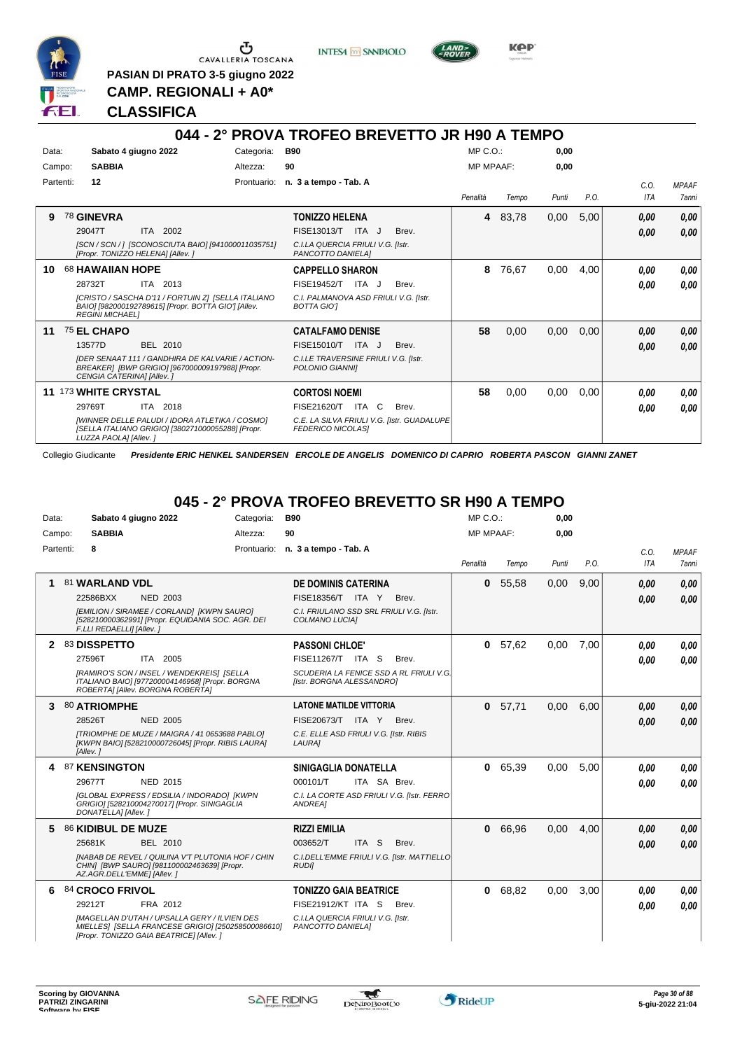PASIAN DI PRATO 3-5 giugno 2022

**CAMP. REGIONALI + A0***

**CLASSIFICA**

## 044 - 2° PROVA TROFEO BREVETTO JR H90 A TEMPO

Data: Sabato 4 giugno 2022 — Categoria: B90 — MP C.O.: 0,00
Campo: SABBIA — Altezza: 90 — MP MPAAF: 0,00
Partenti: 12 — Prontuario: n. 3 a tempo - Tab. A

| Cl. | Cavallo | Cavaliere | Penalità | Tempo | Punti | P.O. | C.O. ITA | MPAAF 7anni |
|---|---|---|---|---|---|---|---|---|
| 9 | 78 **GINEVRA** 29047T ITA 2002 *[SCN / SCN / ] [SCONOSCIUTA BAIO] [941000011035751] [Propr. TONIZZO HELENA] [Allev. ]* | **TONIZZO HELENA** FISE13013/T ITA J Brev. *C.I.LA QUERCIA FRIULI V.G. [Istr. PANCOTTO DANIELA]* | 4 | 83,78 | 0,00 | 5,00 | 0,00 / 0,00 | 0,00 / 0,00 |
| 10 | 68 **HAWAIIAN HOPE** 28732T ITA 2013 *[CRISTO / SASCHA D'11 / FORTUIN Z] [SELLA ITALIANO BAIO] [982000192789615] [Propr. BOTTA GIO'] [Allev. REGINI MICHAEL]* | **CAPPELLO SHARON** FISE19452/T ITA J Brev. *C.I. PALMANOVA ASD FRIULI V.G. [Istr. BOTTA GIO']* | 8 | 76,67 | 0,00 | 4,00 | 0,00 / 0,00 | 0,00 / 0,00 |
| 11 | 75 **EL CHAPO** 13577D BEL 2010 *[DER SENAAT 111 / GANDHIRA DE KALVARIE / ACTION-BREAKER] [BWP GRIGIO] [967000009197988] [Propr. CENGIA CATERINA] [Allev. ]* | **CATALFAMO DENISE** FISE15010/T ITA J Brev. *C.I.LE TRAVERSINE FRIULI V.G. [Istr. POLONIO GIANNI]* | 58 | 0,00 | 0,00 | 0,00 | 0,00 / 0,00 | 0,00 / 0,00 |
| 11 | 173 **WHITE CRYSTAL** 29769T ITA 2018 *[WINNER DELLE PALUDI / IDORA ALTETIKA / COSMO] [SELLA ITALIANO GRIGIO] [380271000055288] [Propr. LUZZA PAOLA] [Allev. ]* | **CORTOSI NOEMI** FISE21620/T ITA C Brev. *C.E. LA SILVA FRIULI V.G. [Istr. GUADALUPE FEDERICO NICOLAS]* | 58 | 0,00 | 0,00 | 0,00 | 0,00 / 0,00 | 0,00 / 0,00 |

Collegio Giudicante *Presidente ERIC HENKEL SANDERSEN ERCOLE DE ANGELIS DOMENICO DI CAPRIO ROBERTA PASCON GIANNI ZANET*

## 045 - 2° PROVA TROFEO BREVETTO SR H90 A TEMPO

Data: Sabato 4 giugno 2022 — Categoria: B90 — MP C.O.: 0,00
Campo: SABBIA — Altezza: 90 — MP MPAAF: 0,00
Partenti: 8 — Prontuario: n. 3 a tempo - Tab. A

| Cl. | Cavallo | Cavaliere | Penalità | Tempo | Punti | P.O. | C.O. ITA | MPAAF 7anni |
|---|---|---|---|---|---|---|---|---|
| 1 | 81 **WARLAND VDL** 22586BXX NED 2003 *[EMILION / SIRAMEE / CORLAND] [KWPN SAURO] [528210000362991] [Propr. EQUIDANIA SOC. AGR. DEI F.LLI REDAELLI] [Allev. ]* | **DE DOMINIS CATERINA** FISE18356/T ITA Y Brev. *C.I. FRIULANO SSD SRL FRIULI V.G. [Istr. COLMANO LUCIA]* | 0 | 55,58 | 0,00 | 9,00 | 0,00 / 0,00 | 0,00 / 0,00 |
| 2 | 83 **DISSPETTO** 27596T ITA 2005 *[RAMIRO'S SON / INSEL / WENDEKREIS] [SELLA ITALIANO BAIO] [977200004146958] [Propr. BORGNA ROBERTA] [Allev. BORGNA ROBERTA]* | **PASSONI CHLOE'** FISE11267/T ITA S Brev. *SCUDERIA LA FENICE SSD A RL FRIULI V.G. [Istr. BORGNA ALESSANDRO]* | 0 | 57,62 | 0,00 | 7,00 | 0,00 / 0,00 | 0,00 / 0,00 |
| 3 | 80 **ATRIOMPHE** 28526T NED 2005 *[TRIOMPHE DE MUZE / MAIGRA / 41 0653688 PABLO] [KWPN BAIO] [528210000726045] [Propr. RIBIS LAURA] [Allev. ]* | **LATONE MATILDE VITTORIA** FISE20673/T ITA Y Brev. *C.E. ELLE ASD FRIULI V.G. [Istr. RIBIS LAURA]* | 0 | 57,71 | 0,00 | 6,00 | 0,00 / 0,00 | 0,00 / 0,00 |
| 4 | 87 **KENSINGTON** 29677T NED 2015 *[GLOBAL EXPRESS / EDSILIA / INDORADO] [KWPN GRIGIO] [528210004270017] [Propr. SINIGAGLIA DONATELLA] [Allev. ]* | **SINIGAGLIA DONATELLA** 000101/T ITA SA Brev. *C.I. LA CORTE ASD FRIULI V.G. [Istr. FERRO ANDREA]* | 0 | 65,39 | 0,00 | 5,00 | 0,00 / 0,00 | 0,00 / 0,00 |
| 5 | 86 **KIDIBUL DE MUZE** 25681K BEL 2010 *[NABAB DE REVEL / QUILINA V'T PLUTONIA HOF / CHIN CHIN] [BWP SAURO] [981100002463639] [Propr. AZ.AGR.DELL'EMME] [Allev. ]* | **RIZZI EMILIA** 003652/T ITA S Brev. *C.I.DELL'EMME FRIULI V.G. [Istr. MATTIELLO RUDI]* | 0 | 66,96 | 0,00 | 4,00 | 0,00 / 0,00 | 0,00 / 0,00 |
| 6 | 84 **CROCO FRIVOL** 29212T FRA 2012 *[MAGELLAN D'UTAH / UPSALLA GERY / ILVIEN DES MIELLES] [SELLA FRANCESE GRIGIO] [250258500086610] [Propr. TONIZZO GAIA BEATRICE] [Allev. ]* | **TONIZZO GAIA BEATRICE** FISE21912/KT ITA S Brev. *C.I.LA QUERCIA FRIULI V.G. [Istr. PANCOTTO DANIELA]* | 0 | 68,82 | 0,00 | 3,00 | 0,00 / 0,00 | 0,00 / 0,00 |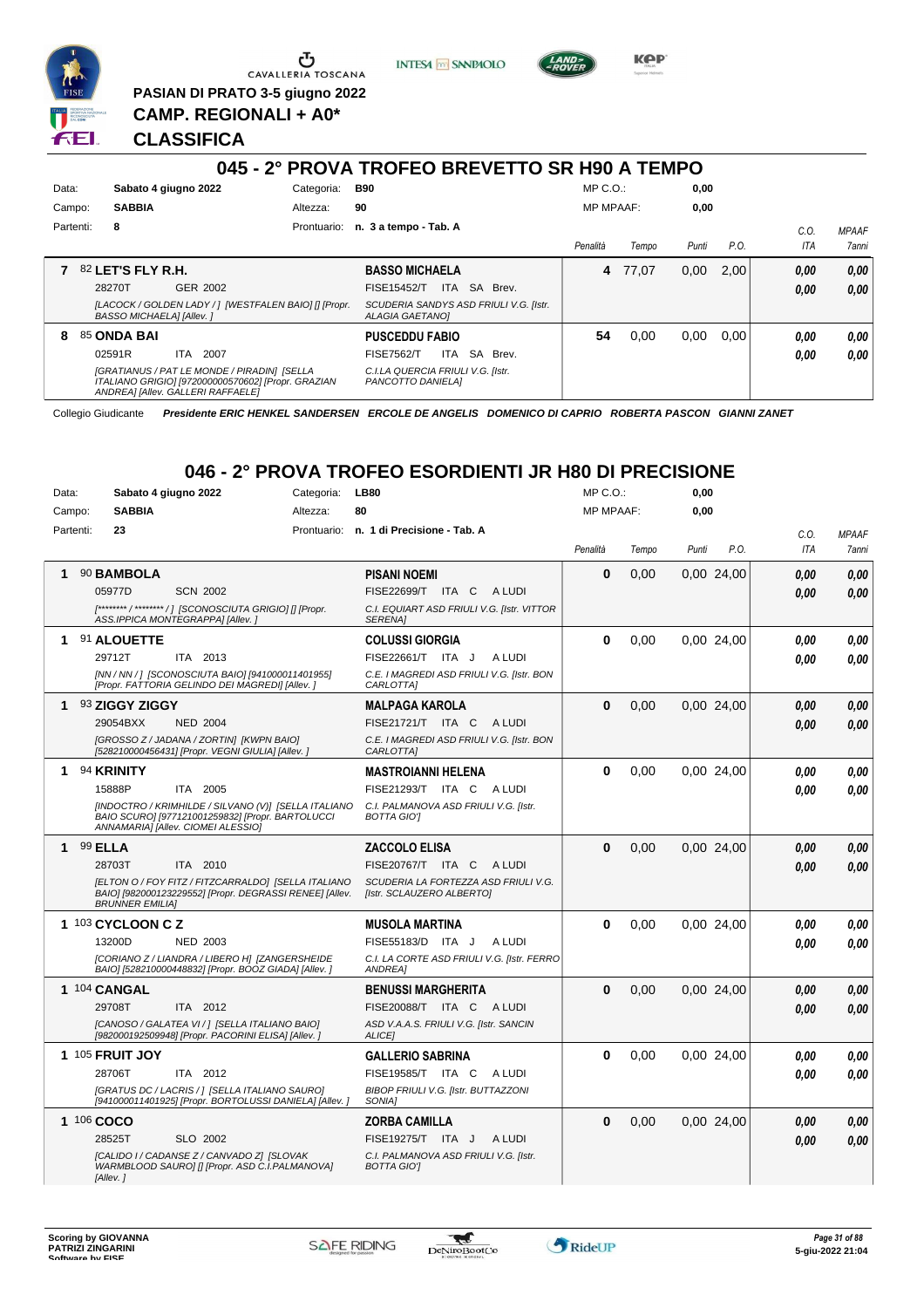PASIAN DI PRATO 3-5 giugno 2022

CAMP. REGIONALI + A0*

**CLASSIFICA**

## 045 - 2° PROVA TROFEO BREVETTO SR H90 A TEMPO

Data: **Sabato 4 giugno 2022** Categoria: **B90** MP C.O.: **0,00**

Campo: **SABBIA** Altezza: **90** MP MPAAF: **0,00**

Partenti: **8** Prontuario: **n. 3 a tempo - Tab. A**

| | Cavallo | Cavaliere | Penalità | Tempo | Punti | P.O. | C.O. ITA | MPAAF 7anni |
|---|---|---|---|---|---|---|---|---|
| 7 | 82 **LET'S FLY R.H.**<br>28270T GER 2002<br>*[LACOCK / GOLDEN LADY / ] [WESTFALEN BAIO] [] [Propr. BASSO MICHAELA] [Allev. ]* | **BASSO MICHAELA**<br>FISE15452/T ITA SA Brev.<br>*SCUDERIA SANDYS ASD FRIULI V.G. [Istr. ALAGIA GAETANO]* | 4 | 77,07 | 0,00 | 2,00 | 0,00<br>0,00 | 0,00<br>0,00 |
| 8 | 85 **ONDA BAI**<br>02591R ITA 2007<br>*[GRATIANUS / PAT LE MONDE / PIRADIN] [SELLA ITALIANO GRIGIO] [972000000570602] [Propr. GRAZIAN ANDREA] [Allev. GALLERI RAFFAELE]* | **PUSCEDDU FABIO**<br>FISE7562/T ITA SA Brev.<br>*C.I.LA QUERCIA FRIULI V.G. [Istr. PANCOTTO DANIELA]* | 54 | 0,00 | 0,00 | 0,00 | 0,00<br>0,00 | 0,00<br>0,00 |

Collegio Giudicante *Presidente ERIC HENKEL SANDERSEN ERCOLE DE ANGELIS DOMENICO DI CAPRIO ROBERTA PASCON GIANNI ZANET*

## 046 - 2° PROVA TROFEO ESORDIENTI JR H80 DI PRECISIONE

Data: **Sabato 4 giugno 2022** Categoria: **LB80** MP C.O.: **0,00**

Campo: **SABBIA** Altezza: **80** MP MPAAF: **0,00**

Partenti: **23** Prontuario: **n. 1 di Precisione - Tab. A**

| | Cavallo | Cavaliere | Penalità | Tempo | Punti | P.O. | C.O. ITA | MPAAF 7anni |
|---|---|---|---|---|---|---|---|---|
| 1 | 90 **BAMBOLA**<br>05977D SCN 2002<br>*[******** / ******** / ] [SCONOSCIUTA GRIGIO] [] [Propr. ASS.IPPICA MONTEGRAPPA] [Allev. ]* | **PISANI NOEMI**<br>FISE22699/T ITA C A LUDI<br>*C.I. EQUIART ASD FRIULI V.G. [Istr. VITTOR SERENA]* | 0 | 0,00 | 0,00 | 24,00 | 0,00<br>0,00 | 0,00<br>0,00 |
| 1 | 91 **ALOUETTE**<br>29712T ITA 2013<br>*[NN / NN / ] [SCONOSCIUTA BAIO] [941000011401955] [Propr. FATTORIA GELINDO DEI MAGREDI] [Allev. ]* | **COLUSSI GIORGIA**<br>FISE22661/T ITA J A LUDI<br>*C.E. I MAGREDI ASD FRIULI V.G. [Istr. BON CARLOTTA]* | 0 | 0,00 | 0,00 | 24,00 | 0,00<br>0,00 | 0,00<br>0,00 |
| 1 | 93 **ZIGGY ZIGGY**<br>29054BXX NED 2004<br>*[GROSSO Z / JADANA / ZORTIN] [KWPN BAIO] [528210000456431] [Propr. VEGNI GIULIA] [Allev. ]* | **MALPAGA KAROLA**<br>FISE21721/T ITA C A LUDI<br>*C.E. I MAGREDI ASD FRIULI V.G. [Istr. BON CARLOTTA]* | 0 | 0,00 | 0,00 | 24,00 | 0,00<br>0,00 | 0,00<br>0,00 |
| 1 | 94 **KRINITY**<br>15888P ITA 2005<br>*[INDOCTRO / KRIMHILDE / SILVANO (V)] [SELLA ITALIANO BAIO SCURO] [977121001259832] [Propr. BARTOLUCCI ANNAMARIA] [Allev. CIOMEI ALESSIO]* | **MASTROIANNI HELENA**<br>FISE21293/T ITA C A LUDI<br>*C.I. PALMANOVA ASD FRIULI V.G. [Istr. BOTTA GIO']* | 0 | 0,00 | 0,00 | 24,00 | 0,00<br>0,00 | 0,00<br>0,00 |
| 1 | 99 **ELLA**<br>28703T ITA 2010<br>*[ELTON O / FOY FITZ / FITZCARRALDO] [SELLA ITALIANO BAIO] [982000123229552] [Propr. DEGRASSI RENEE] [Allev. BRUNNER EMILIA]* | **ZACCOLO ELISA**<br>FISE20767/T ITA C A LUDI<br>*SCUDERIA LA FORTEZZA ASD FRIULI V.G. [Istr. SCLAUZERO ALBERTO]* | 0 | 0,00 | 0,00 | 24,00 | 0,00<br>0,00 | 0,00<br>0,00 |
| 1 | 103 **CYCLOON C Z**<br>13200D NED 2003<br>*[CORIANO Z / LIANDRA / LIBERO H] [ZANGERSHEIDE BAIO] [528210000448832] [Propr. BOOZ GIADA] [Allev. ]* | **MUSOLA MARTINA**<br>FISE55183/D ITA J A LUDI<br>*C.I. LA CORTE ASD FRIULI V.G. [Istr. FERRO ANDREA]* | 0 | 0,00 | 0,00 | 24,00 | 0,00<br>0,00 | 0,00<br>0,00 |
| 1 | 104 **CANGAL**<br>29708T ITA 2012<br>*[CANOSO / GALATEA VI / ] [SELLA ITALIANO BAIO] [982000192509948] [Propr. PACORINI ELISA] [Allev. ]* | **BENUSSI MARGHERITA**<br>FISE20088/T ITA C A LUDI<br>*ASD V.A.A.S. FRIULI V.G. [Istr. SANCIN ALICE]* | 0 | 0,00 | 0,00 | 24,00 | 0,00<br>0,00 | 0,00<br>0,00 |
| 1 | 105 **FRUIT JOY**<br>28706T ITA 2012<br>*[GRATUS DC / LACRIS / ] [SELLA ITALIANO SAURO] [941000011401925] [Propr. BORTOLUSSI DANIELA] [Allev. ]* | **GALLERIO SABRINA**<br>FISE19585/T ITA C A LUDI<br>*BIBOP FRIULI V.G. [Istr. BUTTAZZONI SONIA]* | 0 | 0,00 | 0,00 | 24,00 | 0,00<br>0,00 | 0,00<br>0,00 |
| 1 | 106 **COCO**<br>28525T SLO 2002<br>*[CALIDO I / CADANSE Z / CANVADO Z] [SLOVAK WARMBLOOD SAURO] [] [Propr. ASD C.I.PALMANOVA] [Allev. ]* | **ZORBA CAMILLA**<br>FISE19275/T ITA J A LUDI<br>*C.I. PALMANOVA ASD FRIULI V.G. [Istr. BOTTA GIO']* | 0 | 0,00 | 0,00 | 24,00 | 0,00<br>0,00 | 0,00<br>0,00 |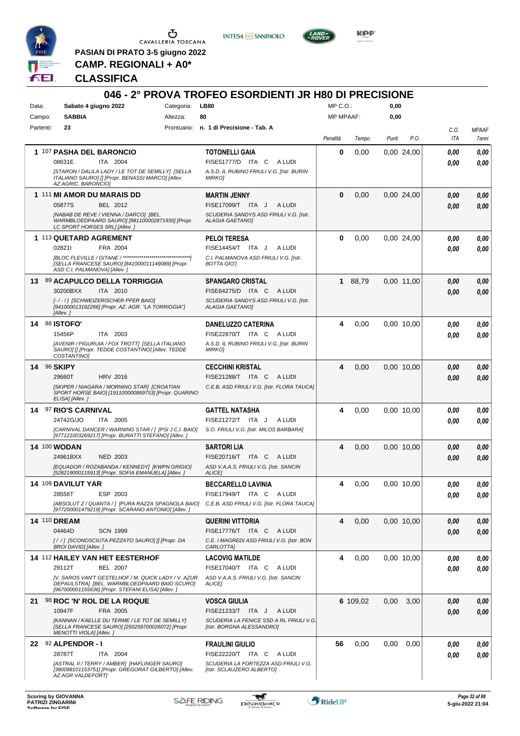PASIAN DI PRATO 3-5 giugno 2022

**CAMP. REGIONALI + A0***

**CLASSIFICA**

## 046 - 2° PROVA TROFEO ESORDIENTI JR H80 DI PRECISIONE

Data: **Sabato 4 giugno 2022** Categoria: **LB80** MP C.O.: **0,00**

Campo: **SABBIA** Altezza: **80** MP MPAAF: **0,00**

Partenti: **23** Prontuario: **n. 1 di Precisione - Tab. A**

| Pos. | Cavallo | Cavaliere | Penalità | Tempo | Punti | P.O. | C.O. ITA | MPAAF 7anni |
|---|---|---|---|---|---|---|---|---|
| 1 | 107 **PASHA DEL BARONCIO** 08631E ITA 2004 [STARON / DALILA LADY / LE TOT DE SEMILLY] [SELLA ITALIANO SAURO] [] [Propr. BENASSI MARCO] [Allev. AZ.AGRIC. BARONCIO] | **TOTONELLI GAIA** FISE51777/D ITA C A LUDI A.S.D. IL RUBINO FRIULI V.G. [Istr. BURIN MIRKO] | 0 | 0,00 | 0,00 | 24,00 | 0,00 0,00 | 0,00 0,00 |
| 1 | 111 **MI AMOR DU MARAIS DD** 05877S BEL 2012 [NABAB DE REVE / VIENNA / DARCO] [BEL. WARMBLOEDPAARD SAURO] [981100002871935] [Propr. LC SPORT HORSES SRL] [Allev. ] | **MARTIN JENNY** FISE17099/T ITA J A LUDI SCUDERIA SANDYS ASD FRIULI V.G. [Istr. ALAGIA GAETANO] | 0 | 0,00 | 0,00 | 24,00 | 0,00 0,00 | 0,00 0,00 |
| 1 | 113 **QUETARD AGREMENT** 02821I FRA 2004 [BLOC FLEVILLE / GITANE / ********************************] [SELLA FRANCESE SAURO] [841000011149089] [Propr. ASD C.I. PALMANOVA] [Allev. ] | **PELOI TERESA** FISE14454/T ITA J A LUDI C.I. PALMANOVA ASD FRIULI V.G. [Istr. BOTTA GIO'] | 0 | 0,00 | 0,00 | 24,00 | 0,00 0,00 | 0,00 0,00 |
| 13 | 89 **ACAPULCO DELLA TORRIGGIA** 30200BXX ITA 2010 [- / - / ] [SCHWEIZERISCHER PFER BAIO] [941000013192266] [Propr. AZ. AGR. "LA TORRIGGIA"] [Allev. ] | **SPANGARO CRISTAL** FISE64275/D ITA C A LUDI SCUDERIA SANDYS ASD FRIULI V.G. [Istr. ALAGIA GAETANO] | 1 | 88,79 | 0,00 | 11,00 | 0,00 0,00 | 0,00 0,00 |
| 14 | 88 **ISTOFO'** 15456P ITA 2003 [AVENIR / FIGURUIA / FOX TROTT] [SELLA ITALIANO SAURO] [] [Propr. TEDDE COSTANTINO] [Allev. TEDDE COSTANTINO] | **DANELUZZO CATERINA** FISE22870/T ITA C A LUDI A.S.D. IL RUBINO FRIULI V.G. [Istr. BURIN MIRKO] | 4 | 0,00 | 0,00 | 10,00 | 0,00 0,00 | 0,00 0,00 |
| 14 | 96 **SKIPY** 29660T HRV 2016 [SKIPER / NIAGARA / MORNING STAR] [CROATIAN SPORT HORSE BAIO] [191100000869753] [Propr. QUARINO ELISA] [Allev. ] | **CECCHINI KRISTAL** FISE21288/T ITA C A LUDI C.E.B. ASD FRIULI V.G. [Istr. FLORA TAUCA] | 4 | 0,00 | 0,00 | 10,00 | 0,00 0,00 | 0,00 0,00 |
| 14 | 97 **RIO'S CARNIVAL** 24742G/JO ITA 2005 [CARNIVAL DANCER / WARNING STAR / ] [PSI J.C.I. BAIO] [977121003269217] [Propr. BURATTI STEFANO] [Allev. ] | **GATTEL NATASHA** FISE21272/T ITA J A LUDI S.O. FRIULI V.G. [Istr. MILOS BARBARA] | 4 | 0,00 | 0,00 | 10,00 | 0,00 0,00 | 0,00 0,00 |
| 14 | 100 **WODAN** 24961BXX NED 2003 [EQUADOR / ROZABANDA / KENNEDY] [KWPN GRIGIO] [528219000115913] [Propr. SOFIA EMANUELA] [Allev. ] | **SARTORI LIA** FISE20716/T ITA C A LUDI ASD V.A.A.S. FRIULI V.G. [Istr. SANCIN ALICE] | 4 | 0,00 | 0,00 | 10,00 | 0,00 0,00 | 0,00 0,00 |
| 14 | 109 **DAVILUT YAR** 28556T ESP 2003 [ABSOLUT Z / QUANTA / ] [PURA RAZZA SPAGNOLA BAIO] [977200001479219] [Propr. SCARANO ANTONIO] [Allev. ] | **BECCARELLO LAVINIA** FISE17949/T ITA C A LUDI C.E.B. ASD FRIULI V.G. [Istr. FLORA TAUCA] | 4 | 0,00 | 0,00 | 10,00 | 0,00 0,00 | 0,00 0,00 |
| 14 | 110 **DREAM** 04464D SCN 1999 [ / / ] [SCONOSCIUTA PEZZATO SAURO] [] [Propr. DA BROI DAVID] [Allev. ] | **QUERINI VITTORIA** FISE17776/T ITA C A LUDI C.E. I MAGREDI ASD FRIULI V.G. [Istr. BON CARLOTTA] | 4 | 0,00 | 0,00 | 10,00 | 0,00 0,00 | 0,00 0,00 |
| 14 | 112 **HAILEY VAN HET EESTERHOF** 29112T BEL 2007 [V. SAROS VAN'T GESTELHOF / M. QUICK LADY / V. AZUR DEPAULSTRA] [BEL. WARMBLOEDPAARD BAIO SCURO] [967000001155636] [Propr. STEFANI ELISA] [Allev. ] | **LACOVIG MATILDE** FISE17040/T ITA C A LUDI ASD V.A.A.S. FRIULI V.G. [Istr. SANCIN ALICE] | 4 | 0,00 | 0,00 | 10,00 | 0,00 0,00 | 0,00 0,00 |
| 21 | 98 **ROC 'N' ROL DE LA ROQUE** 10947F FRA 2005 [KANNAN / KAELLE DU TERME / LE TOT DE SEMILLY] [SELLA FRANCESE SAURO] [250259700026072] [Propr. MENOTTI VIOLA] [Allev. ] | **VOSCA GIULIA** FISE21233/T ITA J A LUDI SCUDERIA LA FENICE SSD A RL FRIULI V.G. [Istr. BORGNA ALESSANDRO] | 6 | 109,02 | 0,00 | 3,00 | 0,00 0,00 | 0,00 0,00 |
| 22 | 92 **ALPENDOR - I** 28787T ITA 2004 [ASTRAL II / TERRY / AMBER] [HAFLINGER SAURO] [380098101153751] [Propr. GREGORAT GILBERTO] [Allev. AZ.AGR.VALDEFORT] | **FRAULINI GIULIO** FISE22220/T ITA C A LUDI SCUDERIA LA FORTEZZA ASD FRIULI V.G. [Istr. SCLAUZERO ALBERTO] | 56 | 0,00 | 0,00 | 0,00 | 0,00 0,00 | 0,00 0,00 |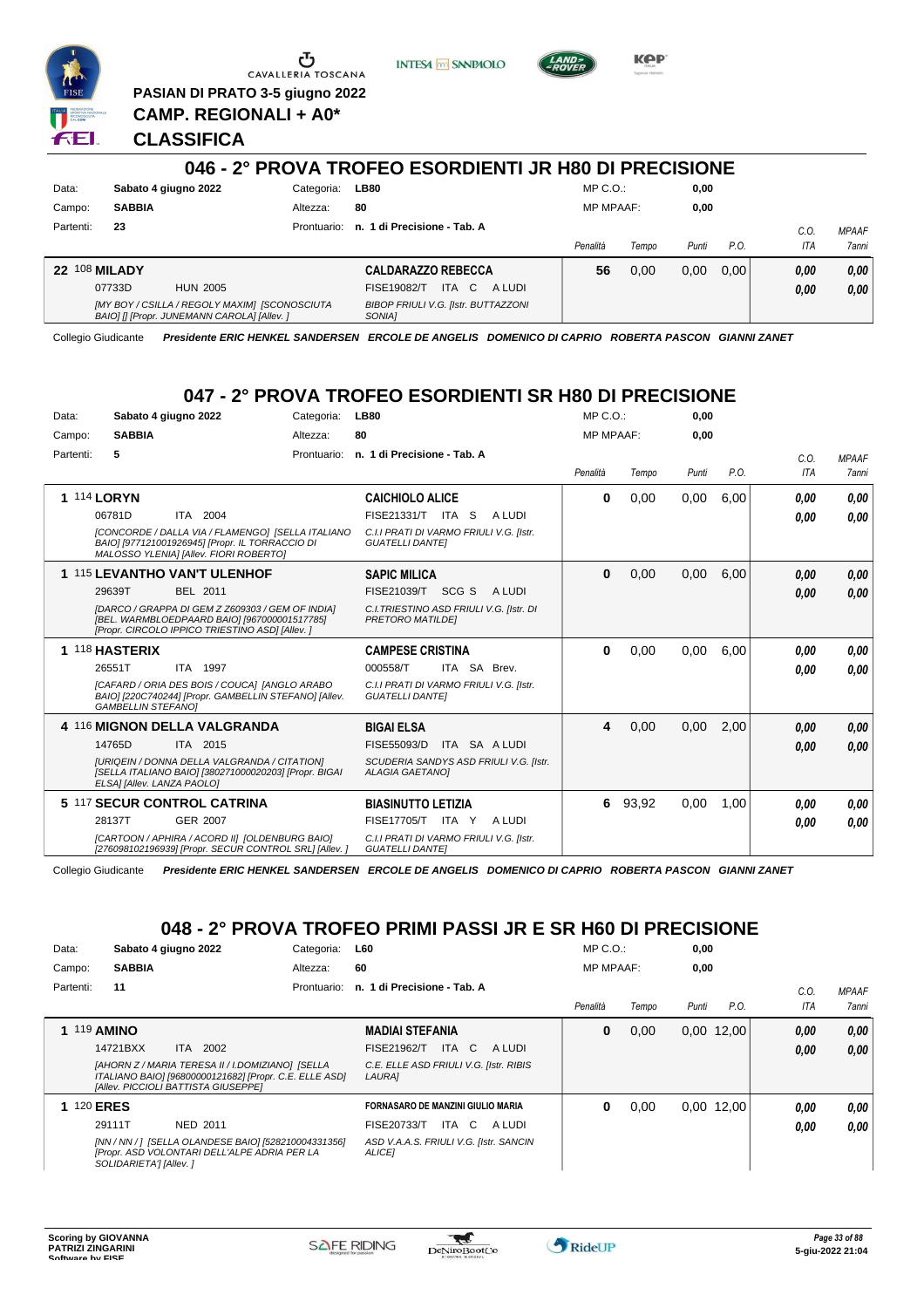PASIAN DI PRATO 3-5 giugno 2022

**CAMP. REGIONALI + A0***

**CLASSIFICA**

## 046 - 2° PROVA TROFEO ESORDIENTI JR H80 DI PRECISIONE

| Data: | Sabato 4 giugno 2022 | Categoria: | LB80 | MP C.O.: | 0,00 |
|---|---|---|---|---|---|
| Campo: | SABBIA | Altezza: | 80 | MP MPAAF: | 0,00 |
| Partenti: | 23 | Prontuario: | n. 1 di Precisione - Tab. A | | |

| Cl. | Cavallo | Cavaliere | Penalità | Tempo | Punti | P.O. | C.O. ITA | MPAAF 7anni |
|---|---|---|---|---|---|---|---|---|
| 22 | 108 **MILADY** 07733D HUN 2005 *[MY BOY / CSILLA / REGOLY MAXIM] [SCONOSCIUTA BAIO] [] [Propr. JUNEMANN CAROLA] [Allev. ]* | **CALDARAZZO REBECCA** FISE19082/T ITA C A LUDI *BIBOP FRIULI V.G. [Istr. BUTTAZZONI SONIA]* | 56 | 0,00 | 0,00 | 0,00 | 0,00 / 0,00 | 0,00 / 0,00 |

Collegio Giudicante *Presidente ERIC HENKEL SANDERSEN ERCOLE DE ANGELIS DOMENICO DI CAPRIO ROBERTA PASCON GIANNI ZANET*

## 047 - 2° PROVA TROFEO ESORDIENTI SR H80 DI PRECISIONE

| Data: | Sabato 4 giugno 2022 | Categoria: | LB80 | MP C.O.: | 0,00 |
|---|---|---|---|---|---|
| Campo: | SABBIA | Altezza: | 80 | MP MPAAF: | 0,00 |
| Partenti: | 5 | Prontuario: | n. 1 di Precisione - Tab. A | | |

| Cl. | Cavallo | Cavaliere | Penalità | Tempo | Punti | P.O. | C.O. ITA | MPAAF 7anni |
|---|---|---|---|---|---|---|---|---|
| 1 | 114 **LORYN** 06781D ITA 2004 *[CONCORDE / DALLA VIA / FLAMENGO] [SELLA ITALIANO BAIO] [977121001926945] [Propr. IL TORRACCIO DI MALOSSO YLENIA] [Allev. FIORI ROBERTO]* | **CAICHIOLO ALICE** FISE21331/T ITA S A LUDI *C.I.I PRATI DI VARMO FRIULI V.G. [Istr. GUATELLI DANTE]* | 0 | 0,00 | 0,00 | 6,00 | 0,00 / 0,00 | 0,00 / 0,00 |
| 1 | 115 **LEVANTHO VAN'T ULENHOF** 29639T BEL 2011 *[DARCO / GRAPPA DI GEM Z Z609303 / GEM OF INDIA] [BEL. WARMBLOEDPAARD BAIO] [967000001517785] [Propr. CIRCOLO IPPICO TRIESTINO ASD] [Allev. ]* | **SAPIC MILICA** FISE21039/T SCG S A LUDI *C.I.TRIESTINO ASD FRIULI V.G. [Istr. DI PRETORO MATILDE]* | 0 | 0,00 | 0,00 | 6,00 | 0,00 / 0,00 | 0,00 / 0,00 |
| 1 | 118 **HASTERIX** 26551T ITA 1997 *[CAFARD / ORIA DES BOIS / COUCA] [ANGLO ARABO BAIO] [220C740244] [Propr. GAMBELLIN STEFANO] [Allev. GAMBELLIN STEFANO]* | **CAMPESE CRISTINA** 000558/T ITA SA Brev. *C.I.I PRATI DI VARMO FRIULI V.G. [Istr. GUATELLI DANTE]* | 0 | 0,00 | 0,00 | 6,00 | 0,00 / 0,00 | 0,00 / 0,00 |
| 4 | 116 **MIGNON DELLA VALGRANDA** 14765D ITA 2015 *[URIQEIN / DONNA DELLA VALGRANDA / CITATION] [SELLA ITALIANO BAIO] [380271000020203] [Propr. BIGAI ELSA] [Allev. LANZA PAOLO]* | **BIGAI ELSA** FISE55093/D ITA SA A LUDI *SCUDERIA SANDYS ASD FRIULI V.G. [Istr. ALAGIA GAETANO]* | 4 | 0,00 | 0,00 | 2,00 | 0,00 / 0,00 | 0,00 / 0,00 |
| 5 | 117 **SECUR CONTROL CATRINA** 28137T GER 2007 *[CARTOON / APHIRA / ACORD II] [OLDENBURG BAIO] [276098102196939] [Propr. SECUR CONTROL SRL] [Allev. ]* | **BIASINUTTO LETIZIA** FISE17705/T ITA Y A LUDI *C.I.I PRATI DI VARMO FRIULI V.G. [Istr. GUATELLI DANTE]* | 6 | 93,92 | 0,00 | 1,00 | 0,00 / 0,00 | 0,00 / 0,00 |

Collegio Giudicante *Presidente ERIC HENKEL SANDERSEN ERCOLE DE ANGELIS DOMENICO DI CAPRIO ROBERTA PASCON GIANNI ZANET*

## 048 - 2° PROVA TROFEO PRIMI PASSI JR E SR H60 DI PRECISIONE

| Data: | Sabato 4 giugno 2022 | Categoria: | L60 | MP C.O.: | 0,00 |
|---|---|---|---|---|---|
| Campo: | SABBIA | Altezza: | 60 | MP MPAAF: | 0,00 |
| Partenti: | 11 | Prontuario: | n. 1 di Precisione - Tab. A | | |

| Cl. | Cavallo | Cavaliere | Penalità | Tempo | Punti | P.O. | C.O. ITA | MPAAF 7anni |
|---|---|---|---|---|---|---|---|---|
| 1 | 119 **AMINO** 14721BXX ITA 2002 *[AHORN Z / MARIA TERESA II / I.DOMIZIANO] [SELLA ITALIANO BAIO] [968000000121682] [Propr. C.E. ELLE ASD] [Allev. PICCIOLI BATTISTA GIUSEPPE]* | **MADIAI STEFANIA** FISE21962/T ITA C A LUDI *C.E. ELLE ASD FRIULI V.G. [Istr. RIBIS LAURA]* | 0 | 0,00 | 0,00 | 12,00 | 0,00 / 0,00 | 0,00 / 0,00 |
| 1 | 120 **ERES** 29111T NED 2011 *[NN / NN / ] [SELLA OLANDESE BAIO] [528210004331356] [Propr. ASD VOLONTARI DELL'ALPE ADRIA PER LA SOLIDARIETA'] [Allev. ]* | **FORNASARO DE MANZINI GIULIO MARIA** FISE20733/T ITA C A LUDI *ASD V.A.A.S. FRIULI V.G. [Istr. SANCIN ALICE]* | 0 | 0,00 | 0,00 | 12,00 | 0,00 / 0,00 | 0,00 / 0,00 |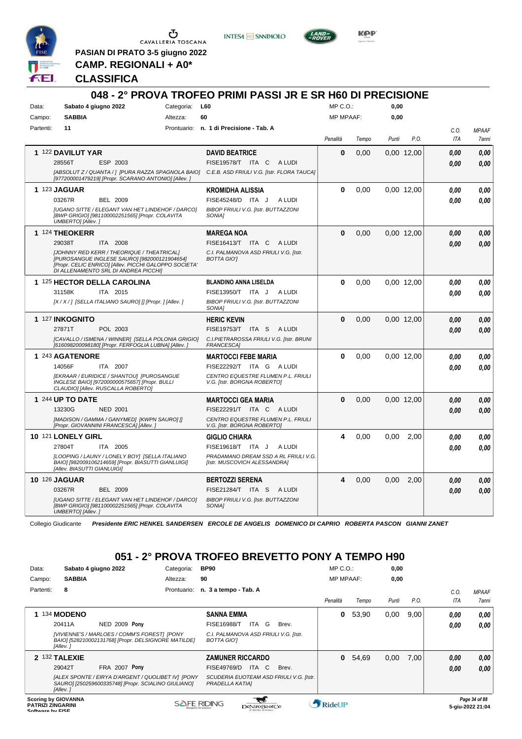PASIAN DI PRATO 3-5 giugno 2022

**CAMP. REGIONALI + A0\***

**CLASSIFICA**

## 048 - 2° PROVA TROFEO PRIMI PASSI JR E SR H60 DI PRECISIONE

Data: **Sabato 4 giugno 2022** Categoria: **L60** MP C.O.: **0,00**
Campo: **SABBIA** Altezza: **60** MP MPAAF: **0,00**
Partenti: **11** Prontuario: **n. 1 di Precisione - Tab. A**

| Cl. | Cavallo | Cavaliere | Penalità | Tempo | Punti | P.O. | C.O. ITA | MPAAF 7anni |
|---|---|---|---|---|---|---|---|---|
| 1 | 122 **DAVILUT YAR** 28556T ESP 2003 [ABSOLUT Z / QUANTA / ] [PURA RAZZA SPAGNOLA BAIO] [977200001479219] [Propr. SCARANO ANTONIO] [Allev. ] | **DAVID BEATRICE** FISE19578/T ITA C A LUDI C.E.B. ASD FRIULI V.G. [Istr. FLORA TAUCA] | 0 | 0,00 | 0,00 | 12,00 | 0,00 / 0,00 | 0,00 / 0,00 |
| 1 | 123 **JAGUAR** 03267R BEL 2009 [UGANO SITTE / ELEGANT VAN HET LINDEHOF / DARCO] [BWP GRIGIO] [981100002251565] [Propr. COLAVITA UMBERTO] [Allev. ] | **KROMIDHA ALISSIA** FISE45248/D ITA J A LUDI BIBOP FRIULI V.G. [Istr. BUTTAZZONI SONIA] | 0 | 0,00 | 0,00 | 12,00 | 0,00 / 0,00 | 0,00 / 0,00 |
| 1 | 124 **THEOKERR** 29038T ITA 2008 [JOHNNY RED KERR / THEORIQUE / THEATRICAL] [PUROSANGUE INGLESE SAURO] [982000121904654] [Propr. CELIC ENRICO] [Allev. PICCHI GALOPPO SOCIETA' DI ALLENAMENTO SRL DI ANDREA PICCHI] | **MAREGA NOA** FISE16413/T ITA C A LUDI C.I. PALMANOVA ASD FRIULI V.G. [Istr. BOTTA GIO'] | 0 | 0,00 | 0,00 | 12,00 | 0,00 / 0,00 | 0,00 / 0,00 |
| 1 | 125 **HECTOR DELLA CAROLINA** 31158K ITA 2015 [X / X / ] [SELLA ITALIANO SAURO] [] [Propr. ] [Allev. ] | **BLANDINO ANNA LISELDA** FISE13950/T ITA J A LUDI BIBOP FRIULI V.G. [Istr. BUTTAZZONI SONIA] | 0 | 0,00 | 0,00 | 12,00 | 0,00 / 0,00 | 0,00 / 0,00 |
| 1 | 127 **INKOGNITO** 27871T POL 2003 [CAVALLO / ISMENA / WINNER] [SELLA POLONIA GRIGIO] [616098200098180] [Propr. FERFOGLIA LUBNA] [Allev. ] | **HERIC KEVIN** FISE19753/T ITA S A LUDI C.I.PIETRAROSSA FRIULI V.G. [Istr. BRUNI FRANCESCA] | 0 | 0,00 | 0,00 | 12,00 | 0,00 / 0,00 | 0,00 / 0,00 |
| 1 | 243 **AGATENORE** 14056F ITA 2007 [EKRAAR / EURIDICE / SHANTOU] [PUROSANGUE INGLESE BAIO] [972000000575657] [Propr. BULLI CLAUDIO] [Allev. RUSCALLA ROBERTO] | **MARTOCCI FEBE MARIA** FISE22292/T ITA G A LUDI CENTRO EQUESTRE FLUMEN P.L. FRIULI V.G. [Istr. BORGNA ROBERTO] | 0 | 0,00 | 0,00 | 12,00 | 0,00 / 0,00 | 0,00 / 0,00 |
| 1 | 244 **UP TO DATE** 13230G NED 2001 [MADISON / GAMMA / GANYMED] [KWPN SAURO] [] [Propr. GIOVANNINI FRANCESCA] [Allev. ] | **MARTOCCI GEA MARIA** FISE22291/T ITA C A LUDI CENTRO EQUESTRE FLUMEN P.L. FRIULI V.G. [Istr. BORGNA ROBERTO] | 0 | 0,00 | 0,00 | 12,00 | 0,00 / 0,00 | 0,00 / 0,00 |
| 10 | 121 **LONELY GIRL** 27804T ITA 2005 [LOOPING / LAUNY / LONELY BOY] [SELLA ITALIANO BAIO] [982009106214659] [Propr. BIASUTTI GIANLUIGI] [Allev. BIASUTTI GIANLUIGI] | **GIGLIO CHIARA** FISE19618/T ITA J A LUDI PRADAMANO DREAM SSD A RL FRIULI V.G. [Istr. MUSCOVICH ALESSANDRA] | 4 | 0,00 | 0,00 | 2,00 | 0,00 / 0,00 | 0,00 / 0,00 |
| 10 | 126 **JAGUAR** 03267R BEL 2009 [UGANO SITTE / ELEGANT VAN HET LINDEHOF / DARCO] [BWP GRIGIO] [981100002251565] [Propr. COLAVITA UMBERTO] [Allev. ] | **BERTOZZI SERENA** FISE21284/T ITA S A LUDI BIBOP FRIULI V.G. [Istr. BUTTAZZONI SONIA] | 4 | 0,00 | 0,00 | 2,00 | 0,00 / 0,00 | 0,00 / 0,00 |

Collegio Giudicante *Presidente ERIC HENKEL SANDERSEN ERCOLE DE ANGELIS DOMENICO DI CAPRIO ROBERTA PASCON GIANNI ZANET*

## 051 - 2° PROVA TROFEO BREVETTO PONY A TEMPO H90

Data: **Sabato 4 giugno 2022** Categoria: **BP90** MP C.O.: **0,00**
Campo: **SABBIA** Altezza: **90** MP MPAAF: **0,00**
Partenti: **8** Prontuario: **n. 3 a tempo - Tab. A**

| Cl. | Cavallo | Cavaliere | Penalità | Tempo | Punti | P.O. | C.O. ITA | MPAAF 7anni |
|---|---|---|---|---|---|---|---|---|
| 1 | 134 **MODENO** 20411A NED 2009 **Pony** [VIVIENNE'S / MARLOES / COMM'S FOREST] [PONY BAIO] [528210002131768] [Propr. DELSIGNORE MATILDE] [Allev. ] | **SANNA EMMA** FISE16988/T ITA G Brev. C.I. PALMANOVA ASD FRIULI V.G. [Istr. BOTTA GIO'] | 0 | 53,90 | 0,00 | 9,00 | 0,00 / 0,00 | 0,00 / 0,00 |
| 2 | 132 **TALEXIE** 29042T FRA 2007 **Pony** [ALEX SPONTE / EIRYA D'ARGENT / QUOLIBET IV] [PONY SAURO] [250259600335748] [Propr. SCIALINO GIULIANO] [Allev. ] | **ZAMUNER RICCARDO** FISE49769/D ITA C Brev. SCUDERIA EUOTEAM ASD FRIULI V.G. [Istr. PRADELLA KATIA] | 0 | 54,69 | 0,00 | 7,00 | 0,00 / 0,00 | 0,00 / 0,00 |

Scoring by GIOVANNA PATRIZI ZINGARINI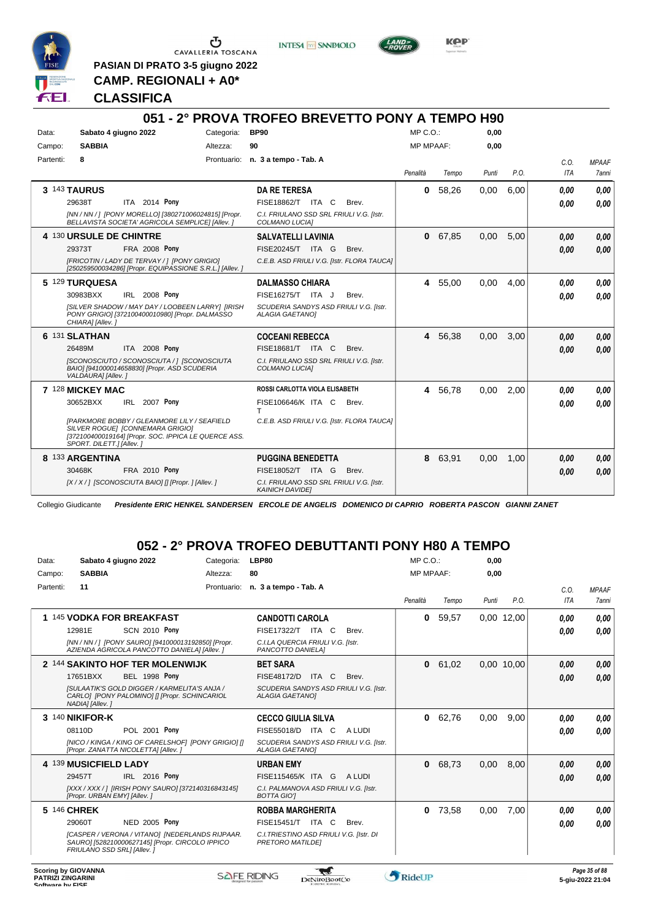PASIAN DI PRATO 3-5 giugno 2022

**CAMP. REGIONALI + A0***

**CLASSIFICA**

## 051 - 2° PROVA TROFEO BREVETTO PONY A TEMPO H90

Data: **Sabato 4 giugno 2022** Categoria: **BP90** MP C.O.: **0,00**

Campo: **SABBIA** Altezza: **90** MP MPAAF: **0,00**

Partenti: **8** Prontuario: **n. 3 a tempo - Tab. A**

| Cl. | Cavallo | Cavaliere | Penalità | Tempo | Punti | P.O. | C.O. ITA | MPAAF 7anni |
|---|---|---|---|---|---|---|---|---|
| 3 | 143 **TAURUS** 29638T ITA 2014 **Pony** *[NN / NN / ] [PONY MORELLO] [380271006024815] [Propr. BELLAVISTA SOCIETA' AGRICOLA SEMPLICE] [Allev. ]* | **DA RE TERESA** FISE18862/T ITA C Brev. *C.I. FRIULANO SSD SRL FRIULI V.G. [Istr. COLMANO LUCIA]* | 0 | 58,26 | 0,00 | 6,00 | 0,00 / 0,00 | 0,00 / 0,00 |
| 4 | 130 **URSULE DE CHINTRE** 29373T FRA 2008 **Pony** *[FRICOTIN / LADY DE TERVAY / ] [PONY GRIGIO] [250259500034286] [Propr. EQUIPASSIONE S.R.L.] [Allev. ]* | **SALVATELLI LAVINIA** FISE20245/T ITA G Brev. *C.E.B. ASD FRIULI V.G. [Istr. FLORA TAUCA]* | 0 | 67,85 | 0,00 | 5,00 | 0,00 / 0,00 | 0,00 / 0,00 |
| 5 | 129 **TURQUESA** 30983BXX IRL 2008 **Pony** *[SILVER SHADOW / MAY DAY / LOOBEEN LARRY] [IRISH PONY GRIGIO] [372100400010980] [Propr. DALMASSO CHIARA] [Allev. ]* | **DALMASSO CHIARA** FISE16275/T ITA J Brev. *SCUDERIA SANDYS ASD FRIULI V.G. [Istr. ALAGIA GAETANO]* | 4 | 55,00 | 0,00 | 4,00 | 0,00 / 0,00 | 0,00 / 0,00 |
| 6 | 131 **SLATHAN** 26489M ITA 2008 **Pony** *[SCONOSCIUTO / SCONOSCIUTA / ] [SCONOSCIUTA BAIO] [941000014658830] [Propr. ASD SCUDERIA VALDAURA] [Allev. ]* | **COCEANI REBECCA** FISE18681/T ITA C Brev. *C.I. FRIULANO SSD SRL FRIULI V.G. [Istr. COLMANO LUCIA]* | 4 | 56,38 | 0,00 | 3,00 | 0,00 / 0,00 | 0,00 / 0,00 |
| 7 | 128 **MICKEY MAC** 30652BXX IRL 2007 **Pony** *[PARKMORE BOBBY / GLEANMORE LILY / SEAFIELD SILVER ROGUE] [CONNEMARA GRIGIO] [372100400019164] [Propr. SOC. IPPICA LE QUERCE ASS. SPORT. DILETT.] [Allev. ]* | **ROSSI CARLOTTA VIOLA ELISABETH** FISE106646/K ITA C Brev. T *C.E.B. ASD FRIULI V.G. [Istr. FLORA TAUCA]* | 4 | 56,78 | 0,00 | 2,00 | 0,00 / 0,00 | 0,00 / 0,00 |
| 8 | 133 **ARGENTINA** 30468K FRA 2010 **Pony** *[X / X / ] [SCONOSCIUTA BAIO] [] [Propr. ] [Allev. ]* | **PUGGINA BENEDETTA** FISE18052/T ITA G Brev. *C.I. FRIULANO SSD SRL FRIULI V.G. [Istr. KAINICH DAVIDE]* | 8 | 63,91 | 0,00 | 1,00 | 0,00 / 0,00 | 0,00 / 0,00 |

Collegio Giudicante *Presidente ERIC HENKEL SANDERSEN ERCOLE DE ANGELIS DOMENICO DI CAPRIO ROBERTA PASCON GIANNI ZANET*

## 052 - 2° PROVA TROFEO DEBUTTANTI PONY H80 A TEMPO

Data: **Sabato 4 giugno 2022** Categoria: **LBP80** MP C.O.: **0,00**

Campo: **SABBIA** Altezza: **80** MP MPAAF: **0,00**

Partenti: **11** Prontuario: **n. 3 a tempo - Tab. A**

| Cl. | Cavallo | Cavaliere | Penalità | Tempo | Punti | P.O. | C.O. ITA | MPAAF 7anni |
|---|---|---|---|---|---|---|---|---|
| 1 | 145 **VODKA FOR BREAKFAST** 12981E SCN 2010 **Pony** *[NN / NN / ] [PONY SAURO] [941000013192850] [Propr. AZIENDA AGRICOLA PANCOTTO DANIELA] [Allev. ]* | **CANDOTTI CAROLA** FISE17322/T ITA C Brev. *C.I.LA QUERCIA FRIULI V.G. [Istr. PANCOTTO DANIELA]* | 0 | 59,57 | 0,00 | 12,00 | 0,00 / 0,00 | 0,00 / 0,00 |
| 2 | 144 **SAKINTO HOF TER MOLENWIJK** 17651BXX BEL 1998 **Pony** *[SULAATIK'S GOLD DIGGER / KARMELITA'S ANJA / CARLO] [PONY PALOMINO] [] [Propr. SCHINCARIOL NADIA] [Allev. ]* | **BET SARA** FISE48172/D ITA C Brev. *SCUDERIA SANDYS ASD FRIULI V.G. [Istr. ALAGIA GAETANO]* | 0 | 61,02 | 0,00 | 10,00 | 0,00 / 0,00 | 0,00 / 0,00 |
| 3 | 140 **NIKIFOR-K** 08110D POL 2001 **Pony** *[NICO / KINGA / KING OF CARELSHOF] [PONY GRIGIO] [] [Propr. ZANATTA NICOLETTA] [Allev. ]* | **CECCO GIULIA SILVA** FISE55018/D ITA C A LUDI *SCUDERIA SANDYS ASD FRIULI V.G. [Istr. ALAGIA GAETANO]* | 0 | 62,76 | 0,00 | 9,00 | 0,00 / 0,00 | 0,00 / 0,00 |
| 4 | 139 **MUSICFIELD LADY** 29457T IRL 2016 **Pony** *[XXX / XXX / ] [IRISH PONY SAURO] [372140316843145] [Propr. URBAN EMY] [Allev. ]* | **URBAN EMY** FISE115465/K ITA G A LUDI *C.I. PALMANOVA ASD FRIULI V.G. [Istr. BOTTA GIO']* | 0 | 68,73 | 0,00 | 8,00 | 0,00 / 0,00 | 0,00 / 0,00 |
| 5 | 146 **CHREK** 29060T NED 2005 **Pony** *[CASPER / VERONA / VITANO] [NEDERLANDS RIJPAAR. SAURO] [528210000627145] [Propr. CIRCOLO IPPICO FRIULANO SSD SRL] [Allev. ]* | **ROBBA MARGHERITA** FISE15451/T ITA C Brev. *C.I.TRIESTINO ASD FRIULI V.G. [Istr. DI PRETORO MATILDE]* | 0 | 73,58 | 0,00 | 7,00 | 0,00 / 0,00 | 0,00 / 0,00 |

Scoring by GIOVANNA PATRIZI ZINGARINI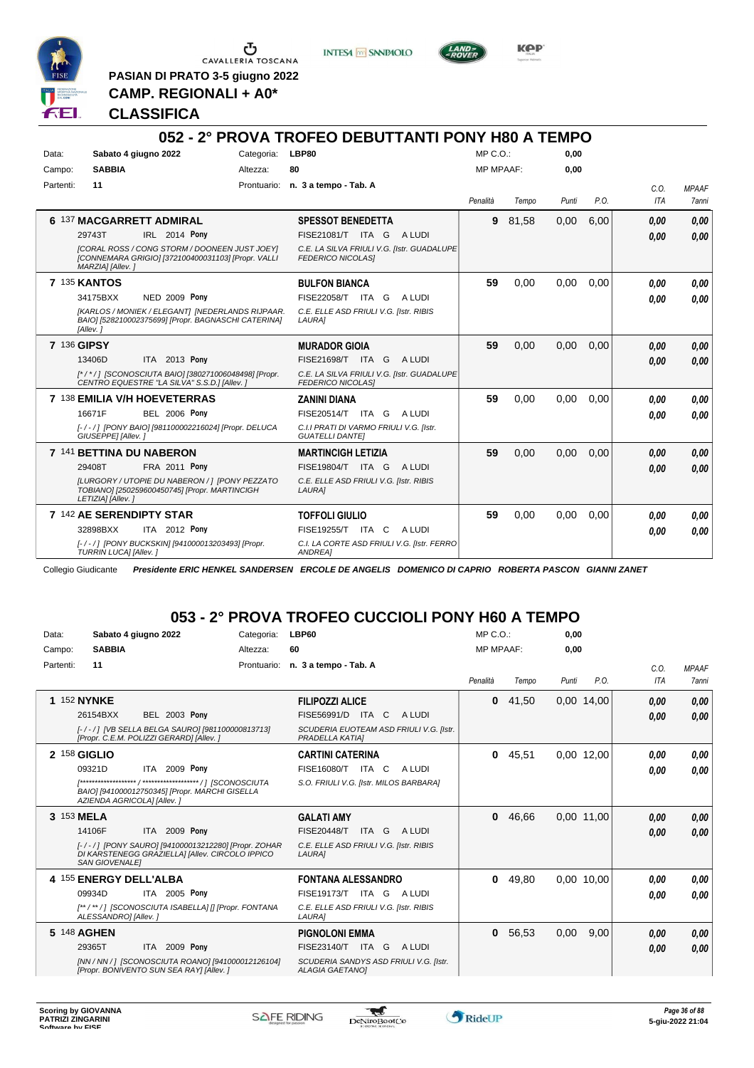CAVALLERIA TOSCANA

**PASIAN DI PRATO 3-5 giugno 2022**

**CAMP. REGIONALI + A0***

**CLASSIFICA**

## 052 - 2° PROVA TROFEO DEBUTTANTI PONY H80 A TEMPO

Data: **Sabato 4 giugno 2022** Categoria: **LBP80** MP C.O.: **0,00**
Campo: **SABBIA** Altezza: **80** MP MPAAF: **0,00**
Partenti: **11** Prontuario: **n. 3 a tempo - Tab. A**

| Class. | Cavallo | Cavaliere | Penalità | Tempo | Punti | P.O. | C.O. ITA | MPAAF 7anni |
|---|---|---|---|---|---|---|---|---|
| 6 | 137 **MACGARRETT ADMIRAL** 29743T IRL 2014 **Pony** *[CORAL ROSS / CONG STORM / DOONEEN JUST JOEY] [CONNEMARA GRIGIO] [372100400031103] [Propr. VALLI MARZIA] [Allev. ]* | **SPESSOT BENEDETTA** FISE21081/T ITA G A LUDI *C.E. LA SILVA FRIULI V.G. [Istr. GUADALUPE FEDERICO NICOLAS]* | **9** | 81,58 | 0,00 | 6,00 | **0,00** **0,00** | **0,00** **0,00** |
| 7 | 135 **KANTOS** 34175BXX NED 2009 **Pony** *[KARLOS / MONIEK / ELEGANT] [NEDERLANDS RIJPAAR. BAIO] [528210002375699] [Propr. BAGNASCHI CATERINA] [Allev. ]* | **BULFON BIANCA** FISE22058/T ITA G A LUDI *C.E. ELLE ASD FRIULI V.G. [Istr. RIBIS LAURA]* | **59** | 0,00 | 0,00 | 0,00 | **0,00** **0,00** | **0,00** **0,00** |
| 7 | 136 **GIPSY** 13406D ITA 2013 **Pony** *[\* / \* / ] [SCONOSCIUTA BAIO] [380271006048498] [Propr. CENTRO EQUESTRE "LA SILVA" S.S.D.] [Allev. ]* | **MURADOR GIOIA** FISE21698/T ITA G A LUDI *C.E. LA SILVA FRIULI V.G. [Istr. GUADALUPE FEDERICO NICOLAS]* | **59** | 0,00 | 0,00 | 0,00 | **0,00** **0,00** | **0,00** **0,00** |
| 7 | 138 **EMILIA V/H HOEVETERRAS** 16671F BEL 2006 **Pony** *[- / - / ] [PONY BAIO] [981100002216024] [Propr. DELUCA GIUSEPPE] [Allev. ]* | **ZANINI DIANA** FISE20514/T ITA G A LUDI *C.I.I PRATI DI VARMO FRIULI V.G. [Istr. GUATELLI DANTE]* | **59** | 0,00 | 0,00 | 0,00 | **0,00** **0,00** | **0,00** **0,00** |
| 7 | 141 **BETTINA DU NABERON** 29408T FRA 2011 **Pony** *[LURGORY / UTOPIE DU NABERON / ] [PONY PEZZATO TOBIANO] [250259600450745] [Propr. MARTINCIGH LETIZIA] [Allev. ]* | **MARTINCIGH LETIZIA** FISE19804/T ITA G A LUDI *C.E. ELLE ASD FRIULI V.G. [Istr. RIBIS LAURA]* | **59** | 0,00 | 0,00 | 0,00 | **0,00** **0,00** | **0,00** **0,00** |
| 7 | 142 **AE SERENDIPTY STAR** 32898BXX ITA 2012 **Pony** *[- / - / ] [PONY BUCKSKIN] [941000013203493] [Propr. TURRIN LUCA] [Allev. ]* | **TOFFOLI GIULIO** FISE19255/T ITA C A LUDI *C.I. LA CORTE ASD FRIULI V.G. [Istr. FERRO ANDREA]* | **59** | 0,00 | 0,00 | 0,00 | **0,00** **0,00** | **0,00** **0,00** |

Collegio Giudicante *Presidente ERIC HENKEL SANDERSEN ERCOLE DE ANGELIS DOMENICO DI CAPRIO ROBERTA PASCON GIANNI ZANET*

## 053 - 2° PROVA TROFEO CUCCIOLI PONY H60 A TEMPO

Data: **Sabato 4 giugno 2022** Categoria: **LBP60** MP C.O.: **0,00**
Campo: **SABBIA** Altezza: **60** MP MPAAF: **0,00**
Partenti: **11** Prontuario: **n. 3 a tempo - Tab. A**

| Class. | Cavallo | Cavaliere | Penalità | Tempo | Punti | P.O. | C.O. ITA | MPAAF 7anni |
|---|---|---|---|---|---|---|---|---|
| 1 | 152 **NYNKE** 26154BXX BEL 2003 **Pony** *[- / - / ] [VB SELLA BELGA SAURO] [981100000813713] [Propr. C.E.M. POLIZZI GERARD] [Allev. ]* | **FILIPOZZI ALICE** FISE56991/D ITA C A LUDI *SCUDERIA EUOTEAM ASD FRIULI V.G. [Istr. PRADELLA KATIA]* | **0** | 41,50 | 0,00 | 14,00 | **0,00** **0,00** | **0,00** **0,00** |
| 2 | 158 **GIGLIO** 09321D ITA 2009 **Pony** *[\*\*\*\*\*\*\*\*\*\*\*\*\*\*\*\*\*\*\*\* / \*\*\*\*\*\*\*\*\*\*\*\*\*\*\*\*\*\*\*\* / ] [SCONOSCIUTA BAIO] [941000012750345] [Propr. MARCHI GISELLA AZIENDA AGRICOLA] [Allev. ]* | **CARTINI CATERINA** FISE16080/T ITA C A LUDI *S.O. FRIULI V.G. [Istr. MILOS BARBARA]* | **0** | 45,51 | 0,00 | 12,00 | **0,00** **0,00** | **0,00** **0,00** |
| 3 | 153 **MELA** 14106F ITA 2009 **Pony** *[- / - / ] [PONY SAURO] [941000013212280] [Propr. ZOHAR DI KARSTENEGG GRAZIELLA] [Allev. CIRCOLO IPPICO SAN GIOVENALE]* | **GALATI AMY** FISE20448/T ITA G A LUDI *C.E. ELLE ASD FRIULI V.G. [Istr. RIBIS LAURA]* | **0** | 46,66 | 0,00 | 11,00 | **0,00** **0,00** | **0,00** **0,00** |
| 4 | 155 **ENERGY DELL'ALBA** 09934D ITA 2005 **Pony** *[\*\* / \*\* / ] [SCONOSCIUTA ISABELLA] [] [Propr. FONTANA ALESSANDRO] [Allev. ]* | **FONTANA ALESSANDRO** FISE19173/T ITA G A LUDI *C.E. ELLE ASD FRIULI V.G. [Istr. RIBIS LAURA]* | **0** | 49,80 | 0,00 | 10,00 | **0,00** **0,00** | **0,00** **0,00** |
| 5 | 148 **AGHEN** 29365T ITA 2009 **Pony** *[NN / NN / ] [SCONOSCIUTA ROANO] [941000012126104] [Propr. BONIVENTO SUN SEA RAY] [Allev. ]* | **PIGNOLONI EMMA** FISE23140/T ITA G A LUDI *SCUDERIA SANDYS ASD FRIULI V.G. [Istr. ALAGIA GAETANO]* | **0** | 56,53 | 0,00 | 9,00 | **0,00** **0,00** | **0,00** **0,00** |

Scoring by GIOVANNA PATRIZI ZINGARINI
Software by FISE

5-giu-2022 21:04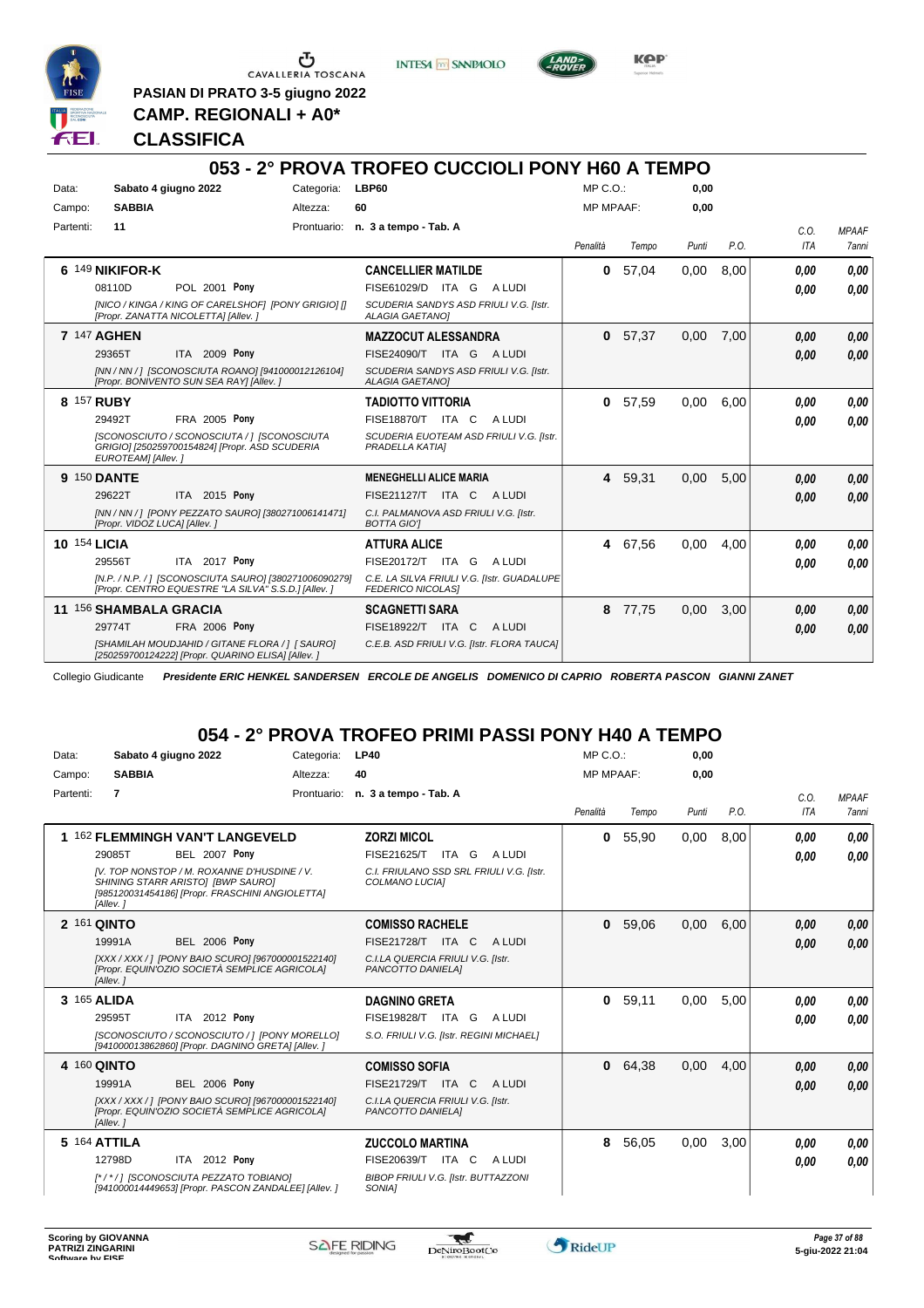PASIAN DI PRATO 3-5 giugno 2022

**CAMP. REGIONALI + A0***

**CLASSIFICA**

## 053 - 2° PROVA TROFEO CUCCIOLI PONY H60 A TEMPO

Data: **Sabato 4 giugno 2022** Categoria: **LBP60** MP C.O.: **0,00**

Campo: **SABBIA** Altezza: **60** MP MPAAF: **0,00**

Partenti: **11** Prontuario: **n. 3 a tempo - Tab. A**

| Cl. | Cavallo | Cavaliere | Penalità | Tempo | Punti | P.O. | C.O. ITA | MPAAF 7anni |
|---|---|---|---|---|---|---|---|---|
| 6 | 149 **NIKIFOR-K** 08110D POL 2001 **Pony** *[NICO / KINGA / KING OF CARELSHOF] [PONY GRIGIO] [] [Propr. ZANATTA NICOLETTA] [Allev. ]* | **CANCELLIER MATILDE** FISE61029/D ITA G A LUDI *SCUDERIA SANDYS ASD FRIULI V.G. [Istr. ALAGIA GAETANO]* | **0** | 57,04 | 0,00 | 8,00 | **0,00** **0,00** | **0,00** **0,00** |
| 7 | 147 **AGHEN** 29365T ITA 2009 **Pony** *[NN / NN / ] [SCONOSCIUTA ROANO] [941000012126104] [Propr. BONIVENTO SUN SEA RAY] [Allev. ]* | **MAZZOCUT ALESSANDRA** FISE24090/T ITA G A LUDI *SCUDERIA SANDYS ASD FRIULI V.G. [Istr. ALAGIA GAETANO]* | **0** | 57,37 | 0,00 | 7,00 | **0,00** **0,00** | **0,00** **0,00** |
| 8 | 157 **RUBY** 29492T FRA 2005 **Pony** *[SCONOSCIUTO / SCONOSCIUTA / ] [SCONOSCIUTA GRIGIO] [250259700154824] [Propr. ASD SCUDERIA EUROTEAM] [Allev. ]* | **TADIOTTO VITTORIA** FISE18870/T ITA C A LUDI *SCUDERIA EUOTEAM ASD FRIULI V.G. [Istr. PRADELLA KATIA]* | **0** | 57,59 | 0,00 | 6,00 | **0,00** **0,00** | **0,00** **0,00** |
| 9 | 150 **DANTE** 29622T ITA 2015 **Pony** *[NN / NN / ] [PONY PEZZATO SAURO] [380271006141471] [Propr. VIDOZ LUCA] [Allev. ]* | **MENEGHELLI ALICE MARIA** FISE21127/T ITA C A LUDI *C.I. PALMANOVA ASD FRIULI V.G. [Istr. BOTTA GIO']* | **4** | 59,31 | 0,00 | 5,00 | **0,00** **0,00** | **0,00** **0,00** |
| 10 | 154 **LICIA** 29556T ITA 2017 **Pony** *[N.P. / N.P. / ] [SCONOSCIUTA SAURO] [380271006090279] [Propr. CENTRO EQUESTRE "LA SILVA" S.S.D.] [Allev. ]* | **ATTURA ALICE** FISE20172/T ITA G A LUDI *C.E. LA SILVA FRIULI V.G. [Istr. GUADALUPE FEDERICO NICOLAS]* | **4** | 67,56 | 0,00 | 4,00 | **0,00** **0,00** | **0,00** **0,00** |
| 11 | 156 **SHAMBALA GRACIA** 29774T FRA 2006 **Pony** *[SHAMILAH MOUDJAHID / GITANE FLORA / ] [ SAURO] [250259700124222] [Propr. QUARINO ELISA] [Allev. ]* | **SCAGNETTI SARA** FISE18922/T ITA C A LUDI *C.E.B. ASD FRIULI V.G. [Istr. FLORA TAUCA]* | **8** | 77,75 | 0,00 | 3,00 | **0,00** **0,00** | **0,00** **0,00** |

Collegio Giudicante *Presidente ERIC HENKEL SANDERSEN ERCOLE DE ANGELIS DOMENICO DI CAPRIO ROBERTA PASCON GIANNI ZANET*

## 054 - 2° PROVA TROFEO PRIMI PASSI PONY H40 A TEMPO

Data: **Sabato 4 giugno 2022** Categoria: **LP40** MP C.O.: **0,00**

Campo: **SABBIA** Altezza: **40** MP MPAAF: **0,00**

Partenti: **7** Prontuario: **n. 3 a tempo - Tab. A**

| Cl. | Cavallo | Cavaliere | Penalità | Tempo | Punti | P.O. | C.O. ITA | MPAAF 7anni |
|---|---|---|---|---|---|---|---|---|
| 1 | 162 **FLEMMINGH VAN'T LANGEVELD** 29085T BEL 2007 **Pony** *[V. TOP NONSTOP / M. ROXANNE D'HUSDINE / V. SHINING STARR ARISTO] [BWP SAURO] [985120031454186] [Propr. FRASCHINI ANGIOLETTA] [Allev. ]* | **ZORZI MICOL** FISE21625/T ITA G A LUDI *C.I. FRIULANO SSD SRL FRIULI V.G. [Istr. COLMANO LUCIA]* | **0** | 55,90 | 0,00 | 8,00 | **0,00** **0,00** | **0,00** **0,00** |
| 2 | 161 **QINTO** 19991A BEL 2006 **Pony** *[XXX / XXX / ] [PONY BAIO SCURO] [967000001522140] [Propr. EQUIN'OZIO SOCIETÀ SEMPLICE AGRICOLA] [Allev. ]* | **COMISSO RACHELE** FISE21728/T ITA C A LUDI *C.I.LA QUERCIA FRIULI V.G. [Istr. PANCOTTO DANIELA]* | **0** | 59,06 | 0,00 | 6,00 | **0,00** **0,00** | **0,00** **0,00** |
| 3 | 165 **ALIDA** 29595T ITA 2012 **Pony** *[SCONOSCIUTO / SCONOSCIUTO / ] [PONY MORELLO] [941000013862860] [Propr. DAGNINO GRETA] [Allev. ]* | **DAGNINO GRETA** FISE19828/T ITA G A LUDI *S.O. FRIULI V.G. [Istr. REGINI MICHAEL]* | **0** | 59,11 | 0,00 | 5,00 | **0,00** **0,00** | **0,00** **0,00** |
| 4 | 160 **QINTO** 19991A BEL 2006 **Pony** *[XXX / XXX / ] [PONY BAIO SCURO] [967000001522140] [Propr. EQUIN'OZIO SOCIETÀ SEMPLICE AGRICOLA] [Allev. ]* | **COMISSO SOFIA** FISE21729/T ITA C A LUDI *C.I.LA QUERCIA FRIULI V.G. [Istr. PANCOTTO DANIELA]* | **0** | 64,38 | 0,00 | 4,00 | **0,00** **0,00** | **0,00** **0,00** |
| 5 | 164 **ATTILA** 12798D ITA 2012 **Pony** *[* / * / ] [SCONOSCIUTA PEZZATO TOBIANO] [941000014449653] [Propr. PASCON ZANDALEE] [Allev. ]* | **ZUCCOLO MARTINA** FISE20639/T ITA C A LUDI *BIBOP FRIULI V.G. [Istr. BUTTAZZONI SONIA]* | **8** | 56,05 | 0,00 | 3,00 | **0,00** **0,00** | **0,00** **0,00** |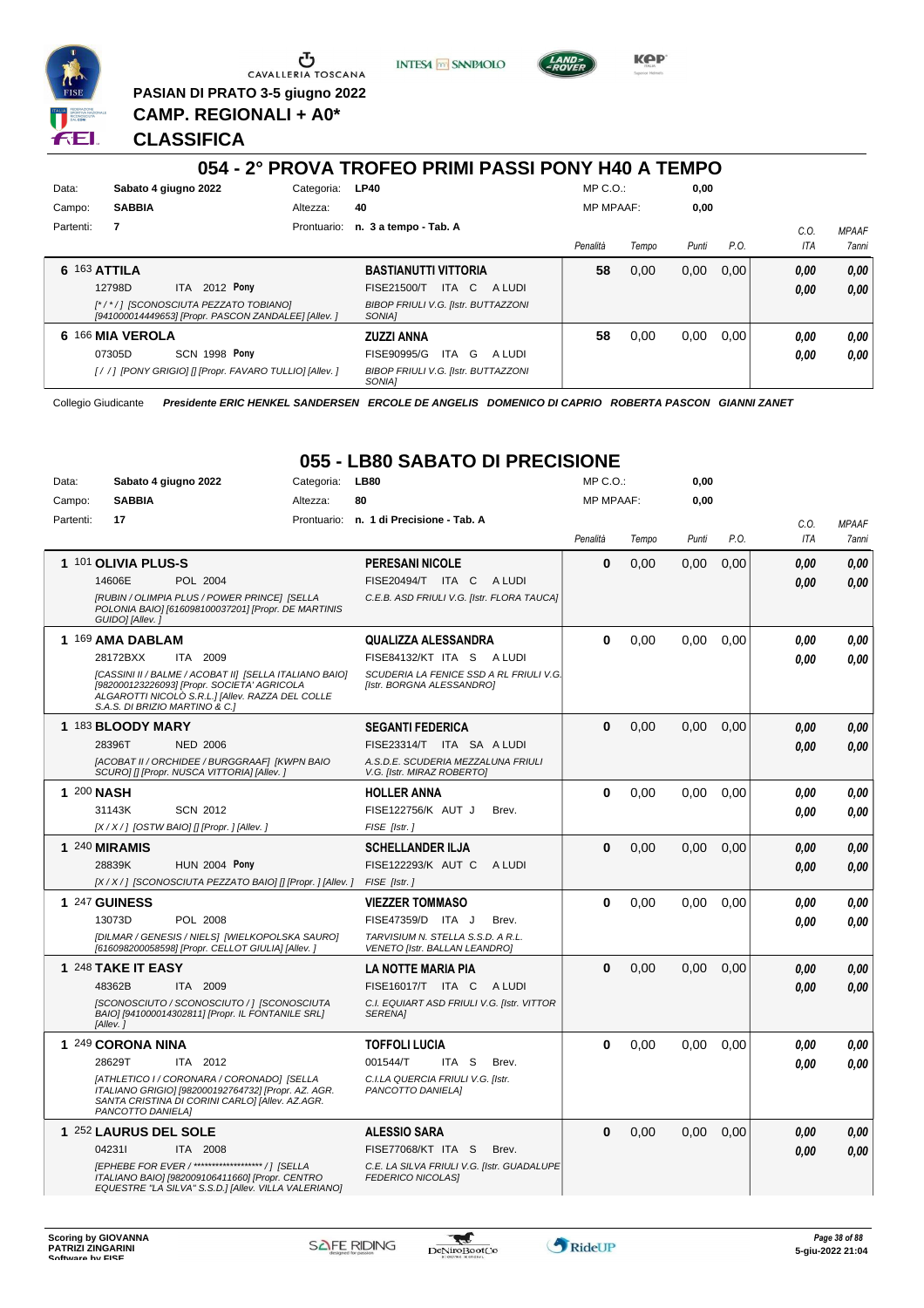PASIAN DI PRATO 3-5 giugno 2022

**CAMP. REGIONALI + A0***

**CLASSIFICA**

## 054 - 2° PROVA TROFEO PRIMI PASSI PONY H40 A TEMPO

| | | | | | |
|---|---|---|---|---|---|
| Data: | Sabato 4 giugno 2022 | Categoria: | LP40 | MP C.O.: | 0,00 |
| Campo: | SABBIA | Altezza: | 40 | MP MPAAF: | 0,00 |
| Partenti: | 7 | Prontuario: | n. 3 a tempo - Tab. A | | |

| Cl. | Cavallo | Cavaliere | Penalità | Tempo | Punti | P.O. | C.O. ITA | MPAAF 7anni |
|---|---|---|---|---|---|---|---|---|
| 6 | 163 **ATTILA** 12798D ITA 2012 **Pony** [*/*/] [SCONOSCIUTA PEZZATO TOBIANO] [941000014449653] [Propr. PASCON ZANDALEE] [Allev. ] | **BASTIANUTTI VITTORIA** FISE21500/T ITA C A LUDI BIBOP FRIULI V.G. [Istr. BUTTAZZONI SONIA] | 58 | 0,00 | 0,00 | 0,00 | 0,00 / 0,00 | 0,00 / 0,00 |
| 6 | 166 **MIA VEROLA** 07305D SCN 1998 **Pony** [/ /] [PONY GRIGIO] [] [Propr. FAVARO TULLIO] [Allev. ] | **ZUZZI ANNA** FISE90995/G ITA G A LUDI BIBOP FRIULI V.G. [Istr. BUTTAZZONI SONIA] | 58 | 0,00 | 0,00 | 0,00 | 0,00 / 0,00 | 0,00 / 0,00 |

Collegio Giudicante *Presidente ERIC HENKEL SANDERSEN ERCOLE DE ANGELIS DOMENICO DI CAPRIO ROBERTA PASCON GIANNI ZANET*

## 055 - LB80 SABATO DI PRECISIONE

| | | | | | |
|---|---|---|---|---|---|
| Data: | Sabato 4 giugno 2022 | Categoria: | LB80 | MP C.O.: | 0,00 |
| Campo: | SABBIA | Altezza: | 80 | MP MPAAF: | 0,00 |
| Partenti: | 17 | Prontuario: | n. 1 di Precisione - Tab. A | | |

| Cl. | Cavallo | Cavaliere | Penalità | Tempo | Punti | P.O. | C.O. ITA | MPAAF 7anni |
|---|---|---|---|---|---|---|---|---|
| 1 | 101 **OLIVIA PLUS-S** 14606E POL 2004 [RUBIN / OLIMPIA PLUS / POWER PRINCE] [SELLA POLONIA BAIO] [616098100037201] [Propr. DE MARTINIS GUIDO] [Allev. ] | **PERESANI NICOLE** FISE20494/T ITA C A LUDI C.E.B. ASD FRIULI V.G. [Istr. FLORA TAUCA] | 0 | 0,00 | 0,00 | 0,00 | 0,00 / 0,00 | 0,00 / 0,00 |
| 1 | 169 **AMA DABLAM** 28172BXX ITA 2009 [CASSINI II / BALME / ACOBAT II] [SELLA ITALIANO BAIO] [982000123226093] [Propr. SOCIETA' AGRICOLA ALGAROTTI NICOLO S.R.L.] [Allev. RAZZA DEL COLLE S.A.S. DI BRIZIO MARTINO & C.] | **QUALIZZA ALESSANDRA** FISE84132/KT ITA S A LUDI SCUDERIA LA FENICE SSD A RL FRIULI V.G. [Istr. BORGNA ALESSANDRO] | 0 | 0,00 | 0,00 | 0,00 | 0,00 / 0,00 | 0,00 / 0,00 |
| 1 | 183 **BLOODY MARY** 28396T NED 2006 [ACOBAT II / ORCHIDEE / BURGGRAAF] [KWPN BAIO SCURO] [] [Propr. NUSCA VITTORIA] [Allev. ] | **SEGANTI FEDERICA** FISE23314/T ITA SA A LUDI A.S.D.E. SCUDERIA MEZZALUNA FRIULI V.G. [Istr. MIRAZ ROBERTO] | 0 | 0,00 | 0,00 | 0,00 | 0,00 / 0,00 | 0,00 / 0,00 |
| 1 | 200 **NASH** 31143K SCN 2012 [X / X / ] [OSTW BAIO] [] [Propr. ] [Allev. ] | **HOLLER ANNA** FISE122756/K AUT J Brev. FISE [Istr. ] | 0 | 0,00 | 0,00 | 0,00 | 0,00 / 0,00 | 0,00 / 0,00 |
| 1 | 240 **MIRAMIS** 28839K HUN 2004 **Pony** [X / X / ] [SCONOSCIUTA PEZZATO BAIO] [] [Propr. ] [Allev. ] | **SCHELLANDER ILJA** FISE122293/K AUT C A LUDI FISE [Istr. ] | 0 | 0,00 | 0,00 | 0,00 | 0,00 / 0,00 | 0,00 / 0,00 |
| 1 | 247 **GUINESS** 13073D POL 2008 [DILMAR / GENESIS / NIELS] [WIELKOPOLSKA SAURO] [616098200058598] [Propr. CELLOT GIULIA] [Allev. ] | **VIEZZER TOMMASO** FISE47359/D ITA J Brev. TARVISIUM N. STELLA S.S.D. A R.L. VENETO [Istr. BALLAN LEANDRO] | 0 | 0,00 | 0,00 | 0,00 | 0,00 / 0,00 | 0,00 / 0,00 |
| 1 | 248 **TAKE IT EASY** 48362B ITA 2009 [SCONOSCIUTO / SCONOSCIUTO / ] [SCONOSCIUTA BAIO] [941000014302811] [Propr. IL FONTANILE SRL] [Allev. ] | **LA NOTTE MARIA PIA** FISE16017/T ITA C A LUDI C.I. EQUIART ASD FRIULI V.G. [Istr. VITTOR SERENA] | 0 | 0,00 | 0,00 | 0,00 | 0,00 / 0,00 | 0,00 / 0,00 |
| 1 | 249 **CORONA NINA** 28629T ITA 2012 [ATHLETICO I / CORONARA / CORONADO] [SELLA ITALIANO GRIGIO] [982000192764732] [Propr. AZ. AGR. SANTA CRISTINA DI CORINI CARLO] [Allev. AZ.AGR. PANCOTTO DANIELA] | **TOFFOLI LUCIA** 001544/T ITA S Brev. C.I.LA QUERCIA FRIULI V.G. [Istr. PANCOTTO DANIELA] | 0 | 0,00 | 0,00 | 0,00 | 0,00 / 0,00 | 0,00 / 0,00 |
| 1 | 252 **LAURUS DEL SOLE** 04231I ITA 2008 [EPHEBE FOR EVER / ****************** / ] [SELLA ITALIANO BAIO] [982009106411660] [Propr. CENTRO EQUESTRE "LA SILVA" S.S.D.] [Allev. VILLA VALERIANO] | **ALESSIO SARA** FISE77068/KT ITA S Brev. C.E. LA SILVA FRIULI V.G. [Istr. GUADALUPE FEDERICO NICOLAS] | 0 | 0,00 | 0,00 | 0,00 | 0,00 / 0,00 | 0,00 / 0,00 |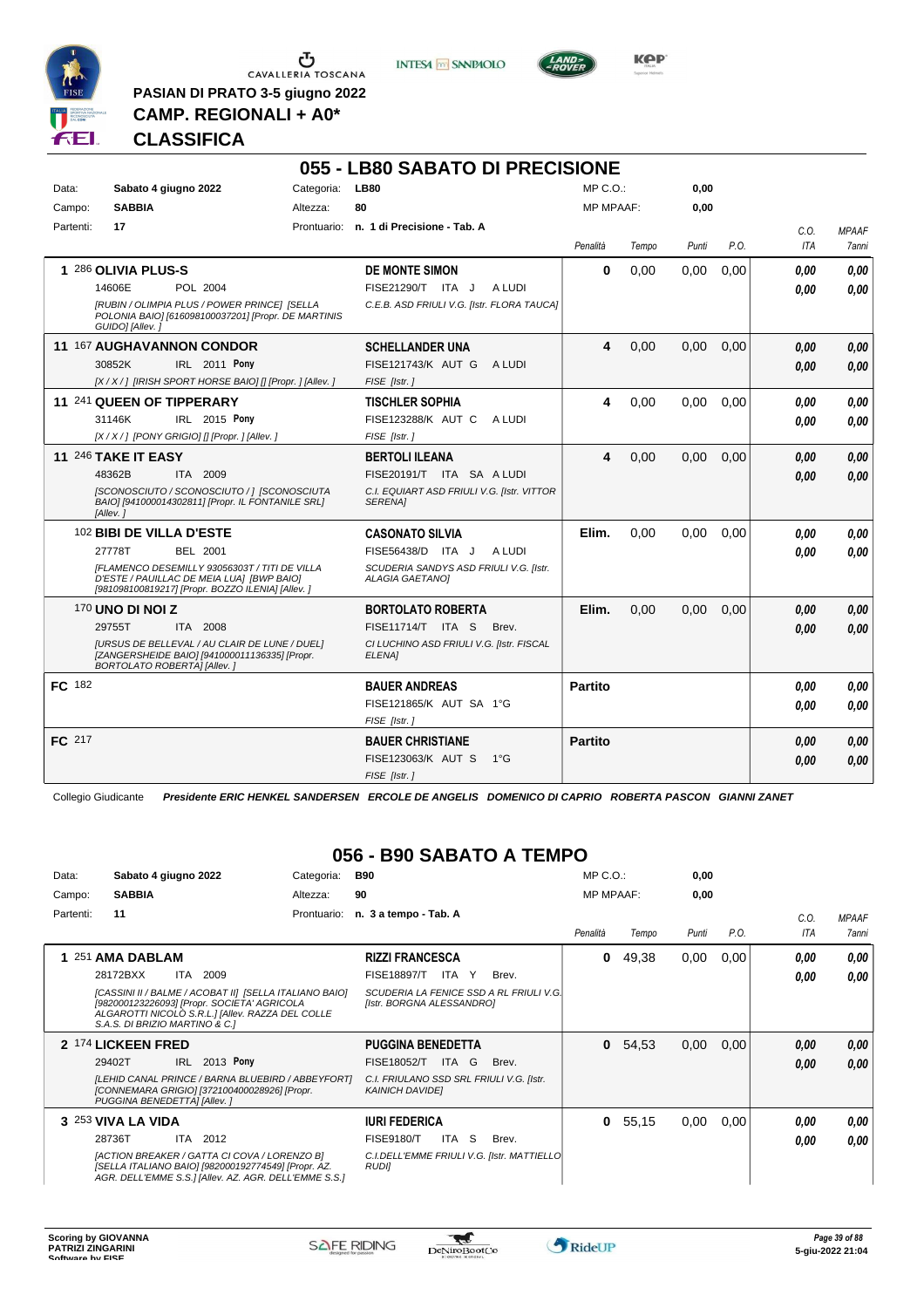PASIAN DI PRATO 3-5 giugno 2022

**CAMP. REGIONALI + A0***

**CLASSIFICA**

## 055 - LB80 SABATO DI PRECISIONE

Data: **Sabato 4 giugno 2022** Categoria: **LB80** MP C.O.: **0,00**

Campo: **SABBIA** Altezza: **80** MP MPAAF: **0,00**

Partenti: **17** Prontuario: **n. 1 di Precisione - Tab. A**

| | Cavallo | Cavaliere | Penalità | Tempo | Punti | P.O. | C.O. ITA | MPAAF 7anni |
|---|---|---|---|---|---|---|---|---|
| 1 | 286 **OLIVIA PLUS-S** 14606E POL 2004 *[RUBIN / OLIMPIA PLUS / POWER PRINCE] [SELLA POLONIA BAIO] [616098100037201] [Propr. DE MARTINIS GUIDO] [Allev. ]* | **DE MONTE SIMON** FISE21290/T ITA J A LUDI *C.E.B. ASD FRIULI V.G. [Istr. FLORA TAUCA]* | **0** | 0,00 | 0,00 | 0,00 | *0,00* *0,00* | *0,00* *0,00* |
| 11 | 167 **AUGHAVANNON CONDOR** 30852K IRL 2011 **Pony** *[X / X / ] [IRISH SPORT HORSE BAIO] [] [Propr. ] [Allev. ]* | **SCHELLANDER UNA** FISE121743/K AUT G A LUDI *FISE [Istr. ]* | **4** | 0,00 | 0,00 | 0,00 | *0,00* *0,00* | *0,00* *0,00* |
| 11 | 241 **QUEEN OF TIPPERARY** 31146K IRL 2015 **Pony** *[X / X / ] [PONY GRIGIO] [] [Propr. ] [Allev. ]* | **TISCHLER SOPHIA** FISE123288/K AUT C A LUDI *FISE [Istr. ]* | **4** | 0,00 | 0,00 | 0,00 | *0,00* *0,00* | *0,00* *0,00* |
| 11 | 246 **TAKE IT EASY** 48362B ITA 2009 *[SCONOSCIUTO / SCONOSCIUTO / ] [SCONOSCIUTA BAIO] [941000014302811] [Propr. IL FONTANILE SRL] [Allev. ]* | **BERTOLI ILEANA** FISE20191/T ITA SA A LUDI *C.I. EQUIART ASD FRIULI V.G. [Istr. VITTOR SERENA]* | **4** | 0,00 | 0,00 | 0,00 | *0,00* *0,00* | *0,00* *0,00* |
| | 102 **BIBI DE VILLA D'ESTE** 27778T BEL 2001 *[FLAMENCO DESEMILLY 93056303T / TITI DE VILLA D'ESTE / PAUILLAC DE MEIA LUA] [BWP BAIO] [981098100819217] [Propr. BOZZO ILENIA] [Allev. ]* | **CASONATO SILVIA** FISE56438/D ITA J A LUDI *SCUDERIA SANDYS ASD FRIULI V.G. [Istr. ALAGIA GAETANO]* | **Elim.** | 0,00 | 0,00 | 0,00 | *0,00* *0,00* | *0,00* *0,00* |
| | 170 **UNO DI NOI Z** 29755T ITA 2008 *[URSUS DE BELLEVAL / AU CLAIR DE LUNE / DUEL] [ZANGERSHEIDE BAIO] [941000011136335] [Propr. BORTOLATO ROBERTA] [Allev. ]* | **BORTOLATO ROBERTA** FISE11714/T ITA S Brev. *CI LUCHINO ASD FRIULI V.G. [Istr. FISCAL ELENA]* | **Elim.** | 0,00 | 0,00 | 0,00 | *0,00* *0,00* | *0,00* *0,00* |
| FC | 182 | **BAUER ANDREAS** FISE121865/K AUT SA 1°G *FISE [Istr. ]* | **Partito** | | | | *0,00* *0,00* | *0,00* *0,00* |
| FC | 217 | **BAUER CHRISTIANE** FISE123063/K AUT S 1°G *FISE [Istr. ]* | **Partito** | | | | *0,00* *0,00* | *0,00* *0,00* |

Collegio Giudicante ***Presidente ERIC HENKEL SANDERSEN ERCOLE DE ANGELIS DOMENICO DI CAPRIO ROBERTA PASCON GIANNI ZANET***

## 056 - B90 SABATO A TEMPO

Data: **Sabato 4 giugno 2022** Categoria: **B90** MP C.O.: **0,00**

Campo: **SABBIA** Altezza: **90** MP MPAAF: **0,00**

Partenti: **11** Prontuario: **n. 3 a tempo - Tab. A**

| | Cavallo | Cavaliere | Penalità | Tempo | Punti | P.O. | C.O. ITA | MPAAF 7anni |
|---|---|---|---|---|---|---|---|---|
| 1 | 251 **AMA DABLAM** 28172BXX ITA 2009 *[CASSINI II / BALME / ACOBAT II] [SELLA ITALIANO BAIO] [982000123226093] [Propr. SOCIETA' AGRICOLA ALGAROTTI NICOLO S.R.L.] [Allev. RAZZA DEL COLLE S.A.S. DI BRIZIO MARTINO & C.]* | **RIZZI FRANCESCA** FISE18897/T ITA Y Brev. *SCUDERIA LA FENICE SSD A RL FRIULI V.G. [Istr. BORGNA ALESSANDRO]* | **0** | 49,38 | 0,00 | 0,00 | *0,00* *0,00* | *0,00* *0,00* |
| 2 | 174 **LICKEEN FRED** 29402T IRL 2013 **Pony** *[LEHID CANAL PRINCE / BARNA BLUEBIRD / ABBEYFORT] [CONNEMARA GRIGIO] [372100400028926] [Propr. PUGGINA BENEDETTA] [Allev. ]* | **PUGGINA BENEDETTA** FISE18052/T ITA G Brev. *C.I. FRIULANO SSD SRL FRIULI V.G. [Istr. KAINICH DAVIDE]* | **0** | 54,53 | 0,00 | 0,00 | *0,00* *0,00* | *0,00* *0,00* |
| 3 | 253 **VIVA LA VIDA** 28736T ITA 2012 *[ACTION BREAKER / GATTA CI COVA / LORENZO B] [SELLA ITALIANO BAIO] [982000192774549] [Propr. AZ. AGR. DELL'EMME S.S.] [Allev. AZ. AGR. DELL'EMME S.S.]* | **IURI FEDERICA** FISE9180/T ITA S Brev. *C.I.DELL'EMME FRIULI V.G. [Istr. MATTIELLO RUDI]* | **0** | 55,15 | 0,00 | 0,00 | *0,00* *0,00* | *0,00* *0,00* |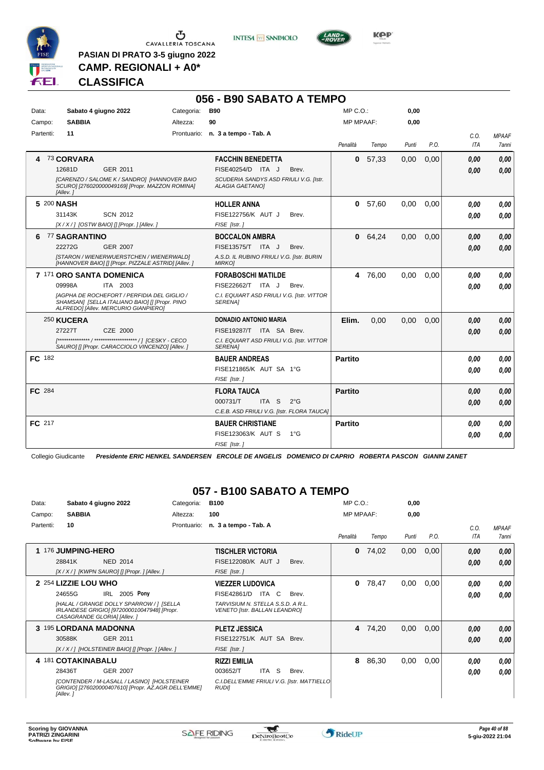PASIAN DI PRATO 3-5 giugno 2022

**CAMP. REGIONALI + A0***

## CLASSIFICA

## 056 - B90 SABATO A TEMPO

| Data: | Sabato 4 giugno 2022 | Categoria: | B90 | MP C.O.: | 0,00 |
|---|---|---|---|---|---|
| Campo: | SABBIA | Altezza: | 90 | MP MPAAF: | 0,00 |
| Partenti: | 11 | Prontuario: | n. 3 a tempo - Tab. A | | |

| Cl. | Cavallo | Cavaliere | Penalità | Tempo | Punti | P.O. | C.O. ITA | MPAAF 7anni |
|---|---|---|---|---|---|---|---|---|
| 4 | 73 **CORVARA** 12681D GER 2011 [CARENZO / SALOME K / SANDRO] [HANNOVER BAIO SCURO] [276020000049169] [Propr. MAZZON ROMINA] [Allev. ] | **FACCHIN BENEDETTA** FISE40254/D ITA J Brev. SCUDERIA SANDYS ASD FRIULI V.G. [Istr. ALAGIA GAETANO] | 0 | 57,33 | 0,00 | 0,00 | 0,00 / 0,00 | 0,00 / 0,00 |
| 5 | 200 **NASH** 31143K SCN 2012 [X / X / ] [OSTW BAIO] [] [Propr. ] [Allev. ] | **HOLLER ANNA** FISE122756/K AUT J Brev. FISE [Istr. ] | 0 | 57,60 | 0,00 | 0,00 | 0,00 / 0,00 | 0,00 / 0,00 |
| 6 | 77 **SAGRANTINO** 22272G GER 2007 [STARON / WIENERWUERSTCHEN / WIENERWALD] [HANNOVER BAIO] [] [Propr. PIZZALE ASTRID] [Allev. ] | **BOCCALON AMBRA** FISE13575/T ITA J Brev. A.S.D. IL RUBINO FRIULI V.G. [Istr. BURIN MIRKO] | 0 | 64,24 | 0,00 | 0,00 | 0,00 / 0,00 | 0,00 / 0,00 |
| 7 | 171 **ORO SANTA DOMENICA** 09998A ITA 2003 [AGPHA DE ROCHEFORT / PERFIDIA DEL GIGLIO / SHAMAN] [SELLA ITALIANO BAIO] [] [Propr. PINO ALFREDO] [Allev. MERCURIO GIANPIERO] | **FORABOSCHI MATILDE** FISE22662/T ITA J Brev. C.I. EQUIART ASD FRIULI V.G. [Istr. VITTOR SERENA] | 4 | 76,00 | 0,00 | 0,00 | 0,00 / 0,00 | 0,00 / 0,00 |
| | 250 **KUCERA** 27227T CZE 2000 [*************** / ******************** / ] [CESKY - CECO SAURO] [] [Propr. CARACCIOLO VINCENZO] [Allev. ] | **DONADIO ANTONIO MARIA** FISE19287/T ITA SA Brev. C.I. EQUIART ASD FRIULI V.G. [Istr. VITTOR SERENA] | Elim. | 0,00 | 0,00 | 0,00 | 0,00 / 0,00 | 0,00 / 0,00 |
| FC | 182 | **BAUER ANDREAS** FISE121865/K AUT SA 1°G FISE [Istr. ] | Partito | | | | 0,00 / 0,00 | 0,00 / 0,00 |
| FC | 284 | **FLORA TAUCA** 000731/T ITA S 2°G C.E.B. ASD FRIULI V.G. [Istr. FLORA TAUCA] | Partito | | | | 0,00 / 0,00 | 0,00 / 0,00 |
| FC | 217 | **BAUER CHRISTIANE** FISE123063/K AUT S 1°G FISE [Istr. ] | Partito | | | | 0,00 / 0,00 | 0,00 / 0,00 |

Collegio Giudicante *Presidente ERIC HENKEL SANDERSEN ERCOLE DE ANGELIS DOMENICO DI CAPRIO ROBERTA PASCON GIANNI ZANET*

## 057 - B100 SABATO A TEMPO

| Data: | Sabato 4 giugno 2022 | Categoria: | B100 | MP C.O.: | 0,00 |
|---|---|---|---|---|---|
| Campo: | SABBIA | Altezza: | 100 | MP MPAAF: | 0,00 |
| Partenti: | 10 | Prontuario: | n. 3 a tempo - Tab. A | | |

| Cl. | Cavallo | Cavaliere | Penalità | Tempo | Punti | P.O. | C.O. ITA | MPAAF 7anni |
|---|---|---|---|---|---|---|---|---|
| 1 | 176 **JUMPING-HERO** 28841K NED 2014 [X / X / ] [KWPN SAURO] [] [Propr. ] [Allev. ] | **TISCHLER VICTORIA** FISE122080/K AUT J Brev. FISE [Istr. ] | 0 | 74,02 | 0,00 | 0,00 | 0,00 / 0,00 | 0,00 / 0,00 |
| 2 | 254 **LIZZIE LOU WHO** 24655G IRL 2005 **Pony** [HALAL / GRANGE DOLLY SPARROW / ] [SELLA IRLANDESE GRIGIO] [972000010047948] [Propr. CASAGRANDE GLORIA] [Allev. ] | **VIEZZER LUDOVICA** FISE42861/D ITA C Brev. TARVISIUM N. STELLA S.S.D. A R.L. VENETO [Istr. BALLAN LEANDRO] | 0 | 78,47 | 0,00 | 0,00 | 0,00 / 0,00 | 0,00 / 0,00 |
| 3 | 195 **LORDANA MADONNA** 30588K GER 2011 [X / X / ] [HOLSTEINER BAIO] [] [Propr. ] [Allev. ] | **PLETZ JESSICA** FISE122751/K AUT SA Brev. FISE [Istr. ] | 4 | 74,20 | 0,00 | 0,00 | 0,00 / 0,00 | 0,00 / 0,00 |
| 4 | 181 **COTAKINABALU** 28436T GER 2007 [CONTENDER / M-LASALL / LASINO] [HOLSTEINER GRIGIO] [276020000407610] [Propr. AZ.AGR.DELL'EMME] [Allev. ] | **RIZZI EMILIA** 003652/T ITA S Brev. C.I.DELL'EMME FRIULI V.G. [Istr. MATTIELLO RUDI] | 8 | 86,30 | 0,00 | 0,00 | 0,00 / 0,00 | 0,00 / 0,00 |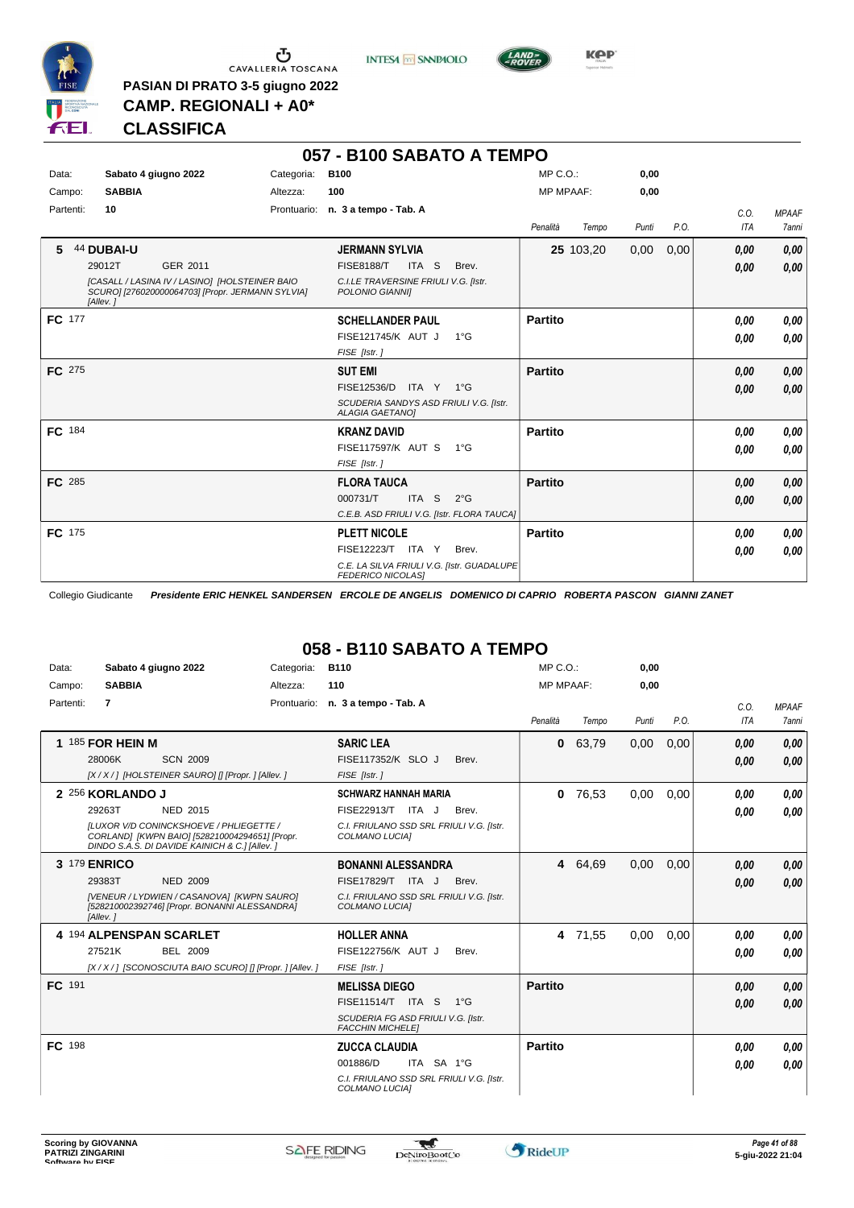PASIAN DI PRATO 3-5 giugno 2022

**CAMP. REGIONALI + A0***

**CLASSIFICA**

## 057 - B100 SABATO A TEMPO

| | | | | | |
|---|---|---|---|---|---|
| Data: | Sabato 4 giugno 2022 | Categoria: | B100 | MP C.O.: | 0,00 |
| Campo: | SABBIA | Altezza: | 100 | MP MPAAF: | 0,00 |
| Partenti: | 10 | Prontuario: | n. 3 a tempo - Tab. A | | |

| Pos. | Cavallo | Cavaliere | Penalità | Tempo | Punti | P.O. | C.O. ITA | MPAAF 7anni |
|---|---|---|---|---|---|---|---|---|
| 5 | 44 **DUBAI-U** 29012T GER 2011 [CASALL / LASINA IV / LASINO] [HOLSTEINER BAIO SCURO] [276020000064703] [Propr. JERMANN SYLVIA] [Allev. ] | **JERMANN SYLVIA** FISE8188/T ITA S Brev. C.I.LE TRAVERSINE FRIULI V.G. [Istr. POLONIO GIANNI] | 25 | 103,20 | 0,00 | 0,00 | 0,00 / 0,00 | 0,00 / 0,00 |
| FC | 177 | **SCHELLANDER PAUL** FISE121745/K AUT J 1°G FISE [Istr. ] | Partito | | | | 0,00 / 0,00 | 0,00 / 0,00 |
| FC | 275 | **SUT EMI** FISE12536/D ITA Y 1°G SCUDERIA SANDYS ASD FRIULI V.G. [Istr. ALAGIA GAETANO] | Partito | | | | 0,00 / 0,00 | 0,00 / 0,00 |
| FC | 184 | **KRANZ DAVID** FISE117597/K AUT S 1°G FISE [Istr. ] | Partito | | | | 0,00 / 0,00 | 0,00 / 0,00 |
| FC | 285 | **FLORA TAUCA** 000731/T ITA S 2°G C.E.B. ASD FRIULI V.G. [Istr. FLORA TAUCA] | Partito | | | | 0,00 / 0,00 | 0,00 / 0,00 |
| FC | 175 | **PLETT NICOLE** FISE12223/T ITA Y Brev. C.E. LA SILVA FRIULI V.G. [Istr. GUADALUPE FEDERICO NICOLAS] | Partito | | | | 0,00 / 0,00 | 0,00 / 0,00 |

Collegio Giudicante *Presidente ERIC HENKEL SANDERSEN ERCOLE DE ANGELIS DOMENICO DI CAPRIO ROBERTA PASCON GIANNI ZANET*

## 058 - B110 SABATO A TEMPO

| | | | | | |
|---|---|---|---|---|---|
| Data: | Sabato 4 giugno 2022 | Categoria: | B110 | MP C.O.: | 0,00 |
| Campo: | SABBIA | Altezza: | 110 | MP MPAAF: | 0,00 |
| Partenti: | 7 | Prontuario: | n. 3 a tempo - Tab. A | | |

| Pos. | Cavallo | Cavaliere | Penalità | Tempo | Punti | P.O. | C.O. ITA | MPAAF 7anni |
|---|---|---|---|---|---|---|---|---|
| 1 | 185 **FOR HEIN M** 28006K SCN 2009 [X / X / ] [HOLSTEINER SAURO] [] [Propr. ] [Allev. ] | **SARIC LEA** FISE117352/K SLO J Brev. FISE [Istr. ] | 0 | 63,79 | 0,00 | 0,00 | 0,00 / 0,00 | 0,00 / 0,00 |
| 2 | 256 **KORLANDO J** 29263T NED 2015 [LUXOR V/D CONINCKSHOEVE / PHLIEGETTE / CORLAND] [KWPN BAIO] [528210004294651] [Propr. DINDO S.A.S. DI DAVIDE KAINICH & C.] [Allev. ] | **SCHWARZ HANNAH MARIA** FISE22913/T ITA J Brev. C.I. FRIULANO SSD SRL FRIULI V.G. [Istr. COLMANO LUCIA] | 0 | 76,53 | 0,00 | 0,00 | 0,00 / 0,00 | 0,00 / 0,00 |
| 3 | 179 **ENRICO** 29383T NED 2009 [VENEUR / LYDWIEN / CASANOVA] [KWPN SAURO] [528210002392746] [Propr. BONANNI ALESSANDRA] [Allev. ] | **BONANNI ALESSANDRA** FISE17829/T ITA J Brev. C.I. FRIULANO SSD SRL FRIULI V.G. [Istr. COLMANO LUCIA] | 4 | 64,69 | 0,00 | 0,00 | 0,00 / 0,00 | 0,00 / 0,00 |
| 4 | 194 **ALPENSPAN SCARLET** 27521K BEL 2009 [X / X / ] [SCONOSCIUTA BAIO SCURO] [] [Propr. ] [Allev. ] | **HOLLER ANNA** FISE122756/K AUT J Brev. FISE [Istr. ] | 4 | 71,55 | 0,00 | 0,00 | 0,00 / 0,00 | 0,00 / 0,00 |
| FC | 191 | **MELISSA DIEGO** FISE11514/T ITA S 1°G SCUDERIA FG ASD FRIULI V.G. [Istr. FACCHIN MICHELE] | Partito | | | | 0,00 / 0,00 | 0,00 / 0,00 |
| FC | 198 | **ZUCCA CLAUDIA** 001886/D ITA SA 1°G C.I. FRIULANO SSD SRL FRIULI V.G. [Istr. COLMANO LUCIA] | Partito | | | | 0,00 / 0,00 | 0,00 / 0,00 |

Scoring by GIOVANNA PATRIZI ZINGARINI

5-giu-2022 21:04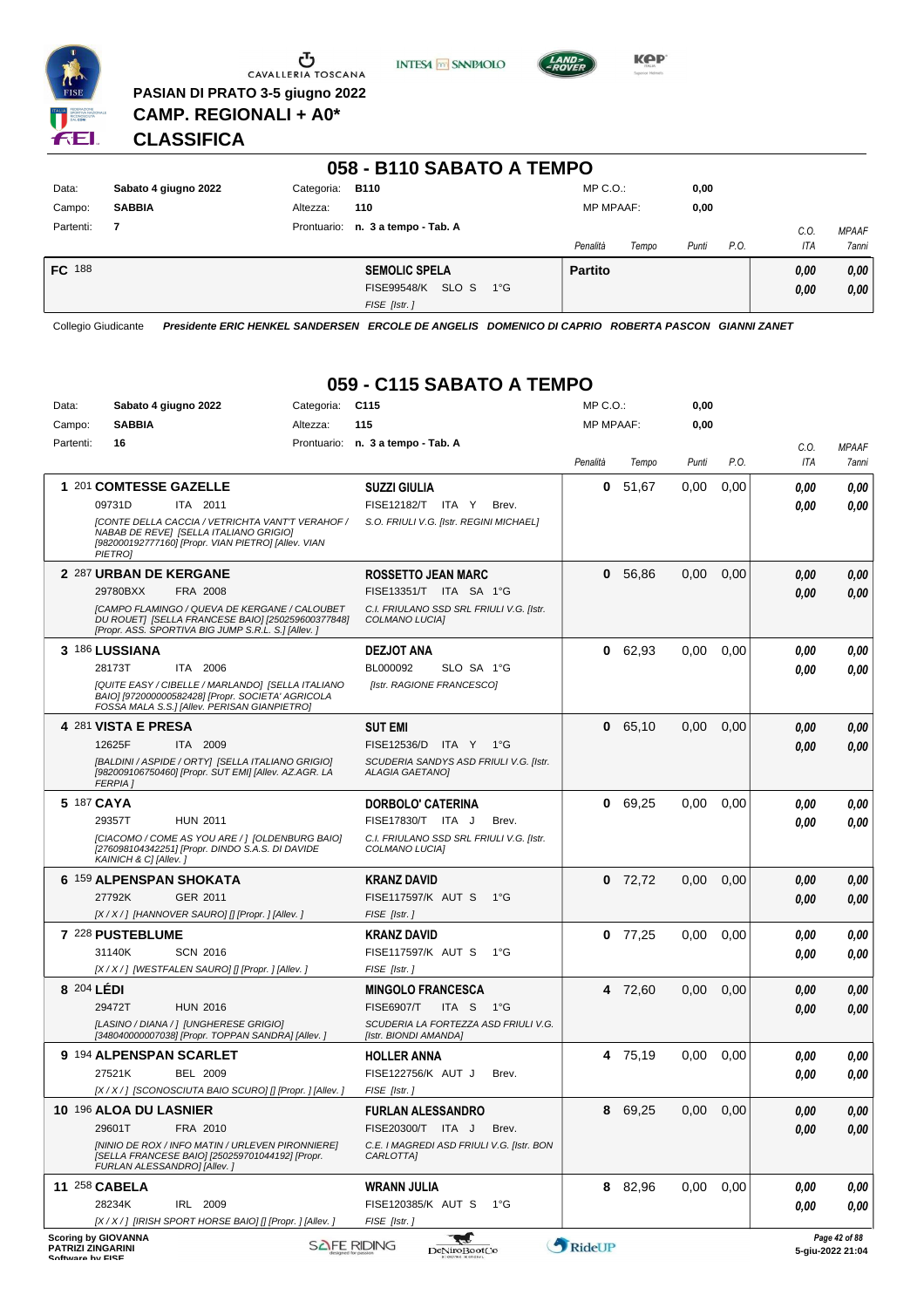PASIAN DI PRATO 3-5 giugno 2022
**CAMP. REGIONALI + A0***
**CLASSIFICA**

## 058 - B110 SABATO A TEMPO

| | | | | | |
|---|---|---|---|---|---|
| Data: | Sabato 4 giugno 2022 | Categoria: | B110 | MP C.O.: | 0,00 |
| Campo: | SABBIA | Altezza: | 110 | MP MPAAF: | 0,00 |
| Partenti: | 7 | Prontuario: | n. 3 a tempo - Tab. A | | |

| | Cavallo | Cavaliere | Penalità | Tempo | Punti | P.O. | C.O. ITA | MPAAF 7anni |
|---|---|---|---|---|---|---|---|---|
| FC 188 | | **SEMOLIC SPELA** FISE99548/K SLO S 1°G *FISE [Istr. ]* | **Partito** | | | | 0,00 / 0,00 | 0,00 / 0,00 |

Collegio Giudicante *Presidente ERIC HENKEL SANDERSEN ERCOLE DE ANGELIS DOMENICO DI CAPRIO ROBERTA PASCON GIANNI ZANET*

## 059 - C115 SABATO A TEMPO

| | | | | | |
|---|---|---|---|---|---|
| Data: | Sabato 4 giugno 2022 | Categoria: | C115 | MP C.O.: | 0,00 |
| Campo: | SABBIA | Altezza: | 115 | MP MPAAF: | 0,00 |
| Partenti: | 16 | Prontuario: | n. 3 a tempo - Tab. A | | |

| Pos. | Cavallo | Cavaliere | Penalità | Tempo | Punti | P.O. | C.O. ITA | MPAAF 7anni |
|---|---|---|---|---|---|---|---|---|
| 1 | 201 **COMTESSE GAZELLE** 09731D ITA 2011 *[CONTE DELLA CACCIA / VETRICHTA VANT'T VERAHOF / NABAB DE REVE] [SELLA ITALIANO GRIGIO] [982000192777160] [Propr. VIAN PIETRO] [Allev. VIAN PIETRO]* | **SUZZI GIULIA** FISE12182/T ITA Y Brev. *S.O. FRIULI V.G. [Istr. REGINI MICHAEL]* | 0 | 51,67 | 0,00 | 0,00 | 0,00 / 0,00 | 0,00 / 0,00 |
| 2 | 287 **URBAN DE KERGANE** 29780BXX FRA 2008 *[CAMPO FLAMINGO / QUEVA DE KERGANE / CALOUBET DU ROUET] [SELLA FRANCESE BAIO] [250259600377848] [Propr. ASS. SPORTIVA BIG JUMP S.R.L. S.] [Allev. ]* | **ROSSETTO JEAN MARC** FISE13351/T ITA SA 1°G *C.I. FRIULANO SSD SRL FRIULI V.G. [Istr. COLMANO LUCIA]* | 0 | 56,86 | 0,00 | 0,00 | 0,00 / 0,00 | 0,00 / 0,00 |
| 3 | 186 **LUSSIANA** 28173T ITA 2006 *[QUITE EASY / CIBELLE / MARLANDO] [SELLA ITALIANO BAIO] [972000000582428] [Propr. SOCIETA' AGRICOLA FOSSA MALA S.S.] [Allev. PERISAN GIANPIETRO]* | **DEZJOT ANA** BL000092 SLO SA 1°G *[Istr. RAGIONE FRANCESCO]* | 0 | 62,93 | 0,00 | 0,00 | 0,00 / 0,00 | 0,00 / 0,00 |
| 4 | 281 **VISTA E PRESA** 12625F ITA 2009 *[BALDINI / ASPIDE / ORTY] [SELLA ITALIANO GRIGIO] [982009106750460] [Propr. SUT EMI] [Allev. AZ.AGR. LA FERPIA ]* | **SUT EMI** FISE12536/D ITA Y 1°G *SCUDERIA SANDYS ASD FRIULI V.G. [Istr. ALAGIA GAETANO]* | 0 | 65,10 | 0,00 | 0,00 | 0,00 / 0,00 | 0,00 / 0,00 |
| 5 | 187 **CAYA** 29357T HUN 2011 *[CIACOMO / COME AS YOU ARE / ] [OLDENBURG BAIO] [276098104342251] [Propr. DINDO S.A.S. DI DAVIDE KAINICH & C] [Allev. ]* | **DORBOLO' CATERINA** FISE17830/T ITA J Brev. *C.I. FRIULANO SSD SRL FRIULI V.G. [Istr. COLMANO LUCIA]* | 0 | 69,25 | 0,00 | 0,00 | 0,00 / 0,00 | 0,00 / 0,00 |
| 6 | 159 **ALPENSPAN SHOKATA** 27792K GER 2011 *[X / X / ] [HANNOVER SAURO] [] [Propr. ] [Allev. ]* | **KRANZ DAVID** FISE117597/K AUT S 1°G *FISE [Istr. ]* | 0 | 72,72 | 0,00 | 0,00 | 0,00 / 0,00 | 0,00 / 0,00 |
| 7 | 228 **PUSTEBLUME** 31140K SCN 2016 *[X / X / ] [WESTFALEN SAURO] [] [Propr. ] [Allev. ]* | **KRANZ DAVID** FISE117597/K AUT S 1°G *FISE [Istr. ]* | 0 | 77,25 | 0,00 | 0,00 | 0,00 / 0,00 | 0,00 / 0,00 |
| 8 | 204 **LÉDI** 29472T HUN 2016 *[LASINO / DIANA / ] [UNGHERESE GRIGIO] [348040000007038] [Propr. TOPPAN SANDRA] [Allev. ]* | **MINGOLO FRANCESCA** FISE6907/T ITA S 1°G *SCUDERIA LA FORTEZZA ASD FRIULI V.G. [Istr. BIONDI AMANDA]* | 4 | 72,60 | 0,00 | 0,00 | 0,00 / 0,00 | 0,00 / 0,00 |
| 9 | 194 **ALPENSPAN SCARLET** 27521K BEL 2009 *[X / X / ] [SCONOSCIUTA BAIO SCURO] [] [Propr. ] [Allev. ]* | **HOLLER ANNA** FISE122756/K AUT J Brev. *FISE [Istr. ]* | 4 | 75,19 | 0,00 | 0,00 | 0,00 / 0,00 | 0,00 / 0,00 |
| 10 | 196 **ALOA DU LASNIER** 29601T FRA 2010 *[NINIO DE ROX / INFO MATIN / URLEVEN PIRONNIERE] [SELLA FRANCESE BAIO] [250259701044192] [Propr. FURLAN ALESSANDRO] [Allev. ]* | **FURLAN ALESSANDRO** FISE20300/T ITA J Brev. *C.E. I MAGREDI ASD FRIULI V.G. [Istr. BON CARLOTTA]* | 8 | 69,25 | 0,00 | 0,00 | 0,00 / 0,00 | 0,00 / 0,00 |
| 11 | 258 **CABELA** 28234K IRL 2009 *[X / X / ] [IRISH SPORT HORSE BAIO] [] [Propr. ] [Allev. ]* | **WRANN JULIA** FISE120385/K AUT S 1°G *FISE [Istr. ]* | 8 | 82,96 | 0,00 | 0,00 | 0,00 / 0,00 | 0,00 / 0,00 |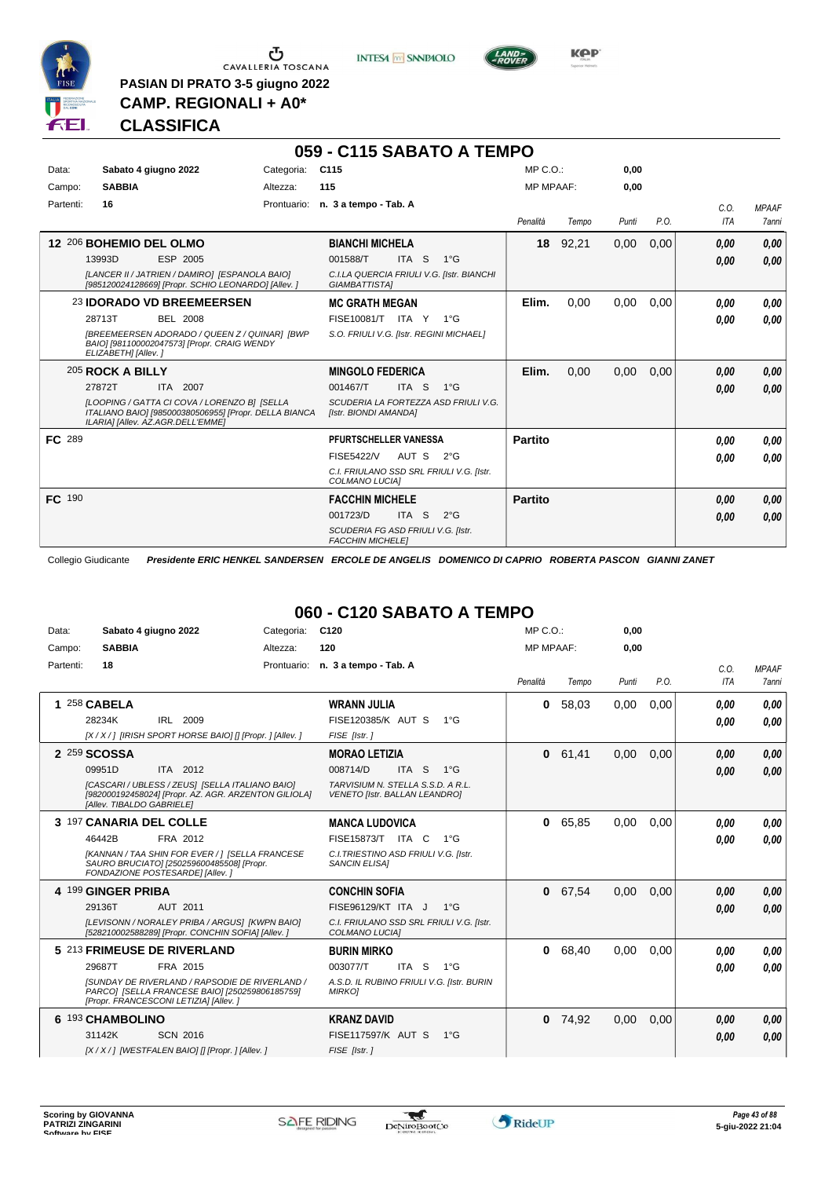PASIAN DI PRATO 3-5 giugno 2022

**CAMP. REGIONALI + A0***

**CLASSIFICA**

## 059 - C115 SABATO A TEMPO

Data: **Sabato 4 giugno 2022** Categoria: **C115** MP C.O.: **0,00**

Campo: **SABBIA** Altezza: **115** MP MPAAF: **0,00**

Partenti: **16** Prontuario: **n. 3 a tempo - Tab. A**

| Cl. | Cavallo | Cavaliere | Penalità | Tempo | Punti | P.O. | C.O. ITA | MPAAF 7anni |
|---|---|---|---|---|---|---|---|---|
| 12 | 206 **BOHEMIO DEL OLMO** 13993D ESP 2005 *[LANCER II / JATRIEN / DAMIRO] [ESPANOLA BAIO] [985120024128669] [Propr. SCHIO LEONARDO] [Allev. ]* | **BIANCHI MICHELA** 001588/T ITA S 1°G *C.I.LA QUERCIA FRIULI V.G. [Istr. BIANCHI GIAMBATTISTA]* | **18** | 92,21 | 0,00 | 0,00 | **0,00** **0,00** | **0,00** **0,00** |
| | 23 **IDORADO VD BREEMEERSEN** 28713T BEL 2008 *[BREEMEERSEN ADORADO / QUEEN Z / QUINAR] [BWP BAIO] [981100002047573] [Propr. CRAIG WENDY ELIZABETH] [Allev. ]* | **MC GRATH MEGAN** FISE10081/T ITA Y 1°G *S.O. FRIULI V.G. [Istr. REGINI MICHAEL]* | **Elim.** | 0,00 | 0,00 | 0,00 | **0,00** **0,00** | **0,00** **0,00** |
| | 205 **ROCK A BILLY** 27872T ITA 2007 *[LOOPING / GATTA CI COVA / LORENZO B] [SELLA ITALIANO BAIO] [985000380506955] [Propr. DELLA BIANCA ILARIA] [Allev. AZ.AGR.DELL'EMME]* | **MINGOLO FEDERICA** 001467/T ITA S 1°G *SCUDERIA LA FORTEZZA ASD FRIULI V.G. [Istr. BIONDI AMANDA]* | **Elim.** | 0,00 | 0,00 | 0,00 | **0,00** **0,00** | **0,00** **0,00** |
| FC | 289 | **PFURTSCHELLER VANESSA** FISE5422/V AUT S 2°G *C.I. FRIULANO SSD SRL FRIULI V.G. [Istr. COLMANO LUCIA]* | **Partito** | | | | **0,00** **0,00** | **0,00** **0,00** |
| FC | 190 | **FACCHIN MICHELE** 001723/D ITA S 2°G *SCUDERIA FG ASD FRIULI V.G. [Istr. FACCHIN MICHELE]* | **Partito** | | | | **0,00** **0,00** | **0,00** **0,00** |

Collegio Giudicante *Presidente ERIC HENKEL SANDERSEN ERCOLE DE ANGELIS DOMENICO DI CAPRIO ROBERTA PASCON GIANNI ZANET*

## 060 - C120 SABATO A TEMPO

Data: **Sabato 4 giugno 2022** Categoria: **C120** MP C.O.: **0,00**

Campo: **SABBIA** Altezza: **120** MP MPAAF: **0,00**

Partenti: **18** Prontuario: **n. 3 a tempo - Tab. A**

| Cl. | Cavallo | Cavaliere | Penalità | Tempo | Punti | P.O. | C.O. ITA | MPAAF 7anni |
|---|---|---|---|---|---|---|---|---|
| 1 | 258 **CABELA** 28234K IRL 2009 *[X / X / ] [IRISH SPORT HORSE BAIO] [] [Propr. ] [Allev. ]* | **WRANN JULIA** FISE120385/K AUT S 1°G *FISE [Istr. ]* | **0** | 58,03 | 0,00 | 0,00 | **0,00** **0,00** | **0,00** **0,00** |
| 2 | 259 **SCOSSA** 09951D ITA 2012 *[CASCARI / UBLESS / ZEUS] [SELLA ITALIANO BAIO] [982000192458024] [Propr. AZ. AGR. ARZENTON GILIOLA] [Allev. TIBALDO GABRIELE]* | **MORAO LETIZIA** 008714/D ITA S 1°G *TARVISIUM N. STELLA S.S.D. A R.L. VENETO [Istr. BALLAN LEANDRO]* | **0** | 61,41 | 0,00 | 0,00 | **0,00** **0,00** | **0,00** **0,00** |
| 3 | 197 **CANARIA DEL COLLE** 46442B FRA 2017 *[KANNAN / TAA SHIN FOR EVER / ] [SELLA FRANCESE SAURO BRUCIATO] [250259600485508] [Propr. FONDAZIONE POSTESARDE] [Allev. ]* | **MANCA LUDOVICA** FISE15873/T ITA C 1°G *C.I.TRIESTINO ASD FRIULI V.G. [Istr. SANCIN ELISA]* | **0** | 65,85 | 0,00 | 0,00 | **0,00** **0,00** | **0,00** **0,00** |
| 4 | 199 **GINGER PRIBA** 29136T AUT 2011 *[LEVISONN / NORALEY PRIBA / ARGUS] [KWPN BAIO] [528210002588289] [Propr. CONCHIN SOFIA] [Allev. ]* | **CONCHIN SOFIA** FISE96129/KT ITA J 1°G *C.I. FRIULANO SSD SRL FRIULI V.G. [Istr. COLMANO LUCIA]* | **0** | 67,54 | 0,00 | 0,00 | **0,00** **0,00** | **0,00** **0,00** |
| 5 | 213 **FRIMEUSE DE RIVERLAND** 29687T FRA 2015 *[SUNDAY DE RIVERLAND / RAPSODIE DE RIVERLAND / PARCO] [SELLA FRANCESE BAIO] [250259806185759] [Propr. FRANCESCONI LETIZIA] [Allev. ]* | **BURIN MIRKO** 003077/T ITA S 1°G *A.S.D. IL RUBINO FRIULI V.G. [Istr. BURIN MIRKO]* | **0** | 68,40 | 0,00 | 0,00 | **0,00** **0,00** | **0,00** **0,00** |
| 6 | 193 **CHAMBOLINO** 31142K SCN 2016 *[X / X / ] [WESTFALEN BAIO] [] [Propr. ] [Allev. ]* | **KRANZ DAVID** FISE117597/K AUT S 1°G *FISE [Istr. ]* | **0** | 74,92 | 0,00 | 0,00 | **0,00** **0,00** | **0,00** **0,00** |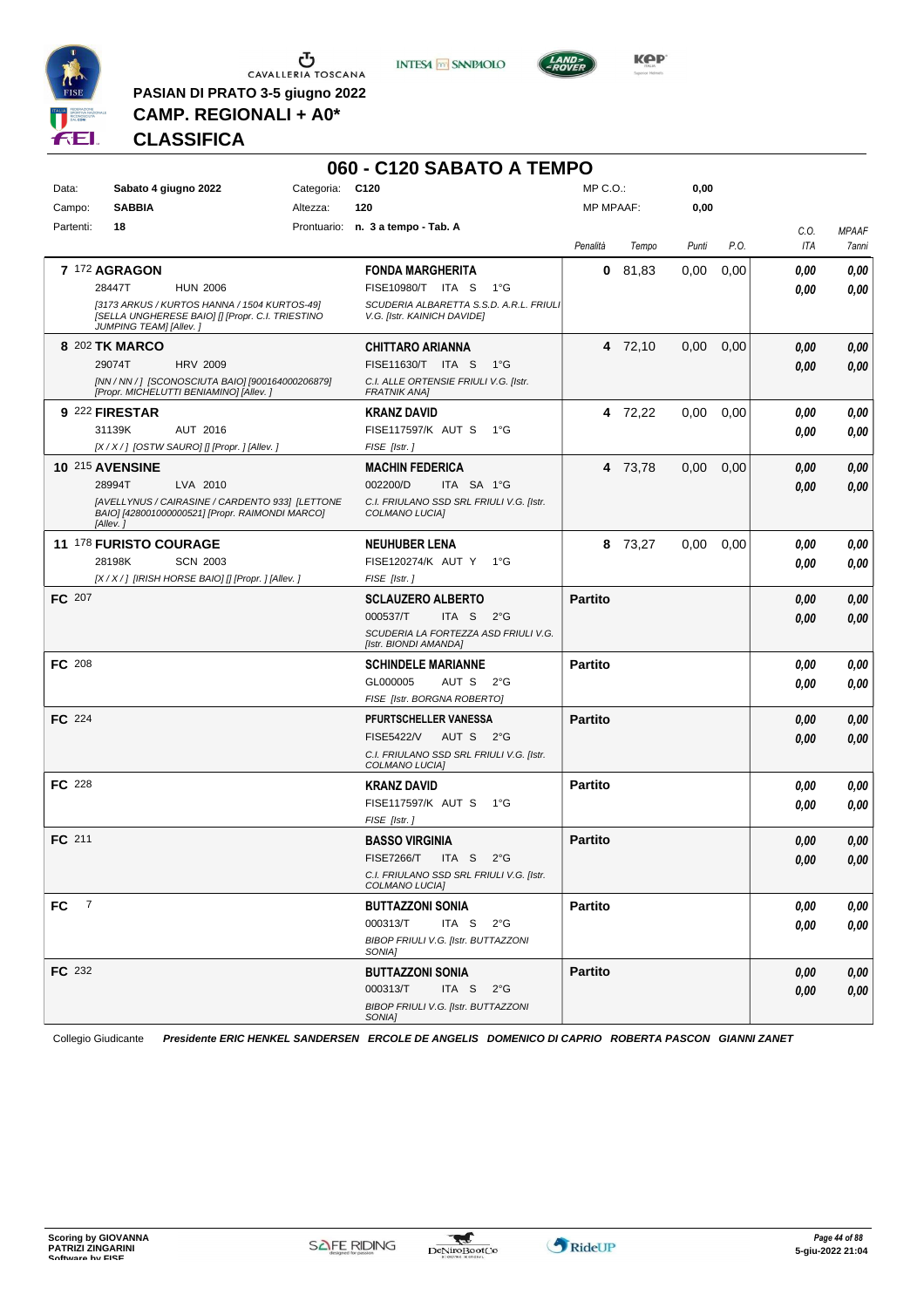PASIAN DI PRATO 3-5 giugno 2022

**CAMP. REGIONALI + A0\***

**CLASSIFICA**

# 060 - C120 SABATO A TEMPO

| | | | | | |
|---|---|---|---|---|---|
| Data: | Sabato 4 giugno 2022 | Categoria: | C120 | MP C.O.: | 0,00 |
| Campo: | SABBIA | Altezza: | 120 | MP MPAAF: | 0,00 |
| Partenti: | 18 | Prontuario: | n. 3 a tempo - Tab. A | | |

| Cl. | Cavallo | Cavaliere | Penalità | Tempo | Punti | P.O. | C.O. ITA | MPAAF 7anni |
|---|---|---|---|---|---|---|---|---|
| 7 | 172 **AGRAGON** 28447T HUN 2006 *[3173 ARKUS / KURTOS HANNA / 1504 KURTOS-49] [SELLA UNGHERESE BAIO] [] [Propr. C.I. TRIESTINO JUMPING TEAM] [Allev. ]* | **FONDA MARGHERITA** FISE10980/T ITA S 1°G *SCUDERIA ALBARETTA S.S.D. A.R.L. FRIULI V.G. [Istr. KAINICH DAVIDE]* | 0 | 81,83 | 0,00 | 0,00 | 0,00 / 0,00 | 0,00 / 0,00 |
| 8 | 202 **TK MARCO** 29074T HRV 2009 *[NN / NN / ] [SCONOSCIUTA BAIO] [900164000206879] [Propr. MICHELUTTI BENIAMINO] [Allev. ]* | **CHITTARO ARIANNA** FISE11630/T ITA S 1°G *C.I. ALLE ORTENSIE FRIULI V.G. [Istr. FRATNIK ANA]* | 4 | 72,10 | 0,00 | 0,00 | 0,00 / 0,00 | 0,00 / 0,00 |
| 9 | 222 **FIRESTAR** 31139K AUT 2016 *[X / X / ] [OSTW SAURO] [] [Propr. ] [Allev. ]* | **KRANZ DAVID** FISE117597/K AUT S 1°G *FISE [Istr. ]* | 4 | 72,22 | 0,00 | 0,00 | 0,00 / 0,00 | 0,00 / 0,00 |
| 10 | 215 **AVENSINE** 28994T LVA 2010 *[AVELLYNUS / CAIRASINE / CARDENTO 933] [LETTONE BAIO] [428001000000521] [Propr. RAIMONDI MARCO] [Allev. ]* | **MACHIN FEDERICA** 002200/D ITA SA 1°G *C.I. FRIULANO SSD SRL FRIULI V.G. [Istr. COLMANO LUCIA]* | 4 | 73,78 | 0,00 | 0,00 | 0,00 / 0,00 | 0,00 / 0,00 |
| 11 | 178 **FURISTO COURAGE** 28198K SCN 2003 *[X / X / ] [IRISH HORSE BAIO] [] [Propr. ] [Allev. ]* | **NEUHUBER LENA** FISE120274/K AUT Y 1°G *FISE [Istr. ]* | 8 | 73,27 | 0,00 | 0,00 | 0,00 / 0,00 | 0,00 / 0,00 |
| FC | 207 | **SCLAUZERO ALBERTO** 000537/T ITA S 2°G *SCUDERIA LA FORTEZZA ASD FRIULI V.G. [Istr. BIONDI AMANDA]* | Partito | | | | 0,00 / 0,00 | 0,00 / 0,00 |
| FC | 208 | **SCHINDELE MARIANNE** GL000005 AUT S 2°G *FISE [Istr. BORGNA ROBERTO]* | Partito | | | | 0,00 / 0,00 | 0,00 / 0,00 |
| FC | 224 | **PFURTSCHELLER VANESSA** FISE5422/V AUT S 2°G *C.I. FRIULANO SSD SRL FRIULI V.G. [Istr. COLMANO LUCIA]* | Partito | | | | 0,00 / 0,00 | 0,00 / 0,00 |
| FC | 228 | **KRANZ DAVID** FISE117597/K AUT S 1°G *FISE [Istr. ]* | Partito | | | | 0,00 / 0,00 | 0,00 / 0,00 |
| FC | 211 | **BASSO VIRGINIA** FISE7266/T ITA S 2°G *C.I. FRIULANO SSD SRL FRIULI V.G. [Istr. COLMANO LUCIA]* | Partito | | | | 0,00 / 0,00 | 0,00 / 0,00 |
| FC | 7 | **BUTTAZZONI SONIA** 000313/T ITA S 2°G *BIBOP FRIULI V.G. [Istr. BUTTAZZONI SONIA]* | Partito | | | | 0,00 / 0,00 | 0,00 / 0,00 |
| FC | 232 | **BUTTAZZONI SONIA** 000313/T ITA S 2°G *BIBOP FRIULI V.G. [Istr. BUTTAZZONI SONIA]* | Partito | | | | 0,00 / 0,00 | 0,00 / 0,00 |

Collegio Giudicante *Presidente ERIC HENKEL SANDERSEN ERCOLE DE ANGELIS DOMENICO DI CAPRIO ROBERTA PASCON GIANNI ZANET*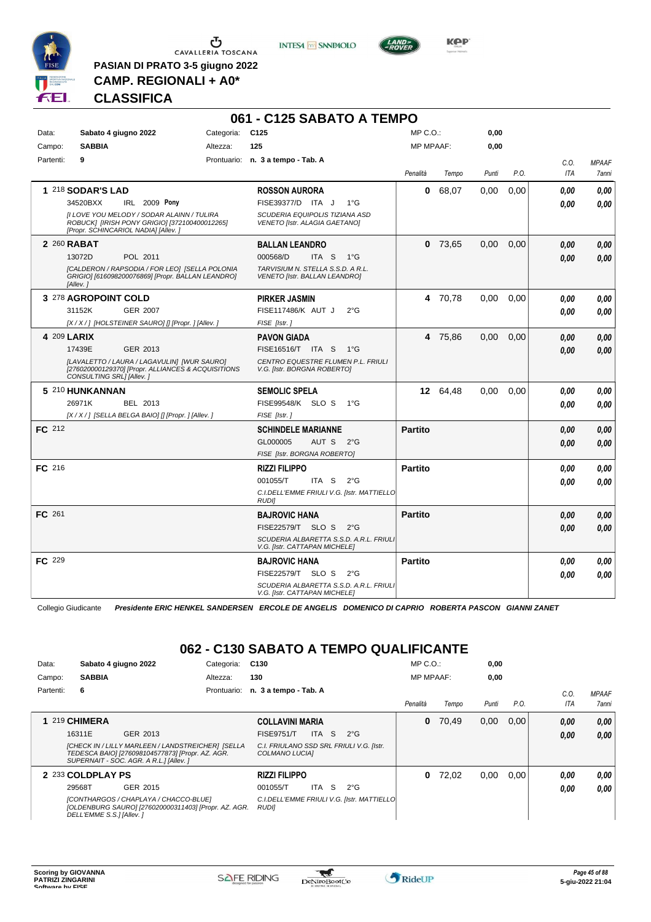PASIAN DI PRATO 3-5 giugno 2022

**CAMP. REGIONALI + A0***

**CLASSIFICA**

## 061 - C125 SABATO A TEMPO

| Data: | Sabato 4 giugno 2022 | Categoria: | C125 | MP C.O.: | 0,00 |
|---|---|---|---|---|---|
| Campo: | SABBIA | Altezza: | 125 | MP MPAAF: | 0,00 |
| Partenti: | 9 | Prontuario: | n. 3 a tempo - Tab. A | | |

| Pos. | Cavallo | Cavaliere | Penalità | Tempo | Punti | P.O. | C.O. ITA | MPAAF 7anni |
|---|---|---|---|---|---|---|---|---|
| 1 | 218 **SODAR'S LAD** 34520BXX IRL 2009 **Pony** *[I LOVE YOU MELODY / SODAR ALAINN / TULIRA ROBUCK] [IRISH PONY GRIGIO] [372100400012265] [Propr. SCHINCARIOL NADIA] [Allev. ]* | **ROSSON AURORA** FISE39377/D ITA J 1°G *SCUDERIA EQUIPOLIS TIZIANA ASD VENETO [Istr. ALAGIA GAETANO]* | 0 | 68,07 | 0,00 | 0,00 | 0,00 / 0,00 | 0,00 / 0,00 |
| 2 | 260 **RABAT** 13072D POL 2011 *[CALDERON / RAPSODIA / FOR LEO] [SELLA POLONIA GRIGIO] [616098200076869] [Propr. BALLAN LEANDRO] [Allev. ]* | **BALLAN LEANDRO** 000568/D ITA S 1°G *TARVISIUM N. STELLA S.S.D. A R.L. VENETO [Istr. BALLAN LEANDRO]* | 0 | 73,65 | 0,00 | 0,00 | 0,00 / 0,00 | 0,00 / 0,00 |
| 3 | 278 **AGROPOINT COLD** 31152K GER 2007 *[X / X / ] [HOLSTEINER SAURO] [] [Propr. ] [Allev. ]* | **PIRKER JASMIN** FISE117486/K AUT J 2°G *FISE [Istr. ]* | 4 | 70,78 | 0,00 | 0,00 | 0,00 / 0,00 | 0,00 / 0,00 |
| 4 | 209 **LARIX** 17439E GER 2013 *[LAVALETTO / LAURA / LAGAVULIN] [WUR SAURO] [276020000129370] [Propr. ALLIANCES & ACQUISITIONS CONSULTING SRL] [Allev. ]* | **PAVON GIADA** FISE16516/T ITA S 1°G *CENTRO EQUESTRE FLUMEN P.L. FRIULI V.G. [Istr. BORGNA ROBERTO]* | 4 | 75,86 | 0,00 | 0,00 | 0,00 / 0,00 | 0,00 / 0,00 |
| 5 | 210 **HUNKANNAN** 26971K BEL 2013 *[X / X / ] [SELLA BELGA BAIO] [] [Propr. ] [Allev. ]* | **SEMOLIC SPELA** FISE99548/K SLO S 1°G *FISE [Istr. ]* | 12 | 64,48 | 0,00 | 0,00 | 0,00 / 0,00 | 0,00 / 0,00 |
| FC | 212 | **SCHINDELE MARIANNE** GL000005 AUT S 2°G *FISE [Istr. BORGNA ROBERTO]* | Partito | | | | 0,00 / 0,00 | 0,00 / 0,00 |
| FC | 216 | **RIZZI FILIPPO** 001055/T ITA S 2°G *C.I.DELL'EMME FRIULI V.G. [Istr. MATTIELLO RUDI]* | Partito | | | | 0,00 / 0,00 | 0,00 / 0,00 |
| FC | 261 | **BAJROVIC HANA** FISE22579/T SLO S 2°G *SCUDERIA ALBARETTA S.S.D. A.R.L. FRIULI V.G. [Istr. CATTAPAN MICHELE]* | Partito | | | | 0,00 / 0,00 | 0,00 / 0,00 |
| FC | 229 | **BAJROVIC HANA** FISE22579/T SLO S 2°G *SCUDERIA ALBARETTA S.S.D. A.R.L. FRIULI V.G. [Istr. CATTAPAN MICHELE]* | Partito | | | | 0,00 / 0,00 | 0,00 / 0,00 |

Collegio Giudicante *Presidente ERIC HENKEL SANDERSEN ERCOLE DE ANGELIS DOMENICO DI CAPRIO ROBERTA PASCON GIANNI ZANET*

## 062 - C130 SABATO A TEMPO QUALIFICANTE

| Data: | Sabato 4 giugno 2022 | Categoria: | C130 | MP C.O.: | 0,00 |
|---|---|---|---|---|---|
| Campo: | SABBIA | Altezza: | 130 | MP MPAAF: | 0,00 |
| Partenti: | 6 | Prontuario: | n. 3 a tempo - Tab. A | | |

| Pos. | Cavallo | Cavaliere | Penalità | Tempo | Punti | P.O. | C.O. ITA | MPAAF 7anni |
|---|---|---|---|---|---|---|---|---|
| 1 | 219 **CHIMERA** 16311E GER 2013 *[CHECK IN / LILLY MARLEEN / LANDSTREICHER] [SELLA TEDESCA BAIO] [276098104577873] [Propr. AZ. AGR. SUPERNAIT - SOC. AGR. A R.L.] [Allev. ]* | **COLLAVINI MARIA** FISE9751/T ITA S 2°G *C.I. FRIULANO SSD SRL FRIULI V.G. [Istr. COLMANO LUCIA]* | 0 | 70,49 | 0,00 | 0,00 | 0,00 / 0,00 | 0,00 / 0,00 |
| 2 | 233 **COLDPLAY PS** 29568T GER 2015 *[CONTHARGOS / CHAPLAYA / CHACCO-BLUE] [OLDENBURG SAURO] [276020000311403] [Propr. AZ. AGR. DELL'EMME S.S.] [Allev. ]* | **RIZZI FILIPPO** 001055/T ITA S 2°G *C.I.DELL'EMME FRIULI V.G. [Istr. MATTIELLO RUDI]* | 0 | 72,02 | 0,00 | 0,00 | 0,00 / 0,00 | 0,00 / 0,00 |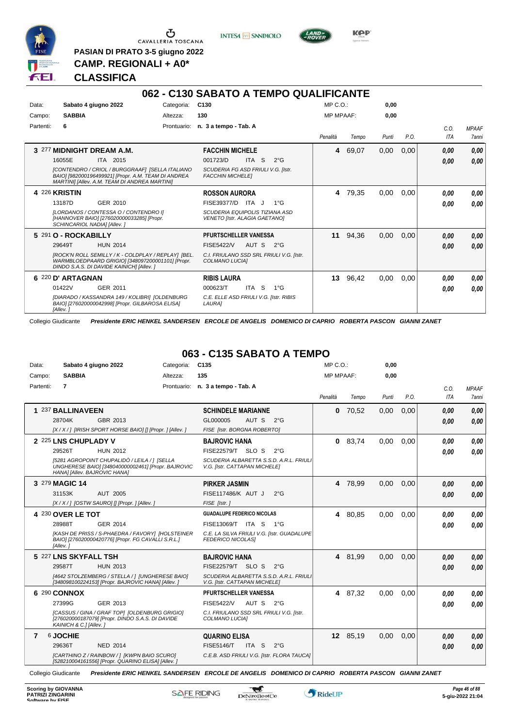CAVALLERIA TOSCANA

**PASIAN DI PRATO 3-5 giugno 2022**

**CAMP. REGIONALI + A0***

**CLASSIFICA**

## 062 - C130 SABATO A TEMPO QUALIFICANTE

Data: **Sabato 4 giugno 2022** Categoria: **C130** MP C.O.: **0,00**
Campo: **SABBIA** Altezza: **130** MP MPAAF: **0,00**
Partenti: **6** Prontuario: **n. 3 a tempo - Tab. A**

| | Cavallo | Cavaliere | Penalità | Tempo | Punti | P.O. | C.O. ITA | MPAAF 7anni |
|---|---|---|---|---|---|---|---|---|
| 3 | 277 **MIDNIGHT DREAM A.M.** 16055E ITA 2015 *[CONTENDRO / CRIOL / BURGGRAAF] [SELLA ITALIANO BAIO] [982000196499921] [Propr. A.M. TEAM DI ANDREA MARTINI] [Allev. A.M. TEAM DI ANDREA MARTINI]* | **FACCHIN MICHELE** 001723/D ITA S 2°G *SCUDERIA FG ASD FRIULI V.G. [Istr. FACCHIN MICHELE]* | 4 | 69,07 | 0,00 | 0,00 | 0,00 / 0,00 | 0,00 / 0,00 |
| 4 | 226 **KRISTIN** 13187D GER 2010 *[LORDANOS / CONTESSA O / CONTENDRO I] [HANNOVER BAIO] [276020000033285] [Propr. SCHINCARIOL NADIA] [Allev. ]* | **ROSSON AURORA** FISE39377/D ITA J 1°G *SCUDERIA EQUIPOLIS TIZIANA ASD VENETO [Istr. ALAGIA GAETANO]* | 4 | 79,35 | 0,00 | 0,00 | 0,00 / 0,00 | 0,00 / 0,00 |
| 5 | 291 **O - ROCKABILLY** 29649T HUN 2014 *[ROCK'N ROLL SEMILLY / K - COLDPLAY / REPLAY] [BEL. WARMBLOEDPAARD GRIGIO] [348097200001101] [Propr. DINDO S.A.S. DI DAVIDE KAINICH] [Allev. ]* | **PFURTSCHELLER VANESSA** FISE5422/V AUT S 2°G *C.I. FRIULANO SSD SRL FRIULI V.G. [Istr. COLMANO LUCIA]* | 11 | 94,36 | 0,00 | 0,00 | 0,00 / 0,00 | 0,00 / 0,00 |
| 6 | 220 **D' ARTAGNAN** 01422V GER 2011 *[DIARADO / KASSANDRA 149 / KOLIBRI] [OLDENBURG BAIO] [276020000042998] [Propr. GILBAROSA ELISA] [Allev. ]* | **RIBIS LAURA** 000623/T ITA S 1°G *C.E. ELLE ASD FRIULI V.G. [Istr. RIBIS LAURA]* | 13 | 96,42 | 0,00 | 0,00 | 0,00 / 0,00 | 0,00 / 0,00 |

Collegio Giudicante *Presidente ERIC HENKEL SANDERSEN ERCOLE DE ANGELIS DOMENICO DI CAPRIO ROBERTA PASCON GIANNI ZANET*

## 063 - C135 SABATO A TEMPO

Data: **Sabato 4 giugno 2022** Categoria: **C135** MP C.O.: **0,00**
Campo: **SABBIA** Altezza: **135** MP MPAAF: **0,00**
Partenti: **7** Prontuario: **n. 3 a tempo - Tab. A**

| | Cavallo | Cavaliere | Penalità | Tempo | Punti | P.O. | C.O. ITA | MPAAF 7anni |
|---|---|---|---|---|---|---|---|---|
| 1 | 237 **BALLINAVEEN** 28704K GBR 2013 *[X / X / ] [IRISH SPORT HORSE BAIO] [] [Propr. ] [Allev. ]* | **SCHINDELE MARIANNE** GL000005 AUT S 2°G *FISE [Istr. BORGNA ROBERTO]* | 0 | 70,52 | 0,00 | 0,00 | 0,00 / 0,00 | 0,00 / 0,00 |
| 2 | 225 **LNS CHUPLADY V** 29526T HUN 2012 *[5281 AGROPOINT CHUPALIDÒ / LEILA / ] [SELLA UNGHERESE BAIO] [348040000002461] [Propr. BAJROVIC HANA] [Allev. BAJROVIC HANA]* | **BAJROVIC HANA** FISE22579/T SLO S 2°G *SCUDERIA ALBARETTA S.S.D. A.R.L. FRIULI V.G. [Istr. CATTAPAN MICHELE]* | 0 | 83,74 | 0,00 | 0,00 | 0,00 / 0,00 | 0,00 / 0,00 |
| 3 | 279 **MAGIC 14** 31153K AUT 2005 *[X / X / ] [OSTW SAURO] [] [Propr. ] [Allev. ]* | **PIRKER JASMIN** FISE117486/K AUT J 2°G *FISE [Istr. ]* | 4 | 78,99 | 0,00 | 0,00 | 0,00 / 0,00 | 0,00 / 0,00 |
| 4 | 230 **OVER LE TOT** 28988T GER 2014 *[KASH DE PRISS / S-PHAEDRA / FAVORY] [HOLSTEINER BAIO] [276020000420776] [Propr. FG CAVALLI S.R.L.] [Allev. ]* | **GUADALUPE FEDERICO NICOLAS** FISE13069/T ITA S 1°G *C.E. LA SILVA FRIULI V.G. [Istr. GUADALUPE FEDERICO NICOLAS]* | 4 | 80,85 | 0,00 | 0,00 | 0,00 / 0,00 | 0,00 / 0,00 |
| 5 | 227 **LNS SKYFALL TSH** 29587T HUN 2013 *[4642 STOLZEMBERG / STELLA / ] [UNGHERESE BAIO] [348098100224153] [Propr. BAJROVIC HANA] [Allev. ]* | **BAJROVIC HANA** FISE22579/T SLO S 2°G *SCUDERIA ALBARETTA S.S.D. A.R.L. FRIULI V.G. [Istr. CATTAPAN MICHELE]* | 4 | 81,99 | 0,00 | 0,00 | 0,00 / 0,00 | 0,00 / 0,00 |
| 6 | 290 **CONNOX** 27399G GER 2013 *[CASSUS / GINA / GRAF TOP] [OLDENBURG GRIGIO] [276020000187079] [Propr. DINDO S.A.S. DI DAVIDE KAINICH & C.] [Allev. ]* | **PFURTSCHELLER VANESSA** FISE5422/V AUT S 2°G *C.I. FRIULANO SSD SRL FRIULI V.G. [Istr. COLMANO LUCIA]* | 4 | 87,32 | 0,00 | 0,00 | 0,00 / 0,00 | 0,00 / 0,00 |
| 7 | 6 **JOCHIE** 29636T NED 2014 *[CARTHINO Z / RAINBOW / ] [KWPN BAIO SCURO] [528210004161556] [Propr. QUARINO ELISA] [Allev. ]* | **QUARINO ELISA** FISE5146/T ITA S 2°G *C.E.B. ASD FRIULI V.G. [Istr. FLORA TAUCA]* | 12 | 85,19 | 0,00 | 0,00 | 0,00 / 0,00 | 0,00 / 0,00 |

Collegio Giudicante *Presidente ERIC HENKEL SANDERSEN ERCOLE DE ANGELIS DOMENICO DI CAPRIO ROBERTA PASCON GIANNI ZANET*

Scoring by GIOVANNA PATRIZI ZINGARINI
Software by FISE
5-giu-2022 21:04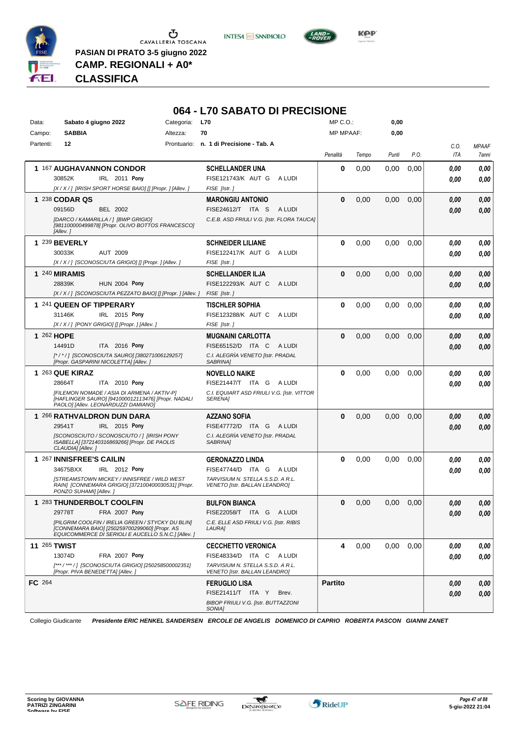CAVALLERIA TOSCANA

**PASIAN DI PRATO 3-5 giugno 2022**

**CAMP. REGIONALI + A0***

**CLASSIFICA**

# 064 - L70 SABATO DI PRECISIONE

| | | | | | |
|---|---|---|---|---|---|
| Data: | **Sabato 4 giugno 2022** | Categoria: | **L70** | MP C.O.: | **0,00** |
| Campo: | **SABBIA** | Altezza: | **70** | MP MPAAF: | **0,00** |
| Partenti: | **12** | Prontuario: | **n. 1 di Precisione - Tab. A** | | |

| Cl. | Cavallo | Cavaliere | Penalità | Tempo | Punti | P.O. | C.O. ITA | MPAAF 7anni |
|---|---|---|---|---|---|---|---|---|
| 1 | 167 **AUGHAVANNON CONDOR**<br>30852K IRL 2011 **Pony**<br>*[X / X / ] [IRISH SPORT HORSE BAIO] [] [Propr. ] [Allev. ]* | **SCHELLANDER UNA**<br>FISE121743/K AUT G A LUDI<br>*FISE [Istr. ]* | **0** | 0,00 | 0,00 | 0,00 | *0,00*<br>*0,00* | *0,00*<br>*0,00* |
| 1 | 238 **CODAR QS**<br>09156D BEL 2002<br>*[DARCO / KAMARILLA / ] [BWP GRIGIO] [981100000499878] [Propr. OLIVO BOTTOS FRANCESCO] [Allev. ]* | **MARONGIU ANTONIO**<br>FISE24612/T ITA S A LUDI<br>*C.E.B. ASD FRIULI V.G. [Istr. FLORA TAUCA]* | **0** | 0,00 | 0,00 | 0,00 | *0,00*<br>*0,00* | *0,00*<br>*0,00* |
| 1 | 239 **BEVERLY**<br>30033K AUT 2009<br>*[X / X / ] [SCONOSCIUTA GRIGIO] [] [Propr. ] [Allev. ]* | **SCHNEIDER LILIANE**<br>FISE122417/K AUT G A LUDI<br>*FISE [Istr. ]* | **0** | 0,00 | 0,00 | 0,00 | *0,00*<br>*0,00* | *0,00*<br>*0,00* |
| 1 | 240 **MIRAMIS**<br>28839K HUN 2004 **Pony**<br>*[X / X / ] [SCONOSCIUTA PEZZATO BAIO] [] [Propr. ] [Allev. ]* | **SCHELLANDER ILJA**<br>FISE122293/K AUT C A LUDI<br>*FISE [Istr. ]* | **0** | 0,00 | 0,00 | 0,00 | *0,00*<br>*0,00* | *0,00*<br>*0,00* |
| 1 | 241 **QUEEN OF TIPPERARY**<br>31146K IRL 2015 **Pony**<br>*[X / X / ] [PONY GRIGIO] [] [Propr. ] [Allev. ]* | **TISCHLER SOPHIA**<br>FISE123288/K AUT C A LUDI<br>*FISE [Istr. ]* | **0** | 0,00 | 0,00 | 0,00 | *0,00*<br>*0,00* | *0,00*<br>*0,00* |
| 1 | 262 **HOPE**<br>14491D ITA 2016 **Pony**<br>*[* / * / ] [SCONOSCIUTA SAURO] [380271006129257] [Propr. GASPARINI NICOLETTA] [Allev. ]* | **MUGNAINI CARLOTTA**<br>FISE65152/D ITA C A LUDI<br>*C.I. ALEGRÌA VENETO [Istr. PRADAL SABRINA]* | **0** | 0,00 | 0,00 | 0,00 | *0,00*<br>*0,00* | *0,00*<br>*0,00* |
| 1 | 263 **QUE KIRAZ**<br>28664T ITA 2010 **Pony**<br>*[FILEMON NOMADE / ASIA DI ARMENA / AKTIV-P] [HAFLINGER SAURO] [941000012113476] [Propr. NADALI PAOLO] [Allev. LEONARDUZZI DAMIANO]* | **NOVELLO NAIKE**<br>FISE21447/T ITA G A LUDI<br>*C.I. EQUIART ASD FRIULI V.G. [Istr. VITTOR SERENA]* | **0** | 0,00 | 0,00 | 0,00 | *0,00*<br>*0,00* | *0,00*<br>*0,00* |
| 1 | 266 **RATHVALDRON DUN DARA**<br>29541T IRL 2015 **Pony**<br>*[SCONOSCIUTO / SCONOSCIUTO / ] [IRISH PONY ISABELLA] [372140316869266] [Propr. DE PAOLIS CLAUDIA] [Allev. ]* | **AZZANO SOFIA**<br>FISE47772/D ITA G A LUDI<br>*C.I. ALEGRÌA VENETO [Istr. PRADAL SABRINA]* | **0** | 0,00 | 0,00 | 0,00 | *0,00*<br>*0,00* | *0,00*<br>*0,00* |
| 1 | 267 **INNISFREE'S CAILIN**<br>34675BXX IRL 2012 **Pony**<br>*[STREAMSTOWN MICKEY / INNISFREE / WILD WEST RAIN] [CONNEMARA GRIGIO] [372100400030531] [Propr. PONZO SUHAMI] [Allev. ]* | **GERONAZZO LINDA**<br>FISE47744/D ITA G A LUDI<br>*TARVISIUM N. STELLA S.S.D. A R.L. VENETO [Istr. BALLAN LEANDRO]* | **0** | 0,00 | 0,00 | 0,00 | *0,00*<br>*0,00* | *0,00*<br>*0,00* |
| 1 | 283 **THUNDERBOLT COOLFIN**<br>29778T FRA 2007 **Pony**<br>*[PILGRIM COOLFIN / IRELIA GREEN / STYCKY DU BLIN] [CONNEMARA BAIO] [250259700299060] [Propr. AS EQUICOMMERCE DI SERIOLI E AUCELLO S.N.C.] [Allev. ]* | **BULFON BIANCA**<br>FISE22058/T ITA G A LUDI<br>*C.E. ELLE ASD FRIULI V.G. [Istr. RIBIS LAURA]* | **0** | 0,00 | 0,00 | 0,00 | *0,00*<br>*0,00* | *0,00*<br>*0,00* |
| 11 | 265 **TWIST**<br>13074D FRA 2007 **Pony**<br>*[*** / *** / ] [SCONOSCIUTA GRIGIO] [250258500002351] [Propr. PIVA BENEDETTA] [Allev. ]* | **CECCHETTO VERONICA**<br>FISE48334/D ITA C A LUDI<br>*TARVISIUM N. STELLA S.S.D. A R.L. VENETO [Istr. BALLAN LEANDRO]* | **4** | 0,00 | 0,00 | 0,00 | *0,00*<br>*0,00* | *0,00*<br>*0,00* |
| FC | 264 | **FERUGLIO LISA**<br>FISE21411/T ITA Y Brev.<br>*BIBOP FRIULI V.G. [Istr. BUTTAZZONI SONIA]* | **Partito** | | | | *0,00*<br>*0,00* | *0,00*<br>*0,00* |

Collegio Giudicante *Presidente ERIC HENKEL SANDERSEN ERCOLE DE ANGELIS DOMENICO DI CAPRIO ROBERTA PASCON GIANNI ZANET*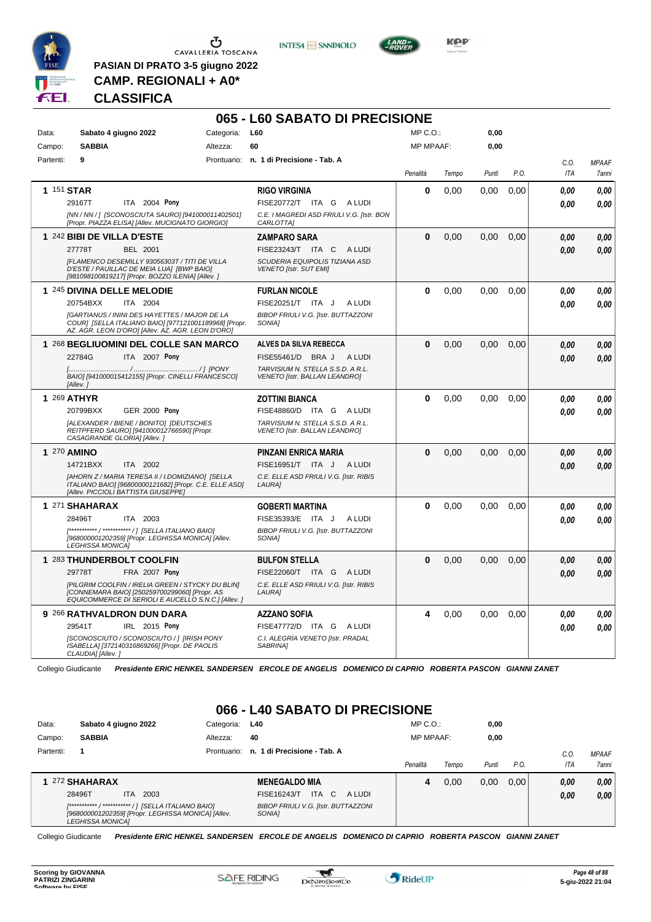PASIAN DI PRATO 3-5 giugno 2022

**CAMP. REGIONALI + A0***

**CLASSIFICA**

## 065 - L60 SABATO DI PRECISIONE

Data: **Sabato 4 giugno 2022** Categoria: **L60** MP C.O.: **0,00**

Campo: **SABBIA** Altezza: **60** MP MPAAF: **0,00**

Partenti: **9** Prontuario: **n. 1 di Precisione - Tab. A**

| Pos. | Cavallo | Cavaliere | Penalità | Tempo | Punti | P.O. | C.O. ITA | MPAAF 7anni |
|---|---|---|---|---|---|---|---|---|
| 1 | **151 STAR** 29167T ITA 2004 **Pony** *[NN / NN / ] [SCONOSCIUTA SAURO] [941000011402501] [Propr. PIAZZA ELISA] [Allev. MUCIGNATO GIORGIO]* | **RIGO VIRGINIA** FISE20772/T ITA G A LUDI *C.E. I MAGREDI ASD FRIULI V.G. [Istr. BON CARLOTTA]* | **0** | 0,00 | 0,00 | 0,00 | *0,00* *0,00* | *0,00* *0,00* |
| 1 | **242 BIBI DE VILLA D'ESTE** 27778T BEL 2001 *[FLAMENCO DESEMILLY 93056303T / TITI DE VILLA D'ESTE / PAUILLAC DE MEIA LUA] [BWP BAIO] [981098100819217] [Propr. BOZZO ILENIA] [Allev. ]* | **ZAMPARO SARA** FISE23243/T ITA C A LUDI *SCUDERIA EQUIPOLIS TIZIANA ASD VENETO [Istr. SUT EMI]* | **0** | 0,00 | 0,00 | 0,00 | *0,00* *0,00* | *0,00* *0,00* |
| 1 | **245 DIVINA DELLE MELODIE** 20754BXX ITA 2004 *[GARTIANUS / ININI DES HAYETTES / MAJOR DE LA COUR] [SELLA ITALIANO BAIO] [977121001189968] [Propr. AZ. AGR. LEON D'ORO] [Allev. AZ. AGR. LEON D'ORO]* | **FURLAN NICOLE** FISE20251/T ITA J A LUDI *BIBOP FRIULI V.G. [Istr. BUTTAZZONI SONIA]* | **0** | 0,00 | 0,00 | 0,00 | *0,00* *0,00* | *0,00* *0,00* |
| 1 | **268 BEGLIUOMINI DEL COLLE SAN MARCO** 22784G ITA 2007 **Pony** *[................................ / ................................ / ] [PONY BAIO] [941000015412155] [Propr. CINELLI FRANCESCO] [Allev. ]* | **ALVES DA SILVA REBECCA** FISE55461/D BRA J A LUDI *TARVISIUM N. STELLA S.S.D. A R.L. VENETO [Istr. BALLAN LEANDRO]* | **0** | 0,00 | 0,00 | 0,00 | *0,00* *0,00* | *0,00* *0,00* |
| 1 | **269 ATHYR** 20799BXX GER 2000 **Pony** *[ALEXANDER / BIENE / BONITO] [DEUTSCHES REITPFERD SAURO] [941000012766590] [Propr. CASAGRANDE GLORIA] [Allev. ]* | **ZOTTINI BIANCA** FISE48860/D ITA G A LUDI *TARVISIUM N. STELLA S.S.D. A R.L. VENETO [Istr. BALLAN LEANDRO]* | **0** | 0,00 | 0,00 | 0,00 | *0,00* *0,00* | *0,00* *0,00* |
| 1 | **270 AMINO** 14721BXX ITA 2002 *[AHORN Z / MARIA TERESA II / I.DOMIZIANO] [SELLA ITALIANO BAIO] [968000000121682] [Propr. C.E. ELLE ASD] [Allev. PICCIOLI BATTISTA GIUSEPPE]* | **PINZANI ENRICA MARIA** FISE16951/T ITA J A LUDI *C.E. ELLE ASD FRIULI V.G. [Istr. RIBIS LAURA]* | **0** | 0,00 | 0,00 | 0,00 | *0,00* *0,00* | *0,00* *0,00* |
| 1 | **271 SHAHARAX** 28496T ITA 2003 *[*********** / *********** / ] [SELLA ITALIANO BAIO] [968000001202359] [Propr. LEGHISSA MONICA] [Allev. LEGHISSA MONICA]* | **GOBERTI MARTINA** FISE35393/E ITA J A LUDI *BIBOP FRIULI V.G. [Istr. BUTTAZZONI SONIA]* | **0** | 0,00 | 0,00 | 0,00 | *0,00* *0,00* | *0,00* *0,00* |
| 1 | **283 THUNDERBOLT COOLFIN** 29778T FRA 2007 **Pony** *[PILGRIM COOLFIN / IRELIA GREEN / STYCKY DU BLIN] [CONNEMARA BAIO] [250259700299060] [Propr. AS EQUICOMMERCE DI SERIOLI E AUCELLO S.N.C.] [Allev. ]* | **BULFON STELLA** FISE22060/T ITA G A LUDI *C.E. ELLE ASD FRIULI V.G. [Istr. RIBIS LAURA]* | **0** | 0,00 | 0,00 | 0,00 | *0,00* *0,00* | *0,00* *0,00* |
| 9 | **266 RATHVALDRON DUN DARA** 29541T IRL 2015 **Pony** *[SCONOSCIUTO / SCONOSCIUTO / ] [IRISH PONY ISABELLA] [372140316869266] [Propr. DE PAOLIS CLAUDIA] [Allev. ]* | **AZZANO SOFIA** FISE47772/D ITA G A LUDI *C.I. ALEGRÌA VENETO [Istr. PRADAL SABRINA]* | **4** | 0,00 | 0,00 | 0,00 | *0,00* *0,00* | *0,00* *0,00* |

Collegio Giudicante *Presidente ERIC HENKEL SANDERSEN ERCOLE DE ANGELIS DOMENICO DI CAPRIO ROBERTA PASCON GIANNI ZANET*

## 066 - L40 SABATO DI PRECISIONE

Data: **Sabato 4 giugno 2022** Categoria: **L40** MP C.O.: **0,00**

Campo: **SABBIA** Altezza: **40** MP MPAAF: **0,00**

Partenti: **1** Prontuario: **n. 1 di Precisione - Tab. A**

| Pos. | Cavallo | Cavaliere | Penalità | Tempo | Punti | P.O. | C.O. ITA | MPAAF 7anni |
|---|---|---|---|---|---|---|---|---|
| 1 | **272 SHAHARAX** 28496T ITA 2003 *[*********** / *********** / ] [SELLA ITALIANO BAIO] [968000001202359] [Propr. LEGHISSA MONICA] [Allev. LEGHISSA MONICA]* | **MENEGALDO MIA** FISE16243/T ITA C A LUDI *BIBOP FRIULI V.G. [Istr. BUTTAZZONI SONIA]* | **4** | 0,00 | 0,00 | 0,00 | *0,00* *0,00* | *0,00* *0,00* |

Collegio Giudicante *Presidente ERIC HENKEL SANDERSEN ERCOLE DE ANGELIS DOMENICO DI CAPRIO ROBERTA PASCON GIANNI ZANET*

Scoring by GIOVANNA PATRIZI ZINGARINI

Software by FISE

5-giu-2022 21:04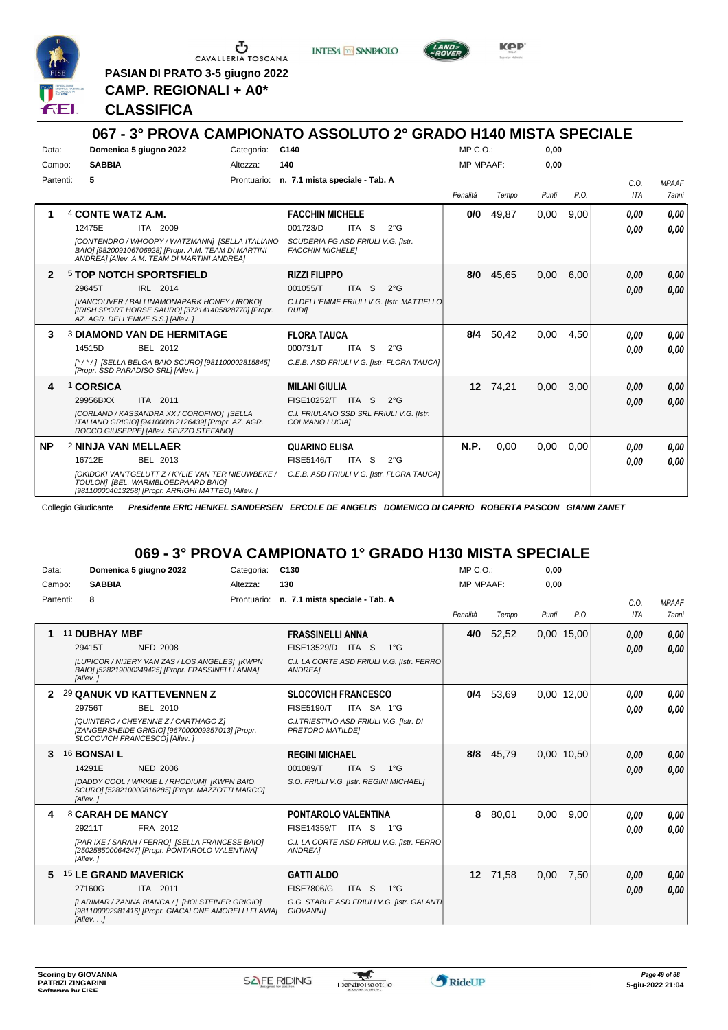PASIAN DI PRATO 3-5 giugno 2022

**CAMP. REGIONALI + A0***

**CLASSIFICA**

## 067 - 3° PROVA CAMPIONATO ASSOLUTO 2° GRADO H140 MISTA SPECIALE

Data: **Domenica 5 giugno 2022** Categoria: **C140** MP C.O.: **0,00**
Campo: **SABBIA** Altezza: **140** MP MPAAF: **0,00**
Partenti: **5** Prontuario: **n. 7.1 mista speciale - Tab. A**

| Cl. | Cavallo | Cavaliere | Penalità | Tempo | Punti | P.O. | C.O. ITA | MPAAF 7anni |
|---|---|---|---|---|---|---|---|---|
| 1 | 4 **CONTE WATZ A.M.** 12475E ITA 2009 [CONTENDRO / WHOOPY / WATZMANN] [SELLA ITALIANO BAIO] [982009106706928] [Propr. A.M. TEAM DI MARTINI ANDREA] [Allev. A.M. TEAM DI MARTINI ANDREA] | **FACCHIN MICHELE** 001723/D ITA S 2°G SCUDERIA FG ASD FRIULI V.G. [Istr. FACCHIN MICHELE] | 0/0 | 49,87 | 0,00 | 9,00 | 0,00 / 0,00 | 0,00 / 0,00 |
| 2 | 5 **TOP NOTCH SPORTSFIELD** 29645T IRL 2014 [VANCOUVER / BALLINAMONAPARK HONEY / IROKO] [IRISH SPORT HORSE SAURO] [372141405828770] [Propr. AZ. AGR. DELL'EMME S.S.] [Allev. ] | **RIZZI FILIPPO** 001055/T ITA S 2°G C.I.DELL'EMME FRIULI V.G. [Istr. MATTIELLO RUDI] | 8/0 | 45,65 | 0,00 | 6,00 | 0,00 / 0,00 | 0,00 / 0,00 |
| 3 | 3 **DIAMOND VAN DE HERMITAGE** 14515D BEL 2012 [* / * / ] [SELLA BELGA BAIO SCURO] [981100002815845] [Propr. SSD PARADISO SRL] [Allev. ] | **FLORA TAUCA** 000731/T ITA S 2°G C.E.B. ASD FRIULI V.G. [Istr. FLORA TAUCA] | 8/4 | 50,42 | 0,00 | 4,50 | 0,00 / 0,00 | 0,00 / 0,00 |
| 4 | 1 **CORSICA** 29956BXX ITA 2011 [CORLAND / KASSANDRA XX / COROFINO] [SELLA ITALIANO GRIGIO] [941000012126439] [Propr. AZ. AGR. ROCCO GIUSEPPE] [Allev. SPIZZO STEFANO] | **MILANI GIULIA** FISE10252/T ITA S 2°G C.I. FRIULANO SSD SRL FRIULI V.G. [Istr. COLMANO LUCIA] | 12 | 74,21 | 0,00 | 3,00 | 0,00 / 0,00 | 0,00 / 0,00 |
| NP | 2 **NINJA VAN MELLAER** 16712E BEL 2013 [OKIDOKI VAN'TGELUTT Z / KYLIE VAN TER NIEUWBEKE / TOULON] [BEL. WARMBLOEDPAARD BAIO] [981100004013258] [Propr. ARRIGHI MATTEO] [Allev. ] | **QUARINO ELISA** FISE5146/T ITA S 2°G C.E.B. ASD FRIULI V.G. [Istr. FLORA TAUCA] | N.P. | 0,00 | 0,00 | 0,00 | 0,00 / 0,00 | 0,00 / 0,00 |

Collegio Giudicante *Presidente ERIC HENKEL SANDERSEN ERCOLE DE ANGELIS DOMENICO DI CAPRIO ROBERTA PASCON GIANNI ZANET*

## 069 - 3° PROVA CAMPIONATO 1° GRADO H130 MISTA SPECIALE

Data: **Domenica 5 giugno 2022** Categoria: **C130** MP C.O.: **0,00**
Campo: **SABBIA** Altezza: **130** MP MPAAF: **0,00**
Partenti: **8** Prontuario: **n. 7.1 mista speciale - Tab. A**

| Cl. | Cavallo | Cavaliere | Penalità | Tempo | Punti | P.O. | C.O. ITA | MPAAF 7anni |
|---|---|---|---|---|---|---|---|---|
| 1 | 11 **DUBHAY MBF** 29415T NED 2008 [LUPICOR / NIJERY VAN ZAS / LOS ANGELES] [KWPN BAIO] [528219000249425] [Propr. FRASSINELLI ANNA] [Allev. ] | **FRASSINELLI ANNA** FISE13529/D ITA S 1°G C.I. LA CORTE ASD FRIULI V.G. [Istr. FERRO ANDREA] | 4/0 | 52,52 | 0,00 | 15,00 | 0,00 / 0,00 | 0,00 / 0,00 |
| 2 | 29 **QUANDO VD KATTEVENNEN Z** 29756T BEL 2010 [QUINTERO / CHEYENNE Z / CARTHAGO Z] [ZANGERSHEIDE GRIGIO] [967000009357013] [Propr. SLOCOVICH FRANCESCO] [Allev. ] | **SLOCOVICH FRANCESCO** FISE5190/T ITA SA 1°G C.I.TRIESTINO ASD FRIULI V.G. [Istr. DI PRETORO MATILDE] | 0/4 | 53,69 | 0,00 | 12,00 | 0,00 / 0,00 | 0,00 / 0,00 |
| 3 | 16 **BONSAI L** 14291E NED 2006 [DADDY COOL / WIKKIE L / RHODIUM] [KWPN BAIO SCURO] [528210000816285] [Propr. MAZZOTTI MARCO] [Allev. ] | **REGINI MICHAEL** 001089/T ITA S 1°G S.O. FRIULI V.G. [Istr. REGINI MICHAEL] | 8/8 | 45,79 | 0,00 | 10,50 | 0,00 / 0,00 | 0,00 / 0,00 |
| 4 | 8 **CARAH DE MANCY** 29211T FRA 2012 [PAR IXE / SARAH / FERRO] [SELLA FRANCESE BAIO] [250258500064247] [Propr. PONTAROLO VALENTINA] [Allev. ] | **PONTAROLO VALENTINA** FISE14359/T ITA S 1°G C.I. LA CORTE ASD FRIULI V.G. [Istr. FERRO ANDREA] | 8 | 80,01 | 0,00 | 9,00 | 0,00 / 0,00 | 0,00 / 0,00 |
| 5 | 15 **LE GRAND MAVERICK** 27160G ITA 2011 [LARIMAR / ZANNA BIANCA / ] [HOLSTEINER GRIGIO] [981100002981416] [Propr. GIACALONE AMORELLI FLAVIA] [Allev. . .] | **GATTI ALDO** FISE7806/G ITA S 1°G G.G. STABLE ASD FRIULI V.G. [Istr. GALANTI GIOVANNI] | 12 | 71,58 | 0,00 | 7,50 | 0,00 / 0,00 | 0,00 / 0,00 |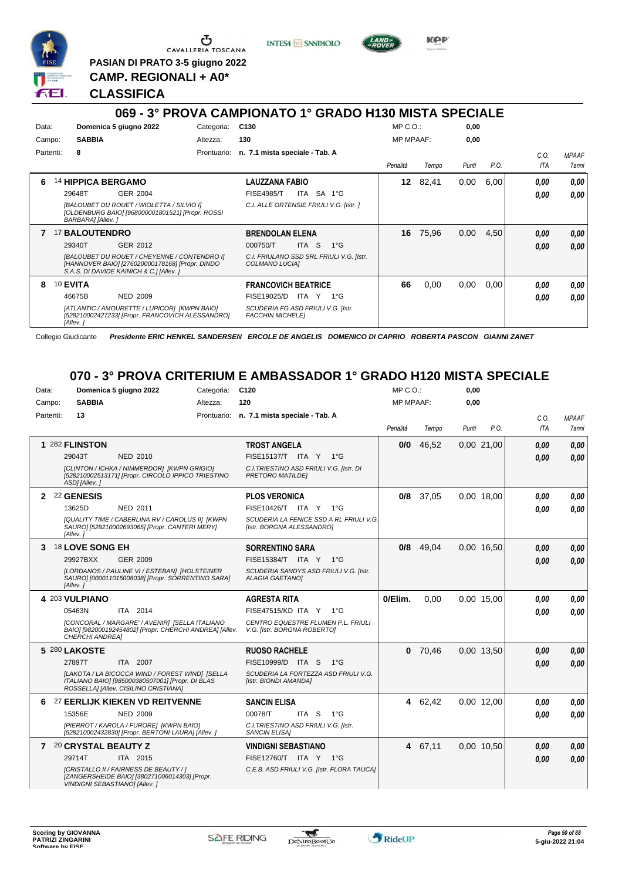PASIAN DI PRATO 3-5 giugno 2022

**CAMP. REGIONALI + A0***

**CLASSIFICA**

## 069 - 3° PROVA CAMPIONATO 1° GRADO H130 MISTA SPECIALE

Data: **Domenica 5 giugno 2022** Categoria: **C130** MP C.O.: **0,00**
Campo: **SABBIA** Altezza: **130** MP MPAAF: **0,00**
Partenti: **8** Prontuario: **n. 7.1 mista speciale - Tab. A**

| | Cavallo | Cavaliere | Penalità | Tempo | Punti | P.O. | C.O. ITA | MPAAF 7anni |
|---|---|---|---|---|---|---|---|---|
| 6 | 14 **HIPPICA BERGAMO** 29648T GER 2004 *[BALOUBET DU ROUET / WIOLETTA / SILVIO I] [OLDENBURG BAIO] [968000001801521] [Propr. ROSSI BARBARA] [Allev. ]* | **LAUZZANA FABIO** FISE4985/T ITA SA 1°G *C.I. ALLE ORTENSIE FRIULI V.G. [Istr. ]* | **12** | 82,41 | 0,00 | 6,00 | **0,00** **0,00** | **0,00** **0,00** |
| 7 | 17 **BALOUTENDRO** 29340T GER 2012 *[BALOUBET DU ROUET / CHEYENNE / CONTENDRO I] [HANNOVER BAIO] [276020000178168] [Propr. DINDO S.A.S. DI DAVIDE KAINICH & C.] [Allev. ]* | **BRENDOLAN ELENA** 000750/T ITA S 1°G *C.I. FRIULANO SSD SRL FRIULI V.G. [Istr. COLMANO LUCIA]* | **16** | 75,96 | 0,00 | 4,50 | **0,00** **0,00** | **0,00** **0,00** |
| 8 | 10 **EVITA** 46675B NED 2009 *[ATLANTIC / AMOURETTE / LUPICOR] [KWPN BAIO] [528210002427233] [Propr. FRANCOVICH ALESSANDRO] [Allev. ]* | **FRANCOVICH BEATRICE** FISE19025/D ITA Y 1°G *SCUDERIA FG ASD FRIULI V.G. [Istr. FACCHIN MICHELE]* | **66** | 0,00 | 0,00 | 0,00 | **0,00** **0,00** | **0,00** **0,00** |

Collegio Giudicante *Presidente ERIC HENKEL SANDERSEN ERCOLE DE ANGELIS DOMENICO DI CAPRIO ROBERTA PASCON GIANNI ZANET*

## 070 - 3° PROVA CRITERIUM E AMBASSADOR 1° GRADO H120 MISTA SPECIALE

Data: **Domenica 5 giugno 2022** Categoria: **C120** MP C.O.: **0,00**
Campo: **SABBIA** Altezza: **120** MP MPAAF: **0,00**
Partenti: **13** Prontuario: **n. 7.1 mista speciale - Tab. A**

| | Cavallo | Cavaliere | Penalità | Tempo | Punti | P.O. | C.O. ITA | MPAAF 7anni |
|---|---|---|---|---|---|---|---|---|
| 1 | 282 **FLINSTON** 29043T NED 2010 *[CLINTON / ICHKA / NIMMERDOR] [KWPN GRIGIO] [528210002513171] [Propr. CIRCOLO IPPICO TRIESTINO ASD] [Allev. ]* | **TROST ANGELA** FISE15137/T ITA Y 1°G *C.I.TRIESTINO ASD FRIULI V.G. [Istr. DI PRETORO MATILDE]* | **0/0** | 46,52 | 0,00 | 21,00 | **0,00** **0,00** | **0,00** **0,00** |
| 2 | 22 **GENESIS** 13625D NED 2011 *[QUALITY TIME / CABERLINA RV / CAROLUS II] [KWPN SAURO] [528210002693065] [Propr. CANTERI MERY] [Allev. ]* | **PLOS VERONICA** FISE10426/T ITA Y 1°G *SCUDERIA LA FENICE SSD A RL FRIULI V.G. [Istr. BORGNA ALESSANDRO]* | **0/8** | 37,05 | 0,00 | 18,00 | **0,00** **0,00** | **0,00** **0,00** |
| 3 | 18 **LOVE SONG EH** 29927BXX GER 2009 *[LORDANOS / PAULINE VI / ESTEBAN] [HOLSTEINER SAURO] [000011015008038] [Propr. SORRENTINO SARA] [Allev. ]* | **SORRENTINO SARA** FISE15384/T ITA Y 1°G *SCUDERIA SANDYS ASD FRIULI V.G. [Istr. ALAGIA GAETANO]* | **0/8** | 49,04 | 0,00 | 16,50 | **0,00** **0,00** | **0,00** **0,00** |
| 4 | 203 **VULPIANO** 05463N ITA 2014 *[CONCORAL / MARGARE' / AVENIR] [SELLA ITALIANO BAIO] [982000192454802] [Propr. CHERCHI ANDREA] [Allev. CHERCHI ANDREA]* | **AGRESTA RITA** FISE47515/KD ITA Y 1°G *CENTRO EQUESTRE FLUMEN P.L. FRIULI V.G. [Istr. BORGNA ROBERTO]* | **0/Elim.** | 0,00 | 0,00 | 15,00 | **0,00** **0,00** | **0,00** **0,00** |
| 5 | 280 **LAKOSTE** 27897T ITA 2007 *[LAKOTA / LA BICOCCA WIND / FOREST WIND] [SELLA ITALIANO BAIO] [985000380507001] [Propr. DI BLAS ROSSELLA] [Allev. CISILINO CRISTIANA]* | **RUOSO RACHELE** FISE10999/D ITA S 1°G *SCUDERIA LA FORTEZZA ASD FRIULI V.G. [Istr. BIONDI AMANDA]* | **0** | 70,46 | 0,00 | 13,50 | **0,00** **0,00** | **0,00** **0,00** |
| 6 | 27 **EERLIJK KIEKEN VD REITVENNE** 15356E NED 2009 *[PIERROT / KAROLA / FURORE] [KWPN BAIO] [528210002432830] [Propr. BERTONI LAURA] [Allev. ]* | **SANCIN ELISA** 00078/T ITA S 1°G *C.I.TRIESTINO ASD FRIULI V.G. [Istr. SANCIN ELISA]* | **4** | 62,42 | 0,00 | 12,00 | **0,00** **0,00** | **0,00** **0,00** |
| 7 | 20 **CRYSTAL BEAUTY Z** 29714T ITA 2015 *[CRISTALLO II / FAIRNESS DE BEAUTY / ] [ZANGERSHEIDE BAIO] [380271006014303] [Propr. VINDIGNI SEBASTIANO] [Allev. ]* | **VINDIGNI SEBASTIANO** FISE12760/T ITA Y 1°G *C.E.B. ASD FRIULI V.G. [Istr. FLORA TAUCA]* | **4** | 67,11 | 0,00 | 10,50 | **0,00** **0,00** | **0,00** **0,00** |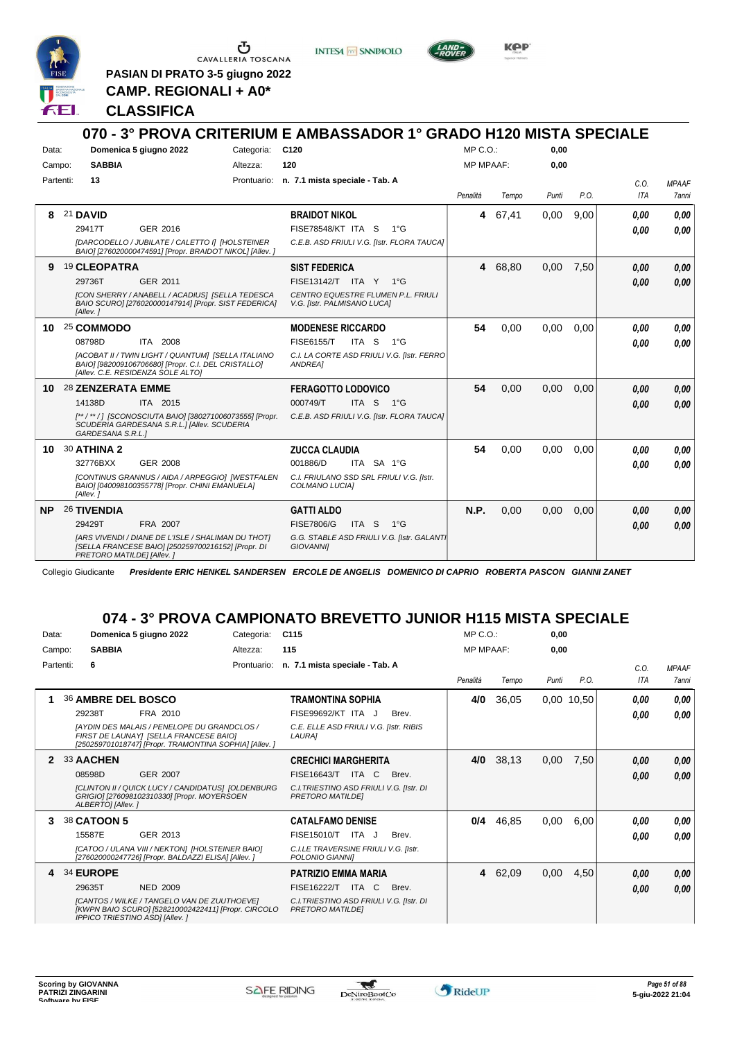PASIAN DI PRATO 3-5 giugno 2022

**CAMP. REGIONALI + A0\***

**CLASSIFICA**

## 070 - 3° PROVA CRITERIUM E AMBASSADOR 1° GRADO H120 MISTA SPECIALE

Data: Domenica 5 giugno 2022 — Categoria: C120 — MP C.O.: 0,00
Campo: SABBIA — Altezza: 120 — MP MPAAF: 0,00
Partenti: 13 — Prontuario: n. 7.1 mista speciale - Tab. A

| | Cavallo | Cavaliere | Penalità | Tempo | Punti | P.O. | C.O. ITA | MPAAF 7anni |
|---|---|---|---|---|---|---|---|---|
| 8 | 21 **DAVID**<br>29417T GER 2016<br>*[DARCODELLO / JUBILATE / CALETTO I] [HOLSTEINER BAIO] [276020000474591] [Propr. BRAIDOT NIKOL] [Allev. ]* | **BRAIDOT NIKOL**<br>FISE78548/KT ITA S 1°G<br>*C.E.B. ASD FRIULI V.G. [Istr. FLORA TAUCA]* | 4 | 67,41 | 0,00 | 9,00 | 0,00<br>0,00 | 0,00<br>0,00 |
| 9 | 19 **CLEOPATRA**<br>29736T GER 2011<br>*[CON SHERRY / ANABELL / ACADIUS] [SELLA TEDESCA BAIO SCURO] [276020000147914] [Propr. SIST FEDERICA] [Allev. ]* | **SIST FEDERICA**<br>FISE13142/T ITA Y 1°G<br>*CENTRO EQUESTRE FLUMEN P.L. FRIULI V.G. [Istr. PALMISANO LUCA]* | 4 | 68,80 | 0,00 | 7,50 | 0,00<br>0,00 | 0,00<br>0,00 |
| 10 | 25 **COMMODO**<br>08798D ITA 2008<br>*[ACOBAT II / TWIN LIGHT / QUANTUM] [SELLA ITALIANO BAIO] [982009106706680] [Propr. C.I. DEL CRISTALLO] [Allev. C.E. RESIDENZA SOLE ALTO]* | **MODENESE RICCARDO**<br>FISE6155/T ITA S 1°G<br>*C.I. LA CORTE ASD FRIULI V.G. [Istr. FERRO ANDREA]* | 54 | 0,00 | 0,00 | 0,00 | 0,00<br>0,00 | 0,00<br>0,00 |
| 10 | 28 **ZENZERATA EMME**<br>14138D ITA 2015<br>*[\*\* / \*\* / ] [SCONOSCIUTA BAIO] [380271006073555] [Propr. SCUDERIA GARDESANA S.R.L.] [Allev. SCUDERIA GARDESANA S.R.L.]* | **FERAGOTTO LODOVICO**<br>000749/T ITA S 1°G<br>*C.E.B. ASD FRIULI V.G. [Istr. FLORA TAUCA]* | 54 | 0,00 | 0,00 | 0,00 | 0,00<br>0,00 | 0,00<br>0,00 |
| 10 | 30 **ATHINA 2**<br>32776BXX GER 2008<br>*[CONTINUS GRANNUS / AIDA / ARPEGGIO] [WESTFALEN BAIO] [040098100355778] [Propr. CHINI EMANUELA] [Allev. ]* | **ZUCCA CLAUDIA**<br>001886/D ITA SA 1°G<br>*C.I. FRIULANO SSD SRL FRIULI V.G. [Istr. COLMANO LUCIA]* | 54 | 0,00 | 0,00 | 0,00 | 0,00<br>0,00 | 0,00<br>0,00 |
| NP | 26 **TIVENDIA**<br>29429T FRA 2007<br>*[ARS VIVENDI / DIANE DE L'ISLE / SHALIMAN DU THOT] [SELLA FRANCESE BAIO] [250259700216152] [Propr. DI PRETORO MATILDE] [Allev. ]* | **GATTI ALDO**<br>FISE7806/G ITA S 1°G<br>*G.G. STABLE ASD FRIULI V.G. [Istr. GALANTI GIOVANNI]* | N.P. | 0,00 | 0,00 | 0,00 | 0,00<br>0,00 | 0,00<br>0,00 |

Collegio Giudicante *Presidente ERIC HENKEL SANDERSEN ERCOLE DE ANGELIS DOMENICO DI CAPRIO ROBERTA PASCON GIANNI ZANET*

## 074 - 3° PROVA CAMPIONATO BREVETTO JUNIOR H115 MISTA SPECIALE

Data: Domenica 5 giugno 2022 — Categoria: C115 — MP C.O.: 0,00
Campo: SABBIA — Altezza: 115 — MP MPAAF: 0,00
Partenti: 6 — Prontuario: n. 7.1 mista speciale - Tab. A

| | Cavallo | Cavaliere | Penalità | Tempo | Punti | P.O. | C.O. ITA | MPAAF 7anni |
|---|---|---|---|---|---|---|---|---|
| 1 | 36 **AMBRE DEL BOSCO**<br>29238T FRA 2010<br>*[AYDIN DES MALAIS / PENELOPE DU GRANDCLOS / FIRST DE LAUNAY] [SELLA FRANCESE BAIO] [250259701018747] [Propr. TRAMONTINA SOPHIA] [Allev. ]* | **TRAMONTINA SOPHIA**<br>FISE99692/KT ITA J Brev.<br>*C.E. ELLE ASD FRIULI V.G. [Istr. RIBIS LAURA]* | 4/0 | 36,05 | 0,00 | 10,50 | 0,00<br>0,00 | 0,00<br>0,00 |
| 2 | 33 **AACHEN**<br>08598D GER 2007<br>*[CLINTON II / QUICK LUCY / CANDIDATUS] [OLDENBURG GRIGIO] [276098102310330] [Propr. MOYERSOEN ALBERTO] [Allev. ]* | **CRECHICI MARGHERITA**<br>FISE16643/T ITA C Brev.<br>*C.I.TRIESTINO ASD FRIULI V.G. [Istr. DI PRETORO MATILDE]* | 4/0 | 38,13 | 0,00 | 7,50 | 0,00<br>0,00 | 0,00<br>0,00 |
| 3 | 38 **CATOON 5**<br>15587E GER 2013<br>*[CATOO / ULANA VIII / NEKTON] [HOLSTEINER BAIO] [276020000247726] [Propr. BALDAZZI ELISA] [Allev. ]* | **CATAFAMO DENISE**<br>FISE15010/T ITA J Brev.<br>*C.I.LE TRAVERSINE FRIULI V.G. [Istr. POLONIO GIANNI]* | 0/4 | 46,85 | 0,00 | 6,00 | 0,00<br>0,00 | 0,00<br>0,00 |
| 4 | 34 **EUROPE**<br>29635T NED 2009<br>*[CANTOS / WILKE / TANGELO VAN DE ZUUTHOEVE] [KWPN BAIO SCURO] [528210002422411] [Propr. CIRCOLO IPPICO TRIESTINO ASD] [Allev. ]* | **PATRIZIO EMMA MARIA**<br>FISE16222/T ITA C Brev.<br>*C.I.TRIESTINO ASD FRIULI V.G. [Istr. DI PRETORO MATILDE]* | 4 | 62,09 | 0,00 | 4,50 | 0,00<br>0,00 | 0,00<br>0,00 |

Scoring by GIOVANNA PATRIZI ZINGARINI
Software by FISE

5-giu-2022 21:04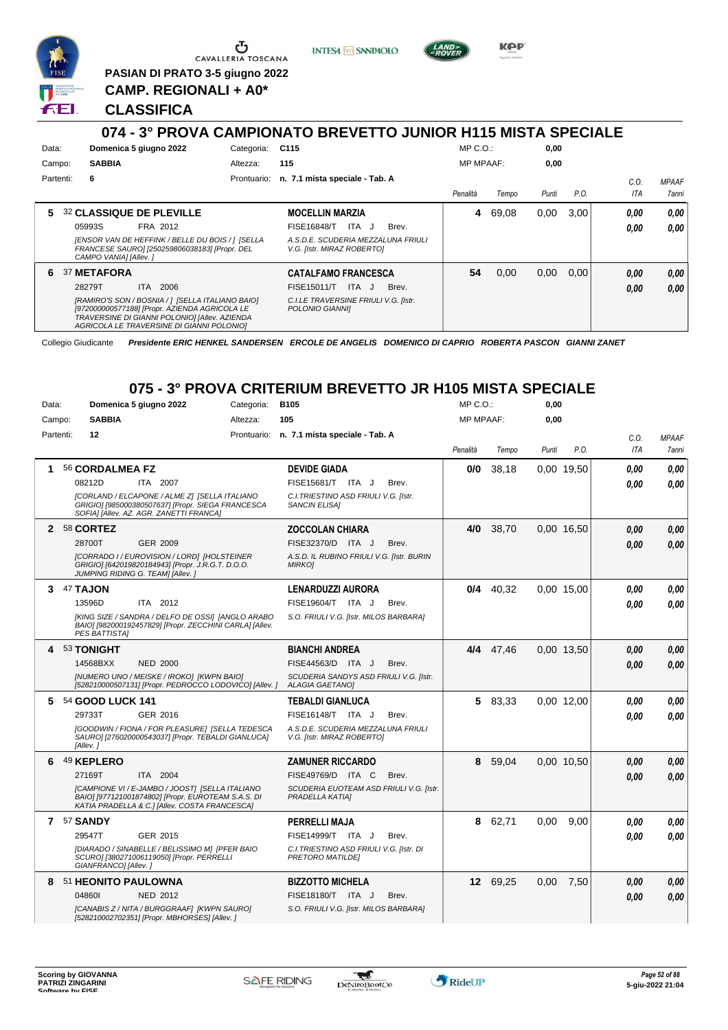PASIAN DI PRATO 3-5 giugno 2022

**CAMP. REGIONALI + A0***

**CLASSIFICA**

## 074 - 3° PROVA CAMPIONATO BREVETTO JUNIOR H115 MISTA SPECIALE

Data: **Domenica 5 giugno 2022** Categoria: **C115** MP C.O.: **0,00**

Campo: **SABBIA** Altezza: **115** MP MPAAF: **0,00**

Partenti: **6** Prontuario: **n. 7.1 mista speciale - Tab. A**

| | Cavallo | Cavaliere | Penalità | Tempo | Punti | P.O. | C.O. ITA | MPAAF 7anni |
|---|---|---|---|---|---|---|---|---|
| 5 | 32 **CLASSIQUE DE PLEVILLE** 05993S FRA 2012 *[ENSOR VAN DE HEFFINK / BELLE DU BOIS / ] [SELLA FRANCESE SAURO] [250259806038183] [Propr. DEL CAMPO VANIA] [Allev. ]* | **MOCELLIN MARZIA** FISE16848/T ITA J Brev. *A.S.D.E. SCUDERIA MEZZALUNA FRIULI V.G. [Istr. MIRAZ ROBERTO]* | 4 | 69,08 | 0,00 | 3,00 | 0,00 / 0,00 | 0,00 / 0,00 |
| 6 | 37 **METAFORA** 28279T ITA 2006 *[RAMIRO'S SON / BOSNIA / ] [SELLA ITALIANO BAIO] [972000000577188] [Propr. AZIENDA AGRICOLA LE TRAVERSINE DI GIANNI POLONIO] [Allev. AZIENDA AGRICOLA LE TRAVERSINE DI GIANNI POLONIO]* | **CATALFAMO FRANCESCA** FISE15011/T ITA J Brev. *C.I.LE TRAVERSINE FRIULI V.G. [Istr. POLONIO GIANNI]* | 54 | 0,00 | 0,00 | 0,00 | 0,00 / 0,00 | 0,00 / 0,00 |

Collegio Giudicante *Presidente ERIC HENKEL SANDERSEN ERCOLE DE ANGELIS DOMENICO DI CAPRIO ROBERTA PASCON GIANNI ZANET*

## 075 - 3° PROVA CRITERIUM BREVETTO JR H105 MISTA SPECIALE

Data: **Domenica 5 giugno 2022** Categoria: **B105** MP C.O.: **0,00**

Campo: **SABBIA** Altezza: **105** MP MPAAF: **0,00**

Partenti: **12** Prontuario: **n. 7.1 mista speciale - Tab. A**

| | Cavallo | Cavaliere | Penalità | Tempo | Punti | P.O. | C.O. ITA | MPAAF 7anni |
|---|---|---|---|---|---|---|---|---|
| 1 | 56 **CORDALMEA FZ** 08212D ITA 2007 *[CORLAND / ELCAPONE / ALME Z] [SELLA ITALIANO GRIGIO] [985000380507637] [Propr. SIEGA FRANCESCA SOFIA] [Allev. AZ. AGR. ZANETTI FRANCA]* | **DEVIDE GIADA** FISE15681/T ITA J Brev. *C.I.TRIESTINO ASD FRIULI V.G. [Istr. SANCIN ELISA]* | 0/0 | 38,18 | 0,00 | 19,50 | 0,00 / 0,00 | 0,00 / 0,00 |
| 2 | 58 **CORTEZ** 28700T GER 2009 *[CORRADO I / EUROVISION / LORD] [HOLSTEINER GRIGIO] [642019820184943] [Propr. J.R.G.T. D.O.O. JUMPING RIDING G. TEAM] [Allev. ]* | **ZOCCOLAN CHIARA** FISE32370/D ITA J Brev. *A.S.D. IL RUBINO FRIULI V.G. [Istr. BURIN MIRKO]* | 4/0 | 38,70 | 0,00 | 16,50 | 0,00 / 0,00 | 0,00 / 0,00 |
| 3 | 47 **TAJON** 13596D ITA 2012 *[KING SIZE / SANDRA / DELFO DE OSSI] [ANGLO ARABO BAIO] [982000192457829] [Propr. ZECCHINI CARLA] [Allev. PES BATTISTA]* | **LENARDUZZI AURORA** FISE19604/T ITA J Brev. *S.O. FRIULI V.G. [Istr. MILOS BARBARA]* | 0/4 | 40,32 | 0,00 | 15,00 | 0,00 / 0,00 | 0,00 / 0,00 |
| 4 | 53 **TONIGHT** 14568BXX NED 2000 *[NUMERO UNO / MEISKE / IROKO] [KWPN BAIO] [528210000507131] [Propr. PEDROCCO LODOVICO] [Allev. ]* | **BIANCHI ANDREA** FISE44563/D ITA J Brev. *SCUDERIA SANDYS ASD FRIULI V.G. [Istr. ALAGIA GAETANO]* | 4/4 | 47,46 | 0,00 | 13,50 | 0,00 / 0,00 | 0,00 / 0,00 |
| 5 | 54 **GOOD LUCK 141** 29733T GER 2016 *[GOODWIN / FIONA / FOR PLEASURE] [SELLA TEDESCA SAURO] [276020000543037] [Propr. TEBALDI GIANLUCA] [Allev. ]* | **TEBALDI GIANLUCA** FISE16148/T ITA J Brev. *A.S.D.E. SCUDERIA MEZZALUNA FRIULI V.G. [Istr. MIRAZ ROBERTO]* | 5 | 83,33 | 0,00 | 12,00 | 0,00 / 0,00 | 0,00 / 0,00 |
| 6 | 49 **KEPLERO** 27169T ITA 2004 *[CAMPIONE VI / E-JAMBO / JOOST] [SELLA ITALIANO BAIO] [977121001874802] [Propr. EUROTEAM S.A.S. DI KATIA PRADELLA & C.] [Allev. COSTA FRANCESCA]* | **ZAMUNER RICCARDO** FISE49769/D ITA C Brev. *SCUDERIA EUOTEAM ASD FRIULI V.G. [Istr. PRADELLA KATIA]* | 8 | 59,04 | 0,00 | 10,50 | 0,00 / 0,00 | 0,00 / 0,00 |
| 7 | 57 **SANDY** 29547T GER 2015 *[DIARADO / SINABELLE / BELISSIMO M] [PFER BAIO SCURO] [380271006119050] [Propr. PERRELLI GIANFRANCO] [Allev. ]* | **PERRELLI MAJA** FISE14999/T ITA J Brev. *C.I.TRIESTINO ASD FRIULI V.G. [Istr. DI PRETORO MATILDE]* | 8 | 62,71 | 0,00 | 9,00 | 0,00 / 0,00 | 0,00 / 0,00 |
| 8 | 51 **HEONITO PAULOWNA** 04860I NED 2012 *[CANABIS Z / NITA / BURGGRAAF] [KWPN SAURO] [528210002702351] [Propr. MBHORSES] [Allev. ]* | **BIZZOTTO MICHELA** FISE18180/T ITA J Brev. *S.O. FRIULI V.G. [Istr. MILOS BARBARA]* | 12 | 69,25 | 0,00 | 7,50 | 0,00 / 0,00 | 0,00 / 0,00 |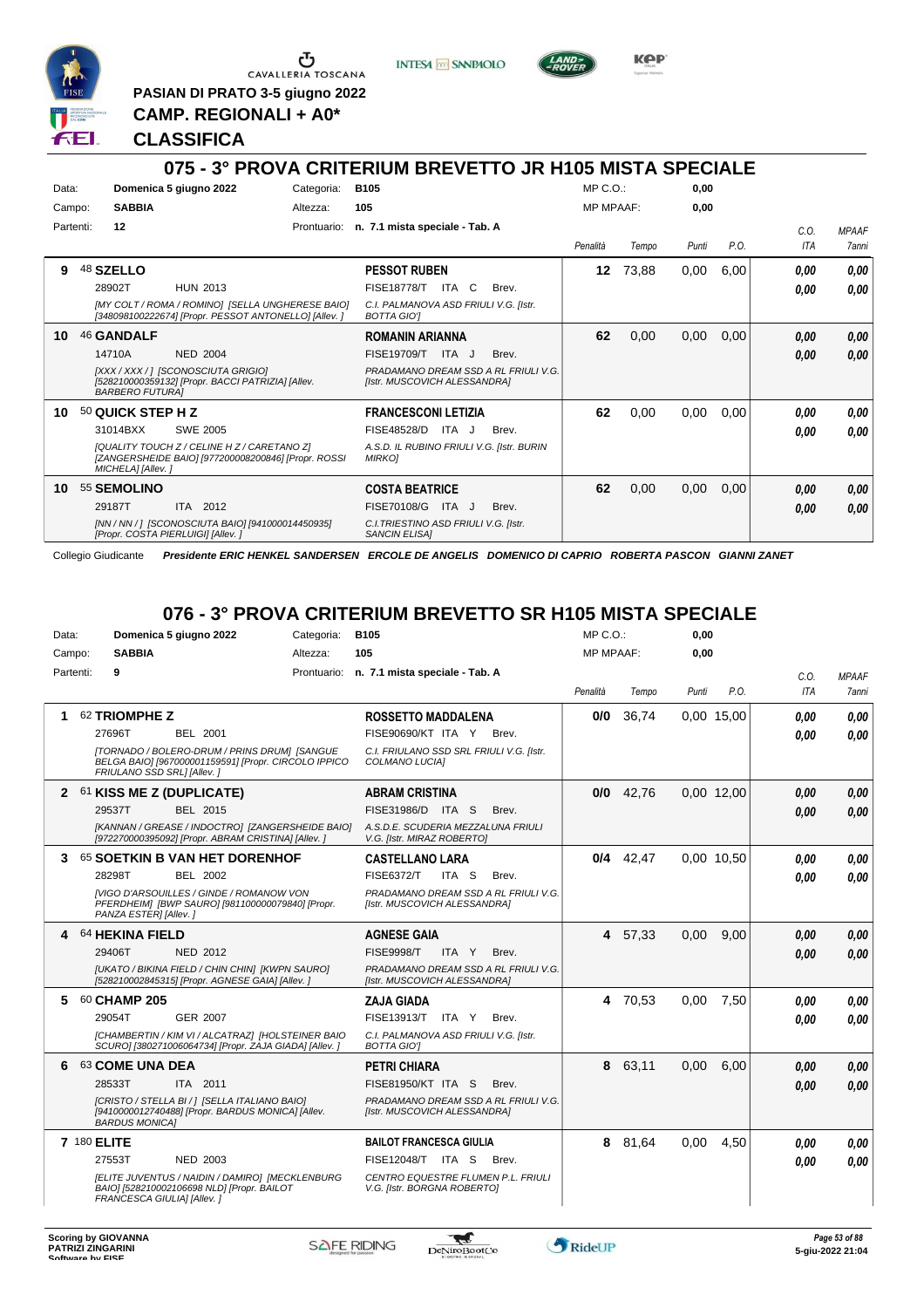PASIAN DI PRATO 3-5 giugno 2022

CAMP. REGIONALI + A0*

CLASSIFICA

## 075 - 3° PROVA CRITERIUM BREVETTO JR H105 MISTA SPECIALE

Data: Domenica 5 giugno 2022 — Categoria: B105 — MP C.O.: 0,00

Campo: SABBIA — Altezza: 105 — MP MPAAF: 0,00

Partenti: 12 — Prontuario: n. 7.1 mista speciale - Tab. A

| | Cavallo | Cavaliere | Penalità | Tempo | Punti | P.O. | C.O. ITA | MPAAF 7anni |
|---|---|---|---|---|---|---|---|---|
| 9 | 48 SZELLO<br>28902T HUN 2013<br>*[MY COLT / ROMA / ROMINO] [SELLA UNGHERESE BAIO] [348098100222674] [Propr. PESSOT ANTONELLO] [Allev. ]* | PESSOT RUBEN<br>FISE18778/T ITA C Brev.<br>*C.I. PALMANOVA ASD FRIULI V.G. [Istr. BOTTA GIO']* | 12 | 73,88 | 0,00 | 6,00 | 0,00<br>0,00 | 0,00<br>0,00 |
| 10 | 46 GANDALF<br>14710A NED 2004<br>*[XXX / XXX / ] [SCONOSCIUTA GRIGIO] [528210000359132] [Propr. BACCI PATRIZIA] [Allev. BARBERO FUTURA]* | ROMANIN ARIANNA<br>FISE19709/T ITA J Brev.<br>*PRADAMANO DREAM SSD A RL FRIULI V.G. [Istr. MUSCOVICH ALESSANDRA]* | 62 | 0,00 | 0,00 | 0,00 | 0,00<br>0,00 | 0,00<br>0,00 |
| 10 | 50 QUICK STEP H Z<br>31014BXX SWE 2005<br>*[QUALITY TOUCH Z / CELINE H Z / CARETANO Z] [ZANGERSHEIDE BAIO] [977200008200846] [Propr. ROSSI MICHELA] [Allev. ]* | FRANCESCONI LETIZIA<br>FISE48528/D ITA J Brev.<br>*A.S.D. IL RUBINO FRIULI V.G. [Istr. BURIN MIRKO]* | 62 | 0,00 | 0,00 | 0,00 | 0,00<br>0,00 | 0,00<br>0,00 |
| 10 | 55 SEMOLINO<br>29187T ITA 2012<br>*[NN / NN / ] [SCONOSCIUTA BAIO] [941000014450935] [Propr. COSTA PIERLUIGI] [Allev. ]* | COSTA BEATRICE<br>FISE70108/G ITA J Brev.<br>*C.I.TRIESTINO ASD FRIULI V.G. [Istr. SANCIN ELISA]* | 62 | 0,00 | 0,00 | 0,00 | 0,00<br>0,00 | 0,00<br>0,00 |

Collegio Giudicante ***Presidente ERIC HENKEL SANDERSEN ERCOLE DE ANGELIS DOMENICO DI CAPRIO ROBERTA PASCON GIANNI ZANET***

## 076 - 3° PROVA CRITERIUM BREVETTO SR H105 MISTA SPECIALE

Data: Domenica 5 giugno 2022 — Categoria: B105 — MP C.O.: 0,00

Campo: SABBIA — Altezza: 105 — MP MPAAF: 0,00

Partenti: 9 — Prontuario: n. 7.1 mista speciale - Tab. A

| | Cavallo | Cavaliere | Penalità | Tempo | Punti | P.O. | C.O. ITA | MPAAF 7anni |
|---|---|---|---|---|---|---|---|---|
| 1 | 62 TRIOMPHE Z<br>27696T BEL 2001<br>*[TORNADO / BOLERO-DRUM / PRINS DRUM] [SANGUE BELGA BAIO] [967000001159591] [Propr. CIRCOLO IPPICO FRIULANO SSD SRL] [Allev. ]* | ROSSETTO MADDALENA<br>FISE90690/KT ITA Y Brev.<br>*C.I. FRIULANO SSD SRL FRIULI V.G. [Istr. COLMANO LUCIA]* | 0/0 | 36,74 | 0,00 | 15,00 | 0,00<br>0,00 | 0,00<br>0,00 |
| 2 | 61 KISS ME Z (DUPLICATE)<br>29537T BEL 2015<br>*[KANNAN / GREASE / INDOCTRO] [ZANGERSHEIDE BAIO] [972270000395092] [Propr. ABRAM CRISTINA] [Allev. ]* | ABRAM CRISTINA<br>FISE31986/D ITA S Brev.<br>*A.S.D. SCUDERIA MEZZALUNA FRIULI V.G. [Istr. MIRAZ ROBERTO]* | 0/0 | 42,76 | 0,00 | 12,00 | 0,00<br>0,00 | 0,00<br>0,00 |
| 3 | 65 SOETKIN B VAN HET DORENHOF<br>28298T BEL 2002<br>*[VIGO D'ARSOUILLES / GINDE / ROMANOW VON PFERDHEIM] [BWP SAURO] [981100000079840] [Propr. PANZA ESTER] [Allev. ]* | CASTELLANO LARA<br>FISE6372/T ITA S Brev.<br>*PRADAMANO DREAM SSD A RL FRIULI V.G. [Istr. MUSCOVICH ALESSANDRA]* | 0/4 | 42,47 | 0,00 | 10,50 | 0,00<br>0,00 | 0,00<br>0,00 |
| 4 | 64 HEKINA FIELD<br>29406T NED 2012<br>*[UKATO / BIKINA FIELD / CHIN CHIN] [KWPN SAURO] [528210002845315] [Propr. AGNESE GAIA] [Allev. ]* | AGNESE GAIA<br>FISE9998/T ITA Y Brev.<br>*PRADAMANO DREAM SSD A RL FRIULI V.G. [Istr. MUSCOVICH ALESSANDRA]* | 4 | 57,33 | 0,00 | 9,00 | 0,00<br>0,00 | 0,00<br>0,00 |
| 5 | 60 CHAMP 205<br>29054T GER 2007<br>*[CHAMBERTIN / KIM VI / ALCATRAZ] [HOLSTEINER BAIO SCURO] [380271006064734] [Propr. ZAJA GIADA] [Allev. ]* | ZAJA GIADA<br>FISE13913/T ITA Y Brev.<br>*C.I. PALMANOVA ASD FRIULI V.G. [Istr. BOTTA GIO']* | 4 | 70,53 | 0,00 | 7,50 | 0,00<br>0,00 | 0,00<br>0,00 |
| 6 | 63 COME UNA DEA<br>28533T ITA 2011<br>*[CRISTO / STELLA BI / ] [SELLA ITALIANO BAIO] [9410000012740488] [Propr. BARDUS MONICA] [Allev. BARDUS MONICA]* | PETRI CHIARA<br>FISE81950/KT ITA S Brev.<br>*PRADAMANO DREAM SSD A RL FRIULI V.G. [Istr. MUSCOVICH ALESSANDRA]* | 8 | 63,11 | 0,00 | 6,00 | 0,00<br>0,00 | 0,00<br>0,00 |
| 7 | 180 ELITE<br>27553T NED 2003<br>*[ELITE JUVENTUS / NAIDIN / DAMIRO] [MECKLENBURG BAIO] [528210002106698 NLD] [Propr. BAILOT FRANCESCA GIULIA] [Allev. ]* | BAILOT FRANCESCA GIULIA<br>FISE12048/T ITA S Brev.<br>*CENTRO EQUESTRE FLUMEN P.L. FRIULI V.G. [Istr. BORGNA ROBERTO]* | 8 | 81,64 | 0,00 | 4,50 | 0,00<br>0,00 | 0,00<br>0,00 |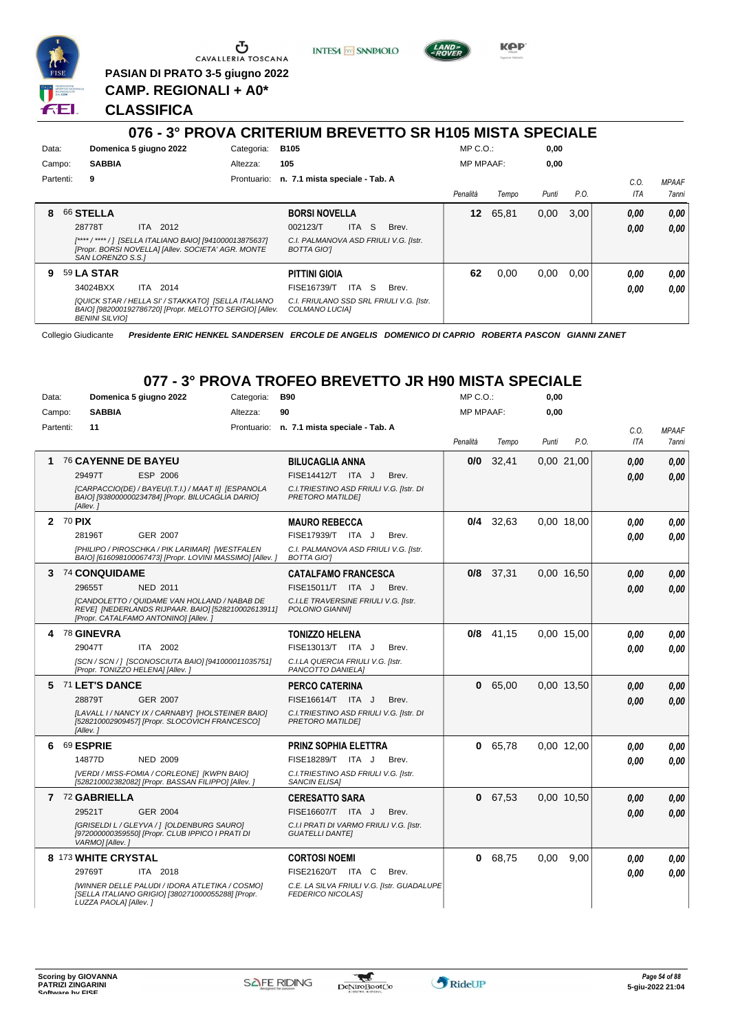PASIAN DI PRATO 3-5 giugno 2022

**CAMP. REGIONALI + A0***

**CLASSIFICA**

## 076 - 3° PROVA CRITERIUM BREVETTO SR H105 MISTA SPECIALE

Data: **Domenica 5 giugno 2022** Categoria: **B105** MP C.O.: **0,00**
Campo: **SABBIA** Altezza: **105** MP MPAAF: **0,00**
Partenti: **9** Prontuario: **n. 7.1 mista speciale - Tab. A**

| | Cavallo | Cavaliere | Penalità | Tempo | Punti | P.O. | C.O. ITA | MPAAF 7anni |
|---|---|---|---|---|---|---|---|---|
| 8 | 66 **STELLA** 28778T ITA 2012 *[\*\*\*\* / \*\*\*\* / ] [SELLA ITALIANO BAIO] [941000013875637] [Propr. BORSI NOVELLA] [Allev. SOCIETA' AGR. MONTE SAN LORENZO S.S.]* | **BORSI NOVELLA** 002123/T ITA S Brev. *C.I. PALMANOVA ASD FRIULI V.G. [Istr. BOTTA GIO']* | **12** | 65,81 | 0,00 | 3,00 | **0,00** **0,00** | **0,00** **0,00** |
| 9 | 59 **LA STAR** 34024BXX ITA 2014 *[QUICK STAR / HELLA SI' / STAKKATO] [SELLA ITALIANO BAIO] [982000192786720] [Propr. MELOTTO SERGIO] [Allev. BENINI SILVIO]* | **PITTINI GIOIA** FISE16739/T ITA S Brev. *C.I. FRIULANO SSD SRL FRIULI V.G. [Istr. COLMANO LUCIA]* | **62** | 0,00 | 0,00 | 0,00 | **0,00** **0,00** | **0,00** **0,00** |

Collegio Giudicante *Presidente ERIC HENKEL SANDERSEN ERCOLE DE ANGELIS DOMENICO DI CAPRIO ROBERTA PASCON GIANNI ZANET*

## 077 - 3° PROVA TROFEO BREVETTO JR H90 MISTA SPECIALE

Data: **Domenica 5 giugno 2022** Categoria: **B90** MP C.O.: **0,00**
Campo: **SABBIA** Altezza: **90** MP MPAAF: **0,00**
Partenti: **11** Prontuario: **n. 7.1 mista speciale - Tab. A**

| | Cavallo | Cavaliere | Penalità | Tempo | Punti | P.O. | C.O. ITA | MPAAF 7anni |
|---|---|---|---|---|---|---|---|---|
| 1 | 76 **CAYENNE DE BAYEU** 29497T ESP 2006 *[CARPACCIO(DE) / BAYEU(I.T.I.) / MAAT II] [ESPANOLA BAIO] [938000000234784] [Propr. BILUCAGLIA DARIO] [Allev. ]* | **BILUCAGLIA ANNA** FISE14412/T ITA J Brev. *C.I.TRIESTINO ASD FRIULI V.G. [Istr. DI PRETORO MATILDE]* | **0/0** | 32,41 | 0,00 | 21,00 | **0,00** **0,00** | **0,00** **0,00** |
| 2 | 70 **PIX** 28196T GER 2007 *[PHILIPO / PIROSCHKA / PIK LARIMAR] [WESTFALEN BAIO] [616098100067473] [Propr. LOVINI MASSIMO] [Allev. ]* | **MAURO REBECCA** FISE17939/T ITA J Brev. *C.I. PALMANOVA ASD FRIULI V.G. [Istr. BOTTA GIO']* | **0/4** | 32,63 | 0,00 | 18,00 | **0,00** **0,00** | **0,00** **0,00** |
| 3 | 74 **CONQUIDAME** 29655T NED 2011 *[CANDOLETTO / QUIDAME VAN HOLLAND / NABAB DE REVE] [NEDERLANDS RIJPAAR. BAIO] [528210002613911] [Propr. CATALFAMO ANTONINO] [Allev. ]* | **CATALFAMO FRANCESCA** FISE15011/T ITA J Brev. *C.I.LE TRAVERSINE FRIULI V.G. [Istr. POLONIO GIANNI]* | **0/8** | 37,31 | 0,00 | 16,50 | **0,00** **0,00** | **0,00** **0,00** |
| 4 | 78 **GINEVRA** 29047T ITA 2002 *[SCN / SCN / ] [SCONOSCIUTA BAIO] [941000011035751] [Propr. TONIZZO HELENA] [Allev. ]* | **TONIZZO HELENA** FISE13013/T ITA J Brev. *C.I.LA QUERCIA FRIULI V.G. [Istr. PANCOTTO DANIELA]* | **0/8** | 41,15 | 0,00 | 15,00 | **0,00** **0,00** | **0,00** **0,00** |
| 5 | 71 **LET'S DANCE** 28879T GER 2007 *[LAVALL I / NANCY IX / CARNABY] [HOLSTEINER BAIO] [528210002909457] [Propr. SLOCOVICH FRANCESCO] [Allev. ]* | **PERCO CATERINA** FISE16614/T ITA J Brev. *C.I.TRIESTINO ASD FRIULI V.G. [Istr. DI PRETORO MATILDE]* | **0** | 65,00 | 0,00 | 13,50 | **0,00** **0,00** | **0,00** **0,00** |
| 6 | 69 **ESPRIE** 14877D NED 2009 *[VERDI / MISS-FOMIA / CORLEONE] [KWPN BAIO] [528210002382082] [Propr. BASSAN FILIPPO] [Allev. ]* | **PRINZ SOPHIA ELETTRA** FISE18289/T ITA J Brev. *C.I.TRIESTINO ASD FRIULI V.G. [Istr. SANCIN ELISA]* | **0** | 65,78 | 0,00 | 12,00 | **0,00** **0,00** | **0,00** **0,00** |
| 7 | 72 **GABRIELLA** 29521T GER 2004 *[GRISELDI L / GLEYVA / ] [OLDENBURG SAURO] [972000000359550] [Propr. CLUB IPPICO I PRATI DI VARMO] [Allev. ]* | **CERESATTO SARA** FISE16607/T ITA J Brev. *C.I.I PRATI DI VARMO FRIULI V.G. [Istr. GUATELLI DANTE]* | **0** | 67,53 | 0,00 | 10,50 | **0,00** **0,00** | **0,00** **0,00** |
| 8 | 173 **WHITE CRYSTAL** 29769T ITA 2018 *[WINNER DELLE PALUDI / IDORA ATLETIKA / COSMO] [SELLA ITALIANO GRIGIO] [380271000055288] [Propr. LUZZA PAOLA] [Allev. ]* | **CORTOSI NOEMI** FISE21620/T ITA C Brev. *C.E. LA SILVA FRIULI V.G. [Istr. GUADALUPE FEDERICO NICOLAS]* | **0** | 68,75 | 0,00 | 9,00 | **0,00** **0,00** | **0,00** **0,00** |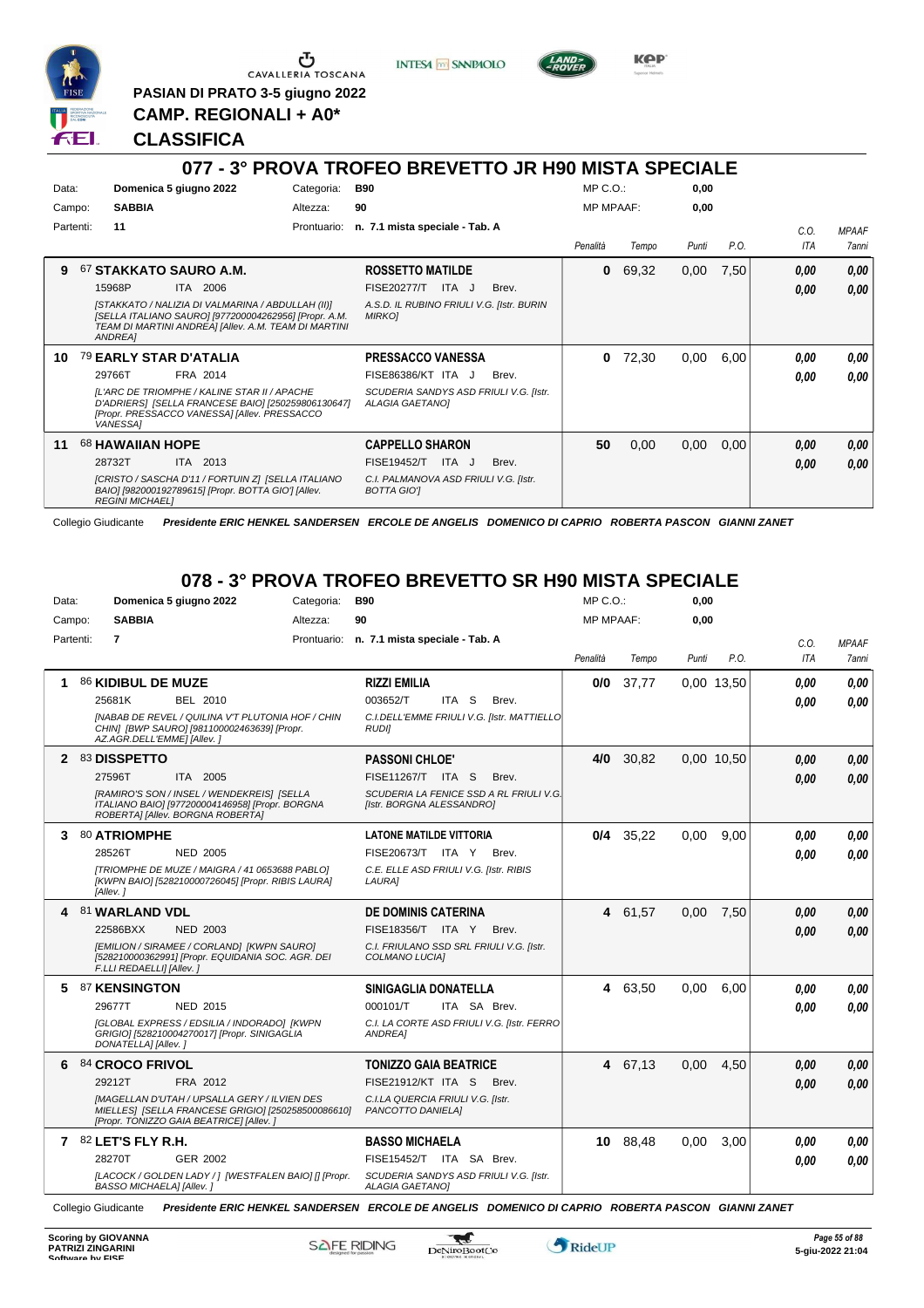CAVALLERIA TOSCANA

**PASIAN DI PRATO 3-5 giugno 2022**

**CAMP. REGIONALI + A0***

**CLASSIFICA**

## 077 - 3° PROVA TROFEO BREVETTO JR H90 MISTA SPECIALE

Data: **Domenica 5 giugno 2022** Categoria: **B90** MP C.O.: **0,00**

Campo: **SABBIA** Altezza: **90** MP MPAAF: **0,00**

Partenti: **11** Prontuario: **n. 7.1 mista speciale - Tab. A**

| | Cavallo | Cavaliere | Penalità | Tempo | Punti | P.O. | C.O. ITA | MPAAF 7anni |
|---|---|---|---|---|---|---|---|---|
| 9 | 67 **STAKKATO SAURO A.M.**<br>15968P ITA 2006<br>*[STAKKATO / NALIZIA DI VALMARINA / ABDULLAH (II)] [SELLA ITALIANO SAURO] [977200004262956] [Propr. A.M. TEAM DI MARTINI ANDREA] [Allev. A.M. TEAM DI MARTINI ANDREA]* | **ROSSETTO MATILDE**<br>FISE20277/T ITA J Brev.<br>*A.S.D. IL RUBINO FRIULI V.G. [Istr. BURIN MIRKO]* | 0 | 69,32 | 0,00 | 7,50 | 0,00<br>0,00 | 0,00<br>0,00 |
| 10 | 79 **EARLY STAR D'ATALIA**<br>29766T FRA 2014<br>*[L'ARC DE TRIOMPHE / KALINE STAR II / APACHE D'ADRIERS] [SELLA FRANCESE BAIO] [250259806130647] [Propr. PRESSACCO VANESSA] [Allev. PRESSACCO VANESSA]* | **PRESSACCO VANESSA**<br>FISE86386/KT ITA J Brev.<br>*SCUDERIA SANDYS ASD FRIULI V.G. [Istr. ALAGIA GAETANO]* | 0 | 72,30 | 0,00 | 6,00 | 0,00<br>0,00 | 0,00<br>0,00 |
| 11 | 68 **HAWAIIAN HOPE**<br>28732T ITA 2013<br>*[CRISTO / SASCHA D'11 / FORTUIN Z] [SELLA ITALIANO BAIO] [982000192789615] [Propr. BOTTA GIO'] [Allev. REGINI MICHAEL]* | **CAPPELLO SHARON**<br>FISE19452/T ITA J Brev.<br>*C.I. PALMANOVA ASD FRIULI V.G. [Istr. BOTTA GIO']* | 50 | 0,00 | 0,00 | 0,00 | 0,00<br>0,00 | 0,00<br>0,00 |

Collegio Giudicante *Presidente ERIC HENKEL SANDERSEN ERCOLE DE ANGELIS DOMENICO DI CAPRIO ROBERTA PASCON GIANNI ZANET*

## 078 - 3° PROVA TROFEO BREVETTO SR H90 MISTA SPECIALE

Data: **Domenica 5 giugno 2022** Categoria: **B90** MP C.O.: **0,00**

Campo: **SABBIA** Altezza: **90** MP MPAAF: **0,00**

Partenti: **7** Prontuario: **n. 7.1 mista speciale - Tab. A**

| | Cavallo | Cavaliere | Penalità | Tempo | Punti | P.O. | C.O. ITA | MPAAF 7anni |
|---|---|---|---|---|---|---|---|---|
| 1 | 86 **KIDIBUL DE MUZE**<br>25681K BEL 2010<br>*[NABAB DE REVEL / QUILINA V'T PLUTONIA HOF / CHIN CHIN] [BWP SAURO] [981100002463639] [Propr. AZ.AGR.DELL'EMME] [Allev. ]* | **RIZZI EMILIA**<br>003652/T ITA S Brev.<br>*C.I.DELL'EMME FRIULI V.G. [Istr. MATTIELLO RUDI]* | 0/0 | 37,77 | 0,00 | 13,50 | 0,00<br>0,00 | 0,00<br>0,00 |
| 2 | 83 **DISSPETTO**<br>27596T ITA 2005<br>*[RAMIRO'S SON / INSEL / WENDEKREIS] [SELLA ITALIANO BAIO] [977200004146958] [Propr. BORGNA ROBERTA] [Allev. BORGNA ROBERTA]* | **PASSONI CHLOE'**<br>FISE11267/T ITA S Brev.<br>*SCUDERIA LA FENICE SSD A RL FRIULI V.G. [Istr. BORGNA ALESSANDRO]* | 4/0 | 30,82 | 0,00 | 10,50 | 0,00<br>0,00 | 0,00<br>0,00 |
| 3 | 80 **ATRIOMPHE**<br>28526T NED 2005<br>*[TRIOMPHE DE MUZE / MAIGRA / 41 0653688 PABLO] [KWPN BAIO] [528210000726045] [Propr. RIBIS LAURA] [Allev. ]* | **LATONE MATILDE VITTORIA**<br>FISE20673/T ITA Y Brev.<br>*C.E. ELLE ASD FRIULI V.G. [Istr. RIBIS LAURA]* | 0/4 | 35,22 | 0,00 | 9,00 | 0,00<br>0,00 | 0,00<br>0,00 |
| 4 | 81 **WARLAND VDL**<br>22586BXX NED 2003<br>*[EMILION / SIRAMEE / CORLAND] [KWPN SAURO] [528210000362991] [Propr. EQUIDANIA SOC. AGR. DEI F.LLI REDAELLI] [Allev. ]* | **DE DOMINIS CATERINA**<br>FISE18356/T ITA Y Brev.<br>*C.I. FRIULANO SSD SRL FRIULI V.G. [Istr. COLMANO LUCIA]* | 4 | 61,57 | 0,00 | 7,50 | 0,00<br>0,00 | 0,00<br>0,00 |
| 5 | 87 **KENSINGTON**<br>29677T NED 2015<br>*[GLOBAL EXPRESS / EDSILIA / INDORADO] [KWPN GRIGIO] [528210004270017] [Propr. SINIGAGLIA DONATELLA] [Allev. ]* | **SINIGAGLIA DONATELLA**<br>000101/T ITA SA Brev.<br>*C.I. LA CORTE ASD FRIULI V.G. [Istr. FERRO ANDREA]* | 4 | 63,50 | 0,00 | 6,00 | 0,00<br>0,00 | 0,00<br>0,00 |
| 6 | 84 **CROCO FRIVOL**<br>29212T FRA 2012<br>*[MAGELLAN D'UTAH / UPSALLA GERY / ILVIEN DES MIELLES] [SELLA FRANCESE GRIGIO] [250258500086610] [Propr. TONIZZO GAIA BEATRICE] [Allev. ]* | **TONIZZO GAIA BEATRICE**<br>FISE21912/KT ITA S Brev.<br>*C.I.LA QUERCIA FRIULI V.G. [Istr. PANCOTTO DANIELA]* | 4 | 67,13 | 0,00 | 4,50 | 0,00<br>0,00 | 0,00<br>0,00 |
| 7 | 82 **LET'S FLY R.H.**<br>28270T GER 2002<br>*[LACOCK / GOLDEN LADY / ] [WESTFALEN BAIO] [] [Propr. BASSO MICHAELA] [Allev. ]* | **BASSO MICHAELA**<br>FISE15452/T ITA SA Brev.<br>*SCUDERIA SANDYS ASD FRIULI V.G. [Istr. ALAGIA GAETANO]* | 10 | 88,48 | 0,00 | 3,00 | 0,00<br>0,00 | 0,00<br>0,00 |

Collegio Giudicante *Presidente ERIC HENKEL SANDERSEN ERCOLE DE ANGELIS DOMENICO DI CAPRIO ROBERTA PASCON GIANNI ZANET*

Scoring by GIOVANNA PATRIZI ZINGARINI
Software by FISE

5-giu-2022 21:04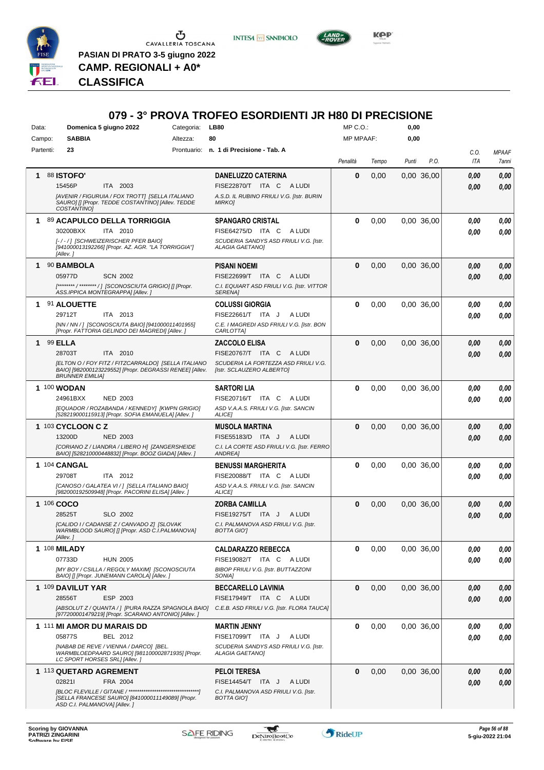CAVALLERIA TOSCANA

**PASIAN DI PRATO 3-5 giugno 2022**

**CAMP. REGIONALI + A0***

**CLASSIFICA**

# 079 - 3° PROVA TROFEO ESORDIENTI JR H80 DI PRECISIONE

Data: **Domenica 5 giugno 2022** Categoria: **LB80** MP C.O.: **0,00**

Campo: **SABBIA** Altezza: **80** MP MPAAF: **0,00**

Partenti: **23** Prontuario: **n. 1 di Precisione - Tab. A**

| | Cavallo | Cavaliere | Penalità | Tempo | Punti | P.O. | C.O. ITA | MPAAF 7anni |
|---|---|---|---|---|---|---|---|---|
| 1 | 88 **ISTOFO'** 15456P ITA 2003 *[AVENIR / FIGURUIA / FOX TROTT] [SELLA ITALIANO SAURO] [] [Propr. TEDDE COSTANTINO] [Allev. TEDDE COSTANTINO]* | **DANELUZZO CATERINA** FISE22870/T ITA C A LUDI *A.S.D. IL RUBINO FRIULI V.G. [Istr. BURIN MIRKO]* | 0 | 0,00 | 0,00 | 36,00 | 0,00 / 0,00 | 0,00 / 0,00 |
| 1 | 89 **ACAPULCO DELLA TORRIGGIA** 30200BXX ITA 2010 *[- / - / ] [SCHWEIZERISCHER PFER BAIO] [941000013192266] [Propr. AZ. AGR. "LA TORRIGGIA"] [Allev. ]* | **SPANGARO CRISTAL** FISE64275/D ITA C A LUDI *SCUDERIA SANDYS ASD FRIULI V.G. [Istr. ALAGIA GAETANO]* | 0 | 0,00 | 0,00 | 36,00 | 0,00 / 0,00 | 0,00 / 0,00 |
| 1 | 90 **BAMBOLA** 05977D SCN 2002 *[******** / ******** / ] [SCONOSCIUTA GRIGIO] [] [Propr. ASS.IPPICA MONTEGRAPPA] [Allev. ]* | **PISANI NOEMI** FISE22699/T ITA C A LUDI *C.I. EQUIART ASD FRIULI V.G. [Istr. VITTOR SERENA]* | 0 | 0,00 | 0,00 | 36,00 | 0,00 / 0,00 | 0,00 / 0,00 |
| 1 | 91 **ALOUETTE** 29712T ITA 2013 *[NN / NN / ] [SCONOSCIUTA BAIO] [941000011401955] [Propr. FATTORIA GELINDO DEI MAGREDI] [Allev. ]* | **COLUSSI GIORGIA** FISE22661/T ITA J A LUDI *C.E. I MAGREDI ASD FRIULI V.G. [Istr. BON CARLOTTA]* | 0 | 0,00 | 0,00 | 36,00 | 0,00 / 0,00 | 0,00 / 0,00 |
| 1 | 99 **ELLA** 28703T ITA 2010 *[ELTON O / FOY FITZ / FITZCARRALDO] [SELLA ITALIANO BAIO] [982000123229552] [Propr. DEGRASSI RENEE] [Allev. BRUNNER EMILIA]* | **ZACCOLO ELISA** FISE20767/T ITA C A LUDI *SCUDERIA LA FORTEZZA ASD FRIULI V.G. [Istr. SCLAUZERO ALBERTO]* | 0 | 0,00 | 0,00 | 36,00 | 0,00 / 0,00 | 0,00 / 0,00 |
| 1 | 100 **WODAN** 24961BXX NED 2003 *[EQUADOR / ROZABANDA / KENNEDY] [KWPN GRIGIO] [528219000115913] [Propr. SOFIA EMANUELA] [Allev. ]* | **SARTORI LIA** FISE20716/T ITA C A LUDI *ASD V.A.A.S. FRIULI V.G. [Istr. SANCIN ALICE]* | 0 | 0,00 | 0,00 | 36,00 | 0,00 / 0,00 | 0,00 / 0,00 |
| 1 | 103 **CYCLOON C Z** 13200D NED 2003 *[CORIANO Z / LIANDRA / LIBERO H] [ZANGERSHEIDE BAIO] [528210000448832] [Propr. BOOZ GIADA] [Allev. ]* | **MUSOLA MARTINA** FISE55183/D ITA J A LUDI *C.I. LA CORTE ASD FRIULI V.G. [Istr. FERRO ANDREA]* | 0 | 0,00 | 0,00 | 36,00 | 0,00 / 0,00 | 0,00 / 0,00 |
| 1 | 104 **CANGAL** 29708T ITA 2012 *[CANOSO / GALATEA VI / ] [SELLA ITALIANO BAIO] [982000192509948] [Propr. PACORINI ELISA] [Allev. ]* | **BENUSSI MARGHERITA** FISE20088/T ITA C A LUDI *ASD V.A.A.S. FRIULI V.G. [Istr. SANCIN ALICE]* | 0 | 0,00 | 0,00 | 36,00 | 0,00 / 0,00 | 0,00 / 0,00 |
| 1 | 106 **COCO** 28525T SLO 2002 *[CALIDO I / CADANSE Z / CANVADO Z] [SLOVAK WARMBLOOD SAURO] [] [Propr. ASD C.I.PALMANOVA] [Allev. ]* | **ZORBA CAMILLA** FISE19275/T ITA J A LUDI *C.I. PALMANOVA ASD FRIULI V.G. [Istr. BOTTA GIO']* | 0 | 0,00 | 0,00 | 36,00 | 0,00 / 0,00 | 0,00 / 0,00 |
| 1 | 108 **MILADY** 07733D HUN 2005 *[MY BOY / CSILLA / REGOLY MAXIM] [SCONOSCIUTA BAIO] [] [Propr. JUNEMANN CAROLA] [Allev. ]* | **CALDARAZZO REBECCA** FISE19082/T ITA C A LUDI *BIBOP FRIULI V.G. [Istr. BUTTAZZONI SONIA]* | 0 | 0,00 | 0,00 | 36,00 | 0,00 / 0,00 | 0,00 / 0,00 |
| 1 | 109 **DAVILUT YAR** 28556T ESP 2003 *[ABSOLUT Z / QUANTA / ] [PURA RAZZA SPAGNOLA BAIO] [977200001479219] [Propr. SCARANO ANTONIO] [Allev. ]* | **BECCARELLO LAVINIA** FISE17949/T ITA C A LUDI *C.E.B. ASD FRIULI V.G. [Istr. FLORA TAUCA]* | 0 | 0,00 | 0,00 | 36,00 | 0,00 / 0,00 | 0,00 / 0,00 |
| 1 | 111 **MI AMOR DU MARAIS DD** 05877S BEL 2012 *[NABAB DE REVE / VIENNA / DARCO] [BEL. WARMBLOEDPAARD SAURO] [981100002871935] [Propr. LC SPORT HORSES SRL] [Allev. ]* | **MARTIN JENNY** FISE17099/T ITA J A LUDI *SCUDERIA SANDYS ASD FRIULI V.G. [Istr. ALAGIA GAETANO]* | 0 | 0,00 | 0,00 | 36,00 | 0,00 / 0,00 | 0,00 / 0,00 |
| 1 | 113 **QUETARD AGREMENT** 02821I FRA 2004 *[BLOC FLEVILLE / GITANE / ***********************************] [SELLA FRANCESE SAURO] [841000011149089] [Propr. ASD C.I. PALMANOVA] [Allev. ]* | **PELOI TERESA** FISE14454/T ITA J A LUDI *C.I. PALMANOVA ASD FRIULI V.G. [Istr. BOTTA GIO']* | 0 | 0,00 | 0,00 | 36,00 | 0,00 / 0,00 | 0,00 / 0,00 |

Scoring by GIOVANNA PATRIZI ZINGARINI

5-giu-2022 21:04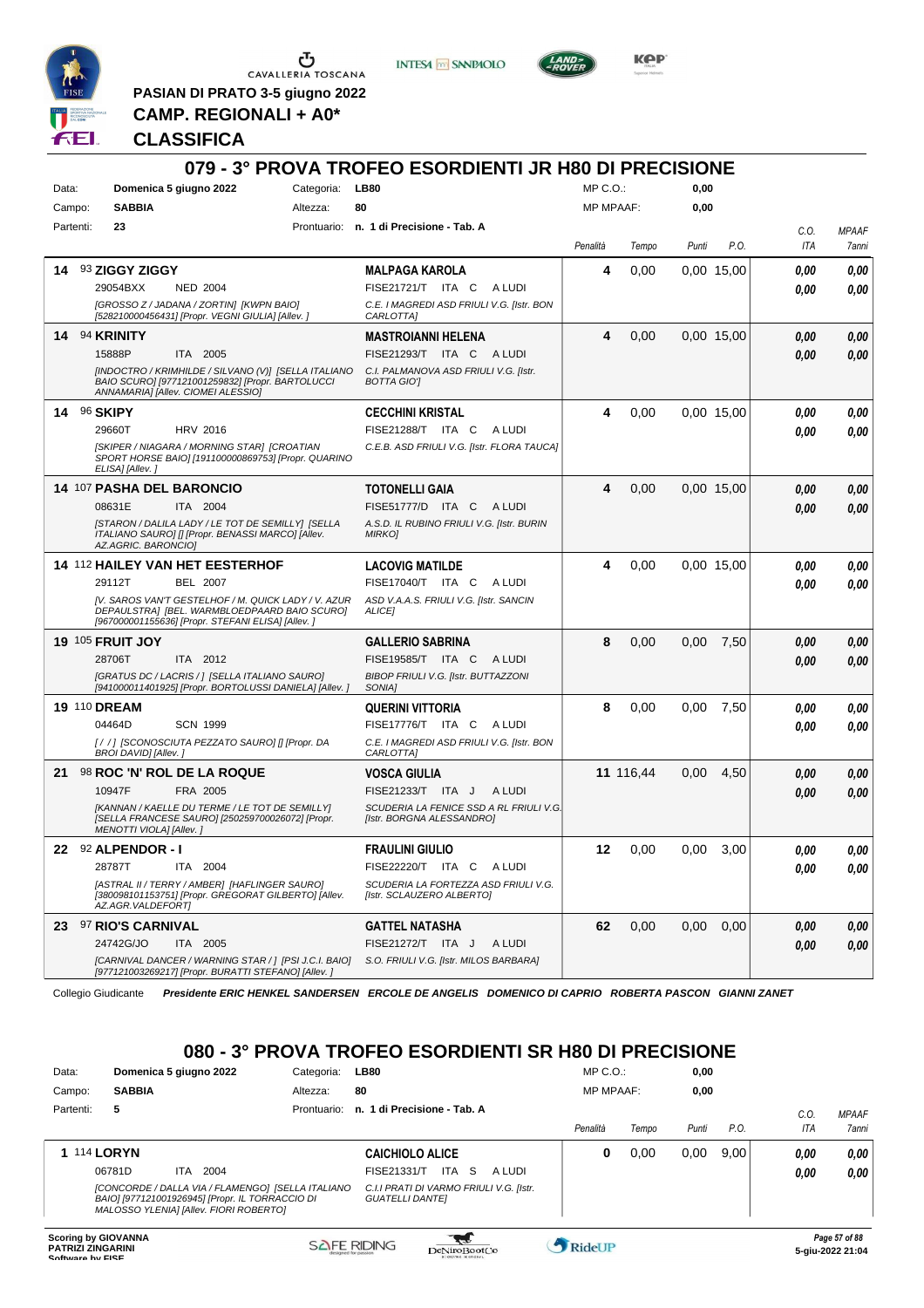PASIAN DI PRATO 3-5 giugno 2022

**CAMP. REGIONALI + A0***

**CLASSIFICA**

## 079 - 3° PROVA TROFEO ESORDIENTI JR H80 DI PRECISIONE

Data: **Domenica 5 giugno 2022** Categoria: **LB80** MP C.O.: **0,00**

Campo: **SABBIA** Altezza: **80** MP MPAAF: **0,00**

Partenti: **23** Prontuario: **n. 1 di Precisione - Tab. A**

| Cl. | N. Cavallo | Cavaliere | Penalità | Tempo | Punti | P.O. | C.O. ITA | MPAAF 7anni |
|---|---|---|---|---|---|---|---|---|
| 14 | 93 **ZIGGY ZIGGY** 29054BXX NED 2004 *[GROSSO Z / JADANA / ZORTIN] [KWPN BAIO] [528210000456431] [Propr. VEGNI GIULIA] [Allev. ]* | **MALPAGA KAROLA** FISE21721/T ITA C A LUDI *C.E. I MAGREDI ASD FRIULI V.G. [Istr. BON CARLOTTA]* | 4 | 0,00 | 0,00 | 15,00 | 0,00 0,00 | 0,00 0,00 |
| 14 | 94 **KRINITY** 15888P ITA 2005 *[INDOCTRO / KRIMHILDE / SILVANO (V)] [SELLA ITALIANO BAIO SCURO] [977121001259832] [Propr. BARTOLUCCI ANNAMARIA] [Allev. CIOMEI ALESSIO]* | **MASTROIANNI HELENA** FISE21293/T ITA C A LUDI *C.I. PALMANOVA ASD FRIULI V.G. [Istr. BOTTA GIO']* | 4 | 0,00 | 0,00 | 15,00 | 0,00 0,00 | 0,00 0,00 |
| 14 | 96 **SKIPY** 29660T HRV 2016 *[SKIPER / NIAGARA / MORNING STAR] [CROATIAN SPORT HORSE BAIO] [191100000869753] [Propr. QUARINO ELISA] [Allev. ]* | **CECCHINI KRISTAL** FISE21288/T ITA C A LUDI *C.E.B. ASD FRIULI V.G. [Istr. FLORA TAUCA]* | 4 | 0,00 | 0,00 | 15,00 | 0,00 0,00 | 0,00 0,00 |
| 14 | 107 **PASHA DEL BARONCIO** 08631E ITA 2004 *[STARON / DALILA LADY / LE TOT DE SEMILLY] [SELLA ITALIANO SAURO] [] [Propr. BENASSI MARCO] [Allev. AZ.AGRIC. BARONCIO]* | **TOTONELLI GAIA** FISE51777/D ITA C A LUDI *A.S.D. IL RUBINO FRIULI V.G. [Istr. BURIN MIRKO]* | 4 | 0,00 | 0,00 | 15,00 | 0,00 0,00 | 0,00 0,00 |
| 14 | 112 **HAILEY VAN HET EESTERHOF** 29112T BEL 2007 *[V. SAROS VAN'T GESTELHOF / M. QUICK LADY / V. AZUR DEPAULSTRA] [BEL. WARMBLOEDPAARD BAIO SCURO] [967000001155636] [Propr. STEFANI ELISA] [Allev. ]* | **LACOVIG MATILDE** FISE17040/T ITA C A LUDI *ASD V.A.A.S. FRIULI V.G. [Istr. SANCIN ALICE]* | 4 | 0,00 | 0,00 | 15,00 | 0,00 0,00 | 0,00 0,00 |
| 19 | 105 **FRUIT JOY** 28706T ITA 2012 *[GRATUS DC / LACRIS / ] [SELLA ITALIANO SAURO] [941000011401925] [Propr. BORTOLUSSI DANIELA] [Allev. ]* | **GALLERIO SABRINA** FISE19585/T ITA C A LUDI *BIBOP FRIULI V.G. [Istr. BUTTAZZONI SONIA]* | 8 | 0,00 | 0,00 | 7,50 | 0,00 0,00 | 0,00 0,00 |
| 19 | 110 **DREAM** 04464D SCN 1999 *[ / / ] [SCONOSCIUTA PEZZATO SAURO] [] [Propr. DA BROI DAVID] [Allev. ]* | **QUERINI VITTORIA** FISE17776/T ITA C A LUDI *C.E. I MAGREDI ASD FRIULI V.G. [Istr. BON CARLOTTA]* | 8 | 0,00 | 0,00 | 7,50 | 0,00 0,00 | 0,00 0,00 |
| 21 | 98 **ROC 'N' ROL DE LA ROQUE** 10947F FRA 2005 *[KANNAN / KAELLE DU TERME / LE TOT DE SEMILLY] [SELLA FRANCESE SAURO] [250259700026072] [Propr. MENOTTI VIOLA] [Allev. ]* | **VOSCA GIULIA** FISE21233/T ITA J A LUDI *SCUDERIA LA FENICE SSD A RL FRIULI V.G. [Istr. BORGNA ALESSANDRO]* | 11 | 116,44 | 0,00 | 4,50 | 0,00 0,00 | 0,00 0,00 |
| 22 | 92 **ALPENDOR - I** 28787T ITA 2004 *[ASTRAL II / TERRY / AMBER] [HAFLINGER SAURO] [380098101153751] [Propr. GREGORAT GILBERTO] [Allev. AZ.AGR.VALDEFORT]* | **FRAULINI GIULIO** FISE22220/T ITA C A LUDI *SCUDERIA LA FORTEZZA ASD FRIULI V.G. [Istr. SCLAUZERO ALBERTO]* | 12 | 0,00 | 0,00 | 3,00 | 0,00 0,00 | 0,00 0,00 |
| 23 | 97 **RIO'S CARNIVAL** 24742G/JO ITA 2005 *[CARNIVAL DANCER / WARNING STAR / ] [PSI J.C.I. BAIO] [977121003269217] [Propr. BURATTI STEFANO] [Allev. ]* | **GATTEL NATASHA** FISE21272/T ITA J A LUDI *S.O. FRIULI V.G. [Istr. MILOS BARBARA]* | 62 | 0,00 | 0,00 | 0,00 | 0,00 0,00 | 0,00 0,00 |

Collegio Giudicante *Presidente ERIC HENKEL SANDERSEN ERCOLE DE ANGELIS DOMENICO DI CAPRIO ROBERTA PASCON GIANNI ZANET*

## 080 - 3° PROVA TROFEO ESORDIENTI SR H80 DI PRECISIONE

Data: **Domenica 5 giugno 2022** Categoria: **LB80** MP C.O.: **0,00**

Campo: **SABBIA** Altezza: **80** MP MPAAF: **0,00**

Partenti: **5** Prontuario: **n. 1 di Precisione - Tab. A**

| Cl. | N. Cavallo | Cavaliere | Penalità | Tempo | Punti | P.O. | C.O. ITA | MPAAF 7anni |
|---|---|---|---|---|---|---|---|---|
| 1 | 114 **LORYN** 06781D ITA 2004 *[CONCORDE / DALLA VIA / FLAMENGO] [SELLA ITALIANO BAIO] [977121001926945] [Propr. IL TORRACCIO DI MALOSSO YLENIA] [Allev. FIORI ROBERTO]* | **CAICHIOLO ALICE** FISE21331/T ITA S A LUDI *C.I.I PRATI DI VARMO FRIULI V.G. [Istr. GUATELLI DANTE]* | 0 | 0,00 | 0,00 | 9,00 | 0,00 0,00 | 0,00 0,00 |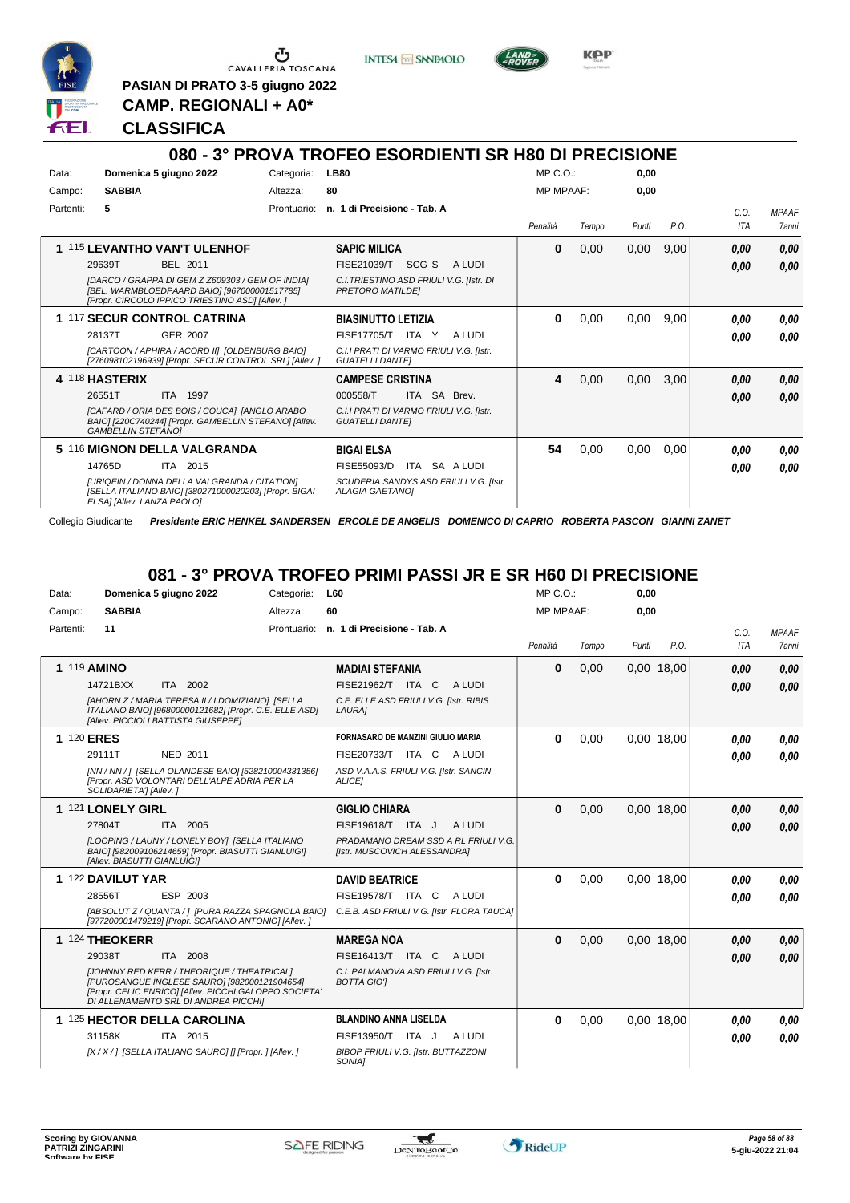CAVALLERIA TOSCANA

**PASIAN DI PRATO 3-5 giugno 2022**

**CAMP. REGIONALI + A0\***

# CLASSIFICA

## 080 - 3° PROVA TROFEO ESORDIENTI SR H80 DI PRECISIONE

| | | | | | |
|---|---|---|---|---|---|
| Data: | **Domenica 5 giugno 2022** | Categoria: | **LB80** | MP C.O.: | **0,00** |
| Campo: | **SABBIA** | Altezza: | **80** | MP MPAAF: | **0,00** |
| Partenti: | **5** | Prontuario: | **n. 1 di Precisione - Tab. A** | | |

| Cl. | Cavallo | Cavaliere | Penalità | Tempo | Punti | P.O. | C.O. ITA | MPAAF 7anni |
|---|---|---|---|---|---|---|---|---|
| 1 | **115 LEVANTHO VAN'T ULENHOF** 29639T BEL 2011 *[DARCO / GRAPPA DI GEM Z Z609303 / GEM OF INDIA] [BEL. WARMBLOEDPAARD BAIO] [967000001517785] [Propr. CIRCOLO IPPICO TRIESTINO ASD] [Allev. ]* | **SAPIC MILICA** FISE21039/T SCG S A LUDI *C.I.TRIESTINO ASD FRIULI V.G. [Istr. DI PRETORO MATILDE]* | **0** | 0,00 | 0,00 | 9,00 | *0,00* *0,00* | *0,00* *0,00* |
| 1 | **117 SECUR CONTROL CATRINA** 28137T GER 2007 *[CARTOON / APHIRA / ACORD II] [OLDENBURG BAIO] [276098102196939] [Propr. SECUR CONTROL SRL] [Allev. ]* | **BIASINUTTO LETIZIA** FISE17705/T ITA Y A LUDI *C.I.I PRATI DI VARMO FRIULI V.G. [Istr. GUATELLI DANTE]* | **0** | 0,00 | 0,00 | 9,00 | *0,00* *0,00* | *0,00* *0,00* |
| 4 | **118 HASTERIX** 26551T ITA 1997 *[CAFARD / ORIA DES BOIS / COUCA] [ANGLO ARABO BAIO] [220C740244] [Propr. GAMBELLIN STEFANO] [Allev. GAMBELLIN STEFANO]* | **CAMPESE CRISTINA** 000558/T ITA SA Brev. *C.I.I PRATI DI VARMO FRIULI V.G. [Istr. GUATELLI DANTE]* | **4** | 0,00 | 0,00 | 3,00 | *0,00* *0,00* | *0,00* *0,00* |
| 5 | **116 MIGNON DELLA VALGRANDA** 14765D ITA 2015 *[URIQEIN / DONNA DELLA VALGRANDA / CITATION] [SELLA ITALIANO BAIO] [380271000020203] [Propr. BIGAI ELSA] [Allev. LANZA PAOLO]* | **BIGAI ELSA** FISE55093/D ITA SA A LUDI *SCUDERIA SANDYS ASD FRIULI V.G. [Istr. ALAGIA GAETANO]* | **54** | 0,00 | 0,00 | 0,00 | *0,00* *0,00* | *0,00* *0,00* |

Collegio Giudicante *Presidente ERIC HENKEL SANDERSEN ERCOLE DE ANGELIS DOMENICO DI CAPRIO ROBERTA PASCON GIANNI ZANET*

## 081 - 3° PROVA TROFEO PRIMI PASSI JR E SR H60 DI PRECISIONE

| | | | | | |
|---|---|---|---|---|---|
| Data: | **Domenica 5 giugno 2022** | Categoria: | **L60** | MP C.O.: | **0,00** |
| Campo: | **SABBIA** | Altezza: | **60** | MP MPAAF: | **0,00** |
| Partenti: | **11** | Prontuario: | **n. 1 di Precisione - Tab. A** | | |

| Cl. | Cavallo | Cavaliere | Penalità | Tempo | Punti | P.O. | C.O. ITA | MPAAF 7anni |
|---|---|---|---|---|---|---|---|---|
| 1 | **119 AMINO** 14721BXX ITA 2002 *[AHORN Z / MARIA TERESA II / I.DOMIZIANO] [SELLA ITALIANO BAIO] [968000001121682] [Propr. C.E. ELLE ASD] [Allev. PICCIOLI BATTISTA GIUSEPPE]* | **MADIAI STEFANIA** FISE21962/T ITA C A LUDI *C.E. ELLE ASD FRIULI V.G. [Istr. RIBIS LAURA]* | **0** | 0,00 | 0,00 | 18,00 | *0,00* *0,00* | *0,00* *0,00* |
| 1 | **120 ERES** 29111T NED 2011 *[NN / NN / ] [SELLA OLANDESE BAIO] [528210004331356] [Propr. ASD VOLONTARI DELL'ALPE ADRIA PER LA SOLIDARIETA'] [Allev. ]* | **FORNASARO DE MANZINI GIULIO MARIA** FISE20733/T ITA C A LUDI *ASD V.A.A.S. FRIULI V.G. [Istr. SANCIN ALICE]* | **0** | 0,00 | 0,00 | 18,00 | *0,00* *0,00* | *0,00* *0,00* |
| 1 | **121 LONELY GIRL** 27804T ITA 2005 *[LOOPING / LAUNY / LONELY BOY] [SELLA ITALIANO BAIO] [982009106214659] [Propr. BIASUTTI GIANLUIGI] [Allev. BIASUTTI GIANLUIGI]* | **GIGLIO CHIARA** FISE19618/T ITA J A LUDI *PRADAMANO DREAM SSD A RL FRIULI V.G. [Istr. MUSCOVICH ALESSANDRA]* | **0** | 0,00 | 0,00 | 18,00 | *0,00* *0,00* | *0,00* *0,00* |
| 1 | **122 DAVILUT YAR** 28556T ESP 2003 *[ABSOLUT Z / QUANTA / ] [PURA RAZZA SPAGNOLA BAIO] [977200001479219] [Propr. SCARANO ANTONIO] [Allev. ]* | **DAVID BEATRICE** FISE19578/T ITA C A LUDI *C.E.B. ASD FRIULI V.G. [Istr. FLORA TAUCA]* | **0** | 0,00 | 0,00 | 18,00 | *0,00* *0,00* | *0,00* *0,00* |
| 1 | **124 THEOKERR** 29038T ITA 2008 *[JOHNNY RED KERR / THEORIQUE / THEATRICAL] [PUROSANGUE INGLESE SAURO] [982000121904654] [Propr. CELIC ENRICO] [Allev. PICCHI GALOPPO SOCIETA' DI ALLENAMENTO SRL DI ANDREA PICCHI]* | **MAREGA NOA** FISE16413/T ITA C A LUDI *C.I. PALMANOVA ASD FRIULI V.G. [Istr. BOTTA GIO']* | **0** | 0,00 | 0,00 | 18,00 | *0,00* *0,00* | *0,00* *0,00* |
| 1 | **125 HECTOR DELLA CAROLINA** 31158K ITA 2015 *[X / X / ] [SELLA ITALIANO SAURO] [] [Propr. ] [Allev. ]* | **BLANDINO ANNA LISELDA** FISE13950/T ITA J A LUDI *BIBOP FRIULI V.G. [Istr. BUTTAZZONI SONIA]* | **0** | 0,00 | 0,00 | 18,00 | *0,00* *0,00* | *0,00* *0,00* |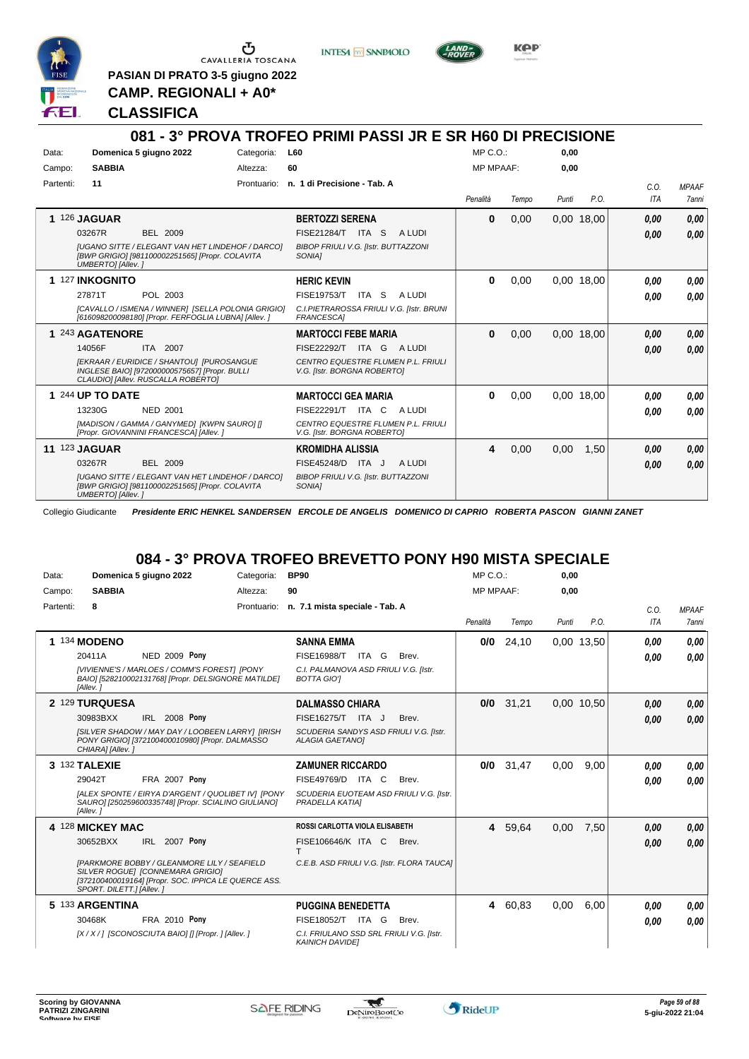PASIAN DI PRATO 3-5 giugno 2022

**CAMP. REGIONALI + A0\***

**CLASSIFICA**

## 081 - 3° PROVA TROFEO PRIMI PASSI JR E SR H60 DI PRECISIONE

Data: **Domenica 5 giugno 2022** Categoria: **L60** MP C.O.: **0,00**

Campo: **SABBIA** Altezza: **60** MP MPAAF: **0,00**

Partenti: **11** Prontuario: **n. 1 di Precisione - Tab. A**

| Cl. | Cavallo | Cavaliere | Penalità | Tempo | Punti | P.O. | C.O. ITA | MPAAF 7anni |
|---|---|---|---|---|---|---|---|---|
| 1 | 126 **JAGUAR**<br>03267R BEL 2009<br>*[UGANO SITTE / ELEGANT VAN HET LINDEHOF / DARCO] [BWP GRIGIO] [981100002251565] [Propr. COLAVITA UMBERTO] [Allev. ]* | **BERTOZZI SERENA**<br>FISE21284/T ITA S A LUDI<br>*BIBOP FRIULI V.G. [Istr. BUTTAZZONI SONIA]* | 0 | 0,00 | 0,00 | 18,00 | 0,00<br>0,00 | 0,00<br>0,00 |
| 1 | 127 **INKOGNITO**<br>27871T POL 2003<br>*[CAVALLO / ISMENA / WINNER] [SELLA POLONIA GRIGIO] [616098200098180] [Propr. FERFOGLIA LUBNA] [Allev. ]* | **HERIC KEVIN**<br>FISE19753/T ITA S A LUDI<br>*C.I.PIETRAROSSA FRIULI V.G. [Istr. BRUNI FRANCESCA]* | 0 | 0,00 | 0,00 | 18,00 | 0,00<br>0,00 | 0,00<br>0,00 |
| 1 | 243 **AGATENORE**<br>14056F ITA 2007<br>*[EKRAAR / EURIDICE / SHANTOU] [PUROSANGUE INGLESE BAIO] [972000000575657] [Propr. BULLI CLAUDIO] [Allev. RUSCALLA ROBERTO]* | **MARTOCCI FEBE MARIA**<br>FISE22292/T ITA G A LUDI<br>*CENTRO EQUESTRE FLUMEN P.L. FRIULI V.G. [Istr. BORGNA ROBERTO]* | 0 | 0,00 | 0,00 | 18,00 | 0,00<br>0,00 | 0,00<br>0,00 |
| 1 | 244 **UP TO DATE**<br>13230G NED 2001<br>*[MADISON / GAMMA / GANYMED] [KWPN SAURO] [] [Propr. GIOVANNINI FRANCESCA] [Allev. ]* | **MARTOCCI GEA MARIA**<br>FISE22291/T ITA C A LUDI<br>*CENTRO EQUESTRE FLUMEN P.L. FRIULI V.G. [Istr. BORGNA ROBERTO]* | 0 | 0,00 | 0,00 | 18,00 | 0,00<br>0,00 | 0,00<br>0,00 |
| 11 | 123 **JAGUAR**<br>03267R BEL 2009<br>*[UGANO SITTE / ELEGANT VAN HET LINDEHOF / DARCO] [BWP GRIGIO] [981100002251565] [Propr. COLAVITA UMBERTO] [Allev. ]* | **KROMIDHA ALISSIA**<br>FISE45248/D ITA J A LUDI<br>*BIBOP FRIULI V.G. [Istr. BUTTAZZONI SONIA]* | 4 | 0,00 | 0,00 | 1,50 | 0,00<br>0,00 | 0,00<br>0,00 |

Collegio Giudicante *Presidente ERIC HENKEL SANDERSEN ERCOLE DE ANGELIS DOMENICO DI CAPRIO ROBERTA PASCON GIANNI ZANET*

## 084 - 3° PROVA TROFEO BREVETTO PONY H90 MISTA SPECIALE

Data: **Domenica 5 giugno 2022** Categoria: **BP90** MP C.O.: **0,00**

Campo: **SABBIA** Altezza: **90** MP MPAAF: **0,00**

Partenti: **8** Prontuario: **n. 7.1 mista speciale - Tab. A**

| Cl. | Cavallo | Cavaliere | Penalità | Tempo | Punti | P.O. | C.O. ITA | MPAAF 7anni |
|---|---|---|---|---|---|---|---|---|
| 1 | 134 **MODENO**<br>20411A NED 2009 **Pony**<br>*[VIVIENNE'S / MARLOES / COMM'S FOREST] [PONY BAIO] [528210002131768] [Propr. DELSIGNORE MATILDE] [Allev. ]* | **SANNA EMMA**<br>FISE16988/T ITA G Brev.<br>*C.I. PALMANOVA ASD FRIULI V.G. [Istr. BOTTA GIO']* | 0/0 | 24,10 | 0,00 | 13,50 | 0,00<br>0,00 | 0,00<br>0,00 |
| 2 | 129 **TURQUESA**<br>30983BXX IRL 2008 **Pony**<br>*[SILVER SHADOW / MAY DAY / LOOBEEN LARRY] [IRISH PONY GRIGIO] [372100400010980] [Propr. DALMASSO CHIARA] [Allev. ]* | **DALMASSO CHIARA**<br>FISE16275/T ITA J Brev.<br>*SCUDERIA SANDYS ASD FRIULI V.G. [Istr. ALAGIA GAETANO]* | 0/0 | 31,21 | 0,00 | 10,50 | 0,00<br>0,00 | 0,00<br>0,00 |
| 3 | 132 **TALEXIE**<br>29042T FRA 2007 **Pony**<br>*[ALEX SPONTE / EIRYA D'ARGENT / QUOLIBET IV] [PONY SAURO] [250259600335748] [Propr. SCIALINO GIULIANO] [Allev. ]* | **ZAMUNER RICCARDO**<br>FISE49769/D ITA C Brev.<br>*SCUDERIA EUOTEAM ASD FRIULI V.G. [Istr. PRADELLA KATIA]* | 0/0 | 31,47 | 0,00 | 9,00 | 0,00<br>0,00 | 0,00<br>0,00 |
| 4 | 128 **MICKEY MAC**<br>30652BXX IRL 2007 **Pony**<br>*[PARKMORE BOBBY / GLEANMORE LILY / SEAFIELD SILVER ROGUE] [CONNEMARA GRIGIO] [372100400019164] [Propr. SOC. IPPICA LE QUERCE ASS. SPORT. DILETT.] [Allev. ]* | **ROSSI CARLOTTA VIOLA ELISABETH**<br>FISE106646/K ITA C Brev.<br>T<br>*C.E.B. ASD FRIULI V.G. [Istr. FLORA TAUCA]* | 4 | 59,64 | 0,00 | 7,50 | 0,00<br>0,00 | 0,00<br>0,00 |
| 5 | 133 **ARGENTINA**<br>30468K FRA 2010 **Pony**<br>*[X / X / ] [SCONOSCIUTA BAIO] [] [Propr. ] [Allev. ]* | **PUGGINA BENEDETTA**<br>FISE18052/T ITA G Brev.<br>*C.I. FRIULANO SSD SRL FRIULI V.G. [Istr. KAINICH DAVIDE]* | 4 | 60,83 | 0,00 | 6,00 | 0,00<br>0,00 | 0,00<br>0,00 |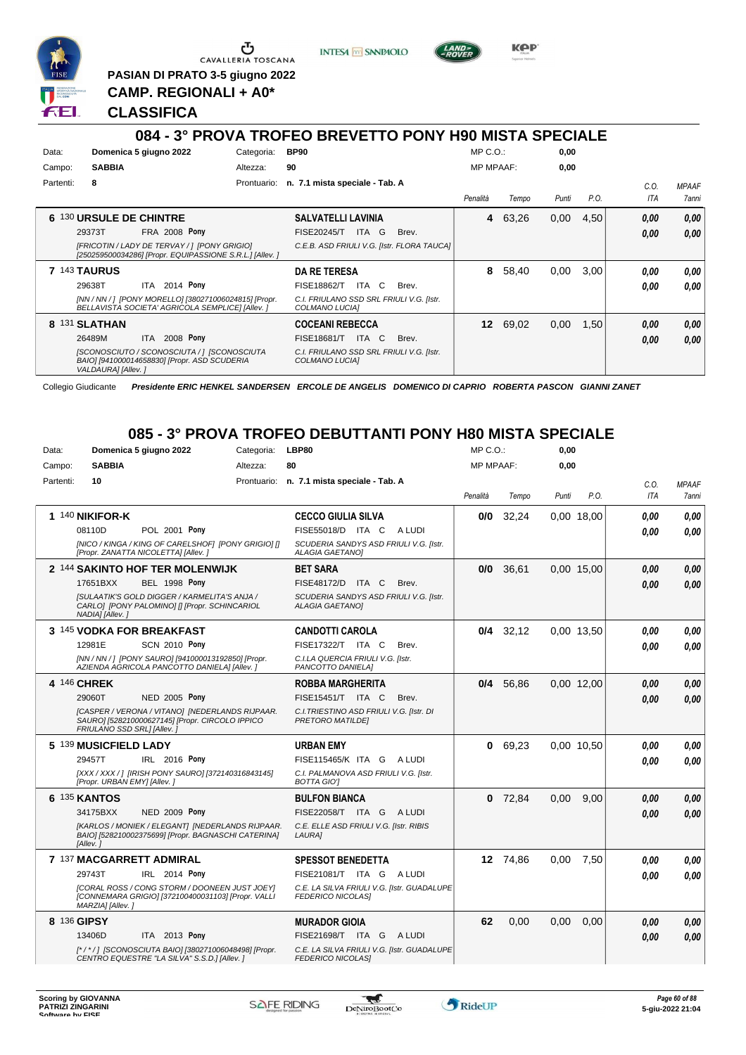PASIAN DI PRATO 3-5 giugno 2022

CAMP. REGIONALI + A0*

**CLASSIFICA**

## 084 - 3° PROVA TROFEO BREVETTO PONY H90 MISTA SPECIALE

Data: **Domenica 5 giugno 2022** Categoria: **BP90** MP C.O.: **0,00**

Campo: **SABBIA** Altezza: **90** MP MPAAF: **0,00**

Partenti: **8** Prontuario: **n. 7.1 mista speciale - Tab. A**

| | Cavallo | Cavaliere | Penalità | Tempo | Punti | P.O. | C.O. ITA | MPAAF 7anni |
|---|---|---|---|---|---|---|---|---|
| 6 | 130 **URSULE DE CHINTRE** 29373T FRA 2008 **Pony** *[FRICOTIN / LADY DE TERVAY / ] [PONY GRIGIO] [250259500034286] [Propr. EQUIPASSIONE S.R.L.] [Allev. ]* | **SALVATELLI LAVINIA** FISE20245/T ITA G Brev. *C.E.B. ASD FRIULI V.G. [Istr. FLORA TAUCA]* | **4** | 63,26 | 0,00 | 4,50 | **0,00** **0,00** | **0,00** **0,00** |
| 7 | 143 **TAURUS** 29638T ITA 2014 **Pony** *[NN / NN / ] [PONY MORELLO] [380271006024815] [Propr. BELLAVISTA SOCIETA' AGRICOLA SEMPLICE] [Allev. ]* | **DA RE TERESA** FISE18862/T ITA C Brev. *C.I. FRIULANO SSD SRL FRIULI V.G. [Istr. COLMANO LUCIA]* | **8** | 58,40 | 0,00 | 3,00 | **0,00** **0,00** | **0,00** **0,00** |
| 8 | 131 **SLATHAN** 26489M ITA 2008 **Pony** *[SCONOSCIUTO / SCONOSCIUTA / ] [SCONOSCIUTA BAIO] [941000014658830] [Propr. ASD SCUDERIA VALDAURA] [Allev. ]* | **COCEANI REBECCA** FISE18681/T ITA C Brev. *C.I. FRIULANO SSD SRL FRIULI V.G. [Istr. COLMANO LUCIA]* | **12** | 69,02 | 0,00 | 1,50 | **0,00** **0,00** | **0,00** **0,00** |

Collegio Giudicante *Presidente ERIC HENKEL SANDERSEN ERCOLE DE ANGELIS DOMENICO DI CAPRIO ROBERTA PASCON GIANNI ZANET*

## 085 - 3° PROVA TROFEO DEBUTTANTI PONY H80 MISTA SPECIALE

Data: **Domenica 5 giugno 2022** Categoria: **LBP80** MP C.O.: **0,00**

Campo: **SABBIA** Altezza: **80** MP MPAAF: **0,00**

Partenti: **10** Prontuario: **n. 7.1 mista speciale - Tab. A**

| | Cavallo | Cavaliere | Penalità | Tempo | Punti | P.O. | C.O. ITA | MPAAF 7anni |
|---|---|---|---|---|---|---|---|---|
| 1 | 140 **NIKIFOR-K** 08110D POL 2001 **Pony** *[NICO / KINGA / KING OF CARELSHOF] [PONY GRIGIO] [] [Propr. ZANATTA NICOLETTA] [Allev. ]* | **CECCO GIULIA SILVA** FISE55018/D ITA C A LUDI *SCUDERIA SANDYS ASD FRIULI V.G. [Istr. ALAGIA GAETANO]* | **0/0** | 32,24 | 0,00 | 18,00 | **0,00** **0,00** | **0,00** **0,00** |
| 2 | 144 **SAKINTO HOF TER MOLENWIJK** 17651BXX BEL 1998 **Pony** *[SULAATIK'S GOLD DIGGER / KARMELITA'S ANJA / CARLO] [PONY PALOMINO] [] [Propr. SCHINCARIOL NADIA] [Allev. ]* | **BET SARA** FISE48172/D ITA C Brev. *SCUDERIA SANDYS ASD FRIULI V.G. [Istr. ALAGIA GAETANO]* | **0/0** | 36,61 | 0,00 | 15,00 | **0,00** **0,00** | **0,00** **0,00** |
| 3 | 145 **VODKA FOR BREAKFAST** 12981E SCN 2010 **Pony** *[NN / NN / ] [PONY SAURO] [941000013192850] [Propr. AZIENDA AGRICOLA PANCOTTO DANIELA] [Allev. ]* | **CANDOTTI CAROLA** FISE17322/T ITA C Brev. *C.I.LA QUERCIA FRIULI V.G. [Istr. PANCOTTO DANIELA]* | **0/4** | 32,12 | 0,00 | 13,50 | **0,00** **0,00** | **0,00** **0,00** |
| 4 | 146 **CHREK** 29060T NED 2005 **Pony** *[CASPER / VERONA / VITANO] [NEDERLANDS RIJPAAR. SAURO] [528210000627145] [Propr. CIRCOLO IPPICO FRIULANO SSD SRL] [Allev. ]* | **ROBBA MARGHERITA** FISE15451/T ITA C Brev. *C.I.TRIESTINO ASD FRIULI V.G. [Istr. DI PRETORO MATILDE]* | **0/4** | 56,86 | 0,00 | 12,00 | **0,00** **0,00** | **0,00** **0,00** |
| 5 | 139 **MUSICFIELD LADY** 29457T IRL 2016 **Pony** *[XXX / XXX / ] [IRISH PONY SAURO] [372140316843145] [Propr. URBAN EMY] [Allev. ]* | **URBAN EMY** FISE115465/K ITA G A LUDI *C.I. PALMANOVA ASD FRIULI V.G. [Istr. BOTTA GIO']* | **0** | 69,23 | 0,00 | 10,50 | **0,00** **0,00** | **0,00** **0,00** |
| 6 | 135 **KANTOS** 34175BXX NED 2009 **Pony** *[KARLOS / MONIEK / ELEGANT] [NEDERLANDS RIJPAAR. BAIO] [528210002375699] [Propr. BAGNASCHI CATERINA] [Allev. ]* | **BULFON BIANCA** FISE22058/T ITA G A LUDI *C.E. ELLE ASD FRIULI V.G. [Istr. RIBIS LAURA]* | **0** | 72,84 | 0,00 | 9,00 | **0,00** **0,00** | **0,00** **0,00** |
| 7 | 137 **MACGARRETT ADMIRAL** 29743T IRL 2014 **Pony** *[CORAL ROSS / CONG STORM / DOONEEN JUST JOEY] [CONNEMARA GRIGIO] [372100400031103] [Propr. VALLI MARZIA] [Allev. ]* | **SPESSOT BENEDETTA** FISE21081/T ITA G A LUDI *C.E. LA SILVA FRIULI V.G. [Istr. GUADALUPE FEDERICO NICOLAS]* | **12** | 74,86 | 0,00 | 7,50 | **0,00** **0,00** | **0,00** **0,00** |
| 8 | 136 **GIPSY** 13406D ITA 2013 **Pony** *[* / * / ] [SCONOSCIUTA BAIO] [380271006048498] [Propr. CENTRO EQUESTRE "LA SILVA" S.S.D.] [Allev. ]* | **MURADOR GIOIA** FISE21698/T ITA G A LUDI *C.E. LA SILVA FRIULI V.G. [Istr. GUADALUPE FEDERICO NICOLAS]* | **62** | 0,00 | 0,00 | 0,00 | **0,00** **0,00** | **0,00** **0,00** |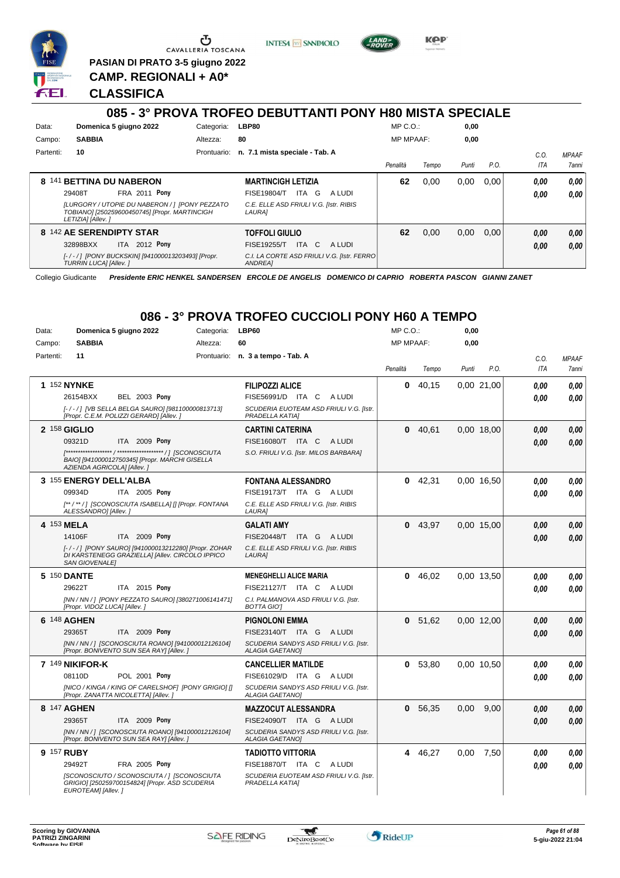PASIAN DI PRATO 3-5 giugno 2022

CAMP. REGIONALI + A0*

# CLASSIFICA

## 085 - 3° PROVA TROFEO DEBUTTANTI PONY H80 MISTA SPECIALE

Data: Domenica 5 giugno 2022 | Categoria: LBP80 | MP C.O.: 0,00
Campo: SABBIA | Altezza: 80 | MP MPAAF: 0,00
Partenti: 10 | Prontuario: n. 7.1 mista speciale - Tab. A

| Cl. | N. | Cavallo | Cavaliere | Penalità | Tempo | Punti | P.O. | C.O. ITA | MPAAF 7anni |
|---|---|---|---|---|---|---|---|---|---|
| 8 | 141 | **BETTINA DU NABERON** 29408T FRA 2011 Pony [LURGORY / UTOPIE DU NABERON / ] [PONY PEZZATO TOBIANO] [250259600450745] [Propr. MARTINCIGH LETIZIA] [Allev. ] | **MARTINCIGH LETIZIA** FISE19804/T ITA G A LUDI C.E. ELLE ASD FRIULI V.G. [Istr. RIBIS LAURA] | 62 | 0,00 | 0,00 | 0,00 | 0,00 / 0,00 | 0,00 / 0,00 |
| 8 | 142 | **AE SERENDIPTY STAR** 32898BXX ITA 2012 Pony [- / - / ] [PONY BUCKSKIN] [941000013203493] [Propr. TURRIN LUCA] [Allev. ] | **TOFFOLI GIULIO** FISE19255/T ITA C A LUDI C.I. LA CORTE ASD FRIULI V.G. [Istr. FERRO ANDREA] | 62 | 0,00 | 0,00 | 0,00 | 0,00 / 0,00 | 0,00 / 0,00 |

Collegio Giudicante *Presidente ERIC HENKEL SANDERSEN ERCOLE DE ANGELIS DOMENICO DI CAPRIO ROBERTA PASCON GIANNI ZANET*

## 086 - 3° PROVA TROFEO CUCCIOLI PONY H60 A TEMPO

Data: Domenica 5 giugno 2022 | Categoria: LBP60 | MP C.O.: 0,00
Campo: SABBIA | Altezza: 60 | MP MPAAF: 0,00
Partenti: 11 | Prontuario: n. 3 a tempo - Tab. A

| Cl. | N. | Cavallo | Cavaliere | Penalità | Tempo | Punti | P.O. | C.O. ITA | MPAAF 7anni |
|---|---|---|---|---|---|---|---|---|---|
| 1 | 152 | **NYNKE** 26154BXX BEL 2003 Pony [- / - / ] [VB SELLA BELGA SAURO] [981100000813713] [Propr. C.E.M. POLIZZI GERARD] [Allev. ] | **FILIPOZZI ALICE** FISE56991/D ITA C A LUDI SCUDERIA EUOTEAM ASD FRIULI V.G. [Istr. PRADELLA KATIA] | 0 | 40,15 | 0,00 | 21,00 | 0,00 / 0,00 | 0,00 / 0,00 |
| 2 | 158 | **GIGLIO** 09321D ITA 2009 Pony [******************* / ******************* / ] [SCONOSCIUTA BAIO] [941000012750345] [Propr. MARCHI GISELLA AZIENDA AGRICOLA] [Allev. ] | **CARTINI CATERINA** FISE16080/T ITA C A LUDI S.O. FRIULI V.G. [Istr. MILOS BARBARA] | 0 | 40,61 | 0,00 | 18,00 | 0,00 / 0,00 | 0,00 / 0,00 |
| 3 | 155 | **ENERGY DELL'ALBA** 09934D ITA 2005 Pony [** / ** / ] [SCONOSCIUTA ISABELLA] [] [Propr. FONTANA ALESSANDRO] [Allev. ] | **FONTANA ALESSANDRO** FISE19173/T ITA G A LUDI C.E. ELLE ASD FRIULI V.G. [Istr. RIBIS LAURA] | 0 | 42,31 | 0,00 | 16,50 | 0,00 / 0,00 | 0,00 / 0,00 |
| 4 | 153 | **MELA** 14106F ITA 2009 Pony [- / - / ] [PONY SAURO] [941000013212280] [Propr. ZOHAR DI KARSTENEGG GRAZIELLA] [Allev. CIRCOLO IPPICO SAN GIOVENALE] | **GALATI AMY** FISE20448/T ITA G A LUDI C.E. ELLE ASD FRIULI V.G. [Istr. RIBIS LAURA] | 0 | 43,97 | 0,00 | 15,00 | 0,00 / 0,00 | 0,00 / 0,00 |
| 5 | 150 | **DANTE** 29622T ITA 2015 Pony [NN / NN / ] [PONY PEZZATO SAURO] [380271006141471] [Propr. VIDOZ LUCA] [Allev. ] | **MENEGHELLI ALICE MARIA** FISE21127/T ITA C A LUDI C.I. PALMANOVA ASD FRIULI V.G. [Istr. BOTTA GIO'] | 0 | 46,02 | 0,00 | 13,50 | 0,00 / 0,00 | 0,00 / 0,00 |
| 6 | 148 | **AGHEN** 29365T ITA 2009 Pony [NN / NN / ] [SCONOSCIUTA ROANO] [941000012126104] [Propr. BONIVENTO SUN SEA RAY] [Allev. ] | **PIGNOLONI EMMA** FISE23140/T ITA G A LUDI SCUDERIA SANDYS ASD FRIULI V.G. [Istr. ALAGIA GAETANO] | 0 | 51,62 | 0,00 | 12,00 | 0,00 / 0,00 | 0,00 / 0,00 |
| 7 | 149 | **NIKIFOR-K** 08110D POL 2001 Pony [NICO / KINGA / KING OF CARELSHOF] [PONY GRIGIO] [] [Propr. ZANATTA NICOLETTA] [Allev. ] | **CANCELLIER MATILDE** FISE61029/D ITA G A LUDI SCUDERIA SANDYS ASD FRIULI V.G. [Istr. ALAGIA GAETANO] | 0 | 53,80 | 0,00 | 10,50 | 0,00 / 0,00 | 0,00 / 0,00 |
| 8 | 147 | **AGHEN** 29365T ITA 2009 Pony [NN / NN / ] [SCONOSCIUTA ROANO] [941000012126104] [Propr. BONIVENTO SUN SEA RAY] [Allev. ] | **MAZZOCUT ALESSANDRA** FISE24090/T ITA G A LUDI SCUDERIA SANDYS ASD FRIULI V.G. [Istr. ALAGIA GAETANO] | 0 | 56,35 | 0,00 | 9,00 | 0,00 / 0,00 | 0,00 / 0,00 |
| 9 | 157 | **RUBY** 29492T FRA 2005 Pony [SCONOSCIUTO / SCONOSCIUTA / ] [SCONOSCIUTA GRIGIO] [250259700154824] [Propr. ASD SCUDERIA EUROTEAM] [Allev. ] | **TADIOTTO VITTORIA** FISE18870/T ITA C A LUDI SCUDERIA EUOTEAM ASD FRIULI V.G. [Istr. PRADELLA KATIA] | 4 | 46,27 | 0,00 | 7,50 | 0,00 / 0,00 | 0,00 / 0,00 |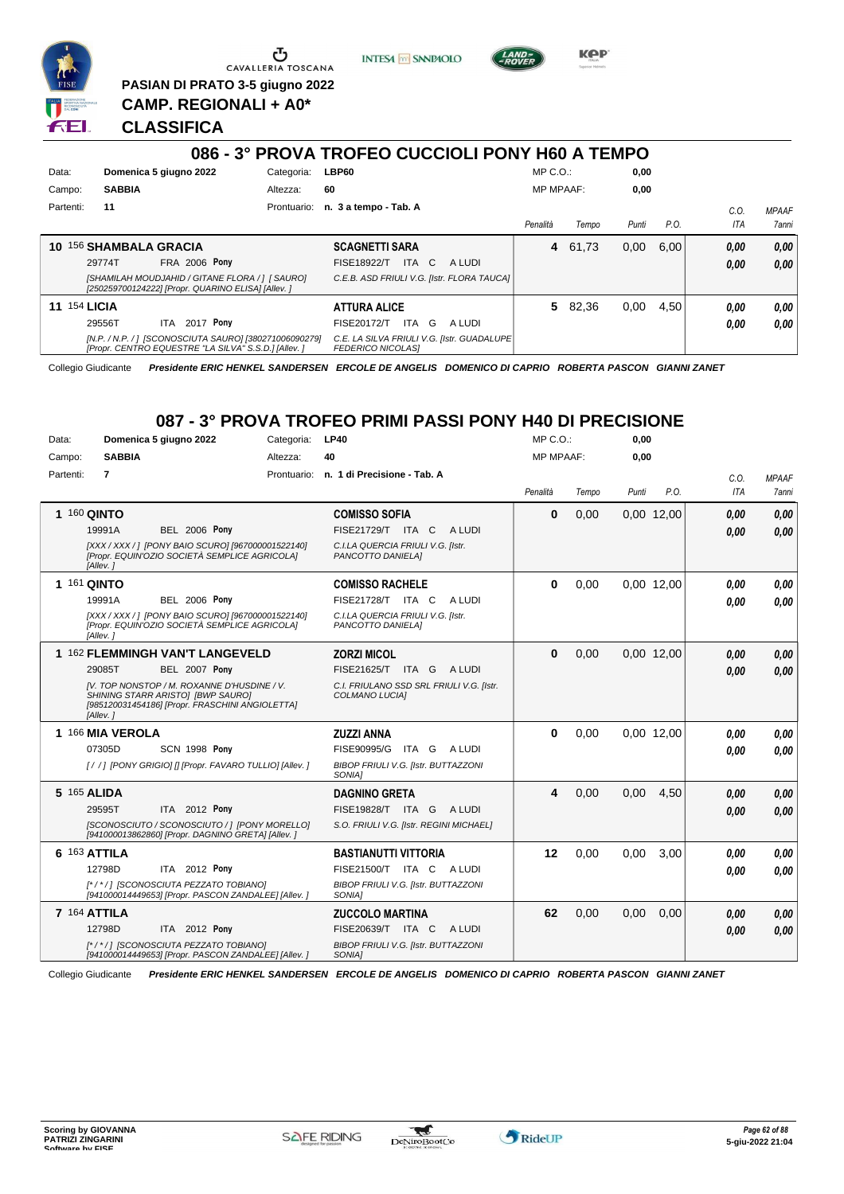PASIAN DI PRATO 3-5 giugno 2022
**CAMP. REGIONALI + A0***
**CLASSIFICA**

## 086 - 3° PROVA TROFEO CUCCIOLI PONY H60 A TEMPO

Data: **Domenica 5 giugno 2022** Categoria: **LBP60** MP C.O.: **0,00**
Campo: **SABBIA** Altezza: **60** MP MPAAF: **0,00**
Partenti: **11** Prontuario: **n. 3 a tempo - Tab. A**

| Class. | N. | Cavallo | Cavaliere | Penalità | Tempo | Punti | P.O. | C.O. ITA | MPAAF 7anni |
|---|---|---|---|---|---|---|---|---|---|
| 10 | 156 | **SHAMBALA GRACIA** 29774T FRA 2006 **Pony** [SHAMILAH MOUDJAHID / GITANE FLORA / ] [ SAURO] [250259700124222] [Propr. QUARINO ELISA] [Allev. ] | **SCAGNETTI SARA** FISE18922/T ITA C A LUDI C.E.B. ASD FRIULI V.G. [Istr. FLORA TAUCA] | 4 | 61,73 | 0,00 | 6,00 | 0,00 / 0,00 | 0,00 / 0,00 |
| 11 | 154 | **LICIA** 29556T ITA 2017 **Pony** [N.P. / N.P. / ] [SCONOSCIUTA SAURO] [380271006090279] [Propr. CENTRO EQUESTRE "LA SILVA" S.S.D.] [Allev. ] | **ATTURA ALICE** FISE20172/T ITA G A LUDI C.E. LA SILVA FRIULI V.G. [Istr. GUADALUPE FEDERICO NICOLAS] | 5 | 82,36 | 0,00 | 4,50 | 0,00 / 0,00 | 0,00 / 0,00 |

Collegio Giudicante *Presidente ERIC HENKEL SANDERSEN ERCOLE DE ANGELIS DOMENICO DI CAPRIO ROBERTA PASCON GIANNI ZANET*

## 087 - 3° PROVA TROFEO PRIMI PASSI PONY H40 DI PRECISIONE

Data: **Domenica 5 giugno 2022** Categoria: **LP40** MP C.O.: **0,00**
Campo: **SABBIA** Altezza: **40** MP MPAAF: **0,00**
Partenti: **7** Prontuario: **n. 1 di Precisione - Tab. A**

| Class. | N. | Cavallo | Cavaliere | Penalità | Tempo | Punti | P.O. | C.O. ITA | MPAAF 7anni |
|---|---|---|---|---|---|---|---|---|---|
| 1 | 160 | **QINTO** 19991A BEL 2006 **Pony** [XXX / XXX / ] [PONY BAIO SCURO] [967000001522140] [Propr. EQUIN'OZIO SOCIETÀ SEMPLICE AGRICOLA] [Allev. ] | **COMISSO SOFIA** FISE21729/T ITA C A LUDI C.I.LA QUERCIA FRIULI V.G. [Istr. PANCOTTO DANIELA] | 0 | 0,00 | 0,00 | 12,00 | 0,00 / 0,00 | 0,00 / 0,00 |
| 1 | 161 | **QINTO** 19991A BEL 2006 **Pony** [XXX / XXX / ] [PONY BAIO SCURO] [967000001522140] [Propr. EQUIN'OZIO SOCIETÀ SEMPLICE AGRICOLA] [Allev. ] | **COMISSO RACHELE** FISE21728/T ITA C A LUDI C.I.LA QUERCIA FRIULI V.G. [Istr. PANCOTTO DANIELA] | 0 | 0,00 | 0,00 | 12,00 | 0,00 / 0,00 | 0,00 / 0,00 |
| 1 | 162 | **FLEMMINGH VAN'T LANGEVELD** 29085T BEL 2007 **Pony** [V. TOP NONSTOP / M. ROXANNE D'HUSDINE / V. SHINING STARR ARISTO] [BWP SAURO] [985120031454186] [Propr. FRASCHINI ANGIOLETTA] [Allev. ] | **ZORZI MICOL** FISE21625/T ITA G A LUDI C.I. FRIULANO SSD SRL FRIULI V.G. [Istr. COLMANO LUCIA] | 0 | 0,00 | 0,00 | 12,00 | 0,00 / 0,00 | 0,00 / 0,00 |
| 1 | 166 | **MIA VEROLA** 07305D SCN 1998 **Pony** [ / / ] [PONY GRIGIO] [] [Propr. FAVARO TULLIO] [Allev. ] | **ZUZZI ANNA** FISE90995/G ITA G A LUDI BIBOP FRIULI V.G. [Istr. BUTTAZZONI SONIA] | 0 | 0,00 | 0,00 | 12,00 | 0,00 / 0,00 | 0,00 / 0,00 |
| 5 | 165 | **ALIDA** 29595T ITA 2012 **Pony** [SCONOSCIUTO / SCONOSCIUTO / ] [PONY MORELLO] [941000013862860] [Propr. DAGNINO GRETA] [Allev. ] | **DAGNINO GRETA** FISE19828/T ITA G A LUDI S.O. FRIULI V.G. [Istr. REGINI MICHAEL] | 4 | 0,00 | 0,00 | 4,50 | 0,00 / 0,00 | 0,00 / 0,00 |
| 6 | 163 | **ATTILA** 12798D ITA 2012 **Pony** [* / * / ] [SCONOSCIUTA PEZZATO TOBIANO] [941000014449653] [Propr. PASCON ZANDALEE] [Allev. ] | **BASTIANUTTI VITTORIA** FISE21500/T ITA C A LUDI BIBOP FRIULI V.G. [Istr. BUTTAZZONI SONIA] | 12 | 0,00 | 0,00 | 3,00 | 0,00 / 0,00 | 0,00 / 0,00 |
| 7 | 164 | **ATTILA** 12798D ITA 2012 **Pony** [* / * / ] [SCONOSCIUTA PEZZATO TOBIANO] [941000014449653] [Propr. PASCON ZANDALEE] [Allev. ] | **ZUCCOLO MARTINA** FISE20639/T ITA C A LUDI BIBOP FRIULI V.G. [Istr. BUTTAZZONI SONIA] | 62 | 0,00 | 0,00 | 0,00 | 0,00 / 0,00 | 0,00 / 0,00 |

Collegio Giudicante *Presidente ERIC HENKEL SANDERSEN ERCOLE DE ANGELIS DOMENICO DI CAPRIO ROBERTA PASCON GIANNI ZANET*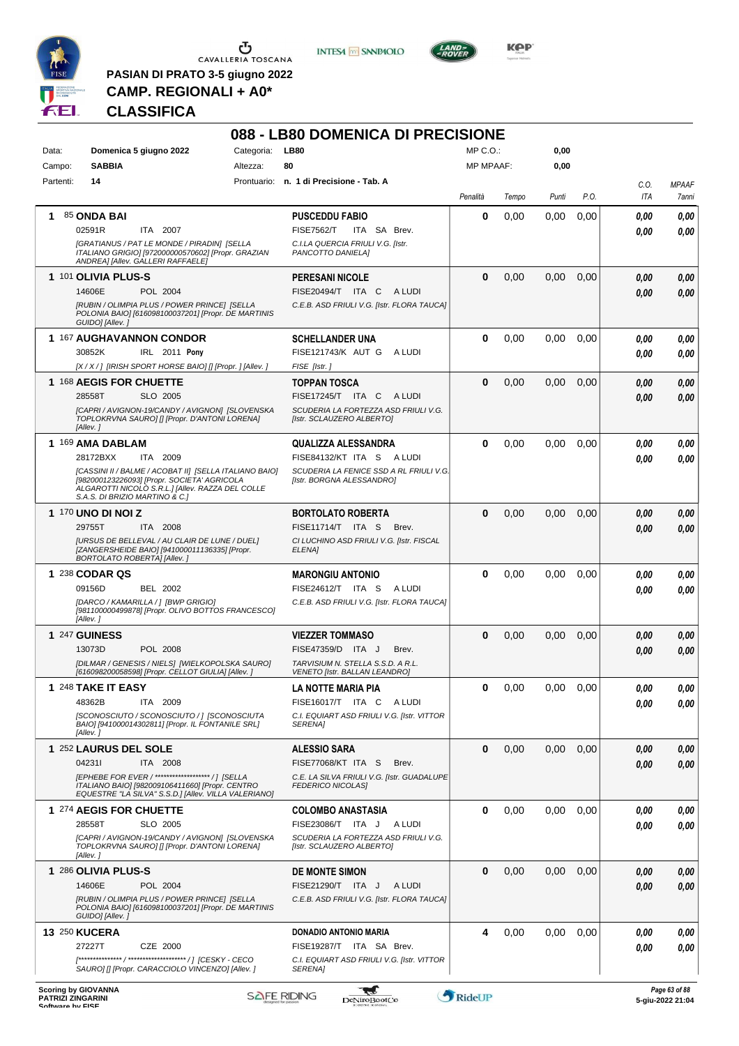**PASIAN DI PRATO 3-5 giugno 2022**

**CAMP. REGIONALI + A0***

**CLASSIFICA**

# 088 - LB80 DOMENICA DI PRECISIONE

| | | | | | |
|---|---|---|---|---|---|
| Data: | **Domenica 5 giugno 2022** | Categoria: | **LB80** | MP C.O.: | **0,00** |
| Campo: | **SABBIA** | Altezza: | **80** | MP MPAAF: | **0,00** |
| Partenti: | **14** | Prontuario: | **n. 1 di Precisione - Tab. A** | | |

| Cl. | Cavallo | Cavaliere | Penalità | Tempo | Punti | P.O. | C.O. ITA | MPAAF 7anni |
|---|---|---|---|---|---|---|---|---|
| 1 | 85 **ONDA BAI**<br>02591R ITA 2007<br>*[GRATIANUS / PAT LE MONDE / PIRADIN] [SELLA ITALIANO GRIGIO] [972000000570602] [Propr. GRAZIAN ANDREA] [Allev. GALLERI RAFFAELE]* | **PUSCEDDU FABIO**<br>FISE7562/T ITA SA Brev.<br>*C.I.LA QUERCIA FRIULI V.G. [Istr. PANCOTTO DANIELA]* | **0** | 0,00 | 0,00 | 0,00 | **0,00**<br>**0,00** | **0,00**<br>**0,00** |
| 1 | 101 **OLIVIA PLUS-S**<br>14606E POL 2004<br>*[RUBIN / OLIMPIA PLUS / POWER PRINCE] [SELLA POLONIA BAIO] [616098100037201] [Propr. DE MARTINIS GUIDO] [Allev. ]* | **PERESANI NICOLE**<br>FISE20494/T ITA C A LUDI<br>*C.E.B. ASD FRIULI V.G. [Istr. FLORA TAUCA]* | **0** | 0,00 | 0,00 | 0,00 | **0,00**<br>**0,00** | **0,00**<br>**0,00** |
| 1 | 167 **AUGHAVANNON CONDOR**<br>30852K IRL 2011 **Pony**<br>*[X / X / ] [IRISH SPORT HORSE BAIO] [] [Propr. ] [Allev. ]* | **SCHELLANDER UNA**<br>FISE121743/K AUT G A LUDI<br>*FISE [Istr. ]* | **0** | 0,00 | 0,00 | 0,00 | **0,00**<br>**0,00** | **0,00**<br>**0,00** |
| 1 | 168 **AEGIS FOR CHUETTE**<br>28558T SLO 2005<br>*[CAPRI / AVIGNON-19/CANDY / AVIGNON] [SLOVENSKA TOPLOKRVNA SAURO] [] [Propr. D'ANTONI LORENA] [Allev. ]* | **TOPPAN TOSCA**<br>FISE17245/T ITA C A LUDI<br>*SCUDERIA LA FORTEZZA ASD FRIULI V.G. [Istr. SCLAUZERO ALBERTO]* | **0** | 0,00 | 0,00 | 0,00 | **0,00**<br>**0,00** | **0,00**<br>**0,00** |
| 1 | 169 **AMA DABLAM**<br>28172BXX ITA 2009<br>*[CASSINI II / BALME / ACOBAT II] [SELLA ITALIANO BAIO] [982000123226093] [Propr. SOCIETA' AGRICOLA ALGAROTTI NICOLO S.R.L.] [Allev. RAZZA DEL COLLE S.A.S. DI BRIZIO MARTINO & C.]* | **QUALIZZA ALESSANDRA**<br>FISE84132/KT ITA S A LUDI<br>*SCUDERIA LA FENICE SSD A RL FRIULI V.G. [Istr. BORGNA ALESSANDRO]* | **0** | 0,00 | 0,00 | 0,00 | **0,00**<br>**0,00** | **0,00**<br>**0,00** |
| 1 | 170 **UNO DI NOI Z**<br>29755T ITA 2008<br>*[URSUS DE BELLEVAL / AU CLAIR DE LUNE / DUEL] [ZANGERSHEIDE BAIO] [941000011136335] [Propr. BORTOLATO ROBERTA] [Allev. ]* | **BORTOLATO ROBERTA**<br>FISE11714/T ITA S Brev.<br>*CI LUCHINO ASD FRIULI V.G. [Istr. FISCAL ELENA]* | **0** | 0,00 | 0,00 | 0,00 | **0,00**<br>**0,00** | **0,00**<br>**0,00** |
| 1 | 238 **CODAR QS**<br>09156D BEL 2002<br>*[DARCO / KAMARILLA / ] [BWP GRIGIO] [981100000499878] [Propr. OLIVO BOTTOS FRANCESCO] [Allev. ]* | **MARONGIU ANTONIO**<br>FISE24612/T ITA S A LUDI<br>*C.E.B. ASD FRIULI V.G. [Istr. FLORA TAUCA]* | **0** | 0,00 | 0,00 | 0,00 | **0,00**<br>**0,00** | **0,00**<br>**0,00** |
| 1 | 247 **GUINESS**<br>13073D POL 2008<br>*[DILMAR / GENESIS / NIELS] [WIELKOPOLSKA SAURO] [616098200058598] [Propr. CELLOT GIULIA] [Allev. ]* | **VIEZZER TOMMASO**<br>FISE47359/D ITA J Brev.<br>*TARVISIUM N. STELLA S.S.D. A R.L. VENETO [Istr. BALLAN LEANDRO]* | **0** | 0,00 | 0,00 | 0,00 | **0,00**<br>**0,00** | **0,00**<br>**0,00** |
| 1 | 248 **TAKE IT EASY**<br>48362B ITA 2009<br>*[SCONOSCIUTO / SCONOSCIUTO / ] [SCONOSCIUTA BAIO] [941000014302811] [Propr. IL FONTANILE SRL] [Allev. ]* | **LA NOTTE MARIA PIA**<br>FISE16017/T ITA C A LUDI<br>*C.I. EQUIART ASD FRIULI V.G. [Istr. VITTOR SERENA]* | **0** | 0,00 | 0,00 | 0,00 | **0,00**<br>**0,00** | **0,00**<br>**0,00** |
| 1 | 252 **LAURUS DEL SOLE**<br>04231I ITA 2008<br>*[EPHEBE FOR EVER / ******************** / ] [SELLA ITALIANO BAIO] [982009106411660] [Propr. CENTRO EQUESTRE "LA SILVA" S.S.D.] [Allev. VILLA VALERIANO]* | **ALESSIO SARA**<br>FISE77068/KT ITA S Brev.<br>*C.E. LA SILVA FRIULI V.G. [Istr. GUADALUPE FEDERICO NICOLAS]* | **0** | 0,00 | 0,00 | 0,00 | **0,00**<br>**0,00** | **0,00**<br>**0,00** |
| 1 | 274 **AEGIS FOR CHUETTE**<br>28558T SLO 2005<br>*[CAPRI / AVIGNON-19/CANDY / AVIGNON] [SLOVENSKA TOPLOKRVNA SAURO] [] [Propr. D'ANTONI LORENA] [Allev. ]* | **COLOMBO ANASTASIA**<br>FISE23086/T ITA J A LUDI<br>*SCUDERIA LA FORTEZZA ASD FRIULI V.G. [Istr. SCLAUZERO ALBERTO]* | **0** | 0,00 | 0,00 | 0,00 | **0,00**<br>**0,00** | **0,00**<br>**0,00** |
| 1 | 286 **OLIVIA PLUS-S**<br>14606E POL 2004<br>*[RUBIN / OLIMPIA PLUS / POWER PRINCE] [SELLA POLONIA BAIO] [616098100037201] [Propr. DE MARTINIS GUIDO] [Allev. ]* | **DE MONTE SIMON**<br>FISE21290/T ITA J A LUDI<br>*C.E.B. ASD FRIULI V.G. [Istr. FLORA TAUCA]* | **0** | 0,00 | 0,00 | 0,00 | **0,00**<br>**0,00** | **0,00**<br>**0,00** |
| 13 | 250 **KUCERA**<br>27227T CZE 2000<br>*[*************** / ******************** / ] [CESKY - CECO SAURO] [] [Propr. CARACCIOLO VINCENZO] [Allev. ]* | **DONADIO ANTONIO MARIA**<br>FISE19287/T ITA SA Brev.<br>*C.I. EQUIART ASD FRIULI V.G. [Istr. VITTOR SERENA]* | **4** | 0,00 | 0,00 | 0,00 | **0,00**<br>**0,00** | **0,00**<br>**0,00** |

Scoring by GIOVANNA PATRIZI ZINGARINI

5-giu-2022 21:04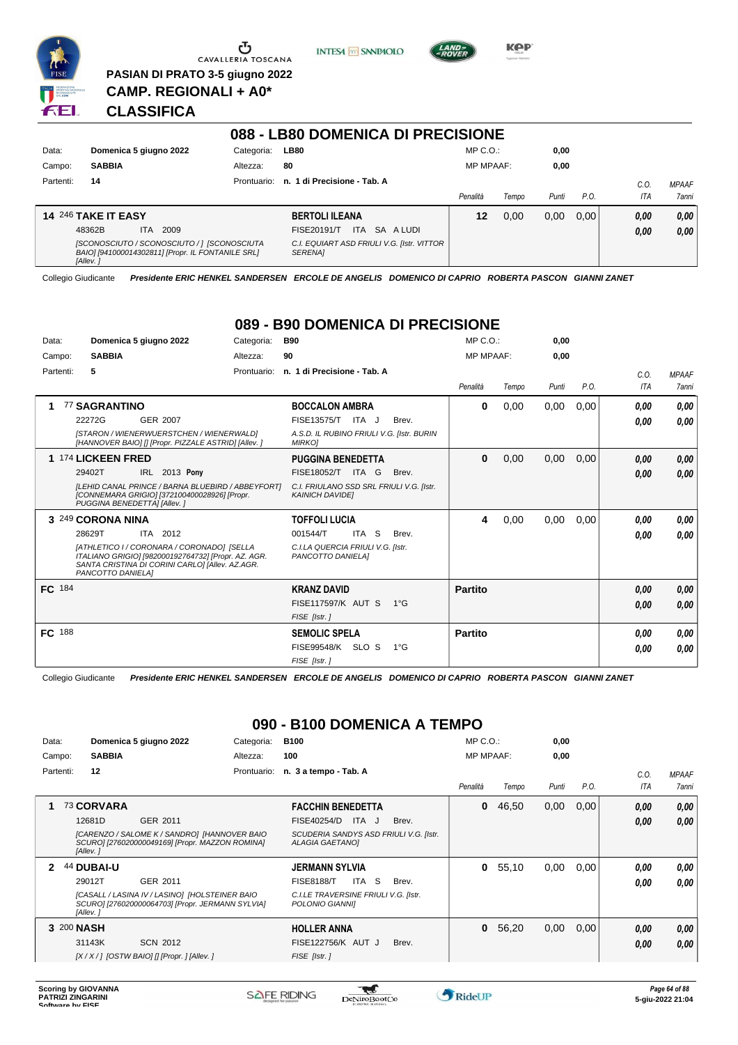PASIAN DI PRATO 3-5 giugno 2022
**CAMP. REGIONALI + A0***
**CLASSIFICA**

## 088 - LB80 DOMENICA DI PRECISIONE

Data: **Domenica 5 giugno 2022** Categoria: **LB80** MP C.O.: **0,00**
Campo: **SABBIA** Altezza: **80** MP MPAAF: **0,00**
Partenti: **14** Prontuario: **n. 1 di Precisione - Tab. A**

| | Cavallo | Cavaliere | Penalità | Tempo | Punti | P.O. | C.O. ITA | MPAAF 7anni |
|---|---|---|---|---|---|---|---|---|
| 14 | 246 **TAKE IT EASY** 48362B ITA 2009 [SCONOSCIUTO / SCONOSCIUTO / ] [SCONOSCIUTA BAIO] [941000014302811] [Propr. IL FONTANILE SRL] [Allev. ] | **BERTOLI ILEANA** FISE20191/T ITA SA A LUDI C.I. EQUIART ASD FRIULI V.G. [Istr. VITTOR SERENA] | 12 | 0,00 | 0,00 | 0,00 | 0,00 / 0,00 | 0,00 / 0,00 |

Collegio Giudicante *Presidente ERIC HENKEL SANDERSEN ERCOLE DE ANGELIS DOMENICO DI CAPRIO ROBERTA PASCON GIANNI ZANET*

## 089 - B90 DOMENICA DI PRECISIONE

Data: **Domenica 5 giugno 2022** Categoria: **B90** MP C.O.: **0,00**
Campo: **SABBIA** Altezza: **90** MP MPAAF: **0,00**
Partenti: **5** Prontuario: **n. 1 di Precisione - Tab. A**

| | Cavallo | Cavaliere | Penalità | Tempo | Punti | P.O. | C.O. ITA | MPAAF 7anni |
|---|---|---|---|---|---|---|---|---|
| 1 | 77 **SAGRANTINO** 22272G GER 2007 [STARON / WIENERWUERSTCHEN / WIENERWALD] [HANNOVER BAIO] [] [Propr. PIZZALE ASTRID] [Allev. ] | **BOCCALON AMBRA** FISE13575/T ITA J Brev. A.S.D. IL RUBINO FRIULI V.G. [Istr. BURIN MIRKO] | 0 | 0,00 | 0,00 | 0,00 | 0,00 / 0,00 | 0,00 / 0,00 |
| 1 | 174 **LICKEEN FRED** 29402T IRL 2013 **Pony** [LEHID CANAL PRINCE / BARNA BLUEBIRD / ABBEYFORT] [CONNEMARA GRIGIO] [372100400028926] [Propr. PUGGINA BENEDETTA] [Allev. ] | **PUGGINA BENEDETTA** FISE18052/T ITA G Brev. C.I. FRIULANO SSD SRL FRIULI V.G. [Istr. KAINICH DAVIDE] | 0 | 0,00 | 0,00 | 0,00 | 0,00 / 0,00 | 0,00 / 0,00 |
| 3 | 249 **CORONA NINA** 28629T ITA 2012 [ATHLETICO I / CORONARA / CORONADO] [SELLA ITALIANO GRIGIO] [982000192764732] [Propr. AZ. AGR. SANTA CRISTINA DI CORINI CARLO] [Allev. AZ.AGR. PANCOTTO DANIELA] | **TOFFOLI LUCIA** 001544/T ITA S Brev. C.I.LA QUERCIA FRIULI V.G. [Istr. PANCOTTO DANIELA] | 4 | 0,00 | 0,00 | 0,00 | 0,00 / 0,00 | 0,00 / 0,00 |
| FC | 184 | **KRANZ DAVID** FISE117597/K AUT S 1°G FISE [Istr. ] | Partito | | | | 0,00 / 0,00 | 0,00 / 0,00 |
| FC | 188 | **SEMOLIC SPELA** FISE99548/K SLO S 1°G FISE [Istr. ] | Partito | | | | 0,00 / 0,00 | 0,00 / 0,00 |

Collegio Giudicante *Presidente ERIC HENKEL SANDERSEN ERCOLE DE ANGELIS DOMENICO DI CAPRIO ROBERTA PASCON GIANNI ZANET*

## 090 - B100 DOMENICA A TEMPO

Data: **Domenica 5 giugno 2022** Categoria: **B100** MP C.O.: **0,00**
Campo: **SABBIA** Altezza: **100** MP MPAAF: **0,00**
Partenti: **12** Prontuario: **n. 3 a tempo - Tab. A**

| | Cavallo | Cavaliere | Penalità | Tempo | Punti | P.O. | C.O. ITA | MPAAF 7anni |
|---|---|---|---|---|---|---|---|---|
| 1 | 73 **CORVARA** 12681D GER 2011 [CARENZO / SALOME K / SANDRO] [HANNOVER BAIO SCURO] [276020000049169] [Propr. MAZZON ROMINA] [Allev. ] | **FACCHIN BENEDETTA** FISE40254/D ITA J Brev. SCUDERIA SANDYS ASD FRIULI V.G. [Istr. ALAGIA GAETANO] | 0 | 46,50 | 0,00 | 0,00 | 0,00 / 0,00 | 0,00 / 0,00 |
| 2 | 44 **DUBAI-U** 29012T GER 2011 [CASALL / LASINA IV / LASINO] [HOLSTEINER BAIO SCURO] [276020000064703] [Propr. JERMANN SYLVIA] [Allev. ] | **JERMANN SYLVIA** FISE8188/T ITA S Brev. C.I.LE TRAVERSINE FRIULI V.G. [Istr. POLONIO GIANNI] | 0 | 55,10 | 0,00 | 0,00 | 0,00 / 0,00 | 0,00 / 0,00 |
| 3 | 200 **NASH** 31143K SCN 2012 [X / X / ] [OSTW BAIO] [] [Propr. ] [Allev. ] | **HOLLER ANNA** FISE122756/K AUT J Brev. FISE [Istr. ] | 0 | 56,20 | 0,00 | 0,00 | 0,00 / 0,00 | 0,00 / 0,00 |

Scoring by GIOVANNA PATRIZI ZINGARINI
5-giu-2022 21:04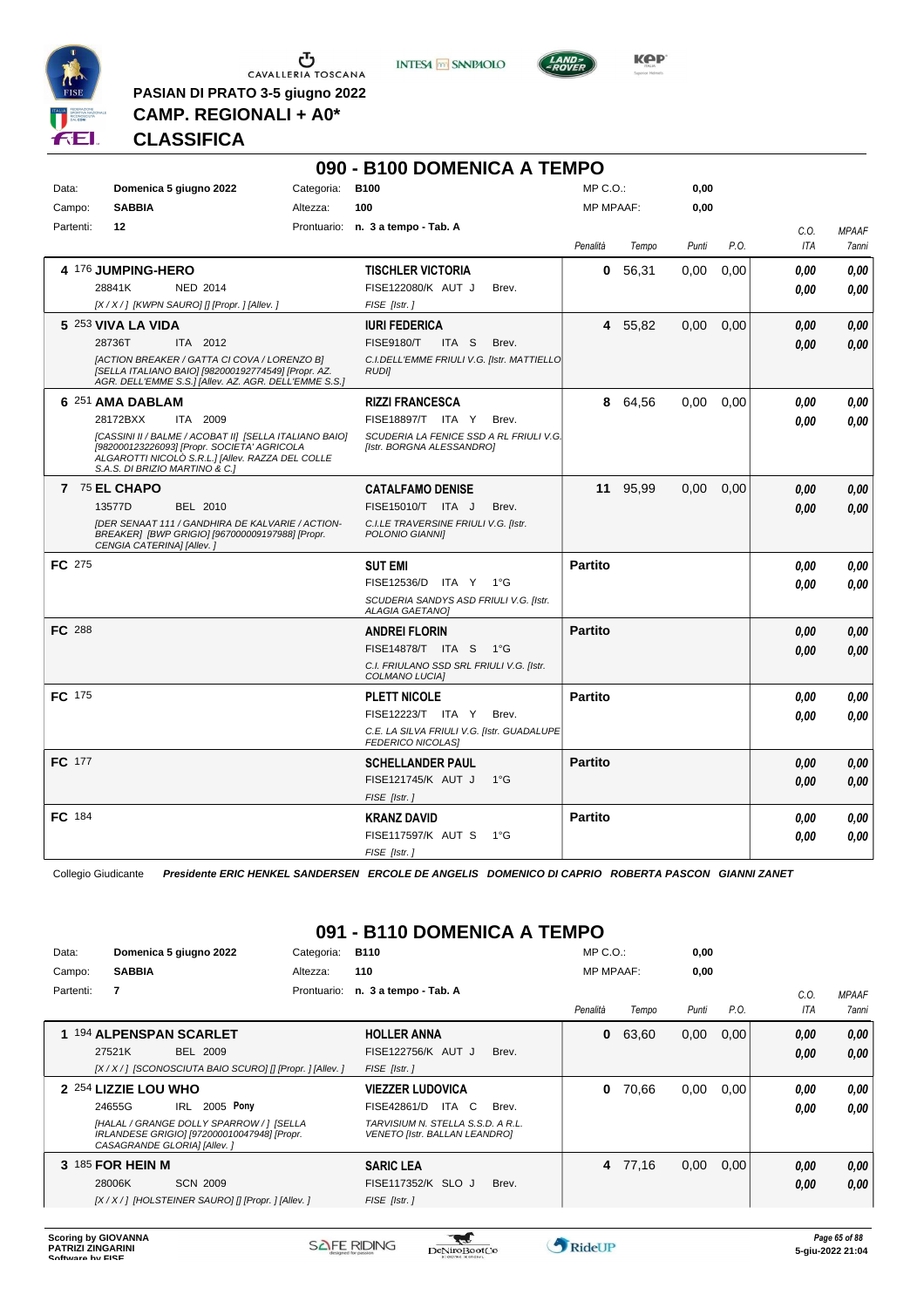PASIAN DI PRATO 3-5 giugno 2022

CAMP. REGIONALI + A0*

CLASSIFICA

## 090 - B100 DOMENICA A TEMPO

| Data: | Domenica 5 giugno 2022 | Categoria: | B100 | MP C.O.: | 0,00 |
|---|---|---|---|---|---|
| Campo: | SABBIA | Altezza: | 100 | MP MPAAF: | 0,00 |
| Partenti: | 12 | Prontuario: | n. 3 a tempo - Tab. A | | |

| Pos. | Cavallo | Cavaliere | Penalità | Tempo | Punti | P.O. | C.O. ITA | MPAAF 7anni |
|---|---|---|---|---|---|---|---|---|
| 4 | 176 **JUMPING-HERO** 28841K NED 2014 *[X / X / ] [KWPN SAURO] [] [Propr. ] [Allev. ]* | **TISCHLER VICTORIA** FISE122080/K AUT J Brev. *FISE [Istr. ]* | 0 | 56,31 | 0,00 | 0,00 | 0,00 0,00 | 0,00 0,00 |
| 5 | 253 **VIVA LA VIDA** 28736T ITA 2012 *[ACTION BREAKER / GATTA CI COVA / LORENZO B] [SELLA ITALIANO BAIO] [982000192774549] [Propr. AZ. AGR. DELL'EMME S.S.] [Allev. AZ. AGR. DELL'EMME S.S.]* | **IURI FEDERICA** FISE9180/T ITA S Brev. *C.I.DELL'EMME FRIULI V.G. [Istr. MATTIELLO RUDI]* | 4 | 55,82 | 0,00 | 0,00 | 0,00 0,00 | 0,00 0,00 |
| 6 | 251 **AMA DABLAM** 28172BXX ITA 2009 *[CASSINI II / BALME / ACOBAT II] [SELLA ITALIANO BAIO] [982000123226093] [Propr. SOCIETA' AGRICOLA ALGAROTTI NICOLÒ S.R.L.] [Allev. RAZZA DEL COLLE S.A.S. DI BRIZIO MARTINO & C.]* | **RIZZI FRANCESCA** FISE18897/T ITA Y Brev. *SCUDERIA LA FENICE SSD A RL FRIULI V.G. [Istr. BORGNA ALESSANDRO]* | 8 | 64,56 | 0,00 | 0,00 | 0,00 0,00 | 0,00 0,00 |
| 7 | 75 **EL CHAPO** 13577D BEL 2010 *[DER SENAAT 111 / GANDHIRA DE KALVARIE / ACTION-BREAKER] [BWP GRIGIO] [967000009197988] [Propr. CENGIA CATERINA] [Allev. ]* | **CATALFAMO DENISE** FISE15010/T ITA J Brev. *C.I.LE TRAVERSINE FRIULI V.G. [Istr. POLONIO GIANNI]* | 11 | 95,99 | 0,00 | 0,00 | 0,00 0,00 | 0,00 0,00 |
| FC | 275 | **SUT EMI** FISE12536/D ITA Y 1°G *SCUDERIA SANDYS ASD FRIULI V.G. [Istr. ALAGIA GAETANO]* | Partito | | | | 0,00 0,00 | 0,00 0,00 |
| FC | 288 | **ANDREI FLORIN** FISE14878/T ITA S 1°G *C.I. FRIULANO SSD SRL FRIULI V.G. [Istr. COLMANO LUCIA]* | Partito | | | | 0,00 0,00 | 0,00 0,00 |
| FC | 175 | **PLETT NICOLE** FISE12223/T ITA Y Brev. *C.E. LA SILVA FRIULI V.G. [Istr. GUADALUPE FEDERICO NICOLAS]* | Partito | | | | 0,00 0,00 | 0,00 0,00 |
| FC | 177 | **SCHELLANDER PAUL** FISE121745/K AUT J 1°G *FISE [Istr. ]* | Partito | | | | 0,00 0,00 | 0,00 0,00 |
| FC | 184 | **KRANZ DAVID** FISE117597/K AUT S 1°G *FISE [Istr. ]* | Partito | | | | 0,00 0,00 | 0,00 0,00 |

Collegio Giudicante *Presidente ERIC HENKEL SANDERSEN ERCOLE DE ANGELIS DOMENICO DI CAPRIO ROBERTA PASCON GIANNI ZANET*

## 091 - B110 DOMENICA A TEMPO

| Data: | Domenica 5 giugno 2022 | Categoria: | B110 | MP C.O.: | 0,00 |
|---|---|---|---|---|---|
| Campo: | SABBIA | Altezza: | 110 | MP MPAAF: | 0,00 |
| Partenti: | 7 | Prontuario: | n. 3 a tempo - Tab. A | | |

| Pos. | Cavallo | Cavaliere | Penalità | Tempo | Punti | P.O. | C.O. ITA | MPAAF 7anni |
|---|---|---|---|---|---|---|---|---|
| 1 | 194 **ALPENSPAN SCARLET** 27521K BEL 2009 *[X / X / ] [SCONOSCIUTA BAIO SCURO] [] [Propr. ] [Allev. ]* | **HOLLER ANNA** FISE122756/K AUT J Brev. *FISE [Istr. ]* | 0 | 63,60 | 0,00 | 0,00 | 0,00 0,00 | 0,00 0,00 |
| 2 | 254 **LIZZIE LOU WHO** 24655G IRL 2005 **Pony** *[HALAL / GRANGE DOLLY SPARROW / ] [SELLA IRLANDESE GRIGIO] [972000010047948] [Propr. CASAGRANDE GLORIA] [Allev. ]* | **VIEZZER LUDOVICA** FISE42861/D ITA C Brev. *TARVISIUM N. STELLA S.S.D. A R.L. VENETO [Istr. BALLAN LEANDRO]* | 0 | 70,66 | 0,00 | 0,00 | 0,00 0,00 | 0,00 0,00 |
| 3 | 185 **FOR HEIN M** 28006K SCN 2009 *[X / X / ] [HOLSTEINER SAURO] [] [Propr. ] [Allev. ]* | **SARIC LEA** FISE117352/K SLO J Brev. *FISE [Istr. ]* | 4 | 77,16 | 0,00 | 0,00 | 0,00 0,00 | 0,00 0,00 |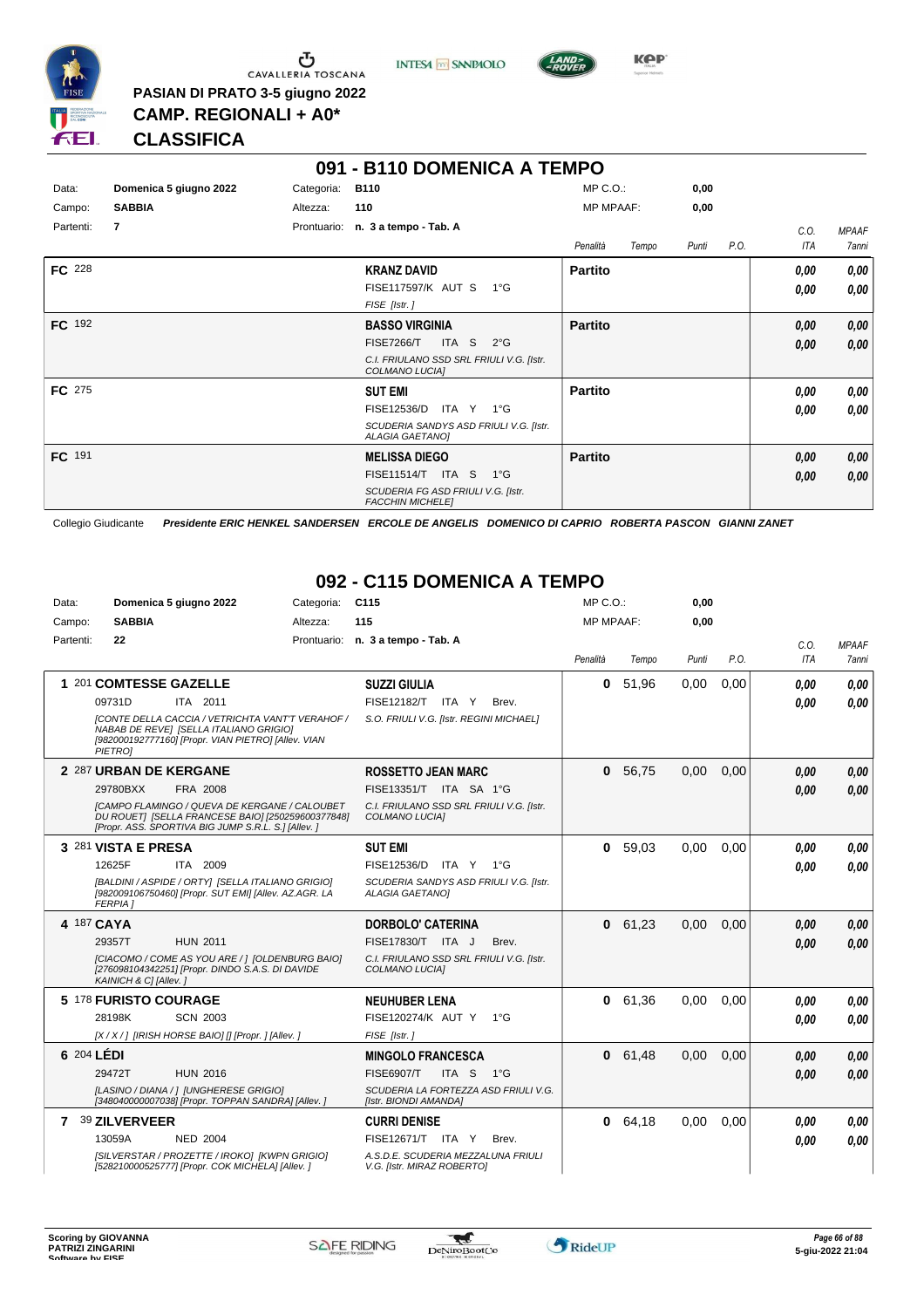PASIAN DI PRATO 3-5 giugno 2022

CAMP. REGIONALI + A0*

**CLASSIFICA**

## 091 - B110 DOMENICA A TEMPO

Data: **Domenica 5 giugno 2022** Categoria: **B110** MP C.O.: **0,00**

Campo: **SABBIA** Altezza: **110** MP MPAAF: **0,00**

Partenti: **7** Prontuario: **n. 3 a tempo - Tab. A**

| | Cavaliere | Penalità | Tempo | Punti | P.O. | C.O. ITA | MPAAF 7anni |
|---|---|---|---|---|---|---|---|
| FC 228 | **KRANZ DAVID** FISE117597/K AUT S 1°G FISE [Istr. ] | **Partito** | | | | 0,00 / 0,00 | 0,00 / 0,00 |
| FC 192 | **BASSO VIRGINIA** FISE7266/T ITA S 2°G C.I. FRIULANO SSD SRL FRIULI V.G. [Istr. COLMANO LUCIA] | **Partito** | | | | 0,00 / 0,00 | 0,00 / 0,00 |
| FC 275 | **SUT EMI** FISE12536/D ITA Y 1°G SCUDERIA SANDYS ASD FRIULI V.G. [Istr. ALAGIA GAETANO] | **Partito** | | | | 0,00 / 0,00 | 0,00 / 0,00 |
| FC 191 | **MELISSA DIEGO** FISE11514/T ITA S 1°G SCUDERIA FG ASD FRIULI V.G. [Istr. FACCHIN MICHELE] | **Partito** | | | | 0,00 / 0,00 | 0,00 / 0,00 |

Collegio Giudicante *Presidente ERIC HENKEL SANDERSEN ERCOLE DE ANGELIS DOMENICO DI CAPRIO ROBERTA PASCON GIANNI ZANET*

## 092 - C115 DOMENICA A TEMPO

Data: **Domenica 5 giugno 2022** Categoria: **C115** MP C.O.: **0,00**

Campo: **SABBIA** Altezza: **115** MP MPAAF: **0,00**

Partenti: **22** Prontuario: **n. 3 a tempo - Tab. A**

| Cl. | Cavallo | Cavaliere | Penalità | Tempo | Punti | P.O. | C.O. ITA | MPAAF 7anni |
|---|---|---|---|---|---|---|---|---|
| 1 | 201 **COMTESSE GAZELLE** 09731D ITA 2011 [CONTE DELLA CACCIA / VETRICHTA VANT'T VERAHOF / NABAB DE REVE] [SELLA ITALIANO GRIGIO] [982000192777160] [Propr. VIAN PIETRO] [Allev. VIAN PIETRO] | **SUZZI GIULIA** FISE12182/T ITA Y Brev. S.O. FRIULI V.G. [Istr. REGINI MICHAEL] | 0 | 51,96 | 0,00 | 0,00 | 0,00 / 0,00 | 0,00 / 0,00 |
| 2 | 287 **URBAN DE KERGANE** 29780BXX FRA 2008 [CAMPO FLAMINGO / QUEVA DE KERGANE / CALOUBET DU ROUET] [SELLA FRANCESE BAIO] [250259600377848] [Propr. ASS. SPORTIVA BIG JUMP S.R.L. S.] [Allev. ] | **ROSSETTO JEAN MARC** FISE13351/T ITA SA 1°G C.I. FRIULANO SSD SRL FRIULI V.G. [Istr. COLMANO LUCIA] | 0 | 56,75 | 0,00 | 0,00 | 0,00 / 0,00 | 0,00 / 0,00 |
| 3 | 281 **VISTA E PRESA** 12625F ITA 2009 [BALDINI / ASPIDE / ORTY] [SELLA ITALIANO GRIGIO] [982009106750460] [Propr. SUT EMI] [Allev. AZ.AGR. LA FERPIA ] | **SUT EMI** FISE12536/D ITA Y 1°G SCUDERIA SANDYS ASD FRIULI V.G. [Istr. ALAGIA GAETANO] | 0 | 59,03 | 0,00 | 0,00 | 0,00 / 0,00 | 0,00 / 0,00 |
| 4 | 187 **CAYA** 29357T HUN 2011 [CIACOMO / COME AS YOU ARE / ] [OLDENBURG BAIO] [276098104342251] [Propr. DINDO S.A.S. DI DAVIDE KAINICH & C] [Allev. ] | **DORBOLO' CATERINA** FISE17830/T ITA J Brev. C.I. FRIULANO SSD SRL FRIULI V.G. [Istr. COLMANO LUCIA] | 0 | 61,23 | 0,00 | 0,00 | 0,00 / 0,00 | 0,00 / 0,00 |
| 5 | 178 **FURISTO COURAGE** 28198K SCN 2003 [X / X / ] [IRISH HORSE BAIO] [] [Propr. ] [Allev. ] | **NEUHUBER LENA** FISE120274/K AUT Y 1°G FISE [Istr. ] | 0 | 61,36 | 0,00 | 0,00 | 0,00 / 0,00 | 0,00 / 0,00 |
| 6 | 204 **LÉDI** 29472T HUN 2016 [LASINO / DIANA / ] [UNGHERESE GRIGIO] [348040000007038] [Propr. TOPPAN SANDRA] [Allev. ] | **MINGOLO FRANCESCA** FISE6907/T ITA S 1°G SCUDERIA LA FORTEZZA ASD FRIULI V.G. [Istr. BIONDI AMANDA] | 0 | 61,48 | 0,00 | 0,00 | 0,00 / 0,00 | 0,00 / 0,00 |
| 7 | 39 **ZILVERVEER** 13059A NED 2004 [SILVERSTAR / PROZETTE / IROKO] [KWPN GRIGIO] [528210000525777] [Propr. COK MICHELA] [Allev. ] | **CURRI DENISE** FISE12671/T ITA Y Brev. A.S.D.E. SCUDERIA MEZZALUNA FRIULI V.G. [Istr. MIRAZ ROBERTO] | 0 | 64,18 | 0,00 | 0,00 | 0,00 / 0,00 | 0,00 / 0,00 |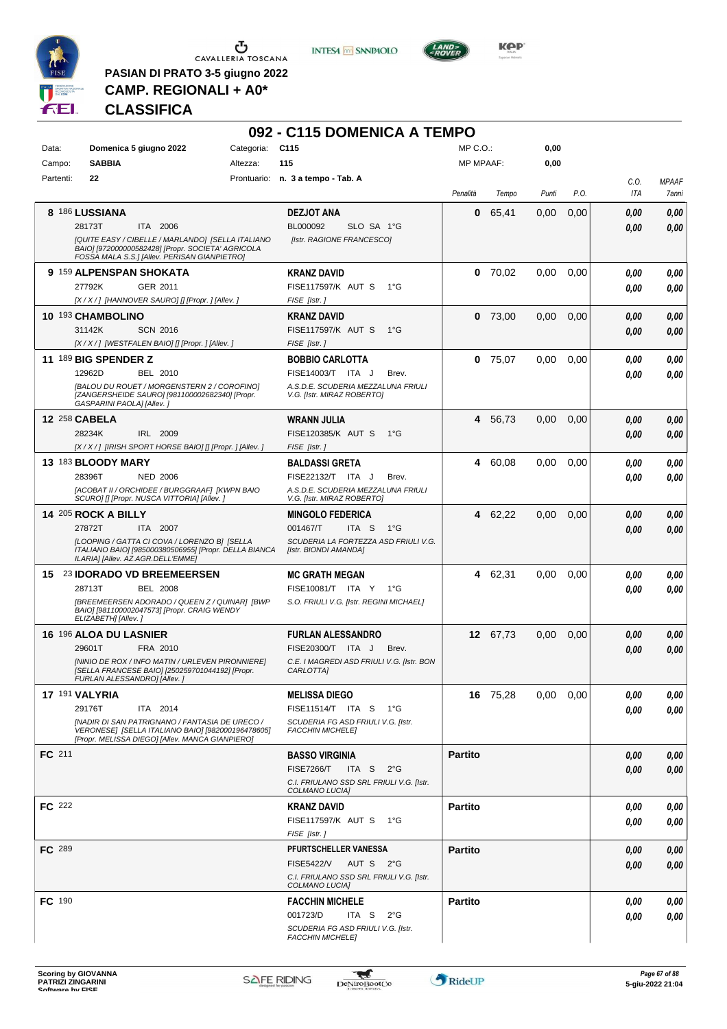PASIAN DI PRATO 3-5 giugno 2022

**CAMP. REGIONALI + A0***

**CLASSIFICA**

## 092 - C115 DOMENICA A TEMPO

| | | | | | |
|---|---|---|---|---|---|
| Data: | **Domenica 5 giugno 2022** | Categoria: | **C115** | MP C.O.: | **0,00** |
| Campo: | **SABBIA** | Altezza: | **115** | MP MPAAF: | **0,00** |
| Partenti: | **22** | Prontuario: | **n. 3 a tempo - Tab. A** | | |

| Pos. | Cavallo | Cavaliere | Penalità | Tempo | Punti | P.O. | C.O. ITA | MPAAF 7anni |
|---|---|---|---|---|---|---|---|---|
| **8** | 186 **LUSSIANA** 28173T ITA 2006 *[QUITE EASY / CIBELLE / MARLANDO] [SELLA ITALIANO BAIO] [972000000582428] [Propr. SOCIETA' AGRICOLA FOSSA MALA S.S.] [Allev. PERISAN GIANPIETRO]* | **DEZJOT ANA** BL000092 SLO SA 1°G *[Istr. RAGIONE FRANCESCO]* | **0** | 65,41 | 0,00 | 0,00 | *0,00* *0,00* | *0,00* *0,00* |
| **9** | 159 **ALPENSPAN SHOKATA** 27792K GER 2011 *[X / X / ] [HANNOVER SAURO] [] [Propr. ] [Allev. ]* | **KRANZ DAVID** FISE117597/K AUT S 1°G *FISE [Istr. ]* | **0** | 70,02 | 0,00 | 0,00 | *0,00* *0,00* | *0,00* *0,00* |
| **10** | 193 **CHAMBOLINO** 31142K SCN 2016 *[X / X / ] [WESTFALEN BAIO] [] [Propr. ] [Allev. ]* | **KRANZ DAVID** FISE117597/K AUT S 1°G *FISE [Istr. ]* | **0** | 73,00 | 0,00 | 0,00 | *0,00* *0,00* | *0,00* *0,00* |
| **11** | 189 **BIG SPENDER Z** 12962D BEL 2010 *[BALOU DU ROUET / MORGENSTERN 2 / COROFINO] [ZANGERSHEIDE SAURO] [981100002682340] [Propr. GASPARINI PAOLA] [Allev. ]* | **BOBBIO CARLOTTA** FISE14003/T ITA J Brev. *A.S.D.E. SCUDERIA MEZZALUNA FRIULI V.G. [Istr. MIRAZ ROBERTO]* | **0** | 75,07 | 0,00 | 0,00 | *0,00* *0,00* | *0,00* *0,00* |
| **12** | 258 **CABELA** 28234K IRL 2009 *[X / X / ] [IRISH SPORT HORSE BAIO] [] [Propr. ] [Allev. ]* | **WRANN JULIA** FISE120385/K AUT S 1°G *FISE [Istr. ]* | **4** | 56,73 | 0,00 | 0,00 | *0,00* *0,00* | *0,00* *0,00* |
| **13** | 183 **BLOODY MARY** 28396T NED 2006 *[ACOBAT II / ORCHIDEE / BURGGRAAF] [KWPN BAIO SCURO] [] [Propr. NUSCA VITTORIA] [Allev. ]* | **BALDASSI GRETA** FISE22132/T ITA J Brev. *A.S.D.E. SCUDERIA MEZZALUNA FRIULI V.G. [Istr. MIRAZ ROBERTO]* | **4** | 60,08 | 0,00 | 0,00 | *0,00* *0,00* | *0,00* *0,00* |
| **14** | 205 **ROCK A BILLY** 27872T ITA 2007 *[LOOPING / GATTA CI COVA / LORENZO B] [SELLA ITALIANO BAIO] [985000380506955] [Propr. DELLA BIANCA ILARIA] [Allev. AZ.AGR.DELL'EMME]* | **MINGOLO FEDERICA** 001467/T ITA S 1°G *SCUDERIA LA FORTEZZA ASD FRIULI V.G. [Istr. BIONDI AMANDA]* | **4** | 62,22 | 0,00 | 0,00 | *0,00* *0,00* | *0,00* *0,00* |
| **15** | 23 **IDORADO VD BREEMEERSEN** 28713T BEL 2008 *[BREEMEERSEN ADORADO / QUEEN Z / QUINAR] [BWP BAIO] [981100002047573] [Propr. CRAIG WENDY ELIZABETH] [Allev. ]* | **MC GRATH MEGAN** FISE10081/T ITA Y 1°G *S.O. FRIULI V.G. [Istr. REGINI MICHAEL]* | **4** | 62,31 | 0,00 | 0,00 | *0,00* *0,00* | *0,00* *0,00* |
| **16** | 196 **ALOA DU LASNIER** 29601T FRA 2010 *[NINIO DE ROX / INFO MATIN / URLEVEN PIRONNIERE] [SELLA FRANCESE BAIO] [250259701044192] [Propr. FURLAN ALESSANDRO] [Allev. ]* | **FURLAN ALESSANDRO** FISE20300/T ITA J Brev. *C.E. I MAGREDI ASD FRIULI V.G. [Istr. BON CARLOTTA]* | **12** | 67,73 | 0,00 | 0,00 | *0,00* *0,00* | *0,00* *0,00* |
| **17** | 191 **VALYRIA** 29176T ITA 2014 *[NADIR DI SAN PATRIGNANO / FANTASIA DE URECO / VERONESE] [SELLA ITALIANO BAIO] [982000196478605] [Propr. MELISSA DIEGO] [Allev. MANCA GIANPIERO]* | **MELISSA DIEGO** FISE11514/T ITA S 1°G *SCUDERIA FG ASD FRIULI V.G. [Istr. FACCHIN MICHELE]* | **16** | 75,28 | 0,00 | 0,00 | *0,00* *0,00* | *0,00* *0,00* |
| **FC** | 211 | **BASSO VIRGINIA** FISE7266/T ITA S 2°G *C.I. FRIULANO SSD SRL FRIULI V.G. [Istr. COLMANO LUCIA]* | **Partito** | | | | *0,00* *0,00* | *0,00* *0,00* |
| **FC** | 222 | **KRANZ DAVID** FISE117597/K AUT S 1°G *FISE [Istr. ]* | **Partito** | | | | *0,00* *0,00* | *0,00* *0,00* |
| **FC** | 289 | **PFURTSCHELLER VANESSA** FISE5422/V AUT S 2°G *C.I. FRIULANO SSD SRL FRIULI V.G. [Istr. COLMANO LUCIA]* | **Partito** | | | | *0,00* *0,00* | *0,00* *0,00* |
| **FC** | 190 | **FACCHIN MICHELE** 001723/D ITA S 2°G *SCUDERIA FG ASD FRIULI V.G. [Istr. FACCHIN MICHELE]* | **Partito** | | | | *0,00* *0,00* | *0,00* *0,00* |

Scoring by GIOVANNA PATRIZI ZINGARINI
Software by FISE

5-giu-2022 21:04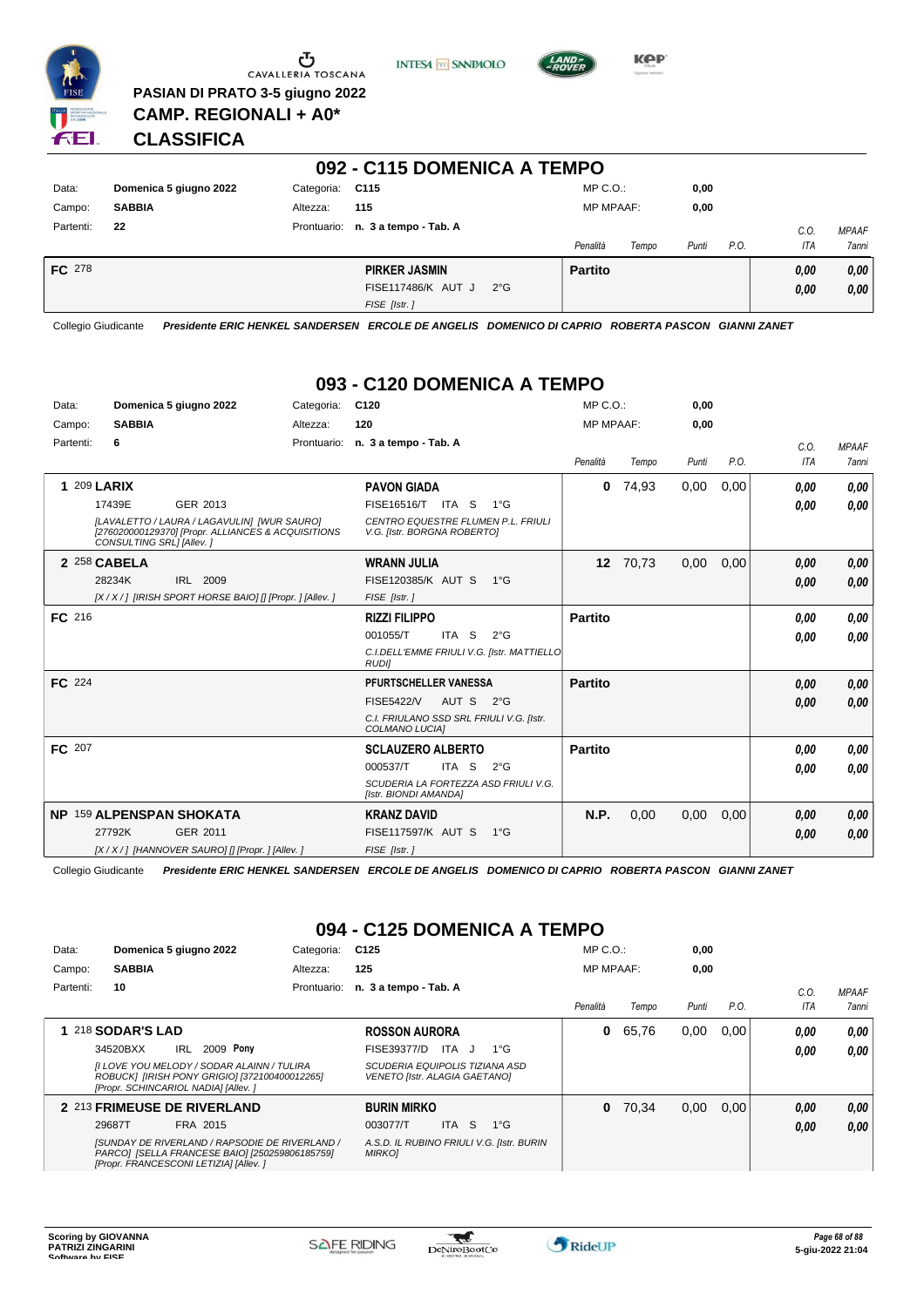PASIAN DI PRATO 3-5 giugno 2022

**CAMP. REGIONALI + A0***

**CLASSIFICA**

## 092 - C115 DOMENICA A TEMPO

| Data: | Domenica 5 giugno 2022 | Categoria: | C115 | MP C.O.: | 0,00 |
|---|---|---|---|---|---|
| Campo: | SABBIA | Altezza: | 115 | MP MPAAF: | 0,00 |
| Partenti: | 22 | Prontuario: | n. 3 a tempo - Tab. A | | |

| | Cavallo | Cavaliere | Penalità | Tempo | Punti | P.O. | C.O. ITA | MPAAF 7anni |
|---|---|---|---|---|---|---|---|---|
| FC 278 | | **PIRKER JASMIN** FISE117486/K AUT J 2°G FISE [Istr. ] | **Partito** | | | | 0,00 / 0,00 | 0,00 / 0,00 |

Collegio Giudicante *Presidente ERIC HENKEL SANDERSEN ERCOLE DE ANGELIS DOMENICO DI CAPRIO ROBERTA PASCON GIANNI ZANET*

## 093 - C120 DOMENICA A TEMPO

| Data: | Domenica 5 giugno 2022 | Categoria: | C120 | MP C.O.: | 0,00 |
|---|---|---|---|---|---|
| Campo: | SABBIA | Altezza: | 120 | MP MPAAF: | 0,00 |
| Partenti: | 6 | Prontuario: | n. 3 a tempo - Tab. A | | |

| | Cavallo | Cavaliere | Penalità | Tempo | Punti | P.O. | C.O. ITA | MPAAF 7anni |
|---|---|---|---|---|---|---|---|---|
| 1 209 | **LARIX** 17439E GER 2013 [LAVALETTO / LAURA / LAGAVULIN] [WUR SAURO] [276020000129370] [Propr. ALLIANCES & ACQUISITIONS CONSULTING SRL] [Allev. ] | **PAVON GIADA** FISE16516/T ITA S 1°G CENTRO EQUESTRE FLUMEN P.L. FRIULI V.G. [Istr. BORGNA ROBERTO] | 0 | 74,93 | 0,00 | 0,00 | 0,00 / 0,00 | 0,00 / 0,00 |
| 2 258 | **CABELA** 28234K IRL 2009 [X / X / ] [IRISH SPORT HORSE BAIO] [] [Propr. ] [Allev. ] | **WRANN JULIA** FISE120385/K AUT S 1°G FISE [Istr. ] | 12 | 70,73 | 0,00 | 0,00 | 0,00 / 0,00 | 0,00 / 0,00 |
| FC 216 | | **RIZZI FILIPPO** 001055/T ITA S 2°G C.I.DELL'EMME FRIULI V.G. [Istr. MATTIELLO RUDI] | **Partito** | | | | 0,00 / 0,00 | 0,00 / 0,00 |
| FC 224 | | **PFURTSCHELLER VANESSA** FISE5422/V AUT S 2°G C.I. FRIULANO SSD SRL FRIULI V.G. [Istr. COLMANO LUCIA] | **Partito** | | | | 0,00 / 0,00 | 0,00 / 0,00 |
| FC 207 | | **SCLAUZERO ALBERTO** 000537/T ITA S 2°G SCUDERIA LA FORTEZZA ASD FRIULI V.G. [Istr. BIONDI AMANDA] | **Partito** | | | | 0,00 / 0,00 | 0,00 / 0,00 |
| NP 159 | **ALPENSPAN SHOKATA** 27792K GER 2011 [X / X / ] [HANNOVER SAURO] [] [Propr. ] [Allev. ] | **KRANZ DAVID** FISE117597/K AUT S 1°G FISE [Istr. ] | N.P. | 0,00 | 0,00 | 0,00 | 0,00 / 0,00 | 0,00 / 0,00 |

Collegio Giudicante *Presidente ERIC HENKEL SANDERSEN ERCOLE DE ANGELIS DOMENICO DI CAPRIO ROBERTA PASCON GIANNI ZANET*

## 094 - C125 DOMENICA A TEMPO

| Data: | Domenica 5 giugno 2022 | Categoria: | C125 | MP C.O.: | 0,00 |
|---|---|---|---|---|---|
| Campo: | SABBIA | Altezza: | 125 | MP MPAAF: | 0,00 |
| Partenti: | 10 | Prontuario: | n. 3 a tempo - Tab. A | | |

| | Cavallo | Cavaliere | Penalità | Tempo | Punti | P.O. | C.O. ITA | MPAAF 7anni |
|---|---|---|---|---|---|---|---|---|
| 1 218 | **SODAR'S LAD** 34520BXX IRL 2009 **Pony** [I LOVE YOU MELODY / SODAR ALAINN / TULIRA ROBUCK] [IRISH PONY GRIGIO] [372100400012265] [Propr. SCHINCARIOL NADIA] [Allev. ] | **ROSSON AURORA** FISE39377/D ITA J 1°G SCUDERIA EQUIPOLIS TIZIANA ASD VENETO [Istr. ALAGIA GAETANO] | 0 | 65,76 | 0,00 | 0,00 | 0,00 / 0,00 | 0,00 / 0,00 |
| 2 213 | **FRIMEUSE DE RIVERLAND** 29687T FRA 2015 [SUNDAY DE RIVERLAND / RAPSODIE DE RIVERLAND / PARCO] [SELLA FRANCESE BAIO] [250259806185759] [Propr. FRANCESCONI LETIZIA] [Allev. ] | **BURIN MIRKO** 003077/T ITA S 1°G A.S.D. IL RUBINO FRIULI V.G. [Istr. BURIN MIRKO] | 0 | 70,34 | 0,00 | 0,00 | 0,00 / 0,00 | 0,00 / 0,00 |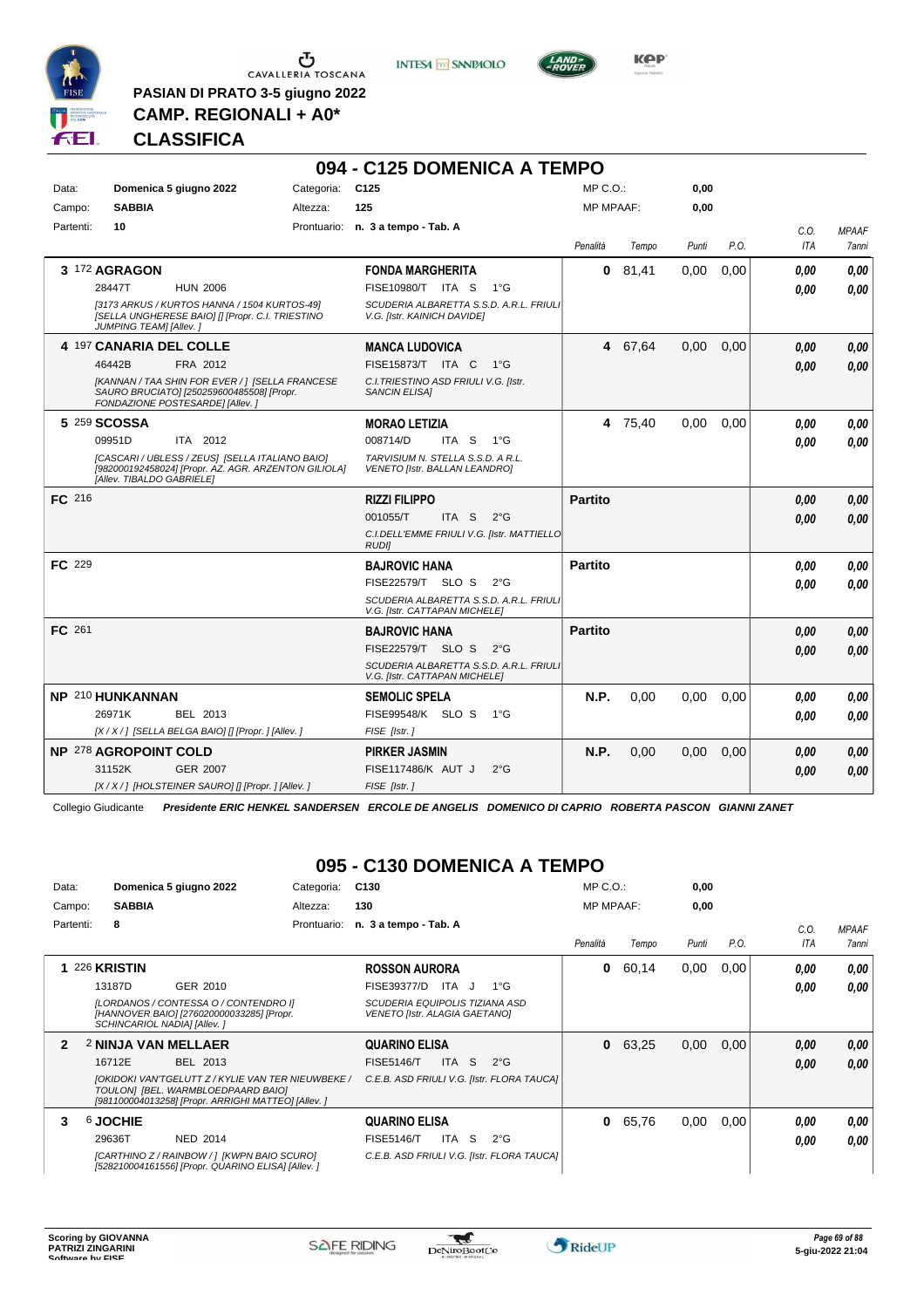PASIAN DI PRATO 3-5 giugno 2022

**CAMP. REGIONALI + A0***

**CLASSIFICA**

## 094 - C125 DOMENICA A TEMPO

| | | | |
|---|---|---|---|
| Data: | Domenica 5 giugno 2022 | Categoria: | C125 |
| Campo: | SABBIA | Altezza: | 125 |
| Partenti: | 10 | Prontuario: | n. 3 a tempo - Tab. A |

MP C.O.: 0,00 — MP MPAAF: 0,00

| Pos. | Cavallo | Cavaliere | Penalità | Tempo | Punti | P.O. | C.O. ITA | MPAAF 7anni |
|---|---|---|---|---|---|---|---|---|
| 3 | 172 **AGRAGON** 28447T HUN 2006 *[3173 ARKUS / KURTOS HANNA / 1504 KURTOS-49] [SELLA UNGHERESE BAIO] [] [Propr. C.I. TRIESTINO JUMPING TEAM] [Allev. ]* | **FONDA MARGHERITA** FISE10980/T ITA S 1°G *SCUDERIA ALBARETTA S.S.D. A.R.L. FRIULI V.G. [Istr. KAINICH DAVIDE]* | 0 | 81,41 | 0,00 | 0,00 | 0,00 / 0,00 | 0,00 / 0,00 |
| 4 | 197 **CANARIA DEL COLLE** 46442B FRA 2012 *[KANNAN / TAA SHIN FOR EVER / ] [SELLA FRANCESE SAURO BRUCIATO] [250259600485508] [Propr. FONDAZIONE POSTESARDE] [Allev. ]* | **MANCA LUDOVICA** FISE15873/T ITA C 1°G *C.I.TRIESTINO ASD FRIULI V.G. [Istr. SANCIN ELISA]* | 4 | 67,64 | 0,00 | 0,00 | 0,00 / 0,00 | 0,00 / 0,00 |
| 5 | 259 **SCOSSA** 09951D ITA 2012 *[CASCARI / UBLESS / ZEUS] [SELLA ITALIANO BAIO] [982000192458024] [Propr. AZ. AGR. ARZENTON GILIOLA] [Allev. TIBALDO GABRIELE]* | **MORAO LETIZIA** 008714/D ITA S 1°G *TARVISIUM N. STELLA S.S.D. A R.L. VENETO [Istr. BALLAN LEANDRO]* | 4 | 75,40 | 0,00 | 0,00 | 0,00 / 0,00 | 0,00 / 0,00 |
| FC | 216 | **RIZZI FILIPPO** 001055/T ITA S 2°G *C.I.DELL'EMME FRIULI V.G. [Istr. MATTIELLO RUDI]* | Partito | | | | 0,00 / 0,00 | 0,00 / 0,00 |
| FC | 229 | **BAJROVIC HANA** FISE22579/T SLO S 2°G *SCUDERIA ALBARETTA S.S.D. A.R.L. FRIULI V.G. [Istr. CATTAPAN MICHELE]* | Partito | | | | 0,00 / 0,00 | 0,00 / 0,00 |
| FC | 261 | **BAJROVIC HANA** FISE22579/T SLO S 2°G *SCUDERIA ALBARETTA S.S.D. A.R.L. FRIULI V.G. [Istr. CATTAPAN MICHELE]* | Partito | | | | 0,00 / 0,00 | 0,00 / 0,00 |
| NP | 210 **HUNKANNAN** 26971K BEL 2013 *[X / X / ] [SELLA BELGA BAIO] [] [Propr. ] [Allev. ]* | **SEMOLIC SPELA** FISE99548/K SLO S 1°G *FISE [Istr. ]* | N.P. | 0,00 | 0,00 | 0,00 | 0,00 / 0,00 | 0,00 / 0,00 |
| NP | 278 **AGROPOINT COLD** 31152K GER 2007 *[X / X / ] [HOLSTEINER SAURO] [] [Propr. ] [Allev. ]* | **PIRKER JASMIN** FISE117486/K AUT J 2°G *FISE [Istr. ]* | N.P. | 0,00 | 0,00 | 0,00 | 0,00 / 0,00 | 0,00 / 0,00 |

Collegio Giudicante *Presidente ERIC HENKEL SANDERSEN ERCOLE DE ANGELIS DOMENICO DI CAPRIO ROBERTA PASCON GIANNI ZANET*

## 095 - C130 DOMENICA A TEMPO

| | | | |
|---|---|---|---|
| Data: | Domenica 5 giugno 2022 | Categoria: | C130 |
| Campo: | SABBIA | Altezza: | 130 |
| Partenti: | 8 | Prontuario: | n. 3 a tempo - Tab. A |

MP C.O.: 0,00 — MP MPAAF: 0,00

| Pos. | Cavallo | Cavaliere | Penalità | Tempo | Punti | P.O. | C.O. ITA | MPAAF 7anni |
|---|---|---|---|---|---|---|---|---|
| 1 | 226 **KRISTIN** 13187D GER 2010 *[LORDANOS / CONTESSA O / CONTENDRO I] [HANNOVER BAIO] [276020000033285] [Propr. SCHINCARIOL NADIA] [Allev. ]* | **ROSSON AURORA** FISE39377/D ITA J 1°G *SCUDERIA EQUIPOLIS TIZIANA ASD VENETO [Istr. ALAGIA GAETANO]* | 0 | 60,14 | 0,00 | 0,00 | 0,00 / 0,00 | 0,00 / 0,00 |
| 2 | 2 **NINJA VAN MELLAER** 16712E BEL 2013 *[OKIDOKI VAN'TGELUTT Z / KYLIE VAN TER NIEUWBEKE / TOULON] [BEL. WARMBLOEDPAARD BAIO] [981100004013258] [Propr. ARRIGHI MATTEO] [Allev. ]* | **QUARINO ELISA** FISE5146/T ITA S 2°G *C.E.B. ASD FRIULI V.G. [Istr. FLORA TAUCA]* | 0 | 63,25 | 0,00 | 0,00 | 0,00 / 0,00 | 0,00 / 0,00 |
| 3 | 6 **JOCHIE** 29636T NED 2014 *[CARTHINO Z / RAINBOW / ] [KWPN BAIO SCURO] [528210004161556] [Propr. QUARINO ELISA] [Allev. ]* | **QUARINO ELISA** FISE5146/T ITA S 2°G *C.E.B. ASD FRIULI V.G. [Istr. FLORA TAUCA]* | 0 | 65,76 | 0,00 | 0,00 | 0,00 / 0,00 | 0,00 / 0,00 |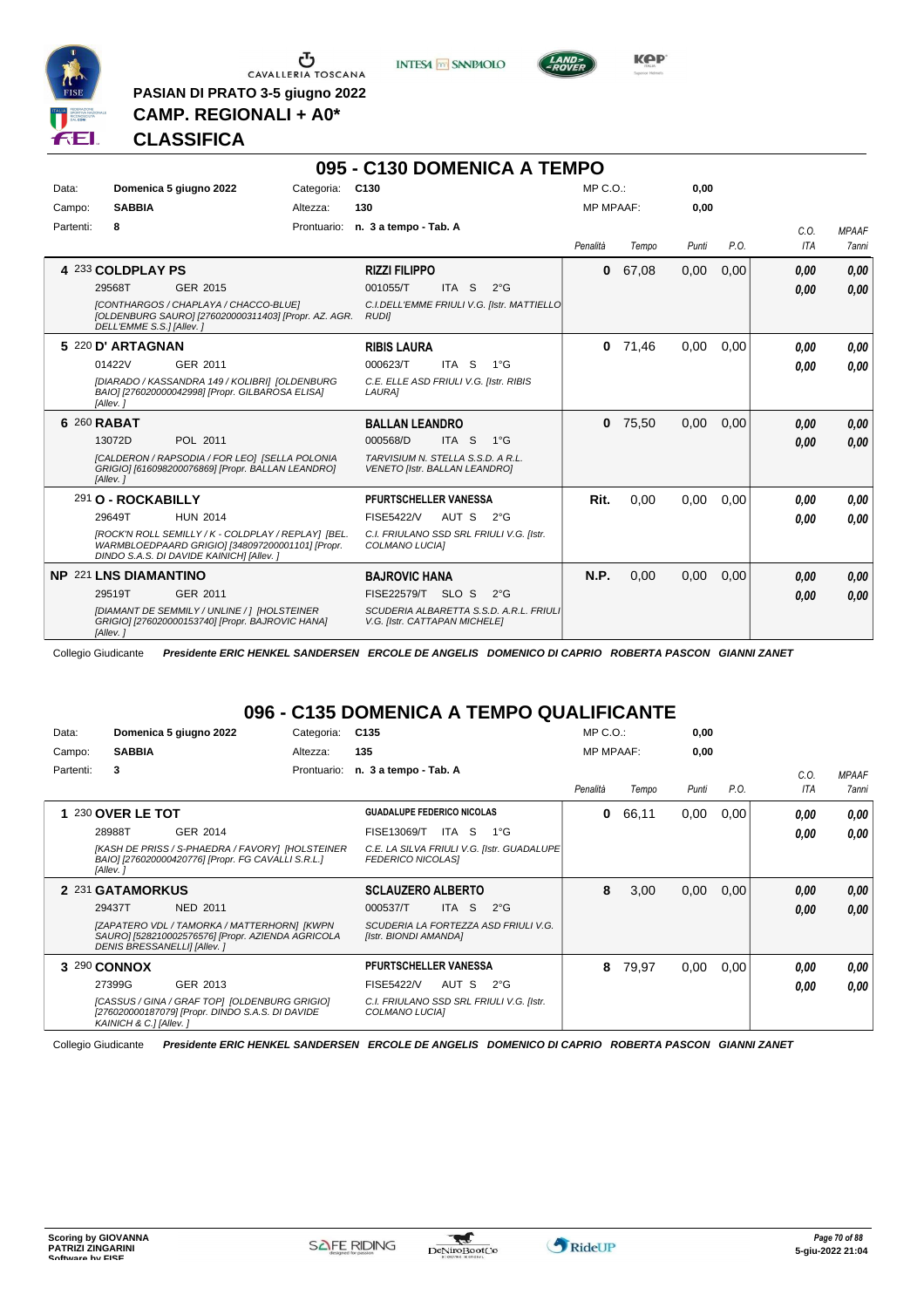PASIAN DI PRATO 3-5 giugno 2022

**CAMP. REGIONALI + A0***

**CLASSIFICA**

## 095 - C130 DOMENICA A TEMPO

| Data: | Domenica 5 giugno 2022 | Categoria: | C130 | MP C.O.: | 0,00 |
|---|---|---|---|---|---|
| Campo: | SABBIA | Altezza: | 130 | MP MPAAF: | 0,00 |
| Partenti: | 8 | Prontuario: | n. 3 a tempo - Tab. A | | |

| Pos. | Cavallo | Cavaliere | Penalità | Tempo | Punti | P.O. | C.O. ITA | MPAAF 7anni |
|---|---|---|---|---|---|---|---|---|
| 4 | 233 **COLDPLAY PS** 29568T GER 2015 *[CONTHARGOS / CHAPLAYA / CHACCO-BLUE] [OLDENBURG SAURO] [276020000311403] [Propr. AZ. AGR. DELL'EMME S.S.] [Allev. ]* | **RIZZI FILIPPO** 001055/T ITA S 2°G *C.I.DELL'EMME FRIULI V.G. [Istr. MATTIELLO RUDI]* | 0 | 67,08 | 0,00 | 0,00 | 0,00 / 0,00 | 0,00 / 0,00 |
| 5 | 220 **D' ARTAGNAN** 01422V GER 2011 *[DIARADO / KASSANDRA 149 / KOLIBRI] [OLDENBURG BAIO] [276020000042998] [Propr. GILBAROSA ELISA] [Allev. ]* | **RIBIS LAURA** 000623/T ITA S 1°G *C.E. ELLE ASD FRIULI V.G. [Istr. RIBIS LAURA]* | 0 | 71,46 | 0,00 | 0,00 | 0,00 / 0,00 | 0,00 / 0,00 |
| 6 | 260 **RABAT** 13072D POL 2011 *[CALDERON / RAPSODIA / FOR LEO] [SELLA POLONIA GRIGIO] [616098200076869] [Propr. BALLAN LEANDRO] [Allev. ]* | **BALLAN LEANDRO** 000568/D ITA S 1°G *TARVISIUM N. STELLA S.S.D. A R.L. VENETO [Istr. BALLAN LEANDRO]* | 0 | 75,50 | 0,00 | 0,00 | 0,00 / 0,00 | 0,00 / 0,00 |
| | 291 **O - ROCKABILLY** 29649T HUN 2014 *[ROCK'N ROLL SEMILLY / K - COLDPLAY / REPLAY] [BEL. WARMBLOEDPAARD GRIGIO] [348097200001101] [Propr. DINDO S.A.S. DI DAVIDE KAINICH] [Allev. ]* | **PFURTSCHELLER VANESSA** FISE5422/V AUT S 2°G *C.I. FRIULANO SSD SRL FRIULI V.G. [Istr. COLMANO LUCIA]* | Rit. | 0,00 | 0,00 | 0,00 | 0,00 / 0,00 | 0,00 / 0,00 |
| NP | 221 **LNS DIAMANTINO** 29519T GER 2011 *[DIAMANT DE SEMMILY / UNLINE / ] [HOLSTEINER GRIGIO] [276020000153740] [Propr. BAJROVIC HANA] [Allev. ]* | **BAJROVIC HANA** FISE22579/T SLO S 2°G *SCUDERIA ALBARETTA S.S.D. A.R.L. FRIULI V.G. [Istr. CATTAPAN MICHELE]* | N.P. | 0,00 | 0,00 | 0,00 | 0,00 / 0,00 | 0,00 / 0,00 |

Collegio Giudicante *Presidente ERIC HENKEL SANDERSEN ERCOLE DE ANGELIS DOMENICO DI CAPRIO ROBERTA PASCON GIANNI ZANET*

## 096 - C135 DOMENICA A TEMPO QUALIFICANTE

| Data: | Domenica 5 giugno 2022 | Categoria: | C135 | MP C.O.: | 0,00 |
|---|---|---|---|---|---|
| Campo: | SABBIA | Altezza: | 135 | MP MPAAF: | 0,00 |
| Partenti: | 3 | Prontuario: | n. 3 a tempo - Tab. A | | |

| Pos. | Cavallo | Cavaliere | Penalità | Tempo | Punti | P.O. | C.O. ITA | MPAAF 7anni |
|---|---|---|---|---|---|---|---|---|
| 1 | 230 **OVER LE TOT** 28988T GER 2014 *[KASH DE PRISS / S-PHAEDRA / FAVORY] [HOLSTEINER BAIO] [276020000420776] [Propr. FG CAVALLI S.R.L.] [Allev. ]* | **GUADALUPE FEDERICO NICOLAS** FISE13069/T ITA S 1°G *C.E. LA SILVA FRIULI V.G. [Istr. GUADALUPE FEDERICO NICOLAS]* | 0 | 66,11 | 0,00 | 0,00 | 0,00 / 0,00 | 0,00 / 0,00 |
| 2 | 231 **GATAMORKUS** 29437T NED 2011 *[ZAPATERO VDL / TAMORKA / MATTERHORN] [KWPN SAURO] [528210002576576] [Propr. AZIENDA AGRICOLA DENIS BRESSANELLI] [Allev. ]* | **SCLAUZERO ALBERTO** 000537/T ITA S 2°G *SCUDERIA LA FORTEZZA ASD FRIULI V.G. [Istr. BIONDI AMANDA]* | 8 | 3,00 | 0,00 | 0,00 | 0,00 / 0,00 | 0,00 / 0,00 |
| 3 | 290 **CONNOX** 27399G GER 2013 *[CASSUS / GINA / GRAF TOP] [OLDENBURG GRIGIO] [276020000187079] [Propr. DINDO S.A.S. DI DAVIDE KAINICH & C.] [Allev. ]* | **PFURTSCHELLER VANESSA** FISE5422/V AUT S 2°G *C.I. FRIULANO SSD SRL FRIULI V.G. [Istr. COLMANO LUCIA]* | 8 | 79,97 | 0,00 | 0,00 | 0,00 / 0,00 | 0,00 / 0,00 |

Collegio Giudicante *Presidente ERIC HENKEL SANDERSEN ERCOLE DE ANGELIS DOMENICO DI CAPRIO ROBERTA PASCON GIANNI ZANET*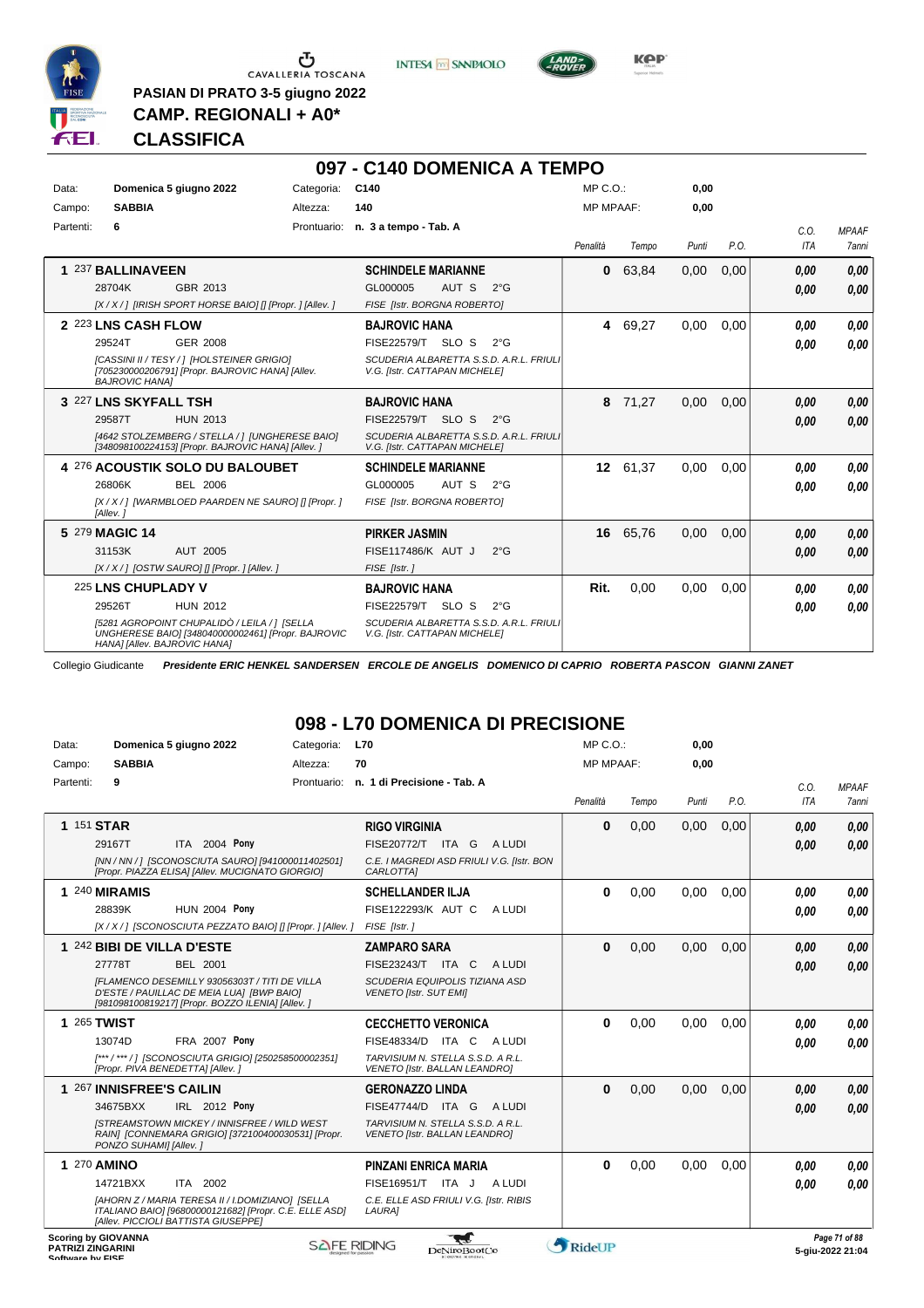PASIAN DI PRATO 3-5 giugno 2022

**CAMP. REGIONALI + A0***

**CLASSIFICA**

## 097 - C140 DOMENICA A TEMPO

Data: **Domenica 5 giugno 2022** Categoria: **C140** MP C.O.: **0,00**

Campo: **SABBIA** Altezza: **140** MP MPAAF: **0,00**

Partenti: **6** Prontuario: **n. 3 a tempo - Tab. A**

| | Cavallo | Cavaliere | Penalità | Tempo | Punti | P.O. | C.O. ITA | MPAAF 7anni |
|---|---|---|---|---|---|---|---|---|
| 1 | 237 **BALLINAVEEN** 28704K GBR 2013 [X / X / ] [IRISH SPORT HORSE BAIO] [] [Propr. ] [Allev. ] | **SCHINDELE MARIANNE** GL000005 AUT S 2°G FISE [Istr. BORGNA ROBERTO] | 0 | 63,84 | 0,00 | 0,00 | 0,00 / 0,00 | 0,00 / 0,00 |
| 2 | 223 **LNS CASH FLOW** 29524T GER 2008 [CASSINI II / TESY / ] [HOLSTEINER GRIGIO] [705230000206791] [Propr. BAJROVIC HANA] [Allev. BAJROVIC HANA] | **BAJROVIC HANA** FISE22579/T SLO S 2°G SCUDERIA ALBARETTA S.S.D. A.R.L. FRIULI V.G. [Istr. CATTAPAN MICHELE] | 4 | 69,27 | 0,00 | 0,00 | 0,00 / 0,00 | 0,00 / 0,00 |
| 3 | 227 **LNS SKYFALL TSH** 29587T HUN 2013 [4642 STOLZEMBERG / STELLA / ] [UNGHERESE BAIO] [348098100224153] [Propr. BAJROVIC HANA] [Allev. ] | **BAJROVIC HANA** FISE22579/T SLO S 2°G SCUDERIA ALBARETTA S.S.D. A.R.L. FRIULI V.G. [Istr. CATTAPAN MICHELE] | 8 | 71,27 | 0,00 | 0,00 | 0,00 / 0,00 | 0,00 / 0,00 |
| 4 | 276 **ACOUSTIK SOLO DU BALOUBET** 26806K BEL 2006 [X / X / ] [WARMBLOED PAARDEN NE SAURO] [] [Propr. ] [Allev. ] | **SCHINDELE MARIANNE** GL000005 AUT S 2°G FISE [Istr. BORGNA ROBERTO] | 12 | 61,37 | 0,00 | 0,00 | 0,00 / 0,00 | 0,00 / 0,00 |
| 5 | 279 **MAGIC 14** 31153K AUT 2005 [X / X / ] [OSTW SAURO] [] [Propr. ] [Allev. ] | **PIRKER JASMIN** FISE117486/K AUT J 2°G FISE [Istr. ] | 16 | 65,76 | 0,00 | 0,00 | 0,00 / 0,00 | 0,00 / 0,00 |
| | 225 **LNS CHUPLADY V** 29526T HUN 2012 [5281 AGROPOINT CHUPALIDÒ / LEILA / ] [SELLA UNGHERESE BAIO] [348040000002461] [Propr. BAJROVIC HANA] [Allev. BAJROVIC HANA] | **BAJROVIC HANA** FISE22579/T SLO S 2°G SCUDERIA ALBARETTA S.S.D. A.R.L. FRIULI V.G. [Istr. CATTAPAN MICHELE] | Rit. | 0,00 | 0,00 | 0,00 | 0,00 / 0,00 | 0,00 / 0,00 |

Collegio Giudicante *Presidente ERIC HENKEL SANDERSEN ERCOLE DE ANGELIS DOMENICO DI CAPRIO ROBERTA PASCON GIANNI ZANET*

## 098 - L70 DOMENICA DI PRECISIONE

Data: **Domenica 5 giugno 2022** Categoria: **L70** MP C.O.: **0,00**

Campo: **SABBIA** Altezza: **70** MP MPAAF: **0,00**

Partenti: **9** Prontuario: **n. 1 di Precisione - Tab. A**

| | Cavallo | Cavaliere | Penalità | Tempo | Punti | P.O. | C.O. ITA | MPAAF 7anni |
|---|---|---|---|---|---|---|---|---|
| 1 | 151 **STAR** 29167T ITA 2004 **Pony** [NN / NN / ] [SCONOSCIUTA SAURO] [941000011402501] [Propr. PIAZZA ELISA] [Allev. MUCIGNATO GIORGIO] | **RIGO VIRGINIA** FISE20772/T ITA G A LUDI C.E. I MAGREDI ASD FRIULI V.G. [Istr. BON CARLOTTA] | 0 | 0,00 | 0,00 | 0,00 | 0,00 / 0,00 | 0,00 / 0,00 |
| 1 | 240 **MIRAMIS** 28839K HUN 2004 **Pony** [X / X / ] [SCONOSCIUTA PEZZATO BAIO] [] [Propr. ] [Allev. ] | **SCHELLANDER ILJA** FISE122293/K AUT C A LUDI FISE [Istr. ] | 0 | 0,00 | 0,00 | 0,00 | 0,00 / 0,00 | 0,00 / 0,00 |
| 1 | 242 **BIBI DE VILLA D'ESTE** 27778T BEL 2001 [FLAMENCO DESEMILLY 93056303T / TITI DE VILLA D'ESTE / PAUILLAC DE MEIA LUA] [BWP BAIO] [981098100819217] [Propr. BOZZO ILENIA] [Allev. ] | **ZAMPARO SARA** FISE23243/T ITA C A LUDI SCUDERIA EQUIPOLIS TIZIANA ASD VENETO [Istr. SUT EMI] | 0 | 0,00 | 0,00 | 0,00 | 0,00 / 0,00 | 0,00 / 0,00 |
| 1 | 265 **TWIST** 13074D FRA 2007 **Pony** [*** / *** / ] [SCONOSCIUTA GRIGIO] [250258500002351] [Propr. PIVA BENEDETTA] [Allev. ] | **CECCHETTO VERONICA** FISE48334/D ITA C A LUDI TARVISIUM N. STELLA S.S.D. A R.L. VENETO [Istr. BALLAN LEANDRO] | 0 | 0,00 | 0,00 | 0,00 | 0,00 / 0,00 | 0,00 / 0,00 |
| 1 | 267 **INNISFREE'S CAILIN** 34675BXX IRL 2012 **Pony** [STREAMSTOWN MICKEY / INNISFREE / WILD WEST RAIN] [CONNEMARA GRIGIO] [372100400030531] [Propr. PONZO SUHAMI] [Allev. ] | **GERONAZZO LINDA** FISE47744/D ITA G A LUDI TARVISIUM N. STELLA S.S.D. A R.L. VENETO [Istr. BALLAN LEANDRO] | 0 | 0,00 | 0,00 | 0,00 | 0,00 / 0,00 | 0,00 / 0,00 |
| 1 | 270 **AMINO** 14721BXX ITA 2002 [AHORN Z / MARIA TERESA II / I.DOMIZIANO] [SELLA ITALIANO BAIO] [968000000121682] [Propr. C.E. ELLE ASD] [Allev. PICCIOLI BATTISTA GIUSEPPE] | **PINZANI ENRICA MARIA** FISE16951/T ITA J A LUDI C.E. ELLE ASD FRIULI V.G. [Istr. RIBIS LAURA] | 0 | 0,00 | 0,00 | 0,00 | 0,00 / 0,00 | 0,00 / 0,00 |

Scoring by GIOVANNA PATRIZI ZINGARINI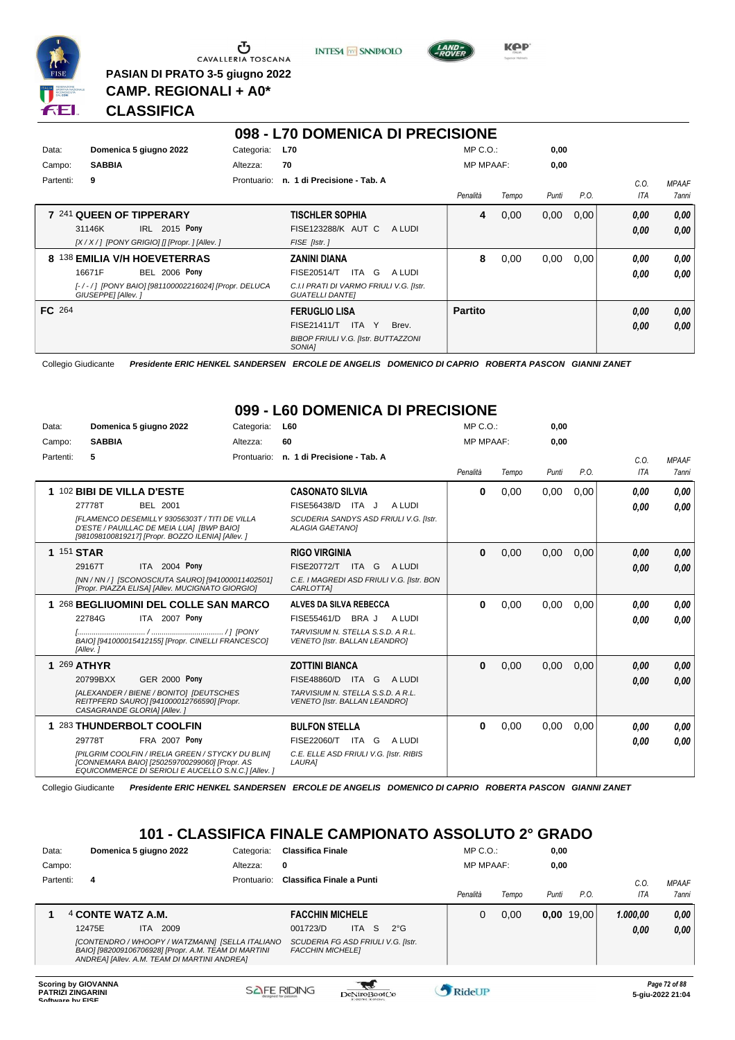**PASIAN DI PRATO 3-5 giugno 2022**
**CAMP. REGIONALI + A0***
**CLASSIFICA**

## 098 - L70 DOMENICA DI PRECISIONE

| | | | | | |
|---|---|---|---|---|---|
| Data: | Domenica 5 giugno 2022 | Categoria: | L70 | MP C.O.: | 0,00 |
| Campo: | SABBIA | Altezza: | 70 | MP MPAAF: | 0,00 |
| Partenti: | 9 | Prontuario: | n. 1 di Precisione - Tab. A | | |

| Cl. | Cavallo | Cavaliere | Penalità | Tempo | Punti | P.O. | C.O. ITA | MPAAF 7anni |
|---|---|---|---|---|---|---|---|---|
| 7 | 241 **QUEEN OF TIPPERARY** 31146K IRL 2015 Pony [X / X / ] [PONY GRIGIO] [] [Propr. ] [Allev. ] | **TISCHLER SOPHIA** FISE123288/K AUT C A LUDI FISE [Istr. ] | 4 | 0,00 | 0,00 | 0,00 | 0,00 / 0,00 | 0,00 / 0,00 |
| 8 | 138 **EMILIA V/H HOEVETERRAS** 16671F BEL 2006 Pony [- / - / ] [PONY BAIO] [981100002216024] [Propr. DELUCA GIUSEPPE] [Allev. ] | **ZANINI DIANA** FISE20514/T ITA G A LUDI C.I.I PRATI DI VARMO FRIULI V.G. [Istr. GUATELLI DANTE] | 8 | 0,00 | 0,00 | 0,00 | 0,00 / 0,00 | 0,00 / 0,00 |
| FC | 264 | **FERUGLIO LISA** FISE21411/T ITA Y Brev. BIBOP FRIULI V.G. [Istr. BUTTAZZONI SONIA] | Partito | | | | 0,00 / 0,00 | 0,00 / 0,00 |

Collegio Giudicante *Presidente ERIC HENKEL SANDERSEN ERCOLE DE ANGELIS DOMENICO DI CAPRIO ROBERTA PASCON GIANNI ZANET*

## 099 - L60 DOMENICA DI PRECISIONE

| | | | | | |
|---|---|---|---|---|---|
| Data: | Domenica 5 giugno 2022 | Categoria: | L60 | MP C.O.: | 0,00 |
| Campo: | SABBIA | Altezza: | 60 | MP MPAAF: | 0,00 |
| Partenti: | 5 | Prontuario: | n. 1 di Precisione - Tab. A | | |

| Cl. | Cavallo | Cavaliere | Penalità | Tempo | Punti | P.O. | C.O. ITA | MPAAF 7anni |
|---|---|---|---|---|---|---|---|---|
| 1 | 102 **BIBI DE VILLA D'ESTE** 27778T BEL 2001 [FLAMENCO DESEMILLY 93056303T / TITI DE VILLA D'ESTE / PAUILLAC DE MEIA LUA] [BWP BAIO] [981098100819217] [Propr. BOZZO ILENIA] [Allev. ] | **CASONATO SILVIA** FISE56438/D ITA J A LUDI SCUDERIA SANDYS ASD FRIULI V.G. [Istr. ALAGIA GAETANO] | 0 | 0,00 | 0,00 | 0,00 | 0,00 / 0,00 | 0,00 / 0,00 |
| 1 | 151 **STAR** 29167T ITA 2004 Pony [NN / NN / ] [SCONOSCIUTA SAURO] [941000011402501] [Propr. PIAZZA ELISA] [Allev. MUCIGNATO GIORGIO] | **RIGO VIRGINIA** FISE20772/T ITA G A LUDI C.E. I MAGREDI ASD FRIULI V.G. [Istr. BON CARLOTTA] | 0 | 0,00 | 0,00 | 0,00 | 0,00 / 0,00 | 0,00 / 0,00 |
| 1 | 268 **BELLIUOMINI DEL COLLE SAN MARCO** 22784G ITA 2007 Pony [................................ / .................................. / ] [PONY BAIO] [941000015412155] [Propr. CINELLI FRANCESCO] [Allev. ] | **ALVES DA SILVA REBECCA** FISE55461/D BRA J A LUDI TARVISIUM N. STELLA S.S.D. A R.L. VENETO [Istr. BALLAN LEANDRO] | 0 | 0,00 | 0,00 | 0,00 | 0,00 / 0,00 | 0,00 / 0,00 |
| 1 | 269 **ATHYR** 20799BXX GER 2000 Pony [ALEXANDER / BIENE / BONITO] [DEUTSCHES REITPFERD SAURO] [941000012766590] [Propr. CASAGRANDE GLORIA] [Allev. ] | **ZOTTINI BIANCA** FISE48860/D ITA G A LUDI TARVISIUM N. STELLA S.S.D. A R.L. VENETO [Istr. BALLAN LEANDRO] | 0 | 0,00 | 0,00 | 0,00 | 0,00 / 0,00 | 0,00 / 0,00 |
| 1 | 283 **THUNDERBOLT COOLFIN** 29778T FRA 2007 Pony [PILGRIM COOLFIN / IRELIA GREEN / STYCKY DU BLIN] [CONNEMARA BAIO] [250259700299060] [Propr. AS EQUICOMMERCE DI SERIOLI E AUCELLO S.N.C.] [Allev. ] | **BULFON STELLA** FISE22060/T ITA G A LUDI C.E. ELLE ASD FRIULI V.G. [Istr. RIBIS LAURA] | 0 | 0,00 | 0,00 | 0,00 | 0,00 / 0,00 | 0,00 / 0,00 |

Collegio Giudicante *Presidente ERIC HENKEL SANDERSEN ERCOLE DE ANGELIS DOMENICO DI CAPRIO ROBERTA PASCON GIANNI ZANET*

## 101 - CLASSIFICA FINALE CAMPIONATO ASSOLUTO 2° GRADO

| | | | | | |
|---|---|---|---|---|---|
| Data: | Domenica 5 giugno 2022 | Categoria: | Classifica Finale | MP C.O.: | 0,00 |
| Campo: | | Altezza: | 0 | MP MPAAF: | 0,00 |
| Partenti: | 4 | Prontuario: | Classifica Finale a Punti | | |

| Cl. | Cavallo | Cavaliere | Penalità | Tempo | Punti | P.O. | C.O. ITA | MPAAF 7anni |
|---|---|---|---|---|---|---|---|---|
| 1 | 4 **CONTE WATZ A.M.** 12475E ITA 2009 [CONTENDRO / WHOOPY / WATZMANN] [SELLA ITALIANO BAIO] [982009106706928] [Propr. A.M. TEAM DI MARTINI ANDREA] [Allev. A.M. TEAM DI MARTINI ANDREA] | **FACCHIN MICHELE** 001723/D ITA S 2°G SCUDERIA FG ASD FRIULI V.G. [Istr. FACCHIN MICHELE] | 0 | 0,00 | 0,00 | 19,00 | 1.000,00 / 0,00 | 0,00 / 0,00 |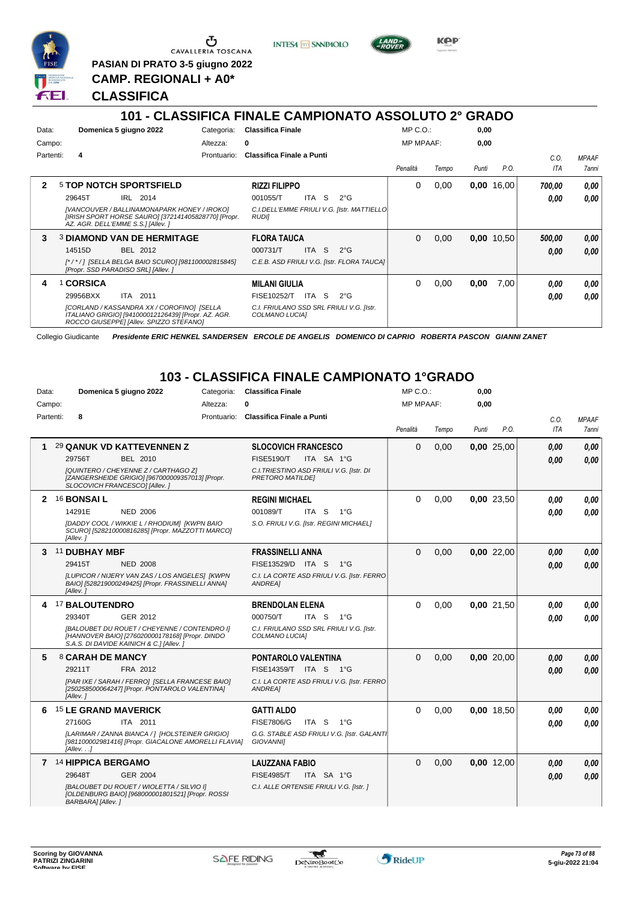PASIAN DI PRATO 3-5 giugno 2022

**CAMP. REGIONALI + A0\***

**CLASSIFICA**

## 101 - CLASSIFICA FINALE CAMPIONATO ASSOLUTO 2° GRADO

Data: **Domenica 5 giugno 2022** Categoria: **Classifica Finale** MP C.O.: **0,00**
Campo: Altezza: **0** MP MPAAF: **0,00**
Partenti: **4** Prontuario: **Classifica Finale a Punti**

| | Cavallo | Cavaliere | Penalità | Tempo | Punti | P.O. | C.O. ITA | MPAAF 7anni |
|---|---|---|---|---|---|---|---|---|
| 2 | 5 **TOP NOTCH SPORTSFIELD** 29645T IRL 2014 *[VANCOUVER / BALLINAMONAPARK HONEY / IROKO] [IRISH SPORT HORSE SAURO] [372141405828770] [Propr. AZ. AGR. DELL'EMME S.S.] [Allev. ]* | **RIZZI FILIPPO** 001055/T ITA S 2°G *C.I.DELL'EMME FRIULI V.G. [Istr. MATTIELLO RUDI]* | 0 | 0,00 | **0,00** | 16,00 | **700,00** **0,00** | **0,00** **0,00** |
| 3 | 3 **DIAMOND VAN DE HERMITAGE** 14515D BEL 2012 *[\* / \* / ] [SELLA BELGA BAIO SCURO] [981100002815845] [Propr. SSD PARADISO SRL] [Allev. ]* | **FLORA TAUCA** 000731/T ITA S 2°G *C.E.B. ASD FRIULI V.G. [Istr. FLORA TAUCA]* | 0 | 0,00 | **0,00** | 10,50 | **500,00** **0,00** | **0,00** **0,00** |
| 4 | 1 **CORSICA** 29956BXX ITA 2011 *[CORLAND / KASSANDRA XX / COROFINO] [SELLA ITALIANO GRIGIO] [941000012126439] [Propr. AZ. AGR. ROCCO GIUSEPPE] [Allev. SPIZZO STEFANO]* | **MILANI GIULIA** FISE10252/T ITA S 2°G *C.I. FRIULANO SSD SRL FRIULI V.G. [Istr. COLMANO LUCIA]* | 0 | 0,00 | **0,00** | 7,00 | **0,00** **0,00** | **0,00** **0,00** |

Collegio Giudicante *Presidente ERIC HENKEL SANDERSEN ERCOLE DE ANGELIS DOMENICO DI CAPRIO ROBERTA PASCON GIANNI ZANET*

## 103 - CLASSIFICA FINALE CAMPIONATO 1°GRADO

Data: **Domenica 5 giugno 2022** Categoria: **Classifica Finale** MP C.O.: **0,00**
Campo: Altezza: **0** MP MPAAF: **0,00**
Partenti: **8** Prontuario: **Classifica Finale a Punti**

| | Cavallo | Cavaliere | Penalità | Tempo | Punti | P.O. | C.O. ITA | MPAAF 7anni |
|---|---|---|---|---|---|---|---|---|
| 1 | 29 **QANUK VD KATTEVENNEN Z** 29756T BEL 2010 *[QUINTERO / CHEYENNE Z / CARTHAGO Z] [ZANGERSHEIDE GRIGIO] [967000009357013] [Propr. SLOCOVICH FRANCESCO] [Allev. ]* | **SLOCOVICH FRANCESCO** FISE5190/T ITA SA 1°G *C.I.TRIESTINO ASD FRIULI V.G. [Istr. DI PRETORO MATILDE]* | 0 | 0,00 | **0,00** | 25,00 | **0,00** **0,00** | **0,00** **0,00** |
| 2 | 16 **BONSAI L** 14291E NED 2006 *[DADDY COOL / WIKKIE L / RHODIUM] [KWPN BAIO SCURO] [528210000816285] [Propr. MAZZOTTI MARCO] [Allev. ]* | **REGINI MICHAEL** 001089/T ITA S 1°G *S.O. FRIULI V.G. [Istr. REGINI MICHAEL]* | 0 | 0,00 | **0,00** | 23,50 | **0,00** **0,00** | **0,00** **0,00** |
| 3 | 11 **DUBHAY MBF** 29415T NED 2008 *[LUPICOR / NIJERY VAN ZAS / LOS ANGELES] [KWPN BAIO] [528219000249425] [Propr. FRASSINELLI ANNA] [Allev. ]* | **FRASSINELLI ANNA** FISE13529/D ITA S 1°G *C.I. LA CORTE ASD FRIULI V.G. [Istr. FERRO ANDREA]* | 0 | 0,00 | **0,00** | 22,00 | **0,00** **0,00** | **0,00** **0,00** |
| 4 | 17 **BALOUTENDRO** 29340T GER 2012 *[BALOUBET DU ROUET / CHEYENNE / CONTENDRO I] [HANNOVER BAIO] [276020000178168] [Propr. DINDO S.A.S. DI DAVIDE KAINICH & C.] [Allev. ]* | **BRENDOLAN ELENA** 000750/T ITA S 1°G *C.I. FRIULANO SSD SRL FRIULI V.G. [Istr. COLMANO LUCIA]* | 0 | 0,00 | **0,00** | 21,50 | **0,00** **0,00** | **0,00** **0,00** |
| 5 | 8 **CARAH DE MANCY** 29211T FRA 2012 *[PAR IXE / SARAH / FERRO] [SELLA FRANCESE BAIO] [250258500064247] [Propr. PONTAROLO VALENTINA] [Allev. ]* | **PONTAROLO VALENTINA** FISE14359/T ITA S 1°G *C.I. LA CORTE ASD FRIULI V.G. [Istr. FERRO ANDREA]* | 0 | 0,00 | **0,00** | 20,00 | **0,00** **0,00** | **0,00** **0,00** |
| 6 | 15 **LE GRAND MAVERICK** 27160G ITA 2011 *[LARIMAR / ZANNA BIANCA / ] [HOLSTEINER GRIGIO] [981100002981416] [Propr. GIACALONE AMORELLI FLAVIA] [Allev. . .]* | **GATTI ALDO** FISE7806/G ITA S 1°G *G.G. STABLE ASD FRIULI V.G. [Istr. GALANTI GIOVANNI]* | 0 | 0,00 | **0,00** | 18,50 | **0,00** **0,00** | **0,00** **0,00** |
| 7 | 14 **HIPPICA BERGAMO** 29648T GER 2004 *[BALOUBET DU ROUET / WIOLETTA / SILVIO I] [OLDENBURG BAIO] [968000001801521] [Propr. ROSSI BARBARA] [Allev. ]* | **LAUZZANA FABIO** FISE4985/T ITA SA 1°G *C.I. ALLE ORTENSIE FRIULI V.G. [Istr. ]* | 0 | 0,00 | **0,00** | 12,00 | **0,00** **0,00** | **0,00** **0,00** |

Scoring by GIOVANNA PATRIZI ZINGARINI
5-giu-2022 21:04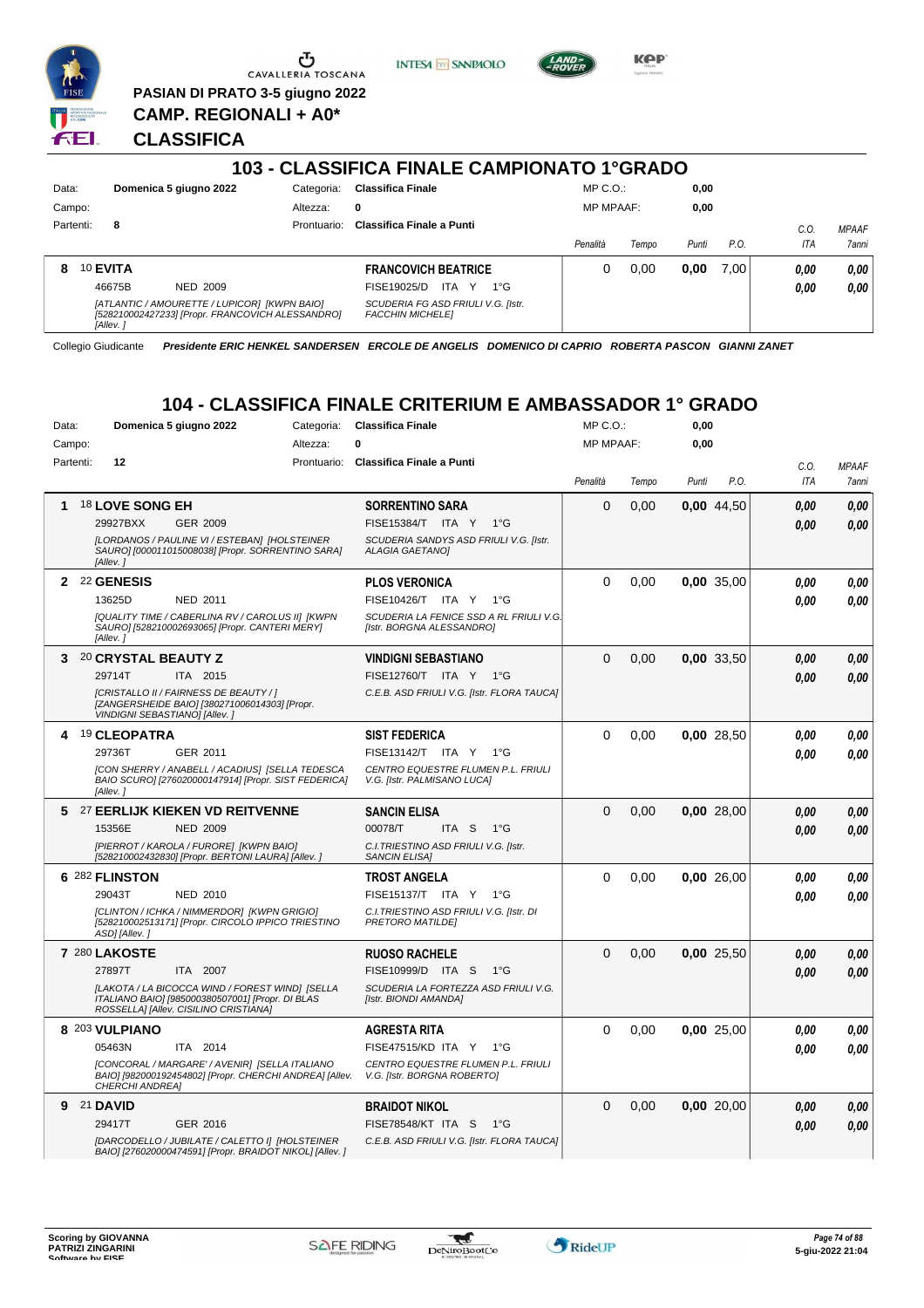PASIAN DI PRATO 3-5 giugno 2022

**CAMP. REGIONALI + A0***

**CLASSIFICA**

## 103 - CLASSIFICA FINALE CAMPIONATO 1°GRADO

| Data: | Domenica 5 giugno 2022 | Categoria: | Classifica Finale | MP C.O.: | 0,00 |
|---|---|---|---|---|---|
| Campo: | | Altezza: | 0 | MP MPAAF: | 0,00 |
| Partenti: | 8 | Prontuario: | Classifica Finale a Punti | | |

| | Cavallo | Cavaliere | Penalità | Tempo | Punti | P.O. | C.O. ITA | MPAAF 7anni |
|---|---|---|---|---|---|---|---|---|
| 8 | 10 **EVITA**<br>46675B NED 2009<br>*[ATLANTIC / AMOURETTE / LUPICOR] [KWPN BAIO] [528210002427233] [Propr. FRANCOVICH ALESSANDRO] [Allev. ]* | **FRANCOVICH BEATRICE**<br>FISE19025/D ITA Y 1°G<br>*SCUDERIA FG ASD FRIULI V.G. [Istr. FACCHIN MICHELE]* | 0 | 0,00 | 0,00 | 7,00 | 0,00<br>0,00 | 0,00<br>0,00 |

Collegio Giudicante *Presidente ERIC HENKEL SANDERSEN ERCOLE DE ANGELIS DOMENICO DI CAPRIO ROBERTA PASCON GIANNI ZANET*

## 104 - CLASSIFICA FINALE CRITERIUM E AMBASSADOR 1° GRADO

| Data: | Domenica 5 giugno 2022 | Categoria: | Classifica Finale | MP C.O.: | 0,00 |
|---|---|---|---|---|---|
| Campo: | | Altezza: | 0 | MP MPAAF: | 0,00 |
| Partenti: | 12 | Prontuario: | Classifica Finale a Punti | | |

| | Cavallo | Cavaliere | Penalità | Tempo | Punti | P.O. | C.O. ITA | MPAAF 7anni |
|---|---|---|---|---|---|---|---|---|
| 1 | 18 **LOVE SONG EH**<br>29927BXX GER 2009<br>*[LORDANOS / PAULINE VI / ESTEBAN] [HOLSTEINER SAURO] [000011015008038] [Propr. SORRENTINO SARA] [Allev. ]* | **SORRENTINO SARA**<br>FISE15384/T ITA Y 1°G<br>*SCUDERIA SANDYS ASD FRIULI V.G. [Istr. ALAGIA GAETANO]* | 0 | 0,00 | 0,00 | 44,50 | 0,00<br>0,00 | 0,00<br>0,00 |
| 2 | 22 **GENESIS**<br>13625D NED 2011<br>*[QUALITY TIME / CABERLINA RV / CAROLUS II] [KWPN SAURO] [528210002693065] [Propr. CANTERI MERY] [Allev. ]* | **PLOS VERONICA**<br>FISE10426/T ITA Y 1°G<br>*SCUDERIA LA FENICE SSD A RL FRIULI V.G. [Istr. BORGNA ALESSANDRO]* | 0 | 0,00 | 0,00 | 35,00 | 0,00<br>0,00 | 0,00<br>0,00 |
| 3 | 20 **CRYSTAL BEAUTY Z**<br>29714T ITA 2015<br>*[CRISTALLO II / FAIRNESS DE BEAUTY / ] [ZANGERSHEIDE BAIO] [380271006014303] [Propr. VINDIGNI SEBASTIANO] [Allev. ]* | **VINDIGNI SEBASTIANO**<br>FISE12760/T ITA Y 1°G<br>*C.E.B. ASD FRIULI V.G. [Istr. FLORA TAUCA]* | 0 | 0,00 | 0,00 | 33,50 | 0,00<br>0,00 | 0,00<br>0,00 |
| 4 | 19 **CLEOPATRA**<br>29736T GER 2011<br>*[CON SHERRY / ANABELL / ACADIUS] [SELLA TEDESCA BAIO SCURO] [276020000147914] [Propr. SIST FEDERICA] [Allev. ]* | **SIST FEDERICA**<br>FISE13142/T ITA Y 1°G<br>*CENTRO EQUESTRE FLUMEN P.L. FRIULI V.G. [Istr. PALMISANO LUCA]* | 0 | 0,00 | 0,00 | 28,50 | 0,00<br>0,00 | 0,00<br>0,00 |
| 5 | 27 **EERLIJK KIEKEN VD REITVENNE**<br>15356E NED 2009<br>*[PIERROT / KAROLA / FURORE] [KWPN BAIO] [528210002432830] [Propr. BERTONI LAURA] [Allev. ]* | **SANCIN ELISA**<br>00078/T ITA S 1°G<br>*C.I.TRIESTINO ASD FRIULI V.G. [Istr. SANCIN ELISA]* | 0 | 0,00 | 0,00 | 28,00 | 0,00<br>0,00 | 0,00<br>0,00 |
| 6 | 282 **FLINSTON**<br>29043T NED 2010<br>*[CLINTON / ICHKA / NIMMERDOR] [KWPN GRIGIO] [528210002513171] [Propr. CIRCOLO IPPICO TRIESTINO ASD] [Allev. ]* | **TROST ANGELA**<br>FISE15137/T ITA Y 1°G<br>*C.I.TRIESTINO ASD FRIULI V.G. [Istr. DI PRETORO MATILDE]* | 0 | 0,00 | 0,00 | 26,00 | 0,00<br>0,00 | 0,00<br>0,00 |
| 7 | 280 **LAKOSTE**<br>27897T ITA 2007<br>*[LAKOTA / LA BICOCCA WIND / FOREST WIND] [SELLA ITALIANO BAIO] [985000380507001] [Propr. DI BLAS ROSSELLA] [Allev. CISILINO CRISTIANA]* | **RUOSO RACHELE**<br>FISE10999/D ITA S 1°G<br>*SCUDERIA LA FORTEZZA ASD FRIULI V.G. [Istr. BIONDI AMANDA]* | 0 | 0,00 | 0,00 | 25,50 | 0,00<br>0,00 | 0,00<br>0,00 |
| 8 | 203 **VULPIANO**<br>05463N ITA 2014<br>*[CONCORAL / MARGARE' / AVENIR] [SELLA ITALIANO BAIO] [982000192454802] [Propr. CHERCHI ANDREA] [Allev. CHERCHI ANDREA]* | **AGRESTA RITA**<br>FISE47515/KD ITA Y 1°G<br>*CENTRO EQUESTRE FLUMEN P.L. FRIULI V.G. [Istr. BORGNA ROBERTO]* | 0 | 0,00 | 0,00 | 25,00 | 0,00<br>0,00 | 0,00<br>0,00 |
| 9 | 21 **DAVID**<br>29417T GER 2016<br>*[DARCODELLO / JUBILATE / CALETTO I] [HOLSTEINER BAIO] [276020000474591] [Propr. BRAIDOT NIKOL] [Allev. ]* | **BRAIDOT NIKOL**<br>FISE78548/KT ITA S 1°G<br>*C.E.B. ASD FRIULI V.G. [Istr. FLORA TAUCA]* | 0 | 0,00 | 0,00 | 20,00 | 0,00<br>0,00 | 0,00<br>0,00 |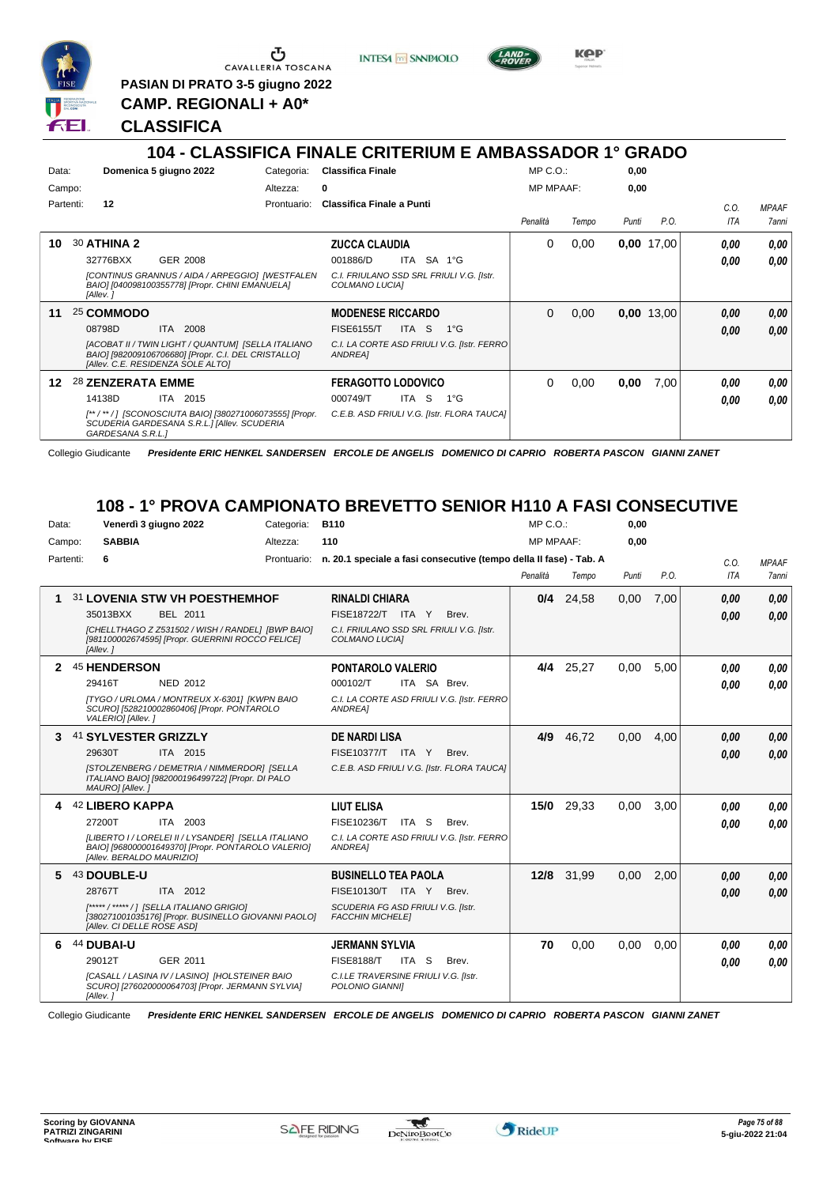PASIAN DI PRATO 3-5 giugno 2022

**CAMP. REGIONALI + A0***

**CLASSIFICA**

## 104 - CLASSIFICA FINALE CRITERIUM E AMBASSADOR 1° GRADO

Data: Domenica 5 giugno 2022 — Categoria: Classifica Finale — MP C.O.: 0,00
Campo: — Altezza: 0 — MP MPAAF: 0,00
Partenti: 12 — Prontuario: Classifica Finale a Punti

| | Cavallo | Cavaliere | Penalità | Tempo | Punti | P.O. | C.O. ITA | MPAAF 7anni |
|---|---|---|---|---|---|---|---|---|
| 10 | 30 **ATHINA 2** 32776BXX GER 2008 *[CONTINUS GRANNUS / AIDA / ARPEGGIO] [WESTFALEN BAIO] [040098100355778] [Propr. CHINI EMANUELA] [Allev. ]* | **ZUCCA CLAUDIA** 001886/D ITA SA 1°G *C.I. FRIULANO SSD SRL FRIULI V.G. [Istr. COLMANO LUCIA]* | 0 | 0,00 | 0,00 | 17,00 | 0,00 / 0,00 | 0,00 / 0,00 |
| 11 | 25 **COMMODO** 08798D ITA 2008 *[ACOBAT II / TWIN LIGHT / QUANTUM] [SELLA ITALIANO BAIO] [982009106706680] [Propr. C.I. DEL CRISTALLO] [Allev. C.E. RESIDENZA SOLE ALTO]* | **MODENESE RICCARDO** FISE6155/T ITA S 1°G *C.I. LA CORTE ASD FRIULI V.G. [Istr. FERRO ANDREA]* | 0 | 0,00 | 0,00 | 13,00 | 0,00 / 0,00 | 0,00 / 0,00 |
| 12 | 28 **ZENZERATA EMME** 14138D ITA 2015 *[** / ** / ] [SCONOSCIUTA BAIO] [380271006073555] [Propr. SCUDERIA GARDESANA S.R.L.] [Allev. SCUDERIA GARDESANA S.R.L.]* | **FERAGOTTO LODOVICO** 000749/T ITA S 1°G *C.E.B. ASD FRIULI V.G. [Istr. FLORA TAUCA]* | 0 | 0,00 | 0,00 | 7,00 | 0,00 / 0,00 | 0,00 / 0,00 |

Collegio Giudicante *Presidente ERIC HENKEL SANDERSEN ERCOLE DE ANGELIS DOMENICO DI CAPRIO ROBERTA PASCON GIANNI ZANET*

## 108 - 1° PROVA CAMPIONATO BREVETTO SENIOR H110 A FASI CONSECUTIVE

Data: Venerdì 3 giugno 2022 — Categoria: B110 — MP C.O.: 0,00
Campo: SABBIA — Altezza: 110 — MP MPAAF: 0,00
Partenti: 6 — Prontuario: n. 20.1 speciale a fasi consecutive (tempo della II fase) - Tab. A

| | Cavallo | Cavaliere | Penalità | Tempo | Punti | P.O. | C.O. ITA | MPAAF 7anni |
|---|---|---|---|---|---|---|---|---|
| 1 | 31 **LOVENIA STW VH POESTHEMHOF** 35013BXX BEL 2011 *[CHELLTHAGO Z Z531502 / WISH / RANDEL] [BWP BAIO] [981100002674595] [Propr. GUERRINI ROCCO FELICE] [Allev. ]* | **RINALDI CHIARA** FISE18722/T ITA Y Brev. *C.I. FRIULANO SSD SRL FRIULI V.G. [Istr. COLMANO LUCIA]* | 0/4 | 24,58 | 0,00 | 7,00 | 0,00 / 0,00 | 0,00 / 0,00 |
| 2 | 45 **HENDERSON** 29416T NED 2012 *[TYGO / URLOMA / MONTREUX X-6301] [KWPN BAIO SCURO] [528210002860406] [Propr. PONTAROLO VALERIO] [Allev. ]* | **PONTAROLO VALERIO** 000102/T ITA SA Brev. *C.I. LA CORTE ASD FRIULI V.G. [Istr. FERRO ANDREA]* | 4/4 | 25,27 | 0,00 | 5,00 | 0,00 / 0,00 | 0,00 / 0,00 |
| 3 | 41 **SYLVESTER GRIZZLY** 29630T ITA 2015 *[STOLZENBERG / DEMETRIA / NIMMERDOR] [SELLA ITALIANO BAIO] [982000196499722] [Propr. DI PALO MAURO] [Allev. ]* | **DE NARDI LISA** FISE10377/T ITA Y Brev. *C.E.B. ASD FRIULI V.G. [Istr. FLORA TAUCA]* | 4/9 | 46,72 | 0,00 | 4,00 | 0,00 / 0,00 | 0,00 / 0,00 |
| 4 | 42 **LIBERO KAPPA** 27200T ITA 2003 *[LIBERTO I / LORELEI II / LYSANDER] [SELLA ITALIANO BAIO] [968000001649370] [Propr. PONTAROLO VALERIO] [Allev. BERALDO MAURIZIO]* | **LIUT ELISA** FISE10236/T ITA S Brev. *C.I. LA CORTE ASD FRIULI V.G. [Istr. FERRO ANDREA]* | 15/0 | 29,33 | 0,00 | 3,00 | 0,00 / 0,00 | 0,00 / 0,00 |
| 5 | 43 **DOUBLE-U** 28767T ITA 2012 *[***** / ***** / ] [SELLA ITALIANO GRIGIO] [380271001035176] [Propr. BUSINELLO GIOVANNI PAOLO] [Allev. CI DELLE ROSE ASD]* | **BUSINELLO TEA PAOLA** FISE10130/T ITA Y Brev. *SCUDERIA FG ASD FRIULI V.G. [Istr. FACCHIN MICHELE]* | 12/8 | 31,99 | 0,00 | 2,00 | 0,00 / 0,00 | 0,00 / 0,00 |
| 6 | 44 **DUBAI-U** 29012T GER 2011 *[CASALL / LASINA IV / LASINO] [HOLSTEINER BAIO SCURO] [276020000064703] [Propr. JERMANN SYLVIA] [Allev. ]* | **JERMANN SYLVIA** FISE8188/T ITA S Brev. *C.I.LE TRAVERSINE FRIULI V.G. [Istr. POLONIO GIANNI]* | 70 | 0,00 | 0,00 | 0,00 | 0,00 / 0,00 | 0,00 / 0,00 |

Collegio Giudicante *Presidente ERIC HENKEL SANDERSEN ERCOLE DE ANGELIS DOMENICO DI CAPRIO ROBERTA PASCON GIANNI ZANET*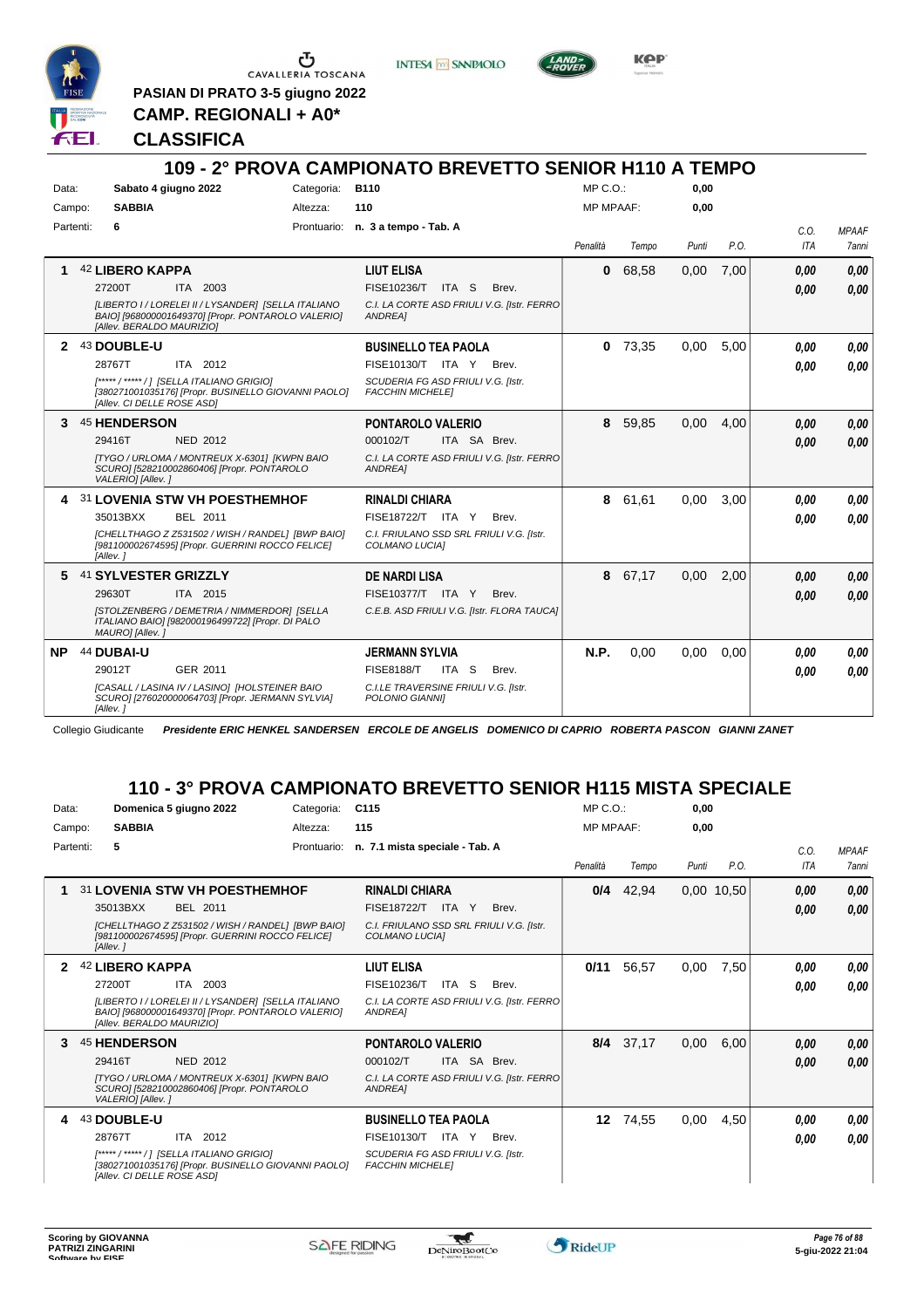PASIAN DI PRATO 3-5 giugno 2022

**CAMP. REGIONALI + A0***

**CLASSIFICA**

## 109 - 2° PROVA CAMPIONATO BREVETTO SENIOR H110 A TEMPO

Data: **Sabato 4 giugno 2022** Categoria: **B110** MP C.O.: **0,00**

Campo: **SABBIA** Altezza: **110** MP MPAAF: **0,00**

Partenti: **6** Prontuario: **n. 3 a tempo - Tab. A**

| | Cavallo | Cavaliere | Penalità | Tempo | Punti | P.O. | C.O. ITA | MPAAF 7anni |
|---|---|---|---|---|---|---|---|---|
| 1 | 42 **LIBERO KAPPA** 27200T ITA 2003 *[LIBERTO I / LORELEI II / LYSANDER] [SELLA ITALIANO BAIO] [968000001649370] [Propr. PONTAROLO VALERIO] [Allev. BERALDO MAURIZIO]* | **LIUT ELISA** FISE10236/T ITA S Brev. *C.I. LA CORTE ASD FRIULI V.G. [Istr. FERRO ANDREA]* | **0** | 68,58 | 0,00 | 7,00 | 0,00 / 0,00 | 0,00 / 0,00 |
| 2 | 43 **DOUBLE-U** 28767T ITA 2012 *[***** / ***** / ] [SELLA ITALIANO GRIGIO] [380271001035176] [Propr. BUSINELLO GIOVANNI PAOLO] [Allev. CI DELLE ROSE ASD]* | **BUSINELLO TEA PAOLA** FISE10130/T ITA Y Brev. *SCUDERIA FG ASD FRIULI V.G. [Istr. FACCHIN MICHELE]* | **0** | 73,35 | 0,00 | 5,00 | 0,00 / 0,00 | 0,00 / 0,00 |
| 3 | 45 **HENDERSON** 29416T NED 2012 *[TYGO / URLOMA / MONTREUX X-6301] [KWPN BAIO SCURO] [528210002860406] [Propr. PONTAROLO VALERIO] [Allev. ]* | **PONTAROLO VALERIO** 000102/T ITA SA Brev. *C.I. LA CORTE ASD FRIULI V.G. [Istr. FERRO ANDREA]* | **8** | 59,85 | 0,00 | 4,00 | 0,00 / 0,00 | 0,00 / 0,00 |
| 4 | 31 **LOVENIA STW VH POESTHEMHOF** 35013BXX BEL 2011 *[CHELLTHAGO Z Z531502 / WISH / RANDEL] [BWP BAIO] [981100002674595] [Propr. GUERRINI ROCCO FELICE] [Allev. ]* | **RINALDI CHIARA** FISE18722/T ITA Y Brev. *C.I. FRIULANO SSD SRL FRIULI V.G. [Istr. COLMANO LUCIA]* | **8** | 61,61 | 0,00 | 3,00 | 0,00 / 0,00 | 0,00 / 0,00 |
| 5 | 41 **SYLVESTER GRIZZLY** 29630T ITA 2015 *[STOLZENBERG / DEMETRIA / NIMMERDOR] [SELLA ITALIANO BAIO] [982000196499722] [Propr. DI PALO MAURO] [Allev. ]* | **DE NARDI LISA** FISE10377/T ITA Y Brev. *C.E.B. ASD FRIULI V.G. [Istr. FLORA TAUCA]* | **8** | 67,17 | 0,00 | 2,00 | 0,00 / 0,00 | 0,00 / 0,00 |
| NP | 44 **DUBAI-U** 29012T GER 2011 *[CASALL / LASINA IV / LASINO] [HOLSTEINER BAIO SCURO] [276020000064703] [Propr. JERMANN SYLVIA] [Allev. ]* | **JERMANN SYLVIA** FISE8188/T ITA S Brev. *C.I.LE TRAVERSINE FRIULI V.G. [Istr. POLONIO GIANNI]* | **N.P.** | 0,00 | 0,00 | 0,00 | 0,00 / 0,00 | 0,00 / 0,00 |

Collegio Giudicante *Presidente ERIC HENKEL SANDERSEN ERCOLE DE ANGELIS DOMENICO DI CAPRIO ROBERTA PASCON GIANNI ZANET*

## 110 - 3° PROVA CAMPIONATO BREVETTO SENIOR H115 MISTA SPECIALE

Data: **Domenica 5 giugno 2022** Categoria: **C115** MP C.O.: **0,00**

Campo: **SABBIA** Altezza: **115** MP MPAAF: **0,00**

Partenti: **5** Prontuario: **n. 7.1 mista speciale - Tab. A**

| | Cavallo | Cavaliere | Penalità | Tempo | Punti | P.O. | C.O. ITA | MPAAF 7anni |
|---|---|---|---|---|---|---|---|---|
| 1 | 31 **LOVENIA STW VH POESTHEMHOF** 35013BXX BEL 2011 *[CHELLTHAGO Z Z531502 / WISH / RANDEL] [BWP BAIO] [981100002674595] [Propr. GUERRINI ROCCO FELICE] [Allev. ]* | **RINALDI CHIARA** FISE18722/T ITA Y Brev. *C.I. FRIULANO SSD SRL FRIULI V.G. [Istr. COLMANO LUCIA]* | **0/4** | 42,94 | 0,00 | 10,50 | 0,00 / 0,00 | 0,00 / 0,00 |
| 2 | 42 **LIBERO KAPPA** 27200T ITA 2003 *[LIBERTO I / LORELEI II / LYSANDER] [SELLA ITALIANO BAIO] [968000001649370] [Propr. PONTAROLO VALERIO] [Allev. BERALDO MAURIZIO]* | **LIUT ELISA** FISE10236/T ITA S Brev. *C.I. LA CORTE ASD FRIULI V.G. [Istr. FERRO ANDREA]* | **0/11** | 56,57 | 0,00 | 7,50 | 0,00 / 0,00 | 0,00 / 0,00 |
| 3 | 45 **HENDERSON** 29416T NED 2012 *[TYGO / URLOMA / MONTREUX X-6301] [KWPN BAIO SCURO] [528210002860406] [Propr. PONTAROLO VALERIO] [Allev. ]* | **PONTAROLO VALERIO** 000102/T ITA SA Brev. *C.I. LA CORTE ASD FRIULI V.G. [Istr. FERRO ANDREA]* | **8/4** | 37,17 | 0,00 | 6,00 | 0,00 / 0,00 | 0,00 / 0,00 |
| 4 | 43 **DOUBLE-U** 28767T ITA 2012 *[***** / ***** / ] [SELLA ITALIANO GRIGIO] [380271001035176] [Propr. BUSINELLO GIOVANNI PAOLO] [Allev. CI DELLE ROSE ASD]* | **BUSINELLO TEA PAOLA** FISE10130/T ITA Y Brev. *SCUDERIA FG ASD FRIULI V.G. [Istr. FACCHIN MICHELE]* | **12** | 74,55 | 0,00 | 4,50 | 0,00 / 0,00 | 0,00 / 0,00 |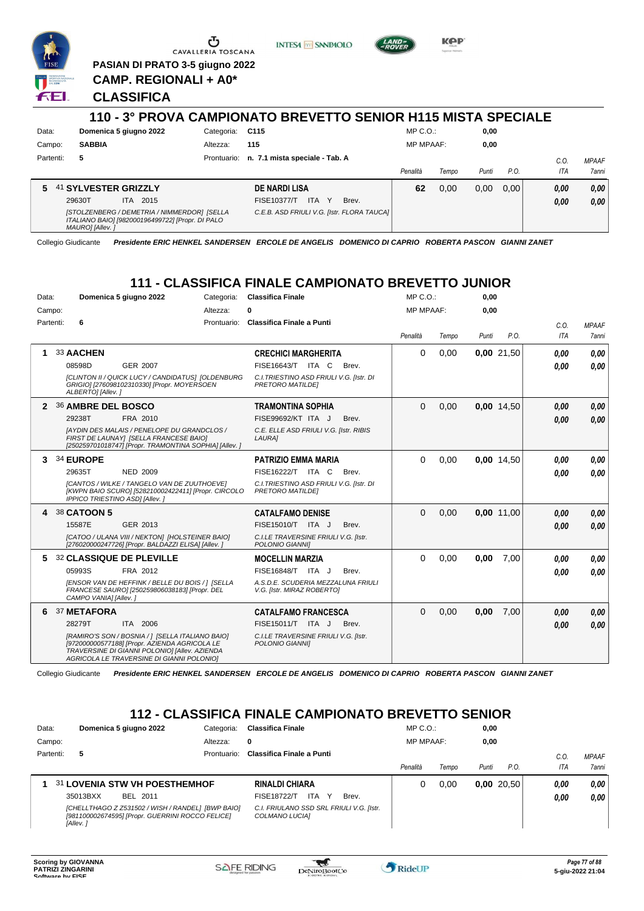PASIAN DI PRATO 3-5 giugno 2022

**CAMP. REGIONALI + A0***

**CLASSIFICA**

## 110 - 3° PROVA CAMPIONATO BREVETTO SENIOR H115 MISTA SPECIALE

| Data: | Domenica 5 giugno 2022 | Categoria: | C115 | MP C.O.: | 0,00 |
|---|---|---|---|---|---|
| Campo: | SABBIA | Altezza: | 115 | MP MPAAF: | 0,00 |
| Partenti: | 5 | Prontuario: | n. 7.1 mista speciale - Tab. A | | |

| | Cavallo | Cavaliere | Penalità | Tempo | Punti | P.O. | C.O. ITA | MPAAF 7anni |
|---|---|---|---|---|---|---|---|---|
| 5 | 41 **SYLVESTER GRIZZLY** 29630T ITA 2015 *[STOLZENBERG / DEMETRIA / NIMMERDOR] [SELLA ITALIANO BAIO] [982000196499722] [Propr. DI PALO MAURO] [Allev. ]* | **DE NARDI LISA** FISE10377/T ITA Y Brev. C.E.B. ASD FRIULI V.G. [Istr. FLORA TAUCA] | 62 | 0,00 | 0,00 | 0,00 | 0,00 / 0,00 | 0,00 / 0,00 |

Collegio Giudicante *Presidente ERIC HENKEL SANDERSEN ERCOLE DE ANGELIS DOMENICO DI CAPRIO ROBERTA PASCON GIANNI ZANET*

## 111 - CLASSIFICA FINALE CAMPIONATO BREVETTO JUNIOR

| Data: | Domenica 5 giugno 2022 | Categoria: | Classifica Finale | MP C.O.: | 0,00 |
|---|---|---|---|---|---|
| Campo: | | Altezza: | 0 | MP MPAAF: | 0,00 |
| Partenti: | 6 | Prontuario: | Classifica Finale a Punti | | |

| | Cavallo | Cavaliere | Penalità | Tempo | Punti | P.O. | C.O. ITA | MPAAF 7anni |
|---|---|---|---|---|---|---|---|---|
| 1 | 33 **AACHEN** 08598D GER 2007 *[CLINTON II / QUICK LUCY / CANDIDATUS] [OLDENBURG GRIGIO] [276098102310330] [Propr. MOYERSOEN ALBERTO] [Allev. ]* | **CRECHICI MARGHERITA** FISE16643/T ITA C Brev. C.I.TRIESTINO ASD FRIULI V.G. [Istr. DI PRETORO MATILDE] | 0 | 0,00 | 0,00 | 21,50 | 0,00 / 0,00 | 0,00 / 0,00 |
| 2 | 36 **AMBRE DEL BOSCO** 29238T FRA 2010 *[AYDIN DES MALAIS / PENELOPE DU GRANDCLOS / FIRST DE LAUNAY] [SELLA FRANCESE BAIO] [250259701018747] [Propr. TRAMONTINA SOPHIA] [Allev. ]* | **TRAMONTINA SOPHIA** FISE99692/KT ITA J Brev. C.E. ELLE ASD FRIULI V.G. [Istr. RIBIS LAURA] | 0 | 0,00 | 0,00 | 14,50 | 0,00 / 0,00 | 0,00 / 0,00 |
| 3 | 34 **EUROPE** 29635T NED 2009 *[CANTOS / WILKE / TANGELO VAN DE ZUUTHOEVE] [KWPN BAIO SCURO] [528210002422411] [Propr. CIRCOLO IPPICO TRIESTINO ASD] [Allev. ]* | **PATRIZIO EMMA MARIA** FISE16222/T ITA C Brev. C.I.TRIESTINO ASD FRIULI V.G. [Istr. DI PRETORO MATILDE] | 0 | 0,00 | 0,00 | 14,50 | 0,00 / 0,00 | 0,00 / 0,00 |
| 4 | 38 **CATOON 5** 15587E GER 2013 *[CATOO / ULANA VIII / NEKTON] [HOLSTEINER BAIO] [276020000247726] [Propr. BALDAZZI ELISA] [Allev. ]* | **CATALFAMO DENISE** FISE15010/T ITA J Brev. C.I.LE TRAVERSINE FRIULI V.G. [Istr. POLONIO GIANNI] | 0 | 0,00 | 0,00 | 11,00 | 0,00 / 0,00 | 0,00 / 0,00 |
| 5 | 32 **CLASSIQUE DE PLEVILLE** 05993S FRA 2012 *[ENSOR VAN DE HEFFINK / BELLE DU BOIS / ] [SELLA FRANCESE SAURO] [250259806038183] [Propr. DEL CAMPO VANIA] [Allev. ]* | **MOCELLIN MARZIA** FISE16848/T ITA J Brev. A.S.D.E. SCUDERIA MEZZALUNA FRIULI V.G. [Istr. MIRAZ ROBERTO] | 0 | 0,00 | 0,00 | 7,00 | 0,00 / 0,00 | 0,00 / 0,00 |
| 6 | 37 **METAFORA** 28279T ITA 2006 *[RAMIRO'S SON / BOSNIA / ] [SELLA ITALIANO BAIO] [972000000577188] [Propr. AZIENDA AGRICOLA LE TRAVERSINE DI GIANNI POLONIO] [Allev. AZIENDA AGRICOLA LE TRAVERSINE DI GIANNI POLONIO]* | **CATALFAMO FRANCESCA** FISE15011/T ITA J Brev. C.I.LE TRAVERSINE FRIULI V.G. [Istr. POLONIO GIANNI] | 0 | 0,00 | 0,00 | 7,00 | 0,00 / 0,00 | 0,00 / 0,00 |

Collegio Giudicante *Presidente ERIC HENKEL SANDERSEN ERCOLE DE ANGELIS DOMENICO DI CAPRIO ROBERTA PASCON GIANNI ZANET*

## 112 - CLASSIFICA FINALE CAMPIONATO BREVETTO SENIOR

| Data: | Domenica 5 giugno 2022 | Categoria: | Classifica Finale | MP C.O.: | 0,00 |
|---|---|---|---|---|---|
| Campo: | | Altezza: | 0 | MP MPAAF: | 0,00 |
| Partenti: | 5 | Prontuario: | Classifica Finale a Punti | | |

| | Cavallo | Cavaliere | Penalità | Tempo | Punti | P.O. | C.O. ITA | MPAAF 7anni |
|---|---|---|---|---|---|---|---|---|
| 1 | 31 **LOVENIA STW VH POESTHEMHOF** 35013BXX BEL 2011 *[CHELLTHAGO Z Z531502 / WISH / RANDEL] [BWP BAIO] [981100002674595] [Propr. GUERRINI ROCCO FELICE] [Allev. ]* | **RINALDI CHIARA** FISE18722/T ITA Y Brev. C.I. FRIULANO SSD SRL FRIULI V.G. [Istr. COLMANO LUCIA] | 0 | 0,00 | 0,00 | 20,50 | 0,00 / 0,00 | 0,00 / 0,00 |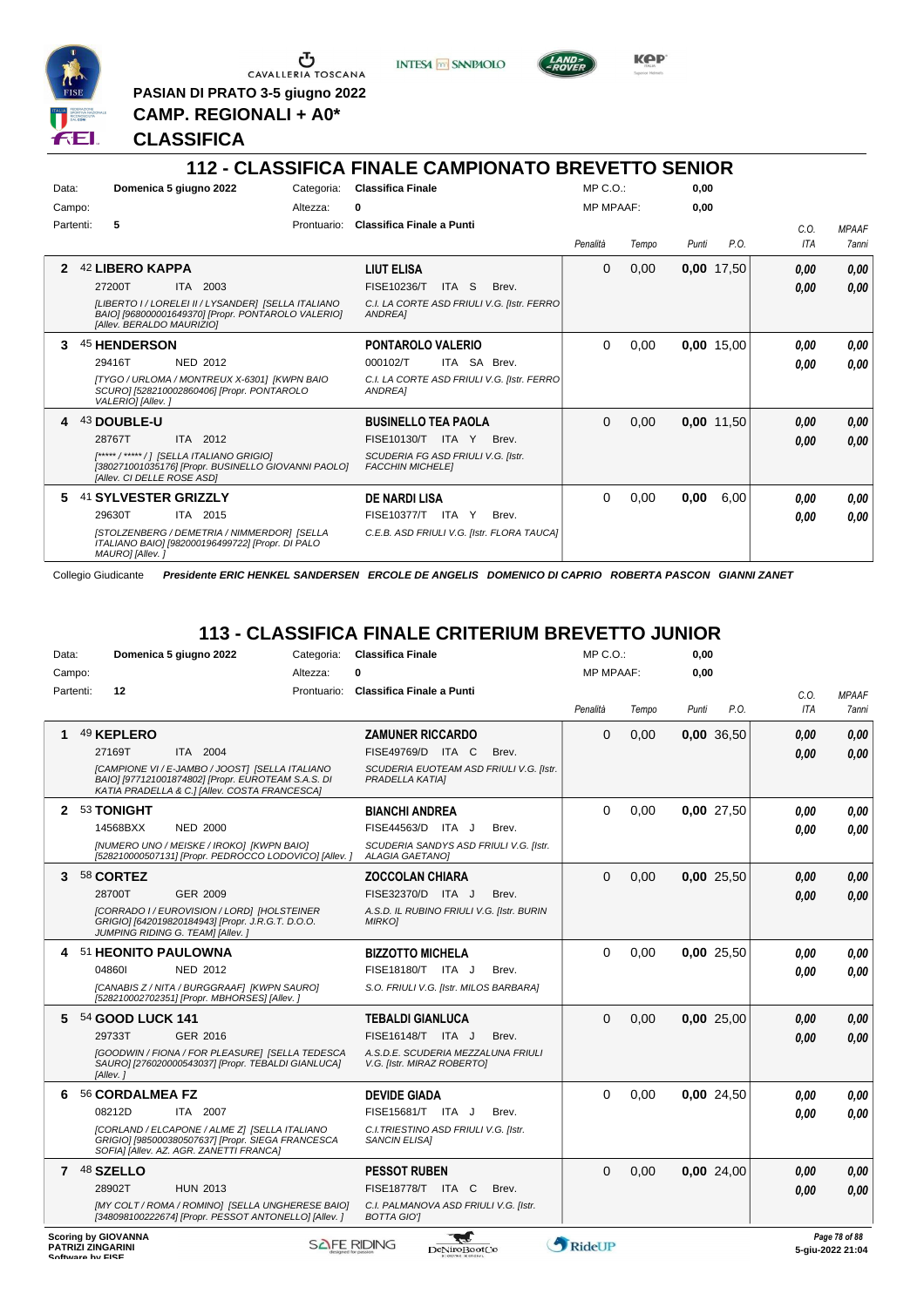PASIAN DI PRATO 3-5 giugno 2022

**CAMP. REGIONALI + A0***

**CLASSIFICA**

## 112 - CLASSIFICA FINALE CAMPIONATO BREVETTO SENIOR

Data: **Domenica 5 giugno 2022** Categoria: **Classifica Finale** MP C.O.: **0,00**

Campo: Altezza: **0** MP MPAAF: **0,00**

Partenti: **5** Prontuario: **Classifica Finale a Punti**

| | Cavallo | Cavaliere | Penalità | Tempo | Punti | P.O. | C.O. ITA | MPAAF 7anni |
|---|---|---|---|---|---|---|---|---|
| 2 | 42 **LIBERO KAPPA** 27200T ITA 2003 [LIBERTO I / LORELEI II / LYSANDER] [SELLA ITALIANO BAIO] [968000001649370] [Propr. PONTAROLO VALERIO] [Allev. BERALDO MAURIZIO] | **LIUT ELISA** FISE10236/T ITA S Brev. C.I. LA CORTE ASD FRIULI V.G. [Istr. FERRO ANDREA] | 0 | 0,00 | **0,00** | 17,50 | 0,00 / 0,00 | 0,00 / 0,00 |
| 3 | 45 **HENDERSON** 29416T NED 2012 [TYGO / URLOMA / MONTREUX X-6301] [KWPN BAIO SCURO] [528210002860406] [Propr. PONTAROLO VALERIO] [Allev. ] | **PONTAROLO VALERIO** 000102/T ITA SA Brev. C.I. LA CORTE ASD FRIULI V.G. [Istr. FERRO ANDREA] | 0 | 0,00 | **0,00** | 15,00 | 0,00 / 0,00 | 0,00 / 0,00 |
| 4 | 43 **DOUBLE-U** 28767T ITA 2012 [***** / ***** / ] [SELLA ITALIANO GRIGIO] [380271001035176] [Propr. BUSINELLO GIOVANNI PAOLO] [Allev. CI DELLE ROSE ASD] | **BUSINELLO TEA PAOLA** FISE10130/T ITA Y Brev. SCUDERIA FG ASD FRIULI V.G. [Istr. FACCHIN MICHELE] | 0 | 0,00 | **0,00** | 11,50 | 0,00 / 0,00 | 0,00 / 0,00 |
| 5 | 41 **SYLVESTER GRIZZLY** 29630T ITA 2015 [STOLZENBERG / DEMETRIA / NIMMERDOR] [SELLA ITALIANO BAIO] [982000196499722] [Propr. DI PALO MAURO] [Allev. ] | **DE NARDI LISA** FISE10377/T ITA Y Brev. C.E.B. ASD FRIULI V.G. [Istr. FLORA TAUCA] | 0 | 0,00 | **0,00** | 6,00 | 0,00 / 0,00 | 0,00 / 0,00 |

Collegio Giudicante ***Presidente ERIC HENKEL SANDERSEN ERCOLE DE ANGELIS DOMENICO DI CAPRIO ROBERTA PASCON GIANNI ZANET***

## 113 - CLASSIFICA FINALE CRITERIUM BREVETTO JUNIOR

Data: **Domenica 5 giugno 2022** Categoria: **Classifica Finale** MP C.O.: **0,00**

Campo: Altezza: **0** MP MPAAF: **0,00**

Partenti: **12** Prontuario: **Classifica Finale a Punti**

| | Cavallo | Cavaliere | Penalità | Tempo | Punti | P.O. | C.O. ITA | MPAAF 7anni |
|---|---|---|---|---|---|---|---|---|
| 1 | 49 **KEPLERO** 27169T ITA 2004 [CAMPIONE VI / E-JAMBO / JOOST] [SELLA ITALIANO BAIO] [977121001874802] [Propr. EUROTEAM S.A.S. DI KATIA PRADELLA & C.] [Allev. COSTA FRANCESCA] | **ZAMUNER RICCARDO** FISE49769/D ITA C Brev. SCUDERIA EUOTEAM ASD FRIULI V.G. [Istr. PRADELLA KATIA] | 0 | 0,00 | **0,00** | 36,50 | 0,00 / 0,00 | 0,00 / 0,00 |
| 2 | 53 **TONIGHT** 14568BXX NED 2000 [NUMERO UNO / MEISKE / IROKO] [KWPN BAIO] [528210000507131] [Propr. PEDROCCO LODOVICO] [Allev. ] | **BIANCHI ANDREA** FISE44563/D ITA J Brev. SCUDERIA SANDYS ASD FRIULI V.G. [Istr. ALAGIA GAETANO] | 0 | 0,00 | **0,00** | 27,50 | 0,00 / 0,00 | 0,00 / 0,00 |
| 3 | 58 **CORTEZ** 28700T GER 2009 [CORRADO I / EUROVISION / LORD] [HOLSTEINER GRIGIO] [642019820184943] [Propr. J.R.G.T. D.O.O. JUMPING RIDING G. TEAM] [Allev. ] | **ZOCCOLAN CHIARA** FISE32370/D ITA J Brev. A.S.D. IL RUBINO FRIULI V.G. [Istr. BURIN MIRKO] | 0 | 0,00 | **0,00** | 25,50 | 0,00 / 0,00 | 0,00 / 0,00 |
| 4 | 51 **HEONITO PAULOWNA** 04860I NED 2012 [CANABIS Z / NITA / BURGGRAAF] [KWPN SAURO] [528210002702351] [Propr. MBHORSES] [Allev. ] | **BIZZOTTO MICHELA** FISE18180/T ITA J Brev. S.O. FRIULI V.G. [Istr. MILOS BARBARA] | 0 | 0,00 | **0,00** | 25,50 | 0,00 / 0,00 | 0,00 / 0,00 |
| 5 | 54 **GOOD LUCK 141** 29733T GER 2016 [GOODWIN / FIONA / FOR PLEASURE] [SELLA TEDESCA SAURO] [276020000543037] [Propr. TEBALDI GIANLUCA] [Allev. ] | **TEBALDI GIANLUCA** FISE16148/T ITA J Brev. A.S.D.E. SCUDERIA MEZZALUNA FRIULI V.G. [Istr. MIRAZ ROBERTO] | 0 | 0,00 | **0,00** | 25,00 | 0,00 / 0,00 | 0,00 / 0,00 |
| 6 | 56 **CORDALMEA FZ** 08212D ITA 2007 [CORLAND / ELCAPONE / ALME Z] [SELLA ITALIANO GRIGIO] [985000380507637] [Propr. SIEGA FRANCESCA SOFIA] [Allev. AZ. AGR. ZANETTI FRANCA] | **DEVIDE GIADA** FISE15681/T ITA J Brev. C.I.TRIESTINO ASD FRIULI V.G. [Istr. SANCIN ELISA] | 0 | 0,00 | **0,00** | 24,50 | 0,00 / 0,00 | 0,00 / 0,00 |
| 7 | 48 **SZELLO** 28902T HUN 2013 [MY COLT / ROMA / ROMINO] [SELLA UNGHERESE BAIO] [348098100222674] [Propr. PESSOT ANTONELLO] [Allev. ] | **PESSOT RUBEN** FISE18778/T ITA C Brev. C.I. PALMANOVA ASD FRIULI V.G. [Istr. BOTTA GIO'] | 0 | 0,00 | **0,00** | 24,00 | 0,00 / 0,00 | 0,00 / 0,00 |

**Scoring by GIOVANNA PATRIZI ZINGARINI**

**5-giu-2022 21:04**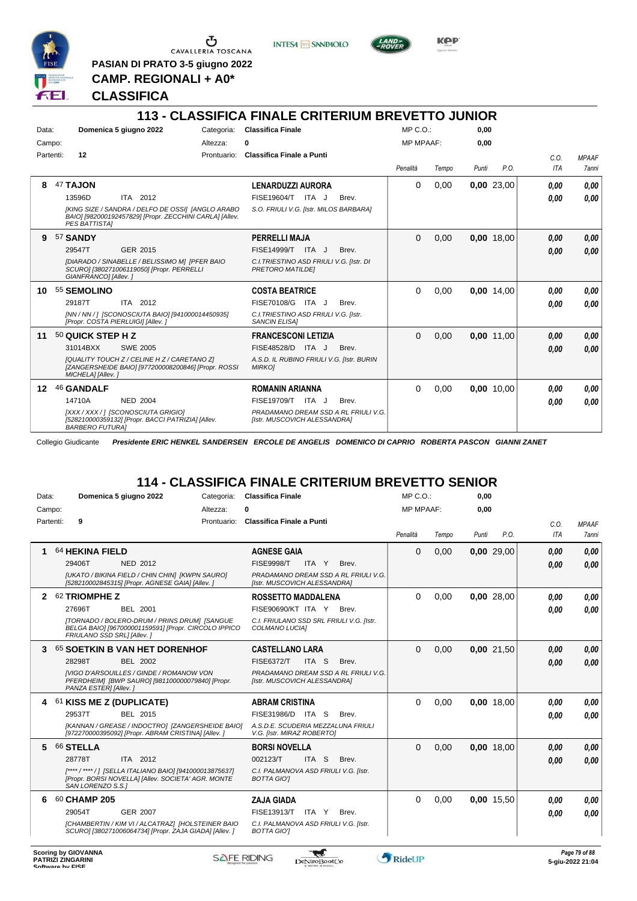PASIAN DI PRATO 3-5 giugno 2022

CAMP. REGIONALI + A0*

CLASSIFICA

## 113 - CLASSIFICA FINALE CRITERIUM BREVETTO JUNIOR

Data: Domenica 5 giugno 2022 | Categoria: Classifica Finale | MP C.O.: 0,00
Campo: | Altezza: 0 | MP MPAAF: 0,00
Partenti: 12 | Prontuario: Classifica Finale a Punti

| | Cavallo | Cavaliere | Penalità | Tempo | Punti | P.O. | C.O. ITA | MPAAF 7anni |
|---|---|---|---|---|---|---|---|---|
| 8 | 47 **TAJON** 13596D ITA 2012 *[KING SIZE / SANDRA / DELFO DE OSSI] [ANGLO ARABO BAIO] [982000192457829] [Propr. ZECCHINI CARLA] [Allev. PES BATTISTA]* | **LENARDUZZI AURORA** FISE19604/T ITA J Brev. *S.O. FRIULI V.G. [Istr. MILOS BARBARA]* | 0 | 0,00 | 0,00 | 23,00 | 0,00 / 0,00 | 0,00 / 0,00 |
| 9 | 57 **SANDY** 29547T GER 2015 *[DIARADO / SINABELLE / BELISSIMO M] [PFER BAIO SCURO] [380271006119050] [Propr. PERRELLI GIANFRANCO] [Allev. ]* | **PERRELLI MAJA** FISE14999/T ITA J Brev. *C.I.TRIESTINO ASD FRIULI V.G. [Istr. DI PRETORO MATILDE]* | 0 | 0,00 | 0,00 | 18,00 | 0,00 / 0,00 | 0,00 / 0,00 |
| 10 | 55 **SEMOLINO** 29187T ITA 2012 *[NN / NN / ] [SCONOSCIUTA BAIO] [941000014450935] [Propr. COSTA PIERLUIGI] [Allev. ]* | **COSTA BEATRICE** FISE70108/G ITA J Brev. *C.I.TRIESTINO ASD FRIULI V.G. [Istr. SANCIN ELISA]* | 0 | 0,00 | 0,00 | 14,00 | 0,00 / 0,00 | 0,00 / 0,00 |
| 11 | 50 **QUICK STEP H Z** 31014BXX SWE 2005 *[QUALITY TOUCH Z / CELINE H Z / CARETANO Z] [ZANGERSHEIDE BAIO] [977200008200846] [Propr. ROSSI MICHELA] [Allev. ]* | **FRANCESCONI LETIZIA** FISE48528/D ITA J Brev. *A.S.D. IL RUBINO FRIULI V.G. [Istr. BURIN MIRKO]* | 0 | 0,00 | 0,00 | 11,00 | 0,00 / 0,00 | 0,00 / 0,00 |
| 12 | 46 **GANDALF** 14710A NED 2004 *[XXX / XXX / ] [SCONOSCIUTA GRIGIO] [528210000359132] [Propr. BACCI PATRIZIA] [Allev. BARBERO FUTURA]* | **ROMANIN ARIANNA** FISE19709/T ITA J Brev. *PRADAMANO DREAM SSD A RL FRIULI V.G. [Istr. MUSCOVICH ALESSANDRA]* | 0 | 0,00 | 0,00 | 10,00 | 0,00 / 0,00 | 0,00 / 0,00 |

Collegio Giudicante *Presidente ERIC HENKEL SANDERSEN ERCOLE DE ANGELIS DOMENICO DI CAPRIO ROBERTA PASCON GIANNI ZANET*

## 114 - CLASSIFICA FINALE CRITERIUM BREVETTO SENIOR

Data: Domenica 5 giugno 2022 | Categoria: Classifica Finale | MP C.O.: 0,00
Campo: | Altezza: 0 | MP MPAAF: 0,00
Partenti: 9 | Prontuario: Classifica Finale a Punti

| | Cavallo | Cavaliere | Penalità | Tempo | Punti | P.O. | C.O. ITA | MPAAF 7anni |
|---|---|---|---|---|---|---|---|---|
| 1 | 64 **HEKINA FIELD** 29406T NED 2012 *[UKATO / BIKINA FIELD / CHIN CHIN] [KWPN SAURO] [528210002845315] [Propr. AGNESE GAIA] [Allev. ]* | **AGNESE GAIA** FISE9998/T ITA Y Brev. *PRADAMANO DREAM SSD A RL FRIULI V.G. [Istr. MUSCOVICH ALESSANDRA]* | 0 | 0,00 | 0,00 | 29,00 | 0,00 / 0,00 | 0,00 / 0,00 |
| 2 | 62 **TRIOMPHE Z** 27696T BEL 2001 *[TORNADO / BOLERO-DRUM / PRINS DRUM] [SANGUE BELGA BAIO] [967000001159591] [Propr. CIRCOLO IPPICO FRIULANO SSD SRL] [Allev. ]* | **ROSSETTO MADDALENA** FISE90690/KT ITA Y Brev. *C.I. FRIULANO SSD SRL FRIULI V.G. [Istr. COLMANO LUCIA]* | 0 | 0,00 | 0,00 | 28,00 | 0,00 / 0,00 | 0,00 / 0,00 |
| 3 | 65 **SOETKIN B VAN HET DORENHOF** 28298T BEL 2002 *[VIGO D'ARSOUILLES / GINDE / ROMANOW VON PFERDHEIM] [BWP SAURO] [981100000079840] [Propr. PANZA ESTER] [Allev. ]* | **CASTELLANO LARA** FISE6372/T ITA S Brev. *PRADAMANO DREAM SSD A RL FRIULI V.G. [Istr. MUSCOVICH ALESSANDRA]* | 0 | 0,00 | 0,00 | 21,50 | 0,00 / 0,00 | 0,00 / 0,00 |
| 4 | 61 **KISS ME Z (DUPLICATE)** 29537T BEL 2015 *[KANNAN / GREASE / INDOCTRO] [ZANGERSHEIDE BAIO] [972270000395092] [Propr. ABRAM CRISTINA] [Allev. ]* | **ABRAM CRISTINA** FISE31986/D ITA S Brev. *A.S.D.E. SCUDERIA MEZZALUNA FRIULI V.G. [Istr. MIRAZ ROBERTO]* | 0 | 0,00 | 0,00 | 18,00 | 0,00 / 0,00 | 0,00 / 0,00 |
| 5 | 66 **STELLA** 28778T ITA 2012 *[**** / **** / ] [SELLA ITALIANO BAIO] [941000013875637] [Propr. BORSI NOVELLA] [Allev. SOCIETA' AGR. MONTE SAN LORENZO S.S.]* | **BORSI NOVELLA** 002123/T ITA S Brev. *C.I. PALMANOVA ASD FRIULI V.G. [Istr. BOTTA GIO']* | 0 | 0,00 | 0,00 | 18,00 | 0,00 / 0,00 | 0,00 / 0,00 |
| 6 | 60 **CHAMP 205** 29054T GER 2007 *[CHAMBERTIN / KIM VI / ALCATRAZ] [HOLSTEINER BAIO SCURO] [380271006064734] [Propr. ZAJA GIADA] [Allev. ]* | **ZAJA GIADA** FISE13913/T ITA Y Brev. *C.I. PALMANOVA ASD FRIULI V.G. [Istr. BOTTA GIO']* | 0 | 0,00 | 0,00 | 15,50 | 0,00 / 0,00 | 0,00 / 0,00 |

Scoring by GIOVANNA PATRIZI ZINGARINI
Software by FISE

5-giu-2022 21:04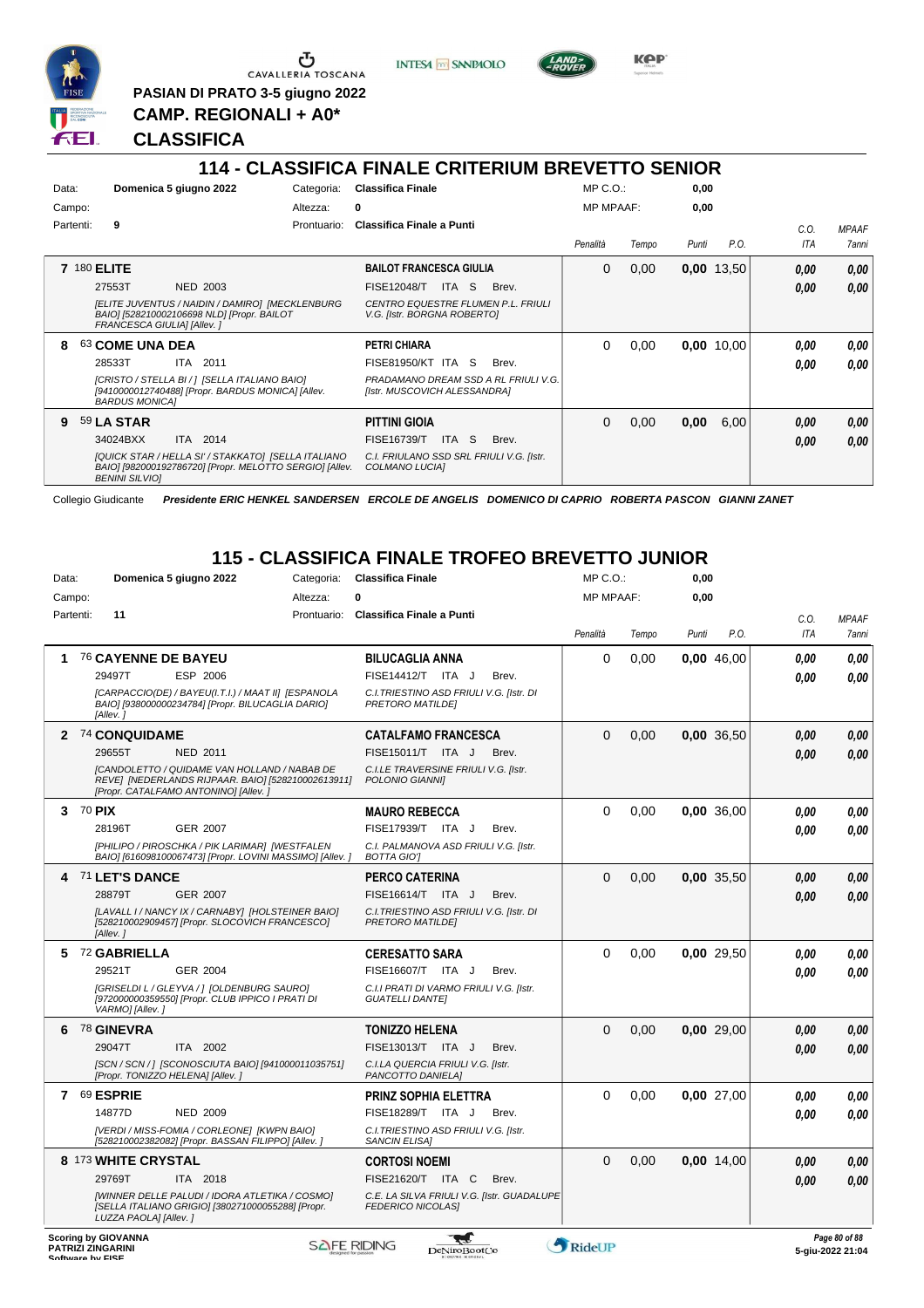PASIAN DI PRATO 3-5 giugno 2022

**CAMP. REGIONALI + A0***

**CLASSIFICA**

## 114 - CLASSIFICA FINALE CRITERIUM BREVETTO SENIOR

Data: Domenica 5 giugno 2022 | Categoria: Classifica Finale | MP C.O.: 0,00
Campo: | Altezza: 0 | MP MPAAF: 0,00
Partenti: 9 | Prontuario: Classifica Finale a Punti

| | Cavallo | Cavaliere | Penalità | Tempo | Punti | P.O. | C.O. ITA | MPAAF 7anni |
|---|---|---|---|---|---|---|---|---|
| 7 | 180 **ELITE** 27553T NED 2003 *[ELITE JUVENTUS / NAIDIN / DAMIRO] [MECKLENBURG BAIO] [528210002106698 NLD] [Propr. BAILOT FRANCESCA GIULIA] [Allev. ]* | **BAILOT FRANCESCA GIULIA** FISE12048/T ITA S Brev. *CENTRO EQUESTRE FLUMEN P.L. FRIULI V.G. [Istr. BORGNA ROBERTO]* | 0 | 0,00 | **0,00** | 13,50 | **0,00** / **0,00** | **0,00** / **0,00** |
| 8 | 63 **COME UNA DEA** 28533T ITA 2011 *[CRISTO / STELLA BI / ] [SELLA ITALIANO BAIO] [941000012740488] [Propr. BARDUS MONICA] [Allev. BARDUS MONICA]* | **PETRI CHIARA** FISE81950/KT ITA S Brev. *PRADAMANO DREAM SSD A RL FRIULI V.G. [Istr. MUSCOVICH ALESSANDRA]* | 0 | 0,00 | **0,00** | 10,00 | **0,00** / **0,00** | **0,00** / **0,00** |
| 9 | 59 **LA STAR** 34024BXX ITA 2014 *[QUICK STAR / HELLA SI' / STAKKATO] [SELLA ITALIANO BAIO] [982000192786720] [Propr. MELOTTO SERGIO] [Allev. BENINI SILVIO]* | **PITTINI GIOIA** FISE16739/T ITA S Brev. *C.I. FRIULANO SSD SRL FRIULI V.G. [Istr. COLMANO LUCIA]* | 0 | 0,00 | **0,00** | 6,00 | **0,00** / **0,00** | **0,00** / **0,00** |

Collegio Giudicante *Presidente ERIC HENKEL SANDERSEN ERCOLE DE ANGELIS DOMENICO DI CAPRIO ROBERTA PASCON GIANNI ZANET*

## 115 - CLASSIFICA FINALE TROFEO BREVETTO JUNIOR

Data: Domenica 5 giugno 2022 | Categoria: Classifica Finale | MP C.O.: 0,00
Campo: | Altezza: 0 | MP MPAAF: 0,00
Partenti: 11 | Prontuario: Classifica Finale a Punti

| | Cavallo | Cavaliere | Penalità | Tempo | Punti | P.O. | C.O. ITA | MPAAF 7anni |
|---|---|---|---|---|---|---|---|---|
| 1 | 76 **CAYENNE DE BAYEU** 29497T ESP 2006 *[CARPACCIO(DE) / BAYEU(I.T.I.) / MAAT II] [ESPANOLA BAIO] [938000000234784] [Propr. BILUCAGLIA DARIO] [Allev. ]* | **BILUCAGLIA ANNA** FISE14412/T ITA J Brev. *C.I.TRIESTINO ASD FRIULI V.G. [Istr. DI PRETORO MATILDE]* | 0 | 0,00 | **0,00** | 46,00 | **0,00** / **0,00** | **0,00** / **0,00** |
| 2 | 74 **CONQUIDAME** 29655T NED 2011 *[CANDOLETTO / QUIDAME VAN HOLLAND / NABAB DE REVE] [NEDERLANDS RIJPAAR. BAIO] [528210002613911] [Propr. CATALFAMO ANTONINO] [Allev. ]* | **CATALFAMO FRANCESCA** FISE15011/T ITA J Brev. *C.I.LE TRAVERSINE FRIULI V.G. [Istr. POLONIO GIANNI]* | 0 | 0,00 | **0,00** | 36,50 | **0,00** / **0,00** | **0,00** / **0,00** |
| 3 | 70 **PIX** 28196T GER 2007 *[PHILIPO / PIROSCHKA / PIK LARIMAR] [WESTFALEN BAIO] [616098100067473] [Propr. LOVINI MASSIMO] [Allev. ]* | **MAURO REBECCA** FISE17939/T ITA J Brev. *C.I. PALMANOVA ASD FRIULI V.G. [Istr. BOTTA GIO']* | 0 | 0,00 | **0,00** | 36,00 | **0,00** / **0,00** | **0,00** / **0,00** |
| 4 | 71 **LET'S DANCE** 28879T GER 2007 *[LAVALL I / NANCY IX / CARNABY] [HOLSTEINER BAIO] [528210002909457] [Propr. SLOCOVICH FRANCESCO] [Allev. ]* | **PERCO CATERINA** FISE16614/T ITA J Brev. *C.I.TRIESTINO ASD FRIULI V.G. [Istr. DI PRETORO MATILDE]* | 0 | 0,00 | **0,00** | 35,50 | **0,00** / **0,00** | **0,00** / **0,00** |
| 5 | 72 **GABRIELLA** 29521T GER 2004 *[GRISELDI L / GLEYVA / ] [OLDENBURG SAURO] [972000000359550] [Propr. CLUB IPPICO I PRATI DI VARMO] [Allev. ]* | **CERESATTO SARA** FISE16607/T ITA J Brev. *C.I.I PRATI DI VARMO FRIULI V.G. [Istr. GUATELLI DANTE]* | 0 | 0,00 | **0,00** | 29,50 | **0,00** / **0,00** | **0,00** / **0,00** |
| 6 | 78 **GINEVRA** 29047T ITA 2002 *[SCN / SCN / ] [SCONOSCIUTA BAIO] [941000011035751] [Propr. TONIZZO HELENA] [Allev. ]* | **TONIZZO HELENA** FISE13013/T ITA J Brev. *C.I.LA QUERCIA FRIULI V.G. [Istr. PANCOTTO DANIELA]* | 0 | 0,00 | **0,00** | 29,00 | **0,00** / **0,00** | **0,00** / **0,00** |
| 7 | 69 **ESPRIE** 14877D NED 2009 *[VERDI / MISS-FOMIA / CORLEONE] [KWPN BAIO] [528210002382082] [Propr. BASSAN FILIPPO] [Allev. ]* | **PRINZ SOPHIA ELETTRA** FISE18289/T ITA J Brev. *C.I.TRIESTINO ASD FRIULI V.G. [Istr. SANCIN ELISA]* | 0 | 0,00 | **0,00** | 27,00 | **0,00** / **0,00** | **0,00** / **0,00** |
| 8 | 173 **WHITE CRYSTAL** 29769T ITA 2018 *[WINNER DELLE PALUDI / IDORA ATLETIKA / COSMO] [SELLA ITALIANO GRIGIO] [380271000055288] [Propr. LUZZA PAOLA] [Allev. ]* | **CORTOSI NOEMI** FISE21620/T ITA C Brev. *C.E. LA SILVA FRIULI V.G. [Istr. GUADALUPE FEDERICO NICOLAS]* | 0 | 0,00 | **0,00** | 14,00 | **0,00** / **0,00** | **0,00** / **0,00** |

Scoring by GIOVANNA PATRIZI ZINGARINI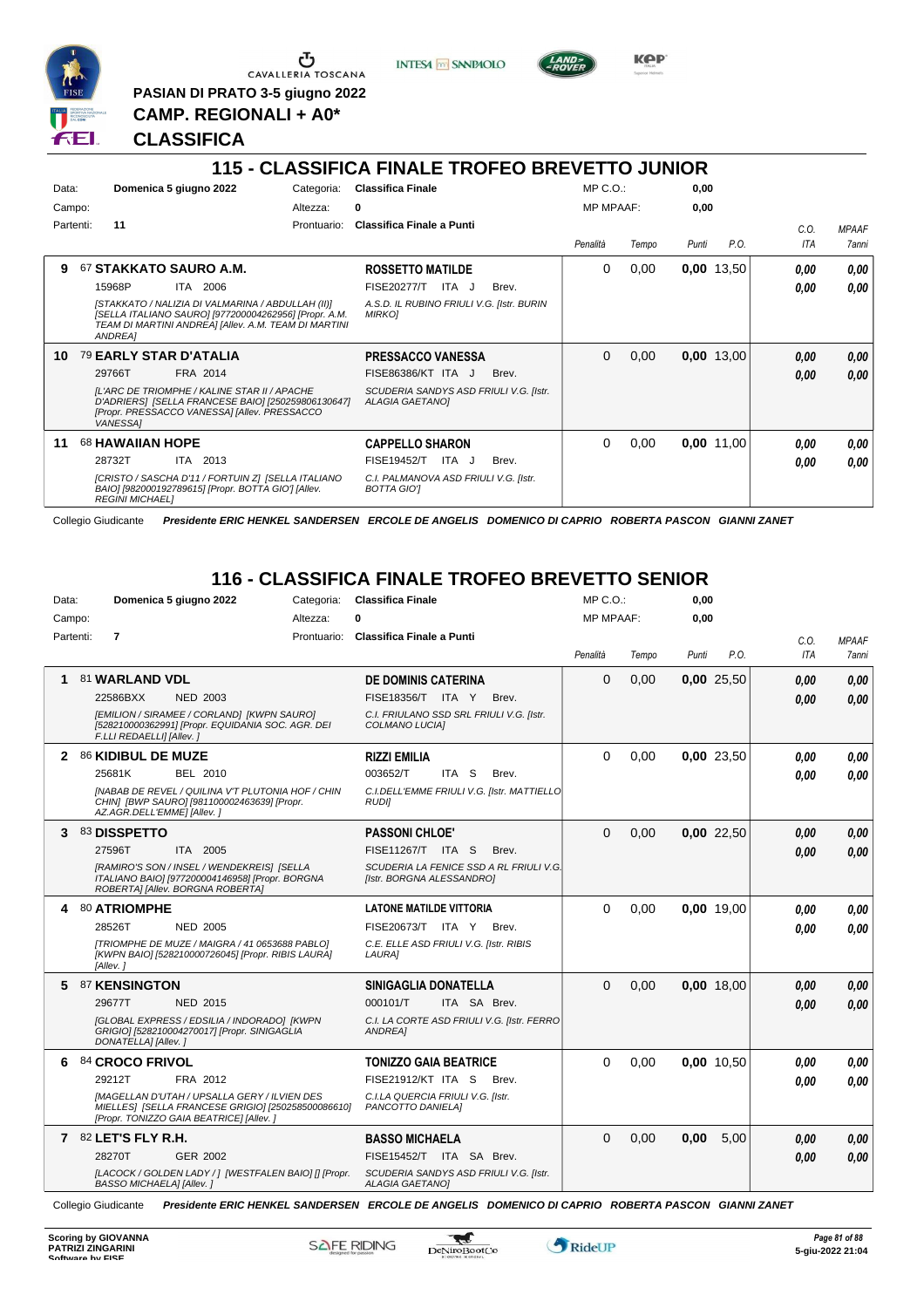CAVALLERIA TOSCANA

**PASIAN DI PRATO 3-5 giugno 2022**

**CAMP. REGIONALI + A0***

**CLASSIFICA**

## 115 - CLASSIFICA FINALE TROFEO BREVETTO JUNIOR

Data: **Domenica 5 giugno 2022** | Categoria: **Classifica Finale** | MP C.O.: **0,00**
Campo: | Altezza: **0** | MP MPAAF: **0,00**
Partenti: **11** | Prontuario: **Classifica Finale a Punti**

| Class. | Cavallo | Cavaliere | Penalità | Tempo | Punti | P.O. | C.O. ITA | MPAAF 7anni |
|---|---|---|---|---|---|---|---|---|
| 9 | 67 **STAKKATO SAURO A.M.** 15968P ITA 2006 *[STAKKATO / NALIZIA DI VALMARINA / ABDULLAH (II)] [SELLA ITALIANO SAURO] [977200004262956] [Propr. A.M. TEAM DI MARTINI ANDREA] [Allev. A.M. TEAM DI MARTINI ANDREA]* | **ROSSETTO MATILDE** FISE20277/T ITA J Brev. *A.S.D. IL RUBINO FRIULI V.G. [Istr. BURIN MIRKO]* | 0 | 0,00 | **0,00** | 13,50 | **0,00** **0,00** | **0,00** **0,00** |
| 10 | 79 **EARLY STAR D'ATALIA** 29766T FRA 2014 *[L'ARC DE TRIOMPHE / KALINE STAR II / APACHE D'ADRIERS] [SELLA FRANCESE BAIO] [250259806130647] [Propr. PRESSACCO VANESSA] [Allev. PRESSACCO VANESSA]* | **PRESSACCO VANESSA** FISE86386/KT ITA J Brev. *SCUDERIA SANDYS ASD FRIULI V.G. [Istr. ALAGIA GAETANO]* | 0 | 0,00 | **0,00** | 13,00 | **0,00** **0,00** | **0,00** **0,00** |
| 11 | 68 **HAWAIIAN HOPE** 28732T ITA 2013 *[CRISTO / SASCHA D'11 / FORTUIN Z] [SELLA ITALIANO BAIO] [982000192789615] [Propr. BOTTA GIO'] [Allev. REGINI MICHAEL]* | **CAPPELLO SHARON** FISE19452/T ITA J Brev. *C.I. PALMANOVA ASD FRIULI V.G. [Istr. BOTTA GIO']* | 0 | 0,00 | **0,00** | 11,00 | **0,00** **0,00** | **0,00** **0,00** |

Collegio Giudicante *Presidente ERIC HENKEL SANDERSEN ERCOLE DE ANGELIS DOMENICO DI CAPRIO ROBERTA PASCON GIANNI ZANET*

## 116 - CLASSIFICA FINALE TROFEO BREVETTO SENIOR

Data: **Domenica 5 giugno 2022** | Categoria: **Classifica Finale** | MP C.O.: **0,00**
Campo: | Altezza: **0** | MP MPAAF: **0,00**
Partenti: **7** | Prontuario: **Classifica Finale a Punti**

| Class. | Cavallo | Cavaliere | Penalità | Tempo | Punti | P.O. | C.O. ITA | MPAAF 7anni |
|---|---|---|---|---|---|---|---|---|
| 1 | 81 **WARLAND VDL** 22586BXX NED 2003 *[EMILION / SIRAMEE / CORLAND] [KWPN SAURO] [528210000362991] [Propr. EQUIDANIA SOC. AGR. DEI F.LLI REDAELLI] [Allev. ]* | **DE DOMINIS CATERINA** FISE18356/T ITA Y Brev. *C.I. FRIULANO SSD SRL FRIULI V.G. [Istr. COLMANO LUCIA]* | 0 | 0,00 | **0,00** | 25,50 | **0,00** **0,00** | **0,00** **0,00** |
| 2 | 86 **KIDIBUL DE MUZE** 25681K BEL 2010 *[NABAB DE REVEL / QUILINA V'T PLUTONIA HOF / CHIN CHIN] [BWP SAURO] [981100002463639] [Propr. AZ.AGR.DELL'EMME] [Allev. ]* | **RIZZI EMILIA** 003652/T ITA S Brev. *C.I.DELL'EMME FRIULI V.G. [Istr. MATTIELLO RUDI]* | 0 | 0,00 | **0,00** | 23,50 | **0,00** **0,00** | **0,00** **0,00** |
| 3 | 83 **DISSPETTO** 27596T ITA 2005 *[RAMIRO'S SON / INSEL / WENDEKREIS] [SELLA ITALIANO BAIO] [977200004146958] [Propr. BORGNA ROBERTA] [Allev. BORGNA ROBERTA]* | **PASSONI CHLOE'** FISE11267/T ITA S Brev. *SCUDERIA LA FENICE SSD A RL FRIULI V.G. [Istr. BORGNA ALESSANDRO]* | 0 | 0,00 | **0,00** | 22,50 | **0,00** **0,00** | **0,00** **0,00** |
| 4 | 80 **ATRIOMPHE** 28526T NED 2005 *[TRIOMPHE DE MUZE / MAIGRA / 41 0653688 PABLO] [KWPN BAIO] [528210000726045] [Propr. RIBIS LAURA] [Allev. ]* | **LATONE MATILDE VITTORIA** FISE20673/T ITA Y Brev. *C.E. ELLE ASD FRIULI V.G. [Istr. RIBIS LAURA]* | 0 | 0,00 | **0,00** | 19,00 | **0,00** **0,00** | **0,00** **0,00** |
| 5 | 87 **KENSINGTON** 29677T NED 2015 *[GLOBAL EXPRESS / EDSILIA / INDORADO] [KWPN GRIGIO] [528210004270017] [Propr. SINIGAGLIA DONATELLA] [Allev. ]* | **SINIGAGLIA DONATELLA** 000101/T ITA SA Brev. *C.I. LA CORTE ASD FRIULI V.G. [Istr. FERRO ANDREA]* | 0 | 0,00 | **0,00** | 18,00 | **0,00** **0,00** | **0,00** **0,00** |
| 6 | 84 **CROCO FRIVOL** 29212T FRA 2012 *[MAGELLAN D'UTAH / UPSALLA GERY / ILVIEN DES MIELLES] [SELLA FRANCESE GRIGIO] [250258500086610] [Propr. TONIZZO GAIA BEATRICE] [Allev. ]* | **TONIZZO GAIA BEATRICE** FISE21912/KT ITA S Brev. *C.I.LA QUERCIA FRIULI V.G. [Istr. PANCOTTO DANIELA]* | 0 | 0,00 | **0,00** | 10,50 | **0,00** **0,00** | **0,00** **0,00** |
| 7 | 82 **LET'S FLY R.H.** 28270T GER 2002 *[LACOCK / GOLDEN LADY / ] [WESTFALEN BAIO] [] [Propr. BASSO MICHAELA] [Allev. ]* | **BASSO MICHAELA** FISE15452/T ITA SA Brev. *SCUDERIA SANDYS ASD FRIULI V.G. [Istr. ALAGIA GAETANO]* | 0 | 0,00 | **0,00** | 5,00 | **0,00** **0,00** | **0,00** **0,00** |

Collegio Giudicante *Presidente ERIC HENKEL SANDERSEN ERCOLE DE ANGELIS DOMENICO DI CAPRIO ROBERTA PASCON GIANNI ZANET*

**Scoring by GIOVANNA PATRIZI ZINGARINI**
**Software by FISE**

**5-giu-2022 21:04**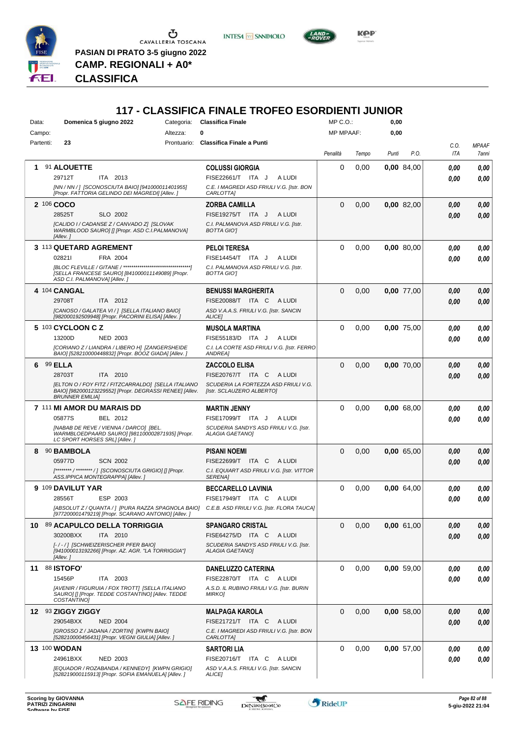CAVALLERIA TOSCANA

**PASIAN DI PRATO 3-5 giugno 2022**

**CAMP. REGIONALI + A0***

**CLASSIFICA**

# 117 - CLASSIFICA FINALE TROFEO ESORDIENTI JUNIOR

Data: **Domenica 5 giugno 2022** Categoria: **Classifica Finale** MP C.O.: **0,00**

Campo: Altezza: **0** MP MPAAF: **0,00**

Partenti: **23** Prontuario: **Classifica Finale a Punti**

| # | Cavallo | Cavaliere | Penalità | Tempo | Punti | P.O. | C.O. ITA | MPAAF 7anni |
|---|---|---|---|---|---|---|---|---|
| 1 | 91 **ALOUETTE** 29712T ITA 2013 *[NN / NN / ] [SCONOSCIUTA BAIO] [941000011401955] [Propr. FATTORIA GELINDO DEI MAGREDI] [Allev. ]* | **COLUSSI GIORGIA** FISE22661/T ITA J A LUDI *C.E. I MAGREDI ASD FRIULI V.G. [Istr. BON CARLOTTA]* | 0 | 0,00 | **0,00** | 84,00 | **0,00** **0,00** | **0,00** **0,00** |
| 2 | 106 **COCO** 28525T SLO 2002 *[CALIDO I / CADANSE Z / CANVADO Z] [SLOVAK WARMBLOOD SAURO] [] [Propr. ASD C.I.PALMANOVA] [Allev. ]* | **ZORBA CAMILLA** FISE19275/T ITA J A LUDI *C.I. PALMANOVA ASD FRIULI V.G. [Istr. BOTTA GIO']* | 0 | 0,00 | **0,00** | 82,00 | **0,00** **0,00** | **0,00** **0,00** |
| 3 | 113 **QUETARD AGREMENT** 02821I FRA 2004 *[BLOC FLEVILLE / GITANE / **********************************] [SELLA FRANCESE SAURO] [841000011149089] [Propr. ASD C.I. PALMANOVA] [Allev. ]* | **PELOI TERESA** FISE14454/T ITA J A LUDI *C.I. PALMANOVA ASD FRIULI V.G. [Istr. BOTTA GIO']* | 0 | 0,00 | **0,00** | 80,00 | **0,00** **0,00** | **0,00** **0,00** |
| 4 | 104 **CANGAL** 29708T ITA 2012 *[CANOSO / GALATEA VI / ] [SELLA ITALIANO BAIO] [982000192509948] [Propr. PACORINI ELISA] [Allev. ]* | **BENUSSI MARGHERITA** FISE20088/T ITA C A LUDI *ASD V.A.A.S. FRIULI V.G. [Istr. SANCIN ALICE]* | 0 | 0,00 | **0,00** | 77,00 | **0,00** **0,00** | **0,00** **0,00** |
| 5 | 103 **CYCLOON C Z** 13200D NED 2003 *[CORIANO Z / LIANDRA / LIBERO H] [ZANGERSHEIDE BAIO] [528210000448832] [Propr. BOOZ GIADA] [Allev. ]* | **MUSOLA MARTINA** FISE55183/D ITA J A LUDI *C.I. LA CORTE ASD FRIULI V.G. [Istr. FERRO ANDREA]* | 0 | 0,00 | **0,00** | 75,00 | **0,00** **0,00** | **0,00** **0,00** |
| 6 | 99 **ELLA** 28703T ITA 2010 *[ELTON O / FOY FITZ / FITZCARRALDO] [SELLA ITALIANO BAIO] [982000123229552] [Propr. DEGRASSI RENEE] [Allev. BRUNNER EMILIA]* | **ZACCOLO ELISA** FISE20767/T ITA C A LUDI *SCUDERIA LA FORTEZZA ASD FRIULI V.G. [Istr. SCLAUZERO ALBERTO]* | 0 | 0,00 | **0,00** | 70,00 | **0,00** **0,00** | **0,00** **0,00** |
| 7 | 111 **MI AMOR DU MARAIS DD** 05877S BEL 2012 *[NABAB DE REVE / VIENNA / DARCO] [BEL. WARMBLOEDPAARD SAURO] [981100002871935] [Propr. LC SPORT HORSES SRL] [Allev. ]* | **MARTIN JENNY** FISE17099/T ITA J A LUDI *SCUDERIA SANDYS ASD FRIULI V.G. [Istr. ALAGIA GAETANO]* | 0 | 0,00 | **0,00** | 68,00 | **0,00** **0,00** | **0,00** **0,00** |
| 8 | 90 **BAMBOLA** 05977D SCN 2002 *[******** / ******** / ] [SCONOSCIUTA GRIGIO] [] [Propr. ASS.IPPICA MONTEGRAPPA] [Allev. ]* | **PISANI NOEMI** FISE22699/T ITA C A LUDI *C.I. EQUIART ASD FRIULI V.G. [Istr. VITTOR SERENA]* | 0 | 0,00 | **0,00** | 65,00 | **0,00** **0,00** | **0,00** **0,00** |
| 9 | 109 **DAVILUT YAR** 28556T ESP 2003 *[ABSOLUT Z / QUANTA / ] [PURA RAZZA SPAGNOLA BAIO] [977200001479219] [Propr. SCARANO ANTONIO] [Allev. ]* | **BECCARELLO LAVINIA** FISE17949/T ITA C A LUDI *C.E.B. ASD FRIULI V.G. [Istr. FLORA TAUCA]* | 0 | 0,00 | **0,00** | 64,00 | **0,00** **0,00** | **0,00** **0,00** |
| 10 | 89 **ACAPULCO DELLA TORRIGGIA** 30200BXX ITA 2010 *[- / - / ] [SCHWEIZERISCHER PFER BAIO] [941000013192266] [Propr. AZ. AGR. "LA TORRIGGIA"] [Allev. ]* | **SPANGARO CRISTAL** FISE64275/D ITA C A LUDI *SCUDERIA SANDYS ASD FRIULI V.G. [Istr. ALAGIA GAETANO]* | 0 | 0,00 | **0,00** | 61,00 | **0,00** **0,00** | **0,00** **0,00** |
| 11 | 88 **ISTOFO'** 15456P ITA 2003 *[AVENIR / FIGURUIA / FOX TROTT] [SELLA ITALIANO SAURO] [] [Propr. TEDDE COSTANTINO] [Allev. TEDDE COSTANTINO]* | **DANELUZZO CATERINA** FISE22870/T ITA C A LUDI *A.S.D. IL RUBINO FRIULI V.G. [Istr. BURIN MIRKO]* | 0 | 0,00 | **0,00** | 59,00 | **0,00** **0,00** | **0,00** **0,00** |
| 12 | 93 **ZIGGY ZIGGY** 29054BXX NED 2004 *[GROSSO Z / JADANA / ZORTIN] [KWPN BAIO] [528210000456431] [Propr. VEGNI GIULIA] [Allev. ]* | **MALPAGA KAROLA** FISE21721/T ITA C A LUDI *C.E. I MAGREDI ASD FRIULI V.G. [Istr. BON CARLOTTA]* | 0 | 0,00 | **0,00** | 58,00 | **0,00** **0,00** | **0,00** **0,00** |
| 13 | 100 **WODAN** 24961BXX NED 2003 *[EQUADOR / ROZABANDA / KENNEDY] [KWPN GRIGIO] [528219000115913] [Propr. SOFIA EMANUELA] [Allev. ]* | **SARTORI LIA** FISE20716/T ITA C A LUDI *ASD V.A.A.S. FRIULI V.G. [Istr. SANCIN ALICE]* | 0 | 0,00 | **0,00** | 57,00 | **0,00** **0,00** | **0,00** **0,00** |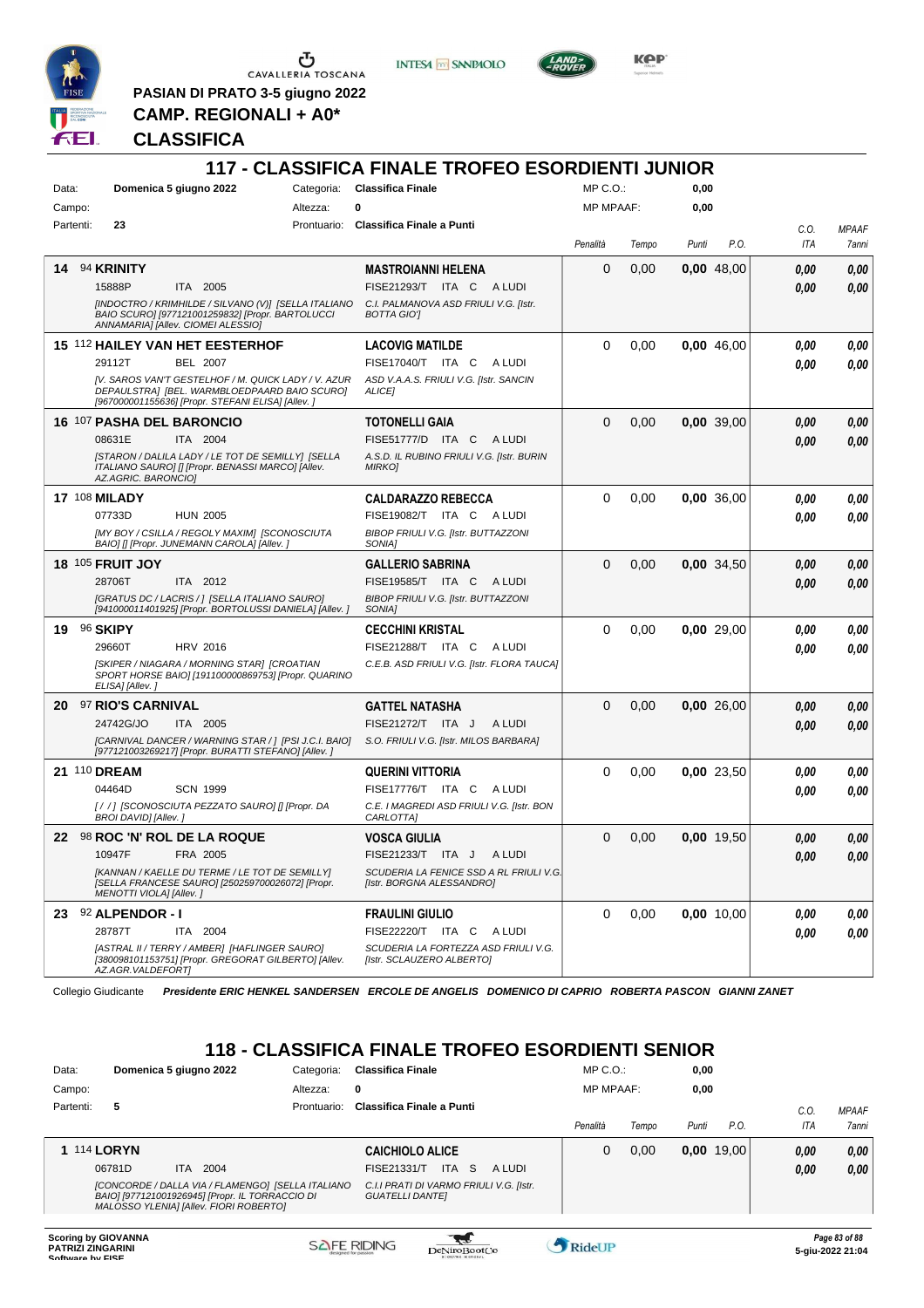PASIAN DI PRATO 3-5 giugno 2022

**CAMP. REGIONALI + A0***

**CLASSIFICA**

## 117 - CLASSIFICA FINALE TROFEO ESORDIENTI JUNIOR

Data: **Domenica 5 giugno 2022** Categoria: **Classifica Finale** MP C.O.: **0,00**

Campo: Altezza: **0** MP MPAAF: **0,00**

Partenti: **23** Prontuario: **Classifica Finale a Punti**

| | Cavallo | Cavaliere | Penalità | Tempo | Punti | P.O. | C.O. ITA | MPAAF 7anni |
|---|---|---|---|---|---|---|---|---|
| **14** | 94 **KRINITY** 15888P ITA 2005 *[INDOCTRO / KRIMHILDE / SILVANO (V)] [SELLA ITALIANO BAIO SCURO] [977121001259832] [Propr. BARTOLUCCI ANNAMARIA] [Allev. CIOMEI ALESSIO]* | **MASTROIANNI HELENA** FISE21293/T ITA C A LUDI *C.I. PALMANOVA ASD FRIULI V.G. [Istr. BOTTA GIO']* | 0 | 0,00 | **0,00** | 48,00 | *0,00* / *0,00* | *0,00* / *0,00* |
| **15** | 112 **HAILEY VAN HET EESTERHOF** 29112T BEL 2007 *[V. SAROS VAN'T GESTELHOF / M. QUICK LADY / V. AZUR DEPAULSTRA] [BEL. WARMBLOEDPAARD BAIO SCURO] [967000001155636] [Propr. STEFANI ELISA] [Allev. ]* | **LACOVIG MATILDE** FISE17040/T ITA C A LUDI *ASD V.A.A.S. FRIULI V.G. [Istr. SANCIN ALICE]* | 0 | 0,00 | **0,00** | 46,00 | *0,00* / *0,00* | *0,00* / *0,00* |
| **16** | 107 **PASHA DEL BARONCIO** 08631E ITA 2004 *[STARON / DALILA LADY / LE TOT DE SEMILLY] [SELLA ITALIANO SAURO] [] [Propr. BENASSI MARCO] [Allev. AZ.AGRIC. BARONCIO]* | **TOTONELLI GAIA** FISE51777/D ITA C A LUDI *A.S.D. IL RUBINO FRIULI V.G. [Istr. BURIN MIRKO]* | 0 | 0,00 | **0,00** | 39,00 | *0,00* / *0,00* | *0,00* / *0,00* |
| **17** | 108 **MILADY** 07733D HUN 2005 *[MY BOY / CSILLA / REGOLY MAXIM] [SCONOSCIUTA BAIO] [] [Propr. JUNEMANN CAROLA] [Allev. ]* | **CALDARAZZO REBECCA** FISE19082/T ITA C A LUDI *BIBOP FRIULI V.G. [Istr. BUTTAZZONI SONIA]* | 0 | 0,00 | **0,00** | 36,00 | *0,00* / *0,00* | *0,00* / *0,00* |
| **18** | 105 **FRUIT JOY** 28706T ITA 2012 *[GRATUS DC / LACRIS / ] [SELLA ITALIANO SAURO] [941000011401925] [Propr. BORTOLUSSI DANIELA] [Allev. ]* | **GALLERIO SABRINA** FISE19585/T ITA C A LUDI *BIBOP FRIULI V.G. [Istr. BUTTAZZONI SONIA]* | 0 | 0,00 | **0,00** | 34,50 | *0,00* / *0,00* | *0,00* / *0,00* |
| **19** | 96 **SKIPY** 29660T HRV 2016 *[SKIPER / NIAGARA / MORNING STAR] [CROATIAN SPORT HORSE BAIO] [191100000869753] [Propr. QUARINO ELISA] [Allev. ]* | **CECCHINI KRISTAL** FISE21288/T ITA C A LUDI *C.E.B. ASD FRIULI V.G. [Istr. FLORA TAUCA]* | 0 | 0,00 | **0,00** | 29,00 | *0,00* / *0,00* | *0,00* / *0,00* |
| **20** | 97 **RIO'S CARNIVAL** 24742G/JO ITA 2005 *[CARNIVAL DANCER / WARNING STAR / ] [PSI J.C.I. BAIO] [977121003269217] [Propr. BURATTI STEFANO] [Allev. ]* | **GATTEL NATASHA** FISE21272/T ITA J A LUDI *S.O. FRIULI V.G. [Istr. MILOS BARBARA]* | 0 | 0,00 | **0,00** | 26,00 | *0,00* / *0,00* | *0,00* / *0,00* |
| **21** | 110 **DREAM** 04464D SCN 1999 *[ / / ] [SCONOSCIUTA PEZZATO SAURO] [] [Propr. DA BROI DAVID] [Allev. ]* | **QUERINI VITTORIA** FISE17776/T ITA C A LUDI *C.E. I MAGREDI ASD FRIULI V.G. [Istr. BON CARLOTTA]* | 0 | 0,00 | **0,00** | 23,50 | *0,00* / *0,00* | *0,00* / *0,00* |
| **22** | 98 **ROC 'N' ROL DE LA ROQUE** 10947F FRA 2005 *[KANNAN / KAELLE DU TERME / LE TOT DE SEMILLY] [SELLA FRANCESE SAURO] [250259700026072] [Propr. MENOTTI VIOLA] [Allev. ]* | **VOSCA GIULIA** FISE21233/T ITA J A LUDI *SCUDERIA LA FENICE SSD A RL FRIULI V.G. [Istr. BORGNA ALESSANDRO]* | 0 | 0,00 | **0,00** | 19,50 | *0,00* / *0,00* | *0,00* / *0,00* |
| **23** | 92 **ALPENDOR - I** 28787T ITA 2004 *[ASTRAL II / TERRY / AMBER] [HAFLINGER SAURO] [380098101153751] [Propr. GREGORAT GILBERTO] [Allev. AZ.AGR.VALDEFORT]* | **FRAULINI GIULIO** FISE22220/T ITA C A LUDI *SCUDERIA LA FORTEZZA ASD FRIULI V.G. [Istr. SCLAUZERO ALBERTO]* | 0 | 0,00 | **0,00** | 10,00 | *0,00* / *0,00* | *0,00* / *0,00* |

Collegio Giudicante ***Presidente ERIC HENKEL SANDERSEN ERCOLE DE ANGELIS DOMENICO DI CAPRIO ROBERTA PASCON GIANNI ZANET***

## 118 - CLASSIFICA FINALE TROFEO ESORDIENTI SENIOR

Data: **Domenica 5 giugno 2022** Categoria: **Classifica Finale** MP C.O.: **0,00**

Campo: Altezza: **0** MP MPAAF: **0,00**

Partenti: **5** Prontuario: **Classifica Finale a Punti**

| | Cavallo | Cavaliere | Penalità | Tempo | Punti | P.O. | C.O. ITA | MPAAF 7anni |
|---|---|---|---|---|---|---|---|---|
| **1** | 114 **LORYN** 06781D ITA 2004 *[CONCORDE / DALLA VIA / FLAMENGO] [SELLA ITALIANO BAIO] [977121001926945] [Propr. IL TORRACCIO DI MALOSSO YLENIA] [Allev. FIORI ROBERTO]* | **CAICHIOLO ALICE** FISE21331/T ITA S A LUDI *C.I.I PRATI DI VARMO FRIULI V.G. [Istr. GUATELLI DANTE]* | 0 | 0,00 | **0,00** | 19,00 | *0,00* / *0,00* | *0,00* / *0,00* |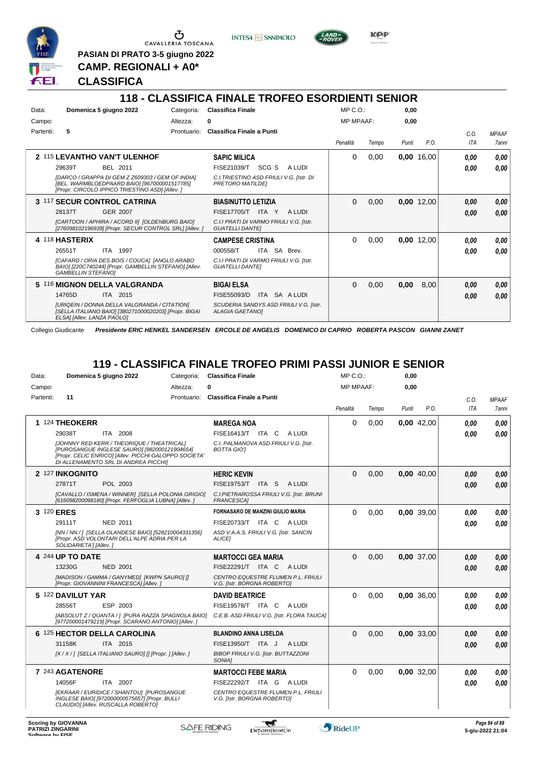PASIAN DI PRATO 3-5 giugno 2022

**CAMP. REGIONALI + A0***

**CLASSIFICA**

## 118 - CLASSIFICA FINALE TROFEO ESORDIENTI SENIOR

| Data: | Domenica 5 giugno 2022 | Categoria: | Classifica Finale | MP C.O.: | 0,00 |
|---|---|---|---|---|---|
| Campo: | | Altezza: | 0 | MP MPAAF: | 0,00 |
| Partenti: | 5 | Prontuario: | Classifica Finale a Punti | | |

| Pos | Cavallo | Cavaliere | Penalità | Tempo | Punti | P.O. | C.O. ITA | MPAAF 7anni |
|---|---|---|---|---|---|---|---|---|
| 2 | 115 **LEVANTHO VAN'T ULENHOF** 29639T BEL 2011 [DARCO / GRAPPA DI GEM Z Z609303 / GEM OF INDIA] [BEL. WARMBLOEDPAARD BAIO] [967000001517785] [Propr. CIRCOLO IPPICO TRIESTINO ASD] [Allev. ] | **SAPIC MILICA** FISE21039/T SCG S A LUDI C.I.TRIESTINO ASD FRIULI V.G. [Istr. DI PRETORO MATILDE] | 0 | 0,00 | 0,00 | 16,00 | 0,00 / 0,00 | 0,00 / 0,00 |
| 3 | 117 **SECUR CONTROL CATRINA** 28137T GER 2007 [CARTOON / APHIRA / ACORD II] [OLDENBURG BAIO] [276098102196939] [Propr. SECUR CONTROL SRL] [Allev. ] | **BIASINUTTO LETIZIA** FISE17705/T ITA Y A LUDI C.I.I PRATI DI VARMO FRIULI V.G. [Istr. GUATELLI DANTE] | 0 | 0,00 | 0,00 | 12,00 | 0,00 / 0,00 | 0,00 / 0,00 |
| 4 | 118 **HASTERIX** 26551T ITA 1997 [CAFARD / ORIA DES BOIS / COUCA] [ANGLO ARABO BAIO] [220C740244] [Propr. GAMBELLIN STEFANO] [Allev. GAMBELLIN STEFANO] | **CAMPESE CRISTINA** 000558/T ITA SA Brev. C.I.I PRATI DI VARMO FRIULI V.G. [Istr. GUATELLI DANTE] | 0 | 0,00 | 0,00 | 12,00 | 0,00 / 0,00 | 0,00 / 0,00 |
| 5 | 116 **MIGNON DELLA VALGRANDA** 14765D ITA 2015 [URIQEIN / DONNA DELLA VALGRANDA / CITATION] [SELLA ITALIANO BAIO] [380271000020203] [Propr. BIGAI ELSA] [Allev. LANZA PAOLO] | **BIGAI ELSA** FISE55093/D ITA SA A LUDI SCUDERIA SANDYS ASD FRIULI V.G. [Istr. ALAGIA GAETANO] | 0 | 0,00 | 0,00 | 8,00 | 0,00 / 0,00 | 0,00 / 0,00 |

Collegio Giudicante *Presidente ERIC HENKEL SANDERSEN ERCOLE DE ANGELIS DOMENICO DI CAPRIO ROBERTA PASCON GIANNI ZANET*

## 119 - CLASSIFICA FINALE TROFEO PRIMI PASSI JUNIOR E SENIOR

| Data: | Domenica 5 giugno 2022 | Categoria: | Classifica Finale | MP C.O.: | 0,00 |
|---|---|---|---|---|---|
| Campo: | | Altezza: | 0 | MP MPAAF: | 0,00 |
| Partenti: | 11 | Prontuario: | Classifica Finale a Punti | | |

| Pos | Cavallo | Cavaliere | Penalità | Tempo | Punti | P.O. | C.O. ITA | MPAAF 7anni |
|---|---|---|---|---|---|---|---|---|
| 1 | 124 **THEOKERR** 29038T ITA 2008 [JOHNNY RED KERR / THEORIQUE / THEATRICAL] [PUROSANGUE INGLESE SAURO] [982000121904654] [Propr. CELIC ENRICO] [Allev. PICCHI GALOPPO SOCIETA' DI ALLENAMENTO SRL DI ANDREA PICCHI] | **MAREGA NOA** FISE16413/T ITA C A LUDI C.I. PALMANOVA ASD FRIULI V.G. [Istr. BOTTA GIO'] | 0 | 0,00 | 0,00 | 42,00 | 0,00 / 0,00 | 0,00 / 0,00 |
| 2 | 127 **INKOGNITO** 27871T POL 2003 [CAVALLO / ISMENA / WINNER] [SELLA POLONIA GRIGIO] [616098200098180] [Propr. FERFOGLIA LUBNA] [Allev. ] | **HERIC KEVIN** FISE19753/T ITA S A LUDI C.I.PIETRAROSSA FRIULI V.G. [Istr. BRUNI FRANCESCA] | 0 | 0,00 | 0,00 | 40,00 | 0,00 / 0,00 | 0,00 / 0,00 |
| 3 | 120 **ERES** 29111T NED 2011 [NN / NN / ] [SELLA OLANDESE BAIO] [528210004331356] [Propr. ASD VOLONTARI DELL'ALPE ADRIA PER LA SOLIDARIETA'] [Allev. ] | **FORNASARO DE MANZINI GIULIO MARIA** FISE20733/T ITA C A LUDI ASD V.A.A.S. FRIULI V.G. [Istr. SANCIN ALICE] | 0 | 0,00 | 0,00 | 39,00 | 0,00 / 0,00 | 0,00 / 0,00 |
| 4 | 244 **UP TO DATE** 13230G NED 2001 [MADISON / GAMMA / GANYMED] [KWPN SAURO] [] [Propr. GIOVANNINI FRANCESCA] [Allev. ] | **MARTOCCI GEA MARIA** FISE22291/T ITA C A LUDI CENTRO EQUESTRE FLUMEN P.L. FRIULI V.G. [Istr. BORGNA ROBERTO] | 0 | 0,00 | 0,00 | 37,00 | 0,00 / 0,00 | 0,00 / 0,00 |
| 5 | 122 **DAVILUT YAR** 28556T ESP 2003 [ABSOLUT Z / QUANTA / ] [PURA RAZZA SPAGNOLA BAIO] [977200001479219] [Propr. SCARANO ANTONIO] [Allev. ] | **DAVID BEATRICE** FISE19578/T ITA C A LUDI C.E.B. ASD FRIULI V.G. [Istr. FLORA TAUCA] | 0 | 0,00 | 0,00 | 36,00 | 0,00 / 0,00 | 0,00 / 0,00 |
| 6 | 125 **HECTOR DELLA CAROLINA** 31158K ITA 2015 [X / X / ] [SELLA ITALIANO SAURO] [] [Propr. ] [Allev. ] | **BLANDINO ANNA LISELDA** FISE13950/T ITA J A LUDI BIBOP FRIULI V.G. [Istr. BUTTAZZONI SONIA] | 0 | 0,00 | 0,00 | 33,00 | 0,00 / 0,00 | 0,00 / 0,00 |
| 7 | 243 **AGATENORE** 14056F ITA 2007 [EKRAAR / EURIDICE / SHANTOU] [PUROSANGUE INGLESE BAIO] [972000000575657] [Propr. BULLI CLAUDIO] [Allev. RUSCALLA ROBERTO] | **MARTOCCI FEBE MARIA** FISE22292/T ITA G A LUDI CENTRO EQUESTRE FLUMEN P.L. FRIULI V.G. [Istr. BORGNA ROBERTO] | 0 | 0,00 | 0,00 | 32,00 | 0,00 / 0,00 | 0,00 / 0,00 |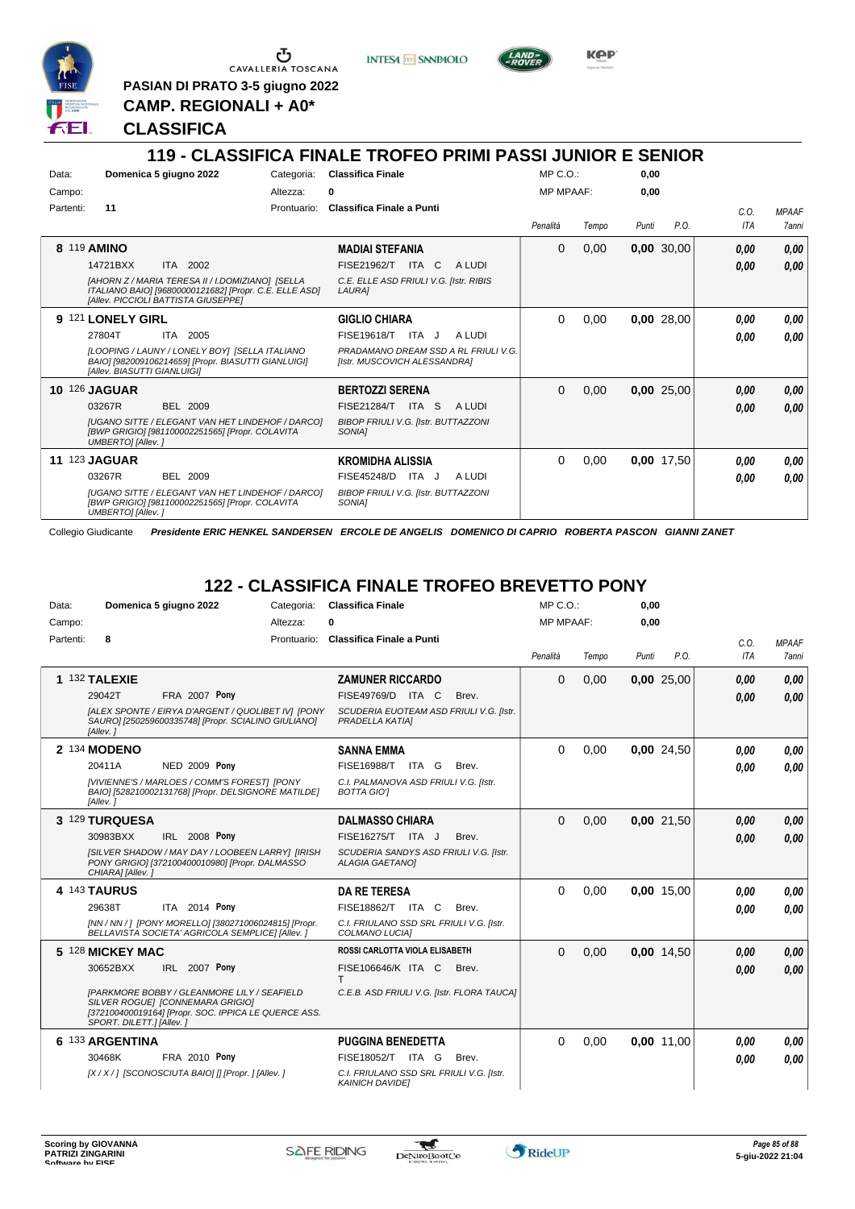PASIAN DI PRATO 3-5 giugno 2022

**CAMP. REGIONALI + A0***

**CLASSIFICA**

## 119 - CLASSIFICA FINALE TROFEO PRIMI PASSI JUNIOR E SENIOR

Data: Domenica 5 giugno 2022 — Categoria: Classifica Finale — MP C.O.: 0,00
Campo: — Altezza: 0 — MP MPAAF: 0,00
Partenti: 11 — Prontuario: Classifica Finale a Punti

| Pos | Cavallo | Cavaliere | Penalità | Tempo | Punti | P.O. | C.O. ITA | MPAAF 7anni |
|---|---|---|---|---|---|---|---|---|
| 8 | 119 **AMINO** 14721BXX ITA 2002 [AHORN Z / MARIA TERESA II / I.DOMIZIANO] [SELLA ITALIANO BAIO] [968000000121682] [Propr. C.E. ELLE ASD] [Allev. PICCIOLI BATTISTA GIUSEPPE] | **MADIAI STEFANIA** FISE21962/T ITA C A LUDI C.E. ELLE ASD FRIULI V.G. [Istr. RIBIS LAURA] | 0 | 0,00 | 0,00 | 30,00 | 0,00 / 0,00 | 0,00 / 0,00 |
| 9 | 121 **LONELY GIRL** 27804T ITA 2005 [LOOPING / LAUNY / LONELY BOY] [SELLA ITALIANO BAIO] [982009106214659] [Propr. BIASUTTI GIANLUIGI] [Allev. BIASUTTI GIANLUIGI] | **GIGLIO CHIARA** FISE19618/T ITA J A LUDI PRADAMANO DREAM SSD A RL FRIULI V.G. [Istr. MUSCOVICH ALESSANDRA] | 0 | 0,00 | 0,00 | 28,00 | 0,00 / 0,00 | 0,00 / 0,00 |
| 10 | 126 **JAGUAR** 03267R BEL 2009 [UGANO SITTE / ELEGANT VAN HET LINDEHOF / DARCO] [BWP GRIGIO] [981100002251565] [Propr. COLAVITA UMBERTO] [Allev. ] | **BERTOZZI SERENA** FISE21284/T ITA S A LUDI BIBOP FRIULI V.G. [Istr. BUTTAZZONI SONIA] | 0 | 0,00 | 0,00 | 25,00 | 0,00 / 0,00 | 0,00 / 0,00 |
| 11 | 123 **JAGUAR** 03267R BEL 2009 [UGANO SITTE / ELEGANT VAN HET LINDEHOF / DARCO] [BWP GRIGIO] [981100002251565] [Propr. COLAVITA UMBERTO] [Allev. ] | **KROMIDHA ALISSIA** FISE45248/D ITA J A LUDI BIBOP FRIULI V.G. [Istr. BUTTAZZONI SONIA] | 0 | 0,00 | 0,00 | 17,50 | 0,00 / 0,00 | 0,00 / 0,00 |

Collegio Giudicante *Presidente ERIC HENKEL SANDERSEN ERCOLE DE ANGELIS DOMENICO DI CAPRIO ROBERTA PASCON GIANNI ZANET*

## 122 - CLASSIFICA FINALE TROFEO BREVETTO PONY

Data: Domenica 5 giugno 2022 — Categoria: Classifica Finale — MP C.O.: 0,00
Campo: — Altezza: 0 — MP MPAAF: 0,00
Partenti: 8 — Prontuario: Classifica Finale a Punti

| Pos | Cavallo | Cavaliere | Penalità | Tempo | Punti | P.O. | C.O. ITA | MPAAF 7anni |
|---|---|---|---|---|---|---|---|---|
| 1 | 132 **TALEXIE** 29042T FRA 2007 **Pony** [ALEX SPONTE / EIRYA D'ARGENT / QUOLIBET IV] [PONY SAURO] [250259600335748] [Propr. SCIALINO GIULIANO] [Allev. ] | **ZAMUNER RICCARDO** FISE49769/D ITA C Brev. SCUDERIA EUOTEAM ASD FRIULI V.G. [Istr. PRADELLA KATIA] | 0 | 0,00 | 0,00 | 25,00 | 0,00 / 0,00 | 0,00 / 0,00 |
| 2 | 134 **MODENO** 20411A NED 2009 **Pony** [VIVIENNE'S / MARLOES / COMM'S FOREST] [PONY BAIO] [528210002131768] [Propr. DELSIGNORE MATILDE] [Allev. ] | **SANNA EMMA** FISE16988/T ITA G Brev. C.I. PALMANOVA ASD FRIULI V.G. [Istr. BOTTA GIO'] | 0 | 0,00 | 0,00 | 24,50 | 0,00 / 0,00 | 0,00 / 0,00 |
| 3 | 129 **TURQUESA** 30983BXX IRL 2008 **Pony** [SILVER SHADOW / MAY DAY / LOOBEEN LARRY] [IRISH PONY GRIGIO] [372100400010980] [Propr. DALMASSO CHIARA] [Allev. ] | **DALMASSO CHIARA** FISE16275/T ITA J Brev. SCUDERIA SANDYS ASD FRIULI V.G. [Istr. ALAGIA GAETANO] | 0 | 0,00 | 0,00 | 21,50 | 0,00 / 0,00 | 0,00 / 0,00 |
| 4 | 143 **TAURUS** 29638T ITA 2014 **Pony** [NN / NN / ] [PONY MORELLO] [380271006024815] [Propr. BELLAVISTA SOCIETA' AGRICOLA SEMPLICE] [Allev. ] | **DA RE TERESA** FISE18862/T ITA C Brev. C.I. FRIULANO SSD SRL FRIULI V.G. [Istr. COLMANO LUCIA] | 0 | 0,00 | 0,00 | 15,00 | 0,00 / 0,00 | 0,00 / 0,00 |
| 5 | 128 **MICKEY MAC** 30652BXX IRL 2007 **Pony** [PARKMORE BOBBY / GLEANMORE LILY / SEAFIELD SILVER ROGUE] [CONNEMARA GRIGIO] [372100400019164] [Propr. SOC. IPPICA LE QUERCE ASS. SPORT. DILETT.] [Allev. ] | **ROSSI CARLOTTA VIOLA ELISABETH** FISE106646/K ITA C T Brev. C.E.B. ASD FRIULI V.G. [Istr. FLORA TAUCA] | 0 | 0,00 | 0,00 | 14,50 | 0,00 / 0,00 | 0,00 / 0,00 |
| 6 | 133 **ARGENTINA** 30468K FRA 2010 **Pony** [X / X / ] [SCONOSCIUTA BAIO] [] [Propr. ] [Allev. ] | **PUGGINA BENEDETTA** FISE18052/T ITA G Brev. C.I. FRIULANO SSD SRL FRIULI V.G. [Istr. KAINICH DAVIDE] | 0 | 0,00 | 0,00 | 11,00 | 0,00 / 0,00 | 0,00 / 0,00 |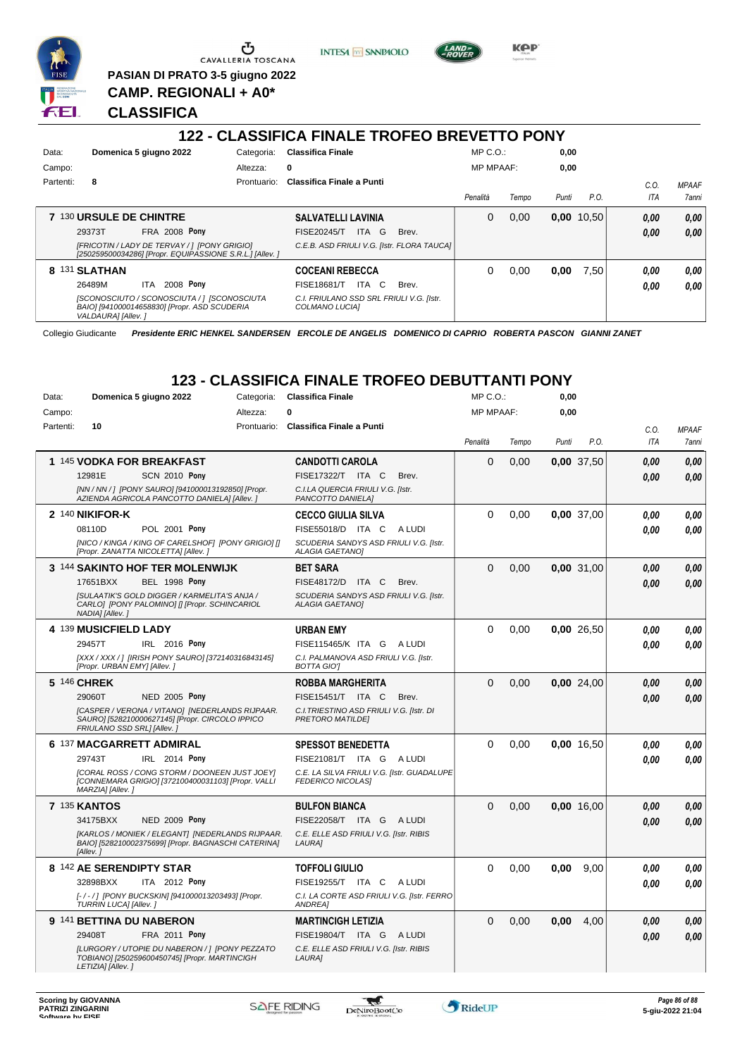PASIAN DI PRATO 3-5 giugno 2022

CAMP. REGIONALI + A0*

# CLASSIFICA

## 122 - CLASSIFICA FINALE TROFEO BREVETTO PONY

| Data: | Domenica 5 giugno 2022 | Categoria: | Classifica Finale | MP C.O.: | 0,00 |
|---|---|---|---|---|---|
| Campo: | | Altezza: | 0 | MP MPAAF: | 0,00 |
| Partenti: | 8 | Prontuario: | Classifica Finale a Punti | | |

| Pos. | Cavallo | Cavaliere | Penalità | Tempo | Punti | P.O. | C.O. ITA | MPAAF 7anni |
|---|---|---|---|---|---|---|---|---|
| 7 | 130 **URSULE DE CHINTRE** 29373T FRA 2008 **Pony** *[FRICOTIN / LADY DE TERVAY / ] [PONY GRIGIO] [250259500034286] [Propr. EQUIPASSIONE S.R.L.] [Allev. ]* | **SALVATELLI LAVINIA** FISE20245/T ITA G Brev. *C.E.B. ASD FRIULI V.G. [Istr. FLORA TAUCA]* | 0 | 0,00 | **0,00** | 10,50 | 0,00 / 0,00 | 0,00 / 0,00 |
| 8 | 131 **SLATHAN** 26489M ITA 2008 **Pony** *[SCONOSCIUTO / SCONOSCIUTA / ] [SCONOSCIUTO BAIO] [941000014658830] [Propr. ASD SCUDERIA VALDAURA] [Allev. ]* | **COCEANI REBECCA** FISE18681/T ITA C Brev. *C.I. FRIULANO SSD SRL FRIULI V.G. [Istr. COLMANO LUCIA]* | 0 | 0,00 | **0,00** | 7,50 | 0,00 / 0,00 | 0,00 / 0,00 |

Collegio Giudicante *Presidente ERIC HENKEL SANDERSEN ERCOLE DE ANGELIS DOMENICO DI CAPRIO ROBERTA PASCON GIANNI ZANET*

## 123 - CLASSIFICA FINALE TROFEO DEBUTTANTI PONY

| Data: | Domenica 5 giugno 2022 | Categoria: | Classifica Finale | MP C.O.: | 0,00 |
|---|---|---|---|---|---|
| Campo: | | Altezza: | 0 | MP MPAAF: | 0,00 |
| Partenti: | 10 | Prontuario: | Classifica Finale a Punti | | |

| Pos. | Cavallo | Cavaliere | Penalità | Tempo | Punti | P.O. | C.O. ITA | MPAAF 7anni |
|---|---|---|---|---|---|---|---|---|
| 1 | 145 **VODKA FOR BREAKFAST** 12981E SCN 2010 **Pony** *[NN / NN / ] [PONY SAURO] [941000013192850] [Propr. AZIENDA AGRICOLA PANCOTTO DANIELA] [Allev. ]* | **CANDOTTI CAROLA** FISE17322/T ITA C Brev. *C.I.LA QUERCIA FRIULI V.G. [Istr. PANCOTTO DANIELA]* | 0 | 0,00 | **0,00** | 37,50 | 0,00 / 0,00 | 0,00 / 0,00 |
| 2 | 140 **NIKIFOR-K** 08110D POL 2001 **Pony** *[NICO / KINGA / KING OF CARELSHOF] [PONY GRIGIO] [] [Propr. ZANATTA NICOLETTA] [Allev. ]* | **CECCO GIULIA SILVA** FISE55018/D ITA C A LUDI *SCUDERIA SANDYS ASD FRIULI V.G. [Istr. ALAGIA GAETANO]* | 0 | 0,00 | **0,00** | 37,00 | 0,00 / 0,00 | 0,00 / 0,00 |
| 3 | 144 **SAKINTO HOF TER MOLENWIJK** 17651BXX BEL 1998 **Pony** *[SULAATIK'S GOLD DIGGER / KARMELITA'S ANJA / CARLO] [PONY PALOMINO] [] [Propr. SCHINCARIOL NADIA] [Allev. ]* | **BET SARA** FISE48172/D ITA C Brev. *SCUDERIA SANDYS ASD FRIULI V.G. [Istr. ALAGIA GAETANO]* | 0 | 0,00 | **0,00** | 31,00 | 0,00 / 0,00 | 0,00 / 0,00 |
| 4 | 139 **MUSICFIELD LADY** 29457T IRL 2016 **Pony** *[XXX / XXX / ] [IRISH PONY SAURO] [372140316843145] [Propr. URBAN EMY] [Allev. ]* | **URBAN EMY** FISE115465/K ITA G A LUDI *C.I. PALMANOVA ASD FRIULI V.G. [Istr. BOTTA GIO']* | 0 | 0,00 | **0,00** | 26,50 | 0,00 / 0,00 | 0,00 / 0,00 |
| 5 | 146 **CHREK** 29060T NED 2005 **Pony** *[CASPER / VERONA / VITANO] [NEDERLANDS RIJPAAR. SAURO] [528210000627145] [Propr. CIRCOLO IPPICO FRIULANO SSD SRL] [Allev. ]* | **ROBBA MARGHERITA** FISE15451/T ITA C Brev. *C.I.TRIESTINO ASD FRIULI V.G. [Istr. DI PRETORO MATILDE]* | 0 | 0,00 | **0,00** | 24,00 | 0,00 / 0,00 | 0,00 / 0,00 |
| 6 | 137 **MACGARRETT ADMIRAL** 29743T IRL 2014 **Pony** *[CORAL ROSS / CONG STORM / DOONEEN JUST JOEY] [CONNEMARA GRIGIO] [372100400031103] [Propr. VALLI MARZIA] [Allev. ]* | **SPESSOT BENEDETTA** FISE21081/T ITA G A LUDI *C.E. LA SILVA FRIULI V.G. [Istr. GUADALUPE FEDERICO NICOLAS]* | 0 | 0,00 | **0,00** | 16,50 | 0,00 / 0,00 | 0,00 / 0,00 |
| 7 | 135 **KANTOS** 34175BXX NED 2009 **Pony** *[KARLOS / MONIEK / ELEGANT] [NEDERLANDS RIJPAAR. BAIO] [528210002375699] [Propr. BAGNASCHI CATERINA] [Allev. ]* | **BULFON BIANCA** FISE22058/T ITA G A LUDI *C.E. ELLE ASD FRIULI V.G. [Istr. RIBIS LAURA]* | 0 | 0,00 | **0,00** | 16,00 | 0,00 / 0,00 | 0,00 / 0,00 |
| 8 | 142 **AE SERENDIPTY STAR** 32898BXX ITA 2012 **Pony** *[- / - / ] [PONY BUCKSKIN] [941000013203493] [Propr. TURRIN LUCA] [Allev. ]* | **TOFFOLI GIULIO** FISE19255/T ITA C A LUDI *C.I. LA CORTE ASD FRIULI V.G. [Istr. FERRO ANDREA]* | 0 | 0,00 | **0,00** | 9,00 | 0,00 / 0,00 | 0,00 / 0,00 |
| 9 | 141 **BETTINA DU NABERON** 29408T FRA 2011 **Pony** *[LURGORY / UTOPIE DU NABERON / ] [PONY PEZZATO TOBIANO] [250259600450745] [Propr. MARTINCIGH LETIZIA] [Allev. ]* | **MARTINCIGH LETIZIA** FISE19804/T ITA G A LUDI *C.E. ELLE ASD FRIULI V.G. [Istr. RIBIS LAURA]* | 0 | 0,00 | **0,00** | 4,00 | 0,00 / 0,00 | 0,00 / 0,00 |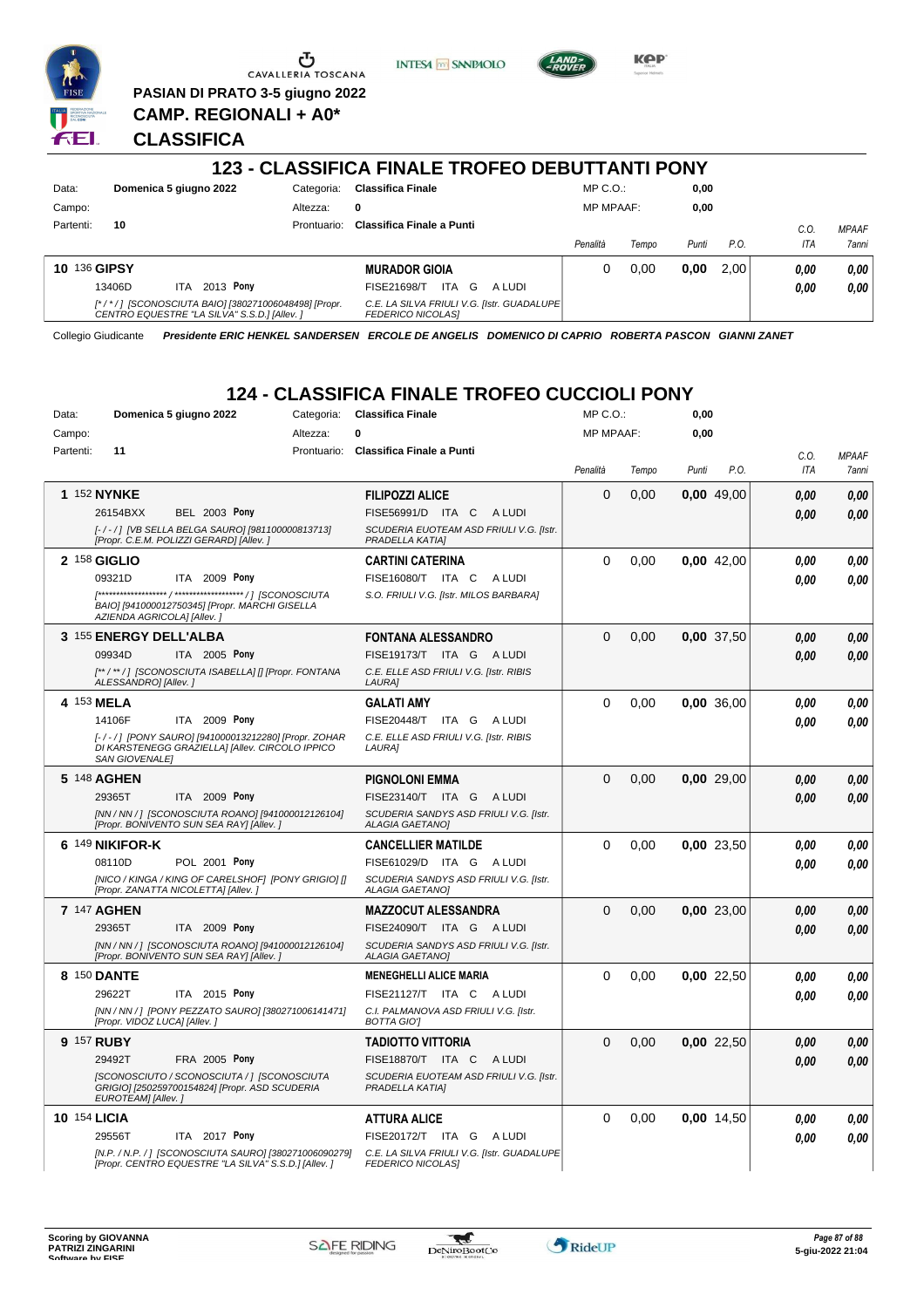PASIAN DI PRATO 3-5 giugno 2022

**CAMP. REGIONALI + A0***

**CLASSIFICA**

## 123 - CLASSIFICA FINALE TROFEO DEBUTTANTI PONY

| | | | |
|---|---|---|---|
| Data: | Domenica 5 giugno 2022 | Categoria: | Classifica Finale |
| Campo: | | Altezza: | 0 |
| Partenti: | 10 | Prontuario: | Classifica Finale a Punti |

MP C.O.: 0,00 — MP MPAAF: 0,00

| Pos | Cavallo | Cavaliere | Penalità | Tempo | Punti | P.O. | C.O. ITA | MPAAF 7anni |
|---|---|---|---|---|---|---|---|---|
| 10 | 136 **GIPSY** 13406D ITA 2013 Pony [*/*/] [SCONOSCIUTA BAIO] [380271006048498] [Propr. CENTRO EQUESTRE "LA SILVA" S.S.D.] [Allev. ] | **MURADOR GIOIA** FISE21698/T ITA G A LUDI C.E. LA SILVA FRIULI V.G. [Istr. GUADALUPE FEDERICO NICOLAS] | 0 | 0,00 | 0,00 | 2,00 | 0,00 / 0,00 | 0,00 / 0,00 |

Collegio Giudicante *Presidente ERIC HENKEL SANDERSEN ERCOLE DE ANGELIS DOMENICO DI CAPRIO ROBERTA PASCON GIANNI ZANET*

## 124 - CLASSIFICA FINALE TROFEO CUCCIOLI PONY

| | | | |
|---|---|---|---|
| Data: | Domenica 5 giugno 2022 | Categoria: | Classifica Finale |
| Campo: | | Altezza: | 0 |
| Partenti: | 11 | Prontuario: | Classifica Finale a Punti |

MP C.O.: 0,00 — MP MPAAF: 0,00

| Pos | Cavallo | Cavaliere | Penalità | Tempo | Punti | P.O. | C.O. ITA | MPAAF 7anni |
|---|---|---|---|---|---|---|---|---|
| 1 | 152 **NYNKE** 26154BXX BEL 2003 Pony [-/-/] [VB SELLA BELGA SAURO] [981100000813713] [Propr. C.E.M. POLIZZI GERARD] [Allev. ] | **FILIPOZZI ALICE** FISE56991/D ITA C A LUDI SCUDERIA EUOTEAM ASD FRIULI V.G. [Istr. PRADELLA KATIA] | 0 | 0,00 | 0,00 | 49,00 | 0,00 / 0,00 | 0,00 / 0,00 |
| 2 | 158 **GIGLIO** 09321D ITA 2009 Pony [******************** / ******************** / ] [SCONOSCIUTA BAIO] [941000012750345] [Propr. MARCHI GISELLA AZIENDA AGRICOLA] [Allev. ] | **CARTINI CATERINA** FISE16080/T ITA C A LUDI S.O. FRIULI V.G. [Istr. MILOS BARBARA] | 0 | 0,00 | 0,00 | 42,00 | 0,00 / 0,00 | 0,00 / 0,00 |
| 3 | 155 **ENERGY DELL'ALBA** 09934D ITA 2005 Pony [** / ** / ] [SCONOSCIUTA ISABELLA] [] [Propr. FONTANA ALESSANDRO] [Allev. ] | **FONTANA ALESSANDRO** FISE19173/T ITA G A LUDI C.E. ELLE ASD FRIULI V.G. [Istr. RIBIS LAURA] | 0 | 0,00 | 0,00 | 37,50 | 0,00 / 0,00 | 0,00 / 0,00 |
| 4 | 153 **MELA** 14106F ITA 2009 Pony [-/-/] [PONY SAURO] [941000013212280] [Propr. ZOHAR DI KARSTENEGG GRAZIELLA] [Allev. CIRCOLO IPPICO SAN GIOVENALE] | **GALATI AMY** FISE20448/T ITA G A LUDI C.E. ELLE ASD FRIULI V.G. [Istr. RIBIS LAURA] | 0 | 0,00 | 0,00 | 36,00 | 0,00 / 0,00 | 0,00 / 0,00 |
| 5 | 148 **AGHEN** 29365T ITA 2009 Pony [NN / NN / ] [SCONOSCIUTA ROANO] [941000012126104] [Propr. BONIVENTO SUN SEA RAY] [Allev. ] | **PIGNOLONI EMMA** FISE23140/T ITA G A LUDI SCUDERIA SANDYS ASD FRIULI V.G. [Istr. ALAGIA GAETANO] | 0 | 0,00 | 0,00 | 29,00 | 0,00 / 0,00 | 0,00 / 0,00 |
| 6 | 149 **NIKIFOR-K** 08110D POL 2001 Pony [NICO / KINGA / KING OF CARELSHOF] [PONY GRIGIO] [] [Propr. ZANATTA NICOLETTA] [Allev. ] | **CANCELLIER MATILDE** FISE61029/D ITA G A LUDI SCUDERIA SANDYS ASD FRIULI V.G. [Istr. ALAGIA GAETANO] | 0 | 0,00 | 0,00 | 23,50 | 0,00 / 0,00 | 0,00 / 0,00 |
| 7 | 147 **AGHEN** 29365T ITA 2009 Pony [NN / NN / ] [SCONOSCIUTA ROANO] [941000012126104] [Propr. BONIVENTO SUN SEA RAY] [Allev. ] | **MAZZOCUT ALESSANDRA** FISE24090/T ITA G A LUDI SCUDERIA SANDYS ASD FRIULI V.G. [Istr. ALAGIA GAETANO] | 0 | 0,00 | 0,00 | 23,00 | 0,00 / 0,00 | 0,00 / 0,00 |
| 8 | 150 **DANTE** 29622T ITA 2015 Pony [NN / NN / ] [PONY PEZZATO SAURO] [380271006141471] [Propr. VIDOZ LUCA] [Allev. ] | **MENEGHELLI ALICE MARIA** FISE21127/T ITA C A LUDI C.I. PALMANOVA ASD FRIULI V.G. [Istr. BOTTA GIO'] | 0 | 0,00 | 0,00 | 22,50 | 0,00 / 0,00 | 0,00 / 0,00 |
| 9 | 157 **RUBY** 29492T FRA 2005 Pony [SCONOSCIUTO / SCONOSCIUTA / ] [SCONOSCIUTA GRIGIO] [250259700154824] [Propr. ASD SCUDERIA EUROTEAM] [Allev. ] | **TADIOTTO VITTORIA** FISE18870/T ITA C A LUDI SCUDERIA EUOTEAM ASD FRIULI V.G. [Istr. PRADELLA KATIA] | 0 | 0,00 | 0,00 | 22,50 | 0,00 / 0,00 | 0,00 / 0,00 |
| 10 | 154 **LICIA** 29556T ITA 2017 Pony [N.P. / N.P. / ] [SCONOSCIUTA SAURO] [380271006090279] [Propr. CENTRO EQUESTRE "LA SILVA" S.S.D.] [Allev. ] | **ATTURA ALICE** FISE20172/T ITA G A LUDI C.E. LA SILVA FRIULI V.G. [Istr. GUADALUPE FEDERICO NICOLAS] | 0 | 0,00 | 0,00 | 14,50 | 0,00 / 0,00 | 0,00 / 0,00 |

Scoring by GIOVANNA PATRIZI ZINGARINI — Software by FISE — 5-giu-2022 21:04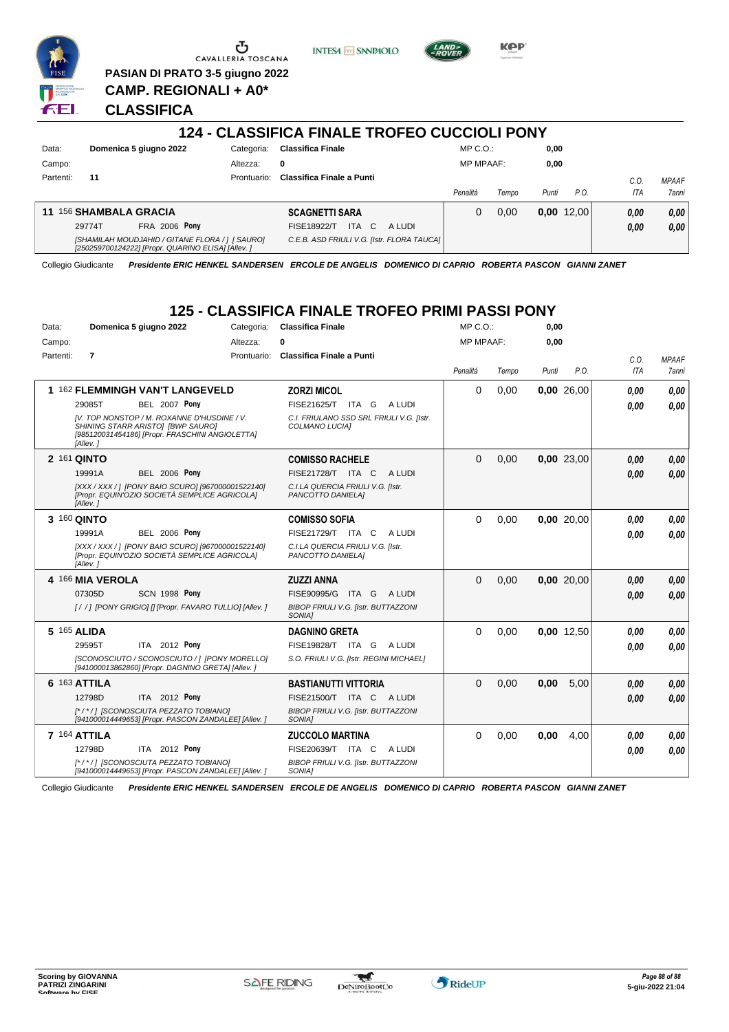CAVALLERIA TOSCANA

**PASIAN DI PRATO 3-5 giugno 2022**

**CAMP. REGIONALI + A0***

## CLASSIFICA

## 124 - CLASSIFICA FINALE TROFEO CUCCIOLI PONY

| | | | | | |
|---|---|---|---|---|---|
| Data: | **Domenica 5 giugno 2022** | Categoria: | **Classifica Finale** | MP C.O.: | **0,00** |
| Campo: | | Altezza: | **0** | MP MPAAF: | **0,00** |
| Partenti: | **11** | Prontuario: | **Classifica Finale a Punti** | | |

| | Cavallo | Cavaliere | Penalità | Tempo | Punti | P.O. | C.O. ITA | MPAAF 7anni |
|---|---|---|---|---|---|---|---|---|
| **11** | 156 **SHAMBALA GRACIA** | **SCAGNETTI SARA** | 0 | 0,00 | **0,00** | 12,00 | **0,00** | **0,00** |
| | 29774T FRA 2006 **Pony** | FISE18922/T ITA C A LUDI | | | | | **0,00** | **0,00** |
| | *[SHAMILAH MOUDJAHID / GITANE FLORA / ] [ SAURO] [250259700124222] [Propr. QUARINO ELISA] [Allev. ]* | *C.E.B. ASD FRIULI V.G. [Istr. FLORA TAUCA]* | | | | | | |

Collegio Giudicante *Presidente ERIC HENKEL SANDERSEN ERCOLE DE ANGELIS DOMENICO DI CAPRIO ROBERTA PASCON GIANNI ZANET*

## 125 - CLASSIFICA FINALE TROFEO PRIMI PASSI PONY

| | | | | | |
|---|---|---|---|---|---|
| Data: | **Domenica 5 giugno 2022** | Categoria: | **Classifica Finale** | MP C.O.: | **0,00** |
| Campo: | | Altezza: | **0** | MP MPAAF: | **0,00** |
| Partenti: | **7** | Prontuario: | **Classifica Finale a Punti** | | |

| | Cavallo | Cavaliere | Penalità | Tempo | Punti | P.O. | C.O. ITA | MPAAF 7anni |
|---|---|---|---|---|---|---|---|---|
| **1** | 162 **FLEMMINGH VAN'T LANGEVELD** | **ZORZI MICOL** | 0 | 0,00 | **0,00** | 26,00 | **0,00** | **0,00** |
| | 29085T BEL 2007 **Pony** | FISE21625/T ITA G A LUDI | | | | | **0,00** | **0,00** |
| | *[V. TOP NONSTOP / M. ROXANNE D'HUSDINE / V. SHINING STARR ARISTO] [BWP SAURO] [985120031454186] [Propr. FRASCHINI ANGIOLETTA] [Allev. ]* | *C.I. FRIULANO SSD SRL FRIULI V.G. [Istr. COLMANO LUCIA]* | | | | | | |
| **2** | 161 **QINTO** | **COMISSO RACHELE** | 0 | 0,00 | **0,00** | 23,00 | **0,00** | **0,00** |
| | 19991A BEL 2006 **Pony** | FISE21728/T ITA C A LUDI | | | | | **0,00** | **0,00** |
| | *[XXX / XXX / ] [PONY BAIO SCURO] [967000001522140] [Propr. EQUIN'OZIO SOCIETÀ SEMPLICE AGRICOLA] [Allev. ]* | *C.I.LA QUERCIA FRIULI V.G. [Istr. PANCOTTO DANIELA]* | | | | | | |
| **3** | 160 **QINTO** | **COMISSO SOFIA** | 0 | 0,00 | **0,00** | 20,00 | **0,00** | **0,00** |
| | 19991A BEL 2006 **Pony** | FISE21729/T ITA C A LUDI | | | | | **0,00** | **0,00** |
| | *[XXX / XXX / ] [PONY BAIO SCURO] [967000001522140] [Propr. EQUIN'OZIO SOCIETÀ SEMPLICE AGRICOLA] [Allev. ]* | *C.I.LA QUERCIA FRIULI V.G. [Istr. PANCOTTO DANIELA]* | | | | | | |
| **4** | 166 **MIA VEROLA** | **ZUZZI ANNA** | 0 | 0,00 | **0,00** | 20,00 | **0,00** | **0,00** |
| | 07305D SCN 1998 **Pony** | FISE90995/G ITA G A LUDI | | | | | **0,00** | **0,00** |
| | *[ / / ] [PONY GRIGIO] [] [Propr. FAVARO TULLIO] [Allev. ]* | *BIBOP FRIULI V.G. [Istr. BUTTAZZONI SONIA]* | | | | | | |
| **5** | 165 **ALIDA** | **DAGNINO GRETA** | 0 | 0,00 | **0,00** | 12,50 | **0,00** | **0,00** |
| | 29595T ITA 2012 **Pony** | FISE19828/T ITA G A LUDI | | | | | **0,00** | **0,00** |
| | *[SCONOSCIUTO / SCONOSCIUTO / ] [PONY MORELLO] [941000013862860] [Propr. DAGNINO GRETA] [Allev. ]* | *S.O. FRIULI V.G. [Istr. REGINI MICHAEL]* | | | | | | |
| **6** | 163 **ATTILA** | **BASTIANUTTI VITTORIA** | 0 | 0,00 | **0,00** | 5,00 | **0,00** | **0,00** |
| | 12798D ITA 2012 **Pony** | FISE21500/T ITA C A LUDI | | | | | **0,00** | **0,00** |
| | *[* / * / ] [SCONOSCIUTA PEZZATO TOBIANO] [941000014449653] [Propr. PASCON ZANDALEE] [Allev. ]* | *BIBOP FRIULI V.G. [Istr. BUTTAZZONI SONIA]* | | | | | | |
| **7** | 164 **ATTILA** | **ZUCCOLO MARTINA** | 0 | 0,00 | **0,00** | 4,00 | **0,00** | **0,00** |
| | 12798D ITA 2012 **Pony** | FISE20639/T ITA C A LUDI | | | | | **0,00** | **0,00** |
| | *[* / * / ] [SCONOSCIUTA PEZZATO TOBIANO] [941000014449653] [Propr. PASCON ZANDALEE] [Allev. ]* | *BIBOP FRIULI V.G. [Istr. BUTTAZZONI SONIA]* | | | | | | |

Collegio Giudicante *Presidente ERIC HENKEL SANDERSEN ERCOLE DE ANGELIS DOMENICO DI CAPRIO ROBERTA PASCON GIANNI ZANET*

**Scoring by GIOVANNA PATRIZI ZINGARINI**
**Software by FISE**

*5-giu-2022 21:04*